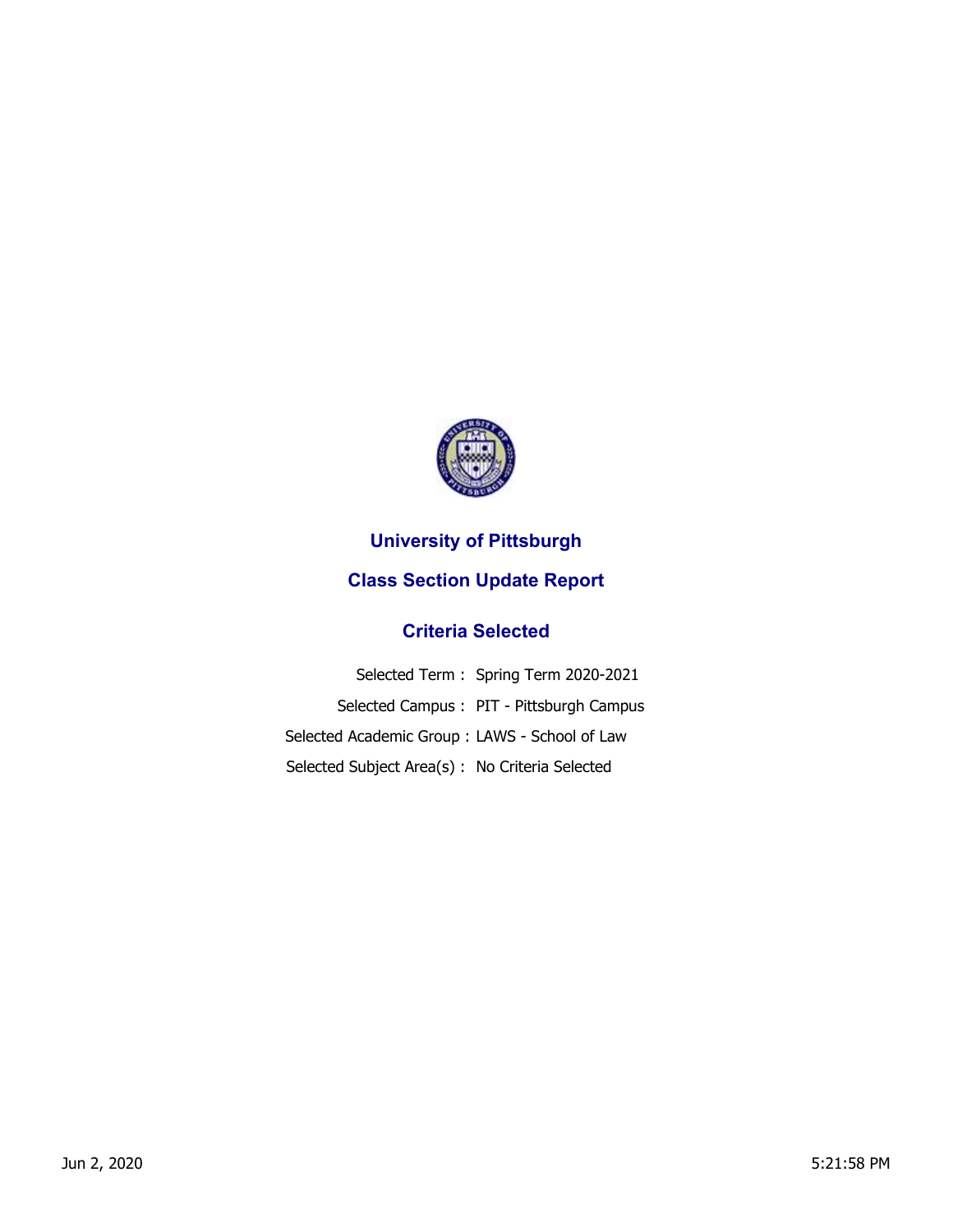# University of Pittsburgh

## Class Section Update Report

### Criteria Selected

| | |
|---|---|
| Selected Term : | Spring Term 2020-2021 |
| Selected Campus : | PIT - Pittsburgh Campus |
| Selected Academic Group : | LAWS - School of Law |
| Selected Subject Area(s) : | No Criteria Selected |

Jun 2, 2020 5:21:58 PM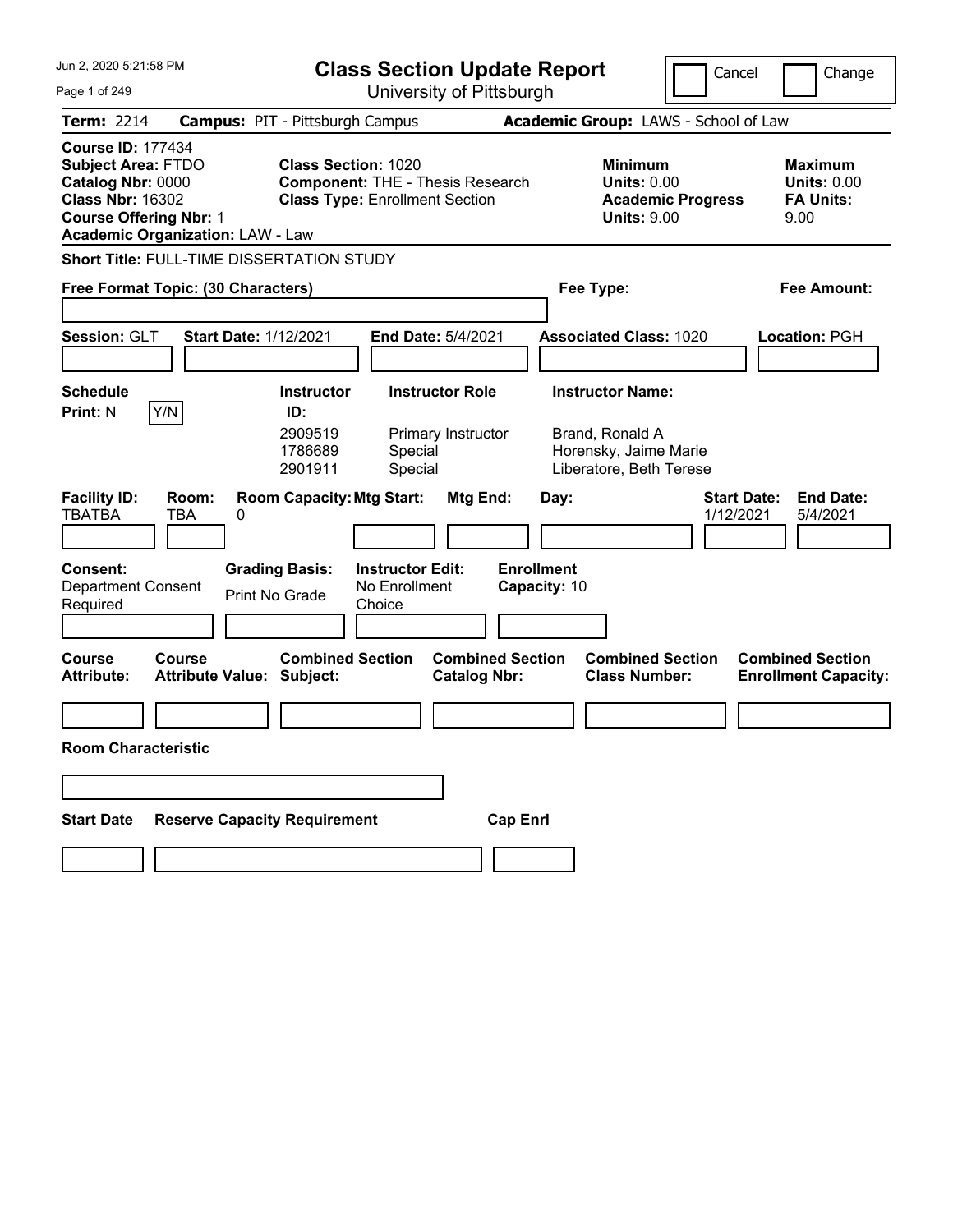# Class Section Update Report

University of Pittsburgh

Cancel | Change

**Term:** 2214 **Campus:** PIT - Pittsburgh Campus **Academic Group:** LAWS - School of Law

**Course ID:** 177434
**Subject Area:** FTDO
**Catalog Nbr:** 0000
**Class Nbr:** 16302
**Course Offering Nbr:** 1
**Academic Organization:** LAW - Law

**Class Section:** 1020
**Component:** THE - Thesis Research
**Class Type:** Enrollment Section

**Minimum Units:** 0.00
**Academic Progress Units:** 9.00

**Maximum Units:** 0.00
**FA Units:** 9.00

**Short Title:** FULL-TIME DISSERTATION STUDY

**Free Format Topic: (30 Characters)**

**Fee Type:**

**Fee Amount:**

**Session:** GLT **Start Date:** 1/12/2021 **End Date:** 5/4/2021 **Associated Class:** 1020 **Location:** PGH

**Schedule Print:** N Y/N

| Instructor ID: | Instructor Role | Instructor Name: |
|---|---|---|
| 2909519 | Primary Instructor | Brand, Ronald A |
| 1786689 | Special | Horensky, Jaime Marie |
| 2901911 | Special | Liberatore, Beth Terese |

| Facility ID: | Room: | Room Capacity: | Mtg Start: | Mtg End: | Day: | Start Date: | End Date: |
|---|---|---|---|---|---|---|---|
| TBATBA | TBA | 0 | | | | 1/12/2021 | 5/4/2021 |

**Consent:** Department Consent Required

**Grading Basis:** Print No Grade

**Instructor Edit:** No Enrollment Choice

**Enrollment Capacity:** 10

| Course Attribute: | Course Attribute Value: | Combined Section Subject: | Combined Section Catalog Nbr: | Combined Section Class Number: | Combined Section Enrollment Capacity: |
|---|---|---|---|---|---|
| | | | | | |

**Room Characteristic**

| Start Date | Reserve Capacity Requirement | Cap Enrl |
|---|---|---|
| | | |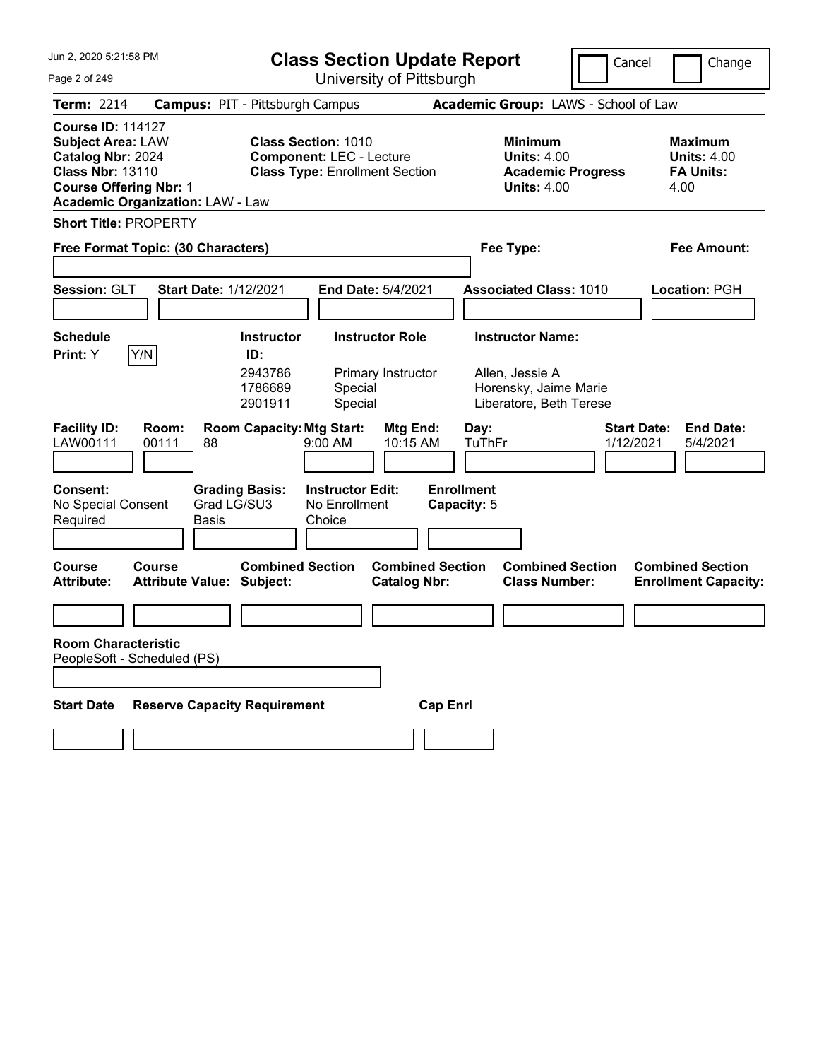# Class Section Update Report

University of Pittsburgh

Jun 2, 2020 5:21:58 PM

Cancel | Change

**Term:** 2214 **Campus:** PIT - Pittsburgh Campus **Academic Group:** LAWS - School of Law

**Course ID:** 114127
**Subject Area:** LAW
**Catalog Nbr:** 2024
**Class Nbr:** 13110
**Course Offering Nbr:** 1
**Academic Organization:** LAW - Law

**Class Section:** 1010
**Component:** LEC - Lecture
**Class Type:** Enrollment Section

**Minimum Units:** 4.00
**Academic Progress Units:** 4.00

**Maximum Units:** 4.00
**FA Units:** 4.00

**Short Title:** PROPERTY

**Free Format Topic: (30 Characters)**

**Fee Type:**

**Fee Amount:**

**Session:** GLT **Start Date:** 1/12/2021 **End Date:** 5/4/2021 **Associated Class:** 1010 **Location:** PGH

**Schedule Print:** Y Y/N

| Instructor ID | Instructor Role | Instructor Name |
|---|---|---|
| 2943786 | Primary Instructor | Allen, Jessie A |
| 1786689 | Special | Horensky, Jaime Marie |
| 2901911 | Special | Liberatore, Beth Terese |

| Facility ID | Room | Room Capacity | Mtg Start | Mtg End | Day | Start Date | End Date |
|---|---|---|---|---|---|---|---|
| LAW00111 | 00111 | 88 | 9:00 AM | 10:15 AM | TuThFr | 1/12/2021 | 5/4/2021 |

**Consent:** No Special Consent Required
**Grading Basis:** Grad LG/SU3 Basis
**Instructor Edit:** No Enrollment Choice
**Enrollment Capacity:** 5

| Course Attribute | Course Attribute Value | Combined Section Subject | Combined Section Catalog Nbr | Combined Section Class Number | Combined Section Enrollment Capacity |
|---|---|---|---|---|---|
| | | | | | |

**Room Characteristic**
PeopleSoft - Scheduled (PS)

| Start Date | Reserve Capacity Requirement | Cap Enrl |
|---|---|---|
| | | |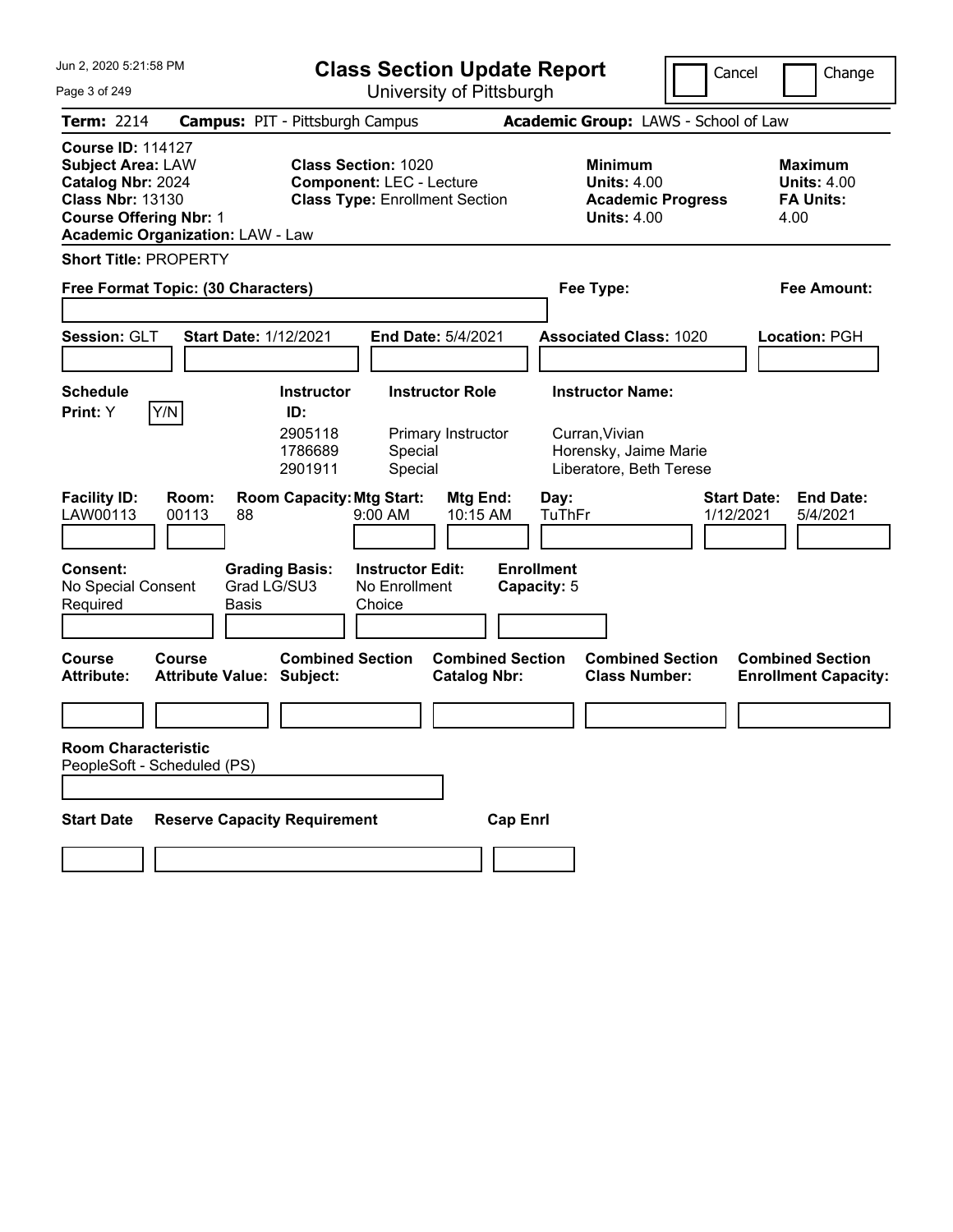# Class Section Update Report

University of Pittsburgh

Jun 2, 2020 5:21:58 PM

Cancel | Change

**Term:** 2214 **Campus:** PIT - Pittsburgh Campus **Academic Group:** LAWS - School of Law

**Course ID:** 114127
**Subject Area:** LAW
**Catalog Nbr:** 2024
**Class Nbr:** 13130
**Course Offering Nbr:** 1
**Academic Organization:** LAW - Law

**Class Section:** 1020
**Component:** LEC - Lecture
**Class Type:** Enrollment Section

**Minimum Units:** 4.00
**Academic Progress Units:** 4.00

**Maximum Units:** 4.00
**FA Units:** 4.00

**Short Title:** PROPERTY

**Free Format Topic: (30 Characters)**

**Fee Type:**

**Fee Amount:**

**Session:** GLT **Start Date:** 1/12/2021 **End Date:** 5/4/2021 **Associated Class:** 1020 **Location:** PGH

**Schedule Print:** Y Y/N

| Instructor ID | Instructor Role | Instructor Name |
|---|---|---|
| 2905118 | Primary Instructor | Curran,Vivian |
| 1786689 | Special | Horensky, Jaime Marie |
| 2901911 | Special | Liberatore, Beth Terese |

| Facility ID | Room | Room Capacity | Mtg Start | Mtg End | Day | Start Date | End Date |
|---|---|---|---|---|---|---|---|
| LAW00113 | 00113 | 88 | 9:00 AM | 10:15 AM | TuThFr | 1/12/2021 | 5/4/2021 |

**Consent:** No Special Consent Required
**Grading Basis:** Grad LG/SU3 Basis
**Instructor Edit:** No Enrollment Choice
**Enrollment Capacity:** 5

| Course Attribute | Course Attribute Value | Combined Section Subject | Combined Section Catalog Nbr | Combined Section Class Number | Combined Section Enrollment Capacity |
|---|---|---|---|---|---|
| | | | | | |

**Room Characteristic**
PeopleSoft - Scheduled (PS)

| Start Date | Reserve Capacity Requirement | Cap Enrl |
|---|---|---|
| | | |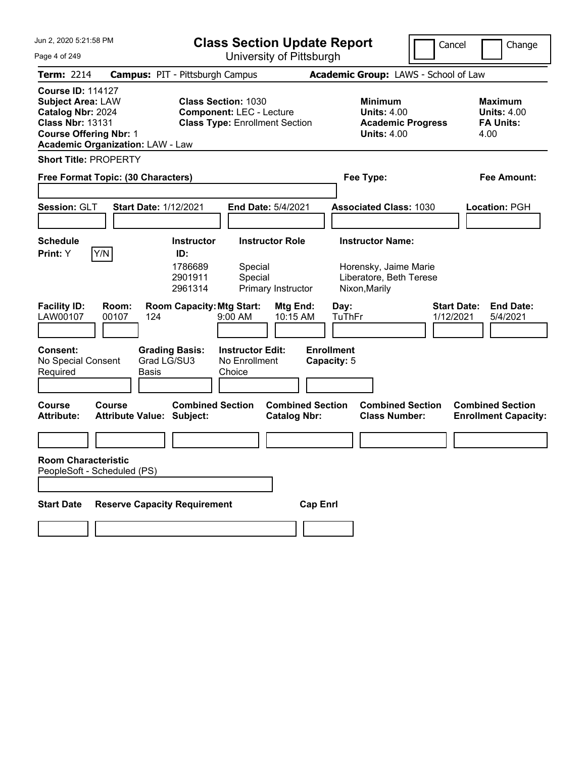# Class Section Update Report

University of Pittsburgh

Jun 2, 2020 5:21:58 PM

Cancel | Change

**Term:** 2214 **Campus:** PIT - Pittsburgh Campus **Academic Group:** LAWS - School of Law

**Course ID:** 114127
**Subject Area:** LAW
**Catalog Nbr:** 2024
**Class Nbr:** 13131
**Course Offering Nbr:** 1
**Academic Organization:** LAW - Law

**Class Section:** 1030
**Component:** LEC - Lecture
**Class Type:** Enrollment Section

**Minimum Units:** 4.00
**Academic Progress Units:** 4.00

**Maximum Units:** 4.00
**FA Units:** 4.00

**Short Title:** PROPERTY

**Free Format Topic: (30 Characters)**

**Fee Type:**

**Fee Amount:**

**Session:** GLT **Start Date:** 1/12/2021 **End Date:** 5/4/2021 **Associated Class:** 1030 **Location:** PGH

**Schedule Print:** Y [Y/N]

| Instructor ID | Instructor Role | Instructor Name |
|---|---|---|
| 1786689 | Special | Horensky, Jaime Marie |
| 2901911 | Special | Liberatore, Beth Terese |
| 2961314 | Primary Instructor | Nixon,Marily |

| Facility ID | Room | Room Capacity | Mtg Start | Mtg End | Day | Start Date | End Date |
|---|---|---|---|---|---|---|---|
| LAW00107 | 00107 | 124 | 9:00 AM | 10:15 AM | TuThFr | 1/12/2021 | 5/4/2021 |

**Consent:** No Special Consent Required
**Grading Basis:** Grad LG/SU3 Basis
**Instructor Edit:** No Enrollment Choice
**Enrollment Capacity:** 5

| Course Attribute | Course Attribute Value | Combined Section Subject | Combined Section Catalog Nbr | Combined Section Class Number | Combined Section Enrollment Capacity |
|---|---|---|---|---|---|
| | | | | | |

**Room Characteristic**
PeopleSoft - Scheduled (PS)

| Start Date | Reserve Capacity Requirement | Cap Enrl |
|---|---|---|
| | | |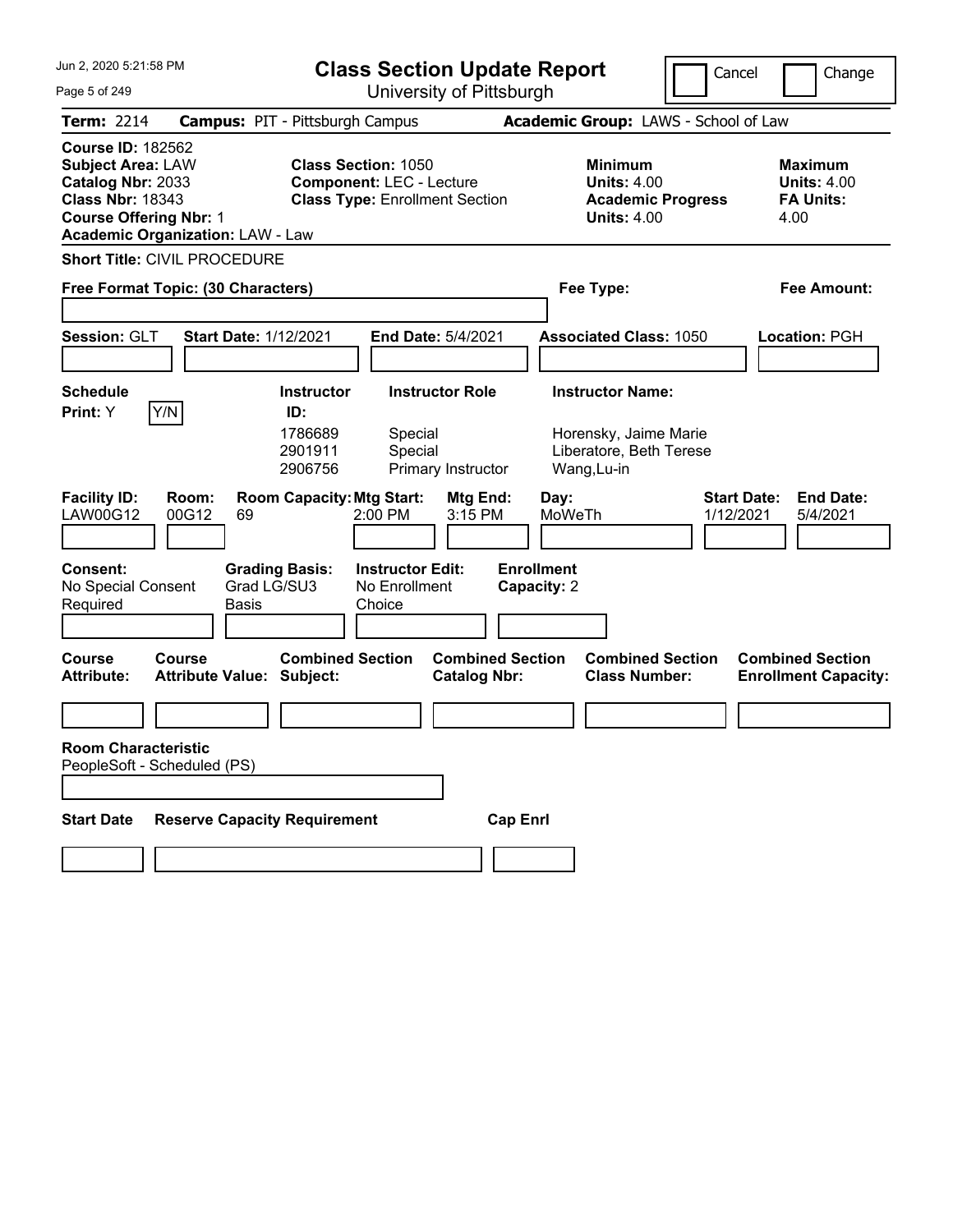Jun 2, 2020 5:21:58 PM

# Class Section Update Report

University of Pittsburgh

Cancel  Change

**Term:** 2214 **Campus:** PIT - Pittsburgh Campus **Academic Group:** LAWS - School of Law

**Course ID:** 182562
**Subject Area:** LAW
**Catalog Nbr:** 2033
**Class Nbr:** 18343
**Course Offering Nbr:** 1
**Academic Organization:** LAW - Law

**Class Section:** 1050
**Component:** LEC - Lecture
**Class Type:** Enrollment Section

**Minimum Units:** 4.00
**Academic Progress Units:** 4.00

**Maximum Units:** 4.00
**FA Units:** 4.00

**Short Title:** CIVIL PROCEDURE

**Free Format Topic: (30 Characters)**

**Fee Type:**

**Fee Amount:**

**Session:** GLT **Start Date:** 1/12/2021 **End Date:** 5/4/2021 **Associated Class:** 1050 **Location:** PGH

**Schedule Print:** Y Y/N

| Instructor ID: | Instructor Role | Instructor Name: |
|---|---|---|
| 1786689 | Special | Horensky, Jaime Marie |
| 2901911 | Special | Liberatore, Beth Terese |
| 2906756 | Primary Instructor | Wang,Lu-in |

| Facility ID: | Room: | Room Capacity: | Mtg Start: | Mtg End: | Day: | Start Date: | End Date: |
|---|---|---|---|---|---|---|---|
| LAW00G12 | 00G12 | 69 | 2:00 PM | 3:15 PM | MoWeTh | 1/12/2021 | 5/4/2021 |

| Consent: | Grading Basis: | Instructor Edit: | Enrollment Capacity: |
|---|---|---|---|
| No Special Consent Required | Grad LG/SU3 Basis | No Enrollment Choice | 2 |

| Course Attribute: | Course Attribute Value: | Combined Section Subject: | Combined Section Catalog Nbr: | Combined Section Class Number: | Combined Section Enrollment Capacity: |
|---|---|---|---|---|---|
| | | | | | |

**Room Characteristic**
PeopleSoft - Scheduled (PS)

| Start Date | Reserve Capacity Requirement | Cap Enrl |
|---|---|---|
| | | |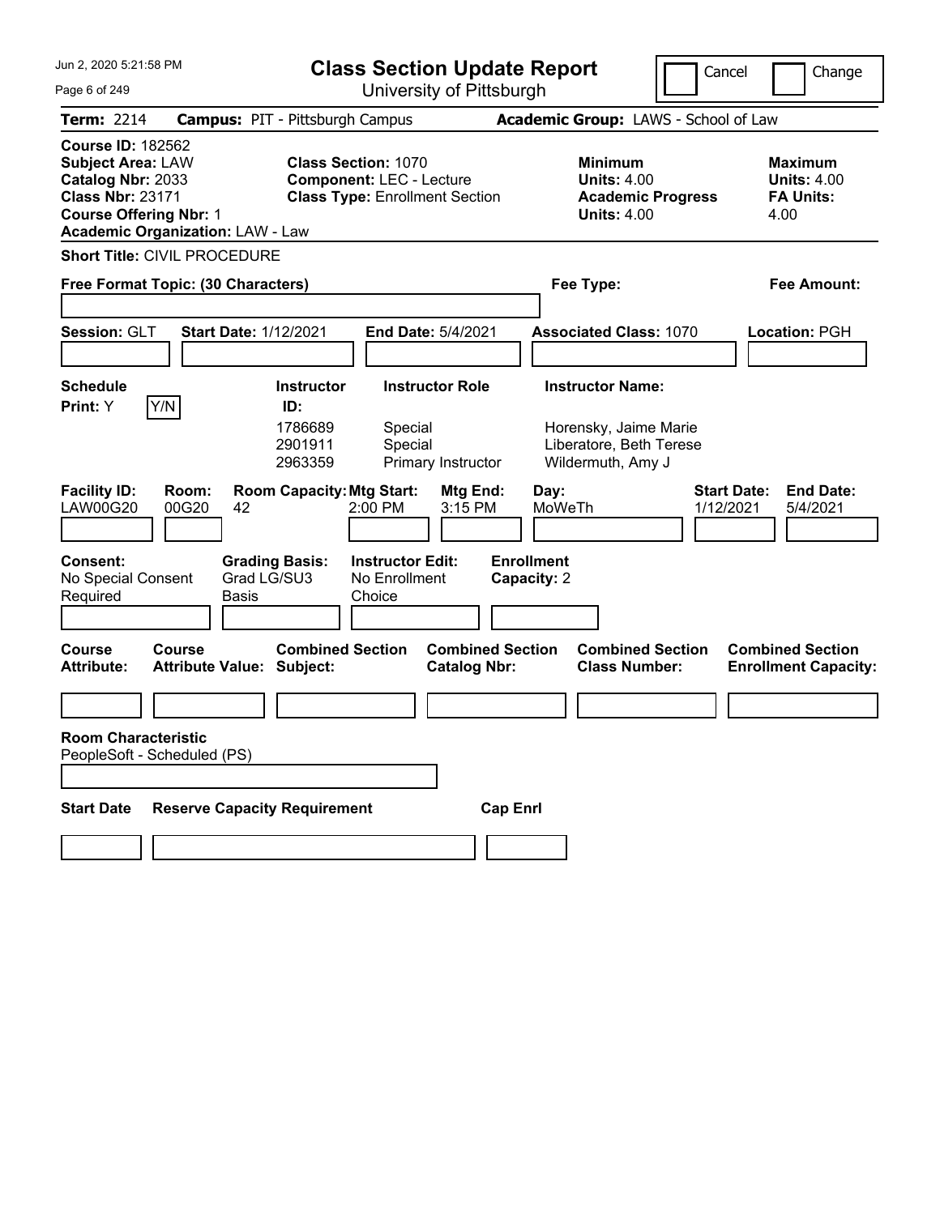# Class Section Update Report

University of Pittsburgh

Jun 2, 2020 5:21:58 PM

Cancel | Change

**Term:** 2214 **Campus:** PIT - Pittsburgh Campus **Academic Group:** LAWS - School of Law

**Course ID:** 182562
**Subject Area:** LAW
**Catalog Nbr:** 2033
**Class Nbr:** 23171
**Course Offering Nbr:** 1
**Academic Organization:** LAW - Law

**Class Section:** 1070
**Component:** LEC - Lecture
**Class Type:** Enrollment Section

**Minimum Units:** 4.00
**Academic Progress Units:** 4.00

**Maximum Units:** 4.00
**FA Units:** 4.00

**Short Title:** CIVIL PROCEDURE

**Free Format Topic: (30 Characters)**

**Fee Type:**

**Fee Amount:**

**Session:** GLT **Start Date:** 1/12/2021 **End Date:** 5/4/2021 **Associated Class:** 1070 **Location:** PGH

**Schedule Print:** Y [Y/N]

| Instructor ID | Instructor Role | Instructor Name |
|---|---|---|
| 1786689 | Special | Horensky, Jaime Marie |
| 2901911 | Special | Liberatore, Beth Terese |
| 2963359 | Primary Instructor | Wildermuth, Amy J |

| Facility ID | Room | Room Capacity | Mtg Start | Mtg End | Day | Start Date | End Date |
|---|---|---|---|---|---|---|---|
| LAW00G20 | 00G20 | 42 | 2:00 PM | 3:15 PM | MoWeTh | 1/12/2021 | 5/4/2021 |

**Consent:** No Special Consent Required
**Grading Basis:** Grad LG/SU3 Basis
**Instructor Edit:** No Enrollment Choice
**Enrollment Capacity:** 2

| Course Attribute | Course Attribute Value | Combined Section Subject | Combined Section Catalog Nbr | Combined Section Class Number | Combined Section Enrollment Capacity |
|---|---|---|---|---|---|
| | | | | | |

**Room Characteristic**
PeopleSoft - Scheduled (PS)

| Start Date | Reserve Capacity Requirement | Cap Enrl |
|---|---|---|
| | | |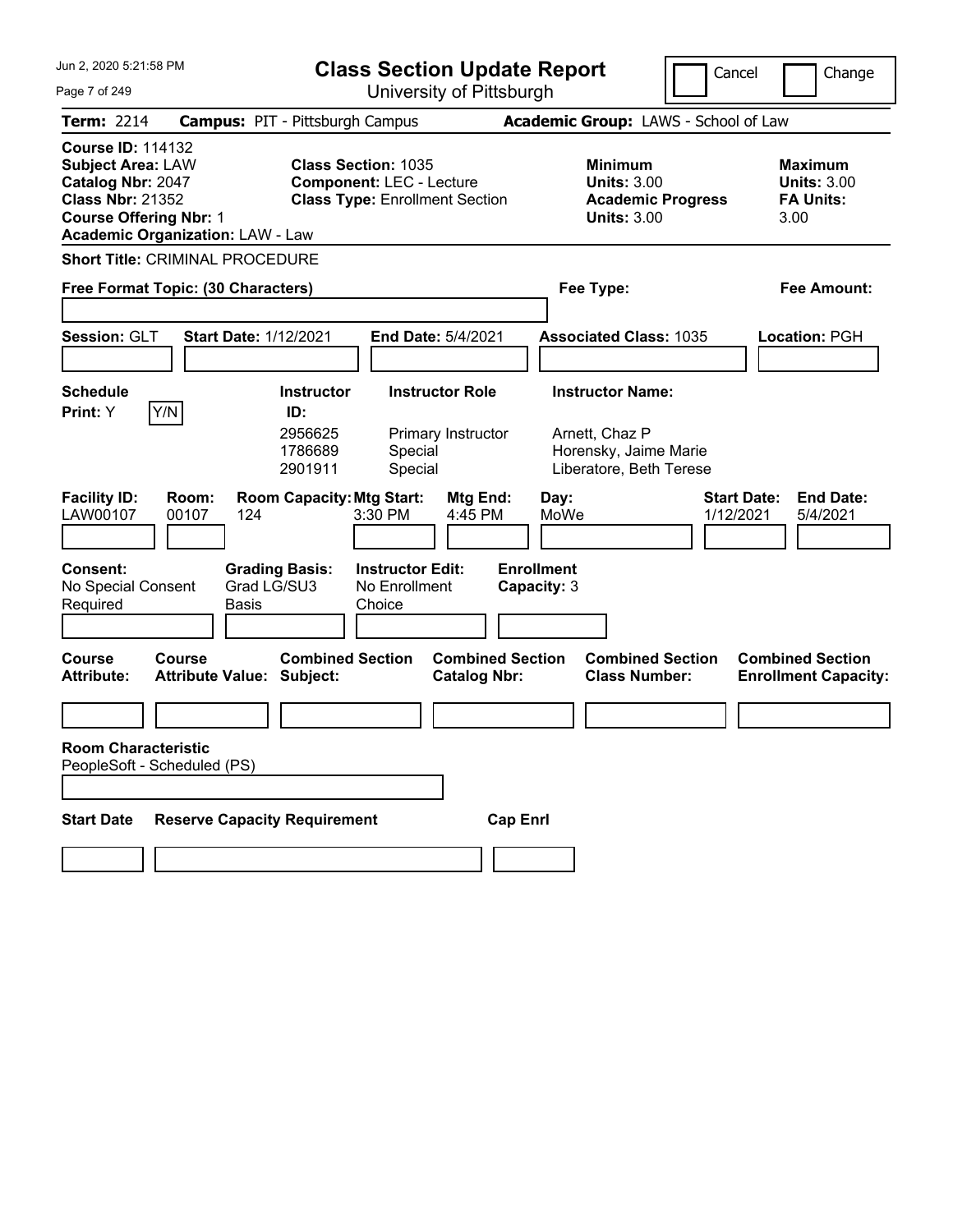Jun 2, 2020 5:21:58 PM

# Class Section Update Report

University of Pittsburgh

Cancel | Change

**Term:** 2214 **Campus:** PIT - Pittsburgh Campus **Academic Group:** LAWS - School of Law

**Course ID:** 114132
**Subject Area:** LAW
**Catalog Nbr:** 2047
**Class Nbr:** 21352
**Course Offering Nbr:** 1
**Academic Organization:** LAW - Law

**Class Section:** 1035
**Component:** LEC - Lecture
**Class Type:** Enrollment Section

**Minimum Units:** 3.00
**Academic Progress Units:** 3.00

**Maximum Units:** 3.00
**FA Units:** 3.00

**Short Title:** CRIMINAL PROCEDURE

**Free Format Topic: (30 Characters)**

**Fee Type:**

**Fee Amount:**

**Session:** GLT **Start Date:** 1/12/2021 **End Date:** 5/4/2021 **Associated Class:** 1035 **Location:** PGH

**Schedule Print:** Y Y/N

| Instructor ID: | Instructor Role | Instructor Name: |
|---|---|---|
| 2956625 | Primary Instructor | Arnett, Chaz P |
| 1786689 | Special | Horensky, Jaime Marie |
| 2901911 | Special | Liberatore, Beth Terese |

| Facility ID: | Room: | Room Capacity: | Mtg Start: | Mtg End: | Day: | Start Date: | End Date: |
|---|---|---|---|---|---|---|---|
| LAW00107 | 00107 | 124 | 3:30 PM | 4:45 PM | MoWe | 1/12/2021 | 5/4/2021 |

**Consent:** No Special Consent Required
**Grading Basis:** Grad LG/SU3 Basis
**Instructor Edit:** No Enrollment Choice
**Enrollment Capacity:** 3

| Course Attribute: | Course Attribute Value: | Combined Section Subject: | Combined Section Catalog Nbr: | Combined Section Class Number: | Combined Section Enrollment Capacity: |
|---|---|---|---|---|---|
| | | | | | |

**Room Characteristic**
PeopleSoft - Scheduled (PS)

| Start Date | Reserve Capacity Requirement | Cap Enrl |
|---|---|---|
| | | |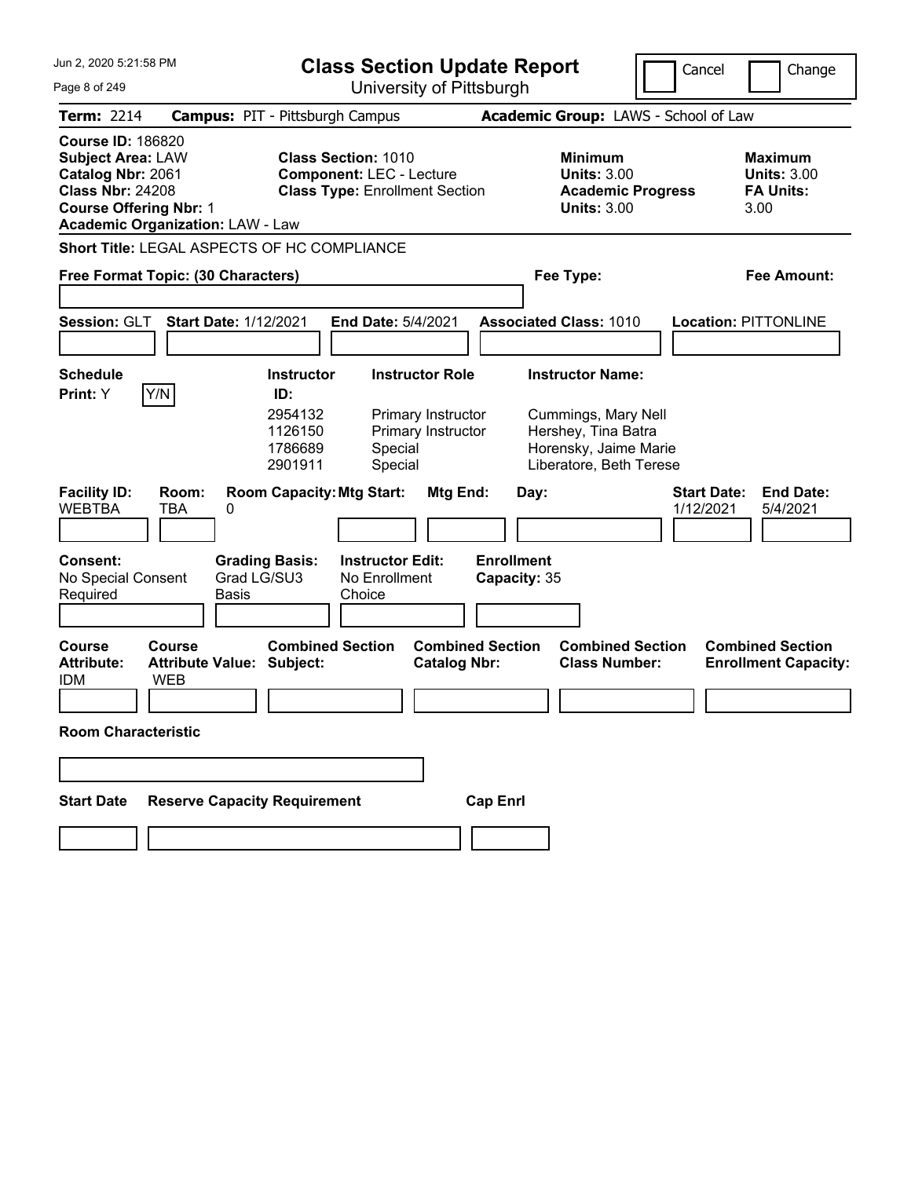Jun 2, 2020 5:21:58 PM

# Class Section Update Report

University of Pittsburgh

Cancel | Change

**Term:** 2214 **Campus:** PIT - Pittsburgh Campus **Academic Group:** LAWS - School of Law

**Course ID:** 186820
**Subject Area:** LAW
**Catalog Nbr:** 2061
**Class Nbr:** 24208
**Course Offering Nbr:** 1
**Academic Organization:** LAW - Law

**Class Section:** 1010
**Component:** LEC - Lecture
**Class Type:** Enrollment Section

**Minimum Units:** 3.00
**Academic Progress Units:** 3.00

**Maximum Units:** 3.00
**FA Units:** 3.00

**Short Title:** LEGAL ASPECTS OF HC COMPLIANCE

**Free Format Topic: (30 Characters)** **Fee Type:** **Fee Amount:**

**Session:** GLT **Start Date:** 1/12/2021 **End Date:** 5/4/2021 **Associated Class:** 1010 **Location:** PITTONLINE

**Schedule Print:** Y Y/N

| Instructor ID: | Instructor Role | Instructor Name: |
|---|---|---|
| 2954132 | Primary Instructor | Cummings, Mary Nell |
| 1126150 | Primary Instructor | Hershey, Tina Batra |
| 1786689 | Special | Horensky, Jaime Marie |
| 2901911 | Special | Liberatore, Beth Terese |

| Facility ID: | Room: | Room Capacity: | Mtg Start: | Mtg End: | Day: | Start Date: | End Date: |
|---|---|---|---|---|---|---|---|
| WEBTBA | TBA | 0 | | | | 1/12/2021 | 5/4/2021 |

**Consent:** No Special Consent Required
**Grading Basis:** Grad LG/SU3 Basis
**Instructor Edit:** No Enrollment Choice
**Enrollment Capacity:** 35

| Course Attribute: | Course Attribute Value: | Combined Section Subject: | Combined Section Catalog Nbr: | Combined Section Class Number: | Combined Section Enrollment Capacity: |
|---|---|---|---|---|---|
| IDM | WEB | | | | |

**Room Characteristic**

**Start Date** **Reserve Capacity Requirement** **Cap Enrl**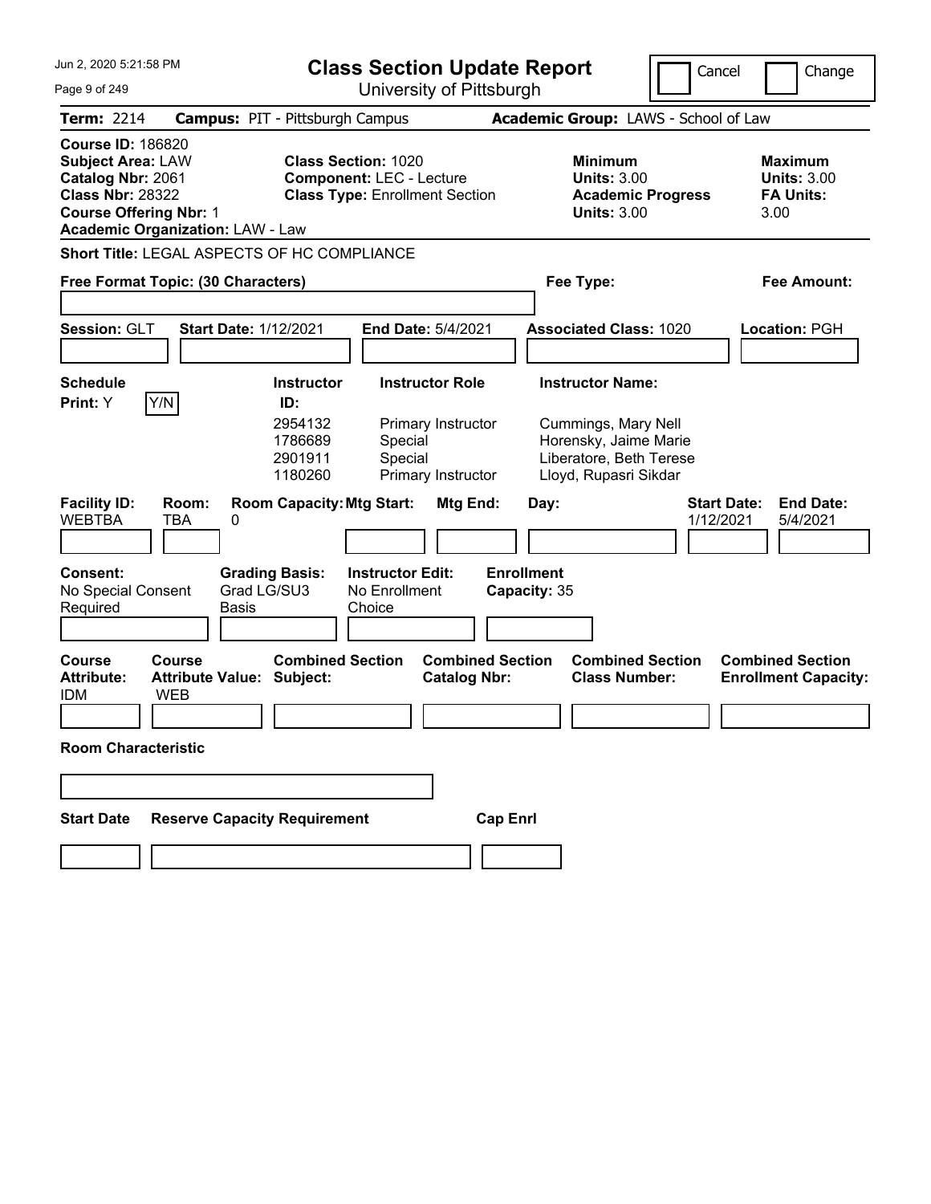# Class Section Update Report

University of Pittsburgh

Jun 2, 2020 5:21:58 PM

Cancel | Change

**Term:** 2214 **Campus:** PIT - Pittsburgh Campus **Academic Group:** LAWS - School of Law

**Course ID:** 186820
**Subject Area:** LAW
**Catalog Nbr:** 2061
**Class Nbr:** 28322
**Course Offering Nbr:** 1
**Academic Organization:** LAW - Law

**Class Section:** 1020
**Component:** LEC - Lecture
**Class Type:** Enrollment Section

**Minimum Units:** 3.00
**Academic Progress Units:** 3.00

**Maximum Units:** 3.00
**FA Units:** 3.00

**Short Title:** LEGAL ASPECTS OF HC COMPLIANCE

**Free Format Topic: (30 Characters)**

**Fee Type:**

**Fee Amount:**

**Session:** GLT **Start Date:** 1/12/2021 **End Date:** 5/4/2021 **Associated Class:** 1020 **Location:** PGH

**Schedule Print:** Y Y/N

| Instructor ID: | Instructor Role | Instructor Name: |
|---|---|---|
| 2954132 | Primary Instructor | Cummings, Mary Nell |
| 1786689 | Special | Horensky, Jaime Marie |
| 2901911 | Special | Liberatore, Beth Terese |
| 1180260 | Primary Instructor | Lloyd, Rupasri Sikdar |

| Facility ID: | Room: | Room Capacity: | Mtg Start: | Mtg End: | Day: | Start Date: | End Date: |
|---|---|---|---|---|---|---|---|
| WEBTBA | TBA | 0 | | | | 1/12/2021 | 5/4/2021 |

**Consent:** No Special Consent Required

**Grading Basis:** Grad LG/SU3 Basis

**Instructor Edit:** No Enrollment Choice

**Enrollment Capacity:** 35

| Course Attribute: | Course Attribute Value: | Combined Section Subject: | Combined Section Catalog Nbr: | Combined Section Class Number: | Combined Section Enrollment Capacity: |
|---|---|---|---|---|---|
| IDM | WEB | | | | |

**Room Characteristic**

**Start Date** **Reserve Capacity Requirement** **Cap Enrl**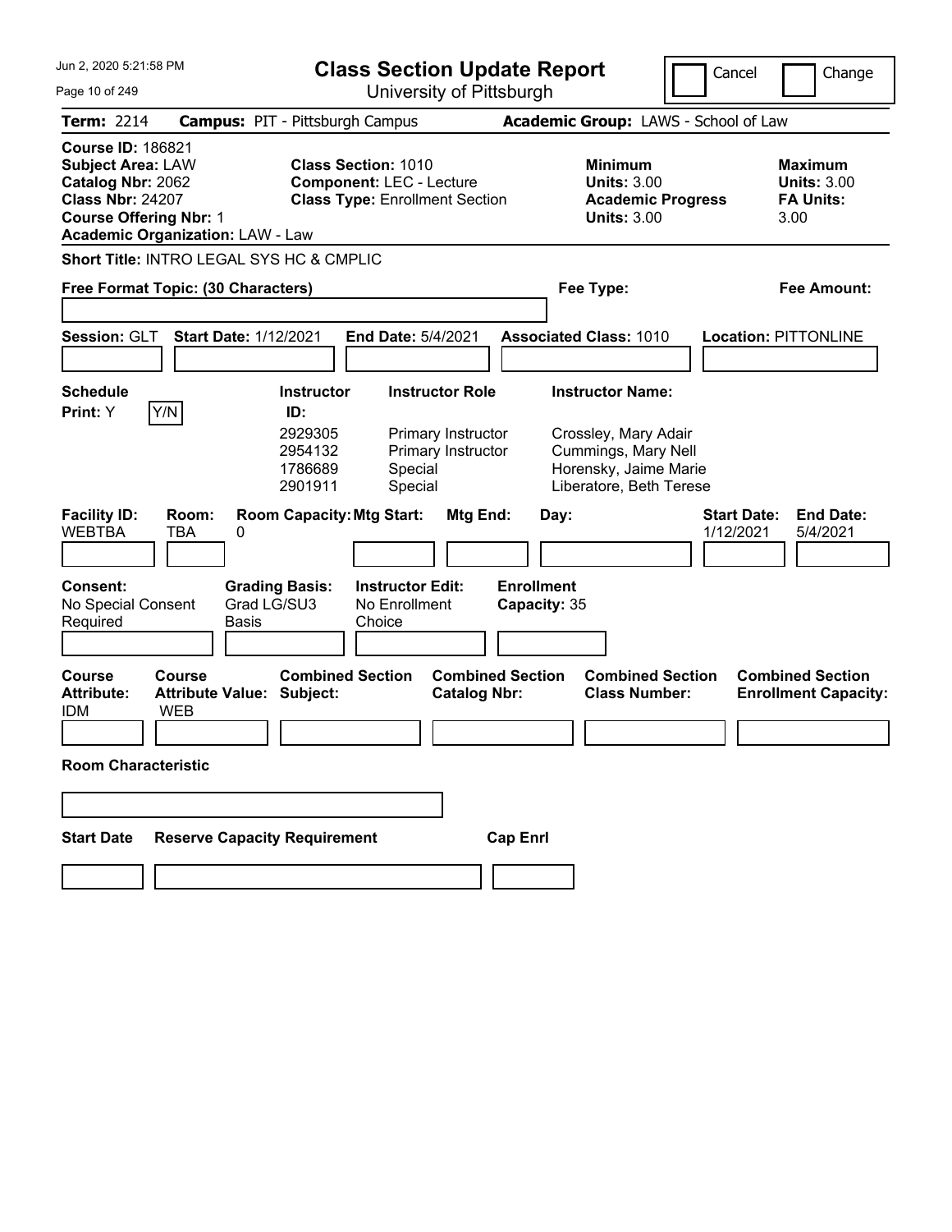Jun 2, 2020 5:21:58 PM

# Class Section Update Report

University of Pittsburgh

Cancel | Change

**Term:** 2214 **Campus:** PIT - Pittsburgh Campus **Academic Group:** LAWS - School of Law

**Course ID:** 186821
**Subject Area:** LAW
**Catalog Nbr:** 2062
**Class Nbr:** 24207
**Course Offering Nbr:** 1
**Academic Organization:** LAW - Law

**Class Section:** 1010
**Component:** LEC - Lecture
**Class Type:** Enrollment Section

**Minimum Units:** 3.00
**Academic Progress Units:** 3.00

**Maximum Units:** 3.00
**FA Units:** 3.00

**Short Title:** INTRO LEGAL SYS HC & CMPLIC

**Free Format Topic: (30 Characters)**

**Fee Type:**

**Fee Amount:**

**Session:** GLT **Start Date:** 1/12/2021 **End Date:** 5/4/2021 **Associated Class:** 1010 **Location:** PITTONLINE

**Schedule Print:** Y Y/N

| Instructor ID: | Instructor Role | Instructor Name: |
|---|---|---|
| 2929305 | Primary Instructor | Crossley, Mary Adair |
| 2954132 | Primary Instructor | Cummings, Mary Nell |
| 1786689 | Special | Horensky, Jaime Marie |
| 2901911 | Special | Liberatore, Beth Terese |

| Facility ID: | Room: | Room Capacity: | Mtg Start: | Mtg End: | Day: | Start Date: | End Date: |
|---|---|---|---|---|---|---|---|
| WEBTBA | TBA | 0 | | | | 1/12/2021 | 5/4/2021 |

| Consent: | Grading Basis: | Instructor Edit: | Enrollment Capacity: |
|---|---|---|---|
| No Special Consent Required | Grad LG/SU3 Basis | No Enrollment Choice | 35 |

| Course Attribute: | Course Attribute Value: | Combined Section Subject: | Combined Section Catalog Nbr: | Combined Section Class Number: | Combined Section Enrollment Capacity: |
|---|---|---|---|---|---|
| IDM | WEB | | | | |

**Room Characteristic**

| Start Date | Reserve Capacity Requirement | Cap Enrl |
|---|---|---|
| | | |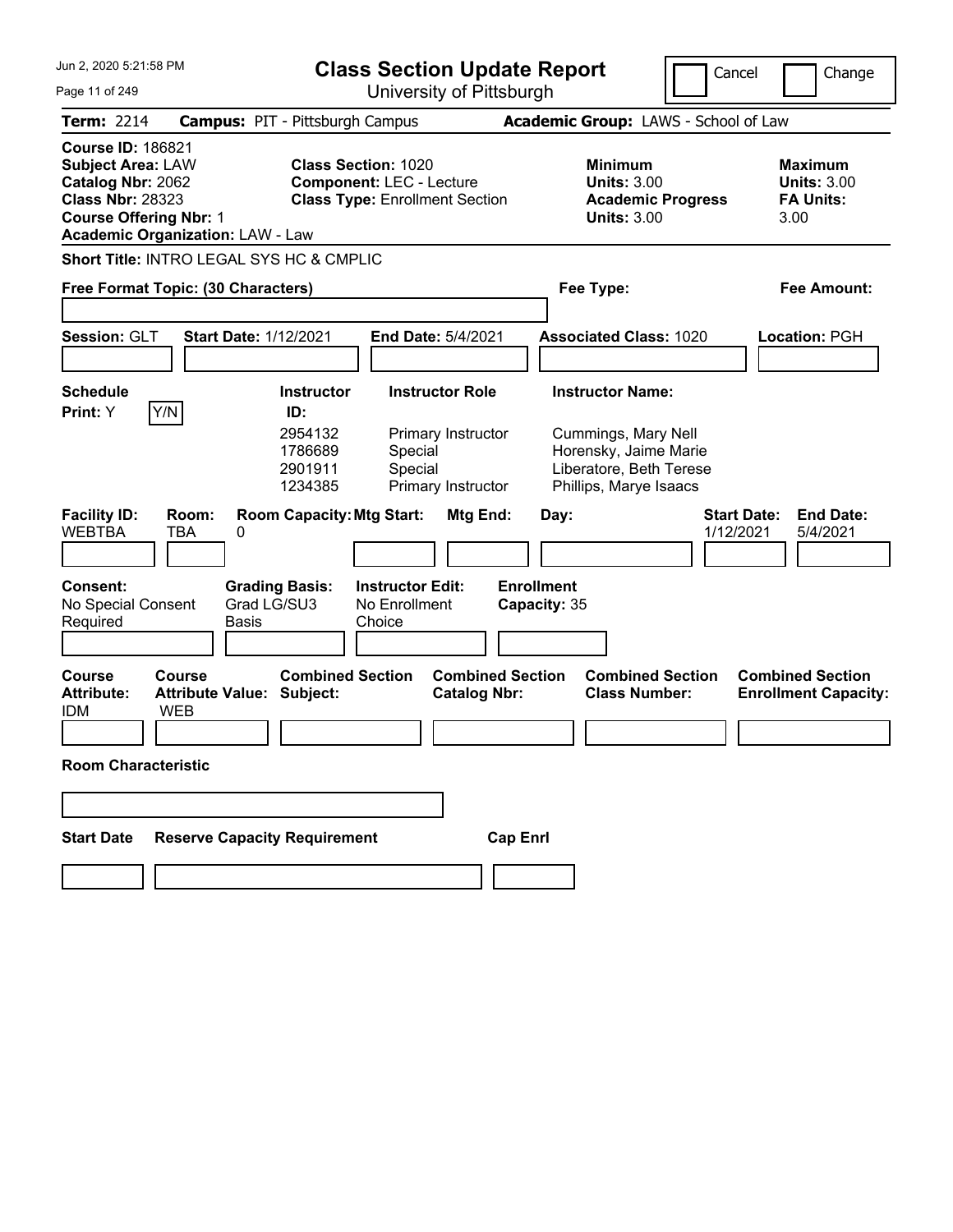# Class Section Update Report

University of Pittsburgh

Cancel | Change

**Term:** 2214 **Campus:** PIT - Pittsburgh Campus **Academic Group:** LAWS - School of Law

**Course ID:** 186821
**Subject Area:** LAW
**Catalog Nbr:** 2062
**Class Nbr:** 28323
**Course Offering Nbr:** 1
**Academic Organization:** LAW - Law

**Class Section:** 1020
**Component:** LEC - Lecture
**Class Type:** Enrollment Section

**Minimum Units:** 3.00
**Academic Progress Units:** 3.00

**Maximum Units:** 3.00
**FA Units:** 3.00

**Short Title:** INTRO LEGAL SYS HC & CMPLIC

**Free Format Topic: (30 Characters)**

**Fee Type:**

**Fee Amount:**

**Session:** GLT **Start Date:** 1/12/2021 **End Date:** 5/4/2021 **Associated Class:** 1020 **Location:** PGH

**Schedule Print:** Y Y/N

| Instructor ID: | Instructor Role | Instructor Name: |
|---|---|---|
| 2954132 | Primary Instructor | Cummings, Mary Nell |
| 1786689 | Special | Horensky, Jaime Marie |
| 2901911 | Special | Liberatore, Beth Terese |
| 1234385 | Primary Instructor | Phillips, Marye Isaacs |

| Facility ID: | Room: | Room Capacity: | Mtg Start: | Mtg End: | Day: | Start Date: | End Date: |
|---|---|---|---|---|---|---|---|
| WEBTBA | TBA | 0 | | | | 1/12/2021 | 5/4/2021 |

**Consent:** No Special Consent Required
**Grading Basis:** Grad LG/SU3 Basis
**Instructor Edit:** No Enrollment Choice
**Enrollment Capacity:** 35

| Course Attribute: | Course Attribute Value: | Combined Section Subject: | Combined Section Catalog Nbr: | Combined Section Class Number: | Combined Section Enrollment Capacity: |
|---|---|---|---|---|---|
| IDM | WEB | | | | |

**Room Characteristic**

**Start Date** **Reserve Capacity Requirement** **Cap Enrl**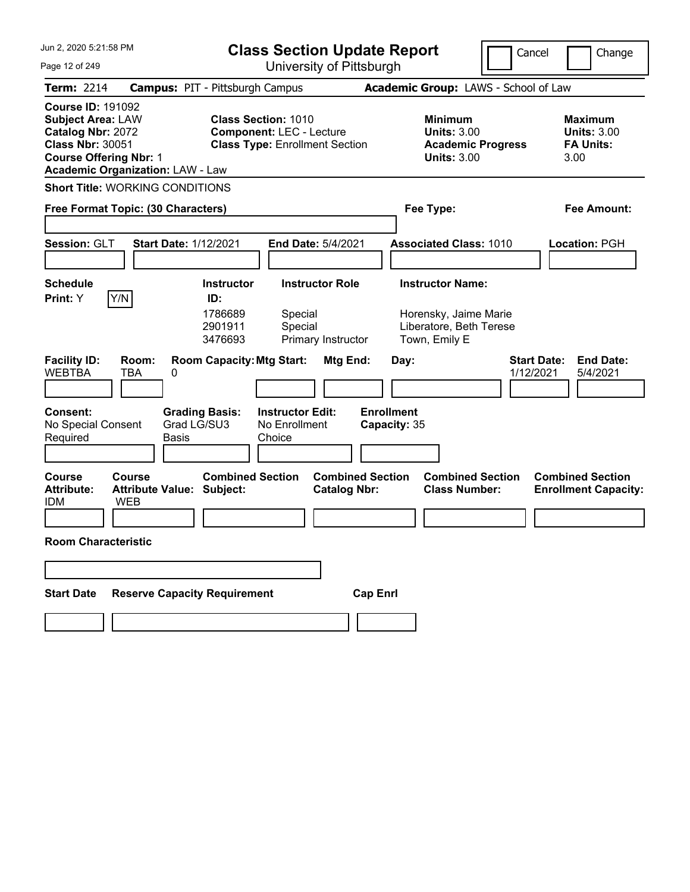# Class Section Update Report

University of Pittsburgh

Cancel | Change

**Term:** 2214 **Campus:** PIT - Pittsburgh Campus **Academic Group:** LAWS - School of Law

**Course ID:** 191092
**Subject Area:** LAW
**Catalog Nbr:** 2072
**Class Nbr:** 30051
**Course Offering Nbr:** 1
**Academic Organization:** LAW - Law

**Class Section:** 1010
**Component:** LEC - Lecture
**Class Type:** Enrollment Section

**Minimum Units:** 3.00
**Academic Progress Units:** 3.00

**Maximum Units:** 3.00
**FA Units:** 3.00

**Short Title:** WORKING CONDITIONS

**Free Format Topic: (30 Characters)**

**Fee Type:**

**Fee Amount:**

**Session:** GLT **Start Date:** 1/12/2021 **End Date:** 5/4/2021 **Associated Class:** 1010 **Location:** PGH

**Schedule Print:** Y [Y/N]

| Instructor ID: | Instructor Role | Instructor Name: |
| --- | --- | --- |
| 1786689 | Special | Horensky, Jaime Marie |
| 2901911 | Special | Liberatore, Beth Terese |
| 3476693 | Primary Instructor | Town, Emily E |

| Facility ID: | Room: | Room Capacity: | Mtg Start: | Mtg End: | Day: | Start Date: | End Date: |
| --- | --- | --- | --- | --- | --- | --- | --- |
| WEBTBA | TBA | 0 | | | | 1/12/2021 | 5/4/2021 |

**Consent:** No Special Consent Required
**Grading Basis:** Grad LG/SU3 Basis
**Instructor Edit:** No Enrollment Choice
**Enrollment Capacity:** 35

| Course Attribute: | Course Attribute Value: | Combined Section Subject: | Combined Section Catalog Nbr: | Combined Section Class Number: | Combined Section Enrollment Capacity: |
| --- | --- | --- | --- | --- | --- |
| IDM | WEB | | | | |

**Room Characteristic**

| Start Date | Reserve Capacity Requirement | Cap Enrl |
| --- | --- | --- |
| | | |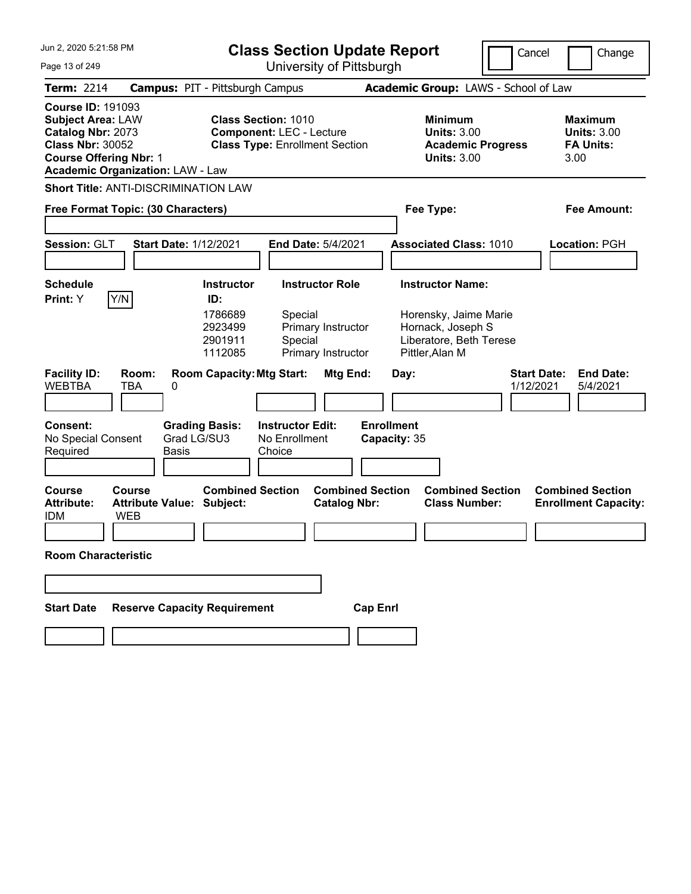# Class Section Update Report

University of Pittsburgh

Jun 2, 2020 5:21:58 PM

Cancel | Change

**Term:** 2214 **Campus:** PIT - Pittsburgh Campus **Academic Group:** LAWS - School of Law

**Course ID:** 191093
**Subject Area:** LAW
**Catalog Nbr:** 2073
**Class Nbr:** 30052
**Course Offering Nbr:** 1
**Academic Organization:** LAW - Law

**Class Section:** 1010
**Component:** LEC - Lecture
**Class Type:** Enrollment Section

**Minimum Units:** 3.00
**Academic Progress Units:** 3.00

**Maximum Units:** 3.00
**FA Units:** 3.00

**Short Title:** ANTI-DISCRIMINATION LAW

**Free Format Topic: (30 Characters)**

**Fee Type:**

**Fee Amount:**

**Session:** GLT **Start Date:** 1/12/2021 **End Date:** 5/4/2021 **Associated Class:** 1010 **Location:** PGH

**Schedule Print:** Y Y/N

| Instructor ID | Instructor Role | Instructor Name |
|---|---|---|
| 1786689 | Special | Horensky, Jaime Marie |
| 2923499 | Primary Instructor | Hornack, Joseph S |
| 2901911 | Special | Liberatore, Beth Terese |
| 1112085 | Primary Instructor | Pittler,Alan M |

| Facility ID | Room | Room Capacity | Mtg Start | Mtg End | Day | Start Date | End Date |
|---|---|---|---|---|---|---|---|
| WEBTBA | TBA | 0 | | | | 1/12/2021 | 5/4/2021 |

**Consent:** No Special Consent Required
**Grading Basis:** Grad LG/SU3 Basis
**Instructor Edit:** No Enrollment Choice
**Enrollment Capacity:** 35

| Course Attribute | Course Attribute Value | Combined Section Subject | Combined Section Catalog Nbr | Combined Section Class Number | Combined Section Enrollment Capacity |
|---|---|---|---|---|---|
| IDM | WEB | | | | |

**Room Characteristic**

**Start Date** | **Reserve Capacity Requirement** | **Cap Enrl**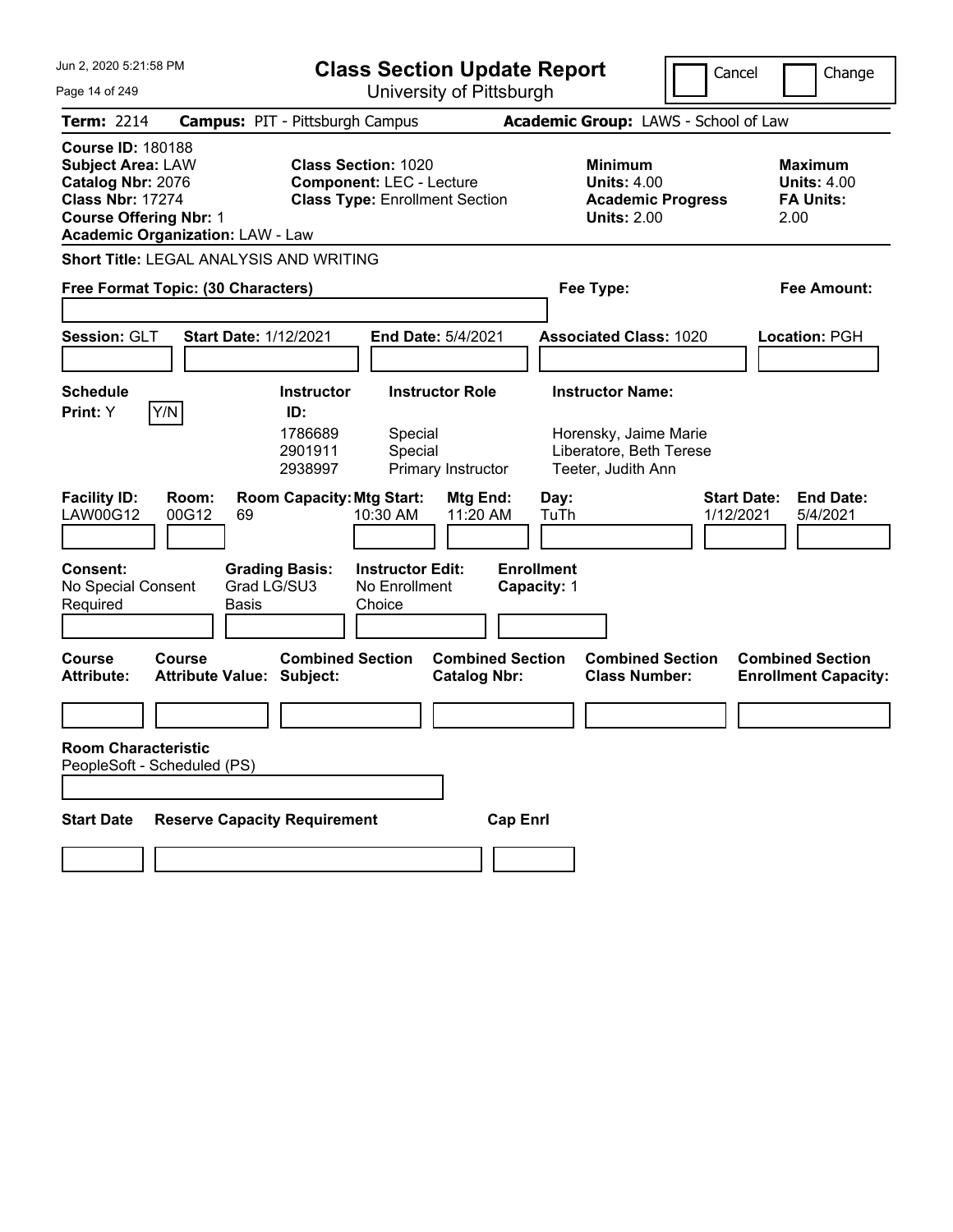# Class Section Update Report

University of Pittsburgh

Cancel   Change

**Term:** 2214   **Campus:** PIT - Pittsburgh Campus   **Academic Group:** LAWS - School of Law

**Course ID:** 180188
**Subject Area:** LAW
**Catalog Nbr:** 2076
**Class Nbr:** 17274
**Course Offering Nbr:** 1
**Academic Organization:** LAW - Law

**Class Section:** 1020
**Component:** LEC - Lecture
**Class Type:** Enrollment Section

**Minimum Units:** 4.00
**Academic Progress Units:** 2.00

**Maximum Units:** 4.00
**FA Units:** 2.00

**Short Title:** LEGAL ANALYSIS AND WRITING

**Free Format Topic: (30 Characters)**   **Fee Type:**   **Fee Amount:**

**Session:** GLT   **Start Date:** 1/12/2021   **End Date:** 5/4/2021   **Associated Class:** 1020   **Location:** PGH

**Schedule Print:** Y   Y/N

| Instructor ID | Instructor Role | Instructor Name |
|---|---|---|
| 1786689 | Special | Horensky, Jaime Marie |
| 2901911 | Special | Liberatore, Beth Terese |
| 2938997 | Primary Instructor | Teeter, Judith Ann |

| Facility ID | Room | Room Capacity | Mtg Start | Mtg End | Day | Start Date | End Date |
|---|---|---|---|---|---|---|---|
| LAW00G12 | 00G12 | 69 | 10:30 AM | 11:20 AM | TuTh | 1/12/2021 | 5/4/2021 |

**Consent:** No Special Consent Required
**Grading Basis:** Grad LG/SU3 Basis
**Instructor Edit:** No Enrollment Choice
**Enrollment Capacity:** 1

| Course Attribute | Course Attribute Value | Combined Section Subject | Combined Section Catalog Nbr | Combined Section Class Number | Combined Section Enrollment Capacity |
|---|---|---|---|---|---|
| | | | | | |

**Room Characteristic**
PeopleSoft - Scheduled (PS)

| Start Date | Reserve Capacity Requirement | Cap Enrl |
|---|---|---|
| | | |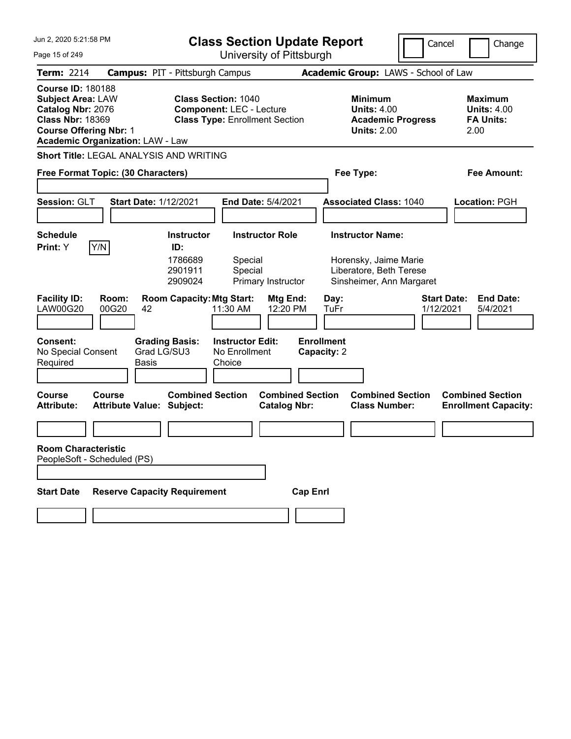# Class Section Update Report

University of Pittsburgh

Cancel | Change

**Term:** 2214 **Campus:** PIT - Pittsburgh Campus **Academic Group:** LAWS - School of Law

**Course ID:** 180188
**Subject Area:** LAW
**Catalog Nbr:** 2076
**Class Nbr:** 18369
**Course Offering Nbr:** 1
**Academic Organization:** LAW - Law

**Class Section:** 1040
**Component:** LEC - Lecture
**Class Type:** Enrollment Section

**Minimum Units:** 4.00
**Academic Progress Units:** 2.00

**Maximum Units:** 4.00
**FA Units:** 2.00

**Short Title:** LEGAL ANALYSIS AND WRITING

**Free Format Topic: (30 Characters)**

**Fee Type:**

**Fee Amount:**

**Session:** GLT **Start Date:** 1/12/2021 **End Date:** 5/4/2021 **Associated Class:** 1040 **Location:** PGH

**Schedule Print:** Y Y/N

| Instructor ID | Instructor Role | Instructor Name |
|---|---|---|
| 1786689 | Special | Horensky, Jaime Marie |
| 2901911 | Special | Liberatore, Beth Terese |
| 2909024 | Primary Instructor | Sinsheimer, Ann Margaret |

| Facility ID | Room | Room Capacity | Mtg Start | Mtg End | Day | Start Date | End Date |
|---|---|---|---|---|---|---|---|
| LAW00G20 | 00G20 | 42 | 11:30 AM | 12:20 PM | TuFr | 1/12/2021 | 5/4/2021 |

**Consent:** No Special Consent Required
**Grading Basis:** Grad LG/SU3 Basis
**Instructor Edit:** No Enrollment Choice
**Enrollment Capacity:** 2

| Course Attribute | Course Attribute Value | Combined Section Subject | Combined Section Catalog Nbr | Combined Section Class Number | Combined Section Enrollment Capacity |
|---|---|---|---|---|---|
| | | | | | |

**Room Characteristic**
PeopleSoft - Scheduled (PS)

| Start Date | Reserve Capacity Requirement | Cap Enrl |
|---|---|---|
| | | |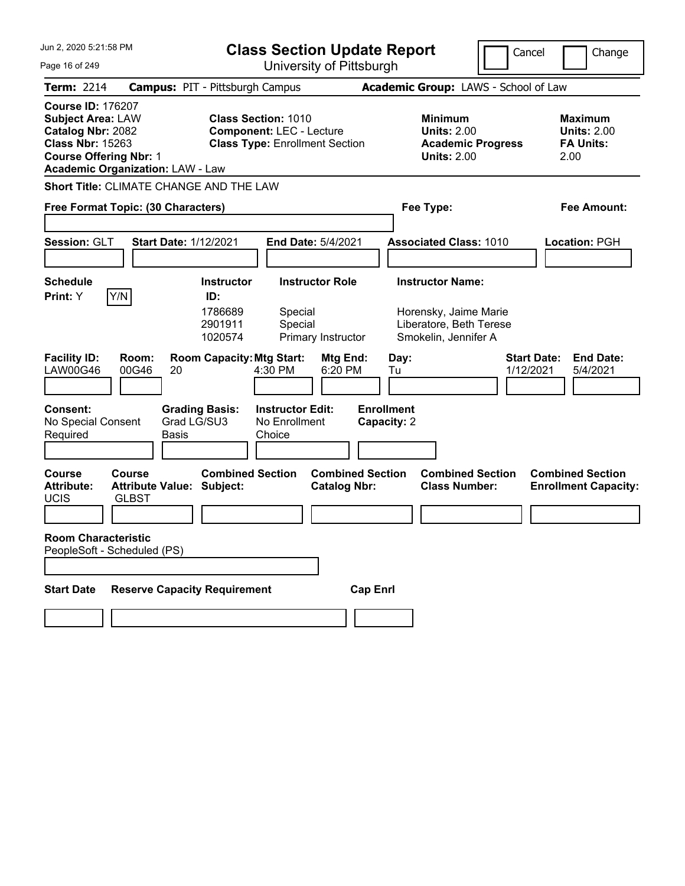# Class Section Update Report

University of Pittsburgh

Cancel | Change

Jun 2, 2020 5:21:58 PM

**Term:** 2214 **Campus:** PIT - Pittsburgh Campus **Academic Group:** LAWS - School of Law

**Course ID:** 176207
**Subject Area:** LAW
**Catalog Nbr:** 2082
**Class Nbr:** 15263
**Course Offering Nbr:** 1
**Academic Organization:** LAW - Law

**Class Section:** 1010
**Component:** LEC - Lecture
**Class Type:** Enrollment Section

**Minimum Units:** 2.00
**Academic Progress Units:** 2.00

**Maximum Units:** 2.00
**FA Units:** 2.00

**Short Title:** CLIMATE CHANGE AND THE LAW

**Free Format Topic: (30 Characters)**

**Fee Type:**

**Fee Amount:**

**Session:** GLT **Start Date:** 1/12/2021 **End Date:** 5/4/2021 **Associated Class:** 1010 **Location:** PGH

**Schedule Print:** Y Y/N

| Instructor ID: | Instructor Role | Instructor Name: |
|---|---|---|
| 1786689 | Special | Horensky, Jaime Marie |
| 2901911 | Special | Liberatore, Beth Terese |
| 1020574 | Primary Instructor | Smokelin, Jennifer A |

| Facility ID: | Room: | Room Capacity: | Mtg Start: | Mtg End: | Day: | Start Date: | End Date: |
|---|---|---|---|---|---|---|---|
| LAW00G46 | 00G46 | 20 | 4:30 PM | 6:20 PM | Tu | 1/12/2021 | 5/4/2021 |

**Consent:** No Special Consent Required
**Grading Basis:** Grad LG/SU3 Basis
**Instructor Edit:** No Enrollment Choice
**Enrollment Capacity:** 2

| Course Attribute: | Course Attribute Value: | Combined Section Subject: | Combined Section Catalog Nbr: | Combined Section Class Number: | Combined Section Enrollment Capacity: |
|---|---|---|---|---|---|
| UCIS | GLBST | | | | |

**Room Characteristic**
PeopleSoft - Scheduled (PS)

| Start Date | Reserve Capacity Requirement | Cap Enrl |
|---|---|---|
| | | |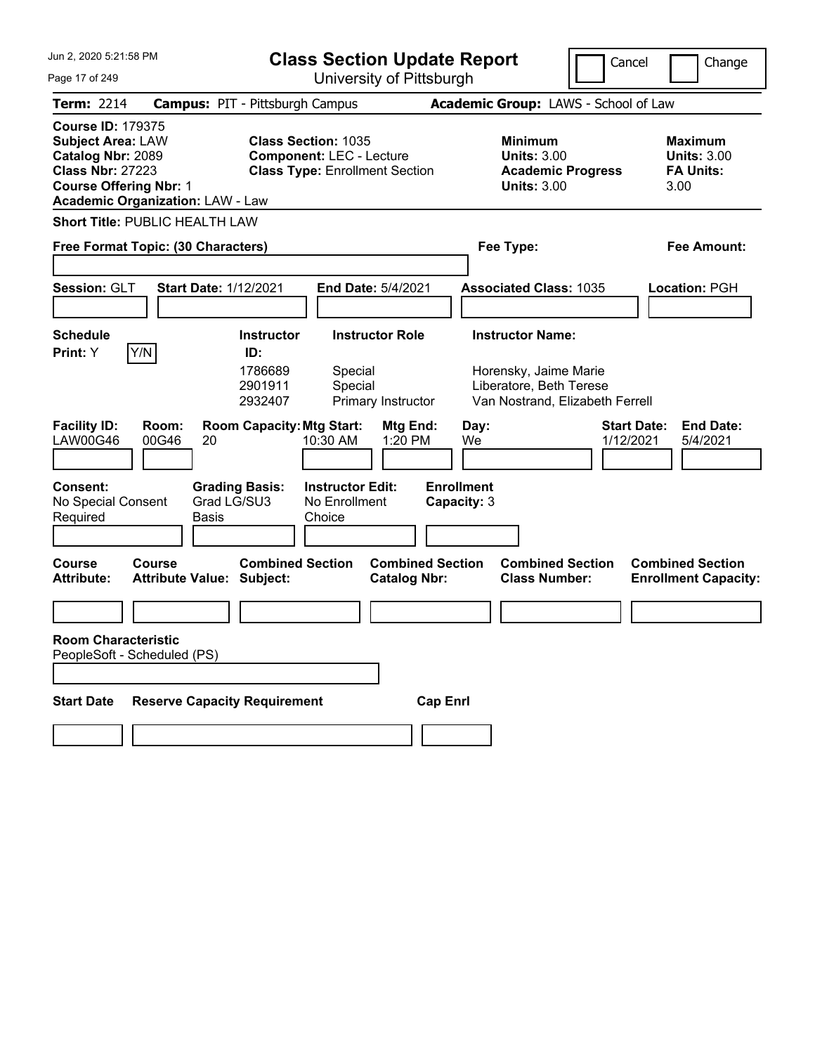# Class Section Update Report

University of Pittsburgh

Jun 2, 2020 5:21:58 PM

Cancel | Change

**Term:** 2214 **Campus:** PIT - Pittsburgh Campus **Academic Group:** LAWS - School of Law

**Course ID:** 179375
**Subject Area:** LAW
**Catalog Nbr:** 2089
**Class Nbr:** 27223
**Course Offering Nbr:** 1
**Academic Organization:** LAW - Law

**Class Section:** 1035
**Component:** LEC - Lecture
**Class Type:** Enrollment Section

**Minimum Units:** 3.00
**Academic Progress Units:** 3.00

**Maximum Units:** 3.00
**FA Units:** 3.00

**Short Title:** PUBLIC HEALTH LAW

**Free Format Topic: (30 Characters)**

**Fee Type:**

**Fee Amount:**

**Session:** GLT **Start Date:** 1/12/2021 **End Date:** 5/4/2021 **Associated Class:** 1035 **Location:** PGH

**Schedule Print:** Y (Y/N)

| Instructor ID: | Instructor Role | Instructor Name: |
|---|---|---|
| 1786689 | Special | Horensky, Jaime Marie |
| 2901911 | Special | Liberatore, Beth Terese |
| 2932407 | Primary Instructor | Van Nostrand, Elizabeth Ferrell |

| Facility ID: | Room: | Room Capacity: | Mtg Start: | Mtg End: | Day: | Start Date: | End Date: |
|---|---|---|---|---|---|---|---|
| LAW00G46 | 00G46 | 20 | 10:30 AM | 1:20 PM | We | 1/12/2021 | 5/4/2021 |

**Consent:** No Special Consent Required
**Grading Basis:** Grad LG/SU3 Basis
**Instructor Edit:** No Enrollment Choice
**Enrollment Capacity:** 3

| Course Attribute: | Course Attribute Value: | Combined Section Subject: | Combined Section Catalog Nbr: | Combined Section Class Number: | Combined Section Enrollment Capacity: |
|---|---|---|---|---|---|
| | | | | | |

**Room Characteristic**
PeopleSoft - Scheduled (PS)

| Start Date | Reserve Capacity Requirement | Cap Enrl |
|---|---|---|
| | | |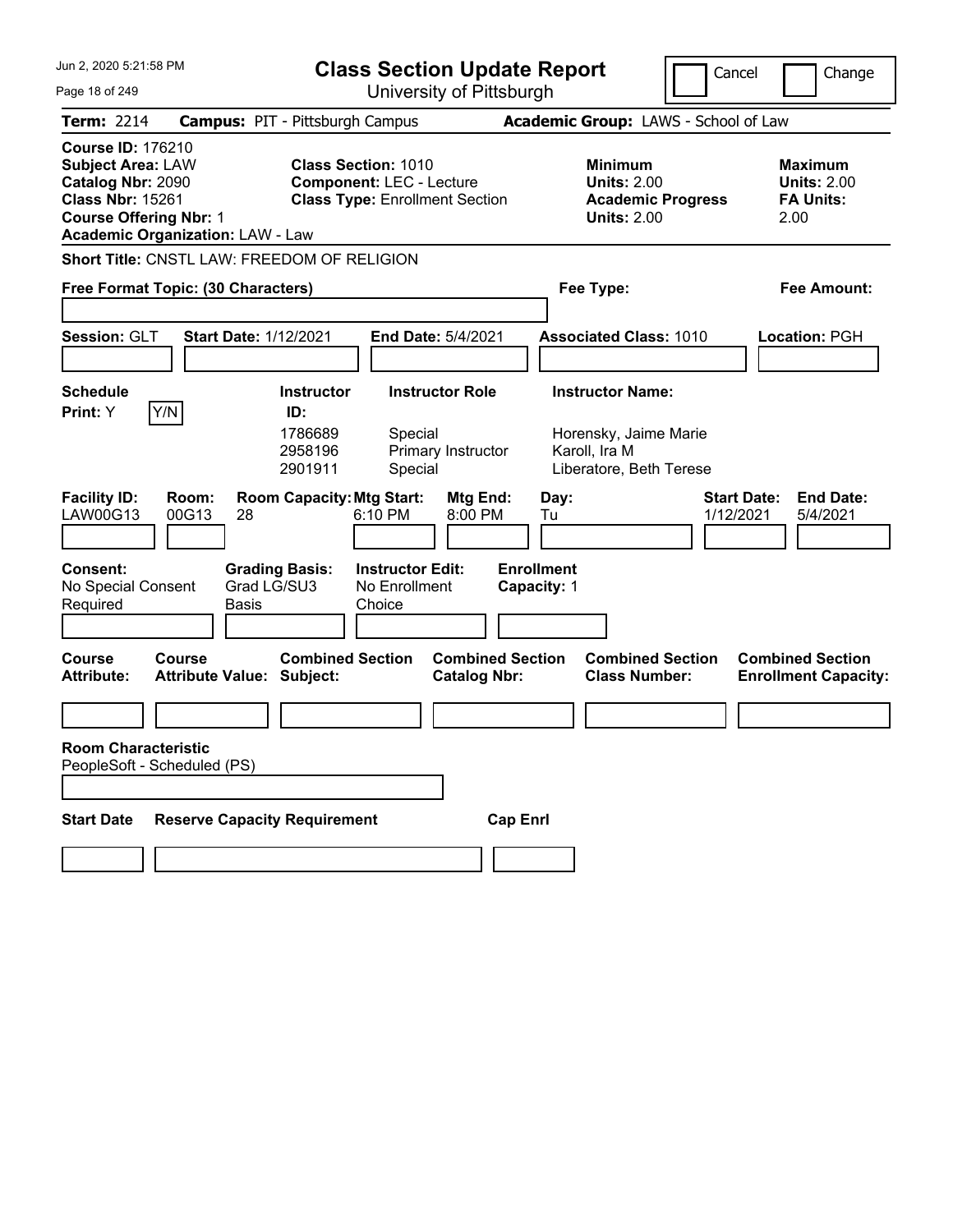# Class Section Update Report

University of Pittsburgh

Jun 2, 2020 5:21:58 PM

Cancel | Change

**Term:** 2214 **Campus:** PIT - Pittsburgh Campus **Academic Group:** LAWS - School of Law

**Course ID:** 176210
**Subject Area:** LAW
**Catalog Nbr:** 2090
**Class Nbr:** 15261
**Course Offering Nbr:** 1
**Academic Organization:** LAW - Law

**Class Section:** 1010
**Component:** LEC - Lecture
**Class Type:** Enrollment Section

**Minimum Units:** 2.00
**Academic Progress Units:** 2.00

**Maximum Units:** 2.00
**FA Units:** 2.00

**Short Title:** CNSTL LAW: FREEDOM OF RELIGION

**Free Format Topic: (30 Characters)**

**Fee Type:**

**Fee Amount:**

**Session:** GLT **Start Date:** 1/12/2021 **End Date:** 5/4/2021 **Associated Class:** 1010 **Location:** PGH

**Schedule Print:** Y [Y/N]

| Instructor ID | Instructor Role | Instructor Name |
|---|---|---|
| 1786689 | Special | Horensky, Jaime Marie |
| 2958196 | Primary Instructor | Karoll, Ira M |
| 2901911 | Special | Liberatore, Beth Terese |

| Facility ID | Room | Room Capacity | Mtg Start | Mtg End | Day | Start Date | End Date |
|---|---|---|---|---|---|---|---|
| LAW00G13 | 00G13 | 28 | 6:10 PM | 8:00 PM | Tu | 1/12/2021 | 5/4/2021 |

**Consent:** No Special Consent Required
**Grading Basis:** Grad LG/SU3 Basis
**Instructor Edit:** No Enrollment Choice
**Enrollment Capacity:** 1

| Course Attribute | Course Attribute Value | Combined Section Subject | Combined Section Catalog Nbr | Combined Section Class Number | Combined Section Enrollment Capacity |
|---|---|---|---|---|---|
| | | | | | |

**Room Characteristic**
PeopleSoft - Scheduled (PS)

| Start Date | Reserve Capacity Requirement | Cap Enrl |
|---|---|---|
| | | |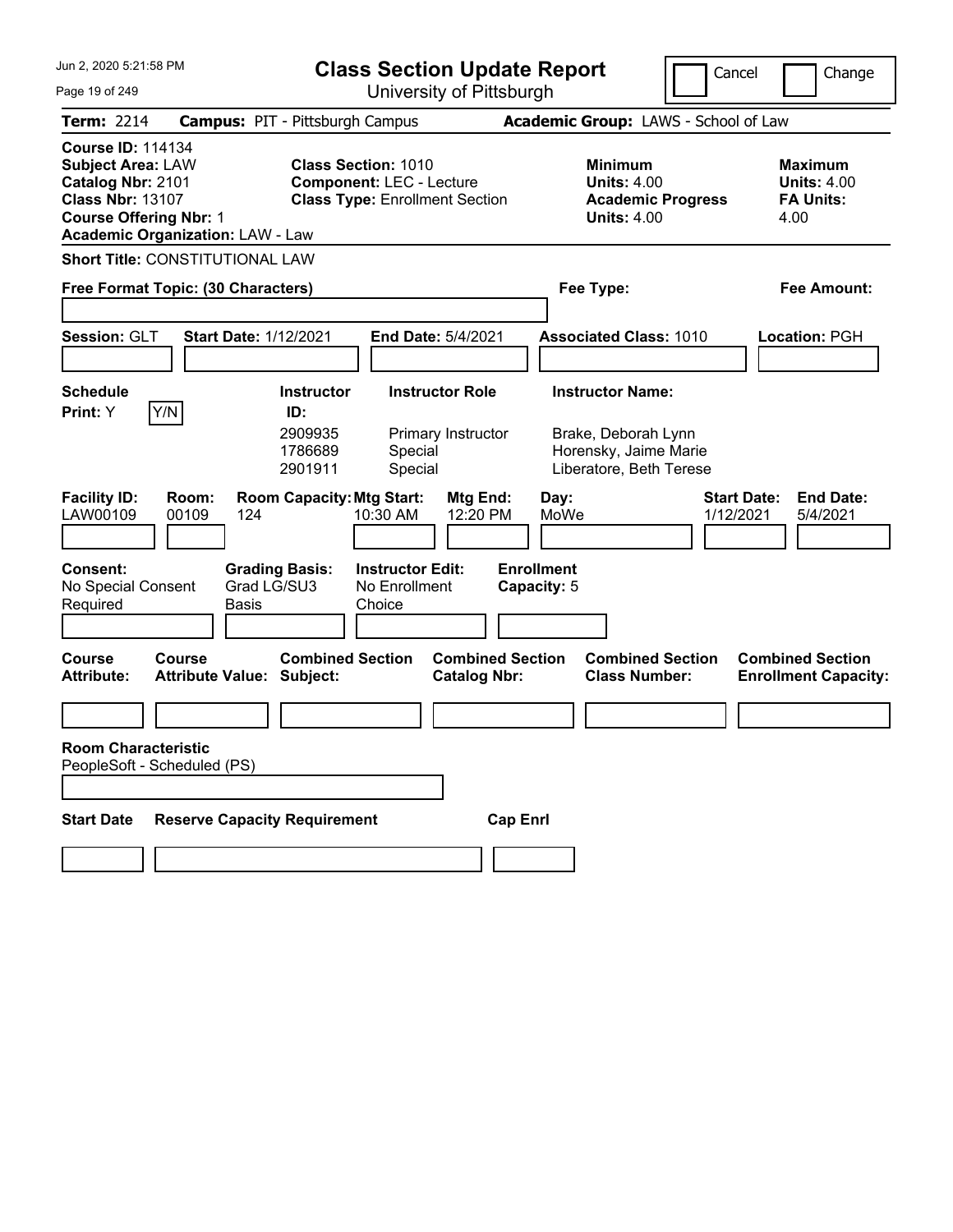# Class Section Update Report

University of Pittsburgh

Jun 2, 2020 5:21:58 PM

Cancel | Change

**Term:** 2214 **Campus:** PIT - Pittsburgh Campus **Academic Group:** LAWS - School of Law

**Course ID:** 114134
**Subject Area:** LAW
**Catalog Nbr:** 2101
**Class Nbr:** 13107
**Course Offering Nbr:** 1
**Academic Organization:** LAW - Law

**Class Section:** 1010
**Component:** LEC - Lecture
**Class Type:** Enrollment Section

**Minimum Units:** 4.00
**Academic Progress Units:** 4.00

**Maximum Units:** 4.00
**FA Units:** 4.00

**Short Title:** CONSTITUTIONAL LAW

**Free Format Topic: (30 Characters)**

**Fee Type:**

**Fee Amount:**

**Session:** GLT **Start Date:** 1/12/2021 **End Date:** 5/4/2021 **Associated Class:** 1010 **Location:** PGH

**Schedule Print:** Y Y/N

| Instructor ID | Instructor Role | Instructor Name |
|---|---|---|
| 2909935 | Primary Instructor | Brake, Deborah Lynn |
| 1786689 | Special | Horensky, Jaime Marie |
| 2901911 | Special | Liberatore, Beth Terese |

| Facility ID | Room | Room Capacity | Mtg Start | Mtg End | Day | Start Date | End Date |
|---|---|---|---|---|---|---|---|
| LAW00109 | 00109 | 124 | 10:30 AM | 12:20 PM | MoWe | 1/12/2021 | 5/4/2021 |

**Consent:** No Special Consent Required
**Grading Basis:** Grad LG/SU3 Basis
**Instructor Edit:** No Enrollment Choice
**Enrollment Capacity:** 5

| Course Attribute | Course Attribute Value | Combined Section Subject | Combined Section Catalog Nbr | Combined Section Class Number | Combined Section Enrollment Capacity |
|---|---|---|---|---|---|
| | | | | | |

**Room Characteristic**
PeopleSoft - Scheduled (PS)

| Start Date | Reserve Capacity Requirement | Cap Enrl |
|---|---|---|
| | | |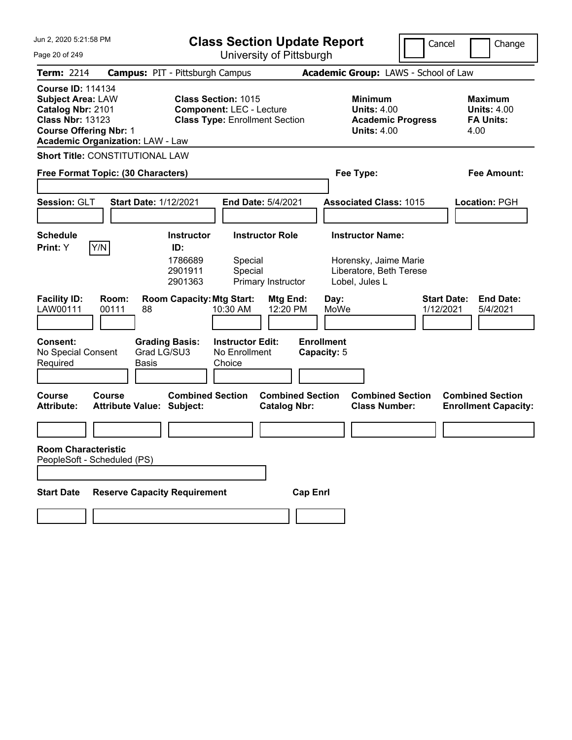# Class Section Update Report

University of Pittsburgh

Cancel | Change

**Term:** 2214 **Campus:** PIT - Pittsburgh Campus **Academic Group:** LAWS - School of Law

**Course ID:** 114134
**Subject Area:** LAW
**Catalog Nbr:** 2101
**Class Nbr:** 13123
**Course Offering Nbr:** 1
**Academic Organization:** LAW - Law

**Class Section:** 1015
**Component:** LEC - Lecture
**Class Type:** Enrollment Section

**Minimum Units:** 4.00
**Academic Progress Units:** 4.00

**Maximum Units:** 4.00
**FA Units:** 4.00

**Short Title:** CONSTITUTIONAL LAW

**Free Format Topic: (30 Characters)**

**Fee Type:**

**Fee Amount:**

**Session:** GLT **Start Date:** 1/12/2021 **End Date:** 5/4/2021 **Associated Class:** 1015 **Location:** PGH

**Schedule Print:** Y Y/N

| Instructor ID: | Instructor Role | Instructor Name: |
|---|---|---|
| 1786689 | Special | Horensky, Jaime Marie |
| 2901911 | Special | Liberatore, Beth Terese |
| 2901363 | Primary Instructor | Lobel, Jules L |

| Facility ID: | Room: | Room Capacity: | Mtg Start: | Mtg End: | Day: | Start Date: | End Date: |
|---|---|---|---|---|---|---|---|
| LAW00111 | 00111 | 88 | 10:30 AM | 12:20 PM | MoWe | 1/12/2021 | 5/4/2021 |

**Consent:** No Special Consent Required
**Grading Basis:** Grad LG/SU3 Basis
**Instructor Edit:** No Enrollment Choice
**Enrollment Capacity:** 5

| Course Attribute: | Course Attribute Value: | Combined Section Subject: | Combined Section Catalog Nbr: | Combined Section Class Number: | Combined Section Enrollment Capacity: |
|---|---|---|---|---|---|
| | | | | | |

**Room Characteristic**
PeopleSoft - Scheduled (PS)

| Start Date | Reserve Capacity Requirement | Cap Enrl |
|---|---|---|
| | | |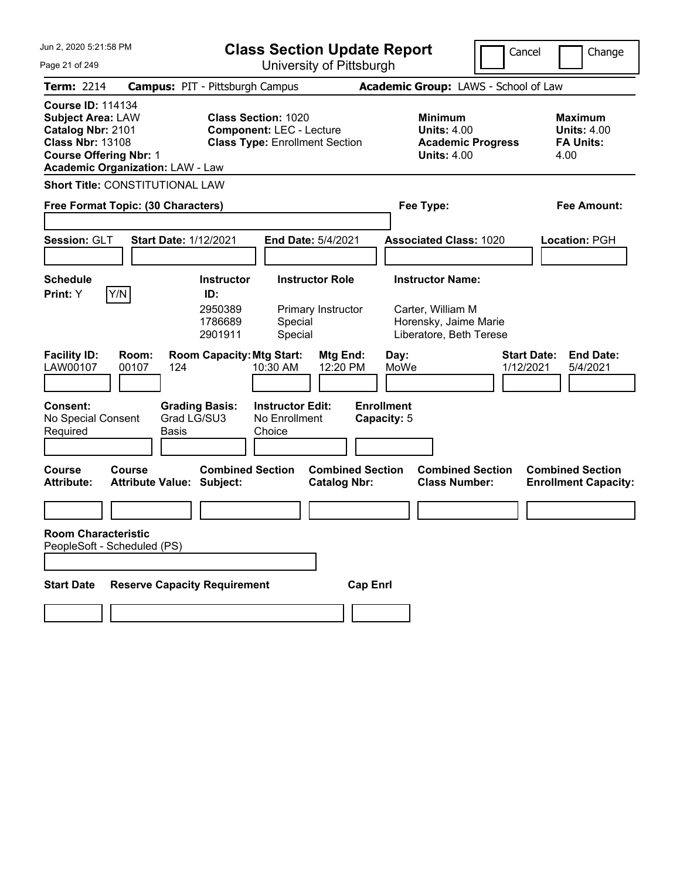# Class Section Update Report

University of Pittsburgh

Cancel | Change

**Term:** 2214 **Campus:** PIT - Pittsburgh Campus **Academic Group:** LAWS - School of Law

**Course ID:** 114134
**Subject Area:** LAW
**Catalog Nbr:** 2101
**Class Nbr:** 13108
**Course Offering Nbr:** 1
**Academic Organization:** LAW - Law

**Class Section:** 1020
**Component:** LEC - Lecture
**Class Type:** Enrollment Section

**Minimum Units:** 4.00
**Academic Progress Units:** 4.00

**Maximum Units:** 4.00
**FA Units:** 4.00

**Short Title:** CONSTITUTIONAL LAW

**Free Format Topic: (30 Characters)**

**Fee Type:**

**Fee Amount:**

**Session:** GLT **Start Date:** 1/12/2021 **End Date:** 5/4/2021 **Associated Class:** 1020 **Location:** PGH

**Schedule Print:** Y [Y/N]

| Instructor ID: | Instructor Role | Instructor Name: |
|---|---|---|
| 2950389 | Primary Instructor | Carter, William M |
| 1786689 | Special | Horensky, Jaime Marie |
| 2901911 | Special | Liberatore, Beth Terese |

| Facility ID: | Room: | Room Capacity: | Mtg Start: | Mtg End: | Day: | Start Date: | End Date: |
|---|---|---|---|---|---|---|---|
| LAW00107 | 00107 | 124 | 10:30 AM | 12:20 PM | MoWe | 1/12/2021 | 5/4/2021 |

**Consent:** No Special Consent Required
**Grading Basis:** Grad LG/SU3 Basis
**Instructor Edit:** No Enrollment Choice
**Enrollment Capacity:** 5

| Course Attribute: | Course Attribute Value: | Combined Section Subject: | Combined Section Catalog Nbr: | Combined Section Class Number: | Combined Section Enrollment Capacity: |
|---|---|---|---|---|---|
| | | | | | |

**Room Characteristic**
PeopleSoft - Scheduled (PS)

| Start Date | Reserve Capacity Requirement | Cap Enrl |
|---|---|---|
| | | |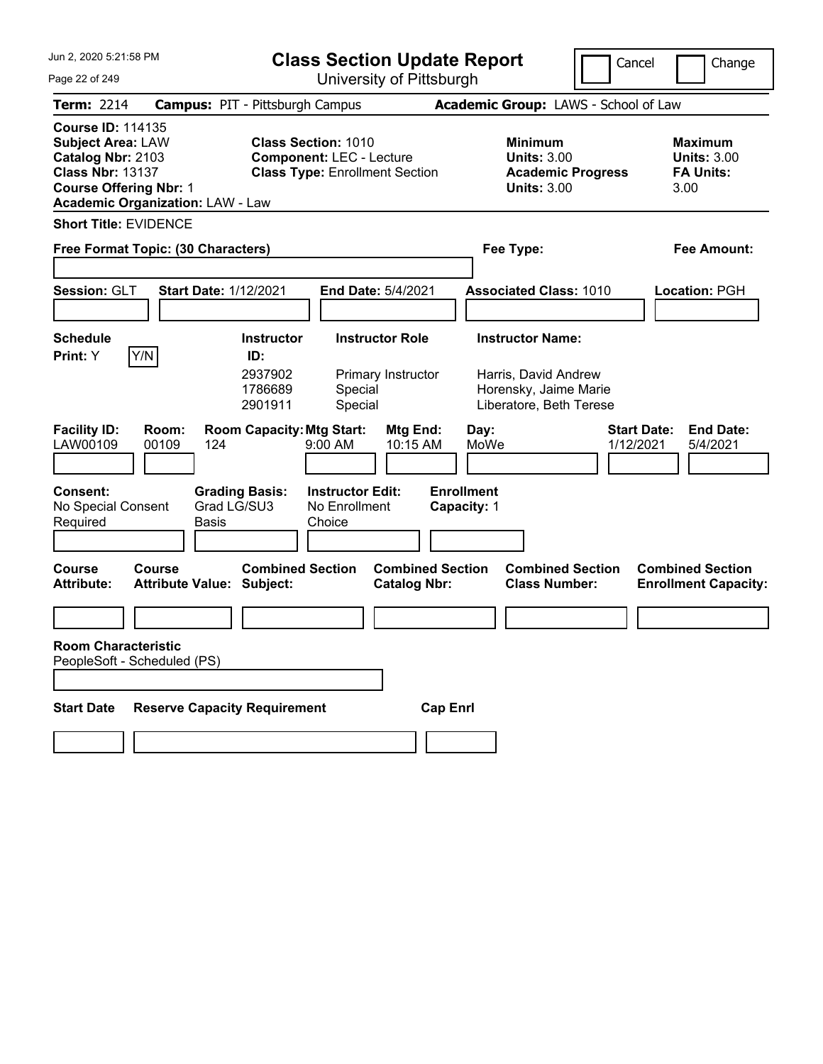# Class Section Update Report

University of Pittsburgh

Cancel Change

**Term:** 2214 **Campus:** PIT - Pittsburgh Campus **Academic Group:** LAWS - School of Law

**Course ID:** 114135
**Subject Area:** LAW
**Catalog Nbr:** 2103
**Class Nbr:** 13137
**Course Offering Nbr:** 1
**Academic Organization:** LAW - Law

**Class Section:** 1010
**Component:** LEC - Lecture
**Class Type:** Enrollment Section

**Minimum Units:** 3.00
**Academic Progress Units:** 3.00

**Maximum Units:** 3.00
**FA Units:** 3.00

**Short Title:** EVIDENCE

**Free Format Topic: (30 Characters)**

**Fee Type:**

**Fee Amount:**

**Session:** GLT **Start Date:** 1/12/2021 **End Date:** 5/4/2021 **Associated Class:** 1010 **Location:** PGH

**Schedule Print:** Y Y/N

| Instructor ID: | Instructor Role | Instructor Name: |
|---|---|---|
| 2937902 | Primary Instructor | Harris, David Andrew |
| 1786689 | Special | Horensky, Jaime Marie |
| 2901911 | Special | Liberatore, Beth Terese |

| Facility ID: | Room: | Room Capacity: | Mtg Start: | Mtg End: | Day: | Start Date: | End Date: |
|---|---|---|---|---|---|---|---|
| LAW00109 | 00109 | 124 | 9:00 AM | 10:15 AM | MoWe | 1/12/2021 | 5/4/2021 |

**Consent:** No Special Consent Required
**Grading Basis:** Grad LG/SU3 Basis
**Instructor Edit:** No Enrollment Choice
**Enrollment Capacity:** 1

| Course Attribute: | Course Attribute Value: | Combined Section Subject: | Combined Section Catalog Nbr: | Combined Section Class Number: | Combined Section Enrollment Capacity: |
|---|---|---|---|---|---|
| | | | | | |

**Room Characteristic**
PeopleSoft - Scheduled (PS)

| Start Date | Reserve Capacity Requirement | Cap Enrl |
|---|---|---|
| | | |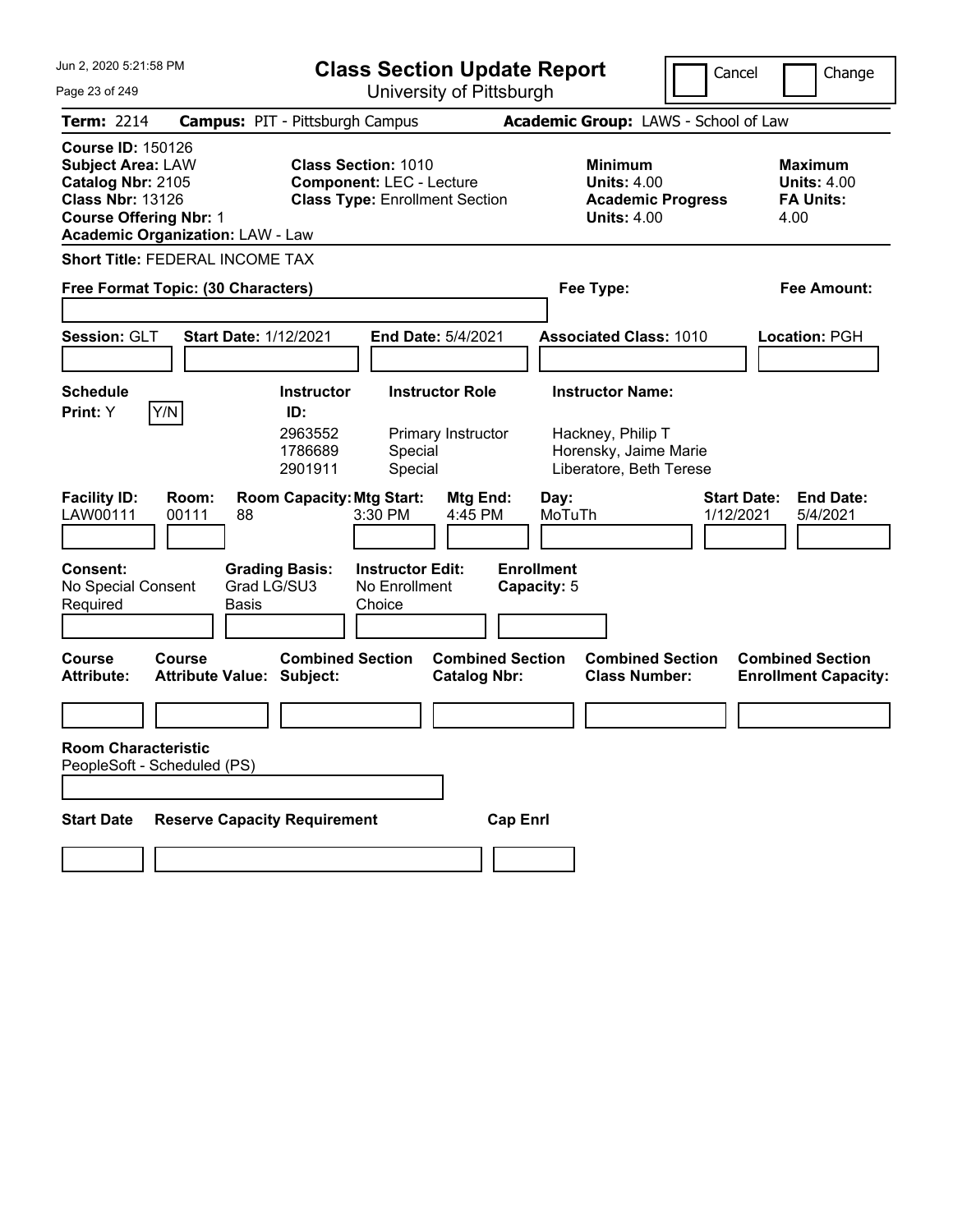# Class Section Update Report

University of Pittsburgh

Cancel / Change

**Term:** 2214 **Campus:** PIT - Pittsburgh Campus **Academic Group:** LAWS - School of Law

**Course ID:** 150126
**Subject Area:** LAW
**Catalog Nbr:** 2105
**Class Nbr:** 13126
**Course Offering Nbr:** 1
**Academic Organization:** LAW - Law

**Class Section:** 1010
**Component:** LEC - Lecture
**Class Type:** Enrollment Section

**Minimum Units:** 4.00
**Academic Progress Units:** 4.00

**Maximum Units:** 4.00
**FA Units:** 4.00

**Short Title:** FEDERAL INCOME TAX

**Free Format Topic: (30 Characters)**

**Fee Type:**

**Fee Amount:**

**Session:** GLT **Start Date:** 1/12/2021 **End Date:** 5/4/2021 **Associated Class:** 1010 **Location:** PGH

**Schedule Print:** Y Y/N

| Instructor ID | Instructor Role | Instructor Name |
|---|---|---|
| 2963552 | Primary Instructor | Hackney, Philip T |
| 1786689 | Special | Horensky, Jaime Marie |
| 2901911 | Special | Liberatore, Beth Terese |

| Facility ID | Room | Room Capacity | Mtg Start | Mtg End | Day | Start Date | End Date |
|---|---|---|---|---|---|---|---|
| LAW00111 | 00111 | 88 | 3:30 PM | 4:45 PM | MoTuTh | 1/12/2021 | 5/4/2021 |

**Consent:** No Special Consent Required
**Grading Basis:** Grad LG/SU3 Basis
**Instructor Edit:** No Enrollment Choice
**Enrollment Capacity:** 5

| Course Attribute | Course Attribute Value | Combined Section Subject | Combined Section Catalog Nbr | Combined Section Class Number | Combined Section Enrollment Capacity |
|---|---|---|---|---|---|
| | | | | | |

**Room Characteristic**
PeopleSoft - Scheduled (PS)

| Start Date | Reserve Capacity Requirement | Cap Enrl |
|---|---|---|
| | | |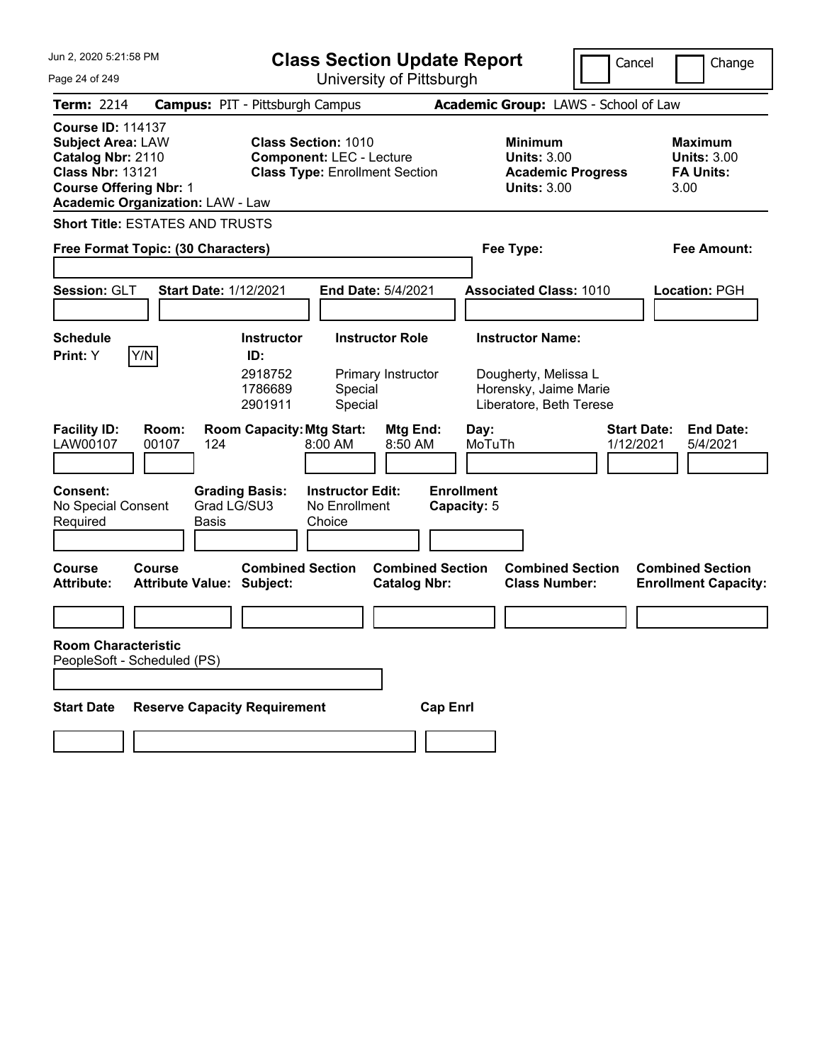# Class Section Update Report

University of Pittsburgh

Jun 2, 2020 5:21:58 PM

Cancel | Change

**Term:** 2214 **Campus:** PIT - Pittsburgh Campus **Academic Group:** LAWS - School of Law

**Course ID:** 114137
**Subject Area:** LAW
**Catalog Nbr:** 2110
**Class Nbr:** 13121
**Course Offering Nbr:** 1
**Academic Organization:** LAW - Law

**Class Section:** 1010
**Component:** LEC - Lecture
**Class Type:** Enrollment Section

**Minimum Units:** 3.00
**Academic Progress Units:** 3.00

**Maximum Units:** 3.00
**FA Units:** 3.00

**Short Title:** ESTATES AND TRUSTS

**Free Format Topic: (30 Characters)**

**Fee Type:**

**Fee Amount:**

**Session:** GLT **Start Date:** 1/12/2021 **End Date:** 5/4/2021 **Associated Class:** 1010 **Location:** PGH

**Schedule Print:** Y Y/N

| Instructor ID | Instructor Role | Instructor Name |
|---|---|---|
| 2918752 | Primary Instructor | Dougherty, Melissa L |
| 1786689 | Special | Horensky, Jaime Marie |
| 2901911 | Special | Liberatore, Beth Terese |

| Facility ID | Room | Room Capacity | Mtg Start | Mtg End | Day | Start Date | End Date |
|---|---|---|---|---|---|---|---|
| LAW00107 | 00107 | 124 | 8:00 AM | 8:50 AM | MoTuTh | 1/12/2021 | 5/4/2021 |

**Consent:** No Special Consent Required
**Grading Basis:** Grad LG/SU3 Basis
**Instructor Edit:** No Enrollment Choice
**Enrollment Capacity:** 5

| Course Attribute | Course Attribute Value | Combined Section Subject | Combined Section Catalog Nbr | Combined Section Class Number | Combined Section Enrollment Capacity |
|---|---|---|---|---|---|
| | | | | | |

**Room Characteristic**
PeopleSoft - Scheduled (PS)

| Start Date | Reserve Capacity Requirement | Cap Enrl |
|---|---|---|
| | | |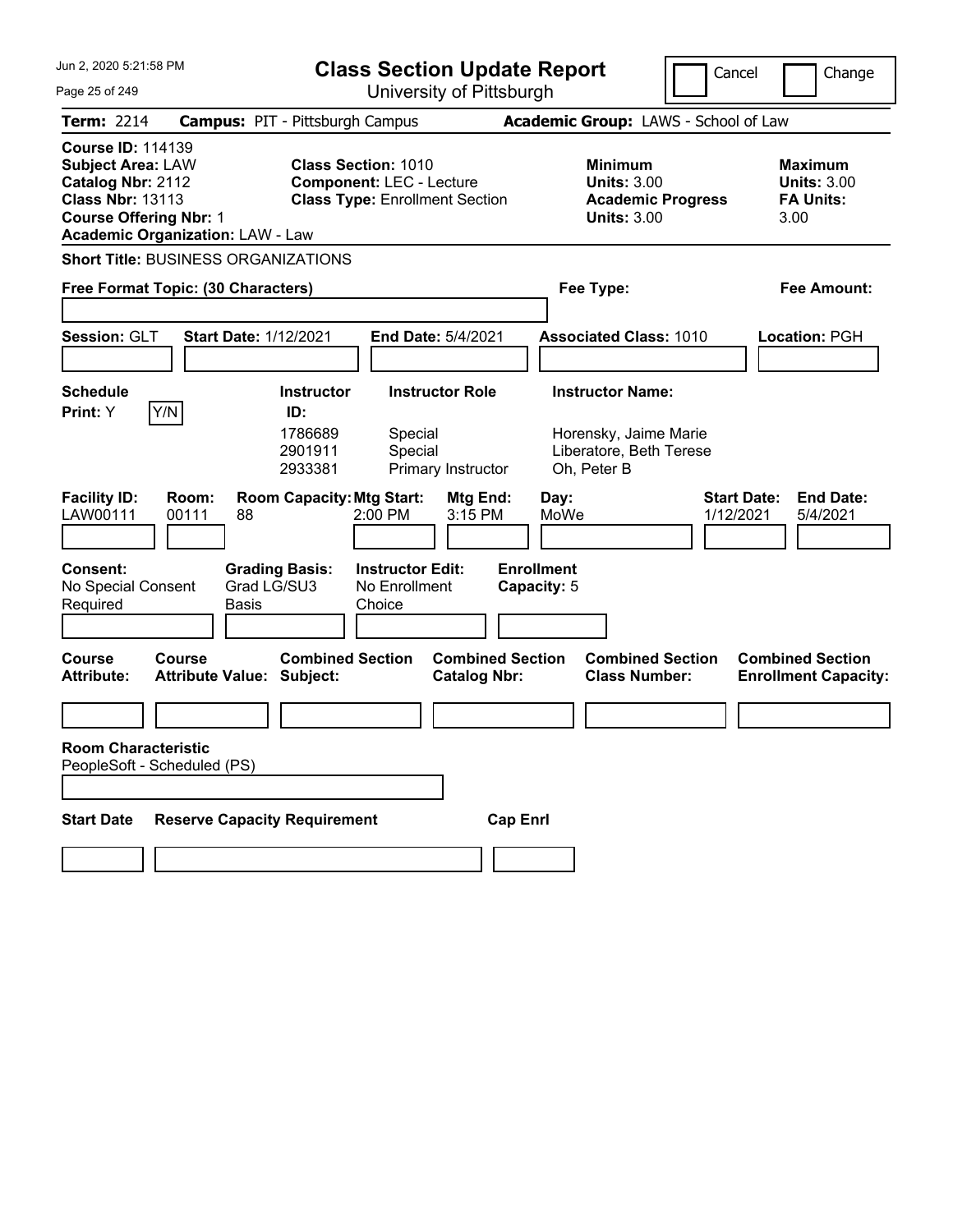# Class Section Update Report

University of Pittsburgh

Cancel | Change

**Term:** 2214 **Campus:** PIT - Pittsburgh Campus **Academic Group:** LAWS - School of Law

**Course ID:** 114139
**Subject Area:** LAW
**Catalog Nbr:** 2112
**Class Nbr:** 13113
**Course Offering Nbr:** 1
**Academic Organization:** LAW - Law

**Class Section:** 1010
**Component:** LEC - Lecture
**Class Type:** Enrollment Section

**Minimum Units:** 3.00
**Academic Progress Units:** 3.00

**Maximum Units:** 3.00
**FA Units:** 3.00

**Short Title:** BUSINESS ORGANIZATIONS

**Free Format Topic: (30 Characters)**

**Fee Type:**

**Fee Amount:**

**Session:** GLT **Start Date:** 1/12/2021 **End Date:** 5/4/2021 **Associated Class:** 1010 **Location:** PGH

**Schedule Print:** Y Y/N

| Instructor ID: | Instructor Role | Instructor Name: |
|---|---|---|
| 1786689 | Special | Horensky, Jaime Marie |
| 2901911 | Special | Liberatore, Beth Terese |
| 2933381 | Primary Instructor | Oh, Peter B |

| Facility ID: | Room: | Room Capacity: | Mtg Start: | Mtg End: | Day: | Start Date: | End Date: |
|---|---|---|---|---|---|---|---|
| LAW00111 | 00111 | 88 | 2:00 PM | 3:15 PM | MoWe | 1/12/2021 | 5/4/2021 |

**Consent:** No Special Consent Required
**Grading Basis:** Grad LG/SU3 Basis
**Instructor Edit:** No Enrollment Choice
**Enrollment Capacity:** 5

| Course Attribute: | Course Attribute Value: | Combined Section Subject: | Combined Section Catalog Nbr: | Combined Section Class Number: | Combined Section Enrollment Capacity: |
|---|---|---|---|---|---|
| | | | | | |

**Room Characteristic**
PeopleSoft - Scheduled (PS)

| Start Date | Reserve Capacity Requirement | Cap Enrl |
|---|---|---|
| | | |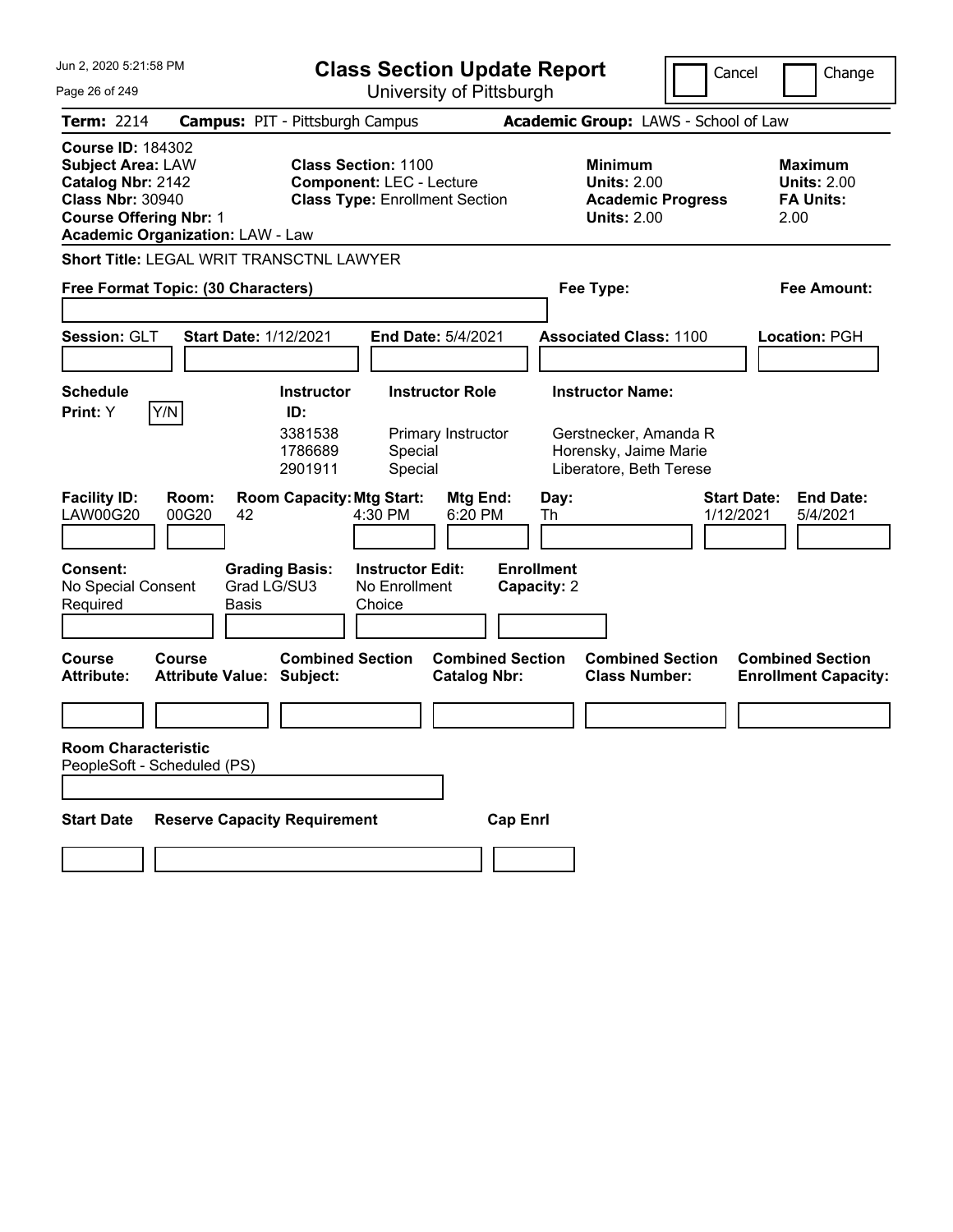# Class Section Update Report

University of Pittsburgh

Cancel | Change

**Term:** 2214 **Campus:** PIT - Pittsburgh Campus **Academic Group:** LAWS - School of Law

**Course ID:** 184302
**Subject Area:** LAW
**Catalog Nbr:** 2142
**Class Nbr:** 30940
**Course Offering Nbr:** 1
**Academic Organization:** LAW - Law

**Class Section:** 1100
**Component:** LEC - Lecture
**Class Type:** Enrollment Section

**Minimum Units:** 2.00
**Academic Progress Units:** 2.00

**Maximum Units:** 2.00
**FA Units:** 2.00

**Short Title:** LEGAL WRIT TRANSCTNL LAWYER

**Free Format Topic: (30 Characters)**

**Fee Type:**

**Fee Amount:**

**Session:** GLT **Start Date:** 1/12/2021 **End Date:** 5/4/2021 **Associated Class:** 1100 **Location:** PGH

**Schedule Print:** Y Y/N

| Instructor ID | Instructor Role | Instructor Name |
|---|---|---|
| 3381538 | Primary Instructor | Gerstnecker, Amanda R |
| 1786689 | Special | Horensky, Jaime Marie |
| 2901911 | Special | Liberatore, Beth Terese |

| Facility ID | Room | Room Capacity | Mtg Start | Mtg End | Day | Start Date | End Date |
|---|---|---|---|---|---|---|---|
| LAW00G20 | 00G20 | 42 | 4:30 PM | 6:20 PM | Th | 1/12/2021 | 5/4/2021 |

**Consent:** No Special Consent Required
**Grading Basis:** Grad LG/SU3 Basis
**Instructor Edit:** No Enrollment Choice
**Enrollment Capacity:** 2

| Course Attribute | Course Attribute Value | Combined Section Subject | Combined Section Catalog Nbr | Combined Section Class Number | Combined Section Enrollment Capacity |
|---|---|---|---|---|---|
| | | | | | |

**Room Characteristic**
PeopleSoft - Scheduled (PS)

| Start Date | Reserve Capacity Requirement | Cap Enrl |
|---|---|---|
| | | |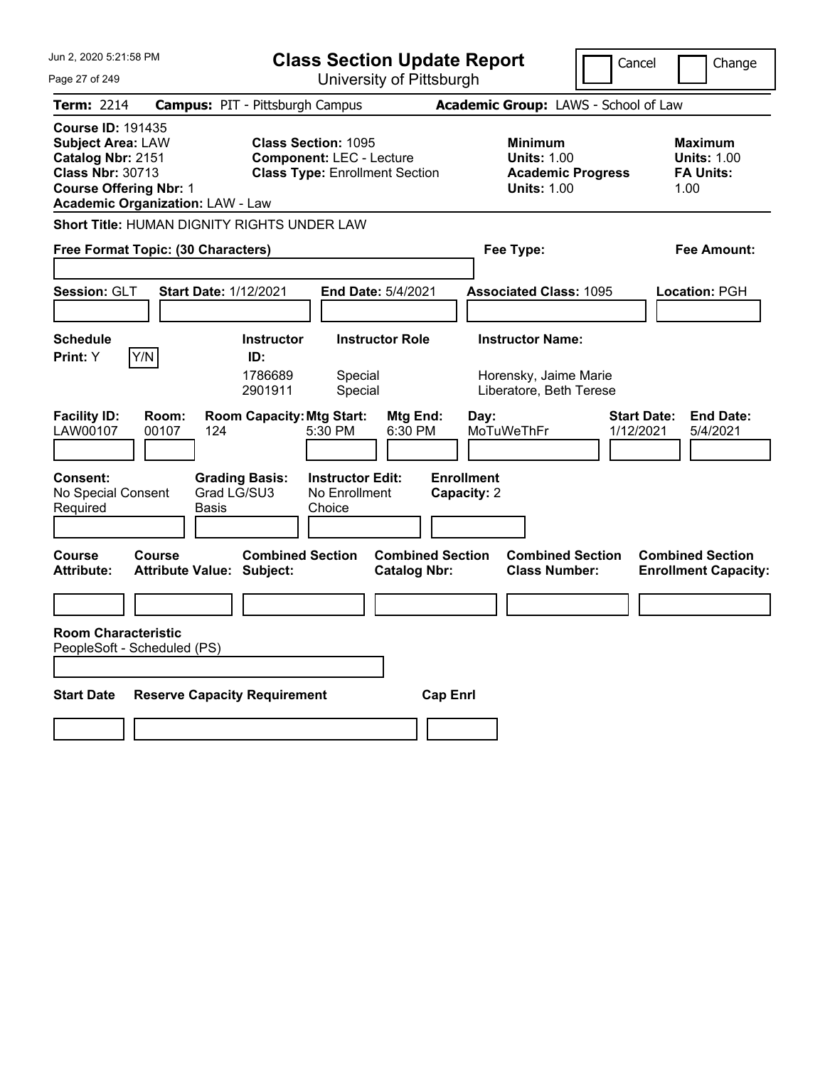# Class Section Update Report

University of Pittsburgh

Cancel Change

**Term:** 2214 **Campus:** PIT - Pittsburgh Campus **Academic Group:** LAWS - School of Law

**Course ID:** 191435
**Subject Area:** LAW
**Catalog Nbr:** 2151
**Class Nbr:** 30713
**Course Offering Nbr:** 1
**Academic Organization:** LAW - Law

**Class Section:** 1095
**Component:** LEC - Lecture
**Class Type:** Enrollment Section

**Minimum Units:** 1.00
**Academic Progress Units:** 1.00

**Maximum Units:** 1.00
**FA Units:** 1.00

**Short Title:** HUMAN DIGNITY RIGHTS UNDER LAW

**Free Format Topic: (30 Characters)**

**Fee Type:**

**Fee Amount:**

**Session:** GLT **Start Date:** 1/12/2021 **End Date:** 5/4/2021 **Associated Class:** 1095 **Location:** PGH

**Schedule Print:** Y Y/N

| Instructor ID | Instructor Role | Instructor Name |
|---|---|---|
| 1786689 | Special | Horensky, Jaime Marie |
| 2901911 | Special | Liberatore, Beth Terese |

| Facility ID | Room | Room Capacity | Mtg Start | Mtg End | Day | Start Date | End Date |
|---|---|---|---|---|---|---|---|
| LAW00107 | 00107 | 124 | 5:30 PM | 6:30 PM | MoTuWeThFr | 1/12/2021 | 5/4/2021 |

**Consent:** No Special Consent Required
**Grading Basis:** Grad LG/SU3 Basis
**Instructor Edit:** No Enrollment Choice
**Enrollment Capacity:** 2

| Course Attribute | Course Attribute Value | Combined Section Subject | Combined Section Catalog Nbr | Combined Section Class Number | Combined Section Enrollment Capacity |
|---|---|---|---|---|---|
| | | | | | |

**Room Characteristic**
PeopleSoft - Scheduled (PS)

| Start Date | Reserve Capacity Requirement | Cap Enrl |
|---|---|---|
| | | |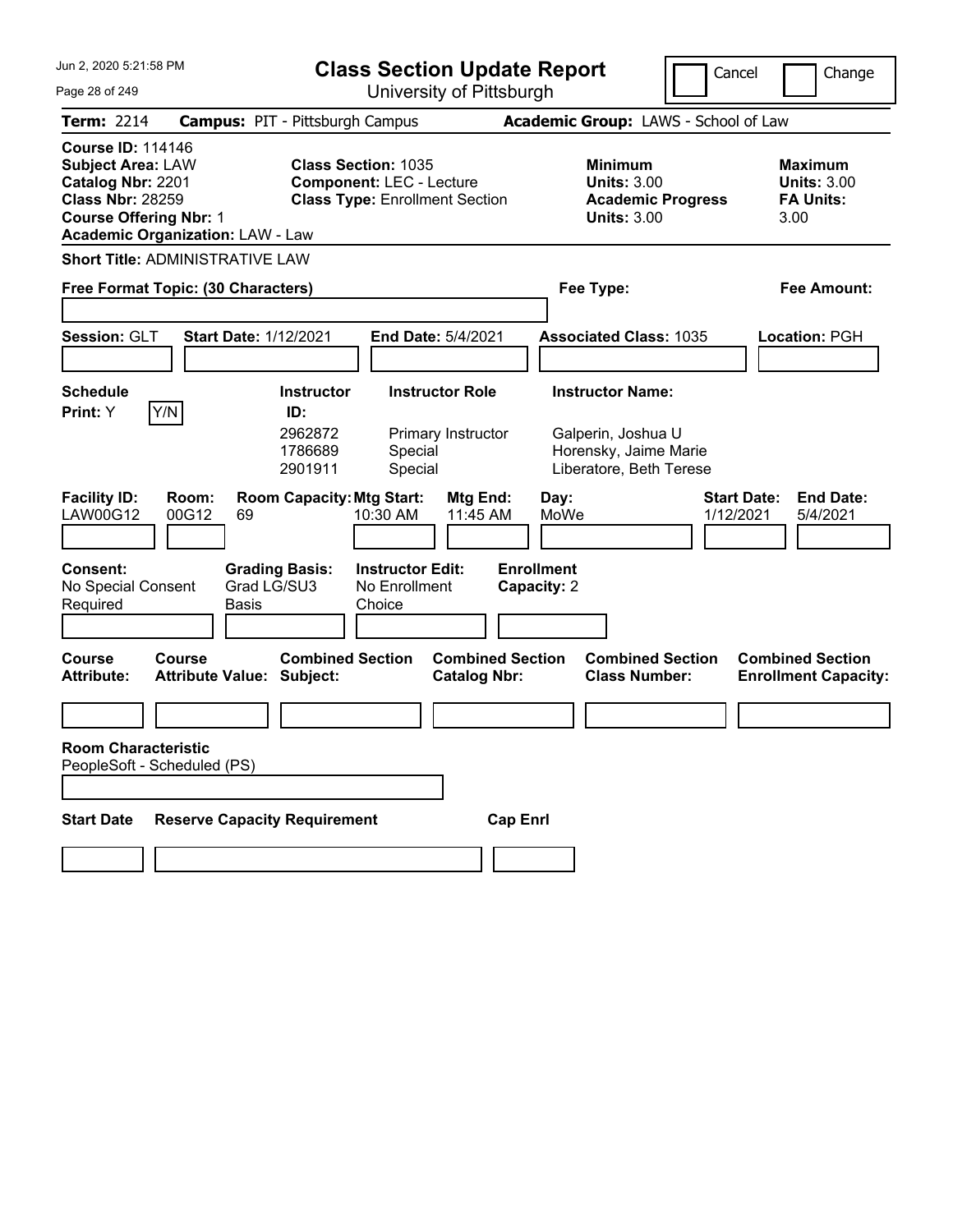Jun 2, 2020 5:21:58 PM

# Class Section Update Report

University of Pittsburgh

Cancel | Change

**Term:** 2214 **Campus:** PIT - Pittsburgh Campus **Academic Group:** LAWS - School of Law

**Course ID:** 114146
**Subject Area:** LAW
**Catalog Nbr:** 2201
**Class Nbr:** 28259
**Course Offering Nbr:** 1
**Academic Organization:** LAW - Law

**Class Section:** 1035
**Component:** LEC - Lecture
**Class Type:** Enrollment Section

**Minimum Units:** 3.00
**Academic Progress Units:** 3.00

**Maximum Units:** 3.00
**FA Units:** 3.00

**Short Title:** ADMINISTRATIVE LAW

**Free Format Topic: (30 Characters)**

**Fee Type:**

**Fee Amount:**

**Session:** GLT **Start Date:** 1/12/2021 **End Date:** 5/4/2021 **Associated Class:** 1035 **Location:** PGH

**Schedule Print:** Y Y/N

| Instructor ID: | Instructor Role | Instructor Name: |
|---|---|---|
| 2962872 | Primary Instructor | Galperin, Joshua U |
| 1786689 | Special | Horensky, Jaime Marie |
| 2901911 | Special | Liberatore, Beth Terese |

| Facility ID: | Room: | Room Capacity: | Mtg Start: | Mtg End: | Day: | Start Date: | End Date: |
|---|---|---|---|---|---|---|---|
| LAW00G12 | 00G12 | 69 | 10:30 AM | 11:45 AM | MoWe | 1/12/2021 | 5/4/2021 |

**Consent:** No Special Consent Required
**Grading Basis:** Grad LG/SU3 Basis
**Instructor Edit:** No Enrollment Choice
**Enrollment Capacity:** 2

| Course Attribute: | Course Attribute Value: | Combined Section Subject: | Combined Section Catalog Nbr: | Combined Section Class Number: | Combined Section Enrollment Capacity: |
|---|---|---|---|---|---|
| | | | | | |

**Room Characteristic**
PeopleSoft - Scheduled (PS)

| Start Date | Reserve Capacity Requirement | Cap Enrl |
|---|---|---|
| | | |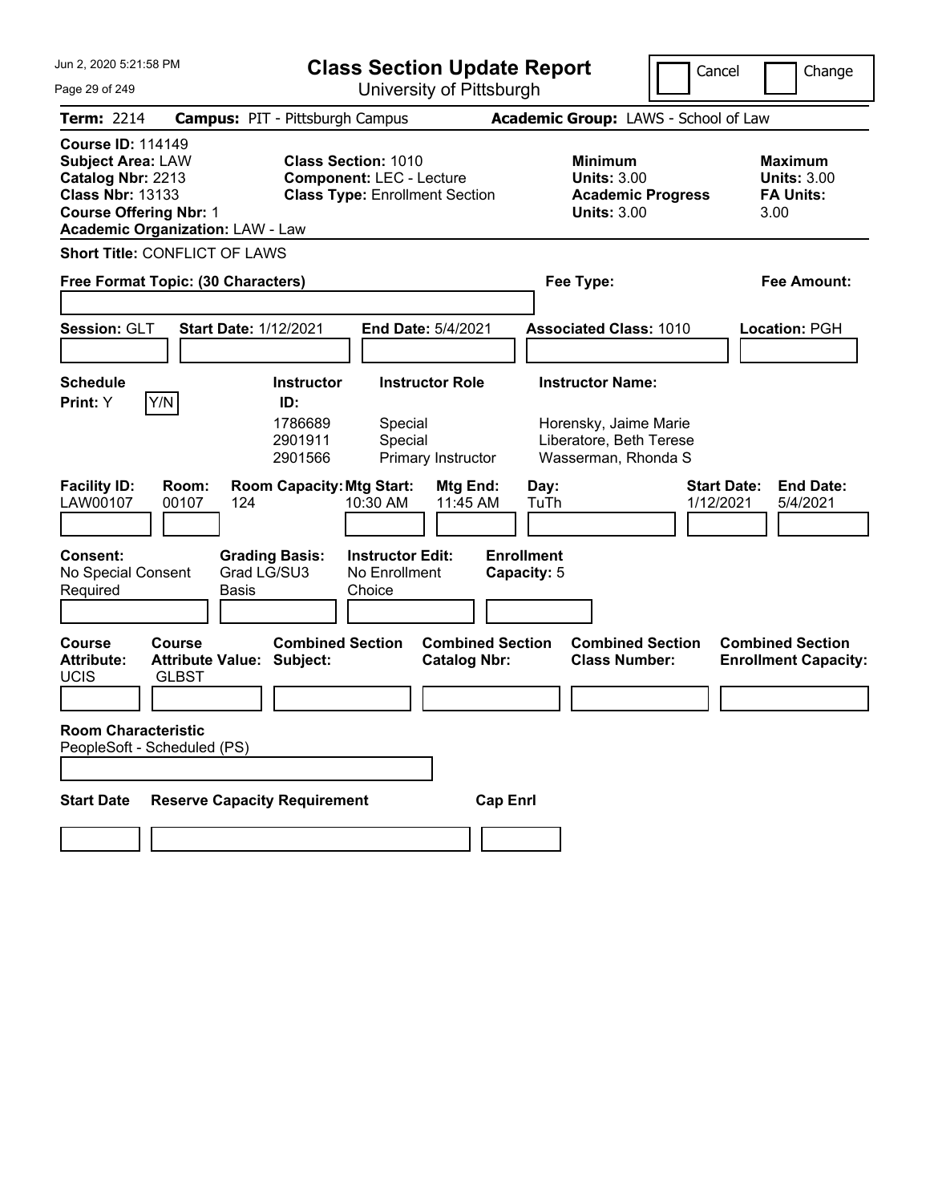# Class Section Update Report

University of Pittsburgh

Jun 2, 2020 5:21:58 PM

Cancel | Change

**Term:** 2214 **Campus:** PIT - Pittsburgh Campus **Academic Group:** LAWS - School of Law

**Course ID:** 114149
**Subject Area:** LAW
**Catalog Nbr:** 2213
**Class Nbr:** 13133
**Course Offering Nbr:** 1
**Academic Organization:** LAW - Law

**Class Section:** 1010
**Component:** LEC - Lecture
**Class Type:** Enrollment Section

**Minimum Units:** 3.00
**Academic Progress Units:** 3.00

**Maximum Units:** 3.00
**FA Units:** 3.00

**Short Title:** CONFLICT OF LAWS

**Free Format Topic: (30 Characters)**

**Fee Type:**

**Fee Amount:**

**Session:** GLT **Start Date:** 1/12/2021 **End Date:** 5/4/2021 **Associated Class:** 1010 **Location:** PGH

**Schedule Print:** Y Y/N

| Instructor ID | Instructor Role | Instructor Name |
|---|---|---|
| 1786689 | Special | Horensky, Jaime Marie |
| 2901911 | Special | Liberatore, Beth Terese |
| 2901566 | Primary Instructor | Wasserman, Rhonda S |

| Facility ID | Room | Room Capacity | Mtg Start | Mtg End | Day | Start Date | End Date |
|---|---|---|---|---|---|---|---|
| LAW00107 | 00107 | 124 | 10:30 AM | 11:45 AM | TuTh | 1/12/2021 | 5/4/2021 |

**Consent:** No Special Consent Required
**Grading Basis:** Grad LG/SU3 Basis
**Instructor Edit:** No Enrollment Choice
**Enrollment Capacity:** 5

| Course Attribute | Course Attribute Value | Combined Section Subject | Combined Section Catalog Nbr | Combined Section Class Number | Combined Section Enrollment Capacity |
|---|---|---|---|---|---|
| UCIS | GLBST | | | | |

**Room Characteristic**
PeopleSoft - Scheduled (PS)

| Start Date | Reserve Capacity Requirement | Cap Enrl |
|---|---|---|
| | | |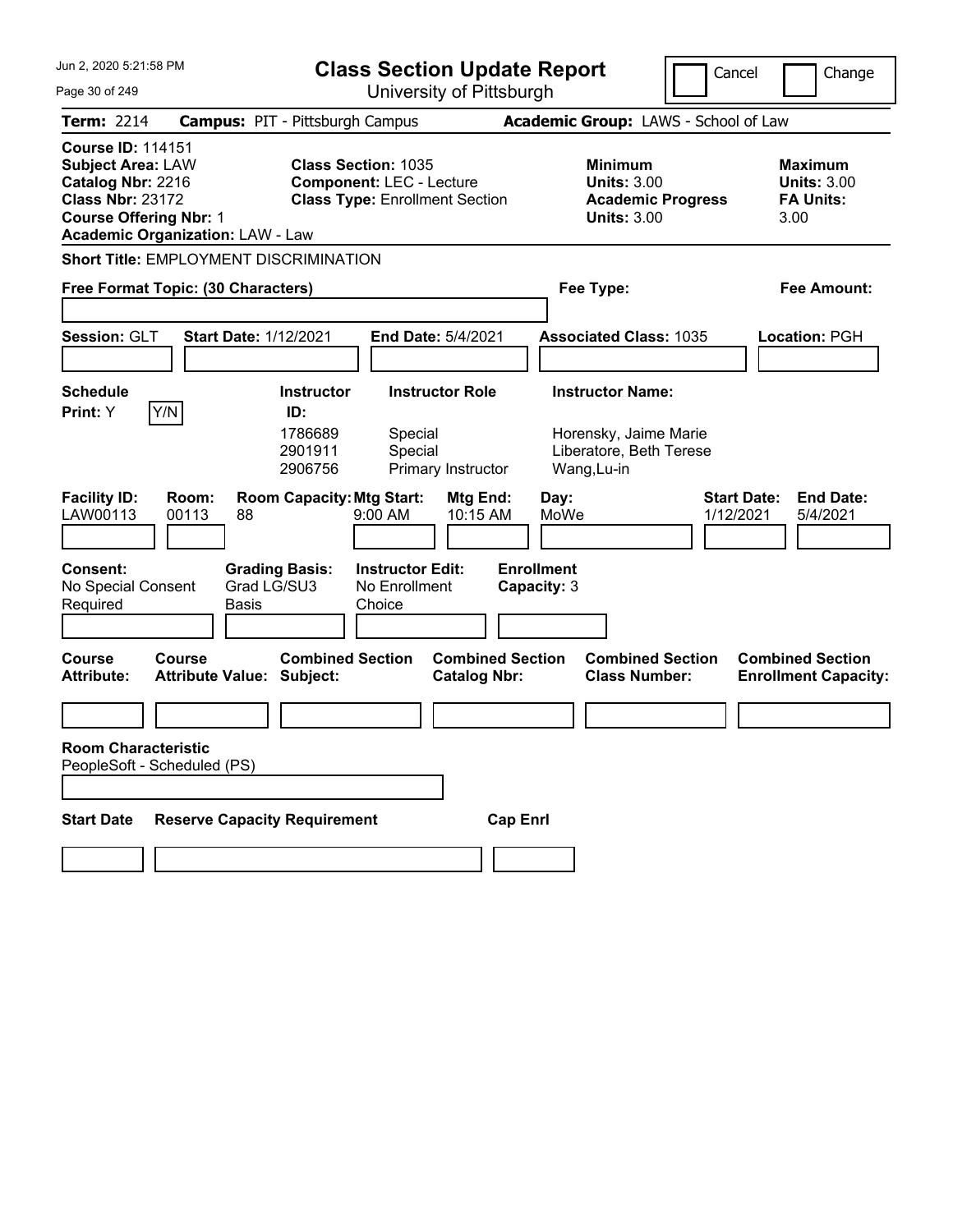# Class Section Update Report

University of Pittsburgh

Cancel | Change

**Term:** 2214 **Campus:** PIT - Pittsburgh Campus **Academic Group:** LAWS - School of Law

**Course ID:** 114151
**Subject Area:** LAW
**Catalog Nbr:** 2216
**Class Nbr:** 23172
**Course Offering Nbr:** 1
**Academic Organization:** LAW - Law

**Class Section:** 1035
**Component:** LEC - Lecture
**Class Type:** Enrollment Section

**Minimum Units:** 3.00
**Academic Progress Units:** 3.00

**Maximum Units:** 3.00
**FA Units:** 3.00

**Short Title:** EMPLOYMENT DISCRIMINATION

**Free Format Topic: (30 Characters)** | **Fee Type:** | **Fee Amount:**

**Session:** GLT **Start Date:** 1/12/2021 **End Date:** 5/4/2021 **Associated Class:** 1035 **Location:** PGH

**Schedule Print:** Y Y/N

| Instructor ID: | Instructor Role | Instructor Name: |
|---|---|---|
| 1786689 | Special | Horensky, Jaime Marie |
| 2901911 | Special | Liberatore, Beth Terese |
| 2906756 | Primary Instructor | Wang,Lu-in |

| Facility ID: | Room: | Room Capacity: | Mtg Start: | Mtg End: | Day: | Start Date: | End Date: |
|---|---|---|---|---|---|---|---|
| LAW00113 | 00113 | 88 | 9:00 AM | 10:15 AM | MoWe | 1/12/2021 | 5/4/2021 |

**Consent:** No Special Consent Required
**Grading Basis:** Grad LG/SU3 Basis
**Instructor Edit:** No Enrollment Choice
**Enrollment Capacity:** 3

| Course Attribute: | Course Attribute Value: | Combined Section Subject: | Combined Section Catalog Nbr: | Combined Section Class Number: | Combined Section Enrollment Capacity: |
|---|---|---|---|---|---|
| | | | | | |

**Room Characteristic**
PeopleSoft - Scheduled (PS)

| Start Date | Reserve Capacity Requirement | Cap Enrl |
|---|---|---|
| | | |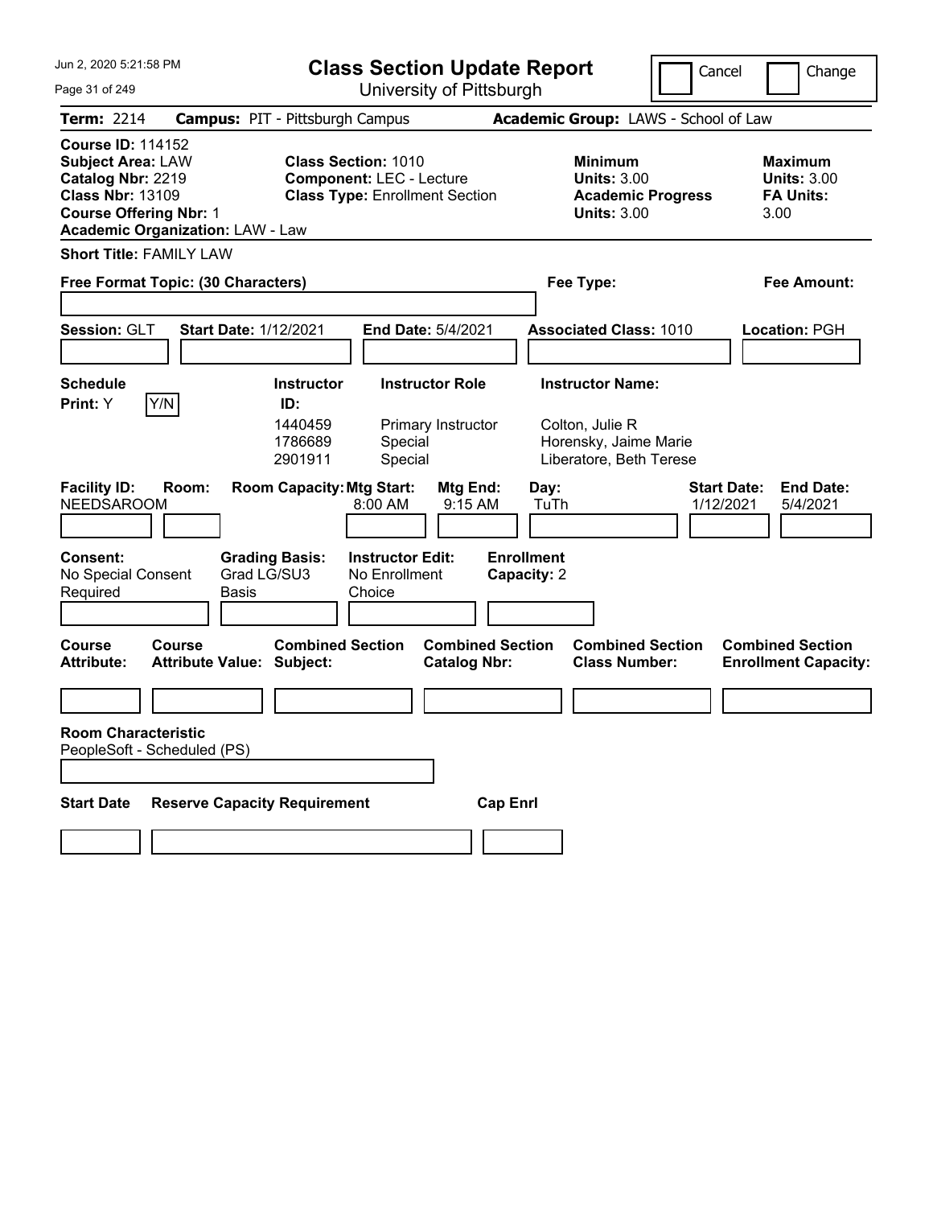# Class Section Update Report

University of Pittsburgh

Jun 2, 2020 5:21:58 PM

Cancel | Change

**Term:** 2214 **Campus:** PIT - Pittsburgh Campus **Academic Group:** LAWS - School of Law

**Course ID:** 114152
**Subject Area:** LAW
**Catalog Nbr:** 2219
**Class Nbr:** 13109
**Course Offering Nbr:** 1
**Academic Organization:** LAW - Law

**Class Section:** 1010
**Component:** LEC - Lecture
**Class Type:** Enrollment Section

**Minimum Units:** 3.00
**Academic Progress Units:** 3.00

**Maximum Units:** 3.00
**FA Units:** 3.00

**Short Title:** FAMILY LAW

**Free Format Topic: (30 Characters)**

**Fee Type:**

**Fee Amount:**

**Session:** GLT **Start Date:** 1/12/2021 **End Date:** 5/4/2021 **Associated Class:** 1010 **Location:** PGH

**Schedule Print:** Y Y/N

| Instructor ID: | Instructor Role | Instructor Name: |
|---|---|---|
| 1440459 | Primary Instructor | Colton, Julie R |
| 1786689 | Special | Horensky, Jaime Marie |
| 2901911 | Special | Liberatore, Beth Terese |

| Facility ID: | Room: | Room Capacity: | Mtg Start: | Mtg End: | Day: | Start Date: | End Date: |
|---|---|---|---|---|---|---|---|
| NEEDSAROOM | | | 8:00 AM | 9:15 AM | TuTh | 1/12/2021 | 5/4/2021 |

**Consent:** No Special Consent Required
**Grading Basis:** Grad LG/SU3 Basis
**Instructor Edit:** No Enrollment Choice
**Enrollment Capacity:** 2

| Course Attribute: | Course Attribute Value: | Combined Section Subject: | Combined Section Catalog Nbr: | Combined Section Class Number: | Combined Section Enrollment Capacity: |
|---|---|---|---|---|---|
| | | | | | |

**Room Characteristic**
PeopleSoft - Scheduled (PS)

| Start Date | Reserve Capacity Requirement | Cap Enrl |
|---|---|---|
| | | |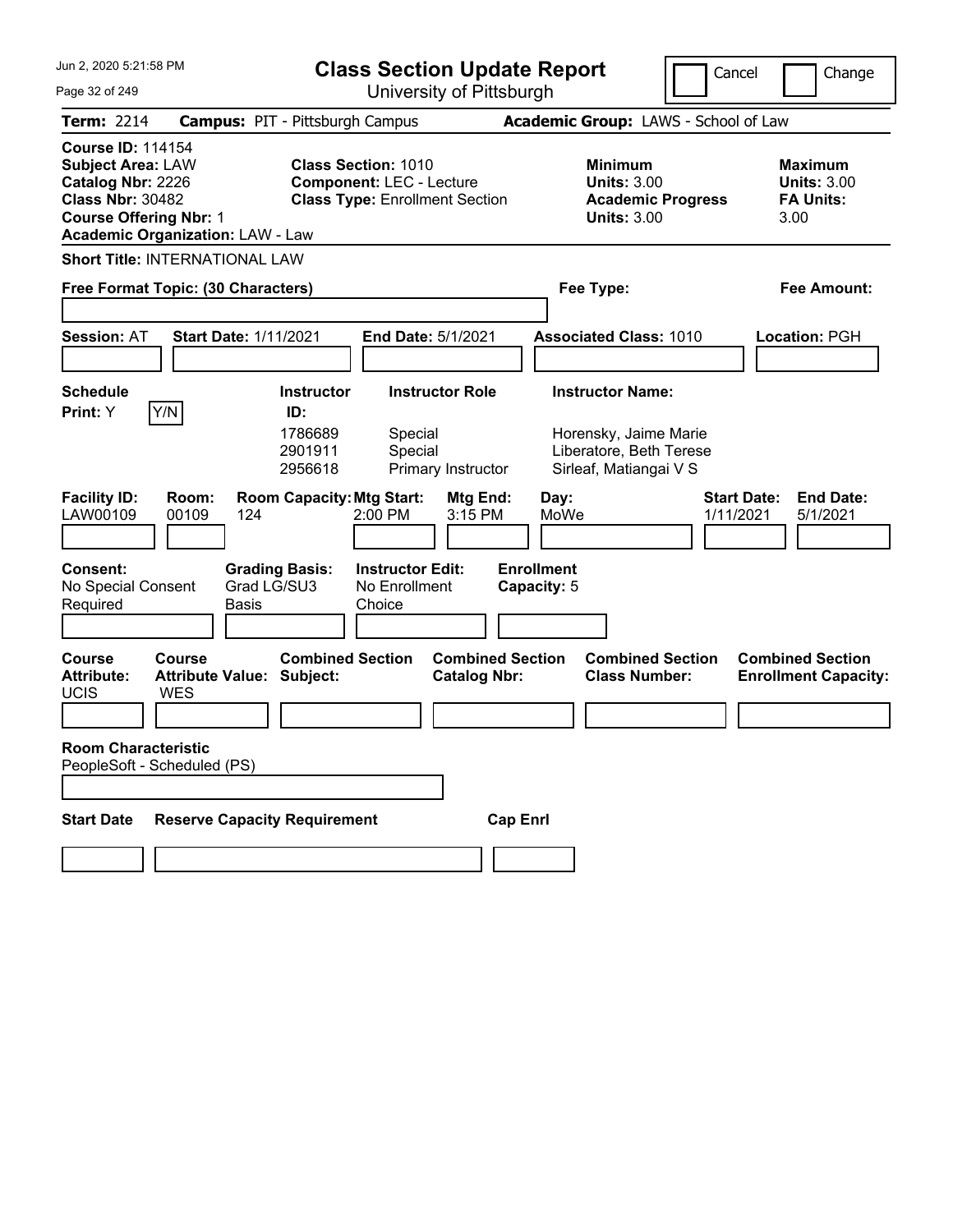# Class Section Update Report

University of Pittsburgh

Cancel | Change

Jun 2, 2020 5:21:58 PM

**Term:** 2214 **Campus:** PIT - Pittsburgh Campus **Academic Group:** LAWS - School of Law

**Course ID:** 114154
**Subject Area:** LAW
**Catalog Nbr:** 2226
**Class Nbr:** 30482
**Course Offering Nbr:** 1
**Academic Organization:** LAW - Law

**Class Section:** 1010
**Component:** LEC - Lecture
**Class Type:** Enrollment Section

**Minimum Units:** 3.00
**Academic Progress Units:** 3.00

**Maximum Units:** 3.00
**FA Units:** 3.00

**Short Title:** INTERNATIONAL LAW

**Free Format Topic: (30 Characters)**

**Fee Type:**

**Fee Amount:**

**Session:** AT **Start Date:** 1/11/2021 **End Date:** 5/1/2021 **Associated Class:** 1010 **Location:** PGH

**Schedule Print:** Y Y/N

| Instructor ID | Instructor Role | Instructor Name |
|---|---|---|
| 1786689 | Special | Horensky, Jaime Marie |
| 2901911 | Special | Liberatore, Beth Terese |
| 2956618 | Primary Instructor | Sirleaf, Matiangai V S |

| Facility ID | Room | Room Capacity | Mtg Start | Mtg End | Day | Start Date | End Date |
|---|---|---|---|---|---|---|---|
| LAW00109 | 00109 | 124 | 2:00 PM | 3:15 PM | MoWe | 1/11/2021 | 5/1/2021 |

**Consent:** No Special Consent Required
**Grading Basis:** Grad LG/SU3 Basis
**Instructor Edit:** No Enrollment Choice
**Enrollment Capacity:** 5

| Course Attribute | Course Attribute Value | Combined Section Subject | Combined Section Catalog Nbr | Combined Section Class Number | Combined Section Enrollment Capacity |
|---|---|---|---|---|---|
| UCIS | WES | | | | |

**Room Characteristic**
PeopleSoft - Scheduled (PS)

| Start Date | Reserve Capacity Requirement | Cap Enrl |
|---|---|---|
| | | |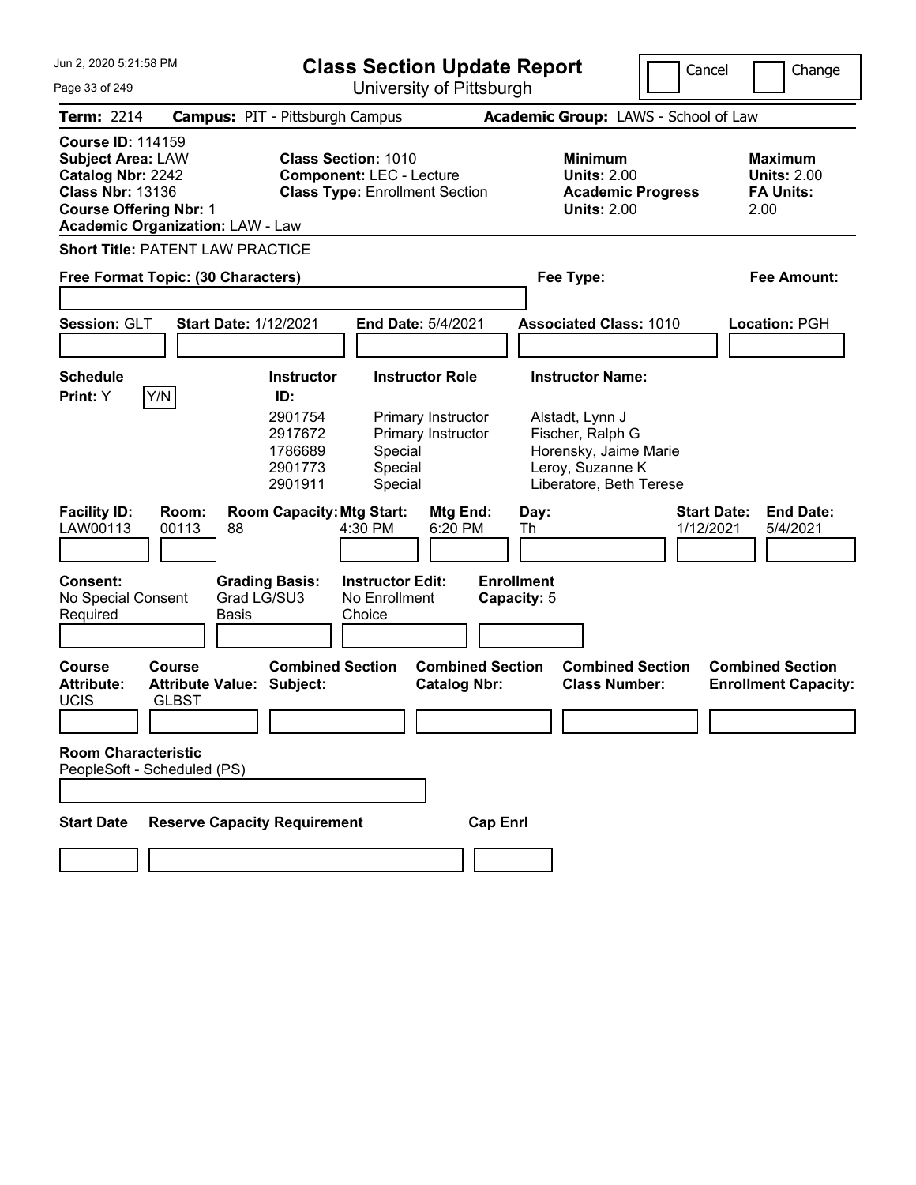# Class Section Update Report

University of Pittsburgh

Cancel | Change

**Term:** 2214 **Campus:** PIT - Pittsburgh Campus **Academic Group:** LAWS - School of Law

**Course ID:** 114159
**Subject Area:** LAW
**Catalog Nbr:** 2242
**Class Nbr:** 13136
**Course Offering Nbr:** 1
**Academic Organization:** LAW - Law

**Class Section:** 1010
**Component:** LEC - Lecture
**Class Type:** Enrollment Section

**Minimum Units:** 2.00
**Academic Progress Units:** 2.00

**Maximum Units:** 2.00
**FA Units:** 2.00

**Short Title:** PATENT LAW PRACTICE

**Free Format Topic: (30 Characters)**

**Fee Type:**

**Fee Amount:**

**Session:** GLT **Start Date:** 1/12/2021 **End Date:** 5/4/2021 **Associated Class:** 1010 **Location:** PGH

**Schedule Print:** Y Y/N

| Instructor ID: | Instructor Role | Instructor Name: |
|---|---|---|
| 2901754 | Primary Instructor | Alstadt, Lynn J |
| 2917672 | Primary Instructor | Fischer, Ralph G |
| 1786689 | Special | Horensky, Jaime Marie |
| 2901773 | Special | Leroy, Suzanne K |
| 2901911 | Special | Liberatore, Beth Terese |

| Facility ID: | Room: | Room Capacity: | Mtg Start: | Mtg End: | Day: | Start Date: | End Date: |
|---|---|---|---|---|---|---|---|
| LAW00113 | 00113 | 88 | 4:30 PM | 6:20 PM | Th | 1/12/2021 | 5/4/2021 |

**Consent:** No Special Consent Required
**Grading Basis:** Grad LG/SU3 Basis
**Instructor Edit:** No Enrollment Choice
**Enrollment Capacity:** 5

| Course Attribute: | Course Attribute Value: | Combined Section Subject: | Combined Section Catalog Nbr: | Combined Section Class Number: | Combined Section Enrollment Capacity: |
|---|---|---|---|---|---|
| UCIS | GLBST | | | | |

**Room Characteristic**
PeopleSoft - Scheduled (PS)

| Start Date | Reserve Capacity Requirement | Cap Enrl |
|---|---|---|
| | | |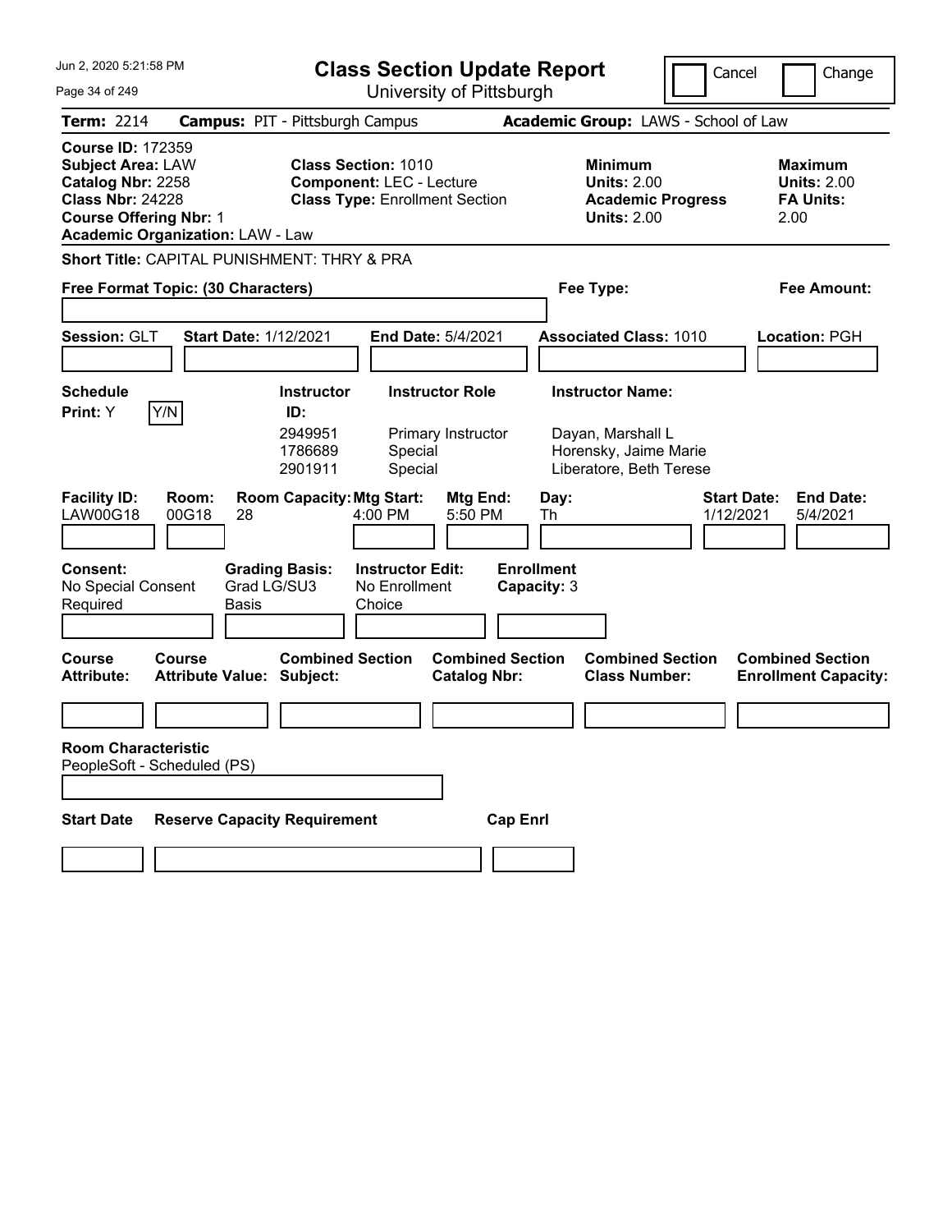# Class Section Update Report

University of Pittsburgh

Cancel | Change

**Term:** 2214 **Campus:** PIT - Pittsburgh Campus **Academic Group:** LAWS - School of Law

**Course ID:** 172359
**Subject Area:** LAW
**Catalog Nbr:** 2258
**Class Nbr:** 24228
**Course Offering Nbr:** 1
**Academic Organization:** LAW - Law

**Class Section:** 1010
**Component:** LEC - Lecture
**Class Type:** Enrollment Section

**Minimum Units:** 2.00
**Academic Progress Units:** 2.00

**Maximum Units:** 2.00
**FA Units:** 2.00

**Short Title:** CAPITAL PUNISHMENT: THRY & PRA

**Free Format Topic: (30 Characters)** | **Fee Type:** | **Fee Amount:**

**Session:** GLT **Start Date:** 1/12/2021 **End Date:** 5/4/2021 **Associated Class:** 1010 **Location:** PGH

**Schedule Print:** Y Y/N

| Instructor ID: | Instructor Role | Instructor Name: |
|---|---|---|
| 2949951 | Primary Instructor | Dayan, Marshall L |
| 1786689 | Special | Horensky, Jaime Marie |
| 2901911 | Special | Liberatore, Beth Terese |

| Facility ID: | Room: | Room Capacity: | Mtg Start: | Mtg End: | Day: | Start Date: | End Date: |
|---|---|---|---|---|---|---|---|
| LAW00G18 | 00G18 | 28 | 4:00 PM | 5:50 PM | Th | 1/12/2021 | 5/4/2021 |

**Consent:** No Special Consent Required
**Grading Basis:** Grad LG/SU3 Basis
**Instructor Edit:** No Enrollment Choice
**Enrollment Capacity:** 3

| Course Attribute: | Course Attribute Value: | Combined Section Subject: | Combined Section Catalog Nbr: | Combined Section Class Number: | Combined Section Enrollment Capacity: |
|---|---|---|---|---|---|
| | | | | | |

**Room Characteristic**
PeopleSoft - Scheduled (PS)

| Start Date | Reserve Capacity Requirement | Cap Enrl |
|---|---|---|
| | | |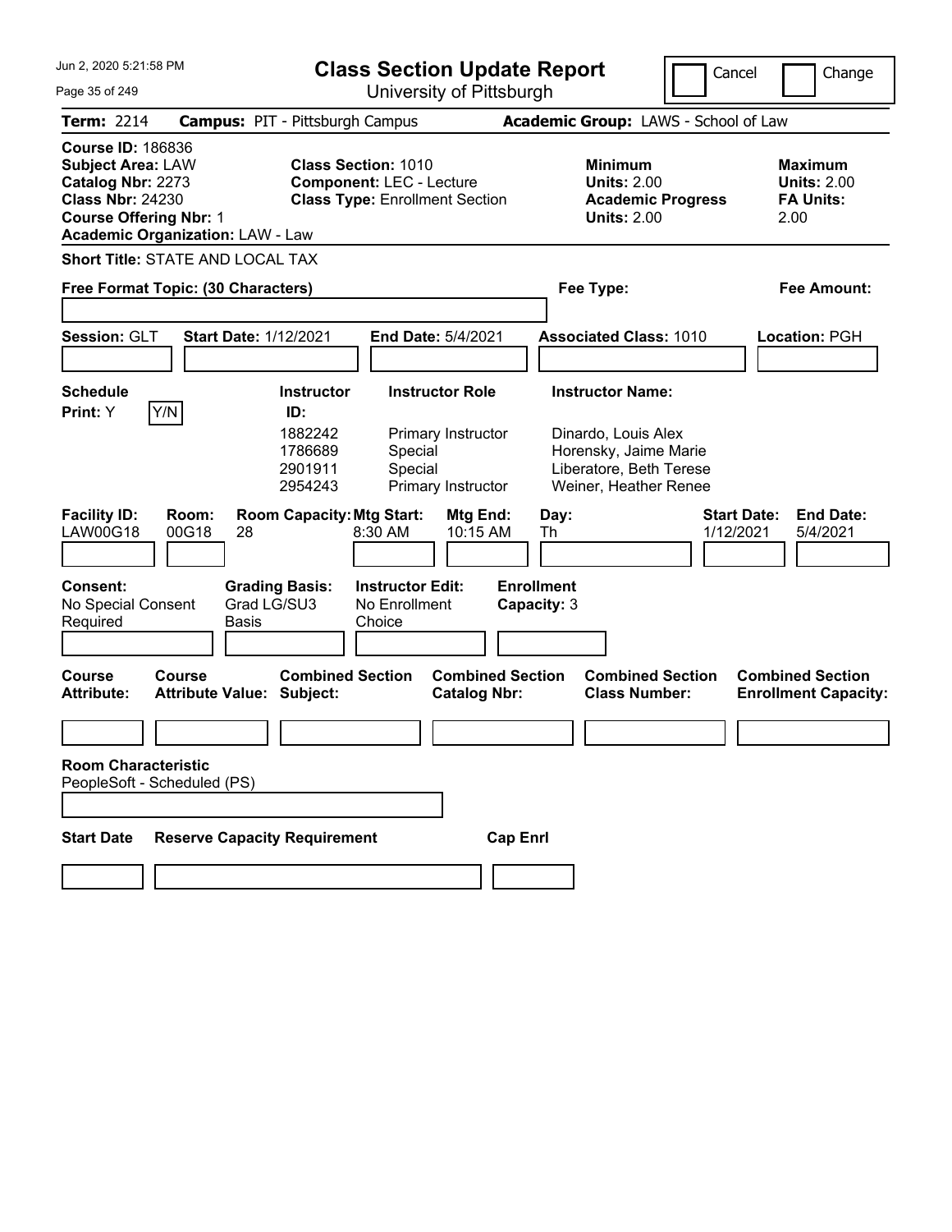# Class Section Update Report

University of Pittsburgh

Cancel | Change

**Term:** 2214 **Campus:** PIT - Pittsburgh Campus **Academic Group:** LAWS - School of Law

**Course ID:** 186836
**Subject Area:** LAW
**Catalog Nbr:** 2273
**Class Nbr:** 24230
**Course Offering Nbr:** 1
**Academic Organization:** LAW - Law

**Class Section:** 1010
**Component:** LEC - Lecture
**Class Type:** Enrollment Section

**Minimum Units:** 2.00
**Academic Progress Units:** 2.00

**Maximum Units:** 2.00
**FA Units:** 2.00

**Short Title:** STATE AND LOCAL TAX

**Free Format Topic: (30 Characters)**

**Fee Type:**

**Fee Amount:**

**Session:** GLT **Start Date:** 1/12/2021 **End Date:** 5/4/2021 **Associated Class:** 1010 **Location:** PGH

**Schedule Print:** Y Y/N

| Instructor ID | Instructor Role | Instructor Name |
|---|---|---|
| 1882242 | Primary Instructor | Dinardo, Louis Alex |
| 1786689 | Special | Horensky, Jaime Marie |
| 2901911 | Special | Liberatore, Beth Terese |
| 2954243 | Primary Instructor | Weiner, Heather Renee |

| Facility ID | Room | Room Capacity | Mtg Start | Mtg End | Day | Start Date | End Date |
|---|---|---|---|---|---|---|---|
| LAW00G18 | 00G18 | 28 | 8:30 AM | 10:15 AM | Th | 1/12/2021 | 5/4/2021 |

**Consent:** No Special Consent Required
**Grading Basis:** Grad LG/SU3 Basis
**Instructor Edit:** No Enrollment Choice
**Enrollment Capacity:** 3

| Course Attribute: | Course Attribute Value: | Combined Section Subject: | Combined Section Catalog Nbr: | Combined Section Class Number: | Combined Section Enrollment Capacity: |
|---|---|---|---|---|---|
| | | | | | |

**Room Characteristic**
PeopleSoft - Scheduled (PS)

| Start Date | Reserve Capacity Requirement | Cap Enrl |
|---|---|---|
| | | |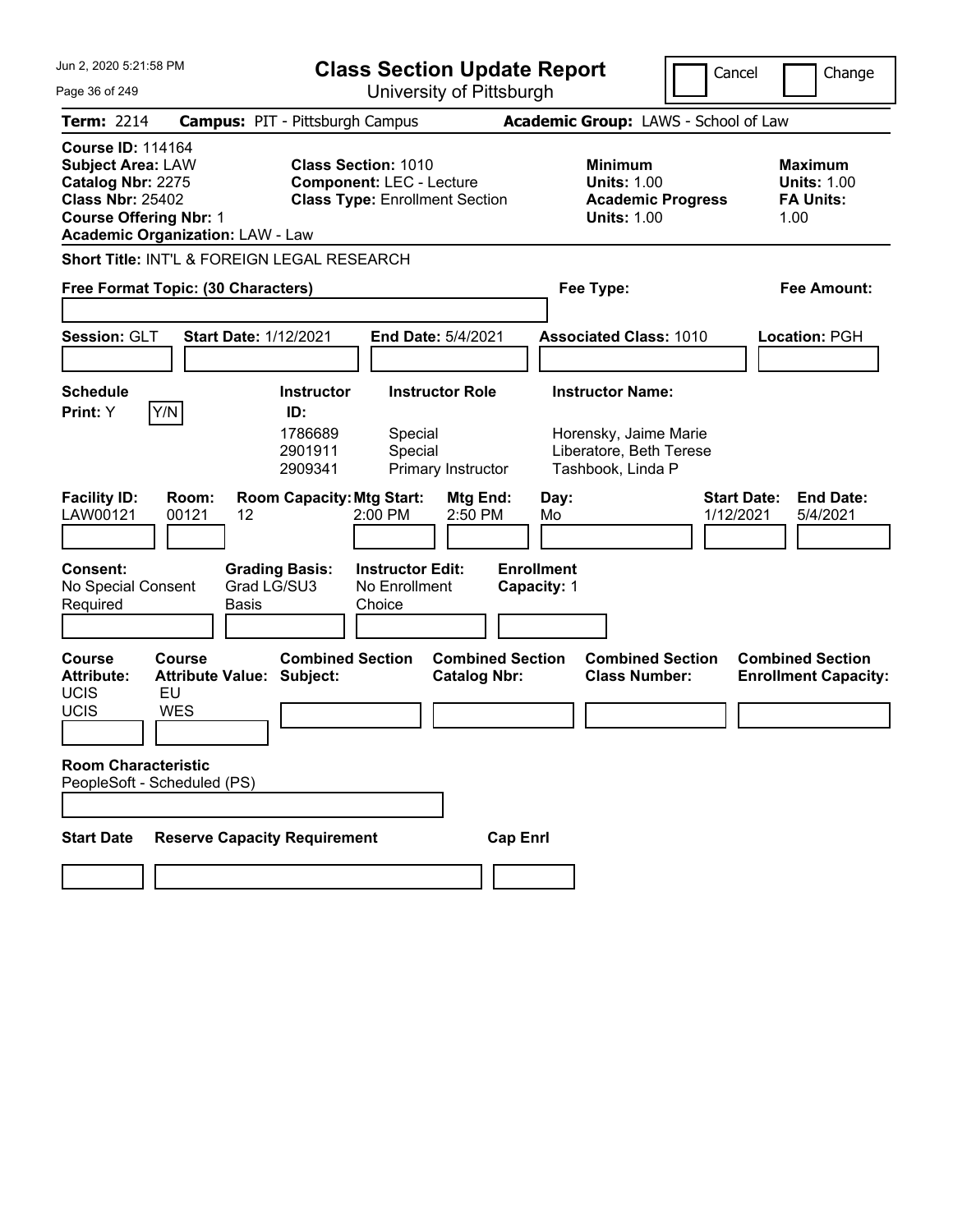# Class Section Update Report

University of Pittsburgh

Jun 2, 2020 5:21:58 PM

Cancel | Change

**Term:** 2214 **Campus:** PIT - Pittsburgh Campus **Academic Group:** LAWS - School of Law

**Course ID:** 114164
**Subject Area:** LAW
**Catalog Nbr:** 2275
**Class Nbr:** 25402
**Course Offering Nbr:** 1
**Academic Organization:** LAW - Law

**Class Section:** 1010
**Component:** LEC - Lecture
**Class Type:** Enrollment Section

**Minimum Units:** 1.00
**Academic Progress Units:** 1.00

**Maximum Units:** 1.00
**FA Units:** 1.00

**Short Title:** INT'L & FOREIGN LEGAL RESEARCH

**Free Format Topic: (30 Characters)**

**Fee Type:**

**Fee Amount:**

**Session:** GLT **Start Date:** 1/12/2021 **End Date:** 5/4/2021 **Associated Class:** 1010 **Location:** PGH

**Schedule Print:** Y Y/N

| Instructor ID | Instructor Role | Instructor Name |
|---|---|---|
| 1786689 | Special | Horensky, Jaime Marie |
| 2901911 | Special | Liberatore, Beth Terese |
| 2909341 | Primary Instructor | Tashbook, Linda P |

| Facility ID | Room | Room Capacity | Mtg Start | Mtg End | Day | Start Date | End Date |
|---|---|---|---|---|---|---|---|
| LAW00121 | 00121 | 12 | 2:00 PM | 2:50 PM | Mo | 1/12/2021 | 5/4/2021 |

**Consent:** No Special Consent Required
**Grading Basis:** Grad LG/SU3 Basis
**Instructor Edit:** No Enrollment Choice
**Enrollment Capacity:** 1

| Course Attribute | Course Attribute Value | Combined Section Subject | Combined Section Catalog Nbr | Combined Section Class Number | Combined Section Enrollment Capacity |
|---|---|---|---|---|---|
| UCIS | EU | | | | |
| UCIS | WES | | | | |

**Room Characteristic**
PeopleSoft - Scheduled (PS)

| Start Date | Reserve Capacity Requirement | Cap Enrl |
|---|---|---|
| | | |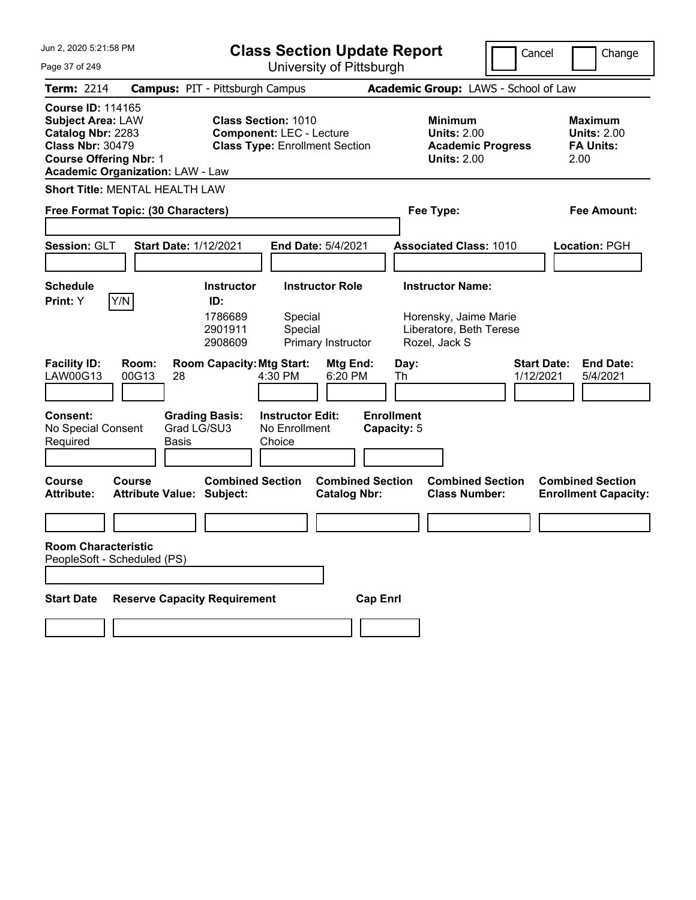# Class Section Update Report

University of Pittsburgh

Jun 2, 2020 5:21:58 PM

Cancel | Change

**Term:** 2214 **Campus:** PIT - Pittsburgh Campus **Academic Group:** LAWS - School of Law

**Course ID:** 114165
**Subject Area:** LAW
**Catalog Nbr:** 2283
**Class Nbr:** 30479
**Course Offering Nbr:** 1
**Academic Organization:** LAW - Law

**Class Section:** 1010
**Component:** LEC - Lecture
**Class Type:** Enrollment Section

**Minimum Units:** 2.00
**Academic Progress Units:** 2.00

**Maximum Units:** 2.00
**FA Units:** 2.00

**Short Title:** MENTAL HEALTH LAW

**Free Format Topic: (30 Characters)**

**Fee Type:**

**Fee Amount:**

**Session:** GLT **Start Date:** 1/12/2021 **End Date:** 5/4/2021 **Associated Class:** 1010 **Location:** PGH

**Schedule Print:** Y [Y/N]

| Instructor ID | Instructor Role | Instructor Name |
|---|---|---|
| 1786689 | Special | Horensky, Jaime Marie |
| 2901911 | Special | Liberatore, Beth Terese |
| 2908609 | Primary Instructor | Rozel, Jack S |

| Facility ID | Room | Room Capacity | Mtg Start | Mtg End | Day | Start Date | End Date |
|---|---|---|---|---|---|---|---|
| LAW00G13 | 00G13 | 28 | 4:30 PM | 6:20 PM | Th | 1/12/2021 | 5/4/2021 |

**Consent:** No Special Consent Required
**Grading Basis:** Grad LG/SU3 Basis
**Instructor Edit:** No Enrollment Choice
**Enrollment Capacity:** 5

| Course Attribute | Course Attribute Value | Combined Section Subject | Combined Section Catalog Nbr | Combined Section Class Number | Combined Section Enrollment Capacity |
|---|---|---|---|---|---|
| | | | | | |

**Room Characteristic**
PeopleSoft - Scheduled (PS)

| Start Date | Reserve Capacity Requirement | Cap Enrl |
|---|---|---|
| | | |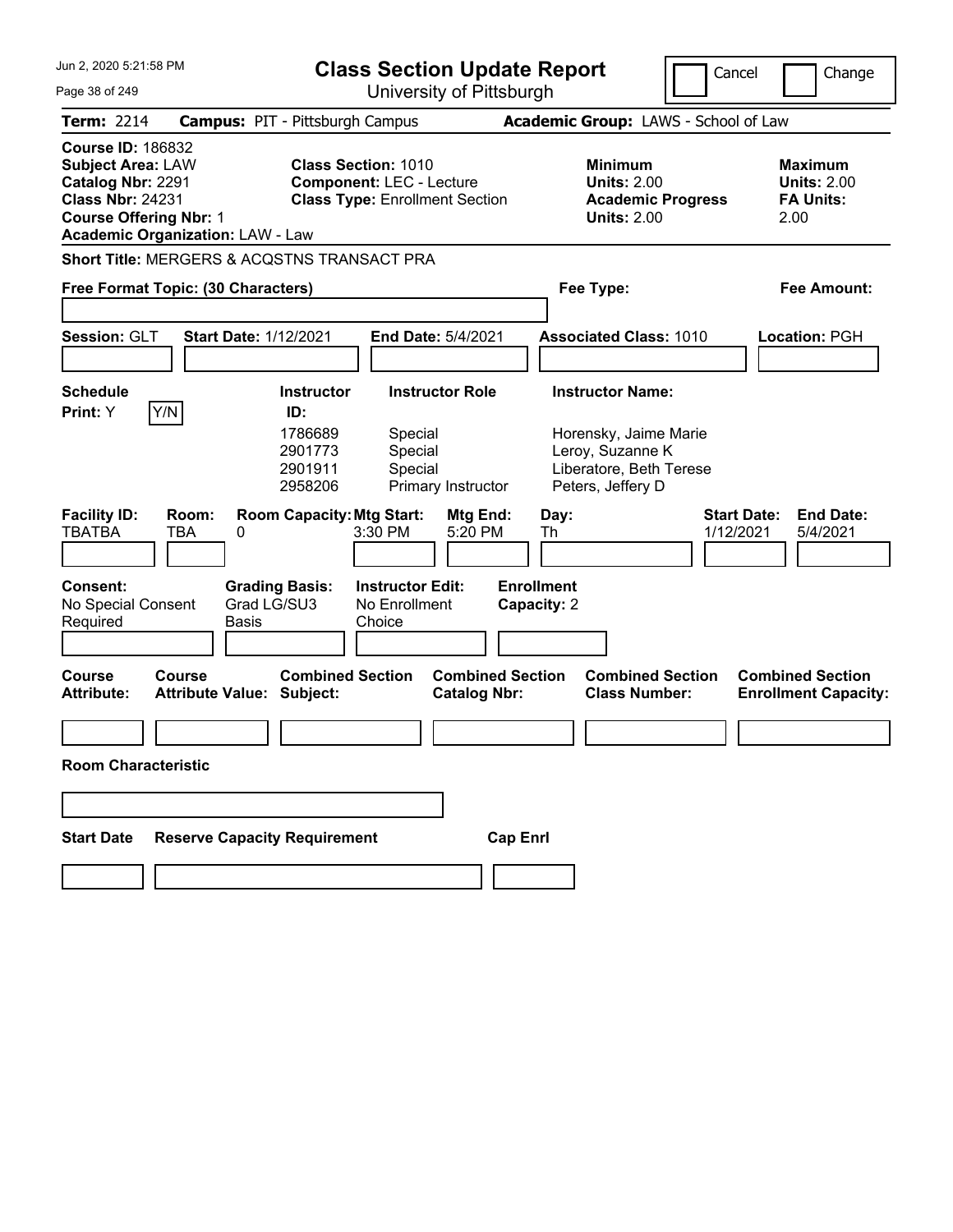# Class Section Update Report

University of Pittsburgh

Cancel | Change

Jun 2, 2020 5:21:58 PM

**Term:** 2214 **Campus:** PIT - Pittsburgh Campus **Academic Group:** LAWS - School of Law

**Course ID:** 186832
**Subject Area:** LAW
**Catalog Nbr:** 2291
**Class Nbr:** 24231
**Course Offering Nbr:** 1
**Academic Organization:** LAW - Law

**Class Section:** 1010
**Component:** LEC - Lecture
**Class Type:** Enrollment Section

**Minimum Units:** 2.00
**Academic Progress Units:** 2.00

**Maximum Units:** 2.00
**FA Units:** 2.00

**Short Title:** MERGERS & ACQSTNS TRANSACT PRA

**Free Format Topic: (30 Characters)**

**Fee Type:**

**Fee Amount:**

**Session:** GLT **Start Date:** 1/12/2021 **End Date:** 5/4/2021 **Associated Class:** 1010 **Location:** PGH

**Schedule Print:** Y Y/N

| Instructor ID | Instructor Role | Instructor Name |
|---|---|---|
| 1786689 | Special | Horensky, Jaime Marie |
| 2901773 | Special | Leroy, Suzanne K |
| 2901911 | Special | Liberatore, Beth Terese |
| 2958206 | Primary Instructor | Peters, Jeffery D |

| Facility ID | Room | Room Capacity | Mtg Start | Mtg End | Day | Start Date | End Date |
|---|---|---|---|---|---|---|---|
| TBATBA | TBA | 0 | 3:30 PM | 5:20 PM | Th | 1/12/2021 | 5/4/2021 |

**Consent:** No Special Consent Required
**Grading Basis:** Grad LG/SU3 Basis
**Instructor Edit:** No Enrollment Choice
**Enrollment Capacity:** 2

| Course Attribute | Course Attribute Value | Combined Section Subject | Combined Section Catalog Nbr | Combined Section Class Number | Combined Section Enrollment Capacity |
|---|---|---|---|---|---|
| | | | | | |

**Room Characteristic**

| Start Date | Reserve Capacity Requirement | Cap Enrl |
|---|---|---|
| | | |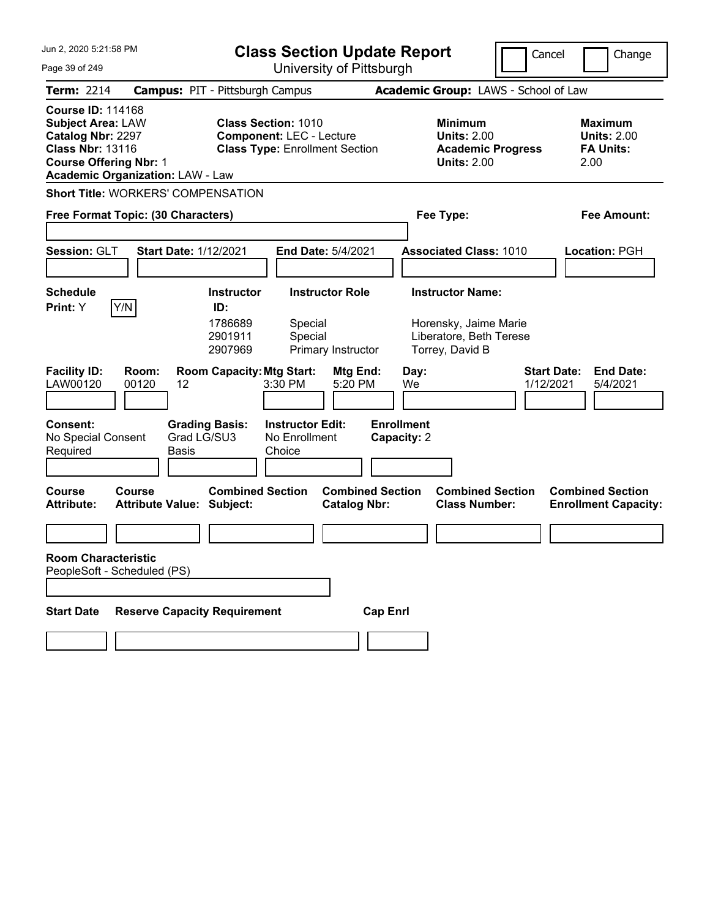# Class Section Update Report

University of Pittsburgh

Cancel | Change

**Term:** 2214 **Campus:** PIT - Pittsburgh Campus **Academic Group:** LAWS - School of Law

**Course ID:** 114168
**Subject Area:** LAW
**Catalog Nbr:** 2297
**Class Nbr:** 13116
**Course Offering Nbr:** 1
**Academic Organization:** LAW - Law

**Class Section:** 1010
**Component:** LEC - Lecture
**Class Type:** Enrollment Section

**Minimum Units:** 2.00
**Academic Progress Units:** 2.00

**Maximum Units:** 2.00
**FA Units:** 2.00

**Short Title:** WORKERS' COMPENSATION

**Free Format Topic: (30 Characters)**

**Fee Type:**

**Fee Amount:**

**Session:** GLT **Start Date:** 1/12/2021 **End Date:** 5/4/2021 **Associated Class:** 1010 **Location:** PGH

**Schedule Print:** Y Y/N

| Instructor ID: | Instructor Role | Instructor Name: |
|---|---|---|
| 1786689 | Special | Horensky, Jaime Marie |
| 2901911 | Special | Liberatore, Beth Terese |
| 2907969 | Primary Instructor | Torrey, David B |

| Facility ID: | Room: | Room Capacity: | Mtg Start: | Mtg End: | Day: | Start Date: | End Date: |
|---|---|---|---|---|---|---|---|
| LAW00120 | 00120 | 12 | 3:30 PM | 5:20 PM | We | 1/12/2021 | 5/4/2021 |

**Consent:** No Special Consent Required
**Grading Basis:** Grad LG/SU3 Basis
**Instructor Edit:** No Enrollment Choice
**Enrollment Capacity:** 2

| Course Attribute: | Course Attribute Value: | Combined Section Subject: | Combined Section Catalog Nbr: | Combined Section Class Number: | Combined Section Enrollment Capacity: |
|---|---|---|---|---|---|
| | | | | | |

**Room Characteristic**
PeopleSoft - Scheduled (PS)

| Start Date | Reserve Capacity Requirement | Cap Enrl |
|---|---|---|
| | | |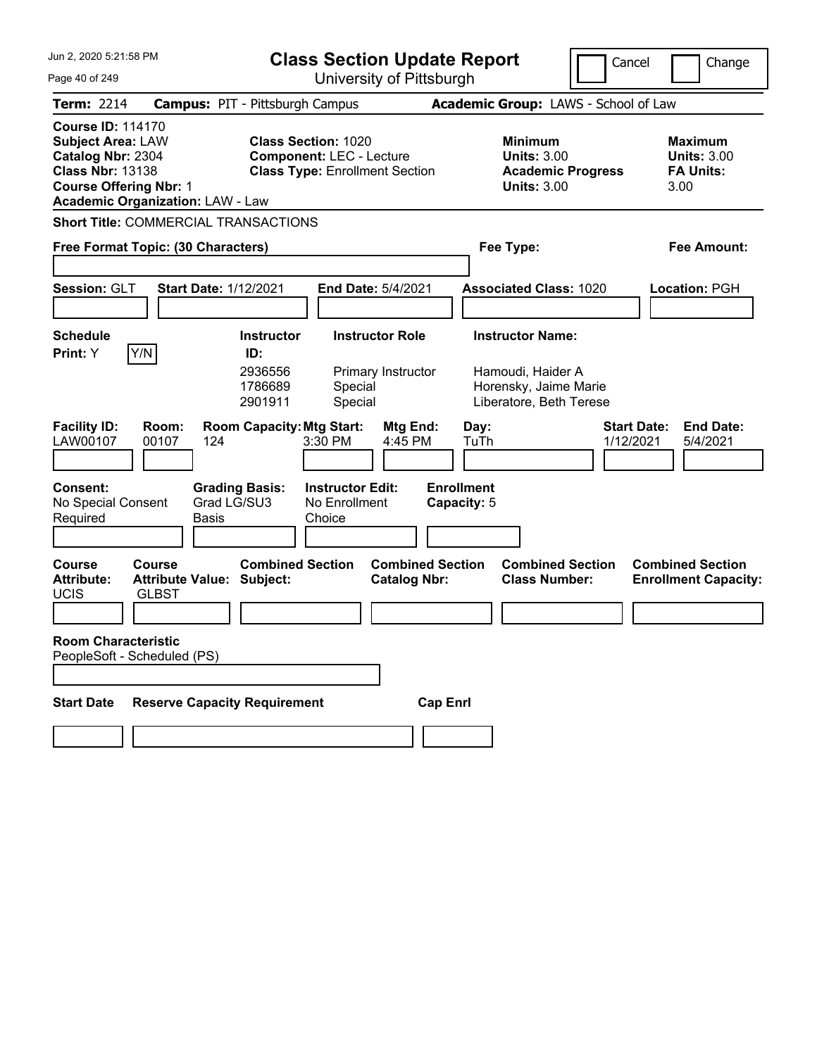# Class Section Update Report

University of Pittsburgh

Jun 2, 2020 5:21:58 PM

Cancel | Change

**Term:** 2214 **Campus:** PIT - Pittsburgh Campus **Academic Group:** LAWS - School of Law

**Course ID:** 114170
**Subject Area:** LAW
**Catalog Nbr:** 2304
**Class Nbr:** 13138
**Course Offering Nbr:** 1
**Academic Organization:** LAW - Law

**Class Section:** 1020
**Component:** LEC - Lecture
**Class Type:** Enrollment Section

**Minimum Units:** 3.00
**Academic Progress Units:** 3.00

**Maximum Units:** 3.00
**FA Units:** 3.00

**Short Title:** COMMERCIAL TRANSACTIONS

**Free Format Topic: (30 Characters)**

**Fee Type:**

**Fee Amount:**

**Session:** GLT **Start Date:** 1/12/2021 **End Date:** 5/4/2021 **Associated Class:** 1020 **Location:** PGH

**Schedule Print:** Y Y/N

| Instructor ID: | Instructor Role | Instructor Name: |
|---|---|---|
| 2936556 | Primary Instructor | Hamoudi, Haider A |
| 1786689 | Special | Horensky, Jaime Marie |
| 2901911 | Special | Liberatore, Beth Terese |

| Facility ID: | Room: | Room Capacity: | Mtg Start: | Mtg End: | Day: | Start Date: | End Date: |
|---|---|---|---|---|---|---|---|
| LAW00107 | 00107 | 124 | 3:30 PM | 4:45 PM | TuTh | 1/12/2021 | 5/4/2021 |

**Consent:** No Special Consent Required
**Grading Basis:** Grad LG/SU3 Basis
**Instructor Edit:** No Enrollment Choice
**Enrollment Capacity:** 5

| Course Attribute: | Course Attribute Value: | Combined Section Subject: | Combined Section Catalog Nbr: | Combined Section Class Number: | Combined Section Enrollment Capacity: |
|---|---|---|---|---|---|
| UCIS | GLBST | | | | |

**Room Characteristic**
PeopleSoft - Scheduled (PS)

| Start Date | Reserve Capacity Requirement | Cap Enrl |
|---|---|---|
| | | |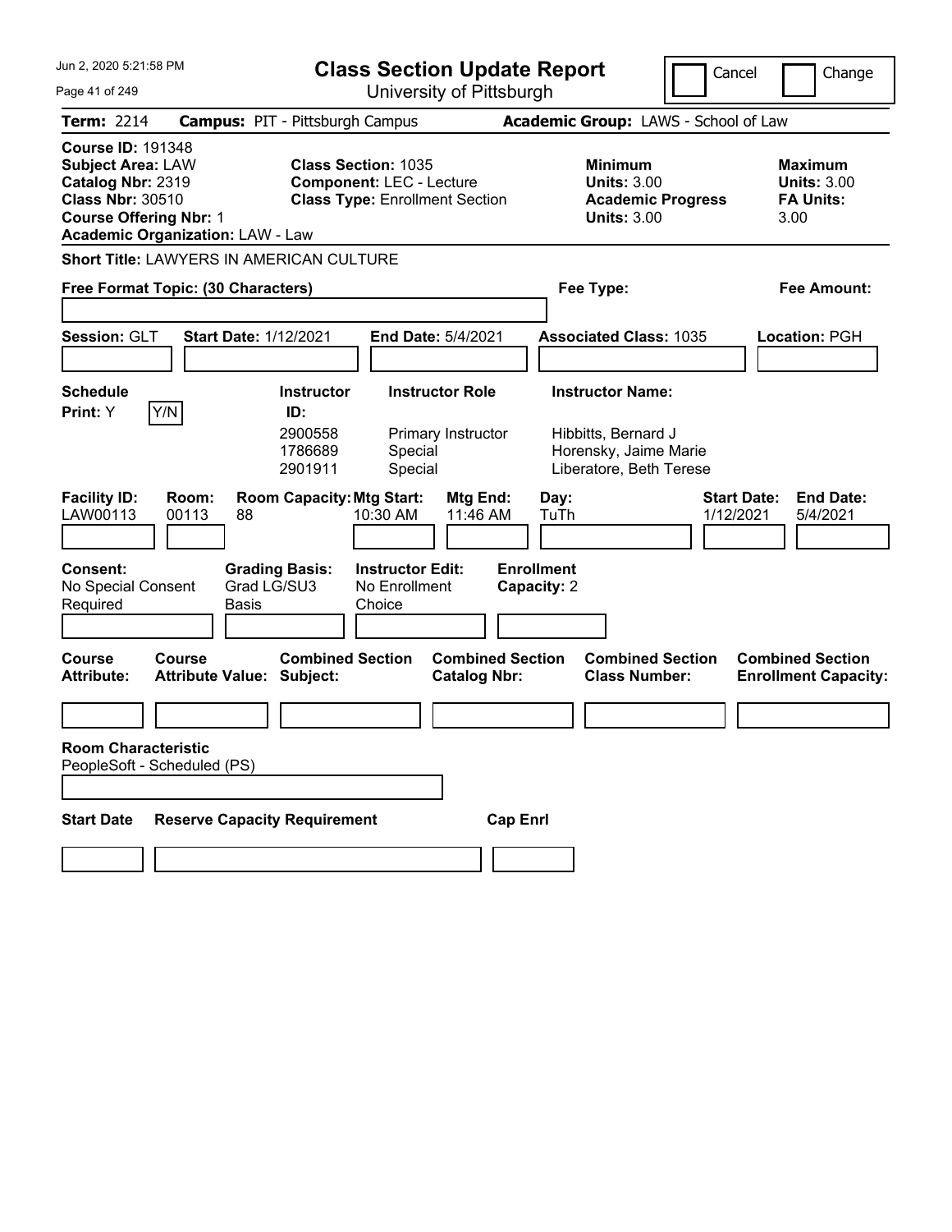# Class Section Update Report

University of Pittsburgh

Jun 2, 2020 5:21:58 PM

Cancel | Change

**Term:** 2214 **Campus:** PIT - Pittsburgh Campus **Academic Group:** LAWS - School of Law

**Course ID:** 191348
**Subject Area:** LAW
**Catalog Nbr:** 2319
**Class Nbr:** 30510
**Course Offering Nbr:** 1
**Academic Organization:** LAW - Law

**Class Section:** 1035
**Component:** LEC - Lecture
**Class Type:** Enrollment Section

**Minimum Units:** 3.00
**Academic Progress Units:** 3.00

**Maximum Units:** 3.00
**FA Units:** 3.00

**Short Title:** LAWYERS IN AMERICAN CULTURE

**Free Format Topic: (30 Characters)**

**Fee Type:**

**Fee Amount:**

**Session:** GLT **Start Date:** 1/12/2021 **End Date:** 5/4/2021 **Associated Class:** 1035 **Location:** PGH

**Schedule Print:** Y Y/N

| Instructor ID | Instructor Role | Instructor Name |
|---|---|---|
| 2900558 | Primary Instructor | Hibbitts, Bernard J |
| 1786689 | Special | Horensky, Jaime Marie |
| 2901911 | Special | Liberatore, Beth Terese |

| Facility ID | Room | Room Capacity | Mtg Start | Mtg End | Day | Start Date | End Date |
|---|---|---|---|---|---|---|---|
| LAW00113 | 00113 | 88 | 10:30 AM | 11:46 AM | TuTh | 1/12/2021 | 5/4/2021 |

**Consent:** No Special Consent Required
**Grading Basis:** Grad LG/SU3 Basis
**Instructor Edit:** No Enrollment Choice
**Enrollment Capacity:** 2

| Course Attribute | Course Attribute Value | Combined Section Subject | Combined Section Catalog Nbr | Combined Section Class Number | Combined Section Enrollment Capacity |
|---|---|---|---|---|---|
| | | | | | |

**Room Characteristic**
PeopleSoft - Scheduled (PS)

| Start Date | Reserve Capacity Requirement | Cap Enrl |
|---|---|---|
| | | |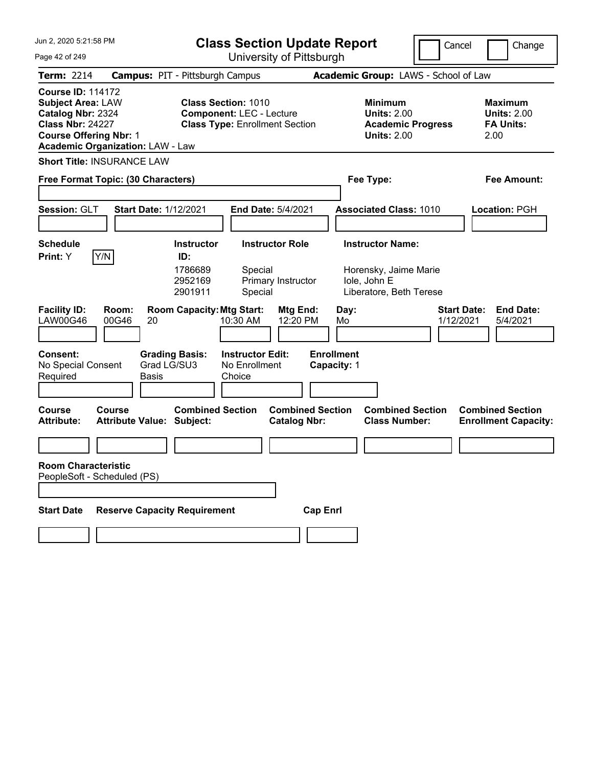Jun 2, 2020 5:21:58 PM

# Class Section Update Report

University of Pittsburgh

Cancel | Change

**Term:** 2214 **Campus:** PIT - Pittsburgh Campus **Academic Group:** LAWS - School of Law

**Course ID:** 114172
**Subject Area:** LAW
**Catalog Nbr:** 2324
**Class Nbr:** 24227
**Course Offering Nbr:** 1
**Academic Organization:** LAW - Law

**Class Section:** 1010
**Component:** LEC - Lecture
**Class Type:** Enrollment Section

**Minimum Units:** 2.00
**Academic Progress Units:** 2.00

**Maximum Units:** 2.00
**FA Units:** 2.00

**Short Title:** INSURANCE LAW

**Free Format Topic: (30 Characters)**

**Fee Type:**

**Fee Amount:**

**Session:** GLT **Start Date:** 1/12/2021 **End Date:** 5/4/2021 **Associated Class:** 1010 **Location:** PGH

**Schedule Print:** Y Y/N

| Instructor ID: | Instructor Role | Instructor Name: |
|---|---|---|
| 1786689 | Special | Horensky, Jaime Marie |
| 2952169 | Primary Instructor | Iole, John E |
| 2901911 | Special | Liberatore, Beth Terese |

| Facility ID: | Room: | Room Capacity: | Mtg Start: | Mtg End: | Day: | Start Date: | End Date: |
|---|---|---|---|---|---|---|---|
| LAW00G46 | 00G46 | 20 | 10:30 AM | 12:20 PM | Mo | 1/12/2021 | 5/4/2021 |

**Consent:** No Special Consent Required
**Grading Basis:** Grad LG/SU3 Basis
**Instructor Edit:** No Enrollment Choice
**Enrollment Capacity:** 1

| Course Attribute: | Course Attribute Value: | Combined Section Subject: | Combined Section Catalog Nbr: | Combined Section Class Number: | Combined Section Enrollment Capacity: |
|---|---|---|---|---|---|
| | | | | | |

**Room Characteristic**
PeopleSoft - Scheduled (PS)

| Start Date | Reserve Capacity Requirement | Cap Enrl |
|---|---|---|
| | | |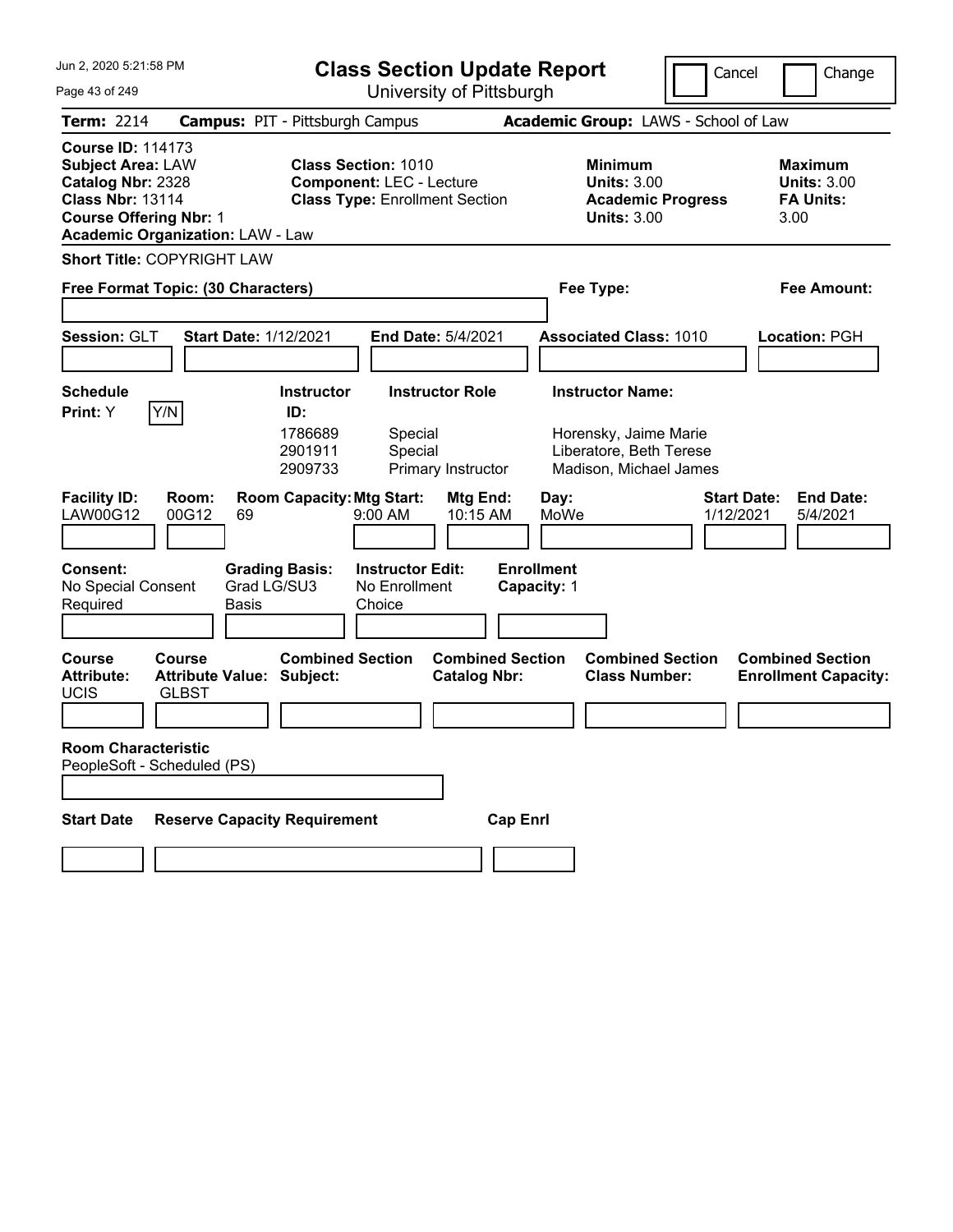# Class Section Update Report

University of Pittsburgh

Jun 2, 2020 5:21:58 PM

Cancel | Change

**Term:** 2214 **Campus:** PIT - Pittsburgh Campus **Academic Group:** LAWS - School of Law

**Course ID:** 114173
**Subject Area:** LAW
**Catalog Nbr:** 2328
**Class Nbr:** 13114
**Course Offering Nbr:** 1
**Academic Organization:** LAW - Law

**Class Section:** 1010
**Component:** LEC - Lecture
**Class Type:** Enrollment Section

**Minimum Units:** 3.00
**Academic Progress Units:** 3.00

**Maximum Units:** 3.00
**FA Units:** 3.00

**Short Title:** COPYRIGHT LAW

**Free Format Topic: (30 Characters)**

**Fee Type:**

**Fee Amount:**

**Session:** GLT **Start Date:** 1/12/2021 **End Date:** 5/4/2021 **Associated Class:** 1010 **Location:** PGH

**Schedule Print:** Y Y/N

| Instructor ID: | Instructor Role | Instructor Name: |
|---|---|---|
| 1786689 | Special | Horensky, Jaime Marie |
| 2901911 | Special | Liberatore, Beth Terese |
| 2909733 | Primary Instructor | Madison, Michael James |

| Facility ID: | Room: | Room Capacity: | Mtg Start: | Mtg End: | Day: | Start Date: | End Date: |
|---|---|---|---|---|---|---|---|
| LAW00G12 | 00G12 | 69 | 9:00 AM | 10:15 AM | MoWe | 1/12/2021 | 5/4/2021 |

| Consent: | Grading Basis: | Instructor Edit: | Enrollment Capacity: |
|---|---|---|---|
| No Special Consent Required | Grad LG/SU3 Basis | No Enrollment Choice | 1 |

| Course Attribute: | Course Attribute Value: | Combined Section Subject: | Combined Section Catalog Nbr: | Combined Section Class Number: | Combined Section Enrollment Capacity: |
|---|---|---|---|---|---|
| UCIS | GLBST | | | | |

**Room Characteristic**
PeopleSoft - Scheduled (PS)

| Start Date | Reserve Capacity Requirement | Cap Enrl |
|---|---|---|
| | | |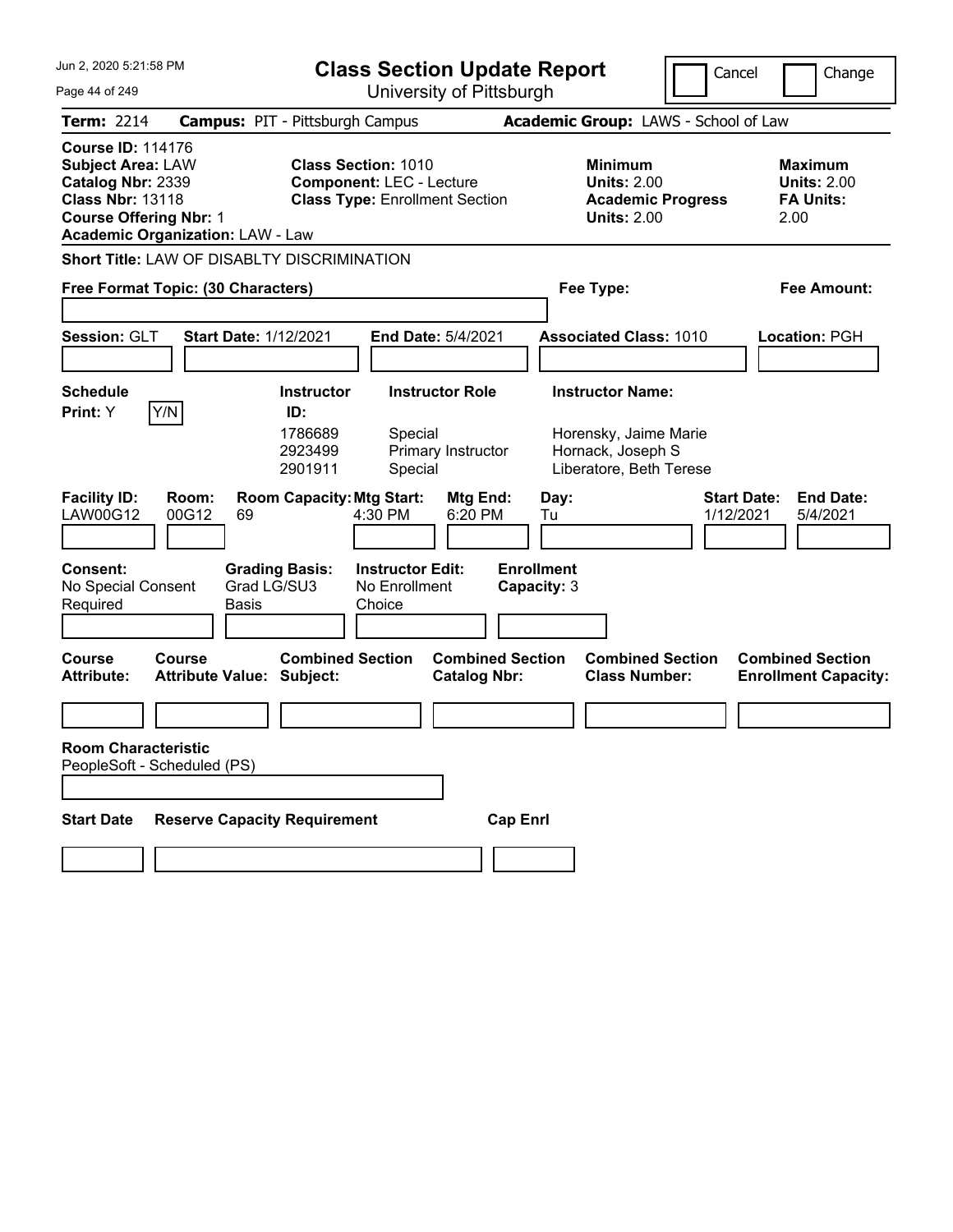# Class Section Update Report

University of Pittsburgh

Jun 2, 2020 5:21:58 PM

Cancel | Change

**Term:** 2214 **Campus:** PIT - Pittsburgh Campus **Academic Group:** LAWS - School of Law

**Course ID:** 114176
**Subject Area:** LAW
**Catalog Nbr:** 2339
**Class Nbr:** 13118
**Course Offering Nbr:** 1
**Academic Organization:** LAW - Law

**Class Section:** 1010
**Component:** LEC - Lecture
**Class Type:** Enrollment Section

**Minimum Units:** 2.00
**Academic Progress Units:** 2.00

**Maximum Units:** 2.00
**FA Units:** 2.00

**Short Title:** LAW OF DISABLTY DISCRIMINATION

**Free Format Topic: (30 Characters)**

**Fee Type:**

**Fee Amount:**

**Session:** GLT **Start Date:** 1/12/2021 **End Date:** 5/4/2021 **Associated Class:** 1010 **Location:** PGH

**Schedule Print:** Y Y/N

| Instructor ID | Instructor Role | Instructor Name |
|---|---|---|
| 1786689 | Special | Horensky, Jaime Marie |
| 2923499 | Primary Instructor | Hornack, Joseph S |
| 2901911 | Special | Liberatore, Beth Terese |

| Facility ID | Room | Room Capacity | Mtg Start | Mtg End | Day | Start Date | End Date |
|---|---|---|---|---|---|---|---|
| LAW00G12 | 00G12 | 69 | 4:30 PM | 6:20 PM | Tu | 1/12/2021 | 5/4/2021 |

**Consent:** No Special Consent Required
**Grading Basis:** Grad LG/SU3 Basis
**Instructor Edit:** No Enrollment Choice
**Enrollment Capacity:** 3

| Course Attribute | Course Attribute Value | Combined Section Subject | Combined Section Catalog Nbr | Combined Section Class Number | Combined Section Enrollment Capacity |
|---|---|---|---|---|---|
| | | | | | |

**Room Characteristic**
PeopleSoft - Scheduled (PS)

| Start Date | Reserve Capacity Requirement | Cap Enrl |
|---|---|---|
| | | |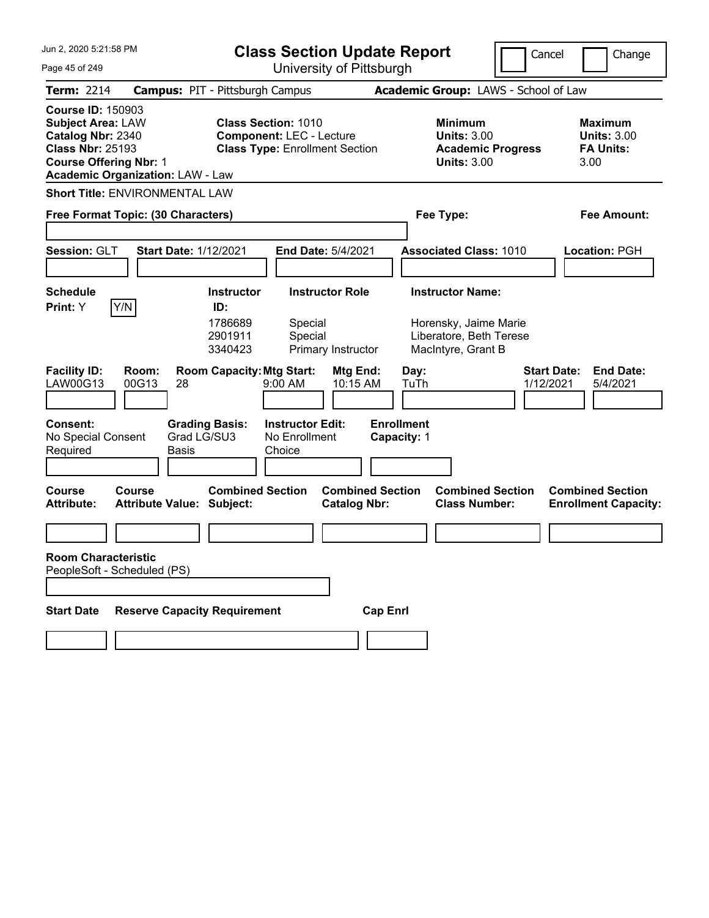# Class Section Update Report

University of Pittsburgh

Jun 2, 2020 5:21:58 PM

Cancel | Change

**Term:** 2214 **Campus:** PIT - Pittsburgh Campus **Academic Group:** LAWS - School of Law

**Course ID:** 150903
**Subject Area:** LAW
**Catalog Nbr:** 2340
**Class Nbr:** 25193
**Course Offering Nbr:** 1
**Academic Organization:** LAW - Law

**Class Section:** 1010
**Component:** LEC - Lecture
**Class Type:** Enrollment Section

**Minimum Units:** 3.00
**Academic Progress Units:** 3.00

**Maximum Units:** 3.00
**FA Units:** 3.00

**Short Title:** ENVIRONMENTAL LAW

**Free Format Topic: (30 Characters)**

**Fee Type:**

**Fee Amount:**

**Session:** GLT **Start Date:** 1/12/2021 **End Date:** 5/4/2021 **Associated Class:** 1010 **Location:** PGH

**Schedule Print:** Y [Y/N]

| Instructor ID | Instructor Role | Instructor Name |
|---|---|---|
| 1786689 | Special | Horensky, Jaime Marie |
| 2901911 | Special | Liberatore, Beth Terese |
| 3340423 | Primary Instructor | MacIntyre, Grant B |

| Facility ID | Room | Room Capacity | Mtg Start | Mtg End | Day | Start Date | End Date |
|---|---|---|---|---|---|---|---|
| LAW00G13 | 00G13 | 28 | 9:00 AM | 10:15 AM | TuTh | 1/12/2021 | 5/4/2021 |

**Consent:** No Special Consent Required
**Grading Basis:** Grad LG/SU3 Basis
**Instructor Edit:** No Enrollment Choice
**Enrollment Capacity:** 1

| Course Attribute | Course Attribute Value | Combined Section Subject | Combined Section Catalog Nbr | Combined Section Class Number | Combined Section Enrollment Capacity |
|---|---|---|---|---|---|
| | | | | | |

**Room Characteristic**
PeopleSoft - Scheduled (PS)

| Start Date | Reserve Capacity Requirement | Cap Enrl |
|---|---|---|
| | | |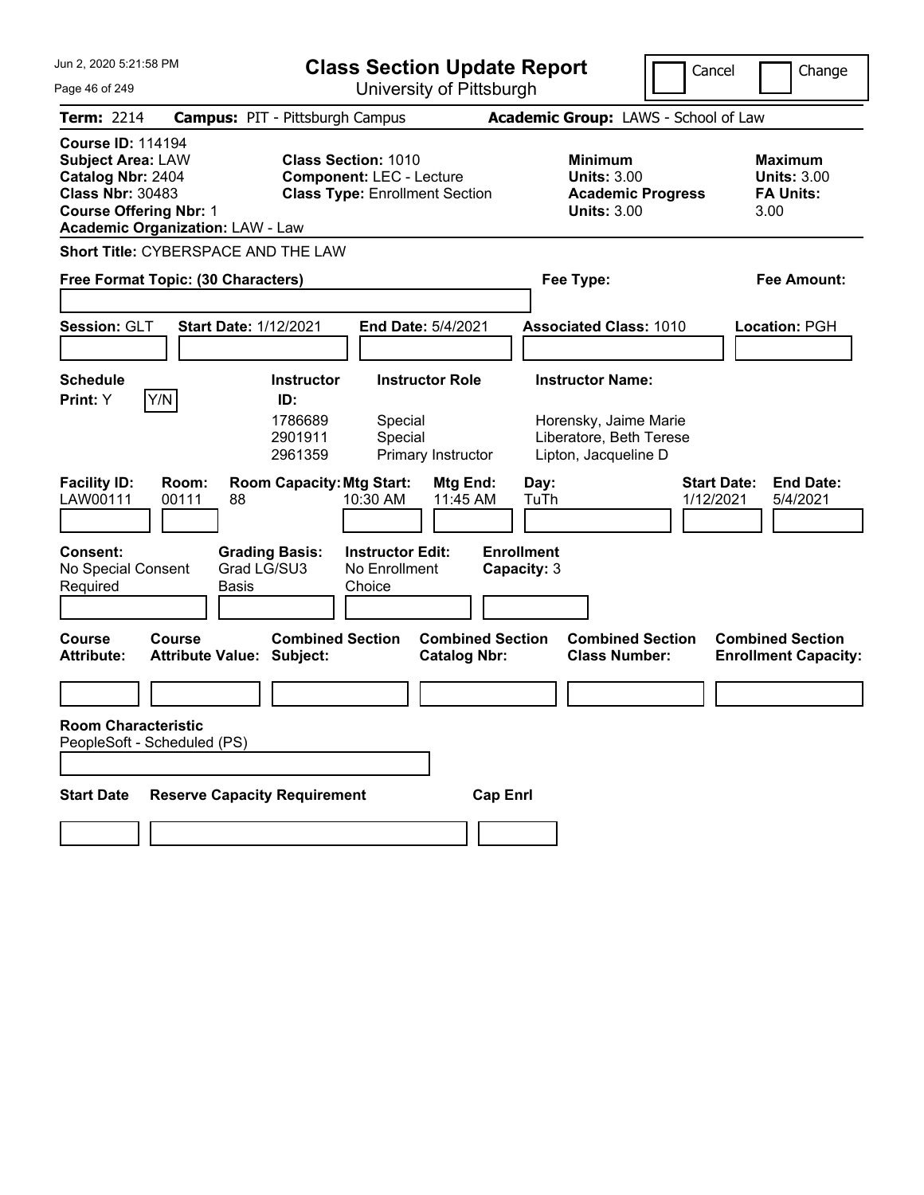Jun 2, 2020 5:21:58 PM

# Class Section Update Report

University of Pittsburgh

Cancel | Change

**Term:** 2214 **Campus:** PIT - Pittsburgh Campus **Academic Group:** LAWS - School of Law

**Course ID:** 114194
**Subject Area:** LAW
**Catalog Nbr:** 2404
**Class Nbr:** 30483
**Course Offering Nbr:** 1
**Academic Organization:** LAW - Law

**Class Section:** 1010
**Component:** LEC - Lecture
**Class Type:** Enrollment Section

**Minimum Units:** 3.00
**Academic Progress Units:** 3.00

**Maximum Units:** 3.00
**FA Units:** 3.00

**Short Title:** CYBERSPACE AND THE LAW

**Free Format Topic: (30 Characters)**

**Fee Type:**

**Fee Amount:**

**Session:** GLT **Start Date:** 1/12/2021 **End Date:** 5/4/2021 **Associated Class:** 1010 **Location:** PGH

**Schedule Print:** Y Y/N

| Instructor ID: | Instructor Role | Instructor Name: |
|---|---|---|
| 1786689 | Special | Horensky, Jaime Marie |
| 2901911 | Special | Liberatore, Beth Terese |
| 2961359 | Primary Instructor | Lipton, Jacqueline D |

| Facility ID: | Room: | Room Capacity: | Mtg Start: | Mtg End: | Day: | Start Date: | End Date: |
|---|---|---|---|---|---|---|---|
| LAW00111 | 00111 | 88 | 10:30 AM | 11:45 AM | TuTh | 1/12/2021 | 5/4/2021 |

**Consent:** No Special Consent Required
**Grading Basis:** Grad LG/SU3 Basis
**Instructor Edit:** No Enrollment Choice
**Enrollment Capacity:** 3

| Course Attribute: | Course Attribute Value: | Combined Section Subject: | Combined Section Catalog Nbr: | Combined Section Class Number: | Combined Section Enrollment Capacity: |
|---|---|---|---|---|---|
| | | | | | |

**Room Characteristic**
PeopleSoft - Scheduled (PS)

| Start Date | Reserve Capacity Requirement | Cap Enrl |
|---|---|---|
| | | |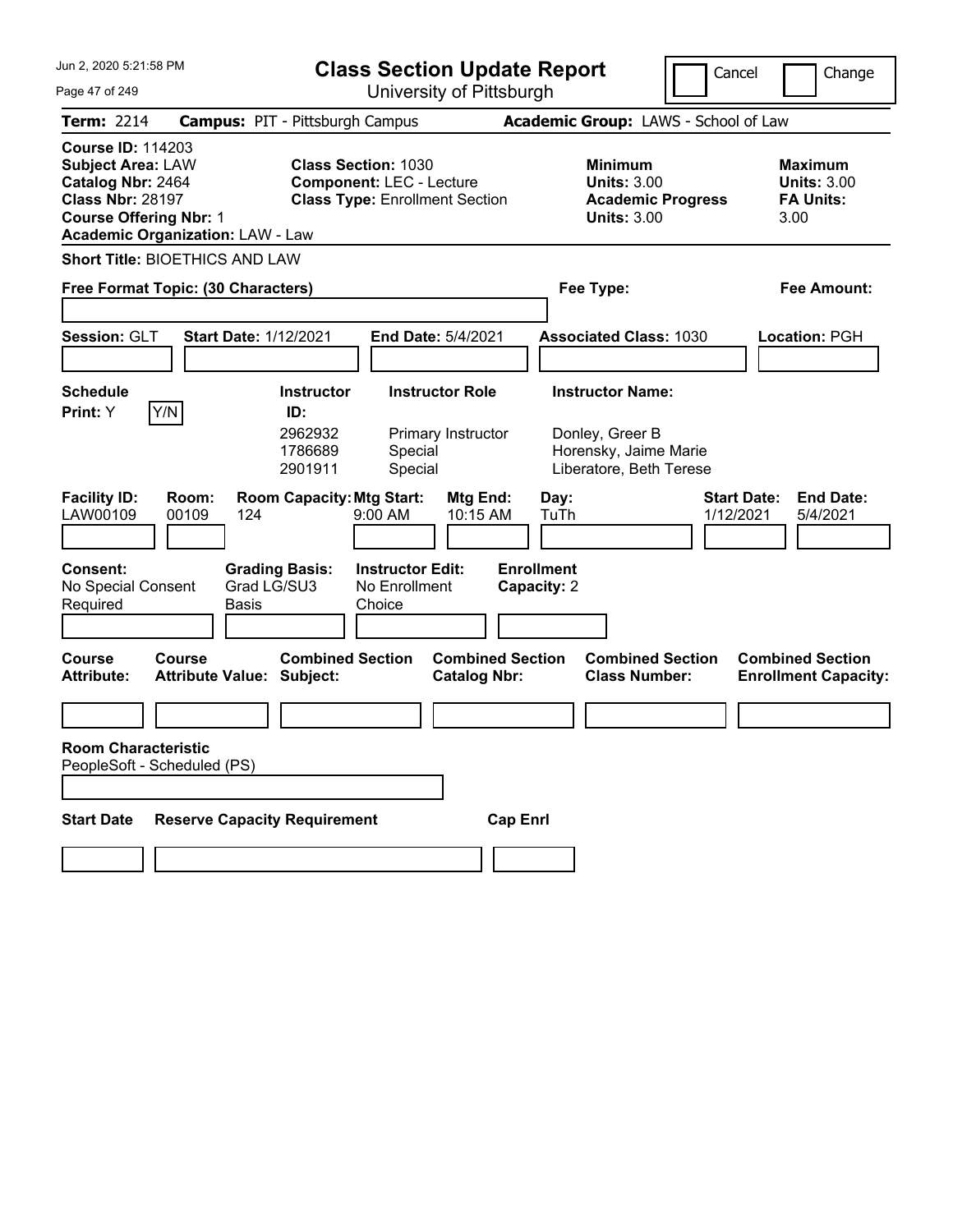Jun 2, 2020 5:21:58 PM

# Class Section Update Report

University of Pittsburgh

Cancel | Change

**Term:** 2214 **Campus:** PIT - Pittsburgh Campus **Academic Group:** LAWS - School of Law

**Course ID:** 114203
**Subject Area:** LAW
**Catalog Nbr:** 2464
**Class Nbr:** 28197
**Course Offering Nbr:** 1
**Academic Organization:** LAW - Law

**Class Section:** 1030
**Component:** LEC - Lecture
**Class Type:** Enrollment Section

**Minimum Units:** 3.00
**Academic Progress Units:** 3.00

**Maximum Units:** 3.00
**FA Units:** 3.00

**Short Title:** BIOETHICS AND LAW

**Free Format Topic: (30 Characters)**

**Fee Type:**

**Fee Amount:**

**Session:** GLT **Start Date:** 1/12/2021 **End Date:** 5/4/2021 **Associated Class:** 1030 **Location:** PGH

**Schedule Print:** Y [Y/N]

| Instructor ID: | Instructor Role | Instructor Name: |
|---|---|---|
| 2962932 | Primary Instructor | Donley, Greer B |
| 1786689 | Special | Horensky, Jaime Marie |
| 2901911 | Special | Liberatore, Beth Terese |

| Facility ID: | Room: | Room Capacity: | Mtg Start: | Mtg End: | Day: | Start Date: | End Date: |
|---|---|---|---|---|---|---|---|
| LAW00109 | 00109 | 124 | 9:00 AM | 10:15 AM | TuTh | 1/12/2021 | 5/4/2021 |

**Consent:** No Special Consent Required
**Grading Basis:** Grad LG/SU3 Basis
**Instructor Edit:** No Enrollment Choice
**Enrollment Capacity:** 2

| Course Attribute: | Course Attribute Value: | Combined Section Subject: | Combined Section Catalog Nbr: | Combined Section Class Number: | Combined Section Enrollment Capacity: |
|---|---|---|---|---|---|
| | | | | | |

**Room Characteristic**
PeopleSoft - Scheduled (PS)

| Start Date | Reserve Capacity Requirement | Cap Enrl |
|---|---|---|
| | | |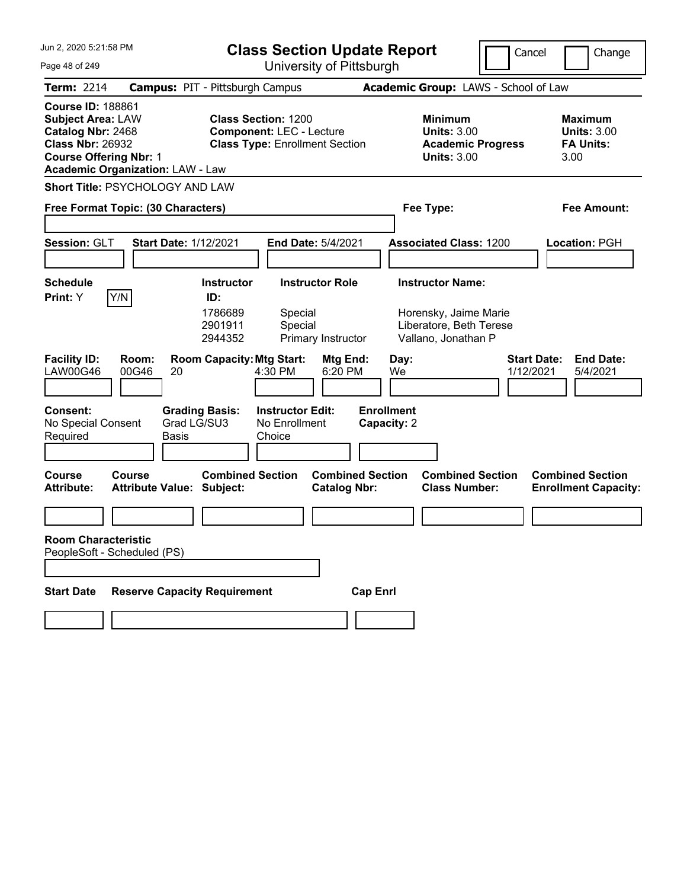# Class Section Update Report

University of Pittsburgh

Jun 2, 2020 5:21:58 PM

Cancel | Change

**Term:** 2214 **Campus:** PIT - Pittsburgh Campus **Academic Group:** LAWS - School of Law

**Course ID:** 188861
**Subject Area:** LAW
**Catalog Nbr:** 2468
**Class Nbr:** 26932
**Course Offering Nbr:** 1
**Academic Organization:** LAW - Law

**Class Section:** 1200
**Component:** LEC - Lecture
**Class Type:** Enrollment Section

**Minimum Units:** 3.00
**Academic Progress Units:** 3.00

**Maximum Units:** 3.00
**FA Units:** 3.00

**Short Title:** PSYCHOLOGY AND LAW

**Free Format Topic: (30 Characters)**

**Fee Type:**

**Fee Amount:**

**Session:** GLT **Start Date:** 1/12/2021 **End Date:** 5/4/2021 **Associated Class:** 1200 **Location:** PGH

**Schedule Print:** Y Y/N

| Instructor ID: | Instructor Role | Instructor Name: |
|---|---|---|
| 1786689 | Special | Horensky, Jaime Marie |
| 2901911 | Special | Liberatore, Beth Terese |
| 2944352 | Primary Instructor | Vallano, Jonathan P |

| Facility ID: | Room: | Room Capacity: | Mtg Start: | Mtg End: | Day: | Start Date: | End Date: |
|---|---|---|---|---|---|---|---|
| LAW00G46 | 00G46 | 20 | 4:30 PM | 6:20 PM | We | 1/12/2021 | 5/4/2021 |

| Consent: | Grading Basis: | Instructor Edit: | Enrollment Capacity: |
|---|---|---|---|
| No Special Consent Required | Grad LG/SU3 Basis | No Enrollment Choice | 2 |

| Course Attribute: | Course Attribute Value: | Combined Section Subject: | Combined Section Catalog Nbr: | Combined Section Class Number: | Combined Section Enrollment Capacity: |
|---|---|---|---|---|---|
| | | | | | |

**Room Characteristic**
PeopleSoft - Scheduled (PS)

| Start Date | Reserve Capacity Requirement | Cap Enrl |
|---|---|---|
| | | |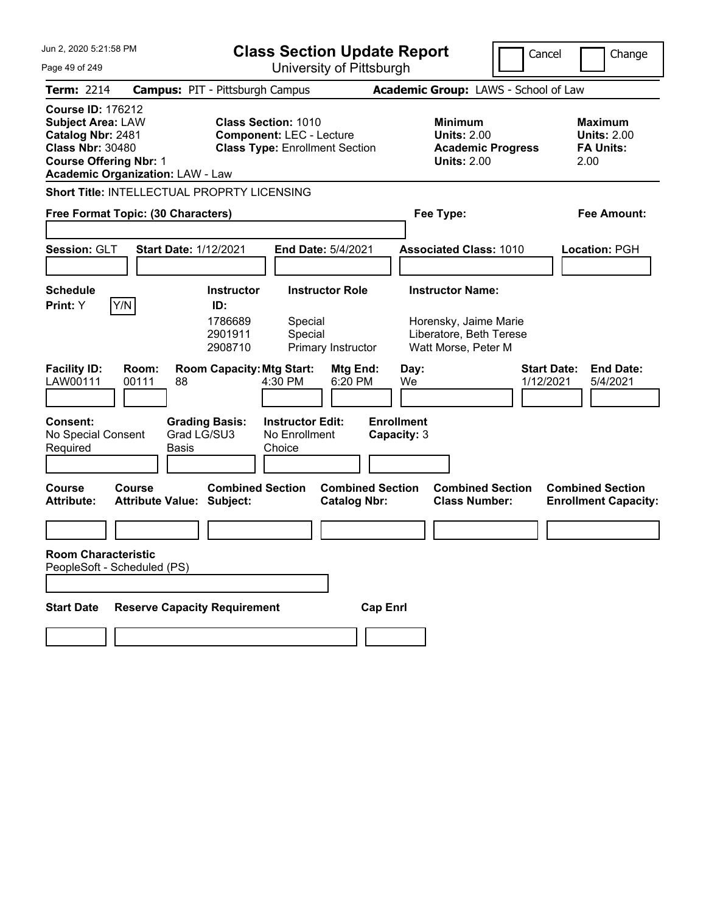# Class Section Update Report

University of Pittsburgh

Cancel | Change

**Term:** 2214 **Campus:** PIT - Pittsburgh Campus **Academic Group:** LAWS - School of Law

**Course ID:** 176212
**Subject Area:** LAW
**Catalog Nbr:** 2481
**Class Nbr:** 30480
**Course Offering Nbr:** 1
**Academic Organization:** LAW - Law

**Class Section:** 1010
**Component:** LEC - Lecture
**Class Type:** Enrollment Section

**Minimum Units:** 2.00
**Academic Progress Units:** 2.00

**Maximum Units:** 2.00
**FA Units:** 2.00

**Short Title:** INTELLECTUAL PROPRTY LICENSING

**Free Format Topic: (30 Characters)**

**Fee Type:**

**Fee Amount:**

**Session:** GLT **Start Date:** 1/12/2021 **End Date:** 5/4/2021 **Associated Class:** 1010 **Location:** PGH

**Schedule Print:** Y [Y/N]

| Instructor ID | Instructor Role | Instructor Name |
|---|---|---|
| 1786689 | Special | Horensky, Jaime Marie |
| 2901911 | Special | Liberatore, Beth Terese |
| 2908710 | Primary Instructor | Watt Morse, Peter M |

| Facility ID | Room | Room Capacity | Mtg Start | Mtg End | Day | Start Date | End Date |
|---|---|---|---|---|---|---|---|
| LAW00111 | 00111 | 88 | 4:30 PM | 6:20 PM | We | 1/12/2021 | 5/4/2021 |

| Consent | Grading Basis | Instructor Edit | Enrollment Capacity |
|---|---|---|---|
| No Special Consent Required | Grad LG/SU3 Basis | No Enrollment Choice | 3 |

| Course Attribute | Course Attribute Value | Combined Section Subject | Combined Section Catalog Nbr | Combined Section Class Number | Combined Section Enrollment Capacity |
|---|---|---|---|---|---|
| | | | | | |

**Room Characteristic**
PeopleSoft - Scheduled (PS)

| Start Date | Reserve Capacity Requirement | Cap Enrl |
|---|---|---|
| | | |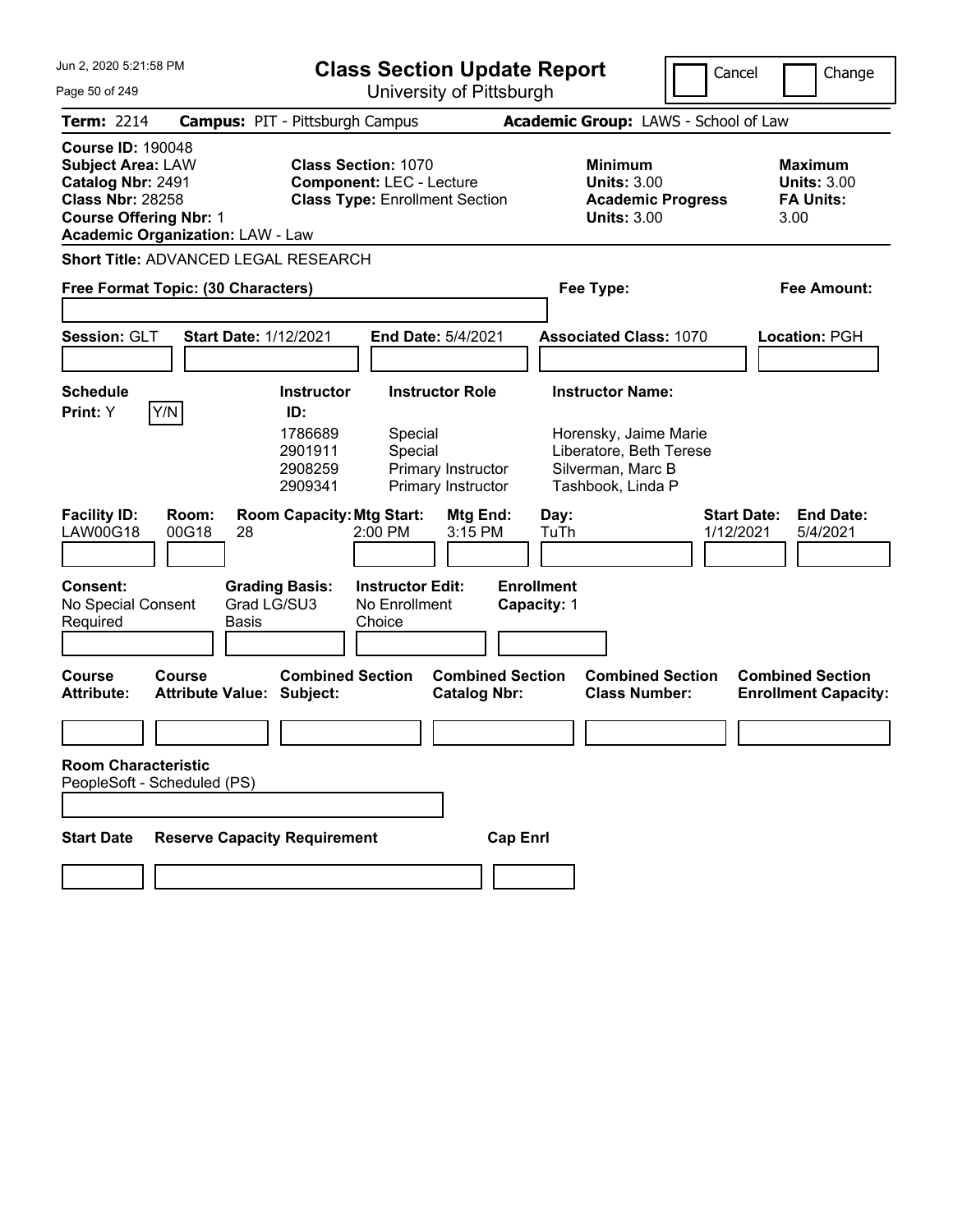# Class Section Update Report

University of Pittsburgh

Cancel | Change

**Term:** 2214 **Campus:** PIT - Pittsburgh Campus **Academic Group:** LAWS - School of Law

**Course ID:** 190048
**Subject Area:** LAW
**Catalog Nbr:** 2491
**Class Nbr:** 28258
**Course Offering Nbr:** 1
**Academic Organization:** LAW - Law

**Class Section:** 1070
**Component:** LEC - Lecture
**Class Type:** Enrollment Section

**Minimum Units:** 3.00
**Academic Progress Units:** 3.00

**Maximum Units:** 3.00
**FA Units:** 3.00

**Short Title:** ADVANCED LEGAL RESEARCH

**Free Format Topic: (30 Characters)**

**Fee Type:**

**Fee Amount:**

**Session:** GLT **Start Date:** 1/12/2021 **End Date:** 5/4/2021 **Associated Class:** 1070 **Location:** PGH

**Schedule Print:** Y Y/N

| Instructor ID: | Instructor Role | Instructor Name: |
|---|---|---|
| 1786689 | Special | Horensky, Jaime Marie |
| 2901911 | Special | Liberatore, Beth Terese |
| 2908259 | Primary Instructor | Silverman, Marc B |
| 2909341 | Primary Instructor | Tashbook, Linda P |

| Facility ID: | Room: | Room Capacity: | Mtg Start: | Mtg End: | Day: | Start Date: | End Date: |
|---|---|---|---|---|---|---|---|
| LAW00G18 | 00G18 | 28 | 2:00 PM | 3:15 PM | TuTh | 1/12/2021 | 5/4/2021 |

| Consent: | Grading Basis: | Instructor Edit: | Enrollment Capacity: |
|---|---|---|---|
| No Special Consent Required | Grad LG/SU3 Basis | No Enrollment Choice | 1 |

| Course Attribute: | Course Attribute Value: | Combined Section Subject: | Combined Section Catalog Nbr: | Combined Section Class Number: | Combined Section Enrollment Capacity: |
|---|---|---|---|---|---|
| | | | | | |

**Room Characteristic**
PeopleSoft - Scheduled (PS)

| Start Date | Reserve Capacity Requirement | Cap Enrl |
|---|---|---|
| | | |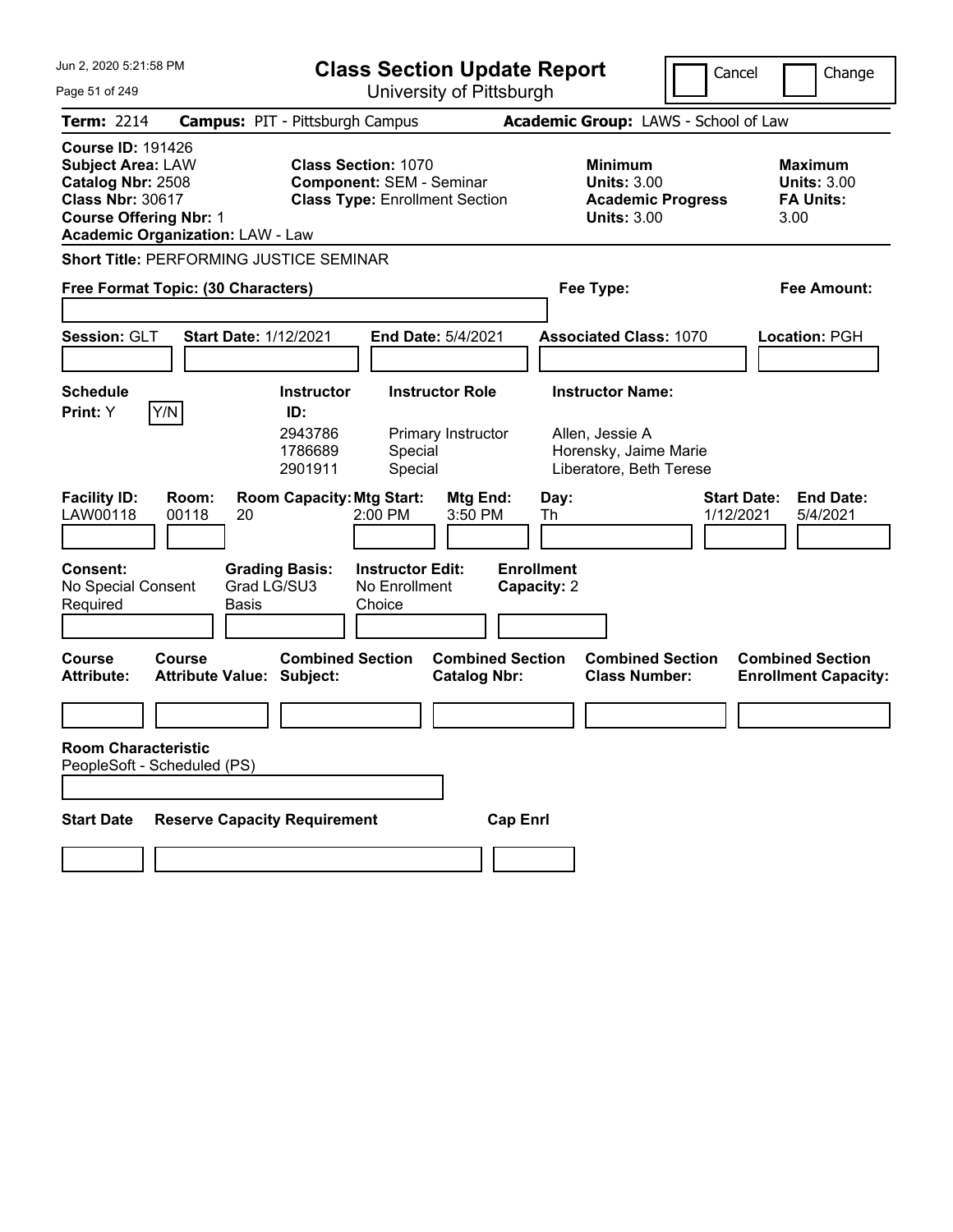# Class Section Update Report

University of Pittsburgh

Jun 2, 2020 5:21:58 PM

Cancel | Change

**Term:** 2214 **Campus:** PIT - Pittsburgh Campus **Academic Group:** LAWS - School of Law

**Course ID:** 191426
**Subject Area:** LAW
**Catalog Nbr:** 2508
**Class Nbr:** 30617
**Course Offering Nbr:** 1
**Academic Organization:** LAW - Law

**Class Section:** 1070
**Component:** SEM - Seminar
**Class Type:** Enrollment Section

**Minimum Units:** 3.00
**Academic Progress Units:** 3.00

**Maximum Units:** 3.00
**FA Units:** 3.00

**Short Title:** PERFORMING JUSTICE SEMINAR

**Free Format Topic: (30 Characters)**

**Fee Type:**

**Fee Amount:**

**Session:** GLT **Start Date:** 1/12/2021 **End Date:** 5/4/2021 **Associated Class:** 1070 **Location:** PGH

**Schedule Print:** Y [Y/N]

| Instructor ID | Instructor Role | Instructor Name |
|---|---|---|
| 2943786 | Primary Instructor | Allen, Jessie A |
| 1786689 | Special | Horensky, Jaime Marie |
| 2901911 | Special | Liberatore, Beth Terese |

| Facility ID | Room | Room Capacity | Mtg Start | Mtg End | Day | Start Date | End Date |
|---|---|---|---|---|---|---|---|
| LAW00118 | 00118 | 20 | 2:00 PM | 3:50 PM | Th | 1/12/2021 | 5/4/2021 |

**Consent:** No Special Consent Required
**Grading Basis:** Grad LG/SU3 Basis
**Instructor Edit:** No Enrollment Choice
**Enrollment Capacity:** 2

| Course Attribute | Course Attribute Value | Combined Section Subject | Combined Section Catalog Nbr | Combined Section Class Number | Combined Section Enrollment Capacity |
|---|---|---|---|---|---|
| | | | | | |

**Room Characteristic**
PeopleSoft - Scheduled (PS)

| Start Date | Reserve Capacity Requirement | Cap Enrl |
|---|---|---|
| | | |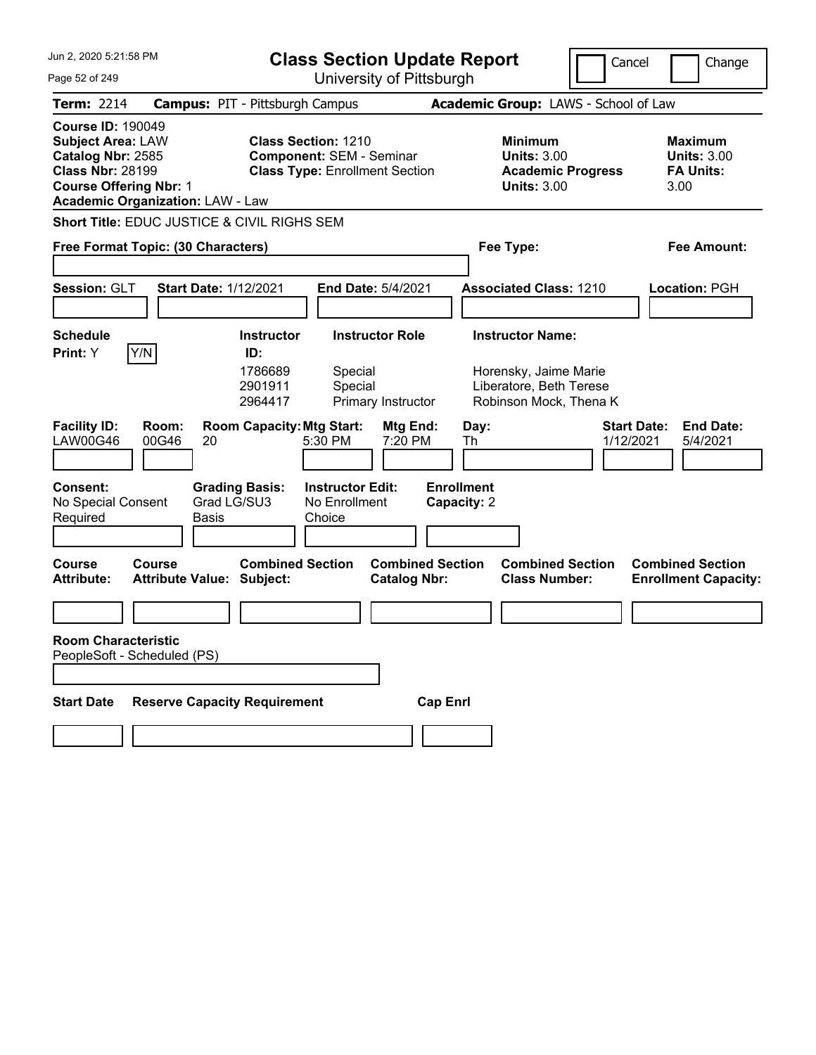# Class Section Update Report

University of Pittsburgh

Cancel | Change

**Term:** 2214 **Campus:** PIT - Pittsburgh Campus **Academic Group:** LAWS - School of Law

**Course ID:** 190049
**Subject Area:** LAW
**Catalog Nbr:** 2585
**Class Nbr:** 28199
**Course Offering Nbr:** 1
**Academic Organization:** LAW - Law

**Class Section:** 1210
**Component:** SEM - Seminar
**Class Type:** Enrollment Section

**Minimum Units:** 3.00
**Academic Progress Units:** 3.00

**Maximum Units:** 3.00
**FA Units:** 3.00

**Short Title:** EDUC JUSTICE & CIVIL RIGHS SEM

**Free Format Topic: (30 Characters)**

**Fee Type:**

**Fee Amount:**

**Session:** GLT **Start Date:** 1/12/2021 **End Date:** 5/4/2021 **Associated Class:** 1210 **Location:** PGH

**Schedule Print:** Y | Y/N

| Instructor ID | Instructor Role | Instructor Name |
|---|---|---|
| 1786689 | Special | Horensky, Jaime Marie |
| 2901911 | Special | Liberatore, Beth Terese |
| 2964417 | Primary Instructor | Robinson Mock, Thena K |

| Facility ID | Room | Room Capacity | Mtg Start | Mtg End | Day | Start Date | End Date |
|---|---|---|---|---|---|---|---|
| LAW00G46 | 00G46 | 20 | 5:30 PM | 7:20 PM | Th | 1/12/2021 | 5/4/2021 |

**Consent:** No Special Consent Required
**Grading Basis:** Grad LG/SU3 Basis
**Instructor Edit:** No Enrollment Choice
**Enrollment Capacity:** 2

| Course Attribute | Course Attribute Value | Combined Section Subject | Combined Section Catalog Nbr | Combined Section Class Number | Combined Section Enrollment Capacity |
|---|---|---|---|---|---|
| | | | | | |

**Room Characteristic**
PeopleSoft - Scheduled (PS)

| Start Date | Reserve Capacity Requirement | Cap Enrl |
|---|---|---|
| | | |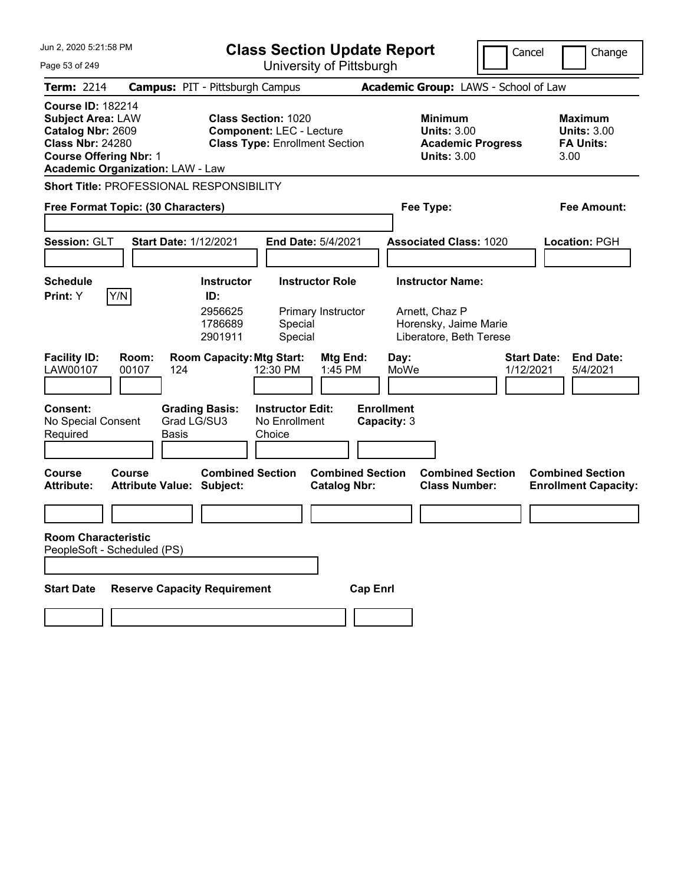Jun 2, 2020 5:21:58 PM

# Class Section Update Report

University of Pittsburgh

Cancel | Change

**Term:** 2214 **Campus:** PIT - Pittsburgh Campus **Academic Group:** LAWS - School of Law

**Course ID:** 182214
**Subject Area:** LAW
**Catalog Nbr:** 2609
**Class Nbr:** 24280
**Course Offering Nbr:** 1
**Academic Organization:** LAW - Law

**Class Section:** 1020
**Component:** LEC - Lecture
**Class Type:** Enrollment Section

**Minimum Units:** 3.00
**Academic Progress Units:** 3.00

**Maximum Units:** 3.00
**FA Units:** 3.00

**Short Title:** PROFESSIONAL RESPONSIBILITY

**Free Format Topic: (30 Characters)** | **Fee Type:** | **Fee Amount:**

**Session:** GLT **Start Date:** 1/12/2021 **End Date:** 5/4/2021 **Associated Class:** 1020 **Location:** PGH

**Schedule Print:** Y [Y/N]

| Instructor ID: | Instructor Role | Instructor Name: |
|---|---|---|
| 2956625 | Primary Instructor | Arnett, Chaz P |
| 1786689 | Special | Horensky, Jaime Marie |
| 2901911 | Special | Liberatore, Beth Terese |

| Facility ID: | Room: | Room Capacity: | Mtg Start: | Mtg End: | Day: | Start Date: | End Date: |
|---|---|---|---|---|---|---|---|
| LAW00107 | 00107 | 124 | 12:30 PM | 1:45 PM | MoWe | 1/12/2021 | 5/4/2021 |

**Consent:** No Special Consent Required
**Grading Basis:** Grad LG/SU3 Basis
**Instructor Edit:** No Enrollment Choice
**Enrollment Capacity:** 3

| Course Attribute: | Course Attribute Value: | Combined Section Subject: | Combined Section Catalog Nbr: | Combined Section Class Number: | Combined Section Enrollment Capacity: |
|---|---|---|---|---|---|
| | | | | | |

**Room Characteristic**
PeopleSoft - Scheduled (PS)

| Start Date | Reserve Capacity Requirement | Cap Enrl |
|---|---|---|
| | | |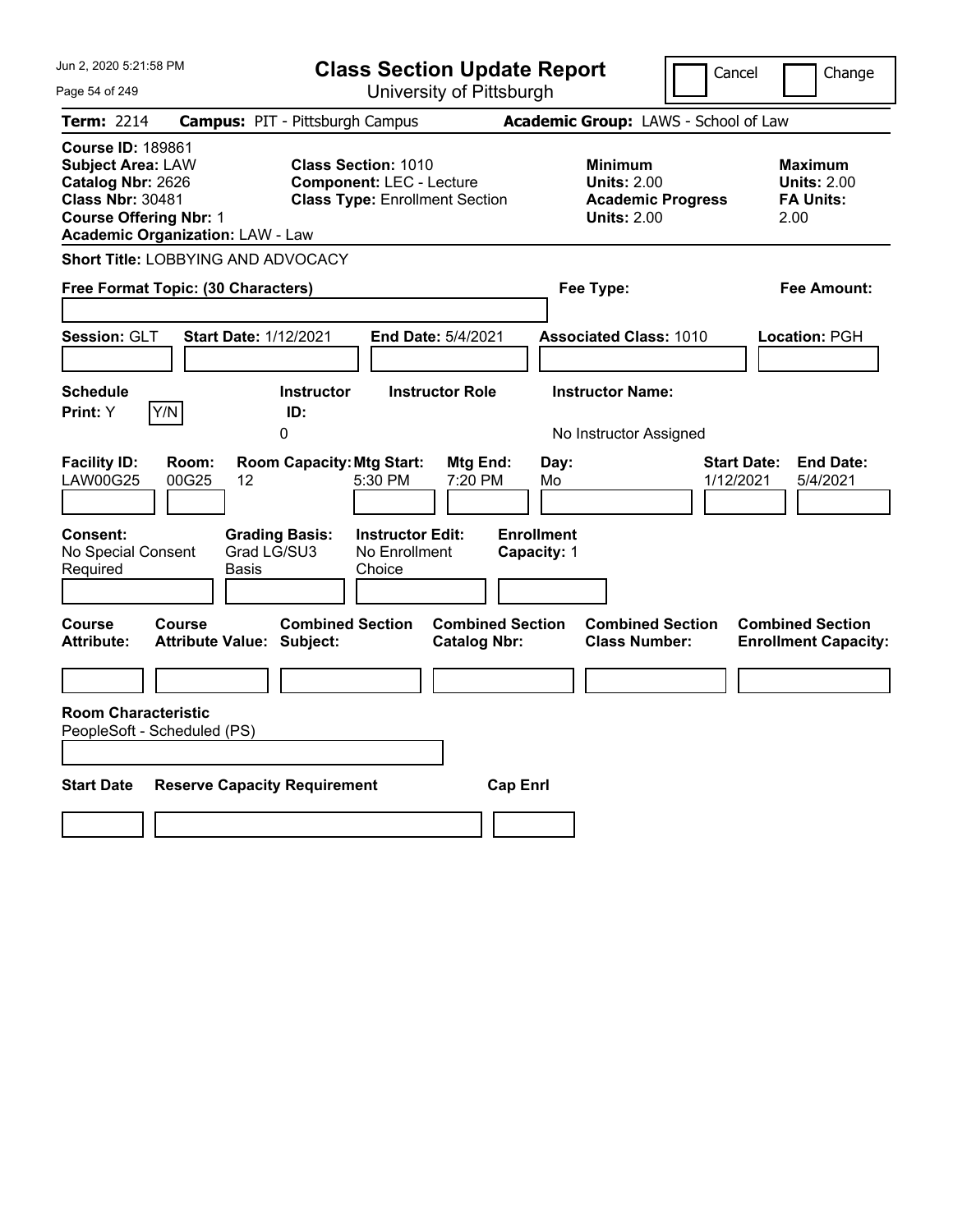Jun 2, 2020 5:21:58 PM

# Class Section Update Report

University of Pittsburgh

Cancel | Change

**Term:** 2214 **Campus:** PIT - Pittsburgh Campus **Academic Group:** LAWS - School of Law

**Course ID:** 189861
**Subject Area:** LAW
**Catalog Nbr:** 2626
**Class Nbr:** 30481
**Course Offering Nbr:** 1
**Academic Organization:** LAW - Law

**Class Section:** 1010
**Component:** LEC - Lecture
**Class Type:** Enrollment Section

**Minimum Units:** 2.00
**Academic Progress Units:** 2.00

**Maximum Units:** 2.00
**FA Units:** 2.00

**Short Title:** LOBBYING AND ADVOCACY

**Free Format Topic: (30 Characters)**

**Fee Type:**

**Fee Amount:**

**Session:** GLT **Start Date:** 1/12/2021 **End Date:** 5/4/2021 **Associated Class:** 1010 **Location:** PGH

| Schedule Print | | Instructor ID | Instructor Role | Instructor Name |
|---|---|---|---|---|
| Y | Y/N | 0 | | No Instructor Assigned |

| Facility ID | Room | Room Capacity | Mtg Start | Mtg End | Day | Start Date | End Date |
|---|---|---|---|---|---|---|---|
| LAW00G25 | 00G25 | 12 | 5:30 PM | 7:20 PM | Mo | 1/12/2021 | 5/4/2021 |

| Consent | Grading Basis | Instructor Edit | Enrollment Capacity |
|---|---|---|---|
| No Special Consent Required | Grad LG/SU3 Basis | No Enrollment Choice | 1 |

| Course Attribute | Course Attribute Value | Combined Section Subject | Combined Section Catalog Nbr | Combined Section Class Number | Combined Section Enrollment Capacity |
|---|---|---|---|---|---|
| | | | | | |

**Room Characteristic**
PeopleSoft - Scheduled (PS)

| Start Date | Reserve Capacity Requirement | Cap Enrl |
|---|---|---|
| | | |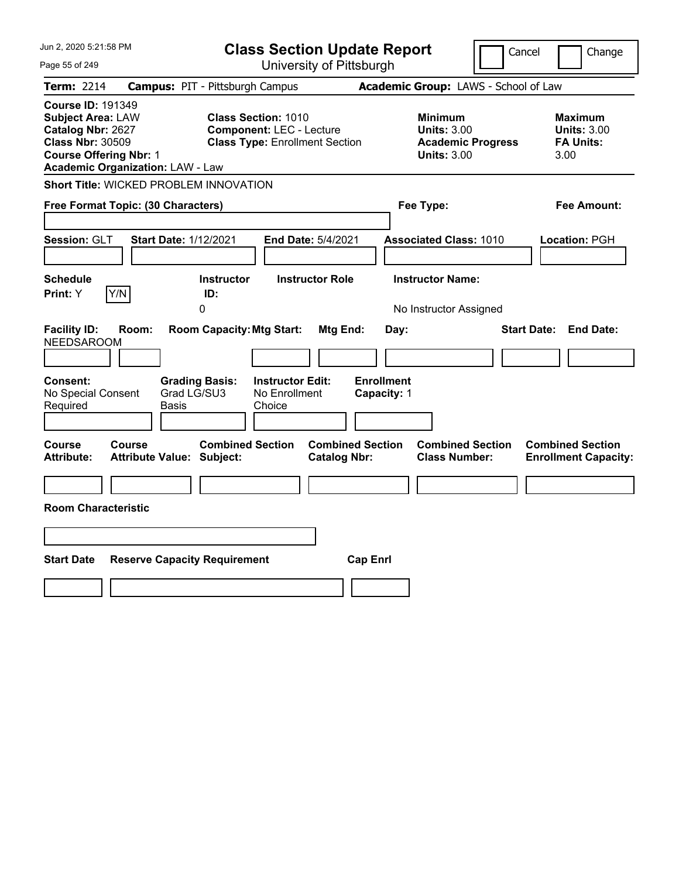# Class Section Update Report

University of Pittsburgh

Cancel | Change

**Term:** 2214 **Campus:** PIT - Pittsburgh Campus **Academic Group:** LAWS - School of Law

**Course ID:** 191349
**Subject Area:** LAW
**Catalog Nbr:** 2627
**Class Nbr:** 30509
**Course Offering Nbr:** 1
**Academic Organization:** LAW - Law

**Class Section:** 1010
**Component:** LEC - Lecture
**Class Type:** Enrollment Section

**Minimum Units:** 3.00
**Academic Progress Units:** 3.00

**Maximum Units:** 3.00
**FA Units:** 3.00

**Short Title:** WICKED PROBLEM INNOVATION

**Free Format Topic: (30 Characters)**

**Fee Type:**

**Fee Amount:**

**Session:** GLT **Start Date:** 1/12/2021 **End Date:** 5/4/2021 **Associated Class:** 1010 **Location:** PGH

| Schedule Print: | Instructor ID: | Instructor Role | Instructor Name: |
|---|---|---|---|
| Y [Y/N] | 0 | | No Instructor Assigned |

| Facility ID: | Room: | Room Capacity: | Mtg Start: | Mtg End: | Day: | Start Date: | End Date: |
|---|---|---|---|---|---|---|---|
| NEEDSAROOM | | | | | | | |

| Consent: | Grading Basis: | Instructor Edit: | Enrollment Capacity: |
|---|---|---|---|
| No Special Consent Required | Grad LG/SU3 Basis | No Enrollment Choice | 1 |

| Course Attribute: | Course Attribute Value: | Combined Section Subject: | Combined Section Catalog Nbr: | Combined Section Class Number: | Combined Section Enrollment Capacity: |
|---|---|---|---|---|---|
| | | | | | |

**Room Characteristic**

| Start Date | Reserve Capacity Requirement | Cap Enrl |
|---|---|---|
| | | |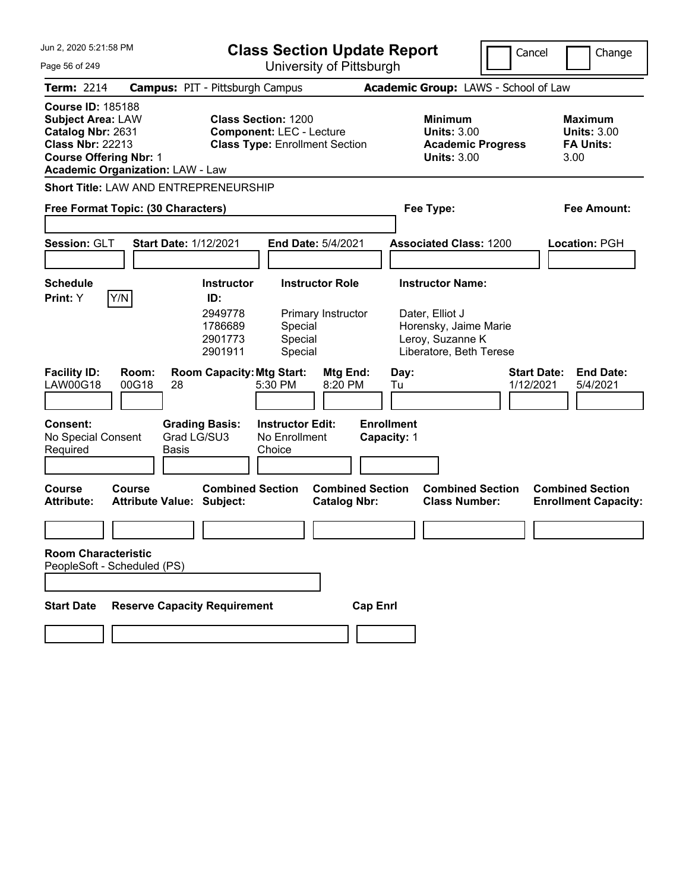# Class Section Update Report

University of Pittsburgh

Jun 2, 2020 5:21:58 PM

Cancel | Change

**Term:** 2214 **Campus:** PIT - Pittsburgh Campus **Academic Group:** LAWS - School of Law

**Course ID:** 185188
**Subject Area:** LAW
**Catalog Nbr:** 2631
**Class Nbr:** 22213
**Course Offering Nbr:** 1
**Academic Organization:** LAW - Law

**Class Section:** 1200
**Component:** LEC - Lecture
**Class Type:** Enrollment Section

**Minimum Units:** 3.00
**Academic Progress Units:** 3.00

**Maximum Units:** 3.00
**FA Units:** 3.00

**Short Title:** LAW AND ENTREPRENEURSHIP

**Free Format Topic: (30 Characters)** **Fee Type:** **Fee Amount:**

**Session:** GLT **Start Date:** 1/12/2021 **End Date:** 5/4/2021 **Associated Class:** 1200 **Location:** PGH

**Schedule Print:** Y Y/N

| Instructor ID | Instructor Role | Instructor Name |
|---|---|---|
| 2949778 | Primary Instructor | Dater, Elliot J |
| 1786689 | Special | Horensky, Jaime Marie |
| 2901773 | Special | Leroy, Suzanne K |
| 2901911 | Special | Liberatore, Beth Terese |

| Facility ID | Room | Room Capacity | Mtg Start | Mtg End | Day | Start Date | End Date |
|---|---|---|---|---|---|---|---|
| LAW00G18 | 00G18 | 28 | 5:30 PM | 8:20 PM | Tu | 1/12/2021 | 5/4/2021 |

**Consent:** No Special Consent Required
**Grading Basis:** Grad LG/SU3 Basis
**Instructor Edit:** No Enrollment Choice
**Enrollment Capacity:** 1

| Course Attribute | Course Attribute Value | Combined Section Subject | Combined Section Catalog Nbr | Combined Section Class Number | Combined Section Enrollment Capacity |
|---|---|---|---|---|---|
| | | | | | |

**Room Characteristic**
PeopleSoft - Scheduled (PS)

| Start Date | Reserve Capacity Requirement | Cap Enrl |
|---|---|---|
| | | |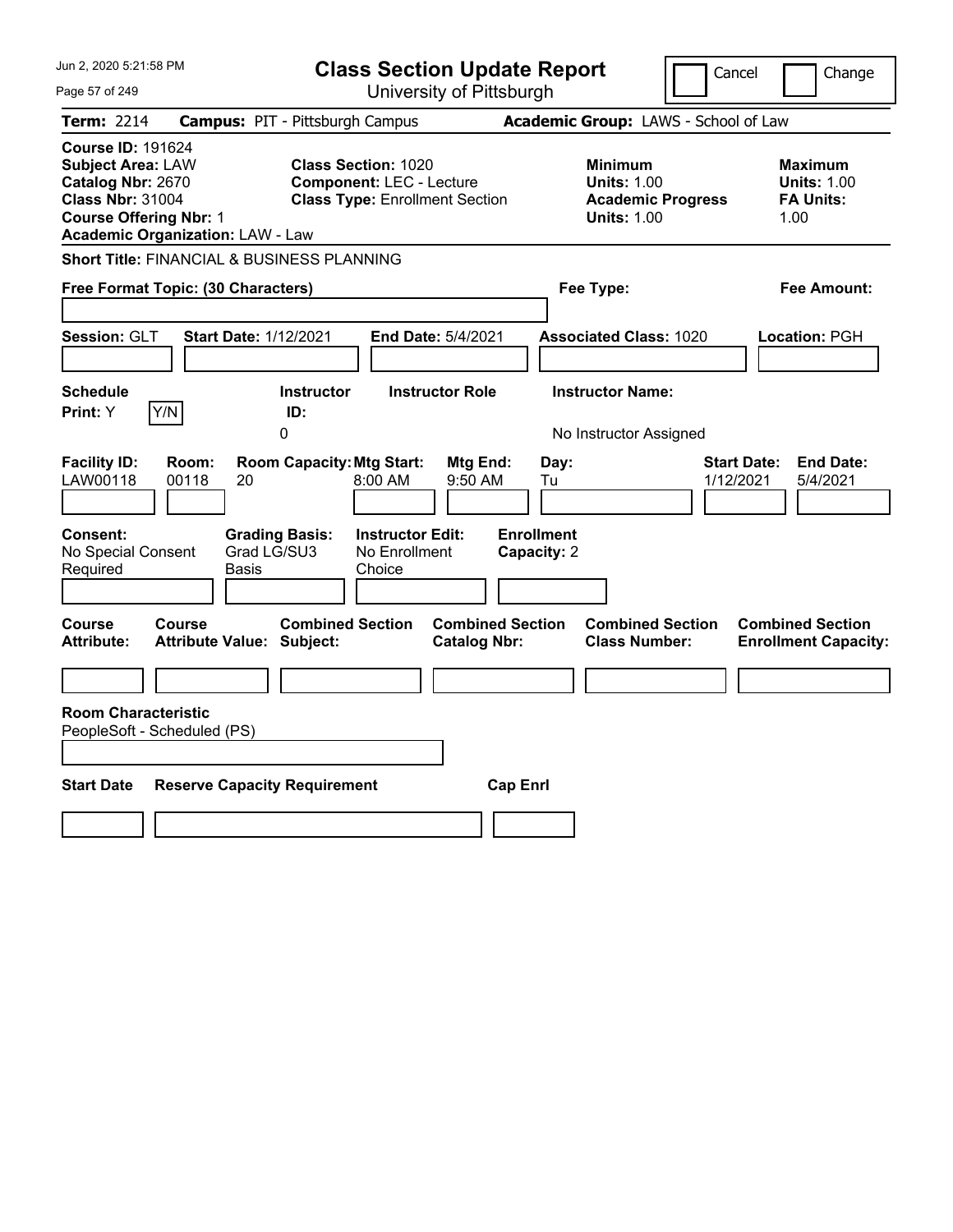# Class Section Update Report

University of Pittsburgh

Jun 2, 2020 5:21:58 PM

Cancel | Change

**Term:** 2214 **Campus:** PIT - Pittsburgh Campus **Academic Group:** LAWS - School of Law

**Course ID:** 191624
**Subject Area:** LAW
**Catalog Nbr:** 2670
**Class Nbr:** 31004
**Course Offering Nbr:** 1
**Academic Organization:** LAW - Law

**Class Section:** 1020
**Component:** LEC - Lecture
**Class Type:** Enrollment Section

**Minimum Units:** 1.00
**Academic Progress Units:** 1.00

**Maximum Units:** 1.00
**FA Units:** 1.00

**Short Title:** FINANCIAL & BUSINESS PLANNING

**Free Format Topic: (30 Characters)**

**Fee Type:**

**Fee Amount:**

**Session:** GLT **Start Date:** 1/12/2021 **End Date:** 5/4/2021 **Associated Class:** 1020 **Location:** PGH

| Schedule Print | Y/N | Instructor ID | Instructor Role | Instructor Name |
|---|---|---|---|---|
| Y | | 0 | | No Instructor Assigned |

| Facility ID | Room | Room Capacity | Mtg Start | Mtg End | Day | Start Date | End Date |
|---|---|---|---|---|---|---|---|
| LAW00118 | 00118 | 20 | 8:00 AM | 9:50 AM | Tu | 1/12/2021 | 5/4/2021 |

| Consent | Grading Basis | Instructor Edit | Enrollment Capacity |
|---|---|---|---|
| No Special Consent Required | Grad LG/SU3 Basis | No Enrollment Choice | 2 |

| Course Attribute | Course Attribute Value | Combined Section Subject | Combined Section Catalog Nbr | Combined Section Class Number | Combined Section Enrollment Capacity |
|---|---|---|---|---|---|
| | | | | | |

**Room Characteristic**
PeopleSoft - Scheduled (PS)

| Start Date | Reserve Capacity Requirement | Cap Enrl |
|---|---|---|
| | | |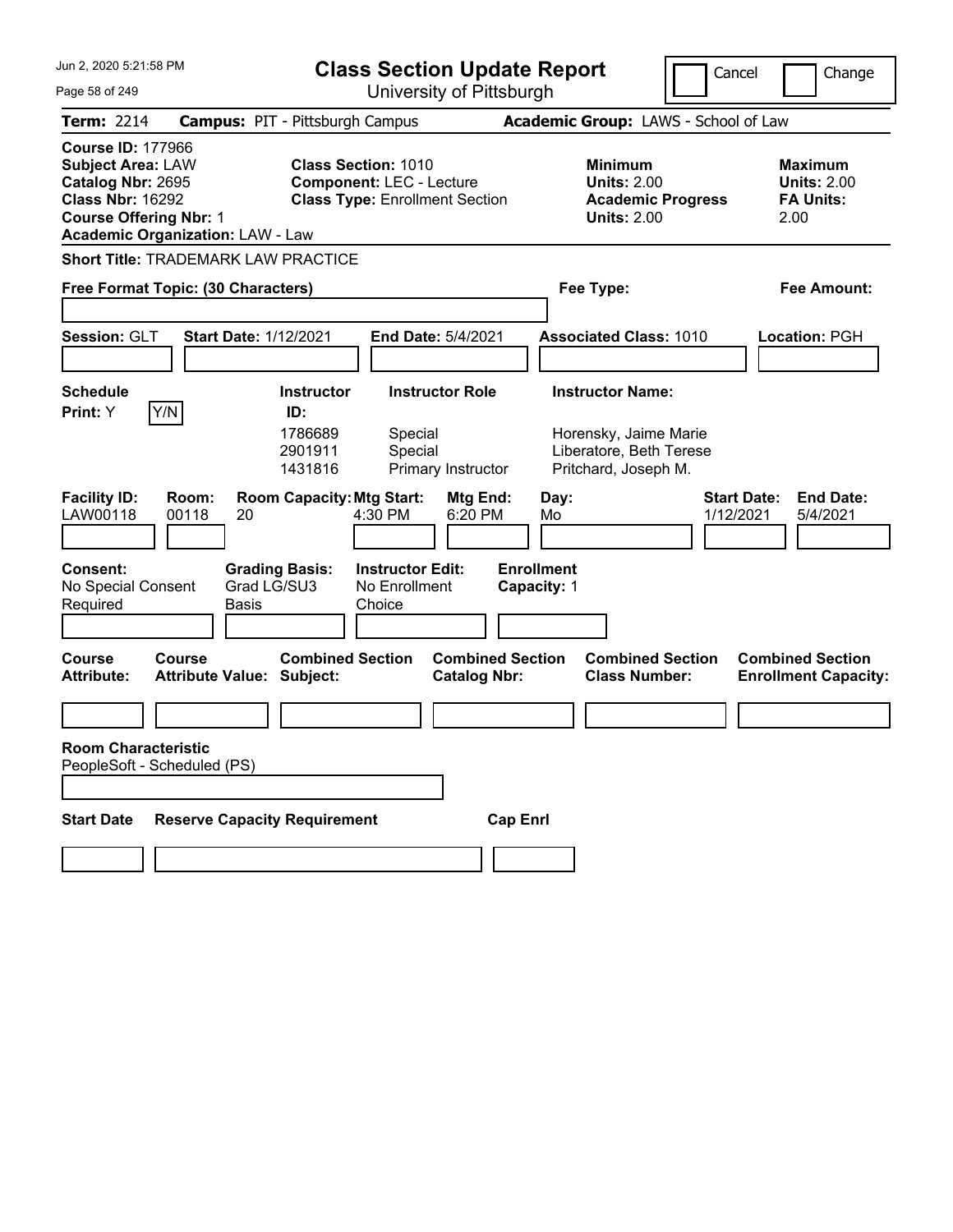# Class Section Update Report

University of Pittsburgh

Cancel | Change

**Term:** 2214 **Campus:** PIT - Pittsburgh Campus **Academic Group:** LAWS - School of Law

**Course ID:** 177966
**Subject Area:** LAW
**Catalog Nbr:** 2695
**Class Nbr:** 16292
**Course Offering Nbr:** 1
**Academic Organization:** LAW - Law

**Class Section:** 1010
**Component:** LEC - Lecture
**Class Type:** Enrollment Section

**Minimum Units:** 2.00
**Academic Progress Units:** 2.00

**Maximum Units:** 2.00
**FA Units:** 2.00

**Short Title:** TRADEMARK LAW PRACTICE

**Free Format Topic: (30 Characters)**

**Fee Type:**

**Fee Amount:**

**Session:** GLT **Start Date:** 1/12/2021 **End Date:** 5/4/2021 **Associated Class:** 1010 **Location:** PGH

**Schedule Print:** Y Y/N

| Instructor ID | Instructor Role | Instructor Name |
|---|---|---|
| 1786689 | Special | Horensky, Jaime Marie |
| 2901911 | Special | Liberatore, Beth Terese |
| 1431816 | Primary Instructor | Pritchard, Joseph M. |

| Facility ID | Room | Room Capacity | Mtg Start | Mtg End | Day | Start Date | End Date |
|---|---|---|---|---|---|---|---|
| LAW00118 | 00118 | 20 | 4:30 PM | 6:20 PM | Mo | 1/12/2021 | 5/4/2021 |

**Consent:** No Special Consent Required
**Grading Basis:** Grad LG/SU3 Basis
**Instructor Edit:** No Enrollment Choice
**Enrollment Capacity:** 1

| Course Attribute | Course Attribute Value | Combined Section Subject | Combined Section Catalog Nbr | Combined Section Class Number | Combined Section Enrollment Capacity |
|---|---|---|---|---|---|
| | | | | | |

**Room Characteristic**
PeopleSoft - Scheduled (PS)

| Start Date | Reserve Capacity Requirement | Cap Enrl |
|---|---|---|
| | | |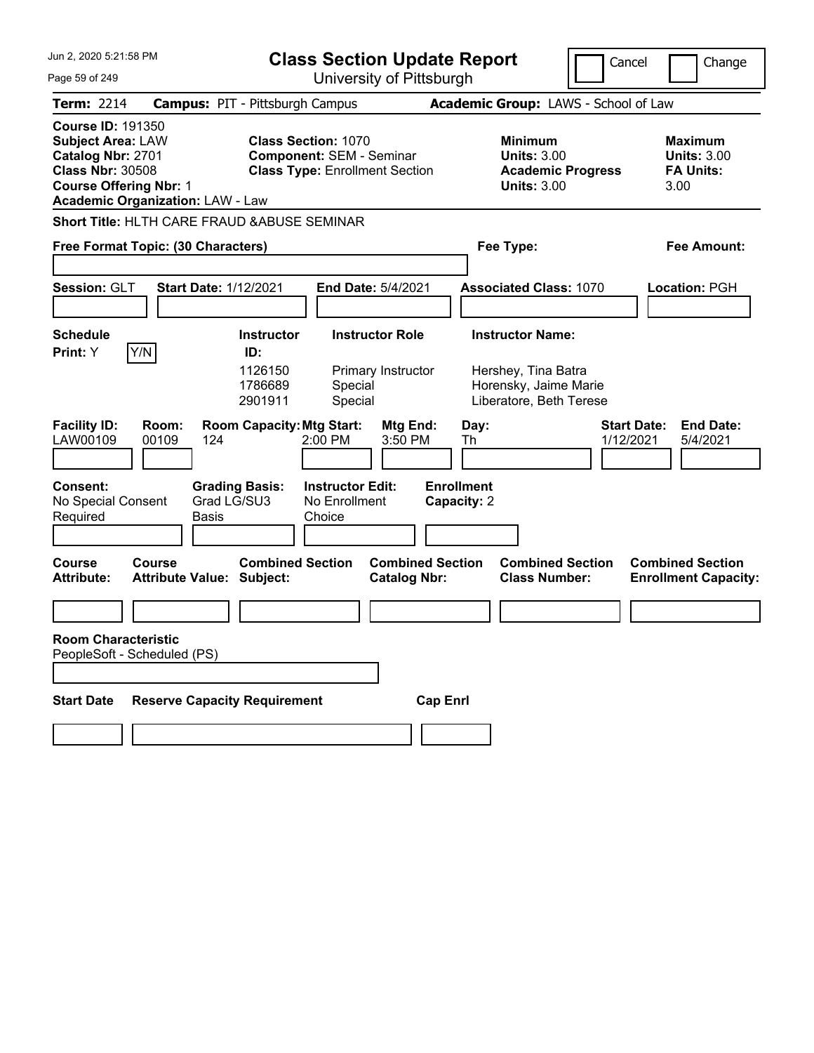Jun 2, 2020 5:21:58 PM

# Class Section Update Report

University of Pittsburgh

Cancel | Change

**Term:** 2214 **Campus:** PIT - Pittsburgh Campus **Academic Group:** LAWS - School of Law

**Course ID:** 191350
**Subject Area:** LAW
**Catalog Nbr:** 2701
**Class Nbr:** 30508
**Course Offering Nbr:** 1
**Academic Organization:** LAW - Law

**Class Section:** 1070
**Component:** SEM - Seminar
**Class Type:** Enrollment Section

**Minimum Units:** 3.00
**Academic Progress Units:** 3.00

**Maximum Units:** 3.00
**FA Units:** 3.00

**Short Title:** HLTH CARE FRAUD &ABUSE SEMINAR

**Free Format Topic: (30 Characters)**

**Fee Type:**

**Fee Amount:**

**Session:** GLT **Start Date:** 1/12/2021 **End Date:** 5/4/2021 **Associated Class:** 1070 **Location:** PGH

**Schedule Print:** Y [Y/N]

| Instructor ID | Instructor Role | Instructor Name |
|---|---|---|
| 1126150 | Primary Instructor | Hershey, Tina Batra |
| 1786689 | Special | Horensky, Jaime Marie |
| 2901911 | Special | Liberatore, Beth Terese |

| Facility ID | Room | Room Capacity | Mtg Start | Mtg End | Day | Start Date | End Date |
|---|---|---|---|---|---|---|---|
| LAW00109 | 00109 | 124 | 2:00 PM | 3:50 PM | Th | 1/12/2021 | 5/4/2021 |

**Consent:** No Special Consent Required
**Grading Basis:** Grad LG/SU3 Basis
**Instructor Edit:** No Enrollment Choice
**Enrollment Capacity:** 2

| Course Attribute | Course Attribute Value | Combined Section Subject | Combined Section Catalog Nbr | Combined Section Class Number | Combined Section Enrollment Capacity |
|---|---|---|---|---|---|
| | | | | | |

**Room Characteristic**
PeopleSoft - Scheduled (PS)

| Start Date | Reserve Capacity Requirement | Cap Enrl |
|---|---|---|
| | | |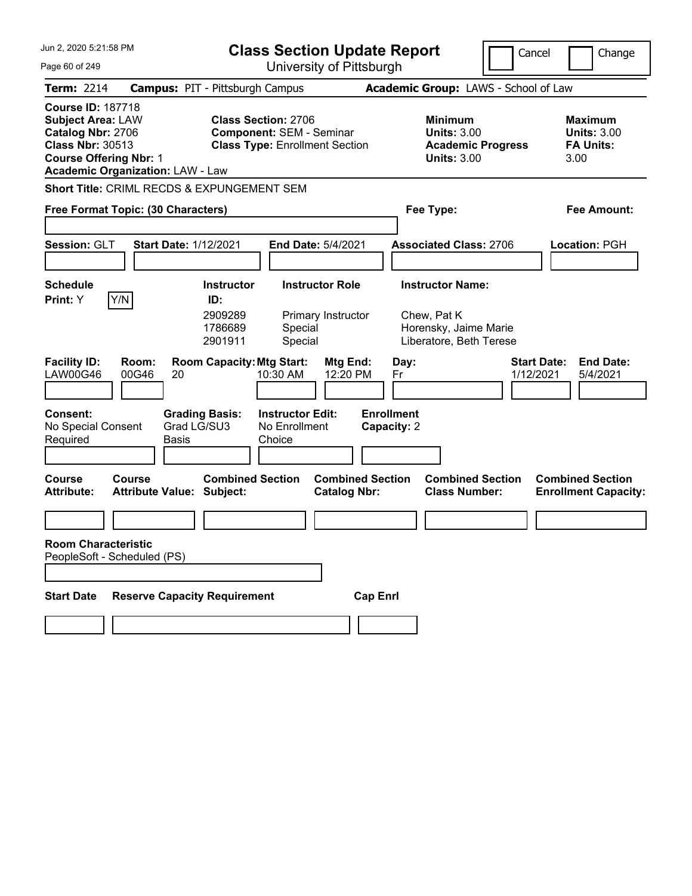# Class Section Update Report

University of Pittsburgh

Jun 2, 2020 5:21:58 PM

Cancel ☐ Change ☐

**Term:** 2214 **Campus:** PIT - Pittsburgh Campus **Academic Group:** LAWS - School of Law

**Course ID:** 187718
**Subject Area:** LAW
**Catalog Nbr:** 2706
**Class Nbr:** 30513
**Course Offering Nbr:** 1
**Academic Organization:** LAW - Law

**Class Section:** 2706
**Component:** SEM - Seminar
**Class Type:** Enrollment Section

**Minimum Units:** 3.00
**Academic Progress Units:** 3.00

**Maximum Units:** 3.00
**FA Units:** 3.00

**Short Title:** CRIML RECDS & EXPUNGEMENT SEM

**Free Format Topic: (30 Characters)**

**Fee Type:**

**Fee Amount:**

**Session:** GLT **Start Date:** 1/12/2021 **End Date:** 5/4/2021 **Associated Class:** 2706 **Location:** PGH

**Schedule Print:** Y Y/N

| Instructor ID | Instructor Role | Instructor Name |
|---|---|---|
| 2909289 | Primary Instructor | Chew, Pat K |
| 1786689 | Special | Horensky, Jaime Marie |
| 2901911 | Special | Liberatore, Beth Terese |

| Facility ID | Room | Room Capacity | Mtg Start | Mtg End | Day | Start Date | End Date |
|---|---|---|---|---|---|---|---|
| LAW00G46 | 00G46 | 20 | 10:30 AM | 12:20 PM | Fr | 1/12/2021 | 5/4/2021 |

**Consent:** No Special Consent Required
**Grading Basis:** Grad LG/SU3 Basis
**Instructor Edit:** No Enrollment Choice
**Enrollment Capacity:** 2

| Course Attribute | Course Attribute Value | Combined Section Subject | Combined Section Catalog Nbr | Combined Section Class Number | Combined Section Enrollment Capacity |
|---|---|---|---|---|---|
| | | | | | |

**Room Characteristic**
PeopleSoft - Scheduled (PS)

| Start Date | Reserve Capacity Requirement | Cap Enrl |
|---|---|---|
| | | |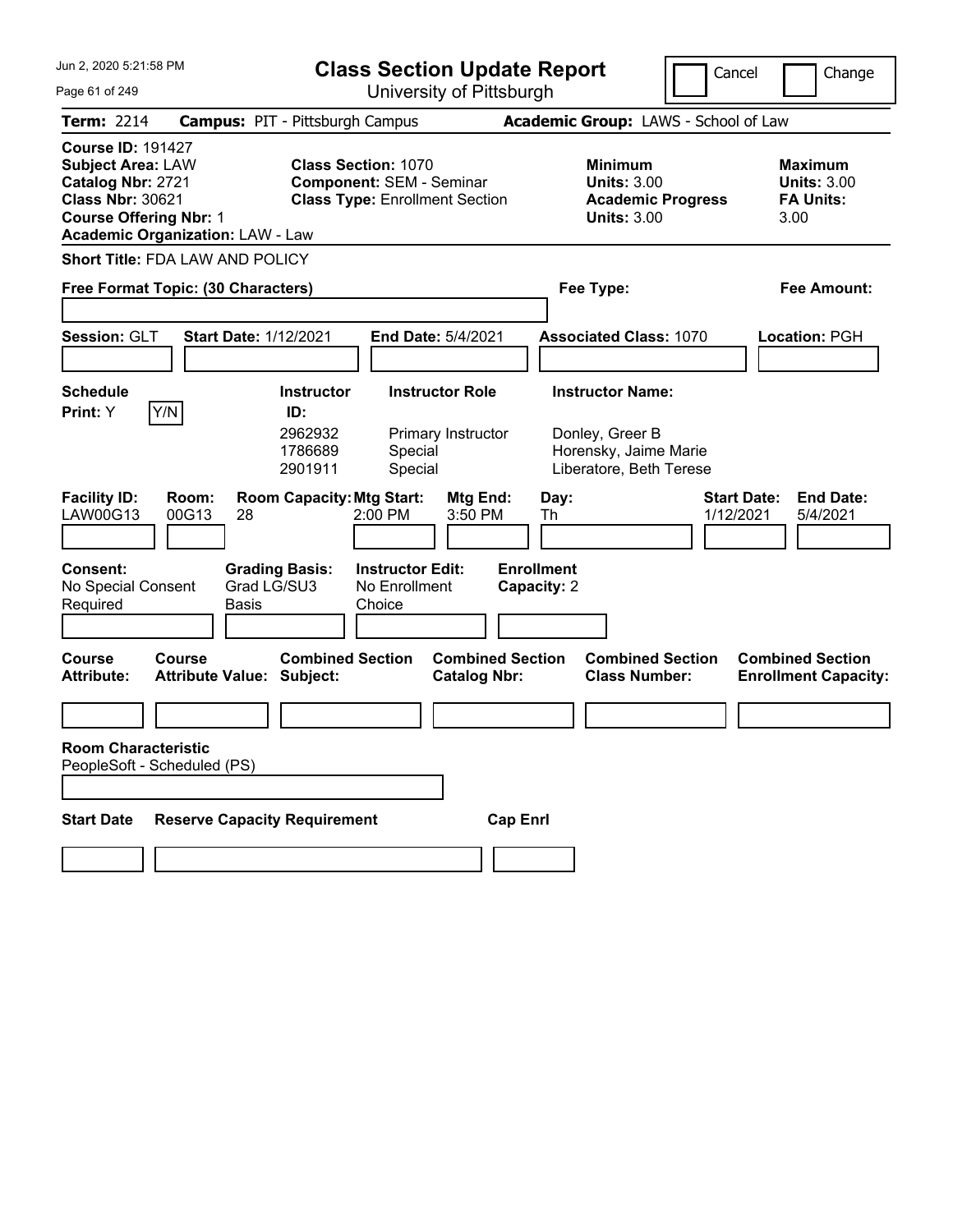# Class Section Update Report

University of Pittsburgh

Cancel | Change

**Term:** 2214 **Campus:** PIT - Pittsburgh Campus **Academic Group:** LAWS - School of Law

**Course ID:** 191427
**Subject Area:** LAW
**Catalog Nbr:** 2721
**Class Nbr:** 30621
**Course Offering Nbr:** 1
**Academic Organization:** LAW - Law

**Class Section:** 1070
**Component:** SEM - Seminar
**Class Type:** Enrollment Section

**Minimum Units:** 3.00
**Academic Progress Units:** 3.00

**Maximum Units:** 3.00
**FA Units:** 3.00

**Short Title:** FDA LAW AND POLICY

**Free Format Topic: (30 Characters)**

**Fee Type:**

**Fee Amount:**

**Session:** GLT **Start Date:** 1/12/2021 **End Date:** 5/4/2021 **Associated Class:** 1070 **Location:** PGH

**Schedule Print:** Y Y/N

| Instructor ID | Instructor Role | Instructor Name |
|---|---|---|
| 2962932 | Primary Instructor | Donley, Greer B |
| 1786689 | Special | Horensky, Jaime Marie |
| 2901911 | Special | Liberatore, Beth Terese |

| Facility ID | Room | Room Capacity | Mtg Start | Mtg End | Day | Start Date | End Date |
|---|---|---|---|---|---|---|---|
| LAW00G13 | 00G13 | 28 | 2:00 PM | 3:50 PM | Th | 1/12/2021 | 5/4/2021 |

**Consent:** No Special Consent Required
**Grading Basis:** Grad LG/SU3 Basis
**Instructor Edit:** No Enrollment Choice
**Enrollment Capacity:** 2

| Course Attribute | Course Attribute Value | Combined Section Subject | Combined Section Catalog Nbr | Combined Section Class Number | Combined Section Enrollment Capacity |
|---|---|---|---|---|---|
| | | | | | |

**Room Characteristic**
PeopleSoft - Scheduled (PS)

| Start Date | Reserve Capacity Requirement | Cap Enrl |
|---|---|---|
| | | |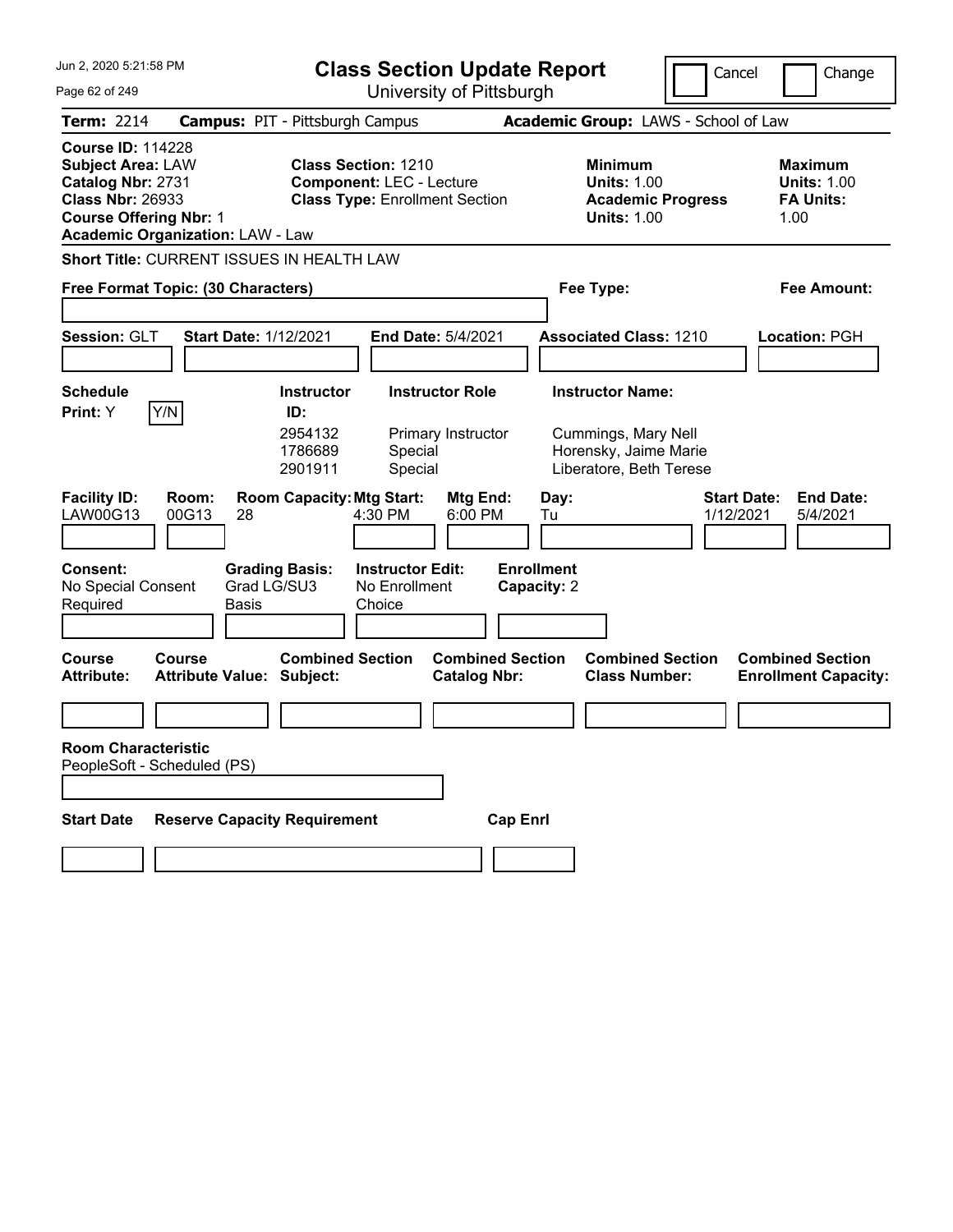Jun 2, 2020 5:21:58 PM

# Class Section Update Report

University of Pittsburgh

Cancel | Change

**Term:** 2214 **Campus:** PIT - Pittsburgh Campus **Academic Group:** LAWS - School of Law

**Course ID:** 114228
**Subject Area:** LAW
**Catalog Nbr:** 2731
**Class Nbr:** 26933
**Course Offering Nbr:** 1
**Academic Organization:** LAW - Law

**Class Section:** 1210
**Component:** LEC - Lecture
**Class Type:** Enrollment Section

**Minimum Units:** 1.00
**Academic Progress Units:** 1.00

**Maximum Units:** 1.00
**FA Units:** 1.00

**Short Title:** CURRENT ISSUES IN HEALTH LAW

**Free Format Topic: (30 Characters)**

**Fee Type:**

**Fee Amount:**

**Session:** GLT **Start Date:** 1/12/2021 **End Date:** 5/4/2021 **Associated Class:** 1210 **Location:** PGH

**Schedule Print:** Y Y/N

| Instructor ID | Instructor Role | Instructor Name |
|---|---|---|
| 2954132 | Primary Instructor | Cummings, Mary Nell |
| 1786689 | Special | Horensky, Jaime Marie |
| 2901911 | Special | Liberatore, Beth Terese |

| Facility ID | Room | Room Capacity | Mtg Start | Mtg End | Day | Start Date | End Date |
|---|---|---|---|---|---|---|---|
| LAW00G13 | 00G13 | 28 | 4:30 PM | 6:00 PM | Tu | 1/12/2021 | 5/4/2021 |

**Consent:** No Special Consent Required
**Grading Basis:** Grad LG/SU3 Basis
**Instructor Edit:** No Enrollment Choice
**Enrollment Capacity:** 2

| Course Attribute | Course Attribute Value | Combined Section Subject | Combined Section Catalog Nbr | Combined Section Class Number | Combined Section Enrollment Capacity |
|---|---|---|---|---|---|
| | | | | | |

**Room Characteristic**
PeopleSoft - Scheduled (PS)

| Start Date | Reserve Capacity Requirement | Cap Enrl |
|---|---|---|
| | | |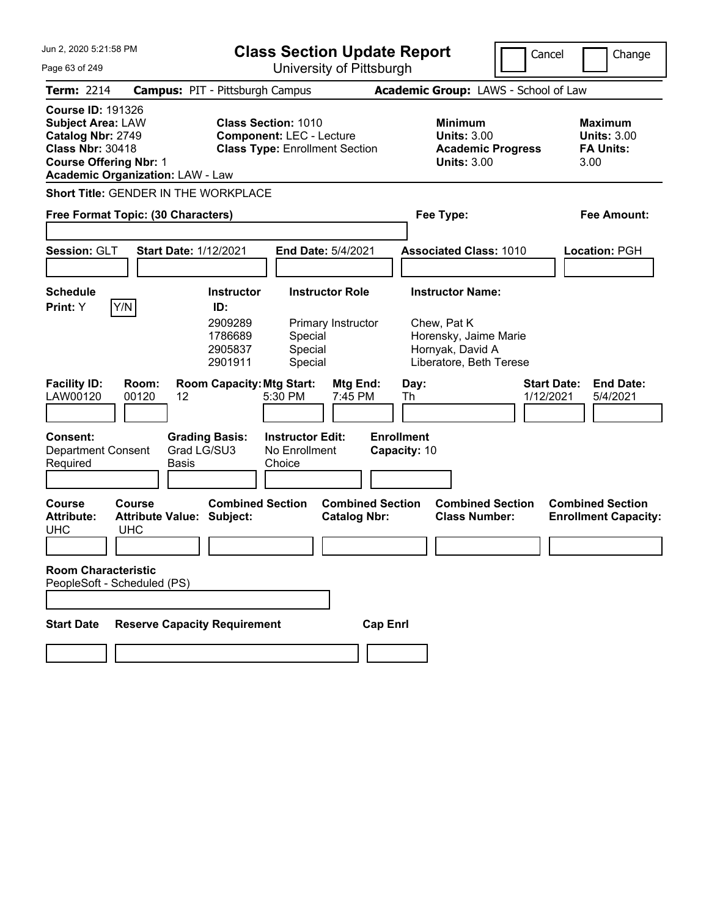Jun 2, 2020 5:21:58 PM

# Class Section Update Report

University of Pittsburgh

Cancel | Change

**Term:** 2214 **Campus:** PIT - Pittsburgh Campus **Academic Group:** LAWS - School of Law

**Course ID:** 191326
**Subject Area:** LAW
**Catalog Nbr:** 2749
**Class Nbr:** 30418
**Course Offering Nbr:** 1
**Academic Organization:** LAW - Law

**Class Section:** 1010
**Component:** LEC - Lecture
**Class Type:** Enrollment Section

**Minimum Units:** 3.00
**Academic Progress Units:** 3.00

**Maximum Units:** 3.00
**FA Units:** 3.00

**Short Title:** GENDER IN THE WORKPLACE

**Free Format Topic: (30 Characters)**

**Fee Type:**

**Fee Amount:**

**Session:** GLT **Start Date:** 1/12/2021 **End Date:** 5/4/2021 **Associated Class:** 1010 **Location:** PGH

**Schedule Print:** Y Y/N

| Instructor ID: | Instructor Role | Instructor Name: |
|---|---|---|
| 2909289 | Primary Instructor | Chew, Pat K |
| 1786689 | Special | Horensky, Jaime Marie |
| 2905837 | Special | Hornyak, David A |
| 2901911 | Special | Liberatore, Beth Terese |

| Facility ID: | Room: | Room Capacity: | Mtg Start: | Mtg End: | Day: | Start Date: | End Date: |
|---|---|---|---|---|---|---|---|
| LAW00120 | 00120 | 12 | 5:30 PM | 7:45 PM | Th | 1/12/2021 | 5/4/2021 |

**Consent:** Department Consent Required
**Grading Basis:** Grad LG/SU3 Basis
**Instructor Edit:** No Enrollment Choice
**Enrollment Capacity:** 10

| Course Attribute: | Course Attribute Value: | Combined Section Subject: | Combined Section Catalog Nbr: | Combined Section Class Number: | Combined Section Enrollment Capacity: |
|---|---|---|---|---|---|
| UHC | UHC | | | | |

**Room Characteristic**
PeopleSoft - Scheduled (PS)

**Start Date** **Reserve Capacity Requirement** **Cap Enrl**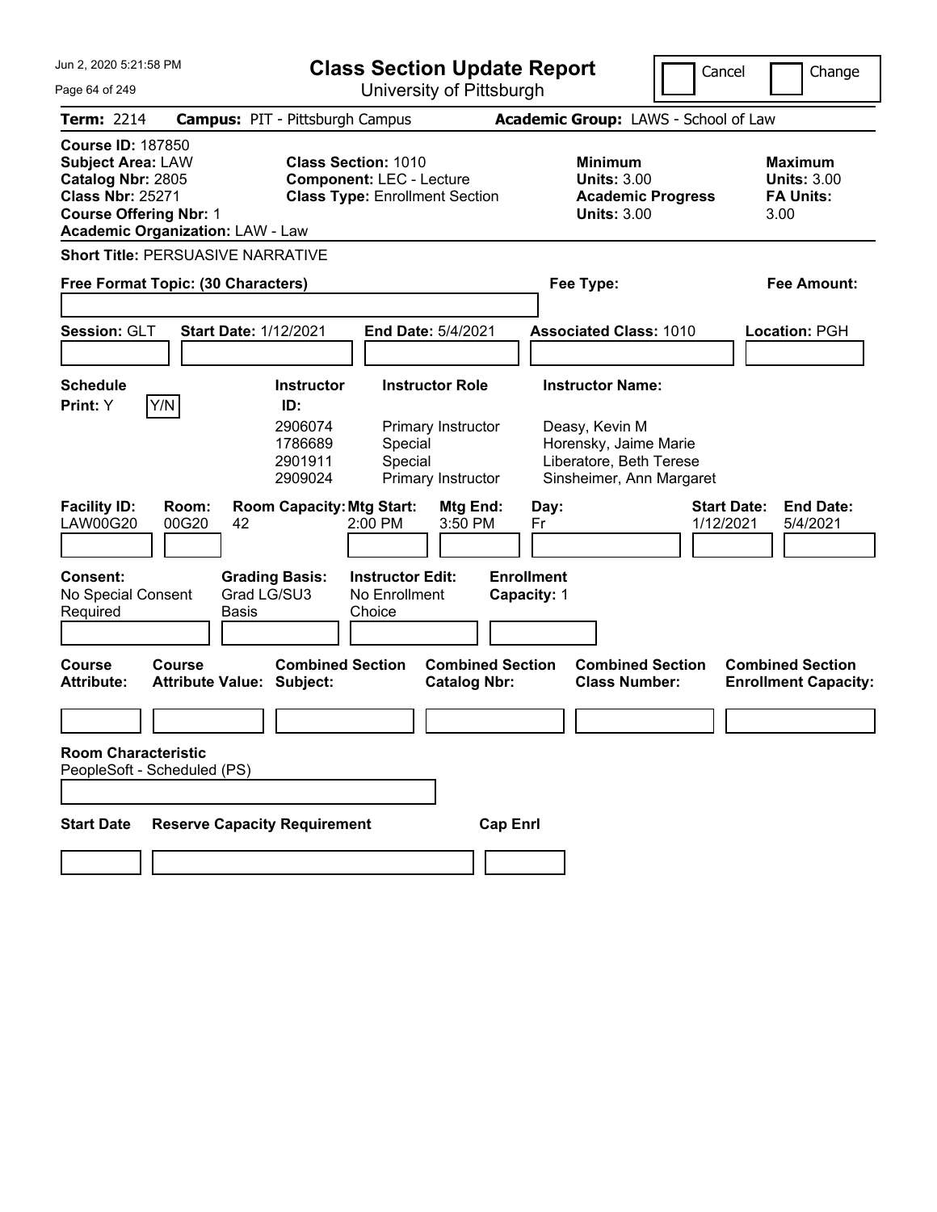Jun 2, 2020 5:21:58 PM

# Class Section Update Report

University of Pittsburgh

Cancel | Change

**Term:** 2214 **Campus:** PIT - Pittsburgh Campus **Academic Group:** LAWS - School of Law

**Course ID:** 187850
**Subject Area:** LAW
**Catalog Nbr:** 2805
**Class Nbr:** 25271
**Course Offering Nbr:** 1
**Academic Organization:** LAW - Law

**Class Section:** 1010
**Component:** LEC - Lecture
**Class Type:** Enrollment Section

**Minimum Units:** 3.00
**Academic Progress Units:** 3.00

**Maximum Units:** 3.00
**FA Units:** 3.00

**Short Title:** PERSUASIVE NARRATIVE

**Free Format Topic: (30 Characters)**

**Fee Type:**

**Fee Amount:**

**Session:** GLT **Start Date:** 1/12/2021 **End Date:** 5/4/2021 **Associated Class:** 1010 **Location:** PGH

**Schedule Print:** Y Y/N

| Instructor ID: | Instructor Role | Instructor Name: |
|---|---|---|
| 2906074 | Primary Instructor | Deasy, Kevin M |
| 1786689 | Special | Horensky, Jaime Marie |
| 2901911 | Special | Liberatore, Beth Terese |
| 2909024 | Primary Instructor | Sinsheimer, Ann Margaret |

| Facility ID: | Room: | Room Capacity: | Mtg Start: | Mtg End: | Day: | Start Date: | End Date: |
|---|---|---|---|---|---|---|---|
| LAW00G20 | 00G20 | 42 | 2:00 PM | 3:50 PM | Fr | 1/12/2021 | 5/4/2021 |

**Consent:** No Special Consent Required

**Grading Basis:** Grad LG/SU3 Basis

**Instructor Edit:** No Enrollment Choice

**Enrollment Capacity:** 1

| Course Attribute: | Course Attribute Value: | Combined Section Subject: | Combined Section Catalog Nbr: | Combined Section Class Number: | Combined Section Enrollment Capacity: |
|---|---|---|---|---|---|
| | | | | | |

**Room Characteristic**
PeopleSoft - Scheduled (PS)

| Start Date | Reserve Capacity Requirement | Cap Enrl |
|---|---|---|
| | | |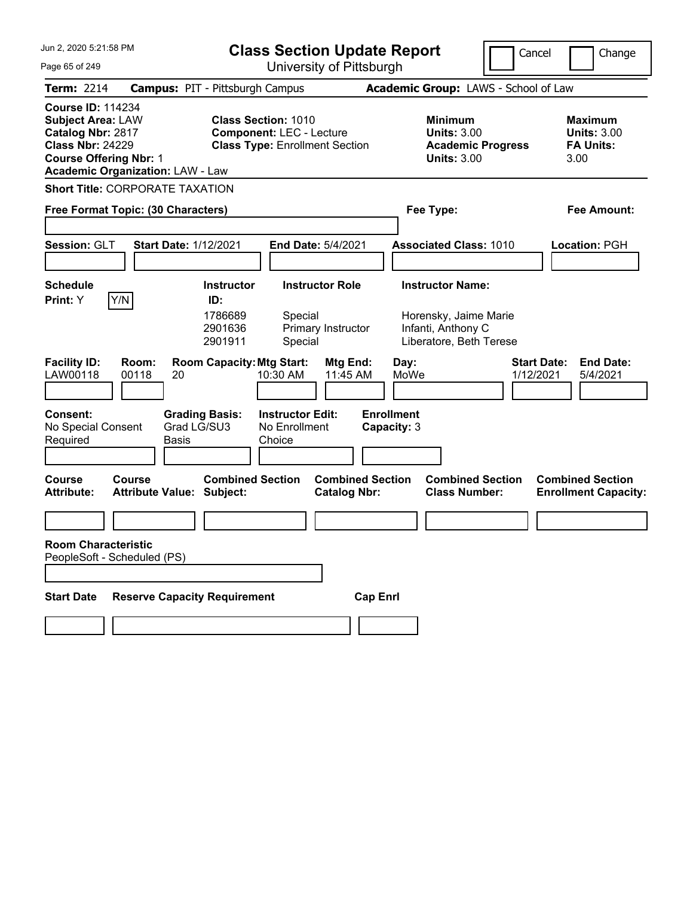Jun 2, 2020 5:21:58 PM

# Class Section Update Report

University of Pittsburgh

Cancel | Change

**Term:** 2214 **Campus:** PIT - Pittsburgh Campus **Academic Group:** LAWS - School of Law

**Course ID:** 114234
**Subject Area:** LAW
**Catalog Nbr:** 2817
**Class Nbr:** 24229
**Course Offering Nbr:** 1
**Academic Organization:** LAW - Law

**Class Section:** 1010
**Component:** LEC - Lecture
**Class Type:** Enrollment Section

**Minimum Units:** 3.00
**Academic Progress Units:** 3.00

**Maximum Units:** 3.00
**FA Units:** 3.00

**Short Title:** CORPORATE TAXATION

**Free Format Topic: (30 Characters)**

**Fee Type:**

**Fee Amount:**

**Session:** GLT **Start Date:** 1/12/2021 **End Date:** 5/4/2021 **Associated Class:** 1010 **Location:** PGH

**Schedule Print:** Y Y/N

| Instructor ID | Instructor Role | Instructor Name |
|---|---|---|
| 1786689 | Special | Horensky, Jaime Marie |
| 2901636 | Primary Instructor | Infanti, Anthony C |
| 2901911 | Special | Liberatore, Beth Terese |

| Facility ID | Room | Room Capacity | Mtg Start | Mtg End | Day | Start Date | End Date |
|---|---|---|---|---|---|---|---|
| LAW00118 | 00118 | 20 | 10:30 AM | 11:45 AM | MoWe | 1/12/2021 | 5/4/2021 |

**Consent:** No Special Consent Required
**Grading Basis:** Grad LG/SU3 Basis
**Instructor Edit:** No Enrollment Choice
**Enrollment Capacity:** 3

| Course Attribute | Course Attribute Value | Combined Section Subject | Combined Section Catalog Nbr | Combined Section Class Number | Combined Section Enrollment Capacity |
|---|---|---|---|---|---|
| | | | | | |

**Room Characteristic**
PeopleSoft - Scheduled (PS)

| Start Date | Reserve Capacity Requirement | Cap Enrl |
|---|---|---|
| | | |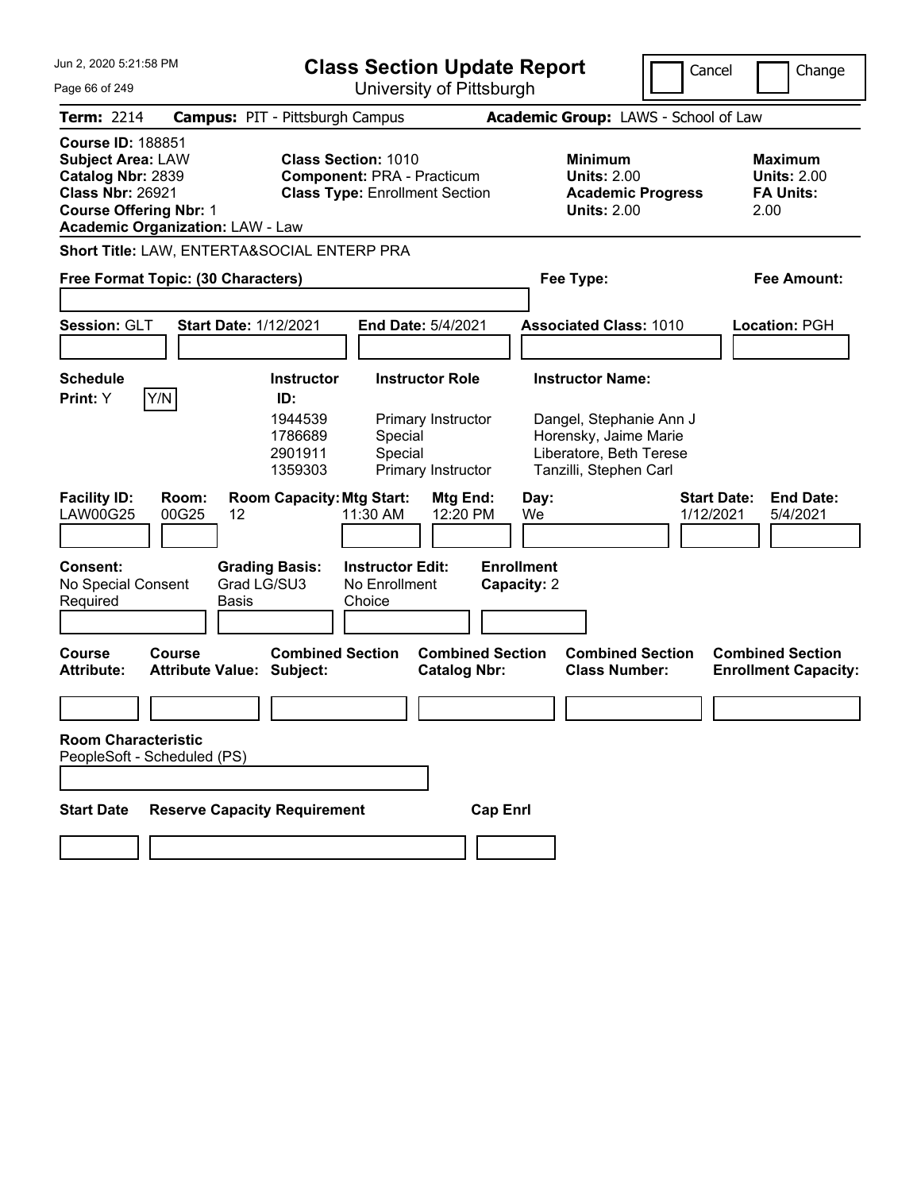# Class Section Update Report

University of Pittsburgh

Jun 2, 2020 5:21:58 PM

Cancel | Change

**Term:** 2214 **Campus:** PIT - Pittsburgh Campus **Academic Group:** LAWS - School of Law

**Course ID:** 188851
**Subject Area:** LAW
**Catalog Nbr:** 2839
**Class Nbr:** 26921
**Course Offering Nbr:** 1
**Academic Organization:** LAW - Law

**Class Section:** 1010
**Component:** PRA - Practicum
**Class Type:** Enrollment Section

**Minimum Units:** 2.00
**Academic Progress Units:** 2.00

**Maximum Units:** 2.00
**FA Units:** 2.00

**Short Title:** LAW, ENTERTA&SOCIAL ENTERP PRA

**Free Format Topic: (30 Characters)**

**Fee Type:**

**Fee Amount:**

**Session:** GLT **Start Date:** 1/12/2021 **End Date:** 5/4/2021 **Associated Class:** 1010 **Location:** PGH

**Schedule Print:** Y Y/N

| Instructor ID: | Instructor Role | Instructor Name: |
|---|---|---|
| 1944539 | Primary Instructor | Dangel, Stephanie Ann J |
| 1786689 | Special | Horensky, Jaime Marie |
| 2901911 | Special | Liberatore, Beth Terese |
| 1359303 | Primary Instructor | Tanzilli, Stephen Carl |

| Facility ID: | Room: | Room Capacity: | Mtg Start: | Mtg End: | Day: | Start Date: | End Date: |
|---|---|---|---|---|---|---|---|
| LAW00G25 | 00G25 | 12 | 11:30 AM | 12:20 PM | We | 1/12/2021 | 5/4/2021 |

**Consent:** No Special Consent Required

**Grading Basis:** Grad LG/SU3 Basis

**Instructor Edit:** No Enrollment Choice

**Enrollment Capacity:** 2

| Course Attribute: | Course Attribute Value: | Combined Section Subject: | Combined Section Catalog Nbr: | Combined Section Class Number: | Combined Section Enrollment Capacity: |
|---|---|---|---|---|---|
| | | | | | |

**Room Characteristic**
PeopleSoft - Scheduled (PS)

| Start Date | Reserve Capacity Requirement | Cap Enrl |
|---|---|---|
| | | |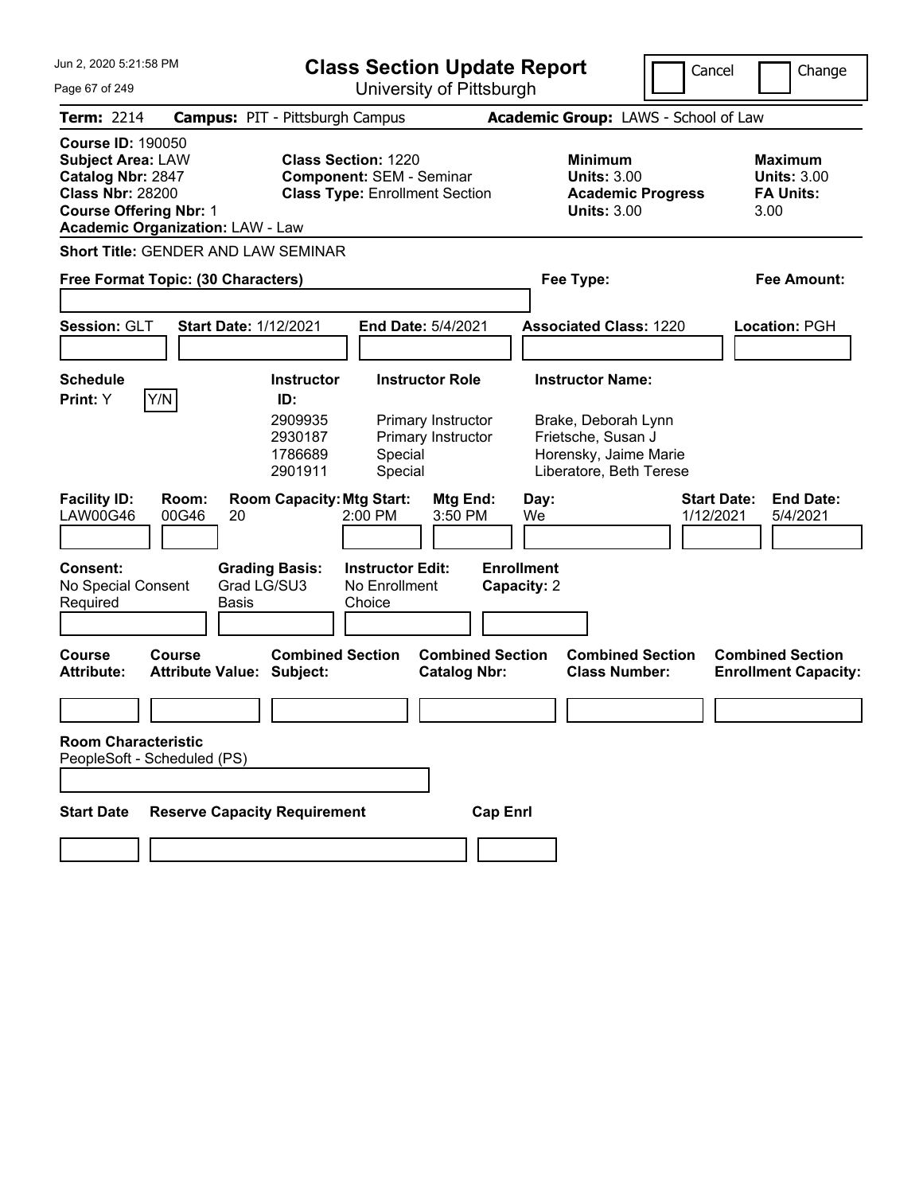# Class Section Update Report

University of Pittsburgh

Cancel | Change

**Term:** 2214 **Campus:** PIT - Pittsburgh Campus **Academic Group:** LAWS - School of Law

**Course ID:** 190050
**Subject Area:** LAW
**Catalog Nbr:** 2847
**Class Nbr:** 28200
**Course Offering Nbr:** 1
**Academic Organization:** LAW - Law

**Class Section:** 1220
**Component:** SEM - Seminar
**Class Type:** Enrollment Section

**Minimum Units:** 3.00
**Academic Progress Units:** 3.00

**Maximum Units:** 3.00
**FA Units:** 3.00

**Short Title:** GENDER AND LAW SEMINAR

**Free Format Topic: (30 Characters)**

**Fee Type:**

**Fee Amount:**

**Session:** GLT **Start Date:** 1/12/2021 **End Date:** 5/4/2021 **Associated Class:** 1220 **Location:** PGH

**Schedule Print:** Y Y/N

| Instructor ID: | Instructor Role | Instructor Name: |
|---|---|---|
| 2909935 | Primary Instructor | Brake, Deborah Lynn |
| 2930187 | Primary Instructor | Frietsche, Susan J |
| 1786689 | Special | Horensky, Jaime Marie |
| 2901911 | Special | Liberatore, Beth Terese |

| Facility ID: | Room: | Room Capacity: | Mtg Start: | Mtg End: | Day: | Start Date: | End Date: |
|---|---|---|---|---|---|---|---|
| LAW00G46 | 00G46 | 20 | 2:00 PM | 3:50 PM | We | 1/12/2021 | 5/4/2021 |

**Consent:** No Special Consent Required
**Grading Basis:** Grad LG/SU3 Basis
**Instructor Edit:** No Enrollment Choice
**Enrollment Capacity:** 2

| Course Attribute: | Course Attribute Value: | Combined Section Subject: | Combined Section Catalog Nbr: | Combined Section Class Number: | Combined Section Enrollment Capacity: |
|---|---|---|---|---|---|
| | | | | | |

**Room Characteristic**
PeopleSoft - Scheduled (PS)

| Start Date | Reserve Capacity Requirement | Cap Enrl |
|---|---|---|
| | | |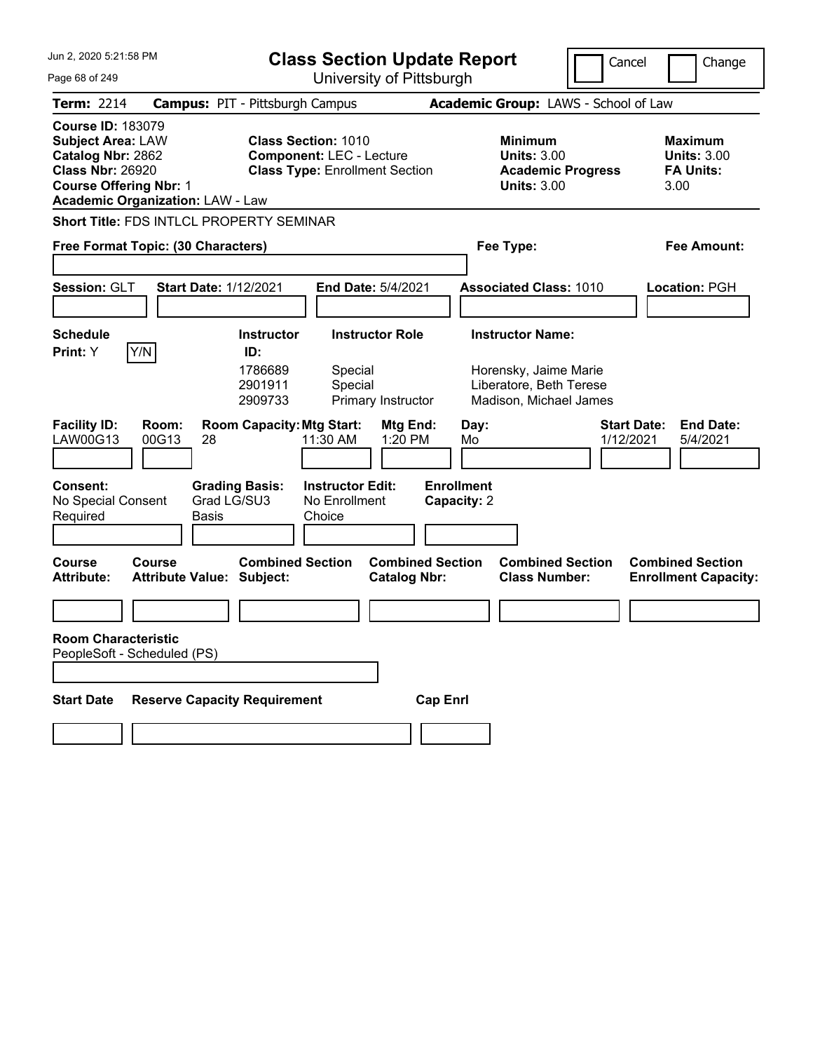Jun 2, 2020 5:21:58 PM

# Class Section Update Report

University of Pittsburgh

Cancel | Change

**Term:** 2214 **Campus:** PIT - Pittsburgh Campus **Academic Group:** LAWS - School of Law

**Course ID:** 183079
**Subject Area:** LAW
**Catalog Nbr:** 2862
**Class Nbr:** 26920
**Course Offering Nbr:** 1
**Academic Organization:** LAW - Law

**Class Section:** 1010
**Component:** LEC - Lecture
**Class Type:** Enrollment Section

**Minimum Units:** 3.00
**Academic Progress Units:** 3.00

**Maximum Units:** 3.00
**FA Units:** 3.00

**Short Title:** FDS INTLCL PROPERTY SEMINAR

**Free Format Topic: (30 Characters)**

**Fee Type:**

**Fee Amount:**

**Session:** GLT **Start Date:** 1/12/2021 **End Date:** 5/4/2021 **Associated Class:** 1010 **Location:** PGH

**Schedule Print:** Y Y/N

| Instructor ID | Instructor Role | Instructor Name |
|---|---|---|
| 1786689 | Special | Horensky, Jaime Marie |
| 2901911 | Special | Liberatore, Beth Terese |
| 2909733 | Primary Instructor | Madison, Michael James |

| Facility ID | Room | Room Capacity | Mtg Start | Mtg End | Day | Start Date | End Date |
|---|---|---|---|---|---|---|---|
| LAW00G13 | 00G13 | 28 | 11:30 AM | 1:20 PM | Mo | 1/12/2021 | 5/4/2021 |

**Consent:** No Special Consent Required
**Grading Basis:** Grad LG/SU3 Basis
**Instructor Edit:** No Enrollment Choice
**Enrollment Capacity:** 2

| Course Attribute | Course Attribute Value | Combined Section Subject | Combined Section Catalog Nbr | Combined Section Class Number | Combined Section Enrollment Capacity |
|---|---|---|---|---|---|
| | | | | | |

**Room Characteristic**
PeopleSoft - Scheduled (PS)

| Start Date | Reserve Capacity Requirement | Cap Enrl |
|---|---|---|
| | | |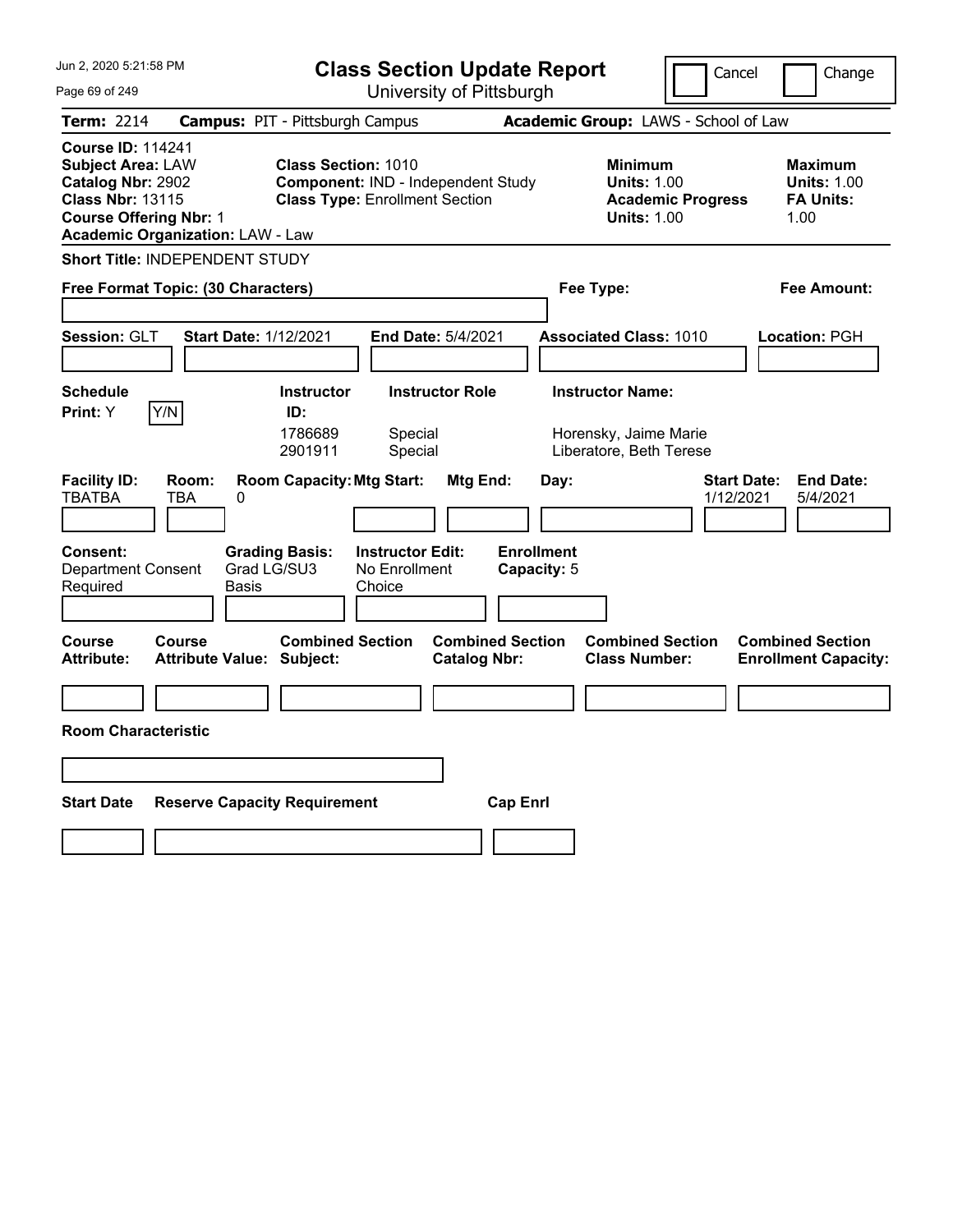# Class Section Update Report

University of Pittsburgh

Jun 2, 2020 5:21:58 PM

Cancel | Change

**Term:** 2214 **Campus:** PIT - Pittsburgh Campus **Academic Group:** LAWS - School of Law

**Course ID:** 114241
**Subject Area:** LAW
**Catalog Nbr:** 2902
**Class Nbr:** 13115
**Course Offering Nbr:** 1
**Academic Organization:** LAW - Law

**Class Section:** 1010
**Component:** IND - Independent Study
**Class Type:** Enrollment Section

**Minimum Units:** 1.00
**Academic Progress Units:** 1.00

**Maximum Units:** 1.00
**FA Units:** 1.00

**Short Title:** INDEPENDENT STUDY

**Free Format Topic: (30 Characters)**

**Fee Type:**

**Fee Amount:**

**Session:** GLT **Start Date:** 1/12/2021 **End Date:** 5/4/2021 **Associated Class:** 1010 **Location:** PGH

**Schedule Print:** Y [Y/N]

| Instructor ID: | Instructor Role | Instructor Name: |
|---|---|---|
| 1786689 | Special | Horensky, Jaime Marie |
| 2901911 | Special | Liberatore, Beth Terese |

| Facility ID: | Room: | Room Capacity: | Mtg Start: | Mtg End: | Day: | Start Date: | End Date: |
|---|---|---|---|---|---|---|---|
| TBATBA | TBA | 0 | | | | 1/12/2021 | 5/4/2021 |

**Consent:** Department Consent Required
**Grading Basis:** Grad LG/SU3 Basis
**Instructor Edit:** No Enrollment Choice
**Enrollment Capacity:** 5

| Course Attribute: | Course Attribute Value: | Combined Section Subject: | Combined Section Catalog Nbr: | Combined Section Class Number: | Combined Section Enrollment Capacity: |
|---|---|---|---|---|---|
| | | | | | |

**Room Characteristic**

| Start Date | Reserve Capacity Requirement | Cap Enrl |
|---|---|---|
| | | |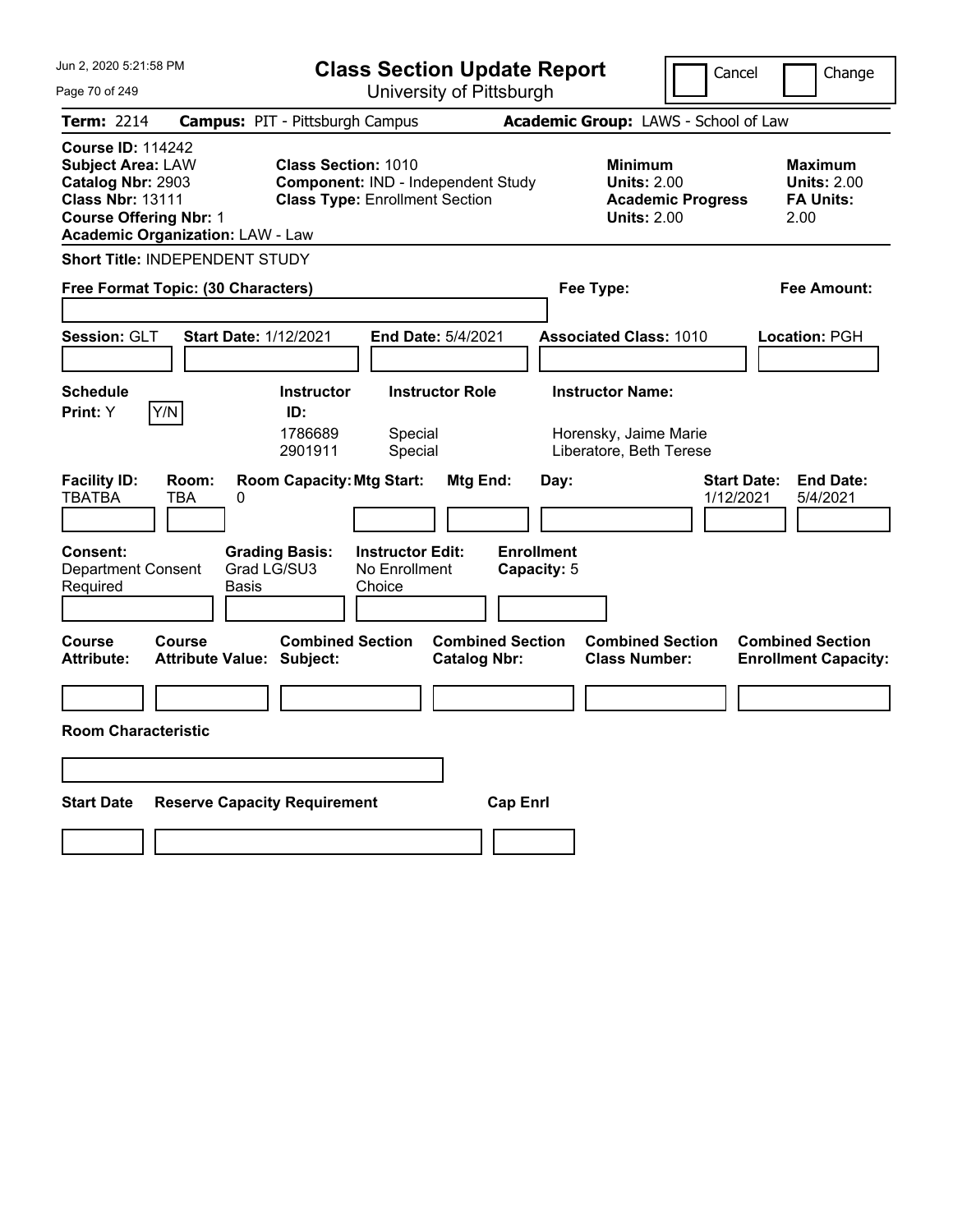# Class Section Update Report

University of Pittsburgh

Cancel | Change

**Term:** 2214 **Campus:** PIT - Pittsburgh Campus **Academic Group:** LAWS - School of Law

**Course ID:** 114242
**Subject Area:** LAW
**Catalog Nbr:** 2903
**Class Nbr:** 13111
**Course Offering Nbr:** 1
**Academic Organization:** LAW - Law

**Class Section:** 1010
**Component:** IND - Independent Study
**Class Type:** Enrollment Section

**Minimum Units:** 2.00
**Academic Progress Units:** 2.00

**Maximum Units:** 2.00
**FA Units:** 2.00

**Short Title:** INDEPENDENT STUDY

**Free Format Topic: (30 Characters)**

**Fee Type:**

**Fee Amount:**

**Session:** GLT **Start Date:** 1/12/2021 **End Date:** 5/4/2021 **Associated Class:** 1010 **Location:** PGH

**Schedule Print:** Y Y/N

| Instructor ID: | Instructor Role | Instructor Name: |
|---|---|---|
| 1786689 | Special | Horensky, Jaime Marie |
| 2901911 | Special | Liberatore, Beth Terese |

| Facility ID: | Room: | Room Capacity: | Mtg Start: | Mtg End: | Day: | Start Date: | End Date: |
|---|---|---|---|---|---|---|---|
| TBATBA | TBA | 0 | | | | 1/12/2021 | 5/4/2021 |

**Consent:** Department Consent Required
**Grading Basis:** Grad LG/SU3 Basis
**Instructor Edit:** No Enrollment Choice
**Enrollment Capacity:** 5

| Course Attribute: | Course Attribute Value: | Combined Section Subject: | Combined Section Catalog Nbr: | Combined Section Class Number: | Combined Section Enrollment Capacity: |
|---|---|---|---|---|---|
| | | | | | |

**Room Characteristic**

| Start Date | Reserve Capacity Requirement | Cap Enrl |
|---|---|---|
| | | |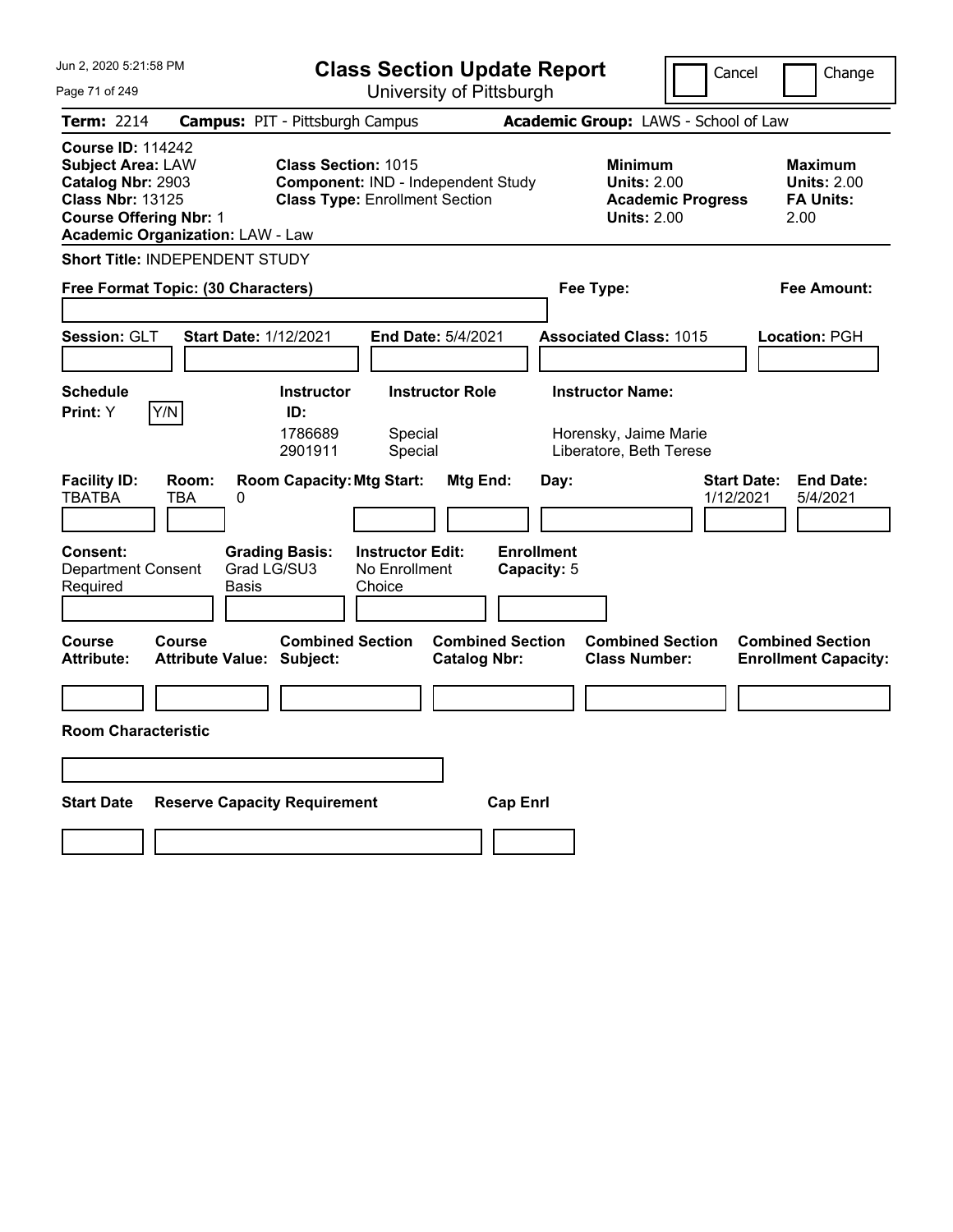# Class Section Update Report

University of Pittsburgh

Jun 2, 2020 5:21:58 PM

Cancel | Change

**Term:** 2214 **Campus:** PIT - Pittsburgh Campus **Academic Group:** LAWS - School of Law

**Course ID:** 114242
**Subject Area:** LAW
**Catalog Nbr:** 2903
**Class Nbr:** 13125
**Course Offering Nbr:** 1
**Academic Organization:** LAW - Law

**Class Section:** 1015
**Component:** IND - Independent Study
**Class Type:** Enrollment Section

**Minimum Units:** 2.00
**Academic Progress Units:** 2.00

**Maximum Units:** 2.00
**FA Units:** 2.00

**Short Title:** INDEPENDENT STUDY

**Free Format Topic: (30 Characters)**

**Fee Type:**

**Fee Amount:**

**Session:** GLT **Start Date:** 1/12/2021 **End Date:** 5/4/2021 **Associated Class:** 1015 **Location:** PGH

**Schedule Print:** Y Y/N

| Instructor ID: | Instructor Role | Instructor Name: |
| --- | --- | --- |
| 1786689 | Special | Horensky, Jaime Marie |
| 2901911 | Special | Liberatore, Beth Terese |

| Facility ID: | Room: | Room Capacity: | Mtg Start: | Mtg End: | Day: | Start Date: | End Date: |
| --- | --- | --- | --- | --- | --- | --- | --- |
| TBATBA | TBA | 0 | | | | 1/12/2021 | 5/4/2021 |

**Consent:** Department Consent Required

**Grading Basis:** Grad LG/SU3 Basis

**Instructor Edit:** No Enrollment Choice

**Enrollment Capacity:** 5

| Course Attribute: | Course Attribute Value: | Combined Section Subject: | Combined Section Catalog Nbr: | Combined Section Class Number: | Combined Section Enrollment Capacity: |
| --- | --- | --- | --- | --- | --- |
| | | | | | |

**Room Characteristic**

| Start Date | Reserve Capacity Requirement | Cap Enrl |
| --- | --- | --- |
| | | |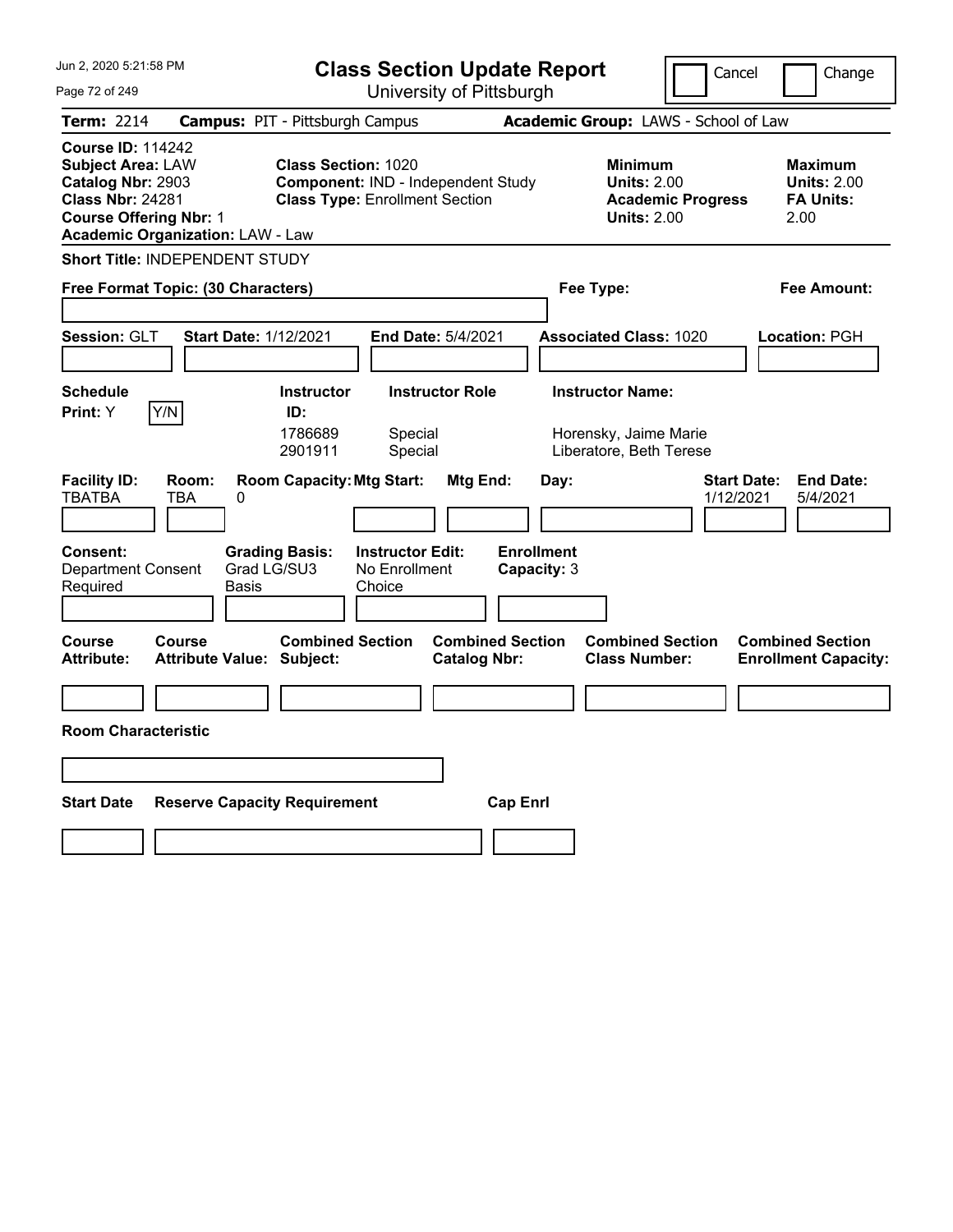# Class Section Update Report

University of Pittsburgh

Cancel | Change

**Term:** 2214 **Campus:** PIT - Pittsburgh Campus **Academic Group:** LAWS - School of Law

**Course ID:** 114242
**Subject Area:** LAW
**Catalog Nbr:** 2903
**Class Nbr:** 24281
**Course Offering Nbr:** 1
**Academic Organization:** LAW - Law

**Class Section:** 1020
**Component:** IND - Independent Study
**Class Type:** Enrollment Section

**Minimum Units:** 2.00
**Academic Progress Units:** 2.00

**Maximum Units:** 2.00
**FA Units:** 2.00

**Short Title:** INDEPENDENT STUDY

**Free Format Topic: (30 Characters)**

**Fee Type:**

**Fee Amount:**

**Session:** GLT **Start Date:** 1/12/2021 **End Date:** 5/4/2021 **Associated Class:** 1020 **Location:** PGH

**Schedule Print:** Y Y/N

| Instructor ID | Instructor Role | Instructor Name |
| --- | --- | --- |
| 1786689 | Special | Horensky, Jaime Marie |
| 2901911 | Special | Liberatore, Beth Terese |

| Facility ID | Room | Room Capacity | Mtg Start | Mtg End | Day | Start Date | End Date |
| --- | --- | --- | --- | --- | --- | --- | --- |
| TBATBA | TBA | 0 | | | | 1/12/2021 | 5/4/2021 |

**Consent:** Department Consent Required
**Grading Basis:** Grad LG/SU3 Basis
**Instructor Edit:** No Enrollment Choice
**Enrollment Capacity:** 3

| Course Attribute | Course Attribute Value | Combined Section Subject | Combined Section Catalog Nbr | Combined Section Class Number | Combined Section Enrollment Capacity |
| --- | --- | --- | --- | --- | --- |
| | | | | | |

**Room Characteristic**

| Start Date | Reserve Capacity Requirement | Cap Enrl |
| --- | --- | --- |
| | | |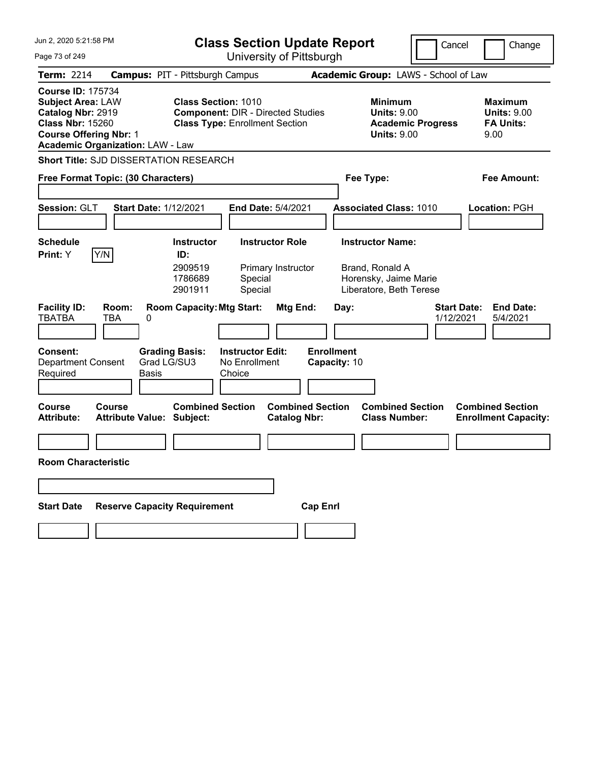# Class Section Update Report

University of Pittsburgh

Cancel | Change

**Term:** 2214 **Campus:** PIT - Pittsburgh Campus **Academic Group:** LAWS - School of Law

**Course ID:** 175734
**Subject Area:** LAW
**Catalog Nbr:** 2919
**Class Nbr:** 15260
**Course Offering Nbr:** 1
**Academic Organization:** LAW - Law

**Class Section:** 1010
**Component:** DIR - Directed Studies
**Class Type:** Enrollment Section

**Minimum**
**Units:** 9.00
**Academic Progress Units:** 9.00

**Maximum**
**Units:** 9.00
**FA Units:** 9.00

**Short Title:** SJD DISSERTATION RESEARCH

**Free Format Topic: (30 Characters)**

**Fee Type:**

**Fee Amount:**

**Session:** GLT **Start Date:** 1/12/2021 **End Date:** 5/4/2021 **Associated Class:** 1010 **Location:** PGH

**Schedule Print:** Y Y/N

| Instructor ID: | Instructor Role | Instructor Name: |
|---|---|---|
| 2909519 | Primary Instructor | Brand, Ronald A |
| 1786689 | Special | Horensky, Jaime Marie |
| 2901911 | Special | Liberatore, Beth Terese |

| Facility ID: | Room: | Room Capacity: | Mtg Start: | Mtg End: | Day: | Start Date: | End Date: |
|---|---|---|---|---|---|---|---|
| TBATBA | TBA | 0 | | | | 1/12/2021 | 5/4/2021 |

**Consent:** Department Consent Required
**Grading Basis:** Grad LG/SU3 Basis
**Instructor Edit:** No Enrollment Choice
**Enrollment Capacity:** 10

| Course Attribute: | Course Attribute Value: | Combined Section Subject: | Combined Section Catalog Nbr: | Combined Section Class Number: | Combined Section Enrollment Capacity: |
|---|---|---|---|---|---|
| | | | | | |

**Room Characteristic**

| Start Date | Reserve Capacity Requirement | Cap Enrl |
|---|---|---|
| | | |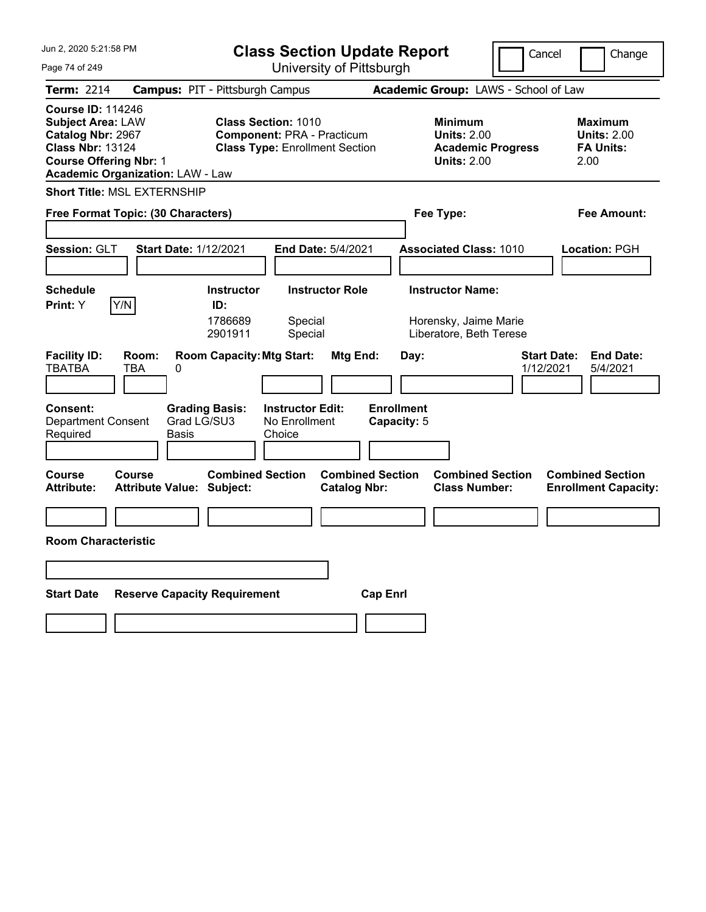# Class Section Update Report

University of Pittsburgh

Cancel | Change

**Term:** 2214 **Campus:** PIT - Pittsburgh Campus **Academic Group:** LAWS - School of Law

**Course ID:** 114246
**Subject Area:** LAW
**Catalog Nbr:** 2967
**Class Nbr:** 13124
**Course Offering Nbr:** 1
**Academic Organization:** LAW - Law

**Class Section:** 1010
**Component:** PRA - Practicum
**Class Type:** Enrollment Section

**Minimum Units:** 2.00
**Academic Progress Units:** 2.00

**Maximum Units:** 2.00
**FA Units:** 2.00

**Short Title:** MSL EXTERNSHIP

**Free Format Topic: (30 Characters)**

**Fee Type:**

**Fee Amount:**

**Session:** GLT **Start Date:** 1/12/2021 **End Date:** 5/4/2021 **Associated Class:** 1010 **Location:** PGH

**Schedule Print:** Y Y/N

| Instructor ID: | Instructor Role | Instructor Name: |
|---|---|---|
| 1786689 | Special | Horensky, Jaime Marie |
| 2901911 | Special | Liberatore, Beth Terese |

| Facility ID: | Room: | Room Capacity: | Mtg Start: | Mtg End: | Day: | Start Date: | End Date: |
|---|---|---|---|---|---|---|---|
| TBATBA | TBA | 0 | | | | 1/12/2021 | 5/4/2021 |

**Consent:** Department Consent Required

**Grading Basis:** Grad LG/SU3 Basis

**Instructor Edit:** No Enrollment Choice

**Enrollment Capacity:** 5

| Course Attribute: | Course Attribute Value: | Combined Section Subject: | Combined Section Catalog Nbr: | Combined Section Class Number: | Combined Section Enrollment Capacity: |
|---|---|---|---|---|---|
| | | | | | |

**Room Characteristic**

| Start Date | Reserve Capacity Requirement | Cap Enrl |
|---|---|---|
| | | |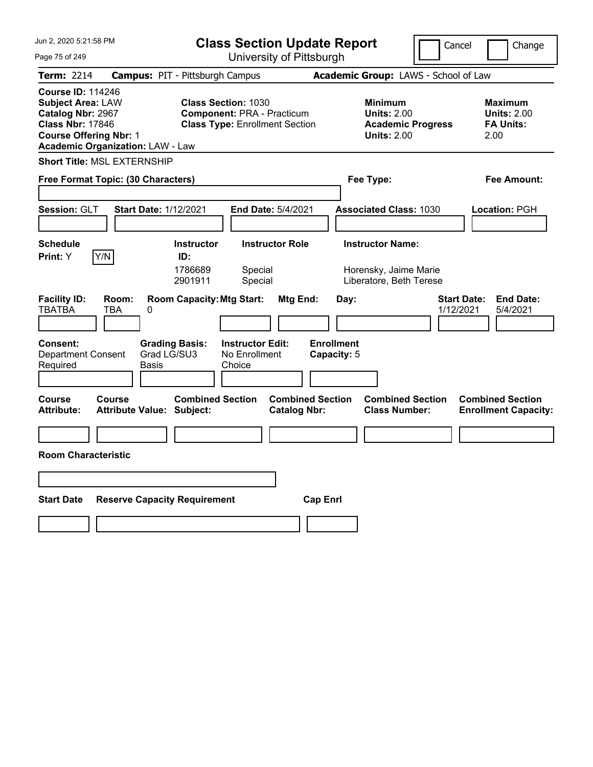# Class Section Update Report

University of Pittsburgh

Jun 2, 2020 5:21:58 PM

Cancel | Change

**Term:** 2214 **Campus:** PIT - Pittsburgh Campus **Academic Group:** LAWS - School of Law

**Course ID:** 114246
**Subject Area:** LAW
**Catalog Nbr:** 2967
**Class Nbr:** 17846
**Course Offering Nbr:** 1
**Academic Organization:** LAW - Law

**Class Section:** 1030
**Component:** PRA - Practicum
**Class Type:** Enrollment Section

**Minimum Units:** 2.00
**Academic Progress Units:** 2.00

**Maximum Units:** 2.00
**FA Units:** 2.00

**Short Title:** MSL EXTERNSHIP

**Free Format Topic: (30 Characters)**

**Fee Type:**

**Fee Amount:**

**Session:** GLT **Start Date:** 1/12/2021 **End Date:** 5/4/2021 **Associated Class:** 1030 **Location:** PGH

**Schedule Print:** Y Y/N

| Instructor ID | Instructor Role | Instructor Name |
|---|---|---|
| 1786689 | Special | Horensky, Jaime Marie |
| 2901911 | Special | Liberatore, Beth Terese |

| Facility ID: | Room: | Room Capacity: | Mtg Start: | Mtg End: | Day: | Start Date: | End Date: |
|---|---|---|---|---|---|---|---|
| TBATBA | TBA | 0 | | | | 1/12/2021 | 5/4/2021 |

**Consent:** Department Consent Required

**Grading Basis:** Grad LG/SU3 Basis

**Instructor Edit:** No Enrollment Choice

**Enrollment Capacity:** 5

| Course Attribute: | Course Attribute Value: | Combined Section Subject: | Combined Section Catalog Nbr: | Combined Section Class Number: | Combined Section Enrollment Capacity: |
|---|---|---|---|---|---|
| | | | | | |

**Room Characteristic**

| Start Date | Reserve Capacity Requirement | Cap Enrl |
|---|---|---|
| | | |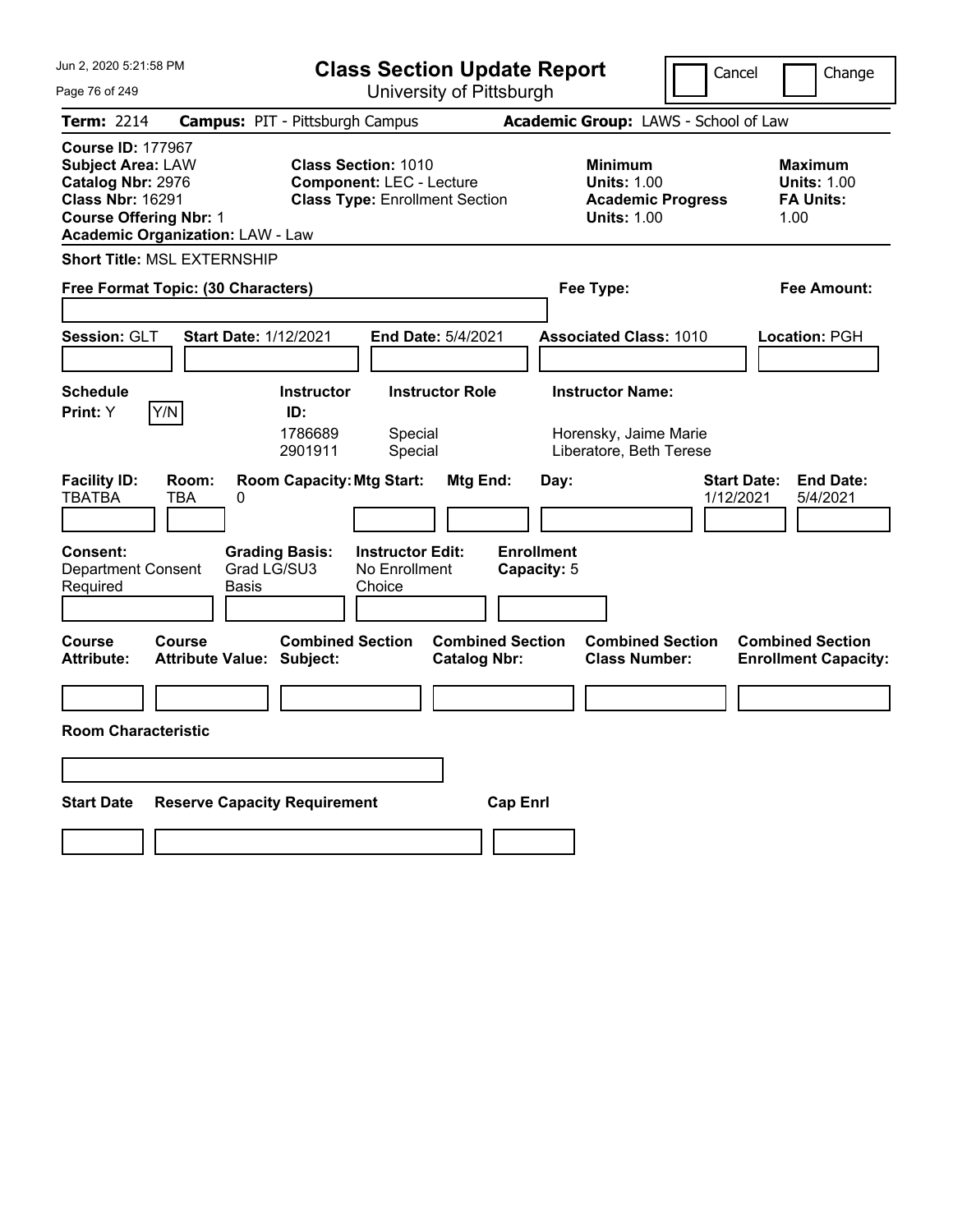# Class Section Update Report

University of Pittsburgh

Cancel | Change

**Term:** 2214 **Campus:** PIT - Pittsburgh Campus **Academic Group:** LAWS - School of Law

**Course ID:** 177967
**Subject Area:** LAW
**Catalog Nbr:** 2976
**Class Nbr:** 16291
**Course Offering Nbr:** 1
**Academic Organization:** LAW - Law

**Class Section:** 1010
**Component:** LEC - Lecture
**Class Type:** Enrollment Section

**Minimum Units:** 1.00
**Academic Progress Units:** 1.00

**Maximum Units:** 1.00
**FA Units:** 1.00

**Short Title:** MSL EXTERNSHIP

**Free Format Topic: (30 Characters)**

**Fee Type:**

**Fee Amount:**

**Session:** GLT **Start Date:** 1/12/2021 **End Date:** 5/4/2021 **Associated Class:** 1010 **Location:** PGH

**Schedule Print:** Y Y/N

| Instructor ID: | Instructor Role | Instructor Name: |
|---|---|---|
| 1786689 | Special | Horensky, Jaime Marie |
| 2901911 | Special | Liberatore, Beth Terese |

| Facility ID: | Room: | Room Capacity: | Mtg Start: | Mtg End: | Day: | Start Date: | End Date: |
|---|---|---|---|---|---|---|---|
| TBATBA | TBA | 0 | | | | 1/12/2021 | 5/4/2021 |

**Consent:** Department Consent Required
**Grading Basis:** Grad LG/SU3 Basis
**Instructor Edit:** No Enrollment Choice
**Enrollment Capacity:** 5

| Course Attribute: | Course Attribute Value: | Combined Section Subject: | Combined Section Catalog Nbr: | Combined Section Class Number: | Combined Section Enrollment Capacity: |
|---|---|---|---|---|---|
| | | | | | |

**Room Characteristic**

| Start Date | Reserve Capacity Requirement | Cap Enrl |
|---|---|---|
| | | |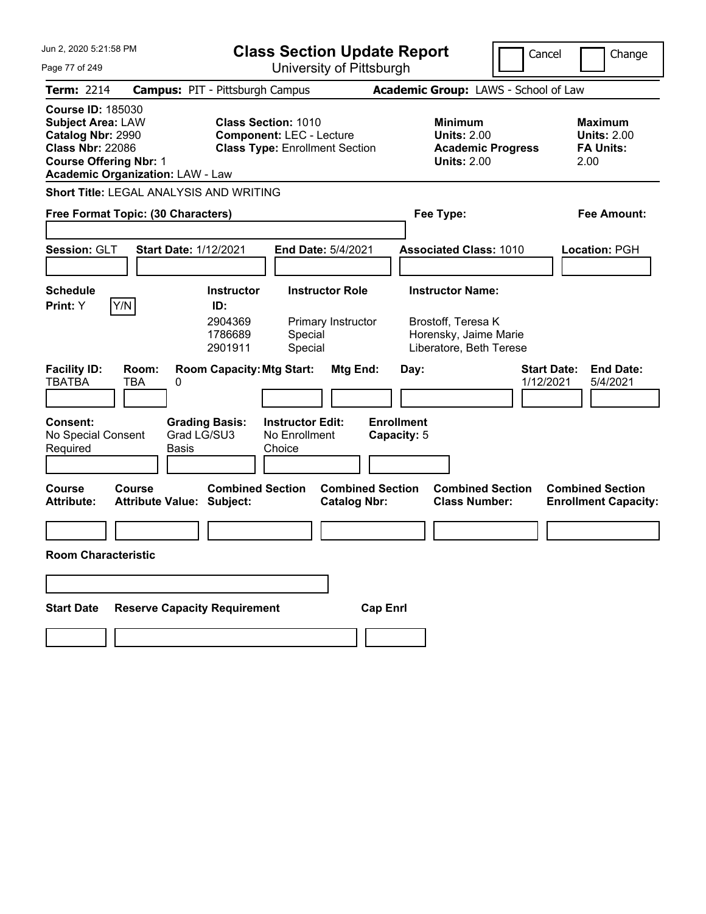Jun 2, 2020 5:21:58 PM

# Class Section Update Report

University of Pittsburgh

Cancel | Change

**Term:** 2214 **Campus:** PIT - Pittsburgh Campus **Academic Group:** LAWS - School of Law

**Course ID:** 185030
**Subject Area:** LAW
**Catalog Nbr:** 2990
**Class Nbr:** 22086
**Course Offering Nbr:** 1
**Academic Organization:** LAW - Law

**Class Section:** 1010
**Component:** LEC - Lecture
**Class Type:** Enrollment Section

**Minimum Units:** 2.00
**Academic Progress Units:** 2.00

**Maximum Units:** 2.00
**FA Units:** 2.00

**Short Title:** LEGAL ANALYSIS AND WRITING

**Free Format Topic: (30 Characters)**

**Fee Type:**

**Fee Amount:**

**Session:** GLT **Start Date:** 1/12/2021 **End Date:** 5/4/2021 **Associated Class:** 1010 **Location:** PGH

**Schedule Print:** Y Y/N

| Instructor ID: | Instructor Role | Instructor Name: |
|---|---|---|
| 2904369 | Primary Instructor | Brostoff, Teresa K |
| 1786689 | Special | Horensky, Jaime Marie |
| 2901911 | Special | Liberatore, Beth Terese |

| Facility ID: | Room: | Room Capacity: | Mtg Start: | Mtg End: | Day: | Start Date: | End Date: |
|---|---|---|---|---|---|---|---|
| TBATBA | TBA | 0 | | | | 1/12/2021 | 5/4/2021 |

**Consent:** No Special Consent Required
**Grading Basis:** Grad LG/SU3 Basis
**Instructor Edit:** No Enrollment Choice
**Enrollment Capacity:** 5

| Course Attribute: | Course Attribute Value: | Combined Section Subject: | Combined Section Catalog Nbr: | Combined Section Class Number: | Combined Section Enrollment Capacity: |
|---|---|---|---|---|---|
| | | | | | |

**Room Characteristic**

| Start Date | Reserve Capacity Requirement | Cap Enrl |
|---|---|---|
| | | |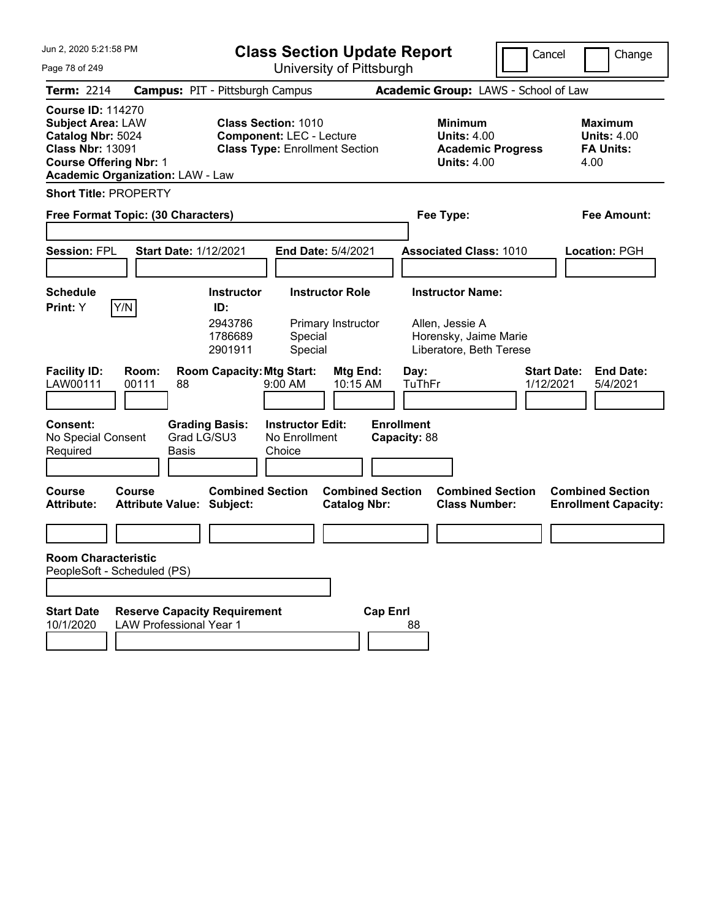# Class Section Update Report

University of Pittsburgh

Jun 2, 2020 5:21:58 PM

Cancel / Change

**Term:** 2214 **Campus:** PIT - Pittsburgh Campus **Academic Group:** LAWS - School of Law

**Course ID:** 114270
**Subject Area:** LAW
**Catalog Nbr:** 5024
**Class Nbr:** 13091
**Course Offering Nbr:** 1
**Academic Organization:** LAW - Law

**Class Section:** 1010
**Component:** LEC - Lecture
**Class Type:** Enrollment Section

**Minimum Units:** 4.00
**Academic Progress Units:** 4.00

**Maximum Units:** 4.00
**FA Units:** 4.00

**Short Title:** PROPERTY

**Free Format Topic: (30 Characters)**

**Fee Type:**

**Fee Amount:**

**Session:** FPL **Start Date:** 1/12/2021 **End Date:** 5/4/2021 **Associated Class:** 1010 **Location:** PGH

**Schedule Print:** Y Y/N

| Instructor ID | Instructor Role | Instructor Name |
|---|---|---|
| 2943786 | Primary Instructor | Allen, Jessie A |
| 1786689 | Special | Horensky, Jaime Marie |
| 2901911 | Special | Liberatore, Beth Terese |

| Facility ID | Room | Room Capacity | Mtg Start | Mtg End | Day | Start Date | End Date |
|---|---|---|---|---|---|---|---|
| LAW00111 | 00111 | 88 | 9:00 AM | 10:15 AM | TuThFr | 1/12/2021 | 5/4/2021 |

**Consent:** No Special Consent Required
**Grading Basis:** Grad LG/SU3 Basis
**Instructor Edit:** No Enrollment Choice
**Enrollment Capacity:** 88

| Course Attribute | Course Attribute Value | Combined Section Subject | Combined Section Catalog Nbr | Combined Section Class Number | Combined Section Enrollment Capacity |
|---|---|---|---|---|---|
| | | | | | |

**Room Characteristic**
PeopleSoft - Scheduled (PS)

| Start Date | Reserve Capacity Requirement | Cap Enrl |
|---|---|---|
| 10/1/2020 | LAW Professional Year 1 | 88 |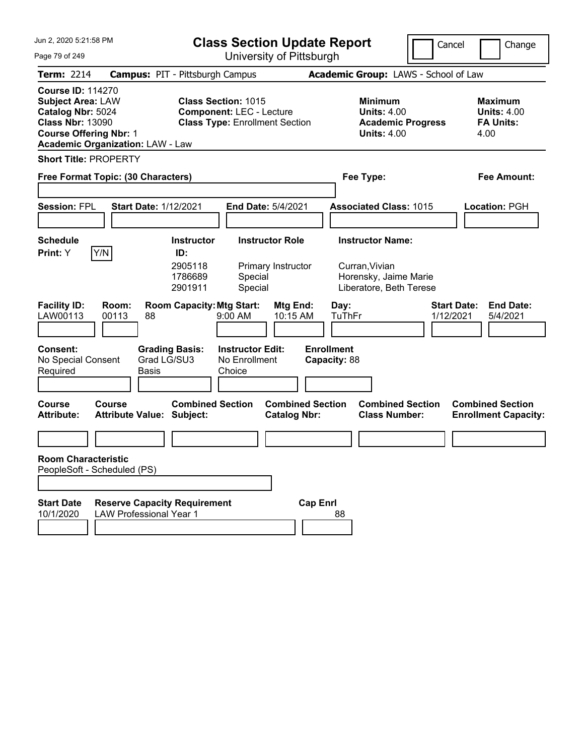# Class Section Update Report

University of Pittsburgh

Jun 2, 2020 5:21:58 PM

Cancel | Change

**Term:** 2214 **Campus:** PIT - Pittsburgh Campus **Academic Group:** LAWS - School of Law

**Course ID:** 114270
**Subject Area:** LAW
**Catalog Nbr:** 5024
**Class Nbr:** 13090
**Course Offering Nbr:** 1
**Academic Organization:** LAW - Law

**Class Section:** 1015
**Component:** LEC - Lecture
**Class Type:** Enrollment Section

**Minimum Units:** 4.00
**Academic Progress Units:** 4.00

**Maximum Units:** 4.00
**FA Units:** 4.00

**Short Title:** PROPERTY

**Free Format Topic: (30 Characters)**

**Fee Type:**

**Fee Amount:**

**Session:** FPL **Start Date:** 1/12/2021 **End Date:** 5/4/2021 **Associated Class:** 1015 **Location:** PGH

**Schedule Print:** Y [Y/N]

| Instructor ID | Instructor Role | Instructor Name |
|---|---|---|
| 2905118 | Primary Instructor | Curran,Vivian |
| 1786689 | Special | Horensky, Jaime Marie |
| 2901911 | Special | Liberatore, Beth Terese |

| Facility ID | Room | Room Capacity | Mtg Start | Mtg End | Day | Start Date | End Date |
|---|---|---|---|---|---|---|---|
| LAW00113 | 00113 | 88 | 9:00 AM | 10:15 AM | TuThFr | 1/12/2021 | 5/4/2021 |

**Consent:** No Special Consent Required
**Grading Basis:** Grad LG/SU3 Basis
**Instructor Edit:** No Enrollment Choice
**Enrollment Capacity:** 88

| Course Attribute | Course Attribute Value | Combined Section Subject | Combined Section Catalog Nbr | Combined Section Class Number | Combined Section Enrollment Capacity |
|---|---|---|---|---|---|
| | | | | | |

**Room Characteristic**
PeopleSoft - Scheduled (PS)

| Start Date | Reserve Capacity Requirement | Cap Enrl |
|---|---|---|
| 10/1/2020 | LAW Professional Year 1 | 88 |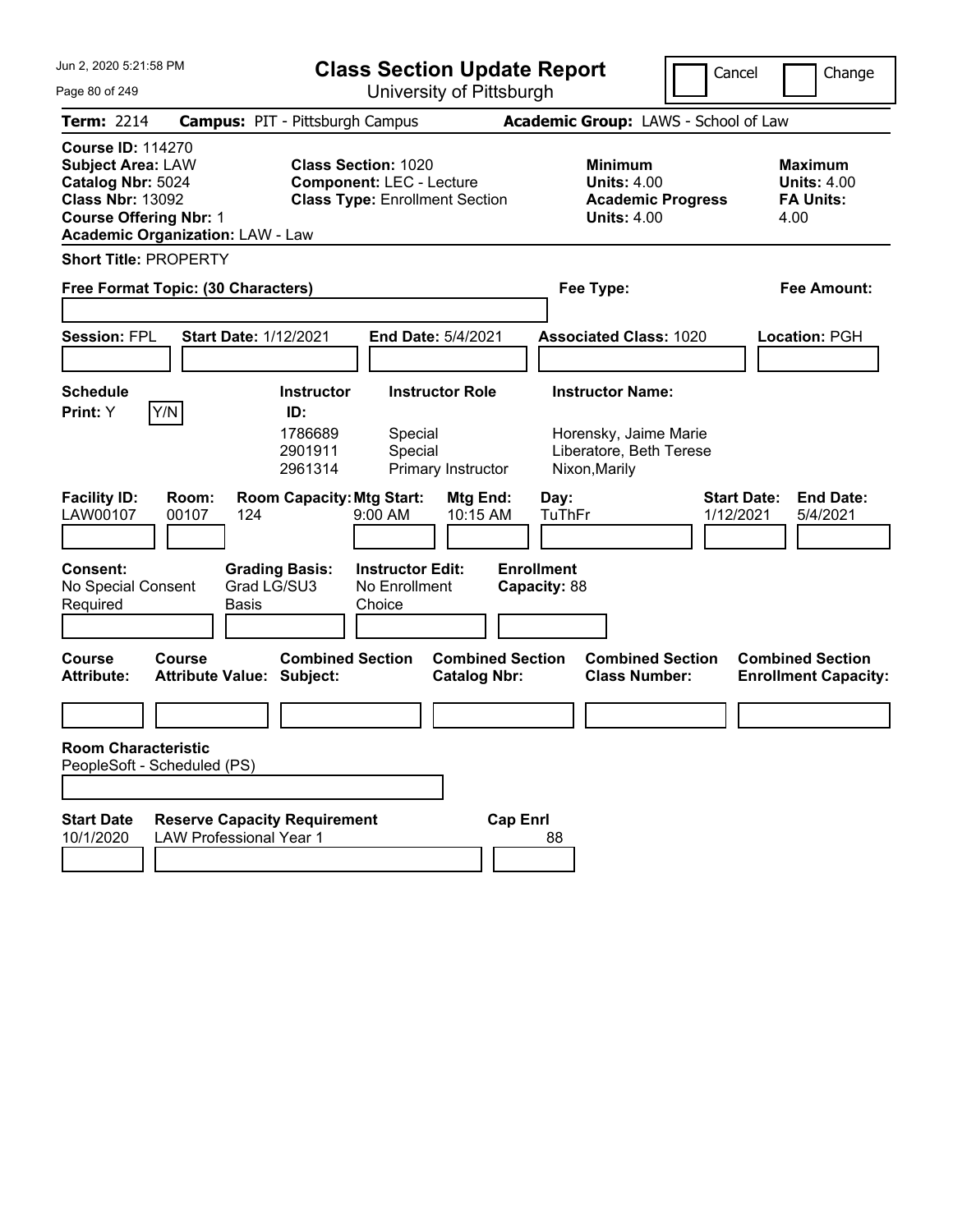# Class Section Update Report

University of Pittsburgh

Cancel | Change

**Term:** 2214 **Campus:** PIT - Pittsburgh Campus **Academic Group:** LAWS - School of Law

**Course ID:** 114270
**Subject Area:** LAW
**Catalog Nbr:** 5024
**Class Nbr:** 13092
**Course Offering Nbr:** 1
**Academic Organization:** LAW - Law

**Class Section:** 1020
**Component:** LEC - Lecture
**Class Type:** Enrollment Section

**Minimum Units:** 4.00
**Academic Progress Units:** 4.00

**Maximum Units:** 4.00
**FA Units:** 4.00

**Short Title:** PROPERTY

**Free Format Topic: (30 Characters)**

**Fee Type:**

**Fee Amount:**

**Session:** FPL **Start Date:** 1/12/2021 **End Date:** 5/4/2021 **Associated Class:** 1020 **Location:** PGH

**Schedule Print:** Y Y/N

| Instructor ID | Instructor Role | Instructor Name |
|---|---|---|
| 1786689 | Special | Horensky, Jaime Marie |
| 2901911 | Special | Liberatore, Beth Terese |
| 2961314 | Primary Instructor | Nixon,Marily |

| Facility ID | Room | Room Capacity | Mtg Start | Mtg End | Day | Start Date | End Date |
|---|---|---|---|---|---|---|---|
| LAW00107 | 00107 | 124 | 9:00 AM | 10:15 AM | TuThFr | 1/12/2021 | 5/4/2021 |

**Consent:** No Special Consent Required
**Grading Basis:** Grad LG/SU3 Basis
**Instructor Edit:** No Enrollment Choice
**Enrollment Capacity:** 88

| Course Attribute | Course Attribute Value | Combined Section Subject | Combined Section Catalog Nbr | Combined Section Class Number | Combined Section Enrollment Capacity |
|---|---|---|---|---|---|
| | | | | | |

**Room Characteristic**
PeopleSoft - Scheduled (PS)

| Start Date | Reserve Capacity Requirement | Cap Enrl |
|---|---|---|
| 10/1/2020 | LAW Professional Year 1 | 88 |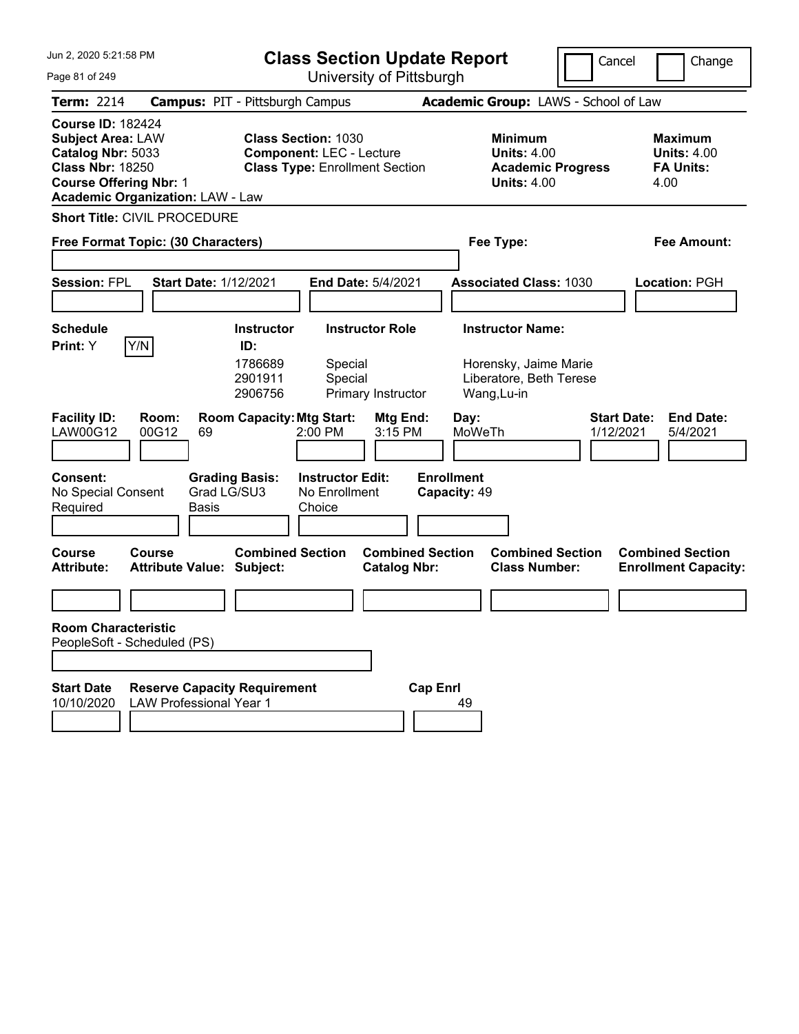# Class Section Update Report

University of Pittsburgh

Jun 2, 2020 5:21:58 PM

Cancel | Change

**Term:** 2214 **Campus:** PIT - Pittsburgh Campus **Academic Group:** LAWS - School of Law

**Course ID:** 182424
**Subject Area:** LAW
**Catalog Nbr:** 5033
**Class Nbr:** 18250
**Course Offering Nbr:** 1
**Academic Organization:** LAW - Law

**Class Section:** 1030
**Component:** LEC - Lecture
**Class Type:** Enrollment Section

**Minimum Units:** 4.00
**Academic Progress Units:** 4.00

**Maximum Units:** 4.00
**FA Units:** 4.00

**Short Title:** CIVIL PROCEDURE

**Free Format Topic: (30 Characters)**

**Fee Type:**

**Fee Amount:**

**Session:** FPL **Start Date:** 1/12/2021 **End Date:** 5/4/2021 **Associated Class:** 1030 **Location:** PGH

**Schedule Print:** Y Y/N

| Instructor ID | Instructor Role | Instructor Name |
|---|---|---|
| 1786689 | Special | Horensky, Jaime Marie |
| 2901911 | Special | Liberatore, Beth Terese |
| 2906756 | Primary Instructor | Wang,Lu-in |

| Facility ID | Room | Room Capacity | Mtg Start | Mtg End | Day | Start Date | End Date |
|---|---|---|---|---|---|---|---|
| LAW00G12 | 00G12 | 69 | 2:00 PM | 3:15 PM | MoWeTh | 1/12/2021 | 5/4/2021 |

**Consent:** No Special Consent Required
**Grading Basis:** Grad LG/SU3 Basis
**Instructor Edit:** No Enrollment Choice
**Enrollment Capacity:** 49

| Course Attribute | Course Attribute Value | Combined Section Subject | Combined Section Catalog Nbr | Combined Section Class Number | Combined Section Enrollment Capacity |
|---|---|---|---|---|---|
| | | | | | |

**Room Characteristic**
PeopleSoft - Scheduled (PS)

| Start Date | Reserve Capacity Requirement | Cap Enrl |
|---|---|---|
| 10/10/2020 | LAW Professional Year 1 | 49 |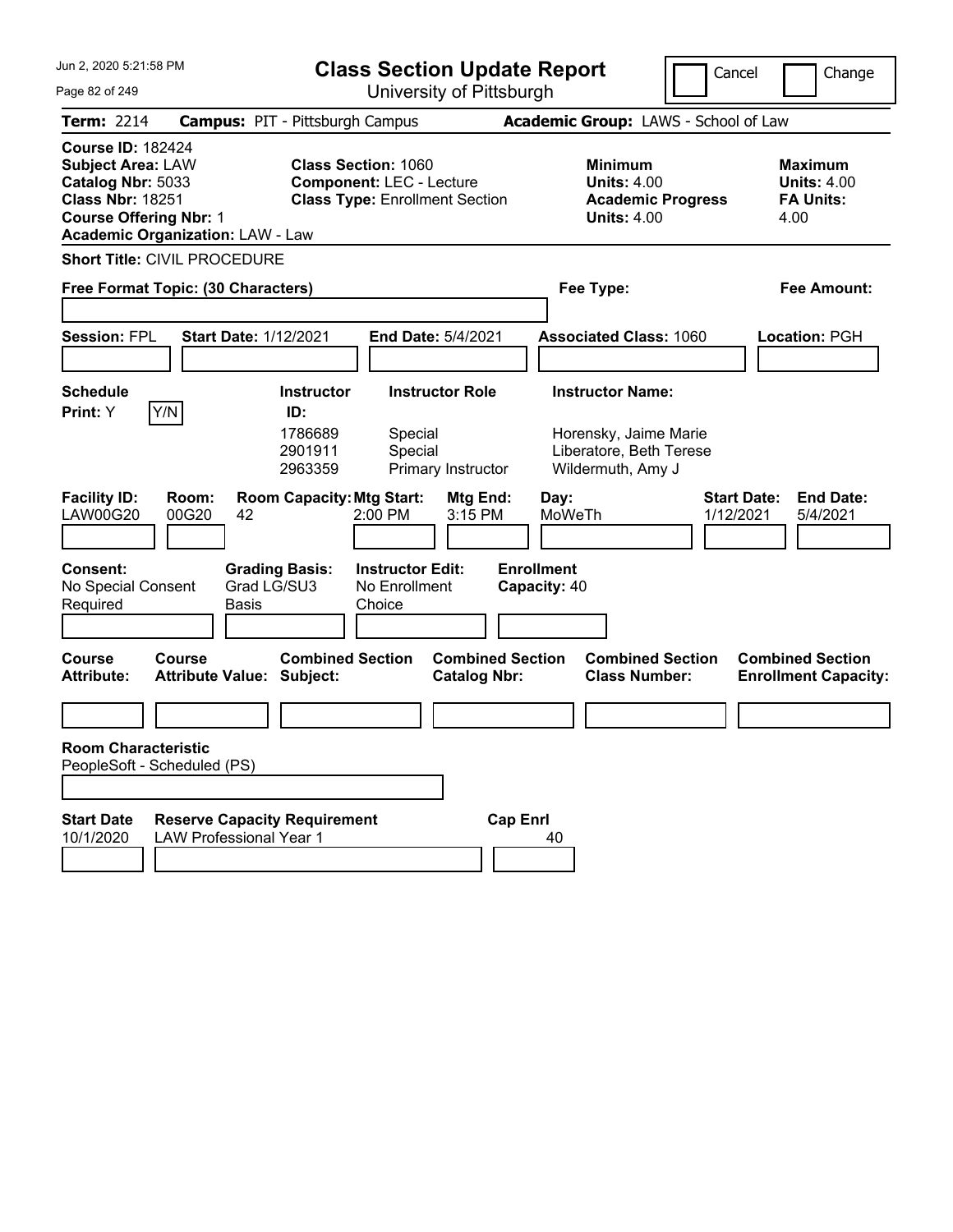# Class Section Update Report

University of Pittsburgh

Jun 2, 2020 5:21:58 PM

Cancel | Change

**Term:** 2214 **Campus:** PIT - Pittsburgh Campus **Academic Group:** LAWS - School of Law

**Course ID:** 182424
**Subject Area:** LAW
**Catalog Nbr:** 5033
**Class Nbr:** 18251
**Course Offering Nbr:** 1
**Academic Organization:** LAW - Law

**Class Section:** 1060
**Component:** LEC - Lecture
**Class Type:** Enrollment Section

**Minimum Units:** 4.00
**Academic Progress Units:** 4.00

**Maximum Units:** 4.00
**FA Units:** 4.00

**Short Title:** CIVIL PROCEDURE

**Free Format Topic: (30 Characters)**

**Fee Type:**

**Fee Amount:**

**Session:** FPL **Start Date:** 1/12/2021 **End Date:** 5/4/2021 **Associated Class:** 1060 **Location:** PGH

**Schedule Print:** Y Y/N

| Instructor ID | Instructor Role | Instructor Name |
|---|---|---|
| 1786689 | Special | Horensky, Jaime Marie |
| 2901911 | Special | Liberatore, Beth Terese |
| 2963359 | Primary Instructor | Wildermuth, Amy J |

| Facility ID: | Room: | Room Capacity: | Mtg Start: | Mtg End: | Day: | Start Date: | End Date: |
|---|---|---|---|---|---|---|---|
| LAW00G20 | 00G20 | 42 | 2:00 PM | 3:15 PM | MoWeTh | 1/12/2021 | 5/4/2021 |

**Consent:** No Special Consent Required
**Grading Basis:** Grad LG/SU3 Basis
**Instructor Edit:** No Enrollment Choice
**Enrollment Capacity:** 40

| Course Attribute: | Course Attribute Value: | Combined Section Subject: | Combined Section Catalog Nbr: | Combined Section Class Number: | Combined Section Enrollment Capacity: |
|---|---|---|---|---|---|
| | | | | | |

**Room Characteristic**
PeopleSoft - Scheduled (PS)

| Start Date | Reserve Capacity Requirement | Cap Enrl |
|---|---|---|
| 10/1/2020 | LAW Professional Year 1 | 40 |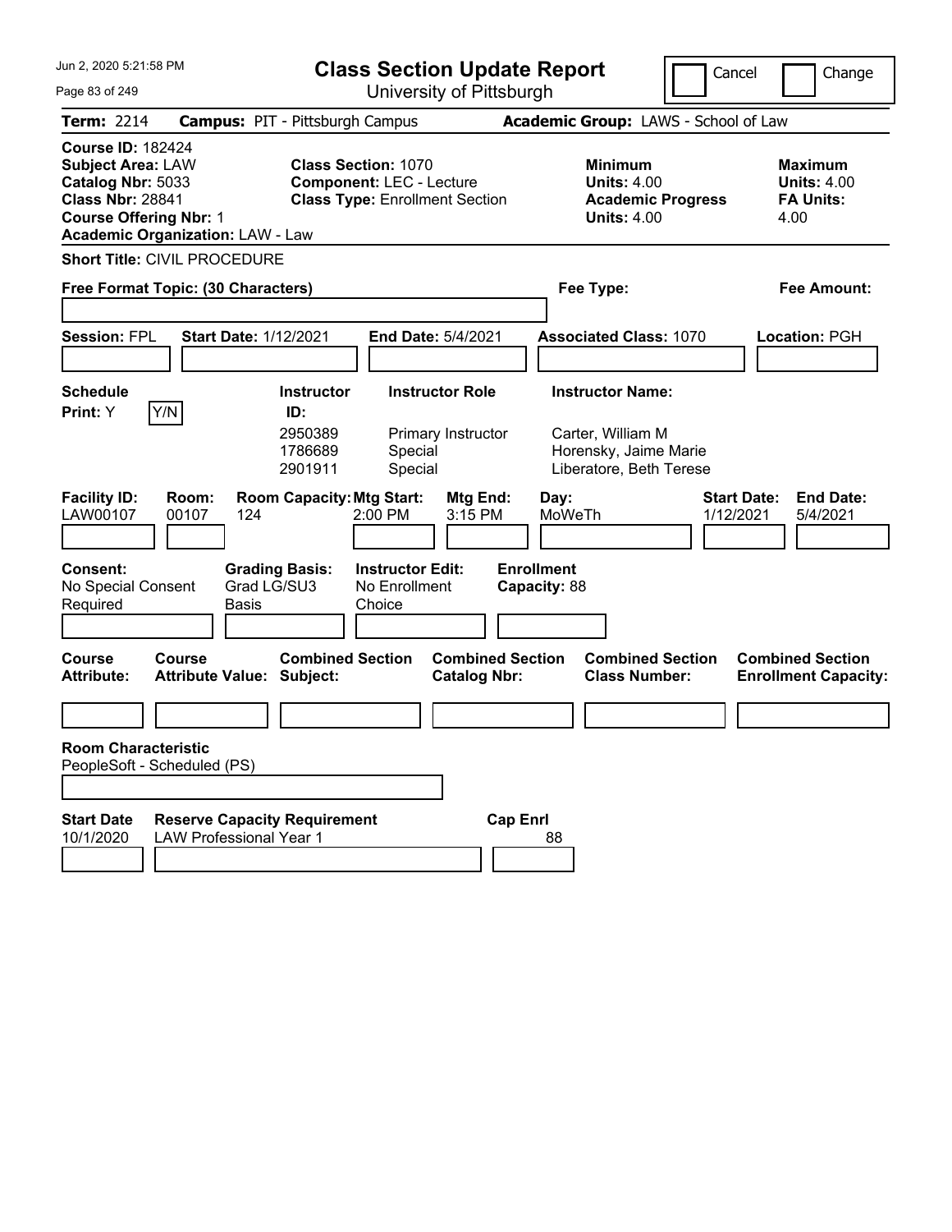# Class Section Update Report

University of Pittsburgh

Cancel | Change

**Term:** 2214 **Campus:** PIT - Pittsburgh Campus **Academic Group:** LAWS - School of Law

**Course ID:** 182424
**Subject Area:** LAW
**Catalog Nbr:** 5033
**Class Nbr:** 28841
**Course Offering Nbr:** 1
**Academic Organization:** LAW - Law

**Class Section:** 1070
**Component:** LEC - Lecture
**Class Type:** Enrollment Section

**Minimum Units:** 4.00
**Academic Progress Units:** 4.00

**Maximum Units:** 4.00
**FA Units:** 4.00

**Short Title:** CIVIL PROCEDURE

**Free Format Topic: (30 Characters)**

**Fee Type:**

**Fee Amount:**

**Session:** FPL **Start Date:** 1/12/2021 **End Date:** 5/4/2021 **Associated Class:** 1070 **Location:** PGH

**Schedule Print:** Y Y/N

| Instructor ID | Instructor Role | Instructor Name |
|---|---|---|
| 2950389 | Primary Instructor | Carter, William M |
| 1786689 | Special | Horensky, Jaime Marie |
| 2901911 | Special | Liberatore, Beth Terese |

| Facility ID | Room | Room Capacity | Mtg Start | Mtg End | Day | Start Date | End Date |
|---|---|---|---|---|---|---|---|
| LAW00107 | 00107 | 124 | 2:00 PM | 3:15 PM | MoWeTh | 1/12/2021 | 5/4/2021 |

**Consent:** No Special Consent Required
**Grading Basis:** Grad LG/SU3 Basis
**Instructor Edit:** No Enrollment Choice
**Enrollment Capacity:** 88

| Course Attribute | Course Attribute Value | Combined Section Subject | Combined Section Catalog Nbr | Combined Section Class Number | Combined Section Enrollment Capacity |
|---|---|---|---|---|---|
| | | | | | |

**Room Characteristic**
PeopleSoft - Scheduled (PS)

| Start Date | Reserve Capacity Requirement | Cap Enrl |
|---|---|---|
| 10/1/2020 | LAW Professional Year 1 | 88 |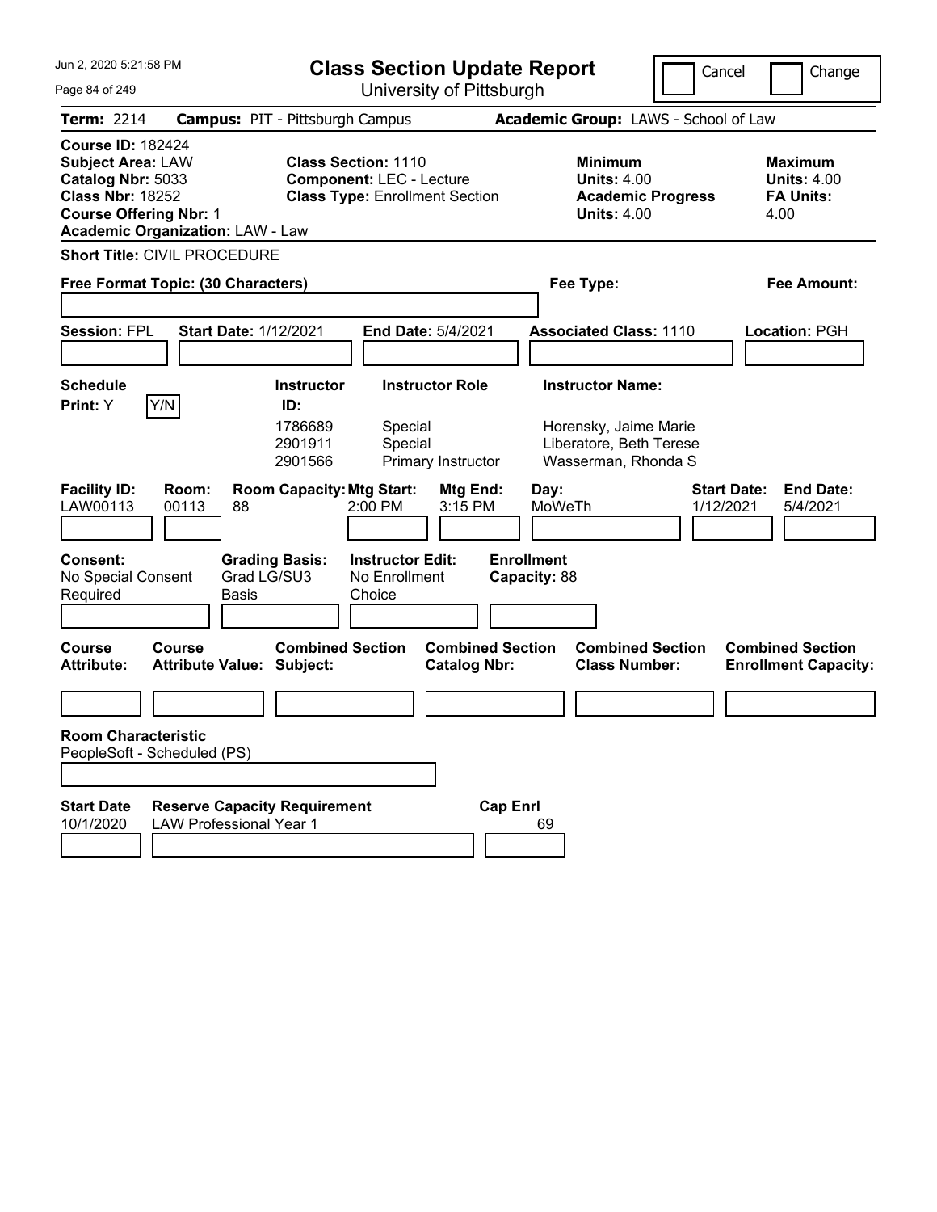# Class Section Update Report

University of Pittsburgh

Jun 2, 2020 5:21:58 PM

Cancel | Change

**Term:** 2214 **Campus:** PIT - Pittsburgh Campus **Academic Group:** LAWS - School of Law

**Course ID:** 182424
**Subject Area:** LAW
**Catalog Nbr:** 5033
**Class Nbr:** 18252
**Course Offering Nbr:** 1
**Academic Organization:** LAW - Law

**Class Section:** 1110
**Component:** LEC - Lecture
**Class Type:** Enrollment Section

**Minimum Units:** 4.00
**Academic Progress Units:** 4.00

**Maximum Units:** 4.00
**FA Units:** 4.00

**Short Title:** CIVIL PROCEDURE

**Free Format Topic: (30 Characters)**

**Fee Type:**

**Fee Amount:**

**Session:** FPL **Start Date:** 1/12/2021 **End Date:** 5/4/2021 **Associated Class:** 1110 **Location:** PGH

**Schedule Print:** Y Y/N

| Instructor ID | Instructor Role | Instructor Name |
|---|---|---|
| 1786689 | Special | Horensky, Jaime Marie |
| 2901911 | Special | Liberatore, Beth Terese |
| 2901566 | Primary Instructor | Wasserman, Rhonda S |

| Facility ID | Room | Room Capacity | Mtg Start | Mtg End | Day | Start Date | End Date |
|---|---|---|---|---|---|---|---|
| LAW00113 | 00113 | 88 | 2:00 PM | 3:15 PM | MoWeTh | 1/12/2021 | 5/4/2021 |

**Consent:** No Special Consent Required
**Grading Basis:** Grad LG/SU3 Basis
**Instructor Edit:** No Enrollment Choice
**Enrollment Capacity:** 88

| Course Attribute | Course Attribute Value | Combined Section Subject | Combined Section Catalog Nbr | Combined Section Class Number | Combined Section Enrollment Capacity |
|---|---|---|---|---|---|
| | | | | | |

**Room Characteristic**
PeopleSoft - Scheduled (PS)

| Start Date | Reserve Capacity Requirement | Cap Enrl |
|---|---|---|
| 10/1/2020 | LAW Professional Year 1 | 69 |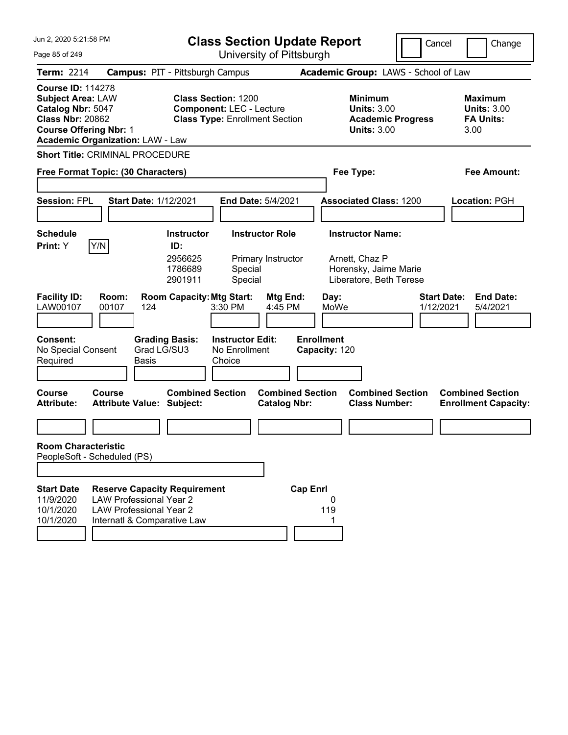Jun 2, 2020 5:21:58 PM

# Class Section Update Report

University of Pittsburgh

Cancel | Change

**Term:** 2214 **Campus:** PIT - Pittsburgh Campus **Academic Group:** LAWS - School of Law

**Course ID:** 114278
**Subject Area:** LAW
**Catalog Nbr:** 5047
**Class Nbr:** 20862
**Course Offering Nbr:** 1
**Academic Organization:** LAW - Law

**Class Section:** 1200
**Component:** LEC - Lecture
**Class Type:** Enrollment Section

**Minimum Units:** 3.00
**Academic Progress Units:** 3.00

**Maximum Units:** 3.00
**FA Units:** 3.00

**Short Title:** CRIMINAL PROCEDURE

**Free Format Topic: (30 Characters)** | **Fee Type:** | **Fee Amount:**

**Session:** FPL **Start Date:** 1/12/2021 **End Date:** 5/4/2021 **Associated Class:** 1200 **Location:** PGH

**Schedule Print:** Y Y/N

| Instructor ID | Instructor Role | Instructor Name |
|---|---|---|
| 2956625 | Primary Instructor | Arnett, Chaz P |
| 1786689 | Special | Horensky, Jaime Marie |
| 2901911 | Special | Liberatore, Beth Terese |

| Facility ID | Room | Room Capacity | Mtg Start | Mtg End | Day | Start Date | End Date |
|---|---|---|---|---|---|---|---|
| LAW00107 | 00107 | 124 | 3:30 PM | 4:45 PM | MoWe | 1/12/2021 | 5/4/2021 |

**Consent:** No Special Consent Required
**Grading Basis:** Grad LG/SU3 Basis
**Instructor Edit:** No Enrollment Choice
**Enrollment Capacity:** 120

| Course Attribute | Course Attribute Value | Combined Section Subject | Combined Section Catalog Nbr | Combined Section Class Number | Combined Section Enrollment Capacity |
|---|---|---|---|---|---|
| | | | | | |

**Room Characteristic**
PeopleSoft - Scheduled (PS)

| Start Date | Reserve Capacity Requirement | Cap Enrl |
|---|---|---|
| 11/9/2020 | LAW Professional Year 2 | 0 |
| 10/1/2020 | LAW Professional Year 2 | 119 |
| 10/1/2020 | Internatl & Comparative Law | 1 |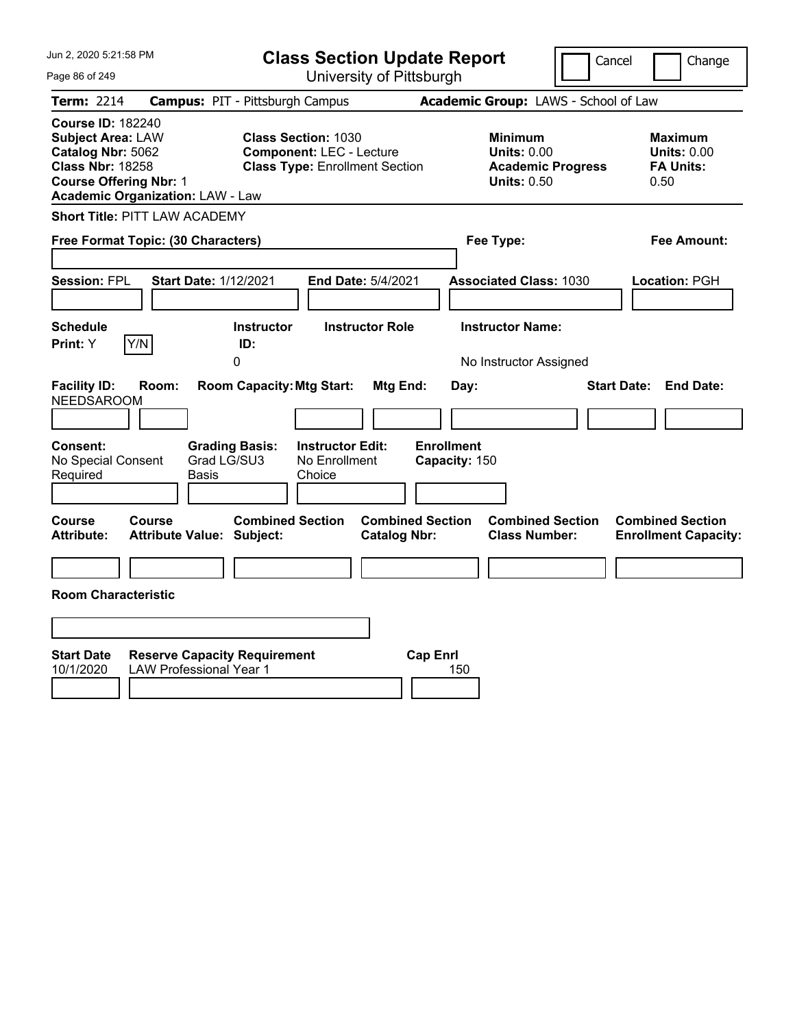# Class Section Update Report

University of Pittsburgh

Cancel | Change

**Term:** 2214 **Campus:** PIT - Pittsburgh Campus **Academic Group:** LAWS - School of Law

**Course ID:** 182240
**Subject Area:** LAW
**Catalog Nbr:** 5062
**Class Nbr:** 18258
**Course Offering Nbr:** 1
**Academic Organization:** LAW - Law

**Class Section:** 1030
**Component:** LEC - Lecture
**Class Type:** Enrollment Section

**Minimum Units:** 0.00
**Academic Progress Units:** 0.50

**Maximum Units:** 0.00
**FA Units:** 0.50

**Short Title:** PITT LAW ACADEMY

**Free Format Topic: (30 Characters)**

**Fee Type:**

**Fee Amount:**

**Session:** FPL **Start Date:** 1/12/2021 **End Date:** 5/4/2021 **Associated Class:** 1030 **Location:** PGH

| Schedule Print: | Instructor ID: | Instructor Role | Instructor Name: |
|---|---|---|---|
| Y | 0 | | No Instructor Assigned |

| Facility ID: | Room: | Room Capacity: | Mtg Start: | Mtg End: | Day: | Start Date: | End Date: |
|---|---|---|---|---|---|---|---|
| NEEDSAROOM | | | | | | | |

| Consent: | Grading Basis: | Instructor Edit: | Enrollment Capacity: |
|---|---|---|---|
| No Special Consent Required | Grad LG/SU3 Basis | No Enrollment Choice | 150 |

| Course Attribute: | Course Attribute Value: | Combined Section Subject: | Combined Section Catalog Nbr: | Combined Section Class Number: | Combined Section Enrollment Capacity: |
|---|---|---|---|---|---|
| | | | | | |

**Room Characteristic**

| Start Date | Reserve Capacity Requirement | Cap Enrl |
|---|---|---|
| 10/1/2020 | LAW Professional Year 1 | 150 |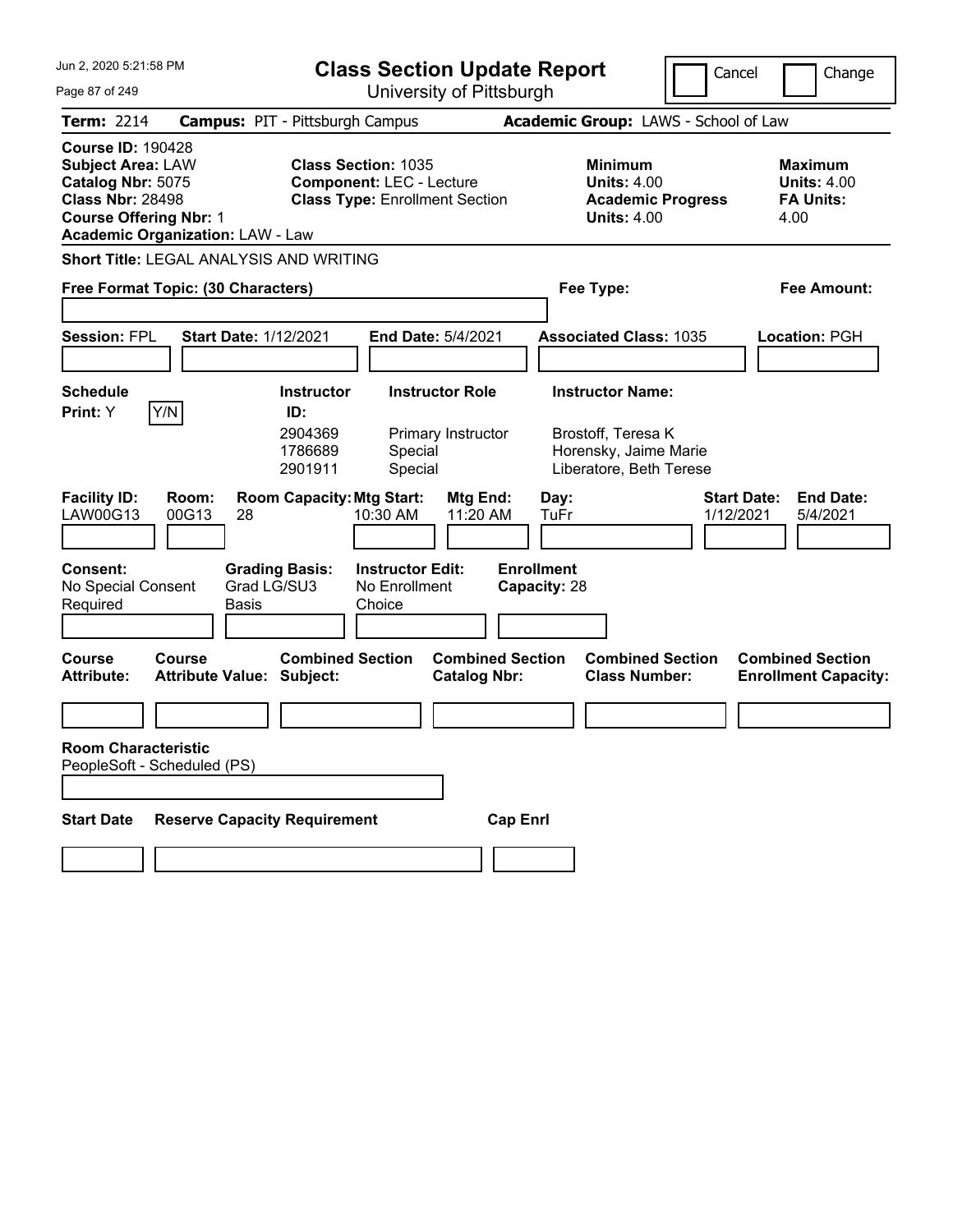Jun 2, 2020 5:21:58 PM

# Class Section Update Report

University of Pittsburgh

Cancel | Change

**Term:** 2214 **Campus:** PIT - Pittsburgh Campus **Academic Group:** LAWS - School of Law

**Course ID:** 190428
**Subject Area:** LAW
**Catalog Nbr:** 5075
**Class Nbr:** 28498
**Course Offering Nbr:** 1
**Academic Organization:** LAW - Law

**Class Section:** 1035
**Component:** LEC - Lecture
**Class Type:** Enrollment Section

**Minimum Units:** 4.00
**Academic Progress Units:** 4.00

**Maximum Units:** 4.00
**FA Units:** 4.00

**Short Title:** LEGAL ANALYSIS AND WRITING

**Free Format Topic: (30 Characters)** | **Fee Type:** | **Fee Amount:**

**Session:** FPL **Start Date:** 1/12/2021 **End Date:** 5/4/2021 **Associated Class:** 1035 **Location:** PGH

**Schedule Print:** Y Y/N

| Instructor ID: | Instructor Role | Instructor Name: |
|---|---|---|
| 2904369 | Primary Instructor | Brostoff, Teresa K |
| 1786689 | Special | Horensky, Jaime Marie |
| 2901911 | Special | Liberatore, Beth Terese |

| Facility ID: | Room: | Room Capacity: | Mtg Start: | Mtg End: | Day: | Start Date: | End Date: |
|---|---|---|---|---|---|---|---|
| LAW00G13 | 00G13 | 28 | 10:30 AM | 11:20 AM | TuFr | 1/12/2021 | 5/4/2021 |

**Consent:** No Special Consent Required
**Grading Basis:** Grad LG/SU3 Basis
**Instructor Edit:** No Enrollment Choice
**Enrollment Capacity:** 28

| Course Attribute: | Course Attribute Value: | Combined Section Subject: | Combined Section Catalog Nbr: | Combined Section Class Number: | Combined Section Enrollment Capacity: |
|---|---|---|---|---|---|
| | | | | | |

**Room Characteristic**
PeopleSoft - Scheduled (PS)

| Start Date | Reserve Capacity Requirement | Cap Enrl |
|---|---|---|
| | | |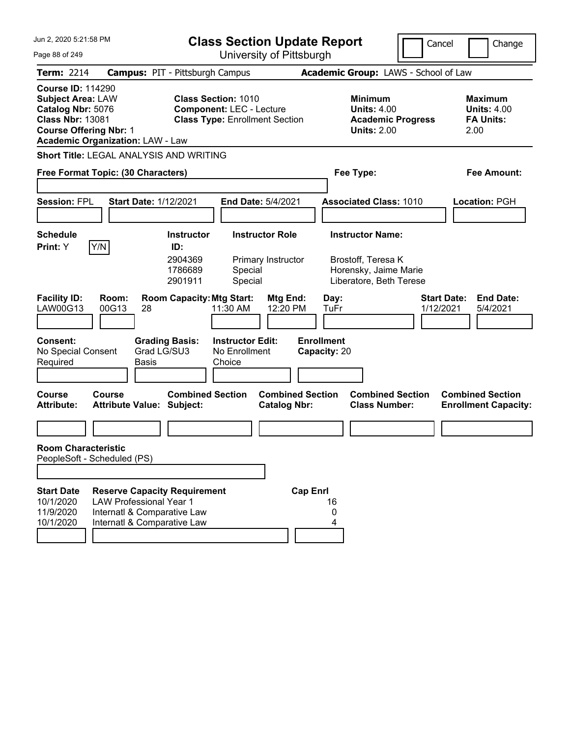# Class Section Update Report

University of Pittsburgh

Cancel | Change

**Term:** 2214 **Campus:** PIT - Pittsburgh Campus **Academic Group:** LAWS - School of Law

**Course ID:** 114290
**Subject Area:** LAW
**Catalog Nbr:** 5076
**Class Nbr:** 13081
**Course Offering Nbr:** 1
**Academic Organization:** LAW - Law

**Class Section:** 1010
**Component:** LEC - Lecture
**Class Type:** Enrollment Section

**Minimum Units:** 4.00
**Academic Progress Units:** 2.00

**Maximum Units:** 4.00
**FA Units:** 2.00

**Short Title:** LEGAL ANALYSIS AND WRITING

**Free Format Topic: (30 Characters)**

**Fee Type:**

**Fee Amount:**

**Session:** FPL **Start Date:** 1/12/2021 **End Date:** 5/4/2021 **Associated Class:** 1010 **Location:** PGH

**Schedule Print:** Y Y/N

| Instructor ID: | Instructor Role | Instructor Name: |
|---|---|---|
| 2904369 | Primary Instructor | Brostoff, Teresa K |
| 1786689 | Special | Horensky, Jaime Marie |
| 2901911 | Special | Liberatore, Beth Terese |

| Facility ID: | Room: | Room Capacity: | Mtg Start: | Mtg End: | Day: | Start Date: | End Date: |
|---|---|---|---|---|---|---|---|
| LAW00G13 | 00G13 | 28 | 11:30 AM | 12:20 PM | TuFr | 1/12/2021 | 5/4/2021 |

**Consent:** No Special Consent Required
**Grading Basis:** Grad LG/SU3 Basis
**Instructor Edit:** No Enrollment Choice
**Enrollment Capacity:** 20

| Course Attribute: | Course Attribute Value: | Combined Section Subject: | Combined Section Catalog Nbr: | Combined Section Class Number: | Combined Section Enrollment Capacity: |
|---|---|---|---|---|---|
| | | | | | |

**Room Characteristic**
PeopleSoft - Scheduled (PS)

| Start Date | Reserve Capacity Requirement | Cap | Enrl |
|---|---|---|---|
| 10/1/2020 | LAW Professional Year 1 | 16 | |
| 11/9/2020 | Internatl & Comparative Law | 0 | |
| 10/1/2020 | Internatl & Comparative Law | 4 | |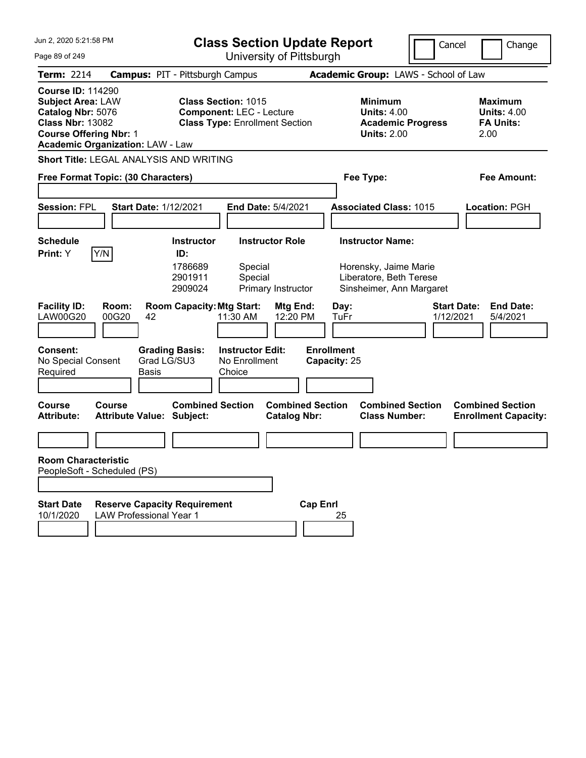# Class Section Update Report

University of Pittsburgh

Cancel | Change

Jun 2, 2020 5:21:58 PM

**Term:** 2214 **Campus:** PIT - Pittsburgh Campus **Academic Group:** LAWS - School of Law

**Course ID:** 114290
**Subject Area:** LAW
**Catalog Nbr:** 5076
**Class Nbr:** 13082
**Course Offering Nbr:** 1
**Academic Organization:** LAW - Law

**Class Section:** 1015
**Component:** LEC - Lecture
**Class Type:** Enrollment Section

**Minimum Units:** 4.00
**Academic Progress Units:** 2.00

**Maximum Units:** 4.00
**FA Units:** 2.00

**Short Title:** LEGAL ANALYSIS AND WRITING

**Free Format Topic: (30 Characters)**

**Fee Type:**

**Fee Amount:**

**Session:** FPL **Start Date:** 1/12/2021 **End Date:** 5/4/2021 **Associated Class:** 1015 **Location:** PGH

**Schedule Print:** Y Y/N

| Instructor ID | Instructor Role | Instructor Name |
|---|---|---|
| 1786689 | Special | Horensky, Jaime Marie |
| 2901911 | Special | Liberatore, Beth Terese |
| 2909024 | Primary Instructor | Sinsheimer, Ann Margaret |

| Facility ID | Room | Room Capacity | Mtg Start | Mtg End | Day | Start Date | End Date |
|---|---|---|---|---|---|---|---|
| LAW00G20 | 00G20 | 42 | 11:30 AM | 12:20 PM | TuFr | 1/12/2021 | 5/4/2021 |

**Consent:** No Special Consent Required
**Grading Basis:** Grad LG/SU3 Basis
**Instructor Edit:** No Enrollment Choice
**Enrollment Capacity:** 25

| Course Attribute | Course Attribute Value | Combined Section Subject | Combined Section Catalog Nbr | Combined Section Class Number | Combined Section Enrollment Capacity |
|---|---|---|---|---|---|
| | | | | | |

**Room Characteristic**
PeopleSoft - Scheduled (PS)

| Start Date | Reserve Capacity Requirement | Cap Enrl |
|---|---|---|
| 10/1/2020 | LAW Professional Year 1 | 25 |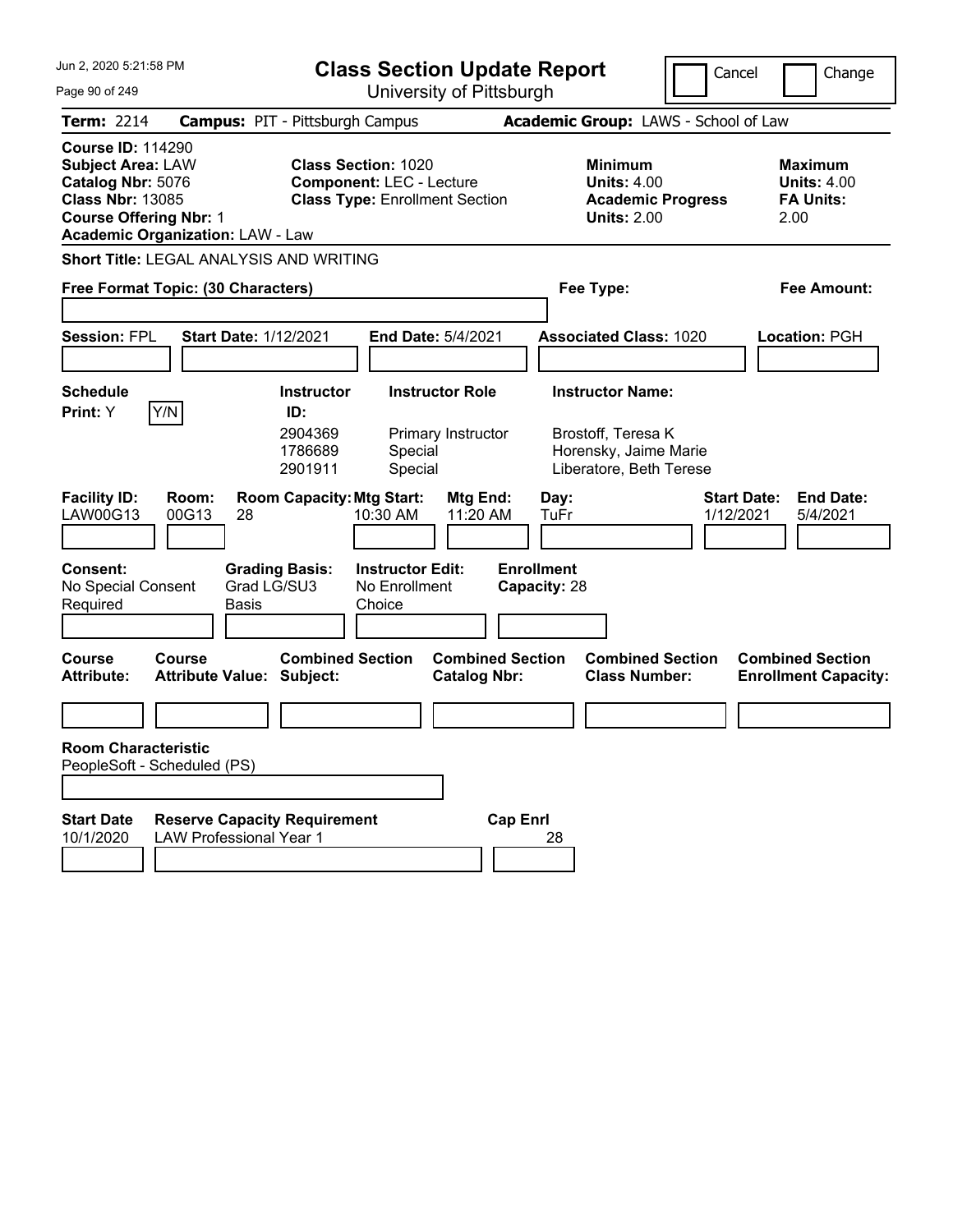# Class Section Update Report

University of Pittsburgh

Jun 2, 2020 5:21:58 PM

Cancel | Change

**Term:** 2214 **Campus:** PIT - Pittsburgh Campus **Academic Group:** LAWS - School of Law

**Course ID:** 114290
**Subject Area:** LAW
**Catalog Nbr:** 5076
**Class Nbr:** 13085
**Course Offering Nbr:** 1
**Academic Organization:** LAW - Law

**Class Section:** 1020
**Component:** LEC - Lecture
**Class Type:** Enrollment Section

**Minimum Units:** 4.00
**Academic Progress Units:** 2.00

**Maximum Units:** 4.00
**FA Units:** 2.00

**Short Title:** LEGAL ANALYSIS AND WRITING

**Free Format Topic: (30 Characters)**

**Fee Type:**

**Fee Amount:**

**Session:** FPL **Start Date:** 1/12/2021 **End Date:** 5/4/2021 **Associated Class:** 1020 **Location:** PGH

**Schedule Print:** Y Y/N

| Instructor ID | Instructor Role | Instructor Name |
|---|---|---|
| 2904369 | Primary Instructor | Brostoff, Teresa K |
| 1786689 | Special | Horensky, Jaime Marie |
| 2901911 | Special | Liberatore, Beth Terese |

| Facility ID | Room | Room Capacity | Mtg Start | Mtg End | Day | Start Date | End Date |
|---|---|---|---|---|---|---|---|
| LAW00G13 | 00G13 | 28 | 10:30 AM | 11:20 AM | TuFr | 1/12/2021 | 5/4/2021 |

**Consent:** No Special Consent Required
**Grading Basis:** Grad LG/SU3 Basis
**Instructor Edit:** No Enrollment Choice
**Enrollment Capacity:** 28

| Course Attribute | Course Attribute Value | Combined Section Subject | Combined Section Catalog Nbr | Combined Section Class Number | Combined Section Enrollment Capacity |
|---|---|---|---|---|---|
| | | | | | |

**Room Characteristic**
PeopleSoft - Scheduled (PS)

| Start Date | Reserve Capacity Requirement | Cap Enrl |
|---|---|---|
| 10/1/2020 | LAW Professional Year 1 | 28 |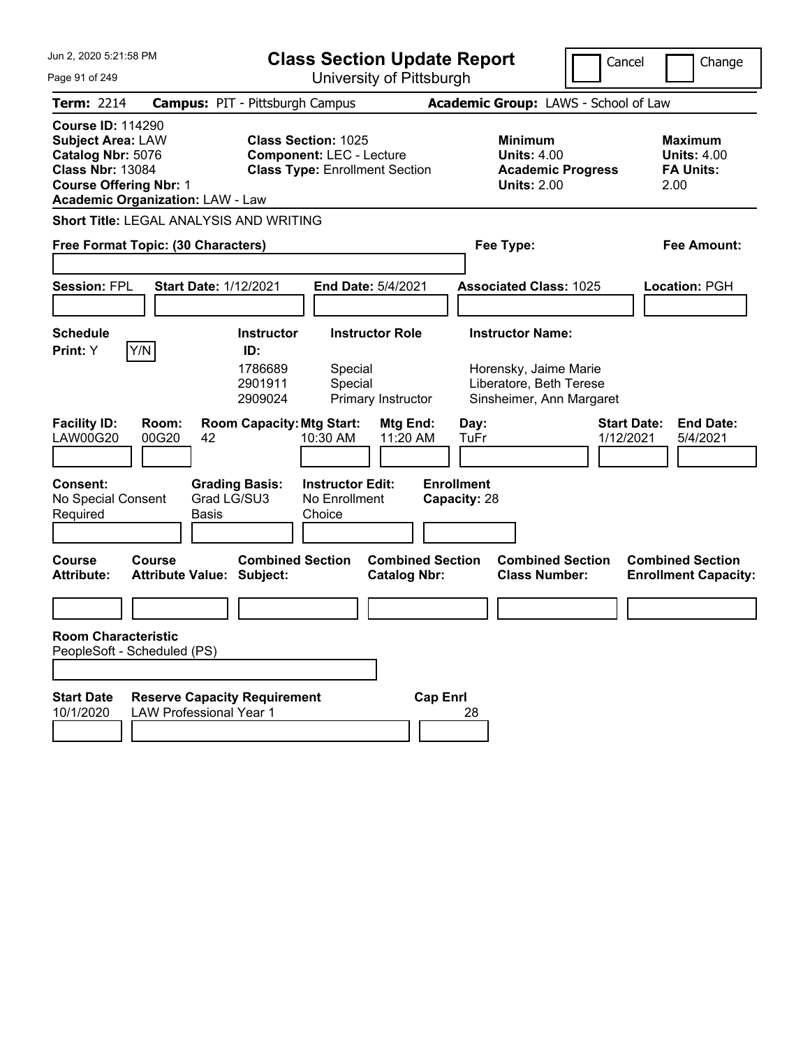# Class Section Update Report

University of Pittsburgh

Cancel | Change

**Term:** 2214 **Campus:** PIT - Pittsburgh Campus **Academic Group:** LAWS - School of Law

**Course ID:** 114290
**Subject Area:** LAW
**Catalog Nbr:** 5076
**Class Nbr:** 13084
**Course Offering Nbr:** 1
**Academic Organization:** LAW - Law

**Class Section:** 1025
**Component:** LEC - Lecture
**Class Type:** Enrollment Section

**Minimum Units:** 4.00
**Academic Progress Units:** 2.00

**Maximum Units:** 4.00
**FA Units:** 2.00

**Short Title:** LEGAL ANALYSIS AND WRITING

**Free Format Topic: (30 Characters)**

**Fee Type:**

**Fee Amount:**

**Session:** FPL **Start Date:** 1/12/2021 **End Date:** 5/4/2021 **Associated Class:** 1025 **Location:** PGH

**Schedule Print:** Y Y/N

| Instructor ID | Instructor Role | Instructor Name |
|---|---|---|
| 1786689 | Special | Horensky, Jaime Marie |
| 2901911 | Special | Liberatore, Beth Terese |
| 2909024 | Primary Instructor | Sinsheimer, Ann Margaret |

| Facility ID | Room | Room Capacity | Mtg Start | Mtg End | Day | Start Date | End Date |
|---|---|---|---|---|---|---|---|
| LAW00G20 | 00G20 | 42 | 10:30 AM | 11:20 AM | TuFr | 1/12/2021 | 5/4/2021 |

**Consent:** No Special Consent Required
**Grading Basis:** Grad LG/SU3 Basis
**Instructor Edit:** No Enrollment Choice
**Enrollment Capacity:** 28

| Course Attribute | Course Attribute Value | Combined Section Subject | Combined Section Catalog Nbr | Combined Section Class Number | Combined Section Enrollment Capacity |
|---|---|---|---|---|---|
| | | | | | |

**Room Characteristic**
PeopleSoft - Scheduled (PS)

| Start Date | Reserve Capacity Requirement | Cap Enrl |
|---|---|---|
| 10/1/2020 | LAW Professional Year 1 | 28 |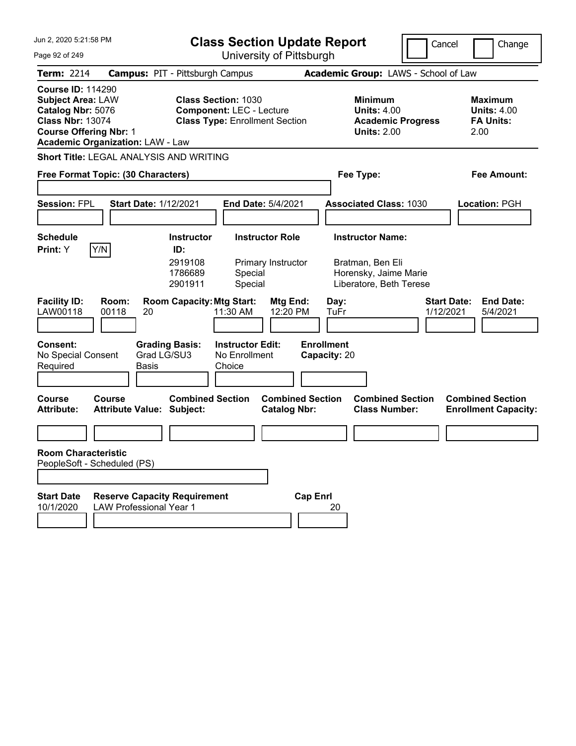Jun 2, 2020 5:21:58 PM

# Class Section Update Report

University of Pittsburgh

Cancel | Change

**Term:** 2214 **Campus:** PIT - Pittsburgh Campus **Academic Group:** LAWS - School of Law

**Course ID:** 114290
**Subject Area:** LAW
**Catalog Nbr:** 5076
**Class Nbr:** 13074
**Course Offering Nbr:** 1
**Academic Organization:** LAW - Law

**Class Section:** 1030
**Component:** LEC - Lecture
**Class Type:** Enrollment Section

**Minimum Units:** 4.00
**Academic Progress Units:** 2.00

**Maximum Units:** 4.00
**FA Units:** 2.00

**Short Title:** LEGAL ANALYSIS AND WRITING

**Free Format Topic: (30 Characters)** | **Fee Type:** | **Fee Amount:**

**Session:** FPL **Start Date:** 1/12/2021 **End Date:** 5/4/2021 **Associated Class:** 1030 **Location:** PGH

**Schedule Print:** Y [Y/N]

| Instructor ID: | Instructor Role | Instructor Name: |
|---|---|---|
| 2919108 | Primary Instructor | Bratman, Ben Eli |
| 1786689 | Special | Horensky, Jaime Marie |
| 2901911 | Special | Liberatore, Beth Terese |

| Facility ID: | Room: | Room Capacity: | Mtg Start: | Mtg End: | Day: | Start Date: | End Date: |
|---|---|---|---|---|---|---|---|
| LAW00118 | 00118 | 20 | 11:30 AM | 12:20 PM | TuFr | 1/12/2021 | 5/4/2021 |

| Consent: | Grading Basis: | Instructor Edit: | Enrollment Capacity: |
|---|---|---|---|
| No Special Consent Required | Grad LG/SU3 Basis | No Enrollment Choice | 20 |

| Course Attribute: | Course Attribute Value: | Combined Section Subject: | Combined Section Catalog Nbr: | Combined Section Class Number: | Combined Section Enrollment Capacity: |
|---|---|---|---|---|---|
| | | | | | |

**Room Characteristic**
PeopleSoft - Scheduled (PS)

| Start Date | Reserve Capacity Requirement | Cap Enrl |
|---|---|---|
| 10/1/2020 | LAW Professional Year 1 | 20 |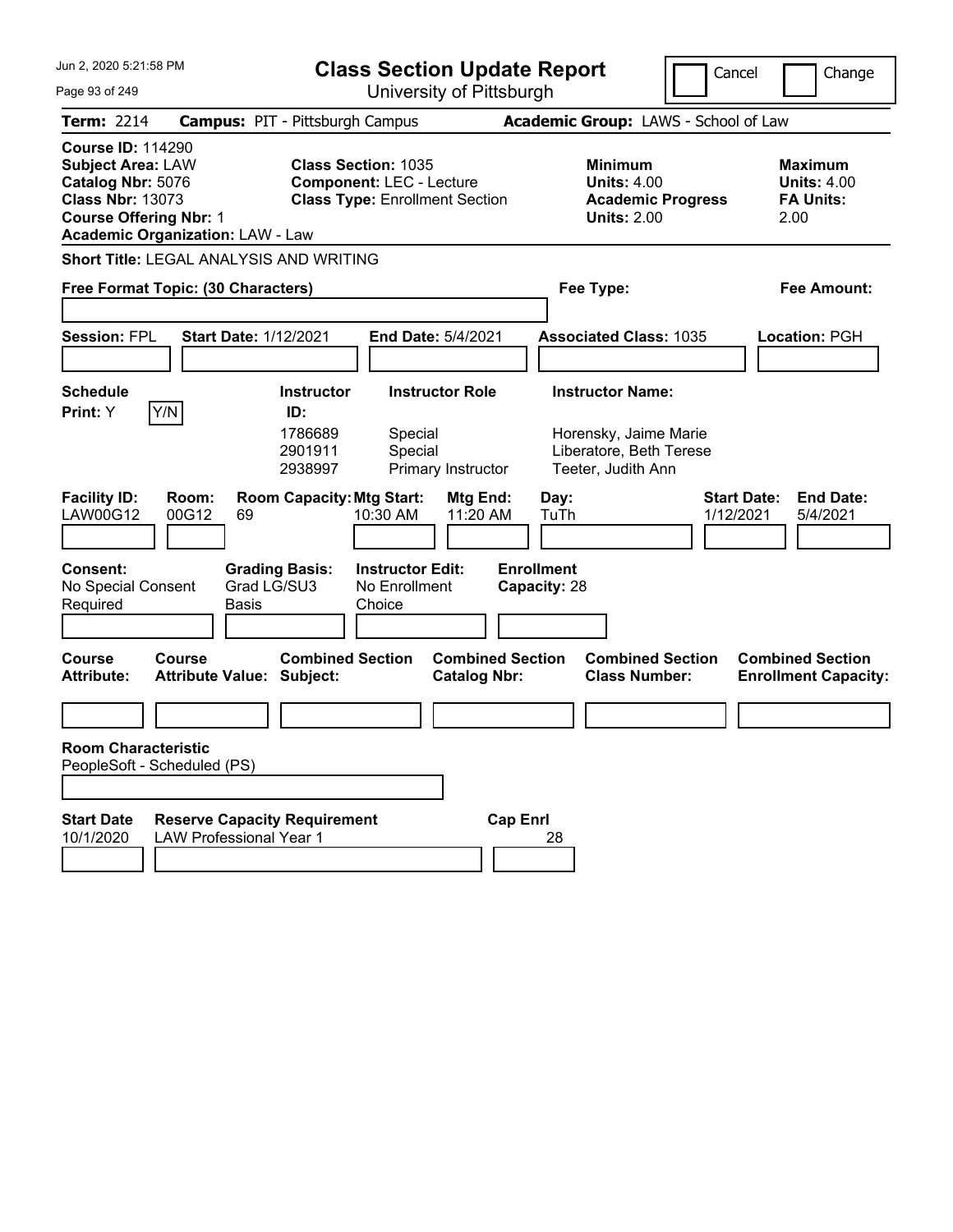# Class Section Update Report

University of Pittsburgh

Cancel | Change

**Term:** 2214 **Campus:** PIT - Pittsburgh Campus **Academic Group:** LAWS - School of Law

**Course ID:** 114290
**Subject Area:** LAW
**Catalog Nbr:** 5076
**Class Nbr:** 13073
**Course Offering Nbr:** 1
**Academic Organization:** LAW - Law

**Class Section:** 1035
**Component:** LEC - Lecture
**Class Type:** Enrollment Section

**Minimum Units:** 4.00
**Academic Progress Units:** 2.00

**Maximum Units:** 4.00
**FA Units:** 2.00

**Short Title:** LEGAL ANALYSIS AND WRITING

**Free Format Topic: (30 Characters)**

**Fee Type:**

**Fee Amount:**

**Session:** FPL **Start Date:** 1/12/2021 **End Date:** 5/4/2021 **Associated Class:** 1035 **Location:** PGH

**Schedule Print:** Y Y/N

| Instructor ID | Instructor Role | Instructor Name |
|---|---|---|
| 1786689 | Special | Horensky, Jaime Marie |
| 2901911 | Special | Liberatore, Beth Terese |
| 2938997 | Primary Instructor | Teeter, Judith Ann |

| Facility ID | Room | Room Capacity | Mtg Start | Mtg End | Day | Start Date | End Date |
|---|---|---|---|---|---|---|---|
| LAW00G12 | 00G12 | 69 | 10:30 AM | 11:20 AM | TuTh | 1/12/2021 | 5/4/2021 |

**Consent:** No Special Consent Required
**Grading Basis:** Grad LG/SU3 Basis
**Instructor Edit:** No Enrollment Choice
**Enrollment Capacity:** 28

| Course Attribute | Course Attribute Value | Combined Section Subject | Combined Section Catalog Nbr | Combined Section Class Number | Combined Section Enrollment Capacity |
|---|---|---|---|---|---|
| | | | | | |

**Room Characteristic**
PeopleSoft - Scheduled (PS)

| Start Date | Reserve Capacity Requirement | Cap Enrl |
|---|---|---|
| 10/1/2020 | LAW Professional Year 1 | 28 |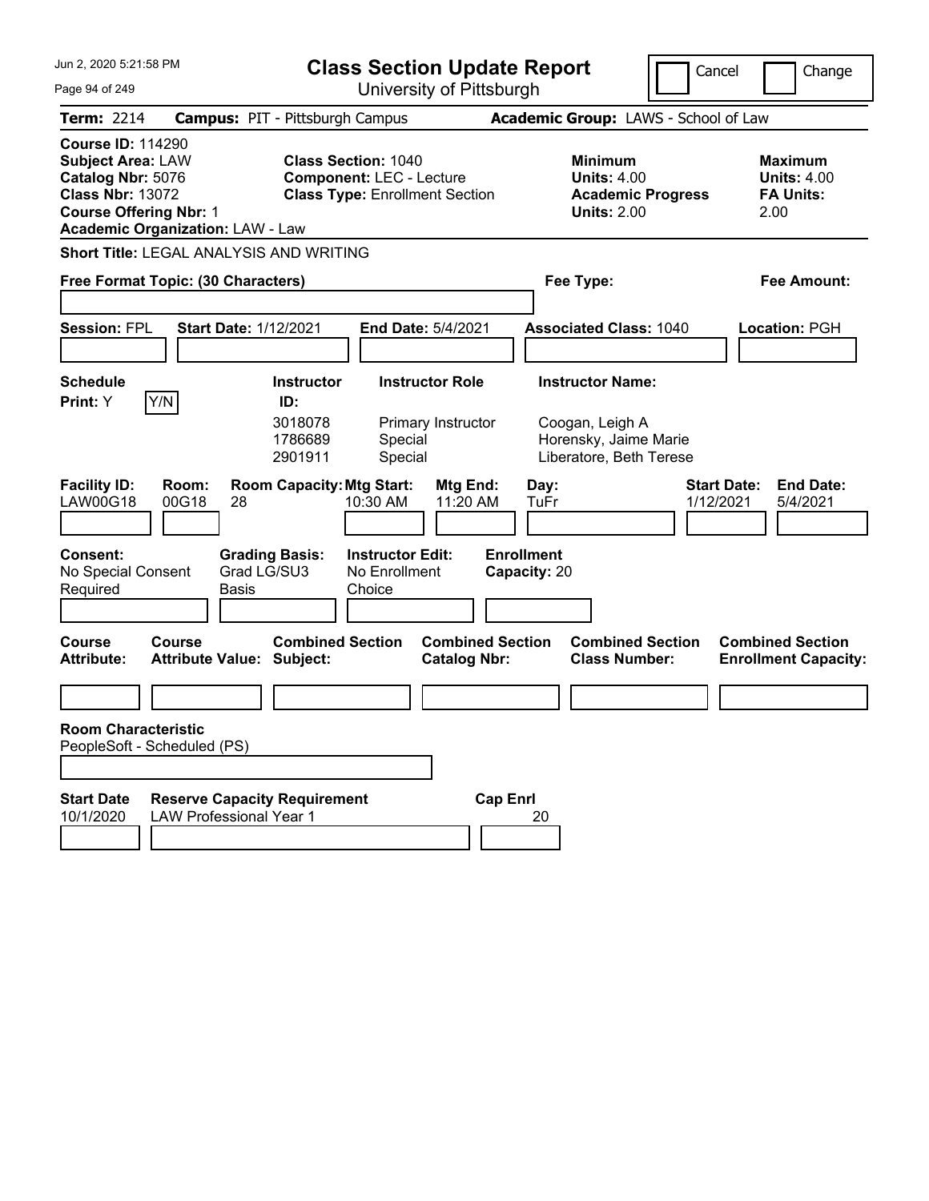Jun 2, 2020 5:21:58 PM

# Class Section Update Report

University of Pittsburgh

Cancel | Change

**Term:** 2214 **Campus:** PIT - Pittsburgh Campus **Academic Group:** LAWS - School of Law

**Course ID:** 114290
**Subject Area:** LAW
**Catalog Nbr:** 5076
**Class Nbr:** 13072
**Course Offering Nbr:** 1
**Academic Organization:** LAW - Law

**Class Section:** 1040
**Component:** LEC - Lecture
**Class Type:** Enrollment Section

**Minimum Units:** 4.00
**Academic Progress Units:** 2.00

**Maximum Units:** 4.00
**FA Units:** 2.00

**Short Title:** LEGAL ANALYSIS AND WRITING

**Free Format Topic: (30 Characters)**

**Fee Type:**

**Fee Amount:**

**Session:** FPL **Start Date:** 1/12/2021 **End Date:** 5/4/2021 **Associated Class:** 1040 **Location:** PGH

**Schedule Print:** Y Y/N

| Instructor ID | Instructor Role | Instructor Name |
|---|---|---|
| 3018078 | Primary Instructor | Coogan, Leigh A |
| 1786689 | Special | Horensky, Jaime Marie |
| 2901911 | Special | Liberatore, Beth Terese |

| Facility ID | Room | Room Capacity | Mtg Start | Mtg End | Day | Start Date | End Date |
|---|---|---|---|---|---|---|---|
| LAW00G18 | 00G18 | 28 | 10:30 AM | 11:20 AM | TuFr | 1/12/2021 | 5/4/2021 |

**Consent:** No Special Consent Required
**Grading Basis:** Grad LG/SU3 Basis
**Instructor Edit:** No Enrollment Choice
**Enrollment Capacity:** 20

| Course Attribute | Course Attribute Value | Combined Section Subject | Combined Section Catalog Nbr | Combined Section Class Number | Combined Section Enrollment Capacity |
|---|---|---|---|---|---|
| | | | | | |

**Room Characteristic**
PeopleSoft - Scheduled (PS)

| Start Date | Reserve Capacity Requirement | Cap Enrl |
|---|---|---|
| 10/1/2020 | LAW Professional Year 1 | 20 |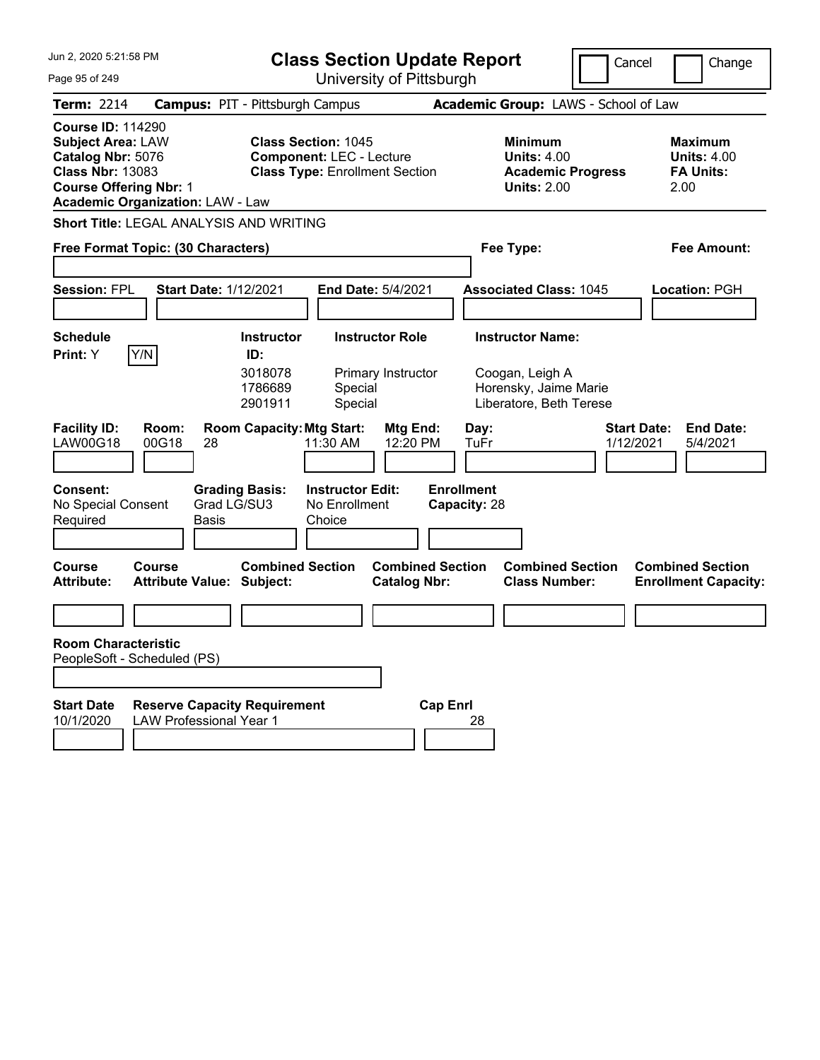Jun 2, 2020 5:21:58 PM

# Class Section Update Report

University of Pittsburgh

Cancel | Change

**Term:** 2214 **Campus:** PIT - Pittsburgh Campus **Academic Group:** LAWS - School of Law

**Course ID:** 114290
**Subject Area:** LAW
**Catalog Nbr:** 5076
**Class Nbr:** 13083
**Course Offering Nbr:** 1
**Academic Organization:** LAW - Law

**Class Section:** 1045
**Component:** LEC - Lecture
**Class Type:** Enrollment Section

**Minimum Units:** 4.00
**Academic Progress Units:** 2.00

**Maximum Units:** 4.00
**FA Units:** 2.00

**Short Title:** LEGAL ANALYSIS AND WRITING

**Free Format Topic: (30 Characters)**

**Fee Type:**

**Fee Amount:**

**Session:** FPL **Start Date:** 1/12/2021 **End Date:** 5/4/2021 **Associated Class:** 1045 **Location:** PGH

**Schedule Print:** Y Y/N

| Instructor ID | Instructor Role | Instructor Name |
|---|---|---|
| 3018078 | Primary Instructor | Coogan, Leigh A |
| 1786689 | Special | Horensky, Jaime Marie |
| 2901911 | Special | Liberatore, Beth Terese |

| Facility ID | Room | Room Capacity | Mtg Start | Mtg End | Day | Start Date | End Date |
|---|---|---|---|---|---|---|---|
| LAW00G18 | 00G18 | 28 | 11:30 AM | 12:20 PM | TuFr | 1/12/2021 | 5/4/2021 |

**Consent:** No Special Consent Required
**Grading Basis:** Grad LG/SU3 Basis
**Instructor Edit:** No Enrollment Choice
**Enrollment Capacity:** 28

| Course Attribute | Course Attribute Value | Combined Section Subject | Combined Section Catalog Nbr | Combined Section Class Number | Combined Section Enrollment Capacity |
|---|---|---|---|---|---|
| | | | | | |

**Room Characteristic**
PeopleSoft - Scheduled (PS)

| Start Date | Reserve Capacity Requirement | Cap Enrl |
|---|---|---|
| 10/1/2020 | LAW Professional Year 1 | 28 |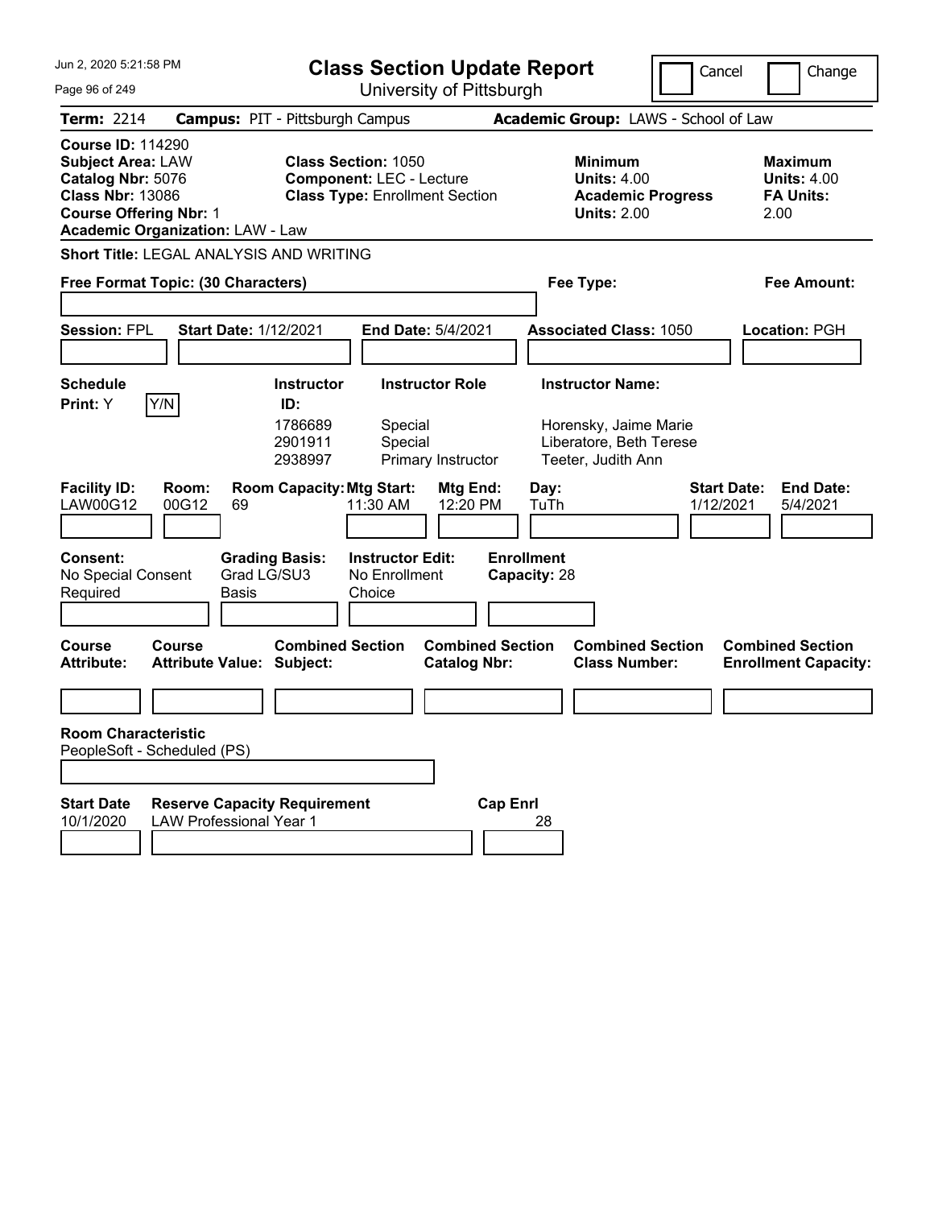# Class Section Update Report

University of Pittsburgh

Jun 2, 2020 5:21:58 PM

Cancel | Change

**Term:** 2214 **Campus:** PIT - Pittsburgh Campus **Academic Group:** LAWS - School of Law

**Course ID:** 114290
**Subject Area:** LAW
**Catalog Nbr:** 5076
**Class Nbr:** 13086
**Course Offering Nbr:** 1
**Academic Organization:** LAW - Law

**Class Section:** 1050
**Component:** LEC - Lecture
**Class Type:** Enrollment Section

**Minimum Units:** 4.00
**Academic Progress Units:** 2.00

**Maximum Units:** 4.00
**FA Units:** 2.00

**Short Title:** LEGAL ANALYSIS AND WRITING

**Free Format Topic: (30 Characters)** | **Fee Type:** | **Fee Amount:**

**Session:** FPL **Start Date:** 1/12/2021 **End Date:** 5/4/2021 **Associated Class:** 1050 **Location:** PGH

**Schedule Print:** Y Y/N

| Instructor ID | Instructor Role | Instructor Name |
|---|---|---|
| 1786689 | Special | Horensky, Jaime Marie |
| 2901911 | Special | Liberatore, Beth Terese |
| 2938997 | Primary Instructor | Teeter, Judith Ann |

| Facility ID | Room | Room Capacity | Mtg Start | Mtg End | Day | Start Date | End Date |
|---|---|---|---|---|---|---|---|
| LAW00G12 | 00G12 | 69 | 11:30 AM | 12:20 PM | TuTh | 1/12/2021 | 5/4/2021 |

**Consent:** No Special Consent Required
**Grading Basis:** Grad LG/SU3 Basis
**Instructor Edit:** No Enrollment Choice
**Enrollment Capacity:** 28

| Course Attribute | Course Attribute Value | Combined Section Subject | Combined Section Catalog Nbr | Combined Section Class Number | Combined Section Enrollment Capacity |
|---|---|---|---|---|---|
| | | | | | |

**Room Characteristic**
PeopleSoft - Scheduled (PS)

| Start Date | Reserve Capacity Requirement | Cap Enrl |
|---|---|---|
| 10/1/2020 | LAW Professional Year 1 | 28 |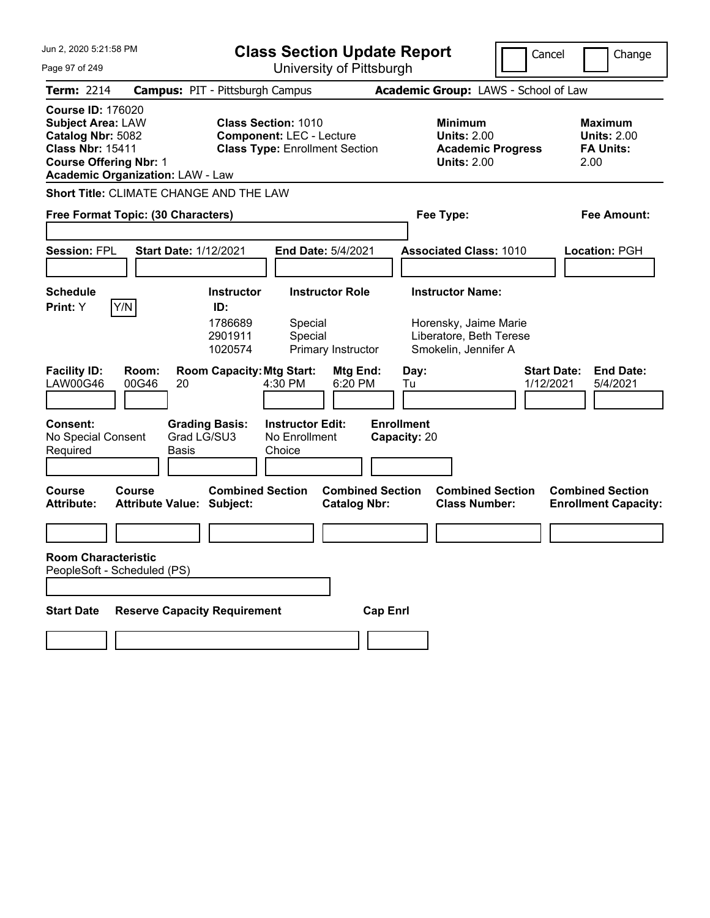# Class Section Update Report

University of Pittsburgh

Jun 2, 2020 5:21:58 PM

Cancel | Change

**Term:** 2214 **Campus:** PIT - Pittsburgh Campus **Academic Group:** LAWS - School of Law

**Course ID:** 176020
**Subject Area:** LAW
**Catalog Nbr:** 5082
**Class Nbr:** 15411
**Course Offering Nbr:** 1
**Academic Organization:** LAW - Law

**Class Section:** 1010
**Component:** LEC - Lecture
**Class Type:** Enrollment Section

**Minimum Units:** 2.00
**Academic Progress Units:** 2.00

**Maximum Units:** 2.00
**FA Units:** 2.00

**Short Title:** CLIMATE CHANGE AND THE LAW

**Free Format Topic: (30 Characters)**

**Fee Type:**

**Fee Amount:**

**Session:** FPL **Start Date:** 1/12/2021 **End Date:** 5/4/2021 **Associated Class:** 1010 **Location:** PGH

**Schedule Print:** Y Y/N

| Instructor ID | Instructor Role | Instructor Name |
|---|---|---|
| 1786689 | Special | Horensky, Jaime Marie |
| 2901911 | Special | Liberatore, Beth Terese |
| 1020574 | Primary Instructor | Smokelin, Jennifer A |

| Facility ID | Room | Room Capacity | Mtg Start | Mtg End | Day | Start Date | End Date |
|---|---|---|---|---|---|---|---|
| LAW00G46 | 00G46 | 20 | 4:30 PM | 6:20 PM | Tu | 1/12/2021 | 5/4/2021 |

**Consent:** No Special Consent Required
**Grading Basis:** Grad LG/SU3 Basis
**Instructor Edit:** No Enrollment Choice
**Enrollment Capacity:** 20

| Course Attribute | Course Attribute Value | Combined Section Subject | Combined Section Catalog Nbr | Combined Section Class Number | Combined Section Enrollment Capacity |
|---|---|---|---|---|---|
| | | | | | |

**Room Characteristic**
PeopleSoft - Scheduled (PS)

| Start Date | Reserve Capacity Requirement | Cap Enrl |
|---|---|---|
| | | |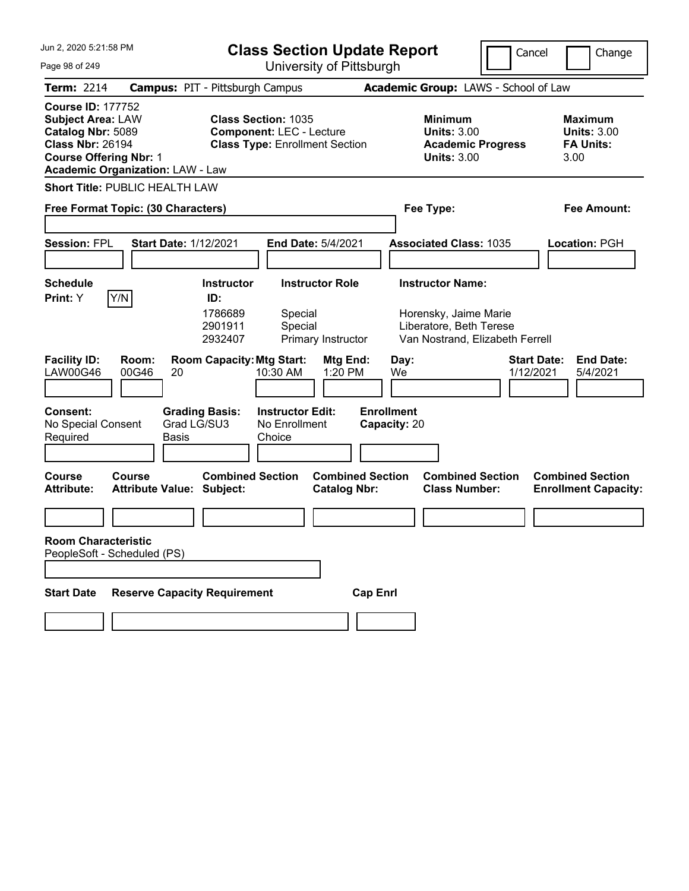# Class Section Update Report

University of Pittsburgh

Jun 2, 2020 5:21:58 PM

Cancel | Change

**Term:** 2214 **Campus:** PIT - Pittsburgh Campus **Academic Group:** LAWS - School of Law

**Course ID:** 177752
**Subject Area:** LAW
**Catalog Nbr:** 5089
**Class Nbr:** 26194
**Course Offering Nbr:** 1
**Academic Organization:** LAW - Law

**Class Section:** 1035
**Component:** LEC - Lecture
**Class Type:** Enrollment Section

**Minimum Units:** 3.00
**Academic Progress Units:** 3.00

**Maximum Units:** 3.00
**FA Units:** 3.00

**Short Title:** PUBLIC HEALTH LAW

**Free Format Topic: (30 Characters)**

**Fee Type:**

**Fee Amount:**

**Session:** FPL **Start Date:** 1/12/2021 **End Date:** 5/4/2021 **Associated Class:** 1035 **Location:** PGH

**Schedule Print:** Y Y/N

| Instructor ID: | Instructor Role | Instructor Name: |
| --- | --- | --- |
| 1786689 | Special | Horensky, Jaime Marie |
| 2901911 | Special | Liberatore, Beth Terese |
| 2932407 | Primary Instructor | Van Nostrand, Elizabeth Ferrell |

| Facility ID: | Room: | Room Capacity: | Mtg Start: | Mtg End: | Day: | Start Date: | End Date: |
| --- | --- | --- | --- | --- | --- | --- | --- |
| LAW00G46 | 00G46 | 20 | 10:30 AM | 1:20 PM | We | 1/12/2021 | 5/4/2021 |

**Consent:** No Special Consent Required
**Grading Basis:** Grad LG/SU3 Basis
**Instructor Edit:** No Enrollment Choice
**Enrollment Capacity:** 20

| Course Attribute: | Course Attribute Value: | Combined Section Subject: | Combined Section Catalog Nbr: | Combined Section Class Number: | Combined Section Enrollment Capacity: |
| --- | --- | --- | --- | --- | --- |
| | | | | | |

**Room Characteristic**
PeopleSoft - Scheduled (PS)

| Start Date | Reserve Capacity Requirement | Cap Enrl |
| --- | --- | --- |
| | | |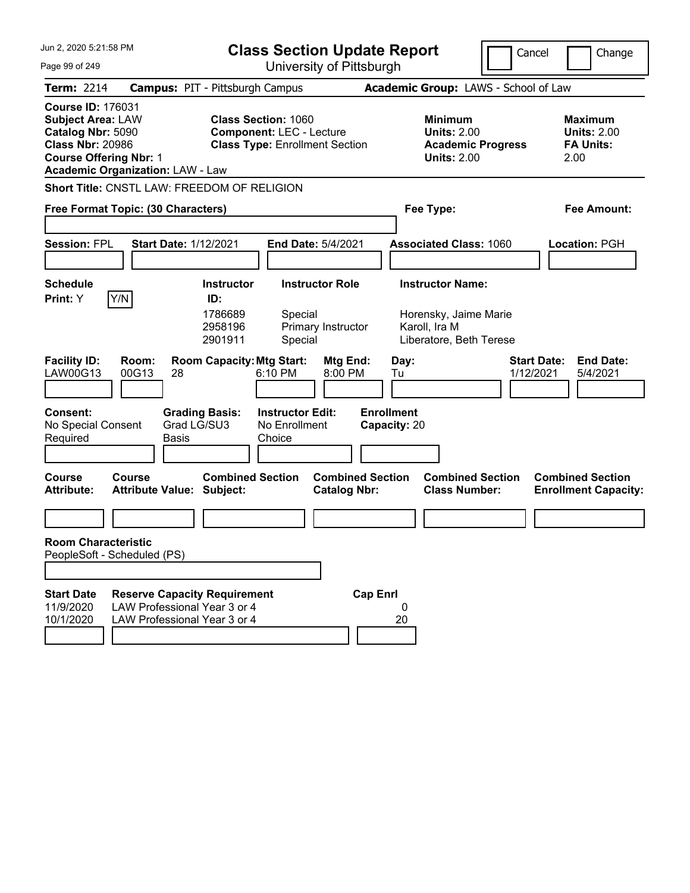# Class Section Update Report

University of Pittsburgh

Cancel | Change

**Term:** 2214 **Campus:** PIT - Pittsburgh Campus **Academic Group:** LAWS - School of Law

**Course ID:** 176031
**Subject Area:** LAW
**Catalog Nbr:** 5090
**Class Nbr:** 20986
**Course Offering Nbr:** 1
**Academic Organization:** LAW - Law

**Class Section:** 1060
**Component:** LEC - Lecture
**Class Type:** Enrollment Section

**Minimum Units:** 2.00
**Academic Progress Units:** 2.00

**Maximum Units:** 2.00
**FA Units:** 2.00

**Short Title:** CNSTL LAW: FREEDOM OF RELIGION

**Free Format Topic: (30 Characters)**

**Fee Type:**

**Fee Amount:**

**Session:** FPL **Start Date:** 1/12/2021 **End Date:** 5/4/2021 **Associated Class:** 1060 **Location:** PGH

**Schedule Print:** Y [Y/N]

| Instructor ID | Instructor Role | Instructor Name |
|---|---|---|
| 1786689 | Special | Horensky, Jaime Marie |
| 2958196 | Primary Instructor | Karoll, Ira M |
| 2901911 | Special | Liberatore, Beth Terese |

| Facility ID | Room | Room Capacity | Mtg Start | Mtg End | Day | Start Date | End Date |
|---|---|---|---|---|---|---|---|
| LAW00G13 | 00G13 | 28 | 6:10 PM | 8:00 PM | Tu | 1/12/2021 | 5/4/2021 |

**Consent:** No Special Consent Required
**Grading Basis:** Grad LG/SU3 Basis
**Instructor Edit:** No Enrollment Choice
**Enrollment Capacity:** 20

| Course Attribute | Course Attribute Value | Combined Section Subject | Combined Section Catalog Nbr | Combined Section Class Number | Combined Section Enrollment Capacity |
|---|---|---|---|---|---|
| | | | | | |

**Room Characteristic**
PeopleSoft - Scheduled (PS)

| Start Date | Reserve Capacity Requirement | Cap Enrl |
|---|---|---|
| 11/9/2020 | LAW Professional Year 3 or 4 | 0 |
| 10/1/2020 | LAW Professional Year 3 or 4 | 20 |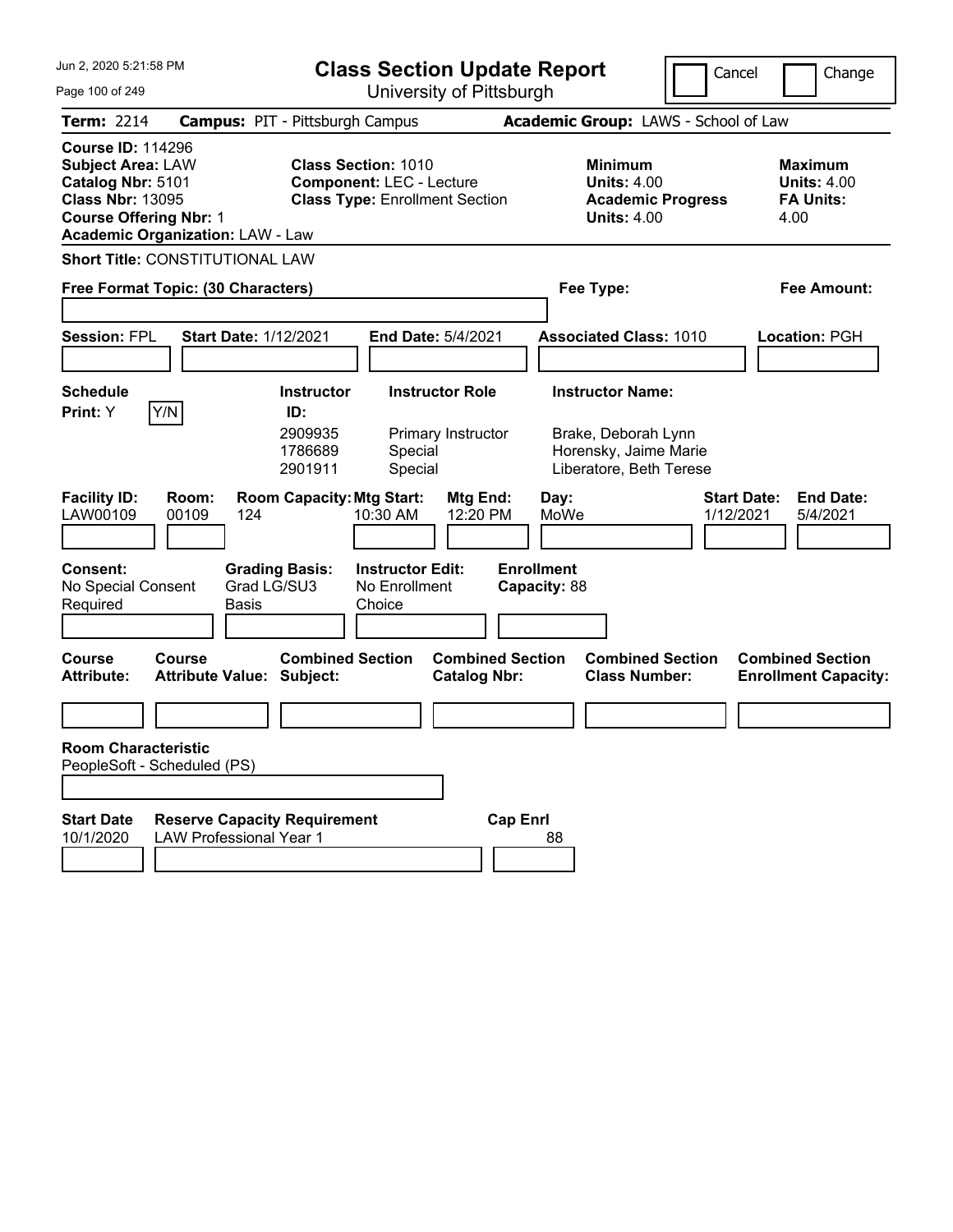Jun 2, 2020 5:21:58 PM

# Class Section Update Report

University of Pittsburgh

Cancel | Change

**Term:** 2214 **Campus:** PIT - Pittsburgh Campus **Academic Group:** LAWS - School of Law

**Course ID:** 114296
**Subject Area:** LAW
**Catalog Nbr:** 5101
**Class Nbr:** 13095
**Course Offering Nbr:** 1
**Academic Organization:** LAW - Law

**Class Section:** 1010
**Component:** LEC - Lecture
**Class Type:** Enrollment Section

**Minimum Units:** 4.00
**Academic Progress Units:** 4.00

**Maximum Units:** 4.00
**FA Units:** 4.00

**Short Title:** CONSTITUTIONAL LAW

**Free Format Topic: (30 Characters)** | **Fee Type:** | **Fee Amount:**

**Session:** FPL **Start Date:** 1/12/2021 **End Date:** 5/4/2021 **Associated Class:** 1010 **Location:** PGH

**Schedule Print:** Y Y/N

| Instructor ID | Instructor Role | Instructor Name |
|---|---|---|
| 2909935 | Primary Instructor | Brake, Deborah Lynn |
| 1786689 | Special | Horensky, Jaime Marie |
| 2901911 | Special | Liberatore, Beth Terese |

| Facility ID | Room | Room Capacity | Mtg Start | Mtg End | Day | Start Date | End Date |
|---|---|---|---|---|---|---|---|
| LAW00109 | 00109 | 124 | 10:30 AM | 12:20 PM | MoWe | 1/12/2021 | 5/4/2021 |

**Consent:** No Special Consent Required
**Grading Basis:** Grad LG/SU3 Basis
**Instructor Edit:** No Enrollment Choice
**Enrollment Capacity:** 88

| Course Attribute | Course Attribute Value | Combined Section Subject | Combined Section Catalog Nbr | Combined Section Class Number | Combined Section Enrollment Capacity |
|---|---|---|---|---|---|
| | | | | | |

**Room Characteristic**
PeopleSoft - Scheduled (PS)

| Start Date | Reserve Capacity Requirement | Cap Enrl |
|---|---|---|
| 10/1/2020 | LAW Professional Year 1 | 88 |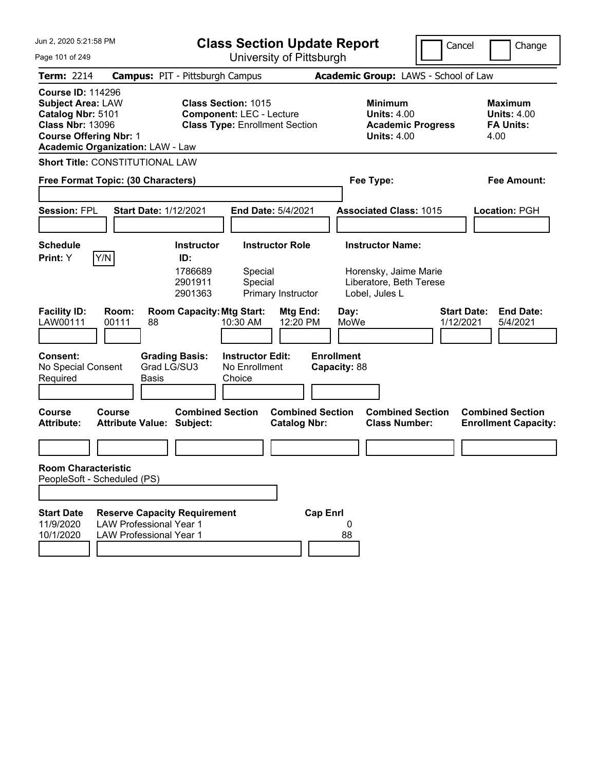# Class Section Update Report

University of Pittsburgh

Jun 2, 2020 5:21:58 PM

Cancel Change

**Term:** 2214 **Campus:** PIT - Pittsburgh Campus **Academic Group:** LAWS - School of Law

**Course ID:** 114296
**Subject Area:** LAW
**Catalog Nbr:** 5101
**Class Nbr:** 13096
**Course Offering Nbr:** 1
**Academic Organization:** LAW - Law

**Class Section:** 1015
**Component:** LEC - Lecture
**Class Type:** Enrollment Section

**Minimum Units:** 4.00
**Academic Progress Units:** 4.00

**Maximum Units:** 4.00
**FA Units:** 4.00

**Short Title:** CONSTITUTIONAL LAW

**Free Format Topic: (30 Characters)**

**Fee Type:**

**Fee Amount:**

**Session:** FPL **Start Date:** 1/12/2021 **End Date:** 5/4/2021 **Associated Class:** 1015 **Location:** PGH

**Schedule Print:** Y Y/N

| Instructor ID | Instructor Role | Instructor Name |
|---|---|---|
| 1786689 | Special | Horensky, Jaime Marie |
| 2901911 | Special | Liberatore, Beth Terese |
| 2901363 | Primary Instructor | Lobel, Jules L |

| Facility ID | Room | Room Capacity | Mtg Start | Mtg End | Day | Start Date | End Date |
|---|---|---|---|---|---|---|---|
| LAW00111 | 00111 | 88 | 10:30 AM | 12:20 PM | MoWe | 1/12/2021 | 5/4/2021 |

**Consent:** No Special Consent Required

**Grading Basis:** Grad LG/SU3 Basis

**Instructor Edit:** No Enrollment Choice

**Enrollment Capacity:** 88

| Course Attribute | Course Attribute Value | Combined Section Subject | Combined Section Catalog Nbr | Combined Section Class Number | Combined Section Enrollment Capacity |
|---|---|---|---|---|---|
| | | | | | |

**Room Characteristic**
PeopleSoft - Scheduled (PS)

| Start Date | Reserve Capacity Requirement | Cap Enrl |
|---|---|---|
| 11/9/2020 | LAW Professional Year 1 | 0 |
| 10/1/2020 | LAW Professional Year 1 | 88 |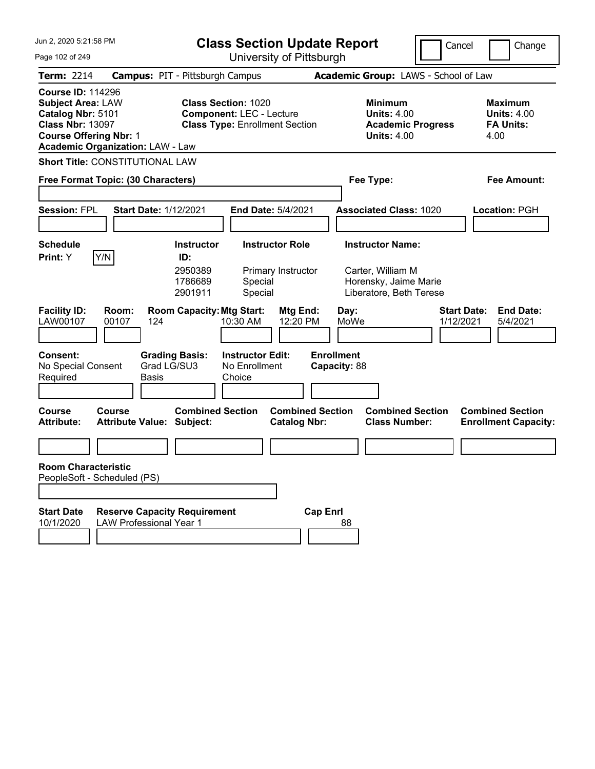Jun 2, 2020 5:21:58 PM

# Class Section Update Report

University of Pittsburgh

Cancel | Change

**Term:** 2214 **Campus:** PIT - Pittsburgh Campus **Academic Group:** LAWS - School of Law

**Course ID:** 114296
**Subject Area:** LAW
**Catalog Nbr:** 5101
**Class Nbr:** 13097
**Course Offering Nbr:** 1
**Academic Organization:** LAW - Law

**Class Section:** 1020
**Component:** LEC - Lecture
**Class Type:** Enrollment Section

**Minimum Units:** 4.00
**Academic Progress Units:** 4.00

**Maximum Units:** 4.00
**FA Units:** 4.00

**Short Title:** CONSTITUTIONAL LAW

**Free Format Topic: (30 Characters)** **Fee Type:** **Fee Amount:**

**Session:** FPL **Start Date:** 1/12/2021 **End Date:** 5/4/2021 **Associated Class:** 1020 **Location:** PGH

**Schedule Print:** Y Y/N

| Instructor ID: | Instructor Role | Instructor Name: |
|---|---|---|
| 2950389 | Primary Instructor | Carter, William M |
| 1786689 | Special | Horensky, Jaime Marie |
| 2901911 | Special | Liberatore, Beth Terese |

| Facility ID: | Room: | Room Capacity: | Mtg Start: | Mtg End: | Day: | Start Date: | End Date: |
|---|---|---|---|---|---|---|---|
| LAW00107 | 00107 | 124 | 10:30 AM | 12:20 PM | MoWe | 1/12/2021 | 5/4/2021 |

**Consent:** No Special Consent Required
**Grading Basis:** Grad LG/SU3 Basis
**Instructor Edit:** No Enrollment Choice
**Enrollment Capacity:** 88

| Course Attribute: | Course Attribute Value: | Combined Section Subject: | Combined Section Catalog Nbr: | Combined Section Class Number: | Combined Section Enrollment Capacity: |
|---|---|---|---|---|---|
| | | | | | |

**Room Characteristic**
PeopleSoft - Scheduled (PS)

| Start Date | Reserve Capacity Requirement | Cap Enrl |
|---|---|---|
| 10/1/2020 | LAW Professional Year 1 | 88 |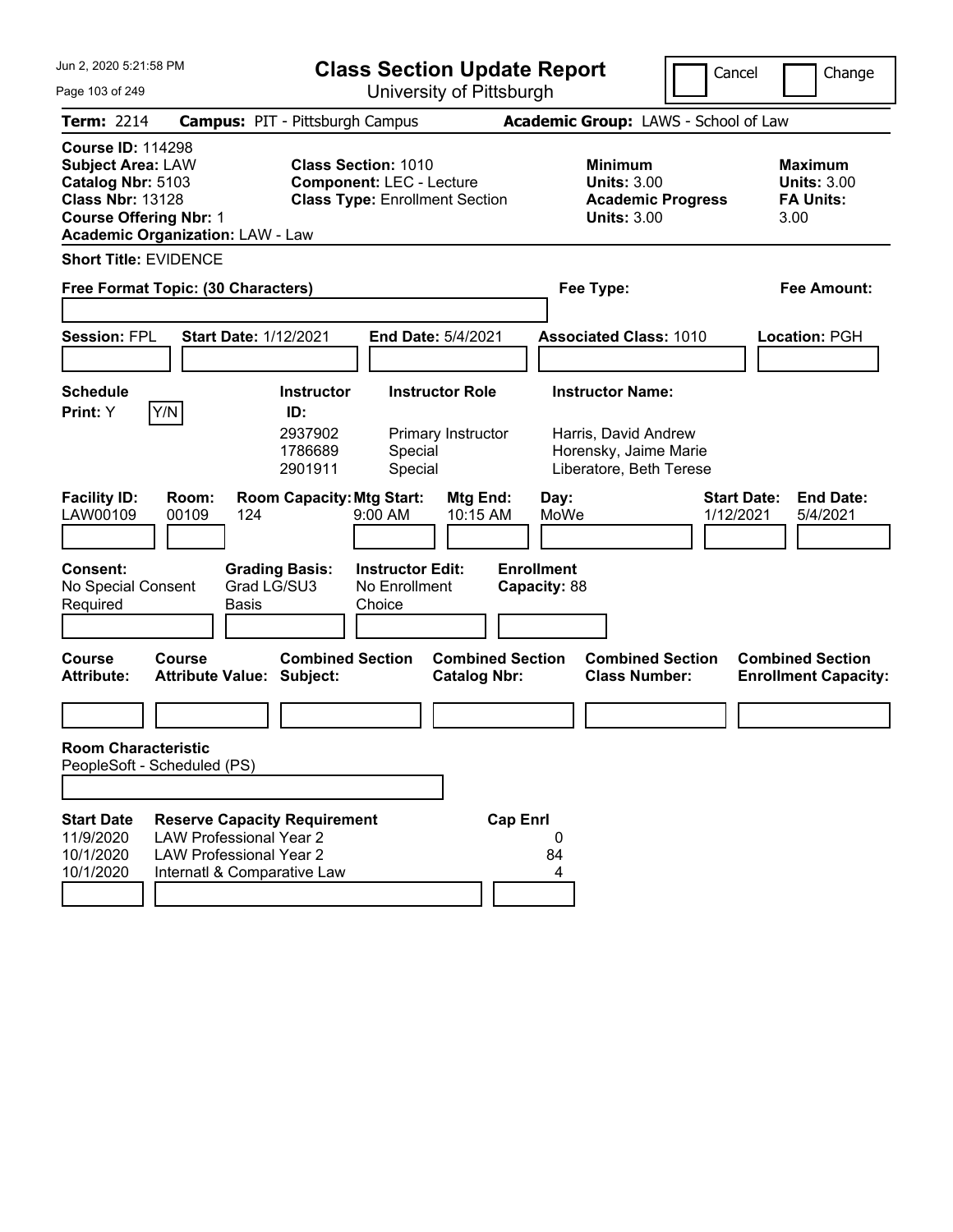Jun 2, 2020 5:21:58 PM

# Class Section Update Report

University of Pittsburgh

Cancel | Change

**Term:** 2214 **Campus:** PIT - Pittsburgh Campus **Academic Group:** LAWS - School of Law

**Course ID:** 114298
**Subject Area:** LAW
**Catalog Nbr:** 5103
**Class Nbr:** 13128
**Course Offering Nbr:** 1
**Academic Organization:** LAW - Law

**Class Section:** 1010
**Component:** LEC - Lecture
**Class Type:** Enrollment Section

**Minimum Units:** 3.00
**Academic Progress Units:** 3.00

**Maximum Units:** 3.00
**FA Units:** 3.00

**Short Title:** EVIDENCE

**Free Format Topic: (30 Characters)**

**Fee Type:**

**Fee Amount:**

**Session:** FPL **Start Date:** 1/12/2021 **End Date:** 5/4/2021 **Associated Class:** 1010 **Location:** PGH

**Schedule Print:** Y Y/N

| Instructor ID | Instructor Role | Instructor Name |
|---|---|---|
| 2937902 | Primary Instructor | Harris, David Andrew |
| 1786689 | Special | Horensky, Jaime Marie |
| 2901911 | Special | Liberatore, Beth Terese |

| Facility ID | Room | Room Capacity | Mtg Start | Mtg End | Day | Start Date | End Date |
|---|---|---|---|---|---|---|---|
| LAW00109 | 00109 | 124 | 9:00 AM | 10:15 AM | MoWe | 1/12/2021 | 5/4/2021 |

**Consent:** No Special Consent Required
**Grading Basis:** Grad LG/SU3 Basis
**Instructor Edit:** No Enrollment Choice
**Enrollment Capacity:** 88

| Course Attribute | Course Attribute Value | Combined Section Subject | Combined Section Catalog Nbr | Combined Section Class Number | Combined Section Enrollment Capacity |
|---|---|---|---|---|---|
| | | | | | |

**Room Characteristic**
PeopleSoft - Scheduled (PS)

| Start Date | Reserve Capacity Requirement | Cap Enrl |
|---|---|---|
| 11/9/2020 | LAW Professional Year 2 | 0 |
| 10/1/2020 | LAW Professional Year 2 | 84 |
| 10/1/2020 | Internatl & Comparative Law | 4 |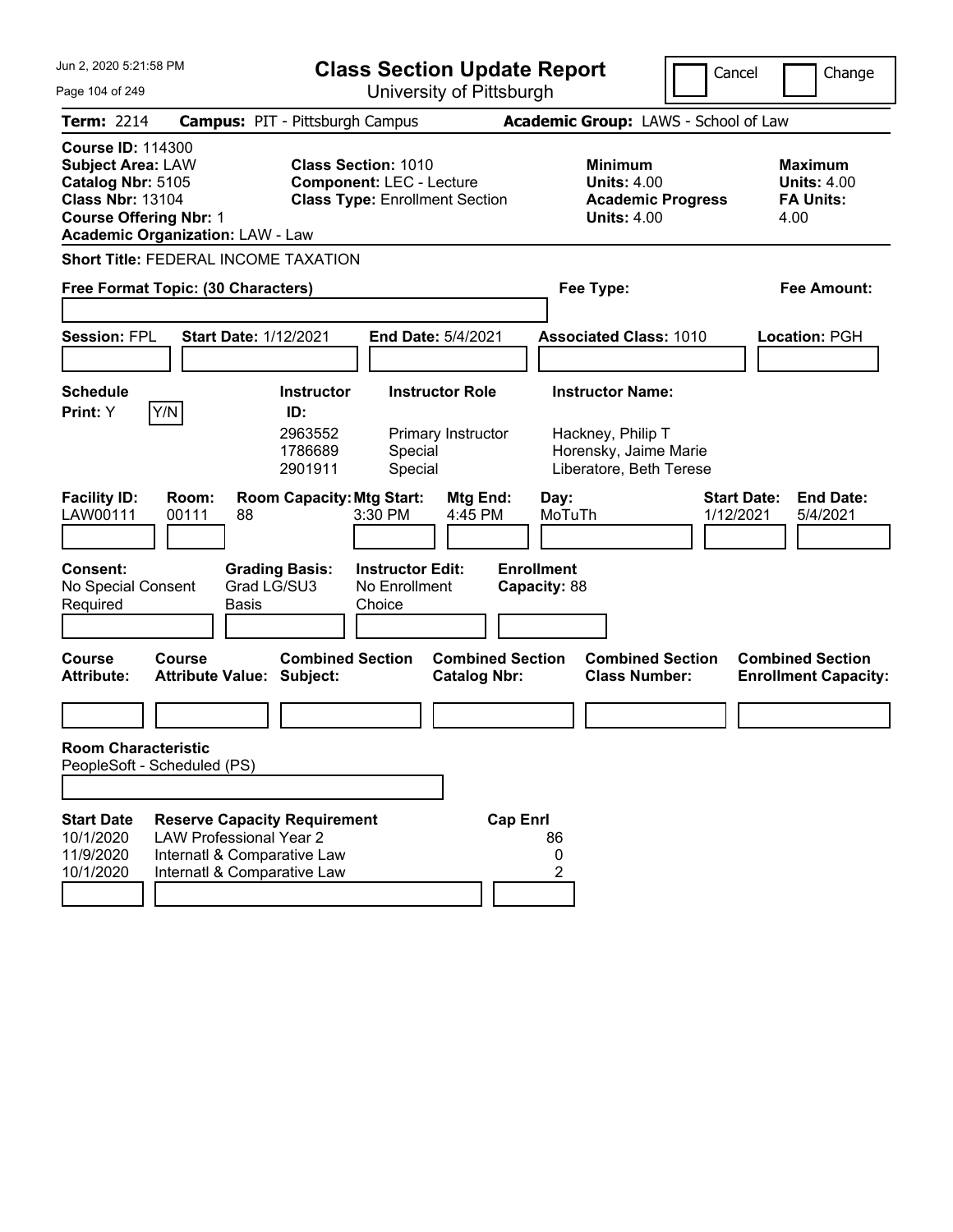# Class Section Update Report

University of Pittsburgh

Jun 2, 2020 5:21:58 PM

Cancel | Change

**Term:** 2214 **Campus:** PIT - Pittsburgh Campus **Academic Group:** LAWS - School of Law

**Course ID:** 114300
**Subject Area:** LAW
**Catalog Nbr:** 5105
**Class Nbr:** 13104
**Course Offering Nbr:** 1
**Academic Organization:** LAW - Law

**Class Section:** 1010
**Component:** LEC - Lecture
**Class Type:** Enrollment Section

**Minimum Units:** 4.00
**Academic Progress Units:** 4.00

**Maximum Units:** 4.00
**FA Units:** 4.00

**Short Title:** FEDERAL INCOME TAXATION

**Free Format Topic: (30 Characters)**

**Fee Type:**

**Fee Amount:**

**Session:** FPL **Start Date:** 1/12/2021 **End Date:** 5/4/2021 **Associated Class:** 1010 **Location:** PGH

**Schedule Print:** Y

| Instructor ID: | Instructor Role | Instructor Name: |
|---|---|---|
| 2963552 | Primary Instructor | Hackney, Philip T |
| 1786689 | Special | Horensky, Jaime Marie |
| 2901911 | Special | Liberatore, Beth Terese |

| Facility ID: | Room: | Room Capacity: | Mtg Start: | Mtg End: | Day: | Start Date: | End Date: |
|---|---|---|---|---|---|---|---|
| LAW00111 | 00111 | 88 | 3:30 PM | 4:45 PM | MoTuTh | 1/12/2021 | 5/4/2021 |

**Consent:** No Special Consent Required
**Grading Basis:** Grad LG/SU3 Basis
**Instructor Edit:** No Enrollment Choice
**Enrollment Capacity:** 88

| Course Attribute: | Course Attribute Value: | Combined Section Subject: | Combined Section Catalog Nbr: | Combined Section Class Number: | Combined Section Enrollment Capacity: |
|---|---|---|---|---|---|
| | | | | | |

**Room Characteristic**
PeopleSoft - Scheduled (PS)

| Start Date | Reserve Capacity Requirement | Cap Enrl |
|---|---|---|
| 10/1/2020 | LAW Professional Year 2 | 86 |
| 11/9/2020 | Internatl & Comparative Law | 0 |
| 10/1/2020 | Internatl & Comparative Law | 2 |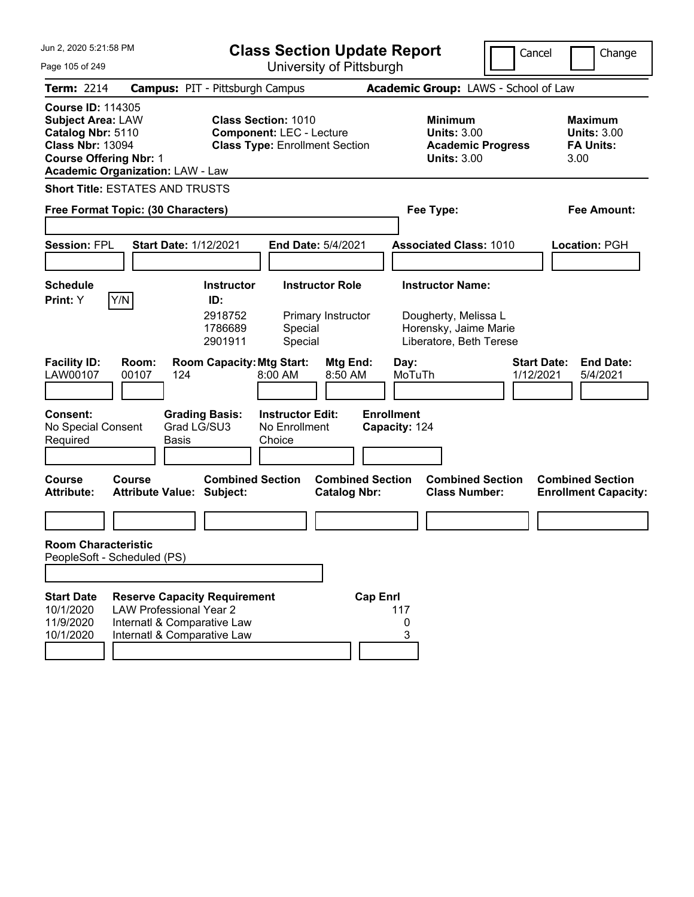# Class Section Update Report

University of Pittsburgh

Jun 2, 2020 5:21:58 PM

Cancel | Change

**Term:** 2214 **Campus:** PIT - Pittsburgh Campus **Academic Group:** LAWS - School of Law

**Course ID:** 114305
**Subject Area:** LAW
**Catalog Nbr:** 5110
**Class Nbr:** 13094
**Course Offering Nbr:** 1
**Academic Organization:** LAW - Law

**Class Section:** 1010
**Component:** LEC - Lecture
**Class Type:** Enrollment Section

**Minimum Units:** 3.00
**Academic Progress Units:** 3.00

**Maximum Units:** 3.00
**FA Units:** 3.00

**Short Title:** ESTATES AND TRUSTS

**Free Format Topic: (30 Characters)**

**Fee Type:**

**Fee Amount:**

**Session:** FPL **Start Date:** 1/12/2021 **End Date:** 5/4/2021 **Associated Class:** 1010 **Location:** PGH

**Schedule Print:** Y Y/N

| Instructor ID | Instructor Role | Instructor Name |
|---|---|---|
| 2918752 | Primary Instructor | Dougherty, Melissa L |
| 1786689 | Special | Horensky, Jaime Marie |
| 2901911 | Special | Liberatore, Beth Terese |

| Facility ID | Room | Room Capacity | Mtg Start | Mtg End | Day | Start Date | End Date |
|---|---|---|---|---|---|---|---|
| LAW00107 | 00107 | 124 | 8:00 AM | 8:50 AM | MoTuTh | 1/12/2021 | 5/4/2021 |

**Consent:** No Special Consent Required
**Grading Basis:** Grad LG/SU3 Basis
**Instructor Edit:** No Enrollment Choice
**Enrollment Capacity:** 124

| Course Attribute | Course Attribute Value | Combined Section Subject | Combined Section Catalog Nbr | Combined Section Class Number | Combined Section Enrollment Capacity |
|---|---|---|---|---|---|
| | | | | | |

**Room Characteristic**
PeopleSoft - Scheduled (PS)

| Start Date | Reserve Capacity Requirement | Cap Enrl |
|---|---|---|
| 10/1/2020 | LAW Professional Year 2 | 117 |
| 11/9/2020 | Internatl & Comparative Law | 0 |
| 10/1/2020 | Internatl & Comparative Law | 3 |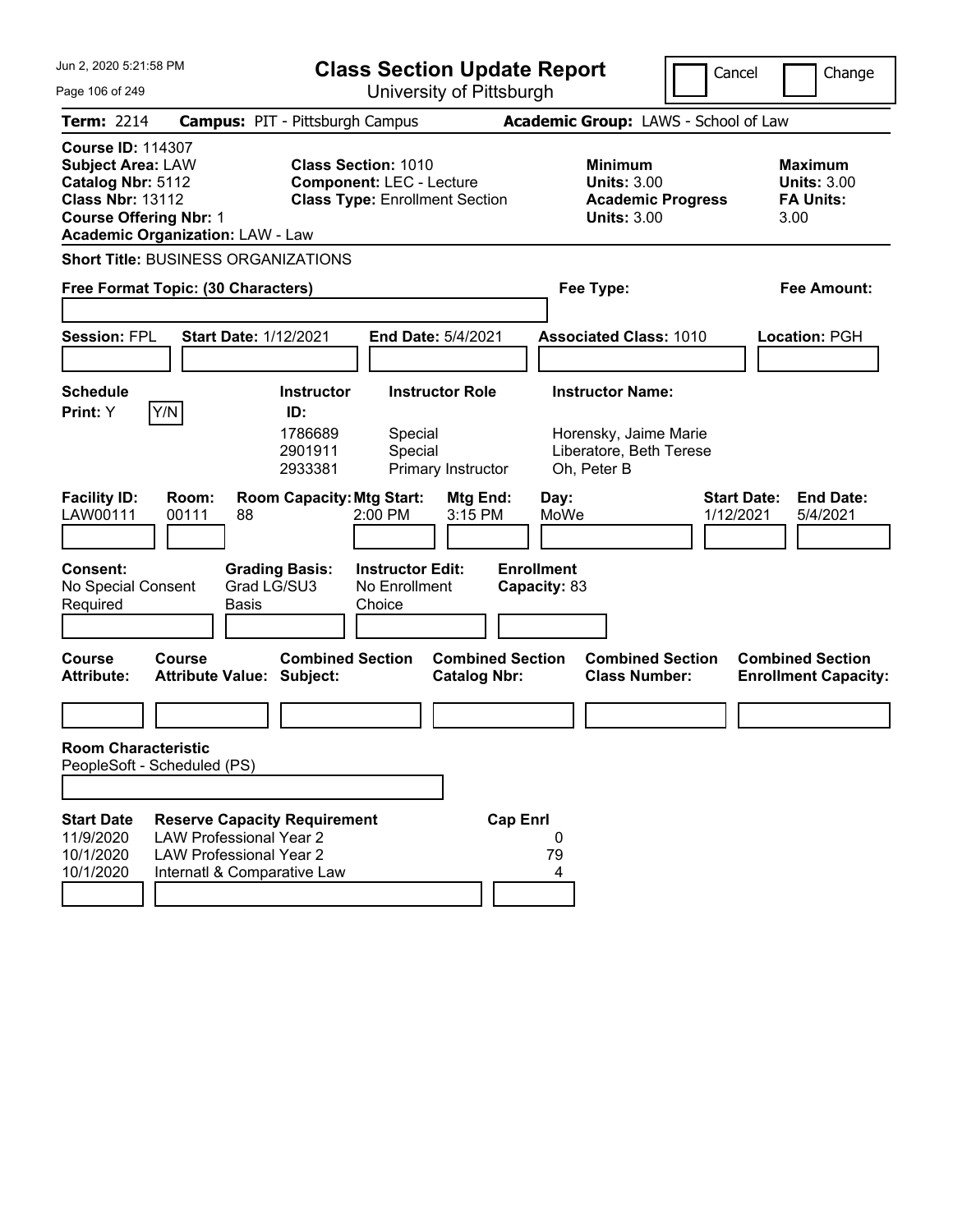# Class Section Update Report

University of Pittsburgh

Cancel | Change

**Term:** 2214 **Campus:** PIT - Pittsburgh Campus **Academic Group:** LAWS - School of Law

**Course ID:** 114307
**Subject Area:** LAW
**Catalog Nbr:** 5112
**Class Nbr:** 13112
**Course Offering Nbr:** 1
**Academic Organization:** LAW - Law

**Class Section:** 1010
**Component:** LEC - Lecture
**Class Type:** Enrollment Section

**Minimum Units:** 3.00
**Academic Progress Units:** 3.00

**Maximum Units:** 3.00
**FA Units:** 3.00

**Short Title:** BUSINESS ORGANIZATIONS

**Free Format Topic: (30 Characters)**

**Fee Type:**

**Fee Amount:**

**Session:** FPL **Start Date:** 1/12/2021 **End Date:** 5/4/2021 **Associated Class:** 1010 **Location:** PGH

**Schedule Print:** Y Y/N

| Instructor ID: | Instructor Role | Instructor Name: |
|---|---|---|
| 1786689 | Special | Horensky, Jaime Marie |
| 2901911 | Special | Liberatore, Beth Terese |
| 2933381 | Primary Instructor | Oh, Peter B |

| Facility ID: | Room: | Room Capacity: | Mtg Start: | Mtg End: | Day: | Start Date: | End Date: |
|---|---|---|---|---|---|---|---|
| LAW00111 | 00111 | 88 | 2:00 PM | 3:15 PM | MoWe | 1/12/2021 | 5/4/2021 |

**Consent:** No Special Consent Required
**Grading Basis:** Grad LG/SU3 Basis
**Instructor Edit:** No Enrollment Choice
**Enrollment Capacity:** 83

| Course Attribute: | Course Attribute Value: | Combined Section Subject: | Combined Section Catalog Nbr: | Combined Section Class Number: | Combined Section Enrollment Capacity: |
|---|---|---|---|---|---|
| | | | | | |

**Room Characteristic**
PeopleSoft - Scheduled (PS)

| Start Date | Reserve Capacity Requirement | Cap Enrl |
|---|---|---|
| 11/9/2020 | LAW Professional Year 2 | 0 |
| 10/1/2020 | LAW Professional Year 2 | 79 |
| 10/1/2020 | Internatl & Comparative Law | 4 |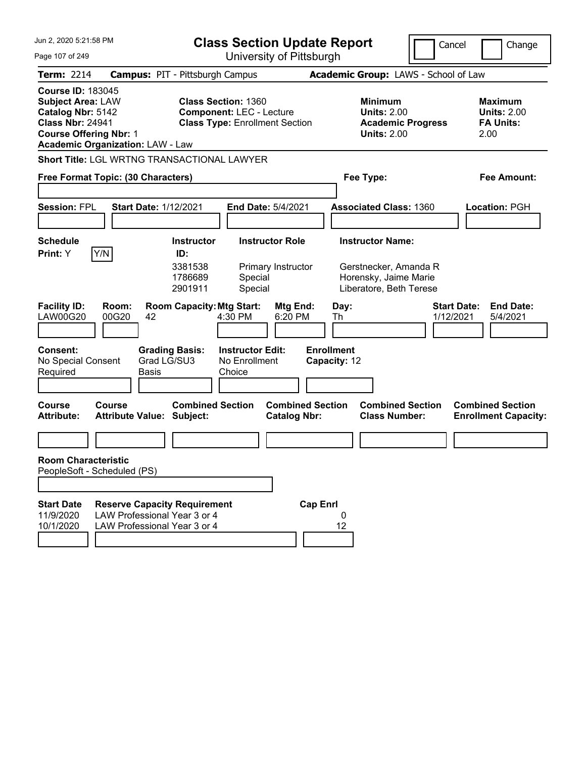# Class Section Update Report

University of Pittsburgh

Jun 2, 2020 5:21:58 PM

Cancel | Change

**Term:** 2214 **Campus:** PIT - Pittsburgh Campus **Academic Group:** LAWS - School of Law

**Course ID:** 183045
**Subject Area:** LAW
**Catalog Nbr:** 5142
**Class Nbr:** 24941
**Course Offering Nbr:** 1
**Academic Organization:** LAW - Law

**Class Section:** 1360
**Component:** LEC - Lecture
**Class Type:** Enrollment Section

**Minimum Units:** 2.00
**Academic Progress Units:** 2.00

**Maximum Units:** 2.00
**FA Units:** 2.00

**Short Title:** LGL WRTNG TRANSACTIONAL LAWYER

**Free Format Topic: (30 Characters)**

**Fee Type:**

**Fee Amount:**

**Session:** FPL **Start Date:** 1/12/2021 **End Date:** 5/4/2021 **Associated Class:** 1360 **Location:** PGH

**Schedule Print:** Y Y/N

| Instructor ID: | Instructor Role | Instructor Name: |
|---|---|---|
| 3381538 | Primary Instructor | Gerstnecker, Amanda R |
| 1786689 | Special | Horensky, Jaime Marie |
| 2901911 | Special | Liberatore, Beth Terese |

| Facility ID: | Room: | Room Capacity: | Mtg Start: | Mtg End: | Day: | Start Date: | End Date: |
|---|---|---|---|---|---|---|---|
| LAW00G20 | 00G20 | 42 | 4:30 PM | 6:20 PM | Th | 1/12/2021 | 5/4/2021 |

**Consent:** No Special Consent Required
**Grading Basis:** Grad LG/SU3 Basis
**Instructor Edit:** No Enrollment Choice
**Enrollment Capacity:** 12

| Course Attribute: | Course Attribute Value: | Combined Section Subject: | Combined Section Catalog Nbr: | Combined Section Class Number: | Combined Section Enrollment Capacity: |
|---|---|---|---|---|---|
| | | | | | |

**Room Characteristic**
PeopleSoft - Scheduled (PS)

| Start Date | Reserve Capacity Requirement | Cap Enrl |
|---|---|---|
| 11/9/2020 | LAW Professional Year 3 or 4 | 0 |
| 10/1/2020 | LAW Professional Year 3 or 4 | 12 |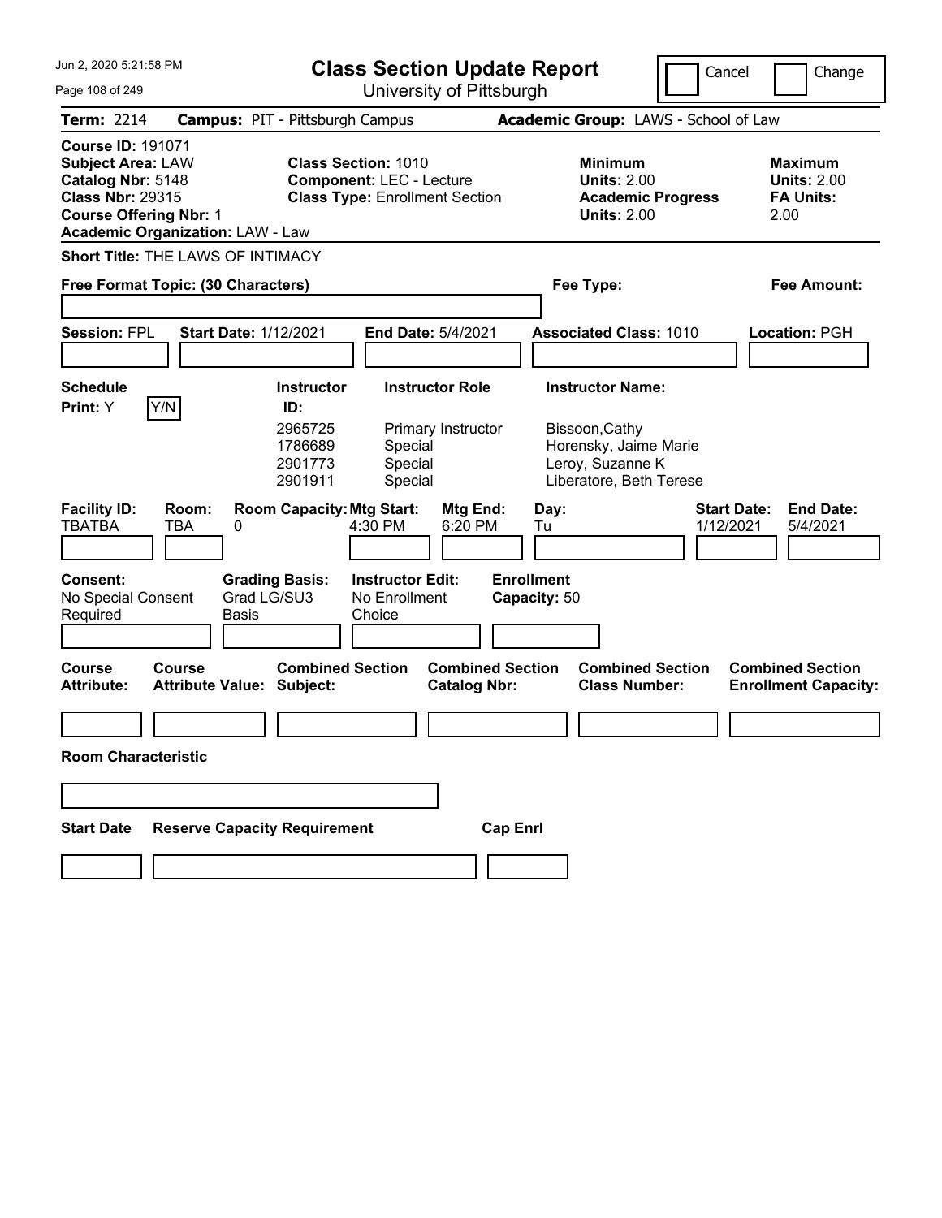# Class Section Update Report

University of Pittsburgh

Cancel | Change

**Term:** 2214 **Campus:** PIT - Pittsburgh Campus **Academic Group:** LAWS - School of Law

**Course ID:** 191071
**Subject Area:** LAW
**Catalog Nbr:** 5148
**Class Nbr:** 29315
**Course Offering Nbr:** 1
**Academic Organization:** LAW - Law

**Class Section:** 1010
**Component:** LEC - Lecture
**Class Type:** Enrollment Section

**Minimum Units:** 2.00
**Academic Progress Units:** 2.00

**Maximum Units:** 2.00
**FA Units:** 2.00

**Short Title:** THE LAWS OF INTIMACY

**Free Format Topic: (30 Characters)**

**Fee Type:**

**Fee Amount:**

**Session:** FPL **Start Date:** 1/12/2021 **End Date:** 5/4/2021 **Associated Class:** 1010 **Location:** PGH

**Schedule Print:** Y Y/N

| Instructor ID: | Instructor Role | Instructor Name: |
|---|---|---|
| 2965725 | Primary Instructor | Bissoon,Cathy |
| 1786689 | Special | Horensky, Jaime Marie |
| 2901773 | Special | Leroy, Suzanne K |
| 2901911 | Special | Liberatore, Beth Terese |

| Facility ID: | Room: | Room Capacity: | Mtg Start: | Mtg End: | Day: | Start Date: | End Date: |
|---|---|---|---|---|---|---|---|
| TBATBA | TBA | 0 | 4:30 PM | 6:20 PM | Tu | 1/12/2021 | 5/4/2021 |

**Consent:** No Special Consent Required
**Grading Basis:** Grad LG/SU3 Basis
**Instructor Edit:** No Enrollment Choice
**Enrollment Capacity:** 50

| Course Attribute: | Course Attribute Value: | Combined Section Subject: | Combined Section Catalog Nbr: | Combined Section Class Number: | Combined Section Enrollment Capacity: |
|---|---|---|---|---|---|
| | | | | | |

**Room Characteristic**

| Start Date | Reserve Capacity Requirement | Cap Enrl |
|---|---|---|
| | | |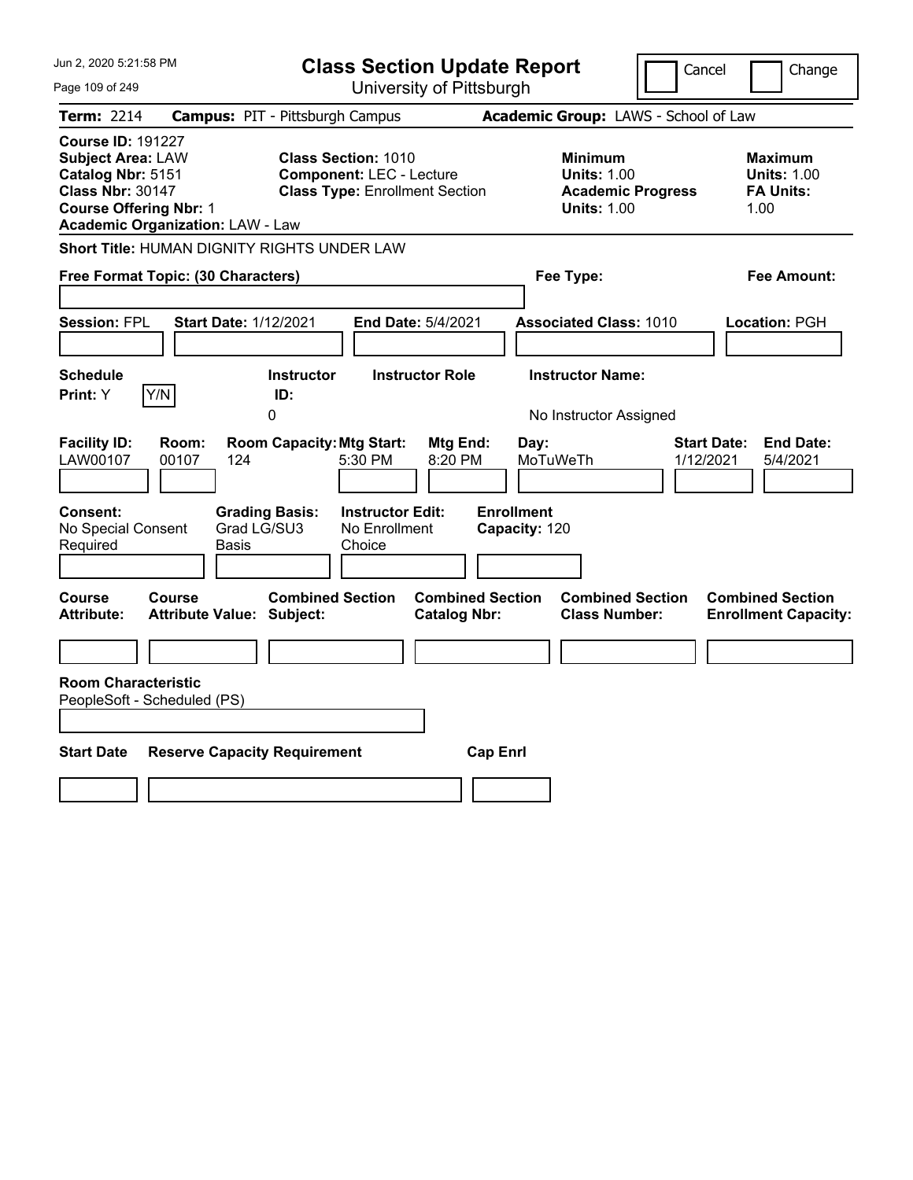Jun 2, 2020 5:21:58 PM

# Class Section Update Report

University of Pittsburgh

Cancel | Change

**Term:** 2214 **Campus:** PIT - Pittsburgh Campus **Academic Group:** LAWS - School of Law

**Course ID:** 191227
**Subject Area:** LAW
**Catalog Nbr:** 5151
**Class Nbr:** 30147
**Course Offering Nbr:** 1
**Academic Organization:** LAW - Law

**Class Section:** 1010
**Component:** LEC - Lecture
**Class Type:** Enrollment Section

**Minimum Units:** 1.00
**Academic Progress Units:** 1.00

**Maximum Units:** 1.00
**FA Units:** 1.00

**Short Title:** HUMAN DIGNITY RIGHTS UNDER LAW

**Free Format Topic: (30 Characters)**

**Fee Type:**

**Fee Amount:**

**Session:** FPL **Start Date:** 1/12/2021 **End Date:** 5/4/2021 **Associated Class:** 1010 **Location:** PGH

| Schedule Print | Instructor ID | Instructor Role | Instructor Name |
|---|---|---|---|
| Y | 0 | | No Instructor Assigned |

| Facility ID | Room | Room Capacity | Mtg Start | Mtg End | Day | Start Date | End Date |
|---|---|---|---|---|---|---|---|
| LAW00107 | 00107 | 124 | 5:30 PM | 8:20 PM | MoTuWeTh | 1/12/2021 | 5/4/2021 |

| Consent | Grading Basis | Instructor Edit | Enrollment Capacity |
|---|---|---|---|
| No Special Consent Required | Grad LG/SU3 Basis | No Enrollment Choice | 120 |

| Course Attribute | Course Attribute Value | Combined Section Subject | Combined Section Catalog Nbr | Combined Section Class Number | Combined Section Enrollment Capacity |
|---|---|---|---|---|---|
| | | | | | |

**Room Characteristic**
PeopleSoft - Scheduled (PS)

| Start Date | Reserve Capacity Requirement | Cap Enrl |
|---|---|---|
| | | |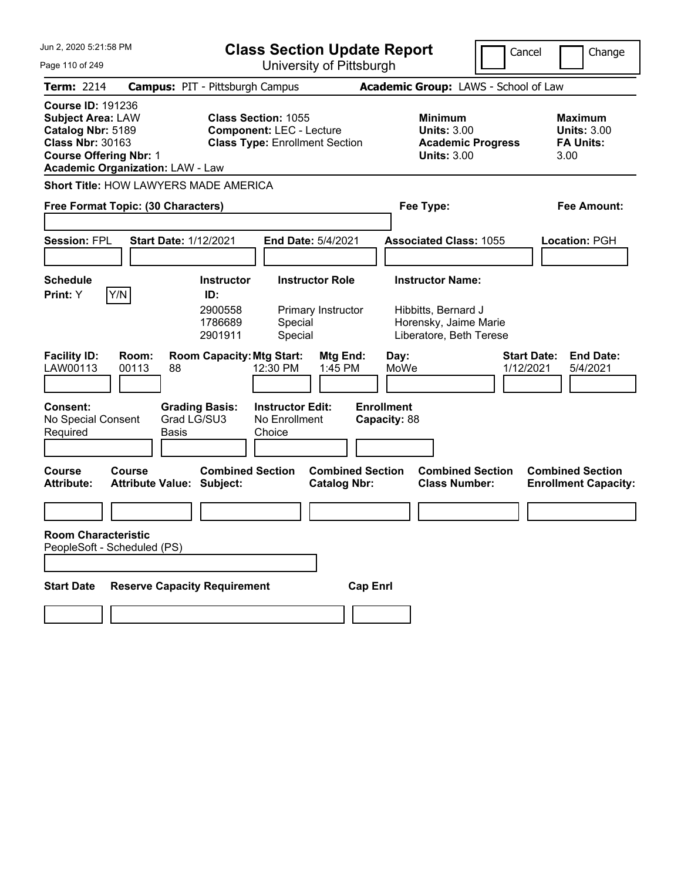Jun 2, 2020 5:21:58 PM

# Class Section Update Report

University of Pittsburgh

Cancel | Change

**Term:** 2214 **Campus:** PIT - Pittsburgh Campus **Academic Group:** LAWS - School of Law

**Course ID:** 191236
**Subject Area:** LAW
**Catalog Nbr:** 5189
**Class Nbr:** 30163
**Course Offering Nbr:** 1
**Academic Organization:** LAW - Law

**Class Section:** 1055
**Component:** LEC - Lecture
**Class Type:** Enrollment Section

**Minimum Units:** 3.00
**Academic Progress Units:** 3.00

**Maximum Units:** 3.00
**FA Units:** 3.00

**Short Title:** HOW LAWYERS MADE AMERICA

**Free Format Topic: (30 Characters)**

**Fee Type:**

**Fee Amount:**

**Session:** FPL **Start Date:** 1/12/2021 **End Date:** 5/4/2021 **Associated Class:** 1055 **Location:** PGH

**Schedule Print:** Y Y/N

| Instructor ID | Instructor Role | Instructor Name |
|---|---|---|
| 2900558 | Primary Instructor | Hibbitts, Bernard J |
| 1786689 | Special | Horensky, Jaime Marie |
| 2901911 | Special | Liberatore, Beth Terese |

| Facility ID: | Room: | Room Capacity: | Mtg Start: | Mtg End: | Day: | Start Date: | End Date: |
|---|---|---|---|---|---|---|---|
| LAW00113 | 00113 | 88 | 12:30 PM | 1:45 PM | MoWe | 1/12/2021 | 5/4/2021 |

**Consent:** No Special Consent Required
**Grading Basis:** Grad LG/SU3 Basis
**Instructor Edit:** No Enrollment Choice
**Enrollment Capacity:** 88

| Course Attribute: | Course Attribute Value: | Combined Section Subject: | Combined Section Catalog Nbr: | Combined Section Class Number: | Combined Section Enrollment Capacity: |
|---|---|---|---|---|---|
| | | | | | |

**Room Characteristic**
PeopleSoft - Scheduled (PS)

| Start Date | Reserve Capacity Requirement | Cap Enrl |
|---|---|---|
| | | |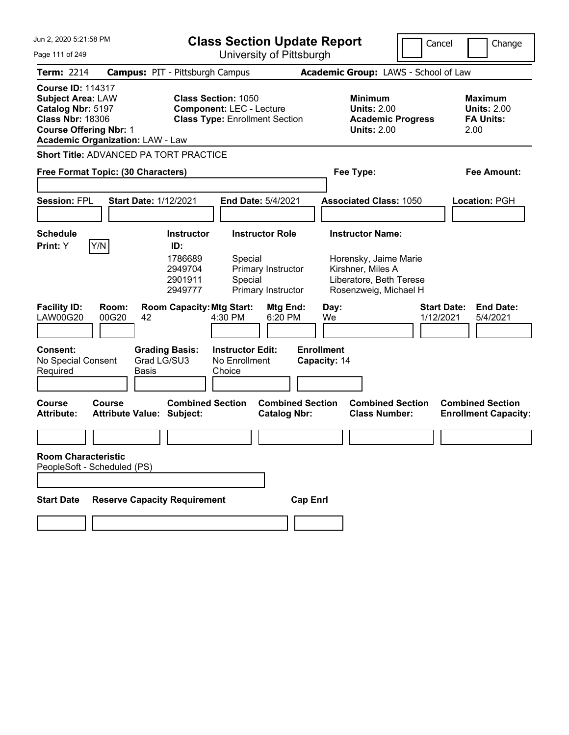# Class Section Update Report

University of Pittsburgh

Jun 2, 2020 5:21:58 PM

Cancel | Change

**Term:** 2214 **Campus:** PIT - Pittsburgh Campus **Academic Group:** LAWS - School of Law

**Course ID:** 114317
**Subject Area:** LAW
**Catalog Nbr:** 5197
**Class Nbr:** 18306
**Course Offering Nbr:** 1
**Academic Organization:** LAW - Law

**Class Section:** 1050
**Component:** LEC - Lecture
**Class Type:** Enrollment Section

**Minimum Units:** 2.00
**Academic Progress Units:** 2.00

**Maximum Units:** 2.00
**FA Units:** 2.00

**Short Title:** ADVANCED PA TORT PRACTICE

**Free Format Topic: (30 Characters)**

**Fee Type:**

**Fee Amount:**

**Session:** FPL **Start Date:** 1/12/2021 **End Date:** 5/4/2021 **Associated Class:** 1050 **Location:** PGH

**Schedule Print:** Y

| Instructor ID | Instructor Role | Instructor Name |
|---|---|---|
| 1786689 | Special | Horensky, Jaime Marie |
| 2949704 | Primary Instructor | Kirshner, Miles A |
| 2901911 | Special | Liberatore, Beth Terese |
| 2949777 | Primary Instructor | Rosenzweig, Michael H |

| Facility ID | Room | Room Capacity | Mtg Start | Mtg End | Day | Start Date | End Date |
|---|---|---|---|---|---|---|---|
| LAW00G20 | 00G20 | 42 | 4:30 PM | 6:20 PM | We | 1/12/2021 | 5/4/2021 |

**Consent:** No Special Consent Required

**Grading Basis:** Grad LG/SU3 Basis

**Instructor Edit:** No Enrollment Choice

**Enrollment Capacity:** 14

| Course Attribute | Course Attribute Value | Combined Section Subject | Combined Section Catalog Nbr | Combined Section Class Number | Combined Section Enrollment Capacity |
|---|---|---|---|---|---|
| | | | | | |

**Room Characteristic**
PeopleSoft - Scheduled (PS)

| Start Date | Reserve Capacity Requirement | Cap Enrl |
|---|---|---|
| | | |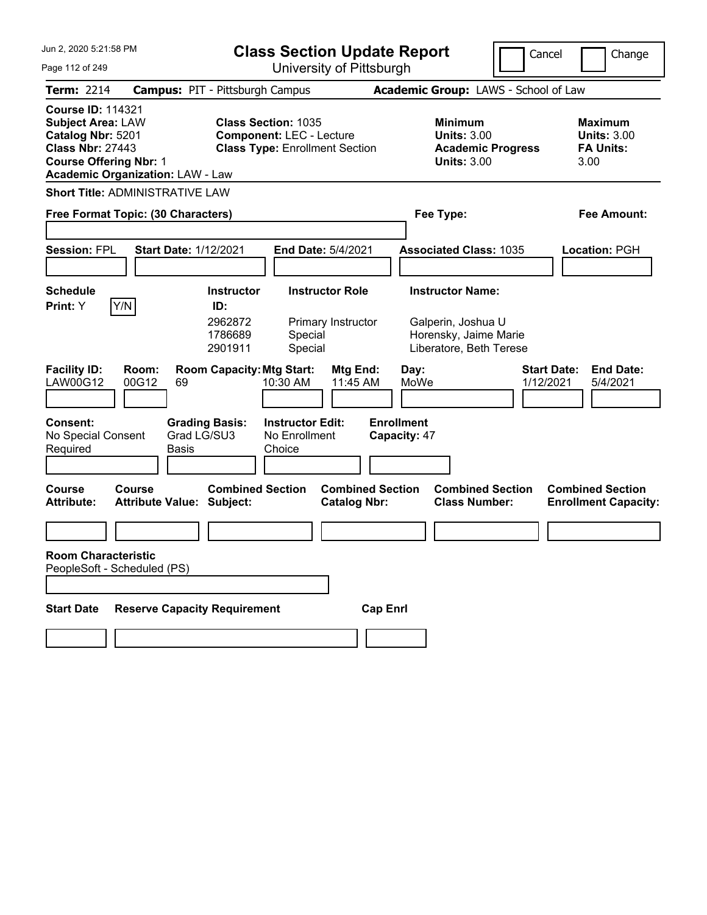# Class Section Update Report

University of Pittsburgh

Jun 2, 2020 5:21:58 PM

Cancel | Change

**Term:** 2214 **Campus:** PIT - Pittsburgh Campus **Academic Group:** LAWS - School of Law

**Course ID:** 114321
**Subject Area:** LAW
**Catalog Nbr:** 5201
**Class Nbr:** 27443
**Course Offering Nbr:** 1
**Academic Organization:** LAW - Law

**Class Section:** 1035
**Component:** LEC - Lecture
**Class Type:** Enrollment Section

**Minimum Units:** 3.00
**Academic Progress Units:** 3.00

**Maximum Units:** 3.00
**FA Units:** 3.00

**Short Title:** ADMINISTRATIVE LAW

**Free Format Topic: (30 Characters)**

**Fee Type:**

**Fee Amount:**

**Session:** FPL **Start Date:** 1/12/2021 **End Date:** 5/4/2021 **Associated Class:** 1035 **Location:** PGH

**Schedule Print:** Y Y/N

| Instructor ID: | Instructor Role | Instructor Name: |
|---|---|---|
| 2962872 | Primary Instructor | Galperin, Joshua U |
| 1786689 | Special | Horensky, Jaime Marie |
| 2901911 | Special | Liberatore, Beth Terese |

| Facility ID: | Room: | Room Capacity: | Mtg Start: | Mtg End: | Day: | Start Date: | End Date: |
|---|---|---|---|---|---|---|---|
| LAW00G12 | 00G12 | 69 | 10:30 AM | 11:45 AM | MoWe | 1/12/2021 | 5/4/2021 |

**Consent:** No Special Consent Required

**Grading Basis:** Grad LG/SU3 Basis

**Instructor Edit:** No Enrollment Choice

**Enrollment Capacity:** 47

| Course Attribute: | Course Attribute Value: | Combined Section Subject: | Combined Section Catalog Nbr: | Combined Section Class Number: | Combined Section Enrollment Capacity: |
|---|---|---|---|---|---|
| | | | | | |

**Room Characteristic**
PeopleSoft - Scheduled (PS)

| Start Date | Reserve Capacity Requirement | Cap Enrl |
|---|---|---|
| | | |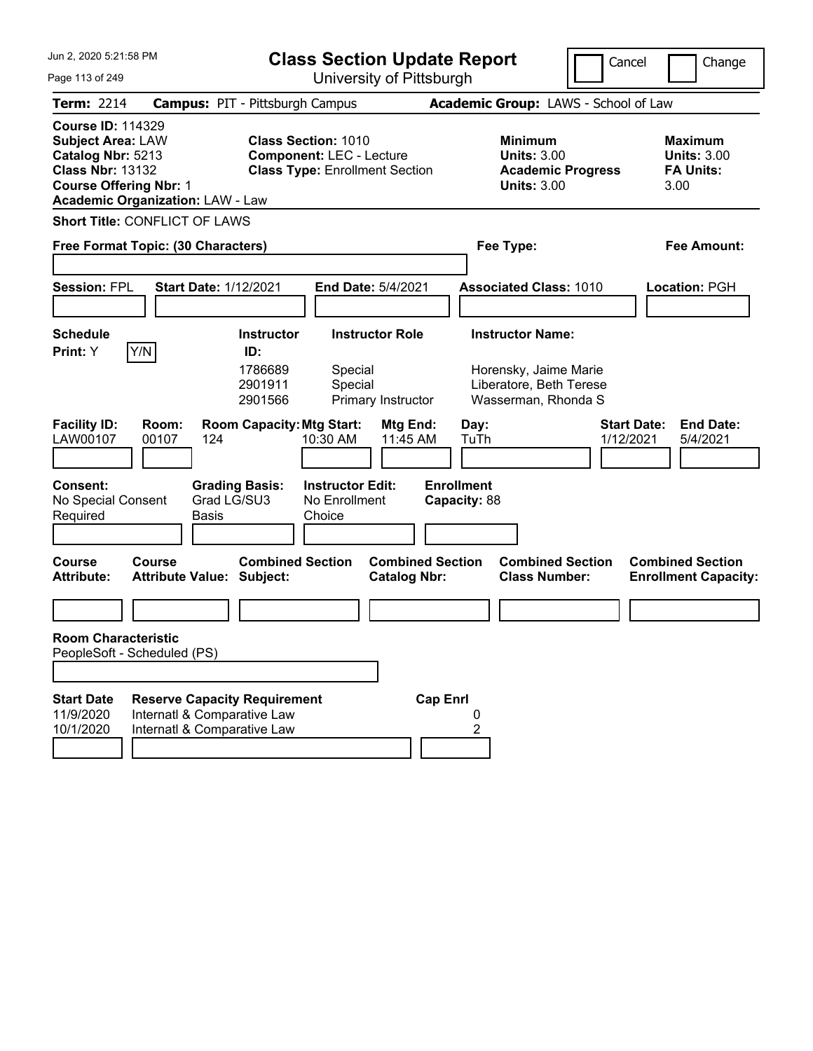# Class Section Update Report

University of Pittsburgh

Jun 2, 2020 5:21:58 PM

Cancel | Change

**Term:** 2214 **Campus:** PIT - Pittsburgh Campus **Academic Group:** LAWS - School of Law

**Course ID:** 114329
**Subject Area:** LAW
**Catalog Nbr:** 5213
**Class Nbr:** 13132
**Course Offering Nbr:** 1
**Academic Organization:** LAW - Law

**Class Section:** 1010
**Component:** LEC - Lecture
**Class Type:** Enrollment Section

**Minimum Units:** 3.00
**Academic Progress Units:** 3.00

**Maximum Units:** 3.00
**FA Units:** 3.00

**Short Title:** CONFLICT OF LAWS

**Free Format Topic: (30 Characters)**

**Fee Type:**

**Fee Amount:**

**Session:** FPL **Start Date:** 1/12/2021 **End Date:** 5/4/2021 **Associated Class:** 1010 **Location:** PGH

**Schedule Print:** Y Y/N

| Instructor ID | Instructor Role | Instructor Name |
|---|---|---|
| 1786689 | Special | Horensky, Jaime Marie |
| 2901911 | Special | Liberatore, Beth Terese |
| 2901566 | Primary Instructor | Wasserman, Rhonda S |

| Facility ID | Room | Room Capacity | Mtg Start | Mtg End | Day | Start Date | End Date |
|---|---|---|---|---|---|---|---|
| LAW00107 | 00107 | 124 | 10:30 AM | 11:45 AM | TuTh | 1/12/2021 | 5/4/2021 |

**Consent:** No Special Consent Required
**Grading Basis:** Grad LG/SU3 Basis
**Instructor Edit:** No Enrollment Choice
**Enrollment Capacity:** 88

| Course Attribute | Course Attribute Value | Combined Section Subject | Combined Section Catalog Nbr | Combined Section Class Number | Combined Section Enrollment Capacity |
|---|---|---|---|---|---|
| | | | | | |

**Room Characteristic**
PeopleSoft - Scheduled (PS)

| Start Date | Reserve Capacity Requirement | Cap Enrl |
|---|---|---|
| 11/9/2020 | Internatl & Comparative Law | 0 |
| 10/1/2020 | Internatl & Comparative Law | 2 |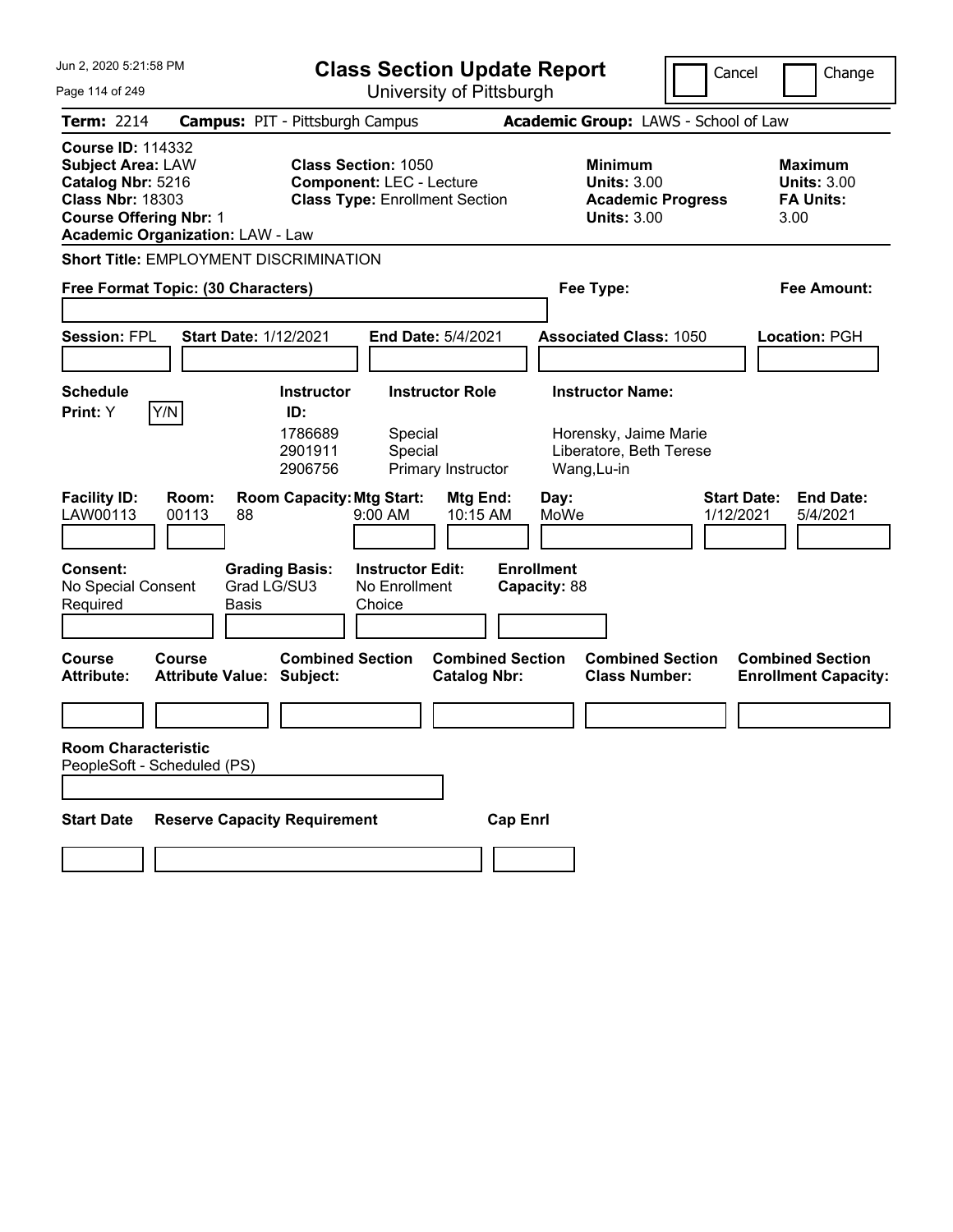Jun 2, 2020 5:21:58 PM

# Class Section Update Report

University of Pittsburgh

Cancel | Change

**Term:** 2214 **Campus:** PIT - Pittsburgh Campus **Academic Group:** LAWS - School of Law

**Course ID:** 114332
**Subject Area:** LAW
**Catalog Nbr:** 5216
**Class Nbr:** 18303
**Course Offering Nbr:** 1
**Academic Organization:** LAW - Law

**Class Section:** 1050
**Component:** LEC - Lecture
**Class Type:** Enrollment Section

**Minimum Units:** 3.00
**Academic Progress Units:** 3.00

**Maximum Units:** 3.00
**FA Units:** 3.00

**Short Title:** EMPLOYMENT DISCRIMINATION

**Free Format Topic: (30 Characters)**

**Fee Type:**

**Fee Amount:**

**Session:** FPL **Start Date:** 1/12/2021 **End Date:** 5/4/2021 **Associated Class:** 1050 **Location:** PGH

**Schedule Print:** Y Y/N

| Instructor ID: | Instructor Role | Instructor Name: |
|---|---|---|
| 1786689 | Special | Horensky, Jaime Marie |
| 2901911 | Special | Liberatore, Beth Terese |
| 2906756 | Primary Instructor | Wang,Lu-in |

| Facility ID: | Room: | Room Capacity: | Mtg Start: | Mtg End: | Day: | Start Date: | End Date: |
|---|---|---|---|---|---|---|---|
| LAW00113 | 00113 | 88 | 9:00 AM | 10:15 AM | MoWe | 1/12/2021 | 5/4/2021 |

**Consent:** No Special Consent Required

**Grading Basis:** Grad LG/SU3 Basis

**Instructor Edit:** No Enrollment Choice

**Enrollment Capacity:** 88

| Course Attribute: | Course Attribute Value: | Combined Section Subject: | Combined Section Catalog Nbr: | Combined Section Class Number: | Combined Section Enrollment Capacity: |
|---|---|---|---|---|---|
| | | | | | |

**Room Characteristic**
PeopleSoft - Scheduled (PS)

| Start Date | Reserve Capacity Requirement | Cap Enrl |
|---|---|---|
| | | |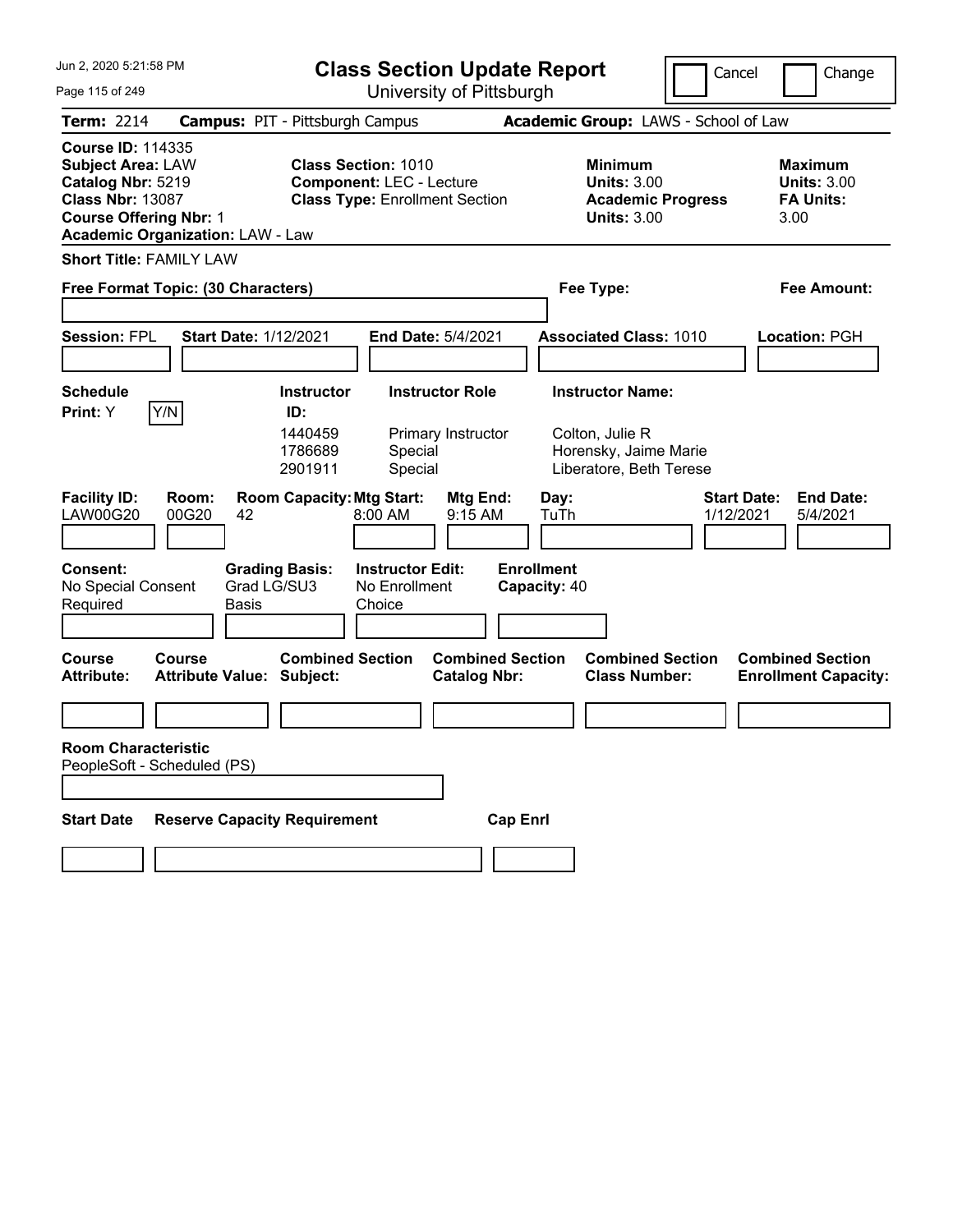# Class Section Update Report

University of Pittsburgh

Jun 2, 2020 5:21:58 PM

Cancel | Change

**Term:** 2214 **Campus:** PIT - Pittsburgh Campus **Academic Group:** LAWS - School of Law

**Course ID:** 114335
**Subject Area:** LAW
**Catalog Nbr:** 5219
**Class Nbr:** 13087
**Course Offering Nbr:** 1
**Academic Organization:** LAW - Law

**Class Section:** 1010
**Component:** LEC - Lecture
**Class Type:** Enrollment Section

**Minimum Units:** 3.00
**Academic Progress Units:** 3.00

**Maximum Units:** 3.00
**FA Units:** 3.00

**Short Title:** FAMILY LAW

**Free Format Topic: (30 Characters)**

**Fee Type:**

**Fee Amount:**

**Session:** FPL **Start Date:** 1/12/2021 **End Date:** 5/4/2021 **Associated Class:** 1010 **Location:** PGH

**Schedule Print:** Y Y/N

| Instructor ID: | Instructor Role | Instructor Name: |
| --- | --- | --- |
| 1440459 | Primary Instructor | Colton, Julie R |
| 1786689 | Special | Horensky, Jaime Marie |
| 2901911 | Special | Liberatore, Beth Terese |

| Facility ID: | Room: | Room Capacity: | Mtg Start: | Mtg End: | Day: | Start Date: | End Date: |
| --- | --- | --- | --- | --- | --- | --- | --- |
| LAW00G20 | 00G20 | 42 | 8:00 AM | 9:15 AM | TuTh | 1/12/2021 | 5/4/2021 |

**Consent:** No Special Consent Required
**Grading Basis:** Grad LG/SU3 Basis
**Instructor Edit:** No Enrollment Choice
**Enrollment Capacity:** 40

| Course Attribute: | Course Attribute Value: | Combined Section Subject: | Combined Section Catalog Nbr: | Combined Section Class Number: | Combined Section Enrollment Capacity: |
| --- | --- | --- | --- | --- | --- |
| | | | | | |

**Room Characteristic**
PeopleSoft - Scheduled (PS)

| Start Date | Reserve Capacity Requirement | Cap Enrl |
| --- | --- | --- |
| | | |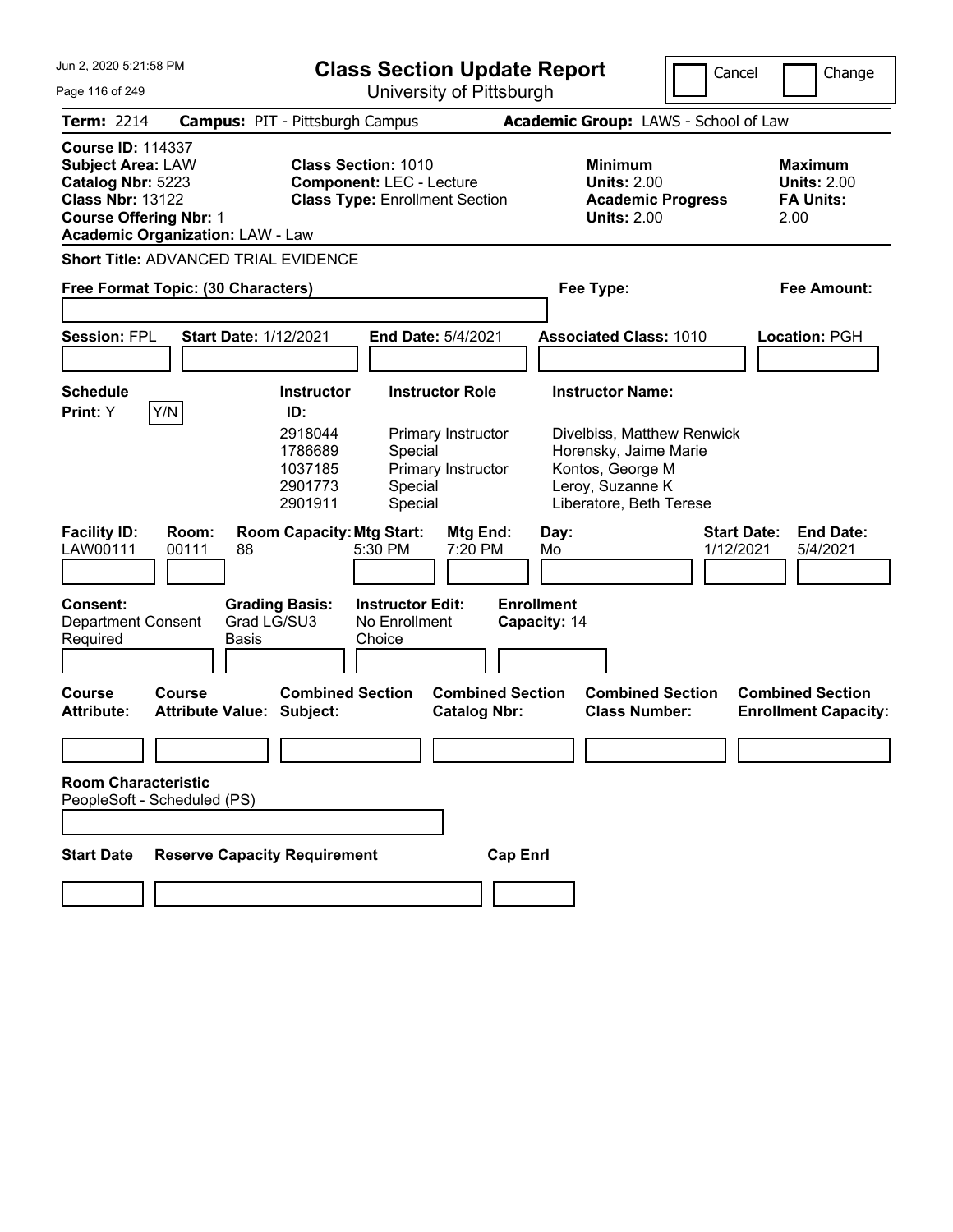# Class Section Update Report

University of Pittsburgh

Jun 2, 2020 5:21:58 PM

Cancel  Change

**Term:** 2214  **Campus:** PIT - Pittsburgh Campus  **Academic Group:** LAWS - School of Law

**Course ID:** 114337
**Subject Area:** LAW
**Catalog Nbr:** 5223
**Class Nbr:** 13122
**Course Offering Nbr:** 1
**Academic Organization:** LAW - Law

**Class Section:** 1010
**Component:** LEC - Lecture
**Class Type:** Enrollment Section

**Minimum Units:** 2.00
**Academic Progress Units:** 2.00

**Maximum Units:** 2.00
**FA Units:** 2.00

**Short Title:** ADVANCED TRIAL EVIDENCE

**Free Format Topic: (30 Characters)**

**Fee Type:**

**Fee Amount:**

**Session:** FPL  **Start Date:** 1/12/2021  **End Date:** 5/4/2021  **Associated Class:** 1010  **Location:** PGH

**Schedule Print:** Y  Y/N

| Instructor ID | Instructor Role | Instructor Name |
|---|---|---|
| 2918044 | Primary Instructor | Divelbiss, Matthew Renwick |
| 1786689 | Special | Horensky, Jaime Marie |
| 1037185 | Primary Instructor | Kontos, George M |
| 2901773 | Special | Leroy, Suzanne K |
| 2901911 | Special | Liberatore, Beth Terese |

| Facility ID: | Room: | Room Capacity: | Mtg Start: | Mtg End: | Day: | Start Date: | End Date: |
|---|---|---|---|---|---|---|---|
| LAW00111 | 00111 | 88 | 5:30 PM | 7:20 PM | Mo | 1/12/2021 | 5/4/2021 |

**Consent:** Department Consent Required
**Grading Basis:** Grad LG/SU3 Basis
**Instructor Edit:** No Enrollment Choice
**Enrollment Capacity:** 14

| Course Attribute: | Course Attribute Value: | Combined Section Subject: | Combined Section Catalog Nbr: | Combined Section Class Number: | Combined Section Enrollment Capacity: |
|---|---|---|---|---|---|
| | | | | | |

**Room Characteristic**
PeopleSoft - Scheduled (PS)

| Start Date | Reserve Capacity Requirement | Cap Enrl |
|---|---|---|
| | | |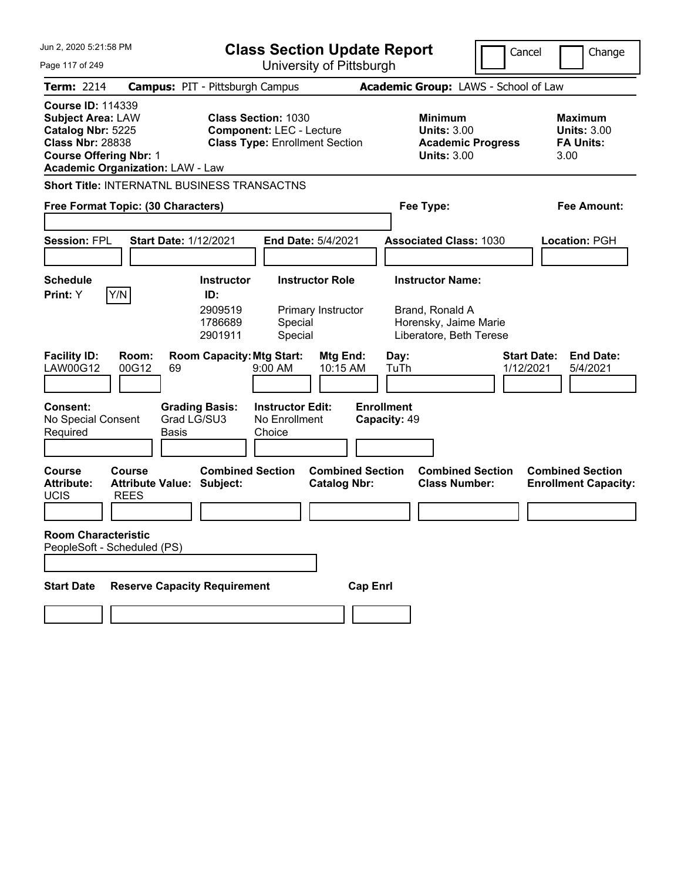# Class Section Update Report

University of Pittsburgh

Jun 2, 2020 5:21:58 PM

Cancel | Change

**Term:** 2214 **Campus:** PIT - Pittsburgh Campus **Academic Group:** LAWS - School of Law

**Course ID:** 114339
**Subject Area:** LAW
**Catalog Nbr:** 5225
**Class Nbr:** 28838
**Course Offering Nbr:** 1
**Academic Organization:** LAW - Law

**Class Section:** 1030
**Component:** LEC - Lecture
**Class Type:** Enrollment Section

**Minimum Units:** 3.00
**Academic Progress Units:** 3.00

**Maximum Units:** 3.00
**FA Units:** 3.00

**Short Title:** INTERNATNL BUSINESS TRANSACTNS

**Free Format Topic: (30 Characters)**

**Fee Type:**

**Fee Amount:**

**Session:** FPL **Start Date:** 1/12/2021 **End Date:** 5/4/2021 **Associated Class:** 1030 **Location:** PGH

**Schedule Print:** Y Y/N

| Instructor ID: | Instructor Role | Instructor Name: |
|---|---|---|
| 2909519 | Primary Instructor | Brand, Ronald A |
| 1786689 | Special | Horensky, Jaime Marie |
| 2901911 | Special | Liberatore, Beth Terese |

| Facility ID: | Room: | Room Capacity: | Mtg Start: | Mtg End: | Day: | Start Date: | End Date: |
|---|---|---|---|---|---|---|---|
| LAW00G12 | 00G12 | 69 | 9:00 AM | 10:15 AM | TuTh | 1/12/2021 | 5/4/2021 |

**Consent:** No Special Consent Required

**Grading Basis:** Grad LG/SU3 Basis

**Instructor Edit:** No Enrollment Choice

**Enrollment Capacity:** 49

| Course Attribute: | Course Attribute Value: | Combined Section Subject: | Combined Section Catalog Nbr: | Combined Section Class Number: | Combined Section Enrollment Capacity: |
|---|---|---|---|---|---|
| UCIS | REES | | | | |

**Room Characteristic**
PeopleSoft - Scheduled (PS)

| Start Date | Reserve Capacity Requirement | Cap Enrl |
|---|---|---|
| | | |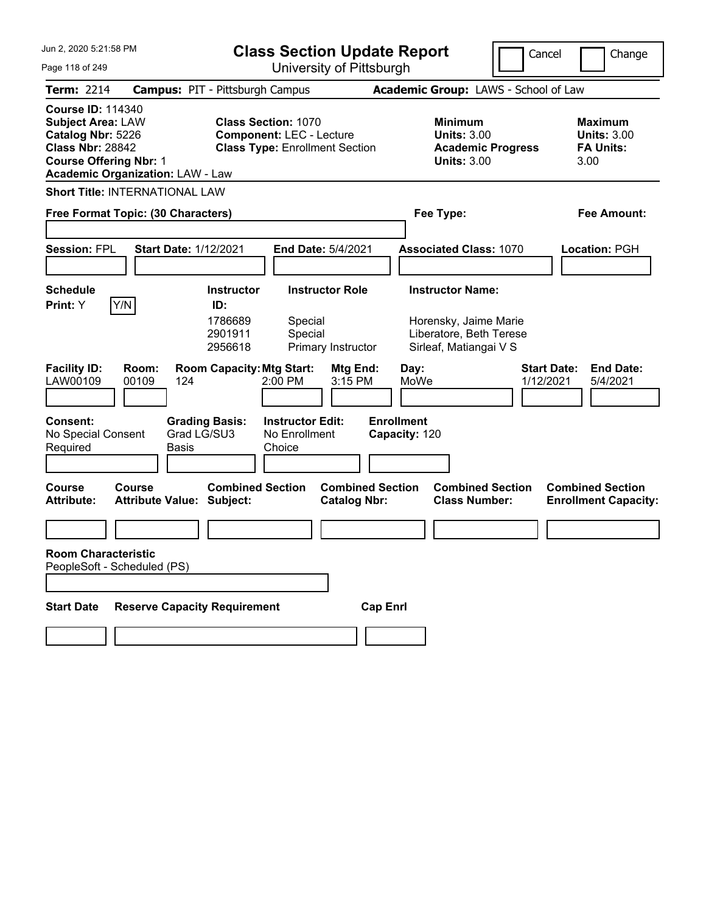# Class Section Update Report

University of Pittsburgh

Jun 2, 2020 5:21:58 PM

Cancel | Change

**Term:** 2214 **Campus:** PIT - Pittsburgh Campus **Academic Group:** LAWS - School of Law

**Course ID:** 114340
**Subject Area:** LAW
**Catalog Nbr:** 5226
**Class Nbr:** 28842
**Course Offering Nbr:** 1
**Academic Organization:** LAW - Law

**Class Section:** 1070
**Component:** LEC - Lecture
**Class Type:** Enrollment Section

**Minimum Units:** 3.00
**Academic Progress Units:** 3.00

**Maximum Units:** 3.00
**FA Units:** 3.00

**Short Title:** INTERNATIONAL LAW

**Free Format Topic: (30 Characters)**

**Fee Type:**

**Fee Amount:**

**Session:** FPL **Start Date:** 1/12/2021 **End Date:** 5/4/2021 **Associated Class:** 1070 **Location:** PGH

**Schedule Print:** Y Y/N

| Instructor ID | Instructor Role | Instructor Name |
|---|---|---|
| 1786689 | Special | Horensky, Jaime Marie |
| 2901911 | Special | Liberatore, Beth Terese |
| 2956618 | Primary Instructor | Sirleaf, Matiangai V S |

| Facility ID | Room | Room Capacity | Mtg Start | Mtg End | Day | Start Date | End Date |
|---|---|---|---|---|---|---|---|
| LAW00109 | 00109 | 124 | 2:00 PM | 3:15 PM | MoWe | 1/12/2021 | 5/4/2021 |

**Consent:** No Special Consent Required
**Grading Basis:** Grad LG/SU3 Basis
**Instructor Edit:** No Enrollment Choice
**Enrollment Capacity:** 120

| Course Attribute | Course Attribute Value | Combined Section Subject | Combined Section Catalog Nbr | Combined Section Class Number | Combined Section Enrollment Capacity |
|---|---|---|---|---|---|
| | | | | | |

**Room Characteristic**
PeopleSoft - Scheduled (PS)

| Start Date | Reserve Capacity Requirement | Cap Enrl |
|---|---|---|
| | | |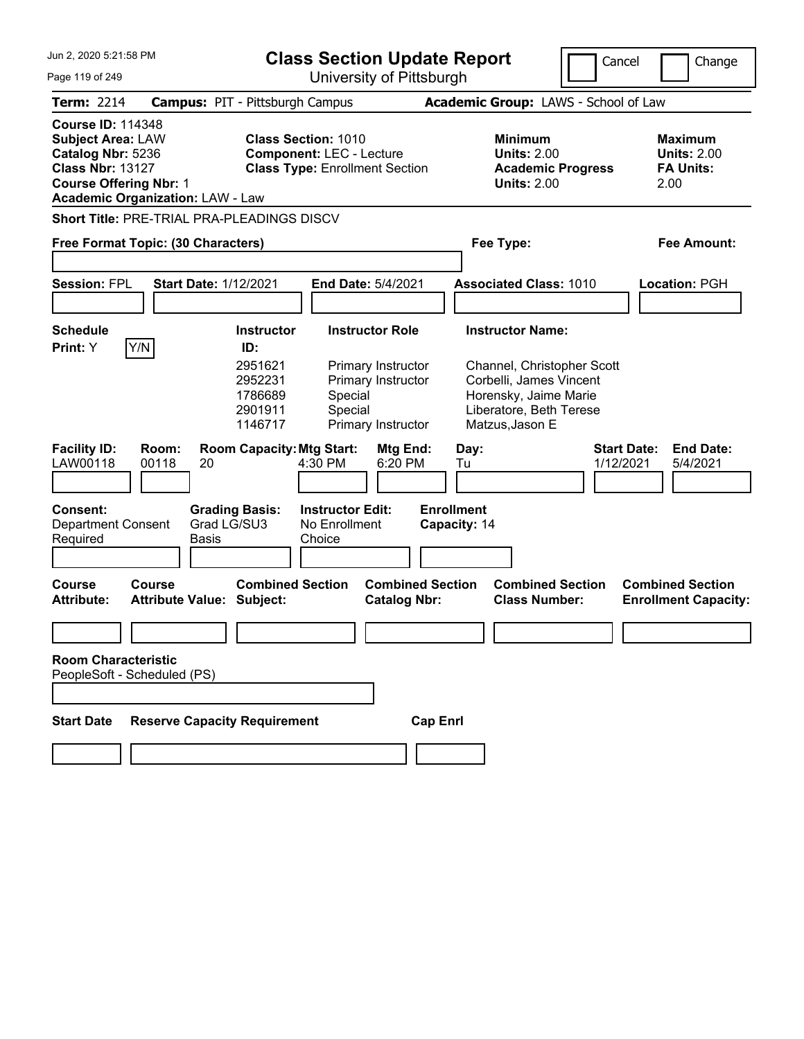# Class Section Update Report

University of Pittsburgh

Jun 2, 2020 5:21:58 PM

Cancel | Change

**Term:** 2214 **Campus:** PIT - Pittsburgh Campus **Academic Group:** LAWS - School of Law

**Course ID:** 114348
**Subject Area:** LAW
**Catalog Nbr:** 5236
**Class Nbr:** 13127
**Course Offering Nbr:** 1
**Academic Organization:** LAW - Law

**Class Section:** 1010
**Component:** LEC - Lecture
**Class Type:** Enrollment Section

**Minimum Units:** 2.00
**Academic Progress Units:** 2.00

**Maximum Units:** 2.00
**FA Units:** 2.00

**Short Title:** PRE-TRIAL PRA-PLEADINGS DISCV

**Free Format Topic: (30 Characters)**

**Fee Type:**

**Fee Amount:**

**Session:** FPL **Start Date:** 1/12/2021 **End Date:** 5/4/2021 **Associated Class:** 1010 **Location:** PGH

**Schedule Print:** Y Y/N

| Instructor ID: | Instructor Role | Instructor Name: |
|---|---|---|
| 2951621 | Primary Instructor | Channel, Christopher Scott |
| 2952231 | Primary Instructor | Corbelli, James Vincent |
| 1786689 | Special | Horensky, Jaime Marie |
| 2901911 | Special | Liberatore, Beth Terese |
| 1146717 | Primary Instructor | Matzus,Jason E |

| Facility ID: | Room: | Room Capacity: | Mtg Start: | Mtg End: | Day: | Start Date: | End Date: |
|---|---|---|---|---|---|---|---|
| LAW00118 | 00118 | 20 | 4:30 PM | 6:20 PM | Tu | 1/12/2021 | 5/4/2021 |

| Consent: | Grading Basis: | Instructor Edit: | Enrollment Capacity: |
|---|---|---|---|
| Department Consent Required | Grad LG/SU3 Basis | No Enrollment Choice | 14 |

| Course Attribute: | Course Attribute Value: | Combined Section Subject: | Combined Section Catalog Nbr: | Combined Section Class Number: | Combined Section Enrollment Capacity: |
|---|---|---|---|---|---|
| | | | | | |

**Room Characteristic**
PeopleSoft - Scheduled (PS)

| Start Date | Reserve Capacity Requirement | Cap Enrl |
|---|---|---|
| | | |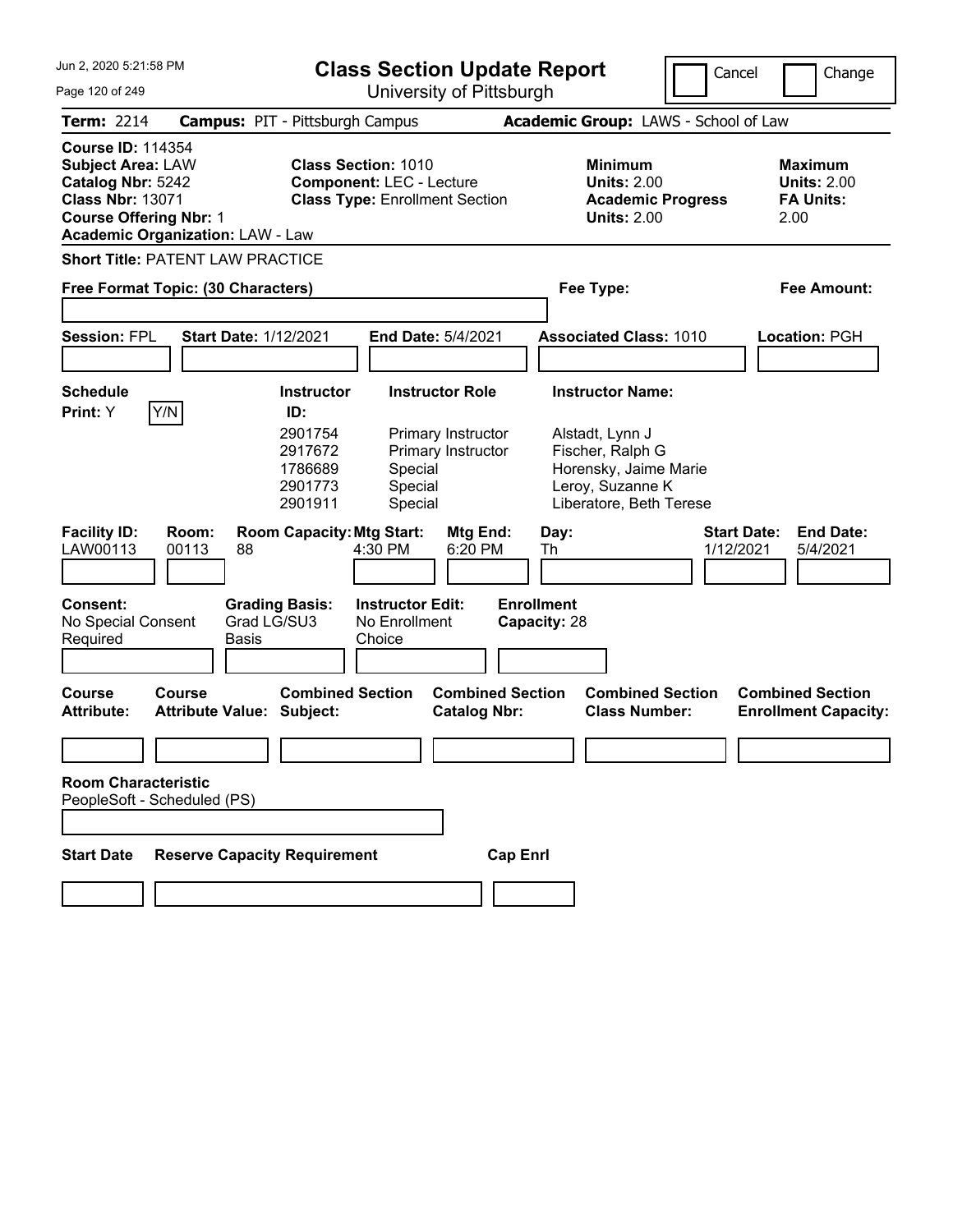Jun 2, 2020 5:21:58 PM

# Class Section Update Report

University of Pittsburgh

Cancel | Change

**Term:** 2214 **Campus:** PIT - Pittsburgh Campus **Academic Group:** LAWS - School of Law

**Course ID:** 114354
**Subject Area:** LAW
**Catalog Nbr:** 5242
**Class Nbr:** 13071
**Course Offering Nbr:** 1
**Academic Organization:** LAW - Law

**Class Section:** 1010
**Component:** LEC - Lecture
**Class Type:** Enrollment Section

**Minimum Units:** 2.00
**Academic Progress Units:** 2.00

**Maximum Units:** 2.00
**FA Units:** 2.00

**Short Title:** PATENT LAW PRACTICE

**Free Format Topic: (30 Characters)**

**Fee Type:**

**Fee Amount:**

**Session:** FPL **Start Date:** 1/12/2021 **End Date:** 5/4/2021 **Associated Class:** 1010 **Location:** PGH

**Schedule Print:** Y

| Instructor ID | Instructor Role | Instructor Name |
|---|---|---|
| 2901754 | Primary Instructor | Alstadt, Lynn J |
| 2917672 | Primary Instructor | Fischer, Ralph G |
| 1786689 | Special | Horensky, Jaime Marie |
| 2901773 | Special | Leroy, Suzanne K |
| 2901911 | Special | Liberatore, Beth Terese |

| Facility ID | Room | Room Capacity | Mtg Start | Mtg End | Day | Start Date | End Date |
|---|---|---|---|---|---|---|---|
| LAW00113 | 00113 | 88 | 4:30 PM | 6:20 PM | Th | 1/12/2021 | 5/4/2021 |

**Consent:** No Special Consent Required
**Grading Basis:** Grad LG/SU3 Basis
**Instructor Edit:** No Enrollment Choice
**Enrollment Capacity:** 28

| Course Attribute | Course Attribute Value | Combined Section Subject | Combined Section Catalog Nbr | Combined Section Class Number | Combined Section Enrollment Capacity |
|---|---|---|---|---|---|
| | | | | | |

**Room Characteristic**
PeopleSoft - Scheduled (PS)

| Start Date | Reserve Capacity Requirement | Cap Enrl |
|---|---|---|
| | | |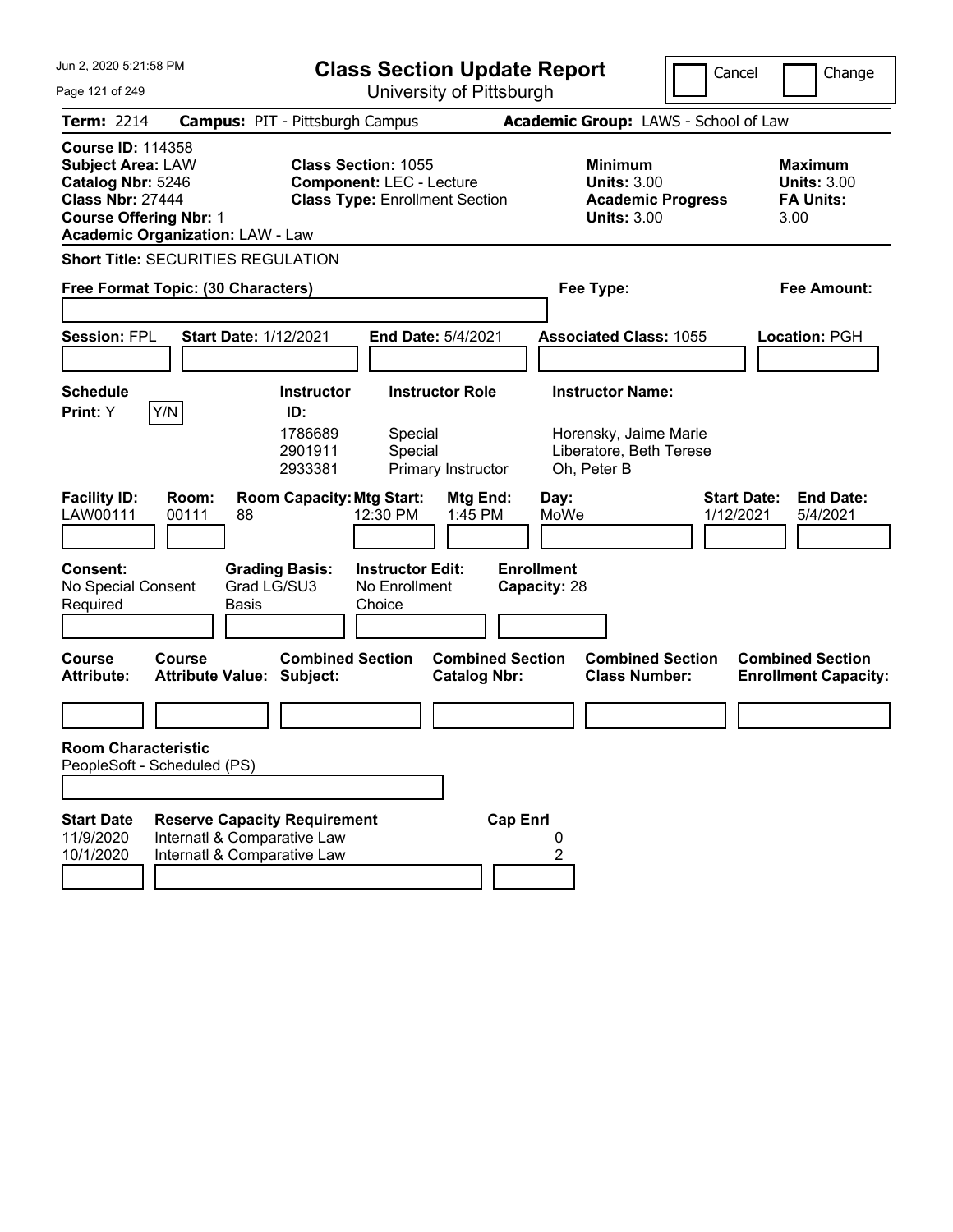Jun 2, 2020 5:21:58 PM

# Class Section Update Report

University of Pittsburgh

Cancel | Change

**Term:** 2214 **Campus:** PIT - Pittsburgh Campus **Academic Group:** LAWS - School of Law

**Course ID:** 114358
**Subject Area:** LAW
**Catalog Nbr:** 5246
**Class Nbr:** 27444
**Course Offering Nbr:** 1
**Academic Organization:** LAW - Law

**Class Section:** 1055
**Component:** LEC - Lecture
**Class Type:** Enrollment Section

**Minimum Units:** 3.00
**Academic Progress Units:** 3.00

**Maximum Units:** 3.00
**FA Units:** 3.00

**Short Title:** SECURITIES REGULATION

**Free Format Topic: (30 Characters)** **Fee Type:** **Fee Amount:**

**Session:** FPL **Start Date:** 1/12/2021 **End Date:** 5/4/2021 **Associated Class:** 1055 **Location:** PGH

**Schedule Print:** Y [Y/N]

| Instructor ID | Instructor Role | Instructor Name |
|---|---|---|
| 1786689 | Special | Horensky, Jaime Marie |
| 2901911 | Special | Liberatore, Beth Terese |
| 2933381 | Primary Instructor | Oh, Peter B |

| Facility ID | Room | Room Capacity | Mtg Start | Mtg End | Day | Start Date | End Date |
|---|---|---|---|---|---|---|---|
| LAW00111 | 00111 | 88 | 12:30 PM | 1:45 PM | MoWe | 1/12/2021 | 5/4/2021 |

**Consent:** No Special Consent Required
**Grading Basis:** Grad LG/SU3 Basis
**Instructor Edit:** No Enrollment Choice
**Enrollment Capacity:** 28

| Course Attribute | Course Attribute Value | Combined Section Subject | Combined Section Catalog Nbr | Combined Section Class Number | Combined Section Enrollment Capacity |
|---|---|---|---|---|---|
| | | | | | |

**Room Characteristic**
PeopleSoft - Scheduled (PS)

| Start Date | Reserve Capacity Requirement | Cap Enrl |
|---|---|---|
| 11/9/2020 | Internatl & Comparative Law | 0 |
| 10/1/2020 | Internatl & Comparative Law | 2 |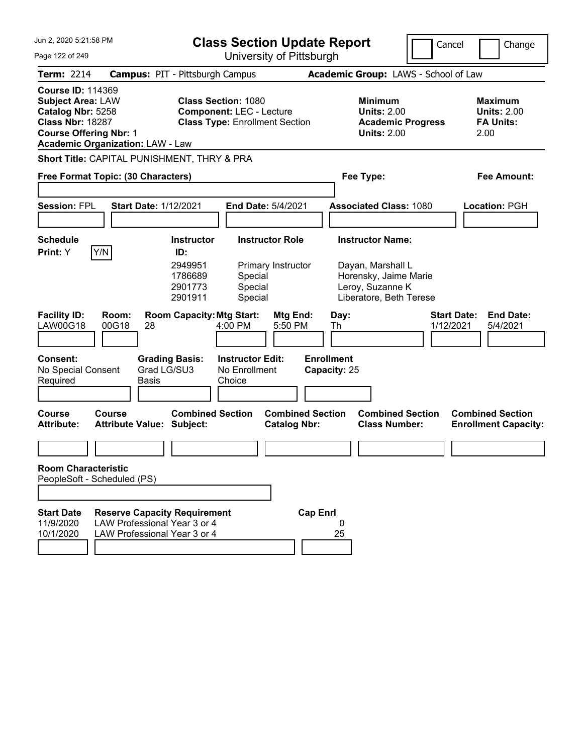# Class Section Update Report

University of Pittsburgh

Cancel | Change

**Term:** 2214 **Campus:** PIT - Pittsburgh Campus **Academic Group:** LAWS - School of Law

**Course ID:** 114369
**Subject Area:** LAW
**Catalog Nbr:** 5258
**Class Nbr:** 18287
**Course Offering Nbr:** 1
**Academic Organization:** LAW - Law

**Class Section:** 1080
**Component:** LEC - Lecture
**Class Type:** Enrollment Section

**Minimum Units:** 2.00
**Academic Progress Units:** 2.00

**Maximum Units:** 2.00
**FA Units:** 2.00

**Short Title:** CAPITAL PUNISHMENT, THRY & PRA

**Free Format Topic: (30 Characters)**

**Fee Type:**

**Fee Amount:**

**Session:** FPL **Start Date:** 1/12/2021 **End Date:** 5/4/2021 **Associated Class:** 1080 **Location:** PGH

**Schedule Print:** Y Y/N

| Instructor ID: | Instructor Role | Instructor Name: |
|---|---|---|
| 2949951 | Primary Instructor | Dayan, Marshall L |
| 1786689 | Special | Horensky, Jaime Marie |
| 2901773 | Special | Leroy, Suzanne K |
| 2901911 | Special | Liberatore, Beth Terese |

| Facility ID: | Room: | Room Capacity: | Mtg Start: | Mtg End: | Day: | Start Date: | End Date: |
|---|---|---|---|---|---|---|---|
| LAW00G18 | 00G18 | 28 | 4:00 PM | 5:50 PM | Th | 1/12/2021 | 5/4/2021 |

**Consent:** No Special Consent Required
**Grading Basis:** Grad LG/SU3 Basis
**Instructor Edit:** No Enrollment Choice
**Enrollment Capacity:** 25

| Course Attribute: | Course Attribute Value: | Combined Section Subject: | Combined Section Catalog Nbr: | Combined Section Class Number: | Combined Section Enrollment Capacity: |
|---|---|---|---|---|---|
| | | | | | |

**Room Characteristic**
PeopleSoft - Scheduled (PS)

| Start Date | Reserve Capacity Requirement | Cap Enrl |
|---|---|---|
| 11/9/2020 | LAW Professional Year 3 or 4 | 0 |
| 10/1/2020 | LAW Professional Year 3 or 4 | 25 |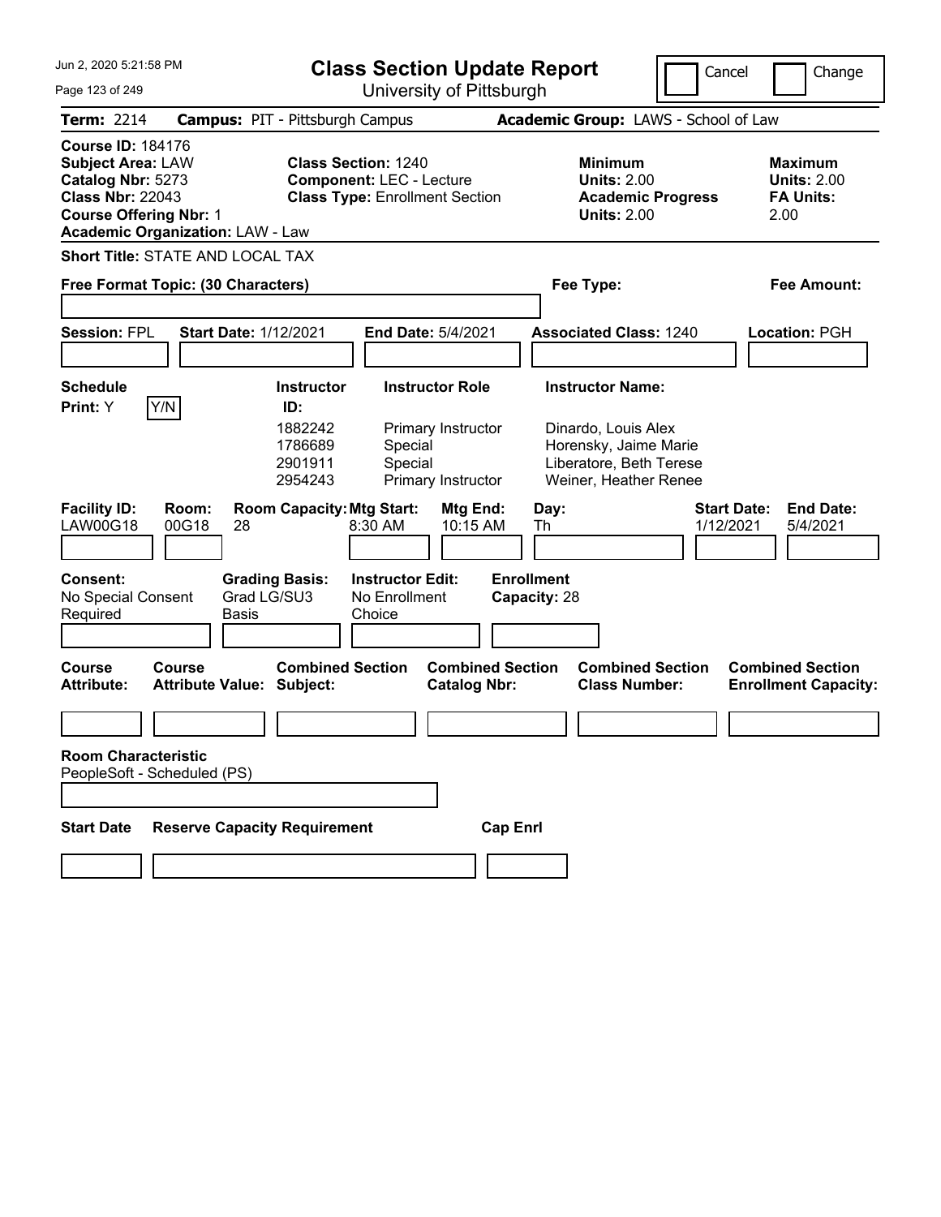# Class Section Update Report

University of Pittsburgh

Jun 2, 2020 5:21:58 PM

Cancel | Change

**Term:** 2214 **Campus:** PIT - Pittsburgh Campus **Academic Group:** LAWS - School of Law

**Course ID:** 184176
**Subject Area:** LAW
**Catalog Nbr:** 5273
**Class Nbr:** 22043
**Course Offering Nbr:** 1
**Academic Organization:** LAW - Law

**Class Section:** 1240
**Component:** LEC - Lecture
**Class Type:** Enrollment Section

**Minimum Units:** 2.00
**Academic Progress Units:** 2.00

**Maximum Units:** 2.00
**FA Units:** 2.00

**Short Title:** STATE AND LOCAL TAX

**Free Format Topic: (30 Characters)**

**Fee Type:**

**Fee Amount:**

**Session:** FPL **Start Date:** 1/12/2021 **End Date:** 5/4/2021 **Associated Class:** 1240 **Location:** PGH

**Schedule Print:** Y Y/N

| Instructor ID: | Instructor Role | Instructor Name: |
|---|---|---|
| 1882242 | Primary Instructor | Dinardo, Louis Alex |
| 1786689 | Special | Horensky, Jaime Marie |
| 2901911 | Special | Liberatore, Beth Terese |
| 2954243 | Primary Instructor | Weiner, Heather Renee |

| Facility ID: | Room: | Room Capacity: | Mtg Start: | Mtg End: | Day: | Start Date: | End Date: |
|---|---|---|---|---|---|---|---|
| LAW00G18 | 00G18 | 28 | 8:30 AM | 10:15 AM | Th | 1/12/2021 | 5/4/2021 |

**Consent:** No Special Consent Required

**Grading Basis:** Grad LG/SU3 Basis

**Instructor Edit:** No Enrollment Choice

**Enrollment Capacity:** 28

| Course Attribute: | Course Attribute Value: | Combined Section Subject: | Combined Section Catalog Nbr: | Combined Section Class Number: | Combined Section Enrollment Capacity: |
|---|---|---|---|---|---|
| | | | | | |

**Room Characteristic**
PeopleSoft - Scheduled (PS)

| Start Date | Reserve Capacity Requirement | Cap Enrl |
|---|---|---|
| | | |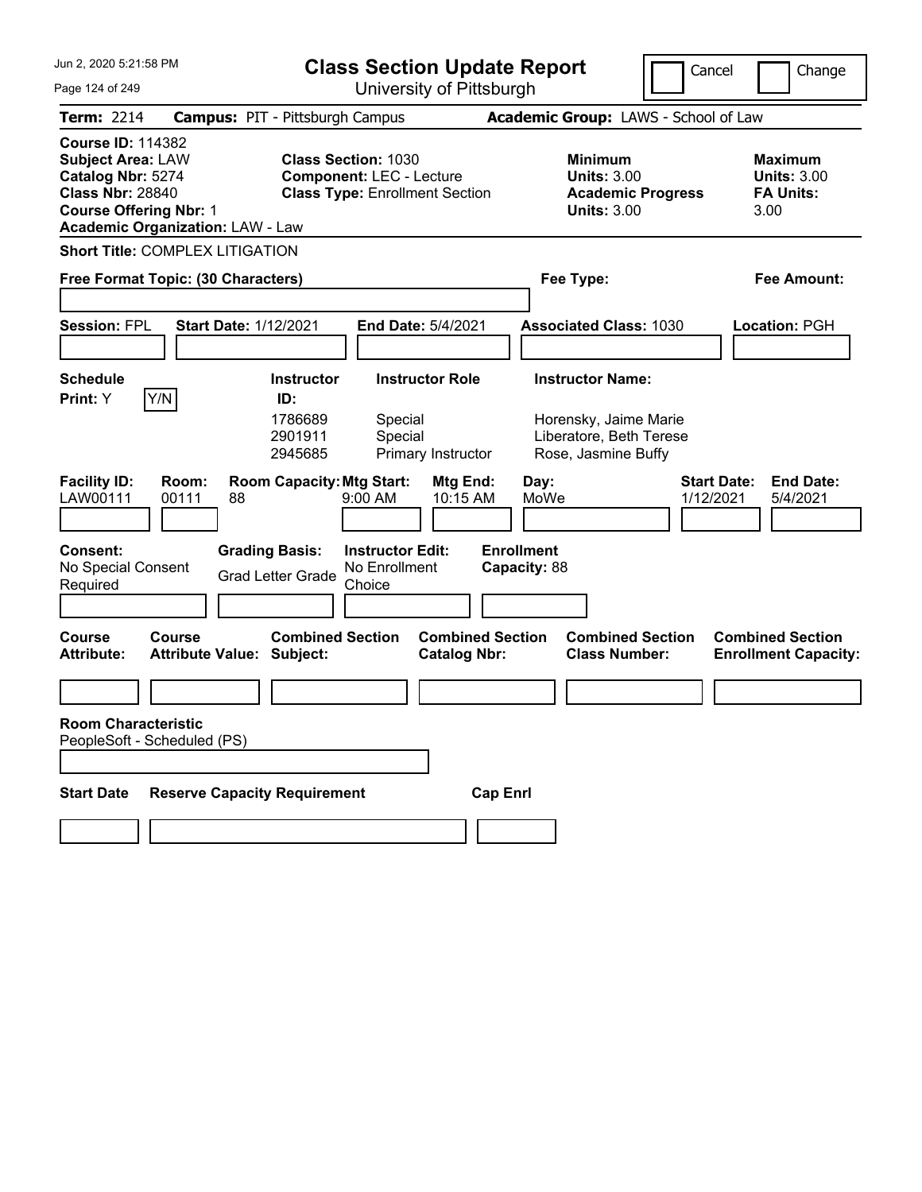Jun 2, 2020 5:21:58 PM

# Class Section Update Report

University of Pittsburgh

Cancel | Change

**Term:** 2214 **Campus:** PIT - Pittsburgh Campus **Academic Group:** LAWS - School of Law

**Course ID:** 114382
**Subject Area:** LAW
**Catalog Nbr:** 5274
**Class Nbr:** 28840
**Course Offering Nbr:** 1
**Academic Organization:** LAW - Law

**Class Section:** 1030
**Component:** LEC - Lecture
**Class Type:** Enrollment Section

**Minimum Units:** 3.00
**Academic Progress Units:** 3.00

**Maximum Units:** 3.00
**FA Units:** 3.00

**Short Title:** COMPLEX LITIGATION

**Free Format Topic: (30 Characters)**

**Fee Type:**

**Fee Amount:**

**Session:** FPL **Start Date:** 1/12/2021 **End Date:** 5/4/2021 **Associated Class:** 1030 **Location:** PGH

**Schedule Print:** Y [Y/N]

| Instructor ID | Instructor Role | Instructor Name |
|---|---|---|
| 1786689 | Special | Horensky, Jaime Marie |
| 2901911 | Special | Liberatore, Beth Terese |
| 2945685 | Primary Instructor | Rose, Jasmine Buffy |

| Facility ID | Room | Room Capacity | Mtg Start | Mtg End | Day | Start Date | End Date |
|---|---|---|---|---|---|---|---|
| LAW00111 | 00111 | 88 | 9:00 AM | 10:15 AM | MoWe | 1/12/2021 | 5/4/2021 |

**Consent:** No Special Consent Required
**Grading Basis:** Grad Letter Grade
**Instructor Edit:** No Enrollment Choice
**Enrollment Capacity:** 88

| Course Attribute | Course Attribute Value | Combined Section Subject | Combined Section Catalog Nbr | Combined Section Class Number | Combined Section Enrollment Capacity |
|---|---|---|---|---|---|
| | | | | | |

**Room Characteristic**
PeopleSoft - Scheduled (PS)

| Start Date | Reserve Capacity Requirement | Cap Enrl |
|---|---|---|
| | | |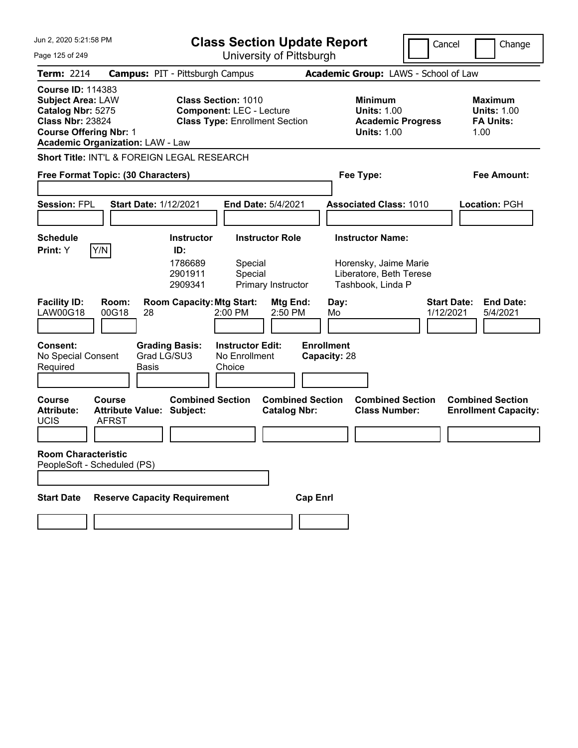# Class Section Update Report

University of Pittsburgh

Jun 2, 2020 5:21:58 PM

Cancel | Change

**Term:** 2214 **Campus:** PIT - Pittsburgh Campus **Academic Group:** LAWS - School of Law

**Course ID:** 114383
**Subject Area:** LAW
**Catalog Nbr:** 5275
**Class Nbr:** 23824
**Course Offering Nbr:** 1
**Academic Organization:** LAW - Law

**Class Section:** 1010
**Component:** LEC - Lecture
**Class Type:** Enrollment Section

**Minimum Units:** 1.00
**Academic Progress Units:** 1.00

**Maximum Units:** 1.00
**FA Units:** 1.00

**Short Title:** INT'L & FOREIGN LEGAL RESEARCH

**Free Format Topic: (30 Characters)**

**Fee Type:**

**Fee Amount:**

**Session:** FPL **Start Date:** 1/12/2021 **End Date:** 5/4/2021 **Associated Class:** 1010 **Location:** PGH

**Schedule Print:** Y

| Instructor ID | Instructor Role | Instructor Name |
|---|---|---|
| 1786689 | Special | Horensky, Jaime Marie |
| 2901911 | Special | Liberatore, Beth Terese |
| 2909341 | Primary Instructor | Tashbook, Linda P |

| Facility ID | Room | Room Capacity | Mtg Start | Mtg End | Day | Start Date | End Date |
|---|---|---|---|---|---|---|---|
| LAW00G18 | 00G18 | 28 | 2:00 PM | 2:50 PM | Mo | 1/12/2021 | 5/4/2021 |

**Consent:** No Special Consent Required
**Grading Basis:** Grad LG/SU3 Basis
**Instructor Edit:** No Enrollment Choice
**Enrollment Capacity:** 28

| Course Attribute | Course Attribute Value | Combined Section Subject | Combined Section Catalog Nbr | Combined Section Class Number | Combined Section Enrollment Capacity |
|---|---|---|---|---|---|
| UCIS | AFRST | | | | |

**Room Characteristic**
PeopleSoft - Scheduled (PS)

| Start Date | Reserve Capacity Requirement | Cap Enrl |
|---|---|---|
| | | |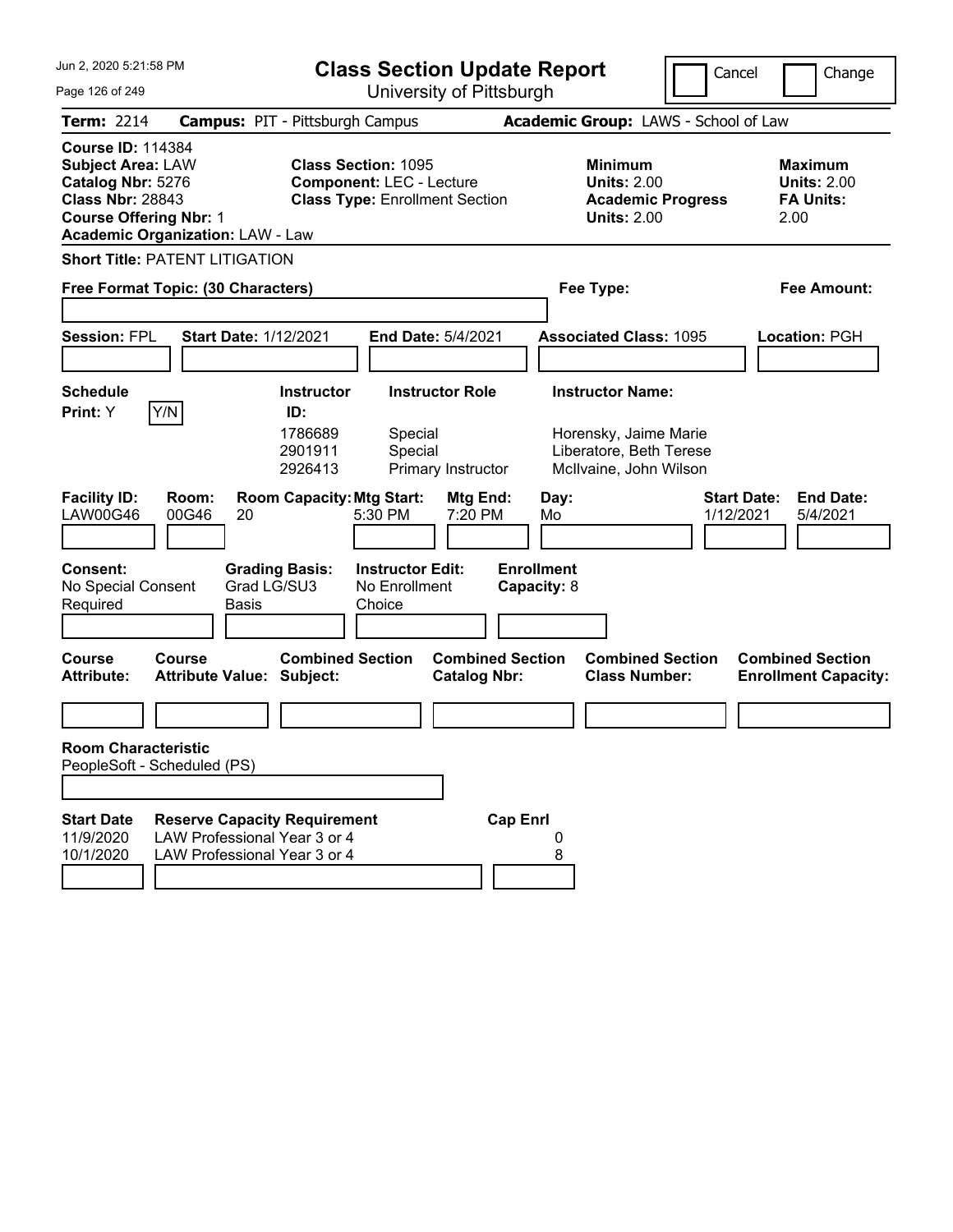Jun 2, 2020 5:21:58 PM

# Class Section Update Report

University of Pittsburgh

Cancel | Change

**Term:** 2214 **Campus:** PIT - Pittsburgh Campus **Academic Group:** LAWS - School of Law

**Course ID:** 114384
**Subject Area:** LAW
**Catalog Nbr:** 5276
**Class Nbr:** 28843
**Course Offering Nbr:** 1
**Academic Organization:** LAW - Law

**Class Section:** 1095
**Component:** LEC - Lecture
**Class Type:** Enrollment Section

**Minimum Units:** 2.00
**Academic Progress Units:** 2.00

**Maximum Units:** 2.00
**FA Units:** 2.00

**Short Title:** PATENT LITIGATION

**Free Format Topic: (30 Characters)**

**Fee Type:**

**Fee Amount:**

**Session:** FPL **Start Date:** 1/12/2021 **End Date:** 5/4/2021 **Associated Class:** 1095 **Location:** PGH

**Schedule Print:** Y

| Instructor ID | Instructor Role | Instructor Name |
|---|---|---|
| 1786689 | Special | Horensky, Jaime Marie |
| 2901911 | Special | Liberatore, Beth Terese |
| 2926413 | Primary Instructor | McIlvaine, John Wilson |

| Facility ID | Room | Room Capacity | Mtg Start | Mtg End | Day | Start Date | End Date |
|---|---|---|---|---|---|---|---|
| LAW00G46 | 00G46 | 20 | 5:30 PM | 7:20 PM | Mo | 1/12/2021 | 5/4/2021 |

**Consent:** No Special Consent Required
**Grading Basis:** Grad LG/SU3 Basis
**Instructor Edit:** No Enrollment Choice
**Enrollment Capacity:** 8

| Course Attribute | Course Attribute Value | Combined Section Subject | Combined Section Catalog Nbr | Combined Section Class Number | Combined Section Enrollment Capacity |
|---|---|---|---|---|---|
| | | | | | |

**Room Characteristic**
PeopleSoft - Scheduled (PS)

| Start Date | Reserve Capacity Requirement | Cap Enrl |
|---|---|---|
| 11/9/2020 | LAW Professional Year 3 or 4 | 0 |
| 10/1/2020 | LAW Professional Year 3 or 4 | 8 |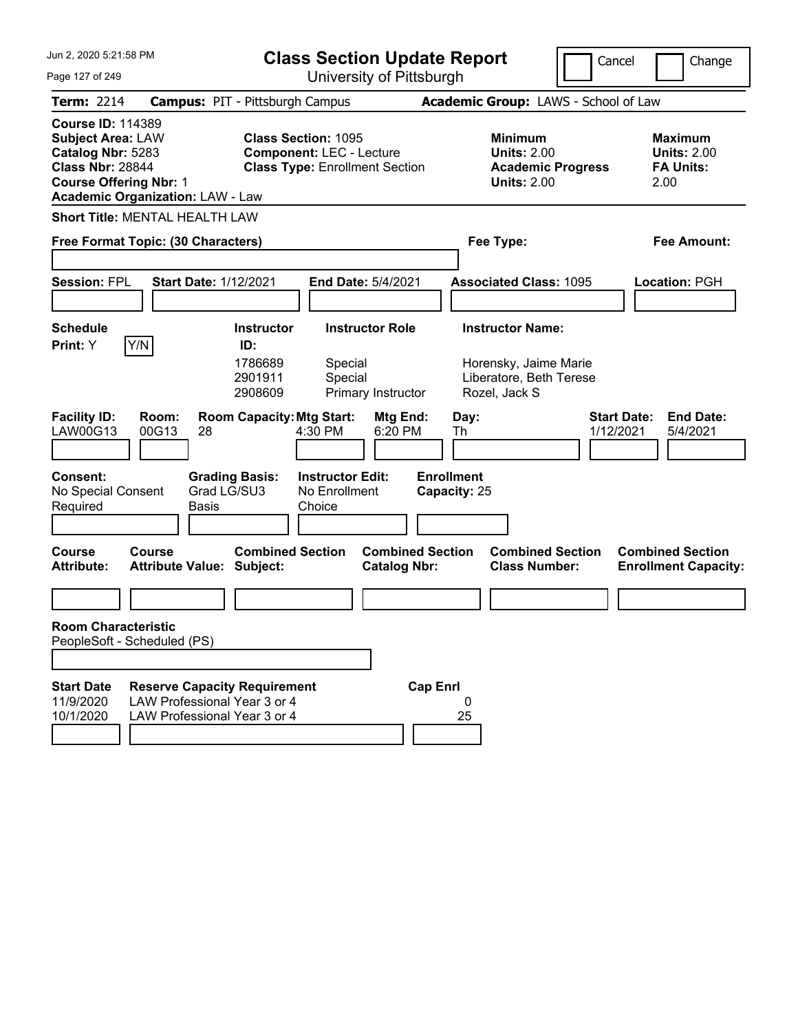Jun 2, 2020 5:21:58 PM

# Class Section Update Report

University of Pittsburgh

Cancel | Change

**Term:** 2214 **Campus:** PIT - Pittsburgh Campus **Academic Group:** LAWS - School of Law

**Course ID:** 114389
**Subject Area:** LAW
**Catalog Nbr:** 5283
**Class Nbr:** 28844
**Course Offering Nbr:** 1
**Academic Organization:** LAW - Law

**Class Section:** 1095
**Component:** LEC - Lecture
**Class Type:** Enrollment Section

**Minimum Units:** 2.00
**Academic Progress Units:** 2.00

**Maximum Units:** 2.00
**FA Units:** 2.00

**Short Title:** MENTAL HEALTH LAW

**Free Format Topic: (30 Characters)**

**Fee Type:**

**Fee Amount:**

**Session:** FPL **Start Date:** 1/12/2021 **End Date:** 5/4/2021 **Associated Class:** 1095 **Location:** PGH

**Schedule Print:** Y [Y/N]

| Instructor ID | Instructor Role | Instructor Name |
|---|---|---|
| 1786689 | Special | Horensky, Jaime Marie |
| 2901911 | Special | Liberatore, Beth Terese |
| 2908609 | Primary Instructor | Rozel, Jack S |

| Facility ID | Room | Room Capacity | Mtg Start | Mtg End | Day | Start Date | End Date |
|---|---|---|---|---|---|---|---|
| LAW00G13 | 00G13 | 28 | 4:30 PM | 6:20 PM | Th | 1/12/2021 | 5/4/2021 |

**Consent:** No Special Consent Required
**Grading Basis:** Grad LG/SU3 Basis
**Instructor Edit:** No Enrollment Choice
**Enrollment Capacity:** 25

| Course Attribute | Course Attribute Value | Combined Section Subject | Combined Section Catalog Nbr | Combined Section Class Number | Combined Section Enrollment Capacity |
|---|---|---|---|---|---|
| | | | | | |

**Room Characteristic**
PeopleSoft - Scheduled (PS)

| Start Date | Reserve Capacity Requirement | Cap Enrl |
|---|---|---|
| 11/9/2020 | LAW Professional Year 3 or 4 | 0 |
| 10/1/2020 | LAW Professional Year 3 or 4 | 25 |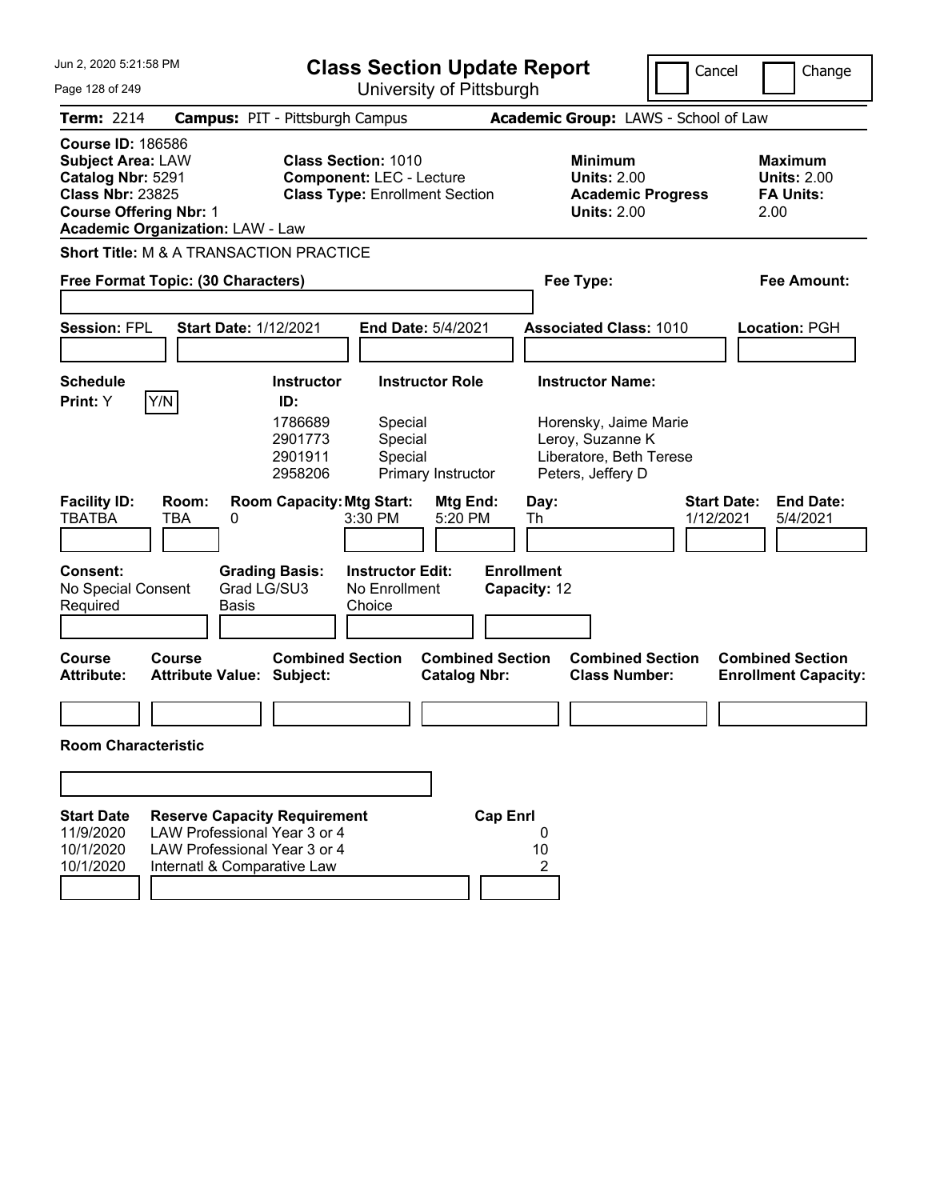# Class Section Update Report

University of Pittsburgh

Cancel | Change

**Term:** 2214 **Campus:** PIT - Pittsburgh Campus **Academic Group:** LAWS - School of Law

**Course ID:** 186586
**Subject Area:** LAW
**Catalog Nbr:** 5291
**Class Nbr:** 23825
**Course Offering Nbr:** 1
**Academic Organization:** LAW - Law

**Class Section:** 1010
**Component:** LEC - Lecture
**Class Type:** Enrollment Section

**Minimum Units:** 2.00
**Academic Progress Units:** 2.00

**Maximum Units:** 2.00
**FA Units:** 2.00

**Short Title:** M & A TRANSACTION PRACTICE

**Free Format Topic: (30 Characters)**

**Fee Type:**

**Fee Amount:**

**Session:** FPL **Start Date:** 1/12/2021 **End Date:** 5/4/2021 **Associated Class:** 1010 **Location:** PGH

**Schedule Print:** Y [Y/N]

| Instructor ID | Instructor Role | Instructor Name |
|---|---|---|
| 1786689 | Special | Horensky, Jaime Marie |
| 2901773 | Special | Leroy, Suzanne K |
| 2901911 | Special | Liberatore, Beth Terese |
| 2958206 | Primary Instructor | Peters, Jeffery D |

| Facility ID | Room | Room Capacity | Mtg Start | Mtg End | Day | Start Date | End Date |
|---|---|---|---|---|---|---|---|
| TBATBA | TBA | 0 | 3:30 PM | 5:20 PM | Th | 1/12/2021 | 5/4/2021 |

**Consent:** No Special Consent Required
**Grading Basis:** Grad LG/SU3 Basis
**Instructor Edit:** No Enrollment Choice
**Enrollment Capacity:** 12

| Course Attribute | Course Attribute Value | Combined Section Subject | Combined Section Catalog Nbr | Combined Section Class Number | Combined Section Enrollment Capacity |
|---|---|---|---|---|---|
| | | | | | |

**Room Characteristic**

| Start Date | Reserve Capacity Requirement | Cap Enrl |
|---|---|---|
| 11/9/2020 | LAW Professional Year 3 or 4 | 0 |
| 10/1/2020 | LAW Professional Year 3 or 4 | 10 |
| 10/1/2020 | Internatl & Comparative Law | 2 |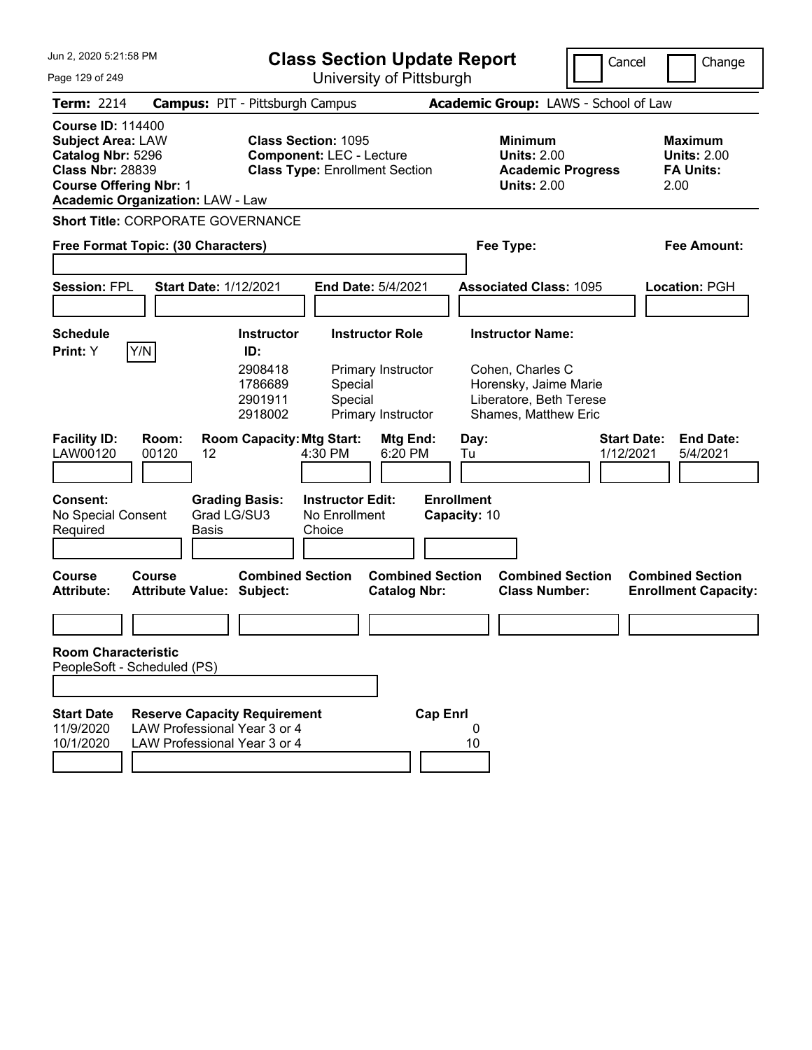# Class Section Update Report

University of Pittsburgh

Jun 2, 2020 5:21:58 PM

Cancel | Change

**Term:** 2214 **Campus:** PIT - Pittsburgh Campus **Academic Group:** LAWS - School of Law

**Course ID:** 114400
**Subject Area:** LAW
**Catalog Nbr:** 5296
**Class Nbr:** 28839
**Course Offering Nbr:** 1
**Academic Organization:** LAW - Law

**Class Section:** 1095
**Component:** LEC - Lecture
**Class Type:** Enrollment Section

**Minimum Units:** 2.00
**Academic Progress Units:** 2.00

**Maximum Units:** 2.00
**FA Units:** 2.00

**Short Title:** CORPORATE GOVERNANCE

**Free Format Topic: (30 Characters)**

**Fee Type:**

**Fee Amount:**

**Session:** FPL **Start Date:** 1/12/2021 **End Date:** 5/4/2021 **Associated Class:** 1095 **Location:** PGH

**Schedule Print:** Y [Y/N]

| Instructor ID | Instructor Role | Instructor Name |
|---|---|---|
| 2908418 | Primary Instructor | Cohen, Charles C |
| 1786689 | Special | Horensky, Jaime Marie |
| 2901911 | Special | Liberatore, Beth Terese |
| 2918002 | Primary Instructor | Shames, Matthew Eric |

| Facility ID | Room | Room Capacity | Mtg Start | Mtg End | Day | Start Date | End Date |
|---|---|---|---|---|---|---|---|
| LAW00120 | 00120 | 12 | 4:30 PM | 6:20 PM | Tu | 1/12/2021 | 5/4/2021 |

**Consent:** No Special Consent Required
**Grading Basis:** Grad LG/SU3 Basis
**Instructor Edit:** No Enrollment Choice
**Enrollment Capacity:** 10

| Course Attribute | Course Attribute Value | Combined Section Subject | Combined Section Catalog Nbr | Combined Section Class Number | Combined Section Enrollment Capacity |
|---|---|---|---|---|---|
| | | | | | |

**Room Characteristic**
PeopleSoft - Scheduled (PS)

| Start Date | Reserve Capacity Requirement | Cap Enrl |
|---|---|---|
| 11/9/2020 | LAW Professional Year 3 or 4 | 0 |
| 10/1/2020 | LAW Professional Year 3 or 4 | 10 |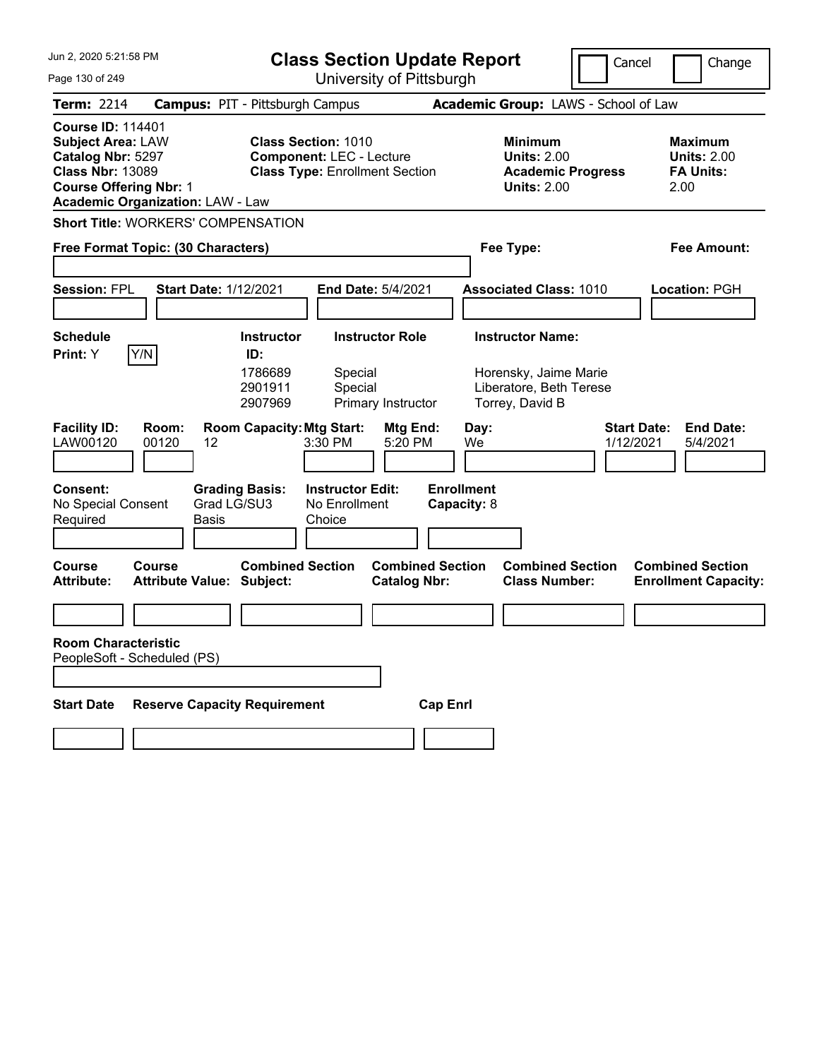# Class Section Update Report

University of Pittsburgh

Cancel | Change

Jun 2, 2020 5:21:58 PM

**Term:** 2214 **Campus:** PIT - Pittsburgh Campus **Academic Group:** LAWS - School of Law

**Course ID:** 114401
**Subject Area:** LAW
**Catalog Nbr:** 5297
**Class Nbr:** 13089
**Course Offering Nbr:** 1
**Academic Organization:** LAW - Law

**Class Section:** 1010
**Component:** LEC - Lecture
**Class Type:** Enrollment Section

**Minimum Units:** 2.00
**Academic Progress Units:** 2.00

**Maximum Units:** 2.00
**FA Units:** 2.00

**Short Title:** WORKERS' COMPENSATION

**Free Format Topic: (30 Characters)**

**Fee Type:**

**Fee Amount:**

**Session:** FPL **Start Date:** 1/12/2021 **End Date:** 5/4/2021 **Associated Class:** 1010 **Location:** PGH

**Schedule Print:** Y Y/N

| Instructor ID | Instructor Role | Instructor Name |
|---|---|---|
| 1786689 | Special | Horensky, Jaime Marie |
| 2901911 | Special | Liberatore, Beth Terese |
| 2907969 | Primary Instructor | Torrey, David B |

| Facility ID: | Room: | Room Capacity: | Mtg Start: | Mtg End: | Day: | Start Date: | End Date: |
|---|---|---|---|---|---|---|---|
| LAW00120 | 00120 | 12 | 3:30 PM | 5:20 PM | We | 1/12/2021 | 5/4/2021 |

**Consent:** No Special Consent Required
**Grading Basis:** Grad LG/SU3 Basis
**Instructor Edit:** No Enrollment Choice
**Enrollment Capacity:** 8

| Course Attribute: | Course Attribute Value: | Combined Section Subject: | Combined Section Catalog Nbr: | Combined Section Class Number: | Combined Section Enrollment Capacity: |
|---|---|---|---|---|---|
| | | | | | |

**Room Characteristic**
PeopleSoft - Scheduled (PS)

| Start Date | Reserve Capacity Requirement | Cap Enrl |
|---|---|---|
| | | |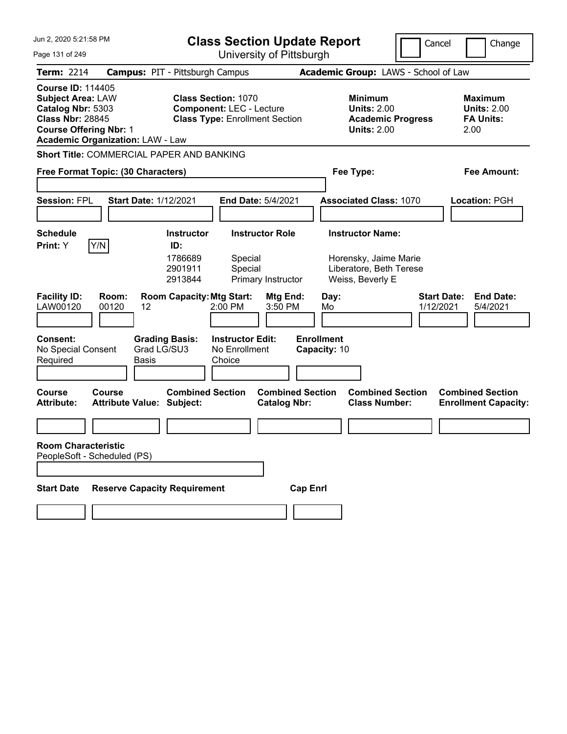# Class Section Update Report

University of Pittsburgh

Jun 2, 2020 5:21:58 PM

Cancel | Change

**Term:** 2214 **Campus:** PIT - Pittsburgh Campus **Academic Group:** LAWS - School of Law

**Course ID:** 114405
**Subject Area:** LAW
**Catalog Nbr:** 5303
**Class Nbr:** 28845
**Course Offering Nbr:** 1
**Academic Organization:** LAW - Law

**Class Section:** 1070
**Component:** LEC - Lecture
**Class Type:** Enrollment Section

**Minimum Units:** 2.00
**Academic Progress Units:** 2.00

**Maximum Units:** 2.00
**FA Units:** 2.00

**Short Title:** COMMERCIAL PAPER AND BANKING

**Free Format Topic: (30 Characters)**

**Fee Type:**

**Fee Amount:**

**Session:** FPL **Start Date:** 1/12/2021 **End Date:** 5/4/2021 **Associated Class:** 1070 **Location:** PGH

**Schedule Print:** Y Y/N

| Instructor ID | Instructor Role | Instructor Name |
|---|---|---|
| 1786689 | Special | Horensky, Jaime Marie |
| 2901911 | Special | Liberatore, Beth Terese |
| 2913844 | Primary Instructor | Weiss, Beverly E |

| Facility ID | Room | Room Capacity | Mtg Start | Mtg End | Day | Start Date | End Date |
|---|---|---|---|---|---|---|---|
| LAW00120 | 00120 | 12 | 2:00 PM | 3:50 PM | Mo | 1/12/2021 | 5/4/2021 |

**Consent:** No Special Consent Required
**Grading Basis:** Grad LG/SU3 Basis
**Instructor Edit:** No Enrollment Choice
**Enrollment Capacity:** 10

| Course Attribute | Course Attribute Value | Combined Section Subject | Combined Section Catalog Nbr | Combined Section Class Number | Combined Section Enrollment Capacity |
|---|---|---|---|---|---|
| | | | | | |

**Room Characteristic**
PeopleSoft - Scheduled (PS)

| Start Date | Reserve Capacity Requirement | Cap Enrl |
|---|---|---|
| | | |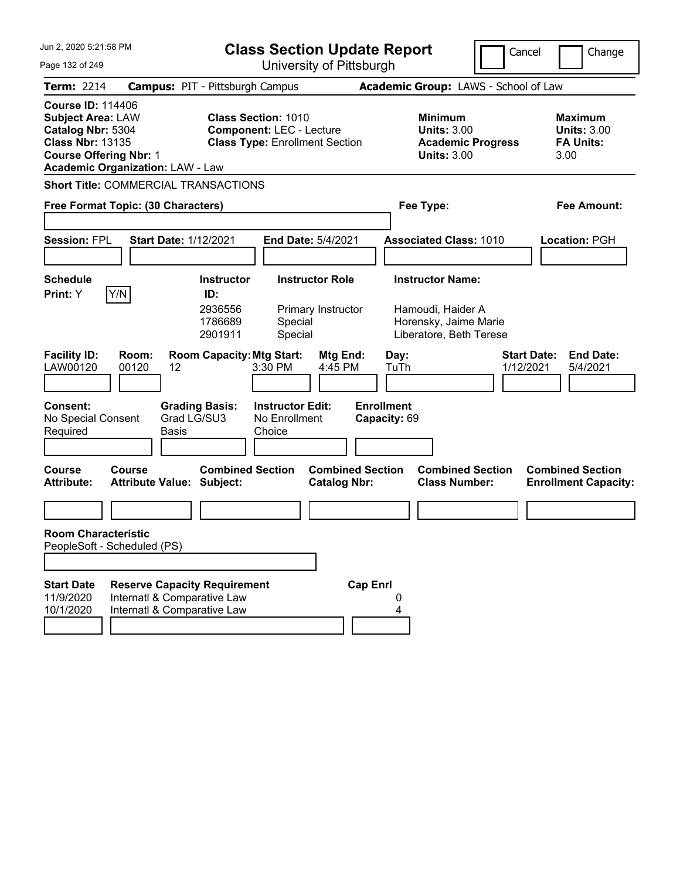# Class Section Update Report

University of Pittsburgh

Jun 2, 2020 5:21:58 PM

Cancel | Change

**Term:** 2214 **Campus:** PIT - Pittsburgh Campus **Academic Group:** LAWS - School of Law

**Course ID:** 114406
**Subject Area:** LAW
**Catalog Nbr:** 5304
**Class Nbr:** 13135
**Course Offering Nbr:** 1
**Academic Organization:** LAW - Law

**Class Section:** 1010
**Component:** LEC - Lecture
**Class Type:** Enrollment Section

**Minimum Units:** 3.00
**Academic Progress Units:** 3.00

**Maximum Units:** 3.00
**FA Units:** 3.00

**Short Title:** COMMERCIAL TRANSACTIONS

**Free Format Topic: (30 Characters)**

**Fee Type:**

**Fee Amount:**

**Session:** FPL **Start Date:** 1/12/2021 **End Date:** 5/4/2021 **Associated Class:** 1010 **Location:** PGH

**Schedule Print:** Y Y/N

| Instructor ID | Instructor Role | Instructor Name |
|---|---|---|
| 2936556 | Primary Instructor | Hamoudi, Haider A |
| 1786689 | Special | Horensky, Jaime Marie |
| 2901911 | Special | Liberatore, Beth Terese |

| Facility ID | Room | Room Capacity | Mtg Start | Mtg End | Day | Start Date | End Date |
|---|---|---|---|---|---|---|---|
| LAW00120 | 00120 | 12 | 3:30 PM | 4:45 PM | TuTh | 1/12/2021 | 5/4/2021 |

**Consent:** No Special Consent Required

**Grading Basis:** Grad LG/SU3 Basis

**Instructor Edit:** No Enrollment Choice

**Enrollment Capacity:** 69

| Course Attribute | Course Attribute Value | Combined Section Subject | Combined Section Catalog Nbr | Combined Section Class Number | Combined Section Enrollment Capacity |
|---|---|---|---|---|---|
| | | | | | |

**Room Characteristic**
PeopleSoft - Scheduled (PS)

| Start Date | Reserve Capacity Requirement | Cap Enrl |
|---|---|---|
| 11/9/2020 | Internatl & Comparative Law | 0 |
| 10/1/2020 | Internatl & Comparative Law | 4 |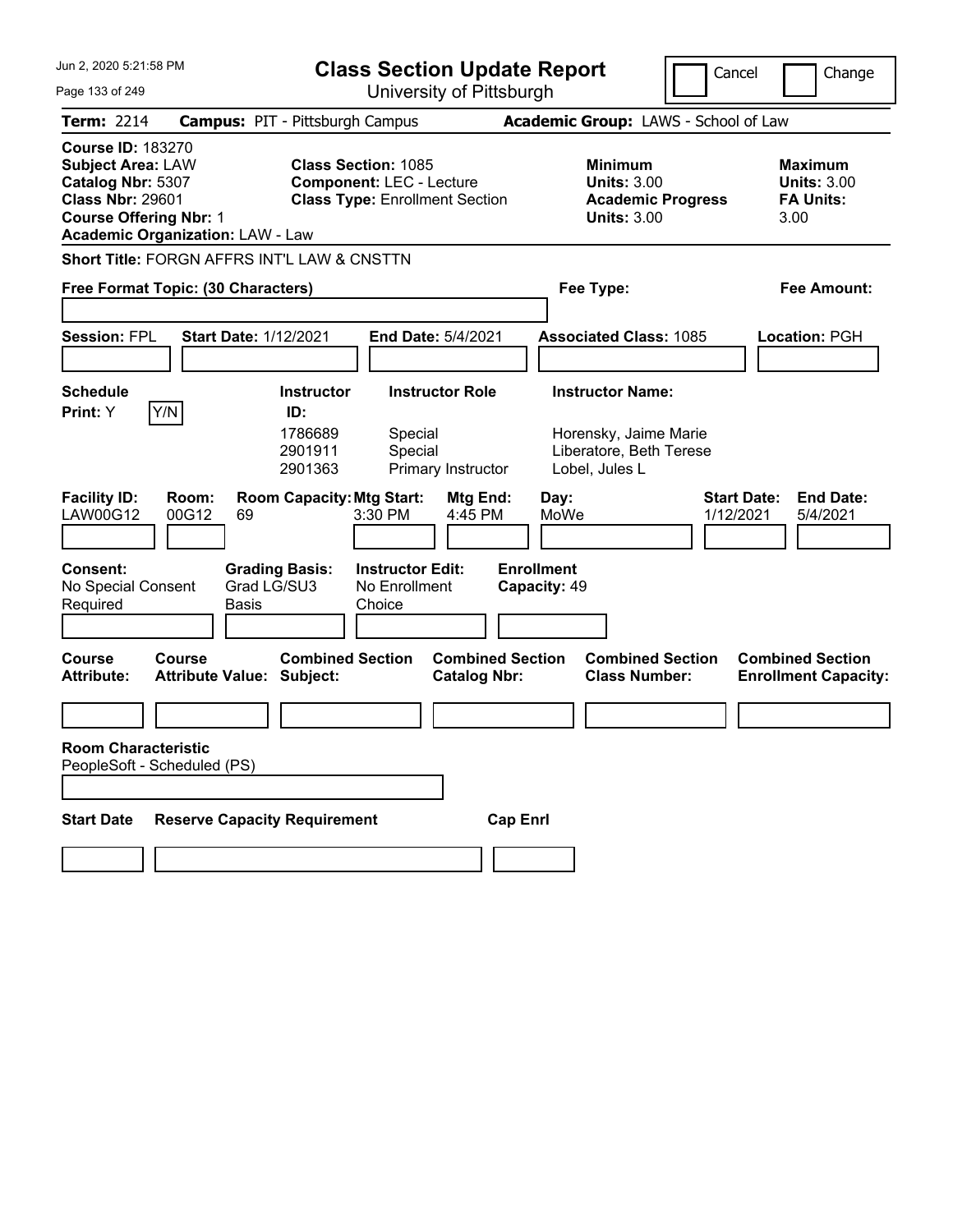# Class Section Update Report

University of Pittsburgh

Jun 2, 2020 5:21:58 PM

Cancel | Change

**Term:** 2214 **Campus:** PIT - Pittsburgh Campus **Academic Group:** LAWS - School of Law

**Course ID:** 183270
**Subject Area:** LAW
**Catalog Nbr:** 5307
**Class Nbr:** 29601
**Course Offering Nbr:** 1
**Academic Organization:** LAW - Law

**Class Section:** 1085
**Component:** LEC - Lecture
**Class Type:** Enrollment Section

**Minimum Units:** 3.00
**Academic Progress Units:** 3.00

**Maximum Units:** 3.00
**FA Units:** 3.00

**Short Title:** FORGN AFFRS INT'L LAW & CNSTTN

**Free Format Topic: (30 Characters)**

**Fee Type:**

**Fee Amount:**

**Session:** FPL **Start Date:** 1/12/2021 **End Date:** 5/4/2021 **Associated Class:** 1085 **Location:** PGH

**Schedule Print:** Y Y/N

| Instructor ID | Instructor Role | Instructor Name |
|---|---|---|
| 1786689 | Special | Horensky, Jaime Marie |
| 2901911 | Special | Liberatore, Beth Terese |
| 2901363 | Primary Instructor | Lobel, Jules L |

| Facility ID | Room | Room Capacity | Mtg Start | Mtg End | Day | Start Date | End Date |
|---|---|---|---|---|---|---|---|
| LAW00G12 | 00G12 | 69 | 3:30 PM | 4:45 PM | MoWe | 1/12/2021 | 5/4/2021 |

**Consent:** No Special Consent Required
**Grading Basis:** Grad LG/SU3 Basis
**Instructor Edit:** No Enrollment Choice
**Enrollment Capacity:** 49

| Course Attribute | Course Attribute Value | Combined Section Subject | Combined Section Catalog Nbr | Combined Section Class Number | Combined Section Enrollment Capacity |
|---|---|---|---|---|---|
| | | | | | |

**Room Characteristic**
PeopleSoft - Scheduled (PS)

| Start Date | Reserve Capacity Requirement | Cap Enrl |
|---|---|---|
| | | |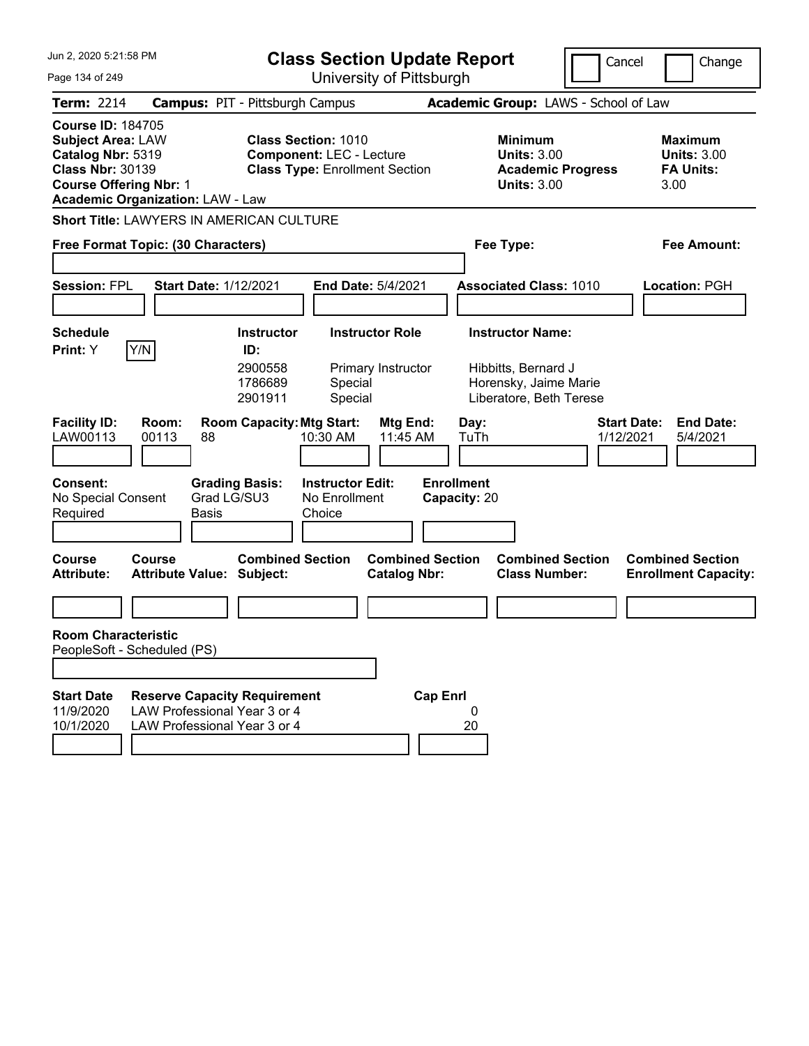Jun 2, 2020 5:21:58 PM

# Class Section Update Report

University of Pittsburgh

Cancel | Change

**Term:** 2214 **Campus:** PIT - Pittsburgh Campus **Academic Group:** LAWS - School of Law

**Course ID:** 184705
**Subject Area:** LAW
**Catalog Nbr:** 5319
**Class Nbr:** 30139
**Course Offering Nbr:** 1
**Academic Organization:** LAW - Law

**Class Section:** 1010
**Component:** LEC - Lecture
**Class Type:** Enrollment Section

**Minimum Units:** 3.00
**Academic Progress Units:** 3.00

**Maximum Units:** 3.00
**FA Units:** 3.00

**Short Title:** LAWYERS IN AMERICAN CULTURE

**Free Format Topic: (30 Characters)** **Fee Type:** **Fee Amount:**

**Session:** FPL **Start Date:** 1/12/2021 **End Date:** 5/4/2021 **Associated Class:** 1010 **Location:** PGH

**Schedule Print:** Y Y/N

| Instructor ID: | Instructor Role | Instructor Name: |
|---|---|---|
| 2900558 | Primary Instructor | Hibbitts, Bernard J |
| 1786689 | Special | Horensky, Jaime Marie |
| 2901911 | Special | Liberatore, Beth Terese |

| Facility ID: | Room: | Room Capacity: | Mtg Start: | Mtg End: | Day: | Start Date: | End Date: |
|---|---|---|---|---|---|---|---|
| LAW00113 | 00113 | 88 | 10:30 AM | 11:45 AM | TuTh | 1/12/2021 | 5/4/2021 |

**Consent:** No Special Consent Required
**Grading Basis:** Grad LG/SU3 Basis
**Instructor Edit:** No Enrollment Choice
**Enrollment Capacity:** 20

| Course Attribute: | Course Attribute Value: | Combined Section Subject: | Combined Section Catalog Nbr: | Combined Section Class Number: | Combined Section Enrollment Capacity: |
|---|---|---|---|---|---|
| | | | | | |

**Room Characteristic**
PeopleSoft - Scheduled (PS)

| Start Date | Reserve Capacity Requirement | Cap Enrl |
|---|---|---|
| 11/9/2020 | LAW Professional Year 3 or 4 | 0 |
| 10/1/2020 | LAW Professional Year 3 or 4 | 20 |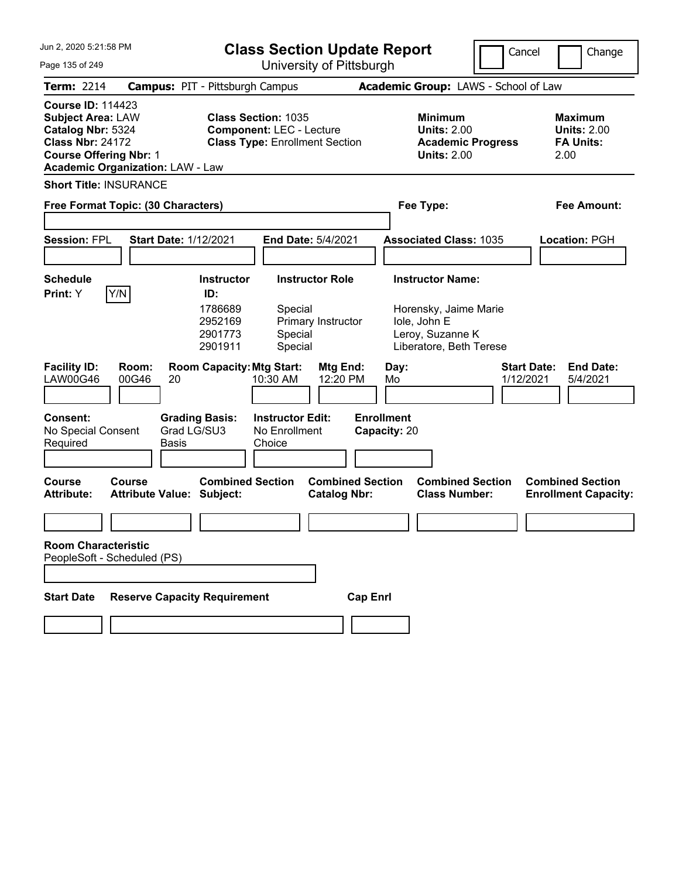Jun 2, 2020 5:21:58 PM

# Class Section Update Report

University of Pittsburgh

Cancel | Change

**Term:** 2214 **Campus:** PIT - Pittsburgh Campus **Academic Group:** LAWS - School of Law

**Course ID:** 114423
**Subject Area:** LAW
**Catalog Nbr:** 5324
**Class Nbr:** 24172
**Course Offering Nbr:** 1
**Academic Organization:** LAW - Law

**Class Section:** 1035
**Component:** LEC - Lecture
**Class Type:** Enrollment Section

**Minimum Units:** 2.00
**Academic Progress Units:** 2.00

**Maximum Units:** 2.00
**FA Units:** 2.00

**Short Title:** INSURANCE

**Free Format Topic: (30 Characters)**

**Fee Type:**

**Fee Amount:**

**Session:** FPL **Start Date:** 1/12/2021 **End Date:** 5/4/2021 **Associated Class:** 1035 **Location:** PGH

**Schedule Print:** Y [Y/N]

| Instructor ID | Instructor Role | Instructor Name |
|---|---|---|
| 1786689 | Special | Horensky, Jaime Marie |
| 2952169 | Primary Instructor | Iole, John E |
| 2901773 | Special | Leroy, Suzanne K |
| 2901911 | Special | Liberatore, Beth Terese |

| Facility ID | Room | Room Capacity | Mtg Start | Mtg End | Day | Start Date | End Date |
|---|---|---|---|---|---|---|---|
| LAW00G46 | 00G46 | 20 | 10:30 AM | 12:20 PM | Mo | 1/12/2021 | 5/4/2021 |

**Consent:** No Special Consent Required
**Grading Basis:** Grad LG/SU3 Basis
**Instructor Edit:** No Enrollment Choice
**Enrollment Capacity:** 20

| Course Attribute | Course Attribute Value | Combined Section Subject | Combined Section Catalog Nbr | Combined Section Class Number | Combined Section Enrollment Capacity |
|---|---|---|---|---|---|
| | | | | | |

**Room Characteristic**
PeopleSoft - Scheduled (PS)

| Start Date | Reserve Capacity Requirement | Cap Enrl |
|---|---|---|
| | | |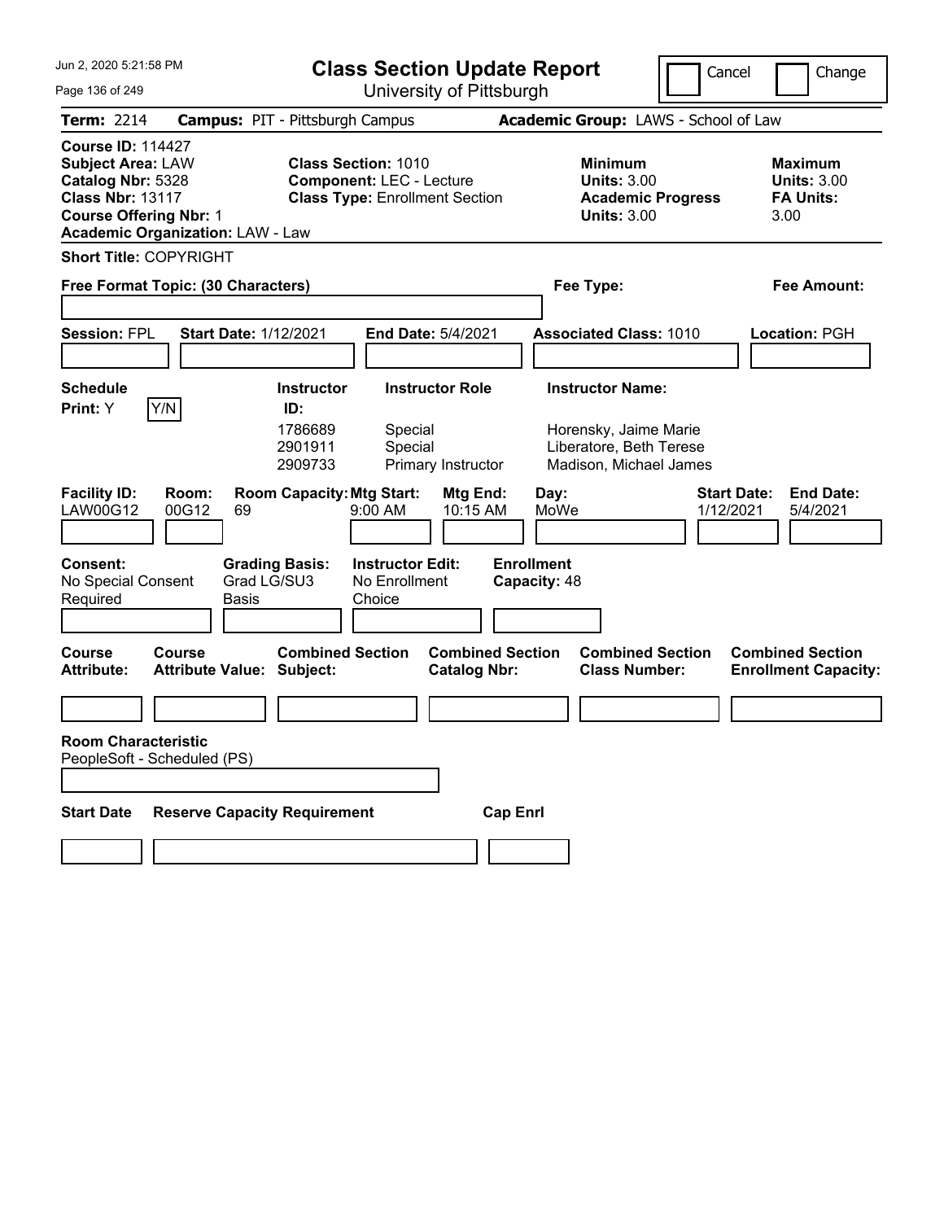Jun 2, 2020 5:21:58 PM

# Class Section Update Report

University of Pittsburgh

Cancel | Change

**Term:** 2214 **Campus:** PIT - Pittsburgh Campus **Academic Group:** LAWS - School of Law

**Course ID:** 114427
**Subject Area:** LAW
**Catalog Nbr:** 5328
**Class Nbr:** 13117
**Course Offering Nbr:** 1
**Academic Organization:** LAW - Law

**Class Section:** 1010
**Component:** LEC - Lecture
**Class Type:** Enrollment Section

**Minimum Units:** 3.00
**Academic Progress Units:** 3.00

**Maximum Units:** 3.00
**FA Units:** 3.00

**Short Title:** COPYRIGHT

**Free Format Topic: (30 Characters)**

**Fee Type:**

**Fee Amount:**

**Session:** FPL **Start Date:** 1/12/2021 **End Date:** 5/4/2021 **Associated Class:** 1010 **Location:** PGH

**Schedule Print:** Y Y/N

| Instructor ID: | Instructor Role | Instructor Name: |
|---|---|---|
| 1786689 | Special | Horensky, Jaime Marie |
| 2901911 | Special | Liberatore, Beth Terese |
| 2909733 | Primary Instructor | Madison, Michael James |

| Facility ID: | Room: | Room Capacity: | Mtg Start: | Mtg End: | Day: | Start Date: | End Date: |
|---|---|---|---|---|---|---|---|
| LAW00G12 | 00G12 | 69 | 9:00 AM | 10:15 AM | MoWe | 1/12/2021 | 5/4/2021 |

**Consent:** No Special Consent Required
**Grading Basis:** Grad LG/SU3 Basis
**Instructor Edit:** No Enrollment Choice
**Enrollment Capacity:** 48

| Course Attribute: | Course Attribute Value: | Combined Section Subject: | Combined Section Catalog Nbr: | Combined Section Class Number: | Combined Section Enrollment Capacity: |
|---|---|---|---|---|---|
| | | | | | |

**Room Characteristic**
PeopleSoft - Scheduled (PS)

| Start Date | Reserve Capacity Requirement | Cap Enrl |
|---|---|---|
| | | |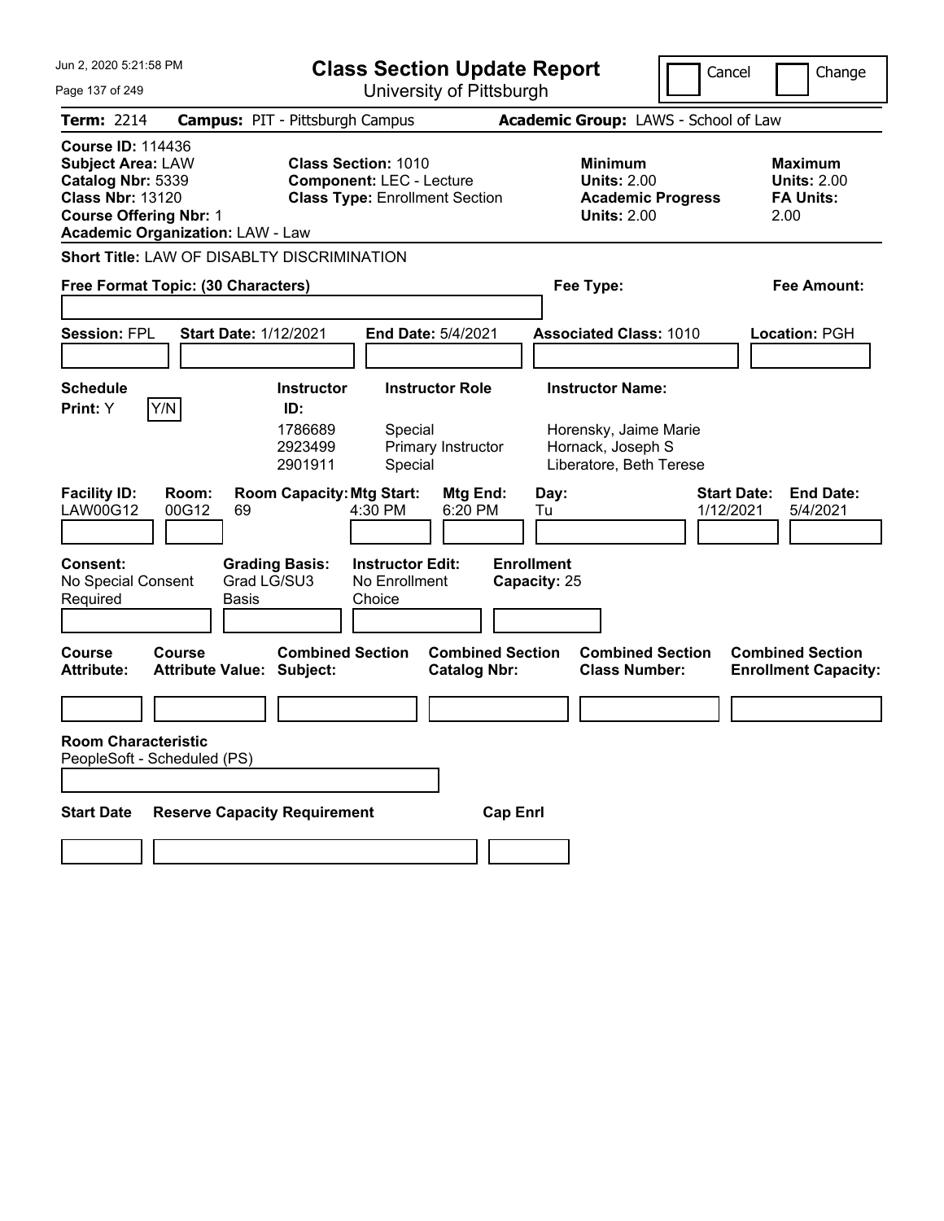# Class Section Update Report

University of Pittsburgh

Jun 2, 2020 5:21:58 PM

Cancel | Change

**Term:** 2214 **Campus:** PIT - Pittsburgh Campus **Academic Group:** LAWS - School of Law

**Course ID:** 114436
**Subject Area:** LAW
**Catalog Nbr:** 5339
**Class Nbr:** 13120
**Course Offering Nbr:** 1
**Academic Organization:** LAW - Law

**Class Section:** 1010
**Component:** LEC - Lecture
**Class Type:** Enrollment Section

**Minimum Units:** 2.00
**Academic Progress Units:** 2.00

**Maximum Units:** 2.00
**FA Units:** 2.00

**Short Title:** LAW OF DISABLTY DISCRIMINATION

**Free Format Topic: (30 Characters)**

**Fee Type:**

**Fee Amount:**

**Session:** FPL **Start Date:** 1/12/2021 **End Date:** 5/4/2021 **Associated Class:** 1010 **Location:** PGH

**Schedule Print:** Y Y/N

| Instructor ID | Instructor Role | Instructor Name |
|---|---|---|
| 1786689 | Special | Horensky, Jaime Marie |
| 2923499 | Primary Instructor | Hornack, Joseph S |
| 2901911 | Special | Liberatore, Beth Terese |

| Facility ID | Room | Room Capacity | Mtg Start | Mtg End | Day | Start Date | End Date |
|---|---|---|---|---|---|---|---|
| LAW00G12 | 00G12 | 69 | 4:30 PM | 6:20 PM | Tu | 1/12/2021 | 5/4/2021 |

**Consent:** No Special Consent Required
**Grading Basis:** Grad LG/SU3 Basis
**Instructor Edit:** No Enrollment Choice
**Enrollment Capacity:** 25

| Course Attribute | Course Attribute Value | Combined Section Subject | Combined Section Catalog Nbr | Combined Section Class Number | Combined Section Enrollment Capacity |
|---|---|---|---|---|---|
| | | | | | |

**Room Characteristic**
PeopleSoft - Scheduled (PS)

| Start Date | Reserve Capacity Requirement | Cap Enrl |
|---|---|---|
| | | |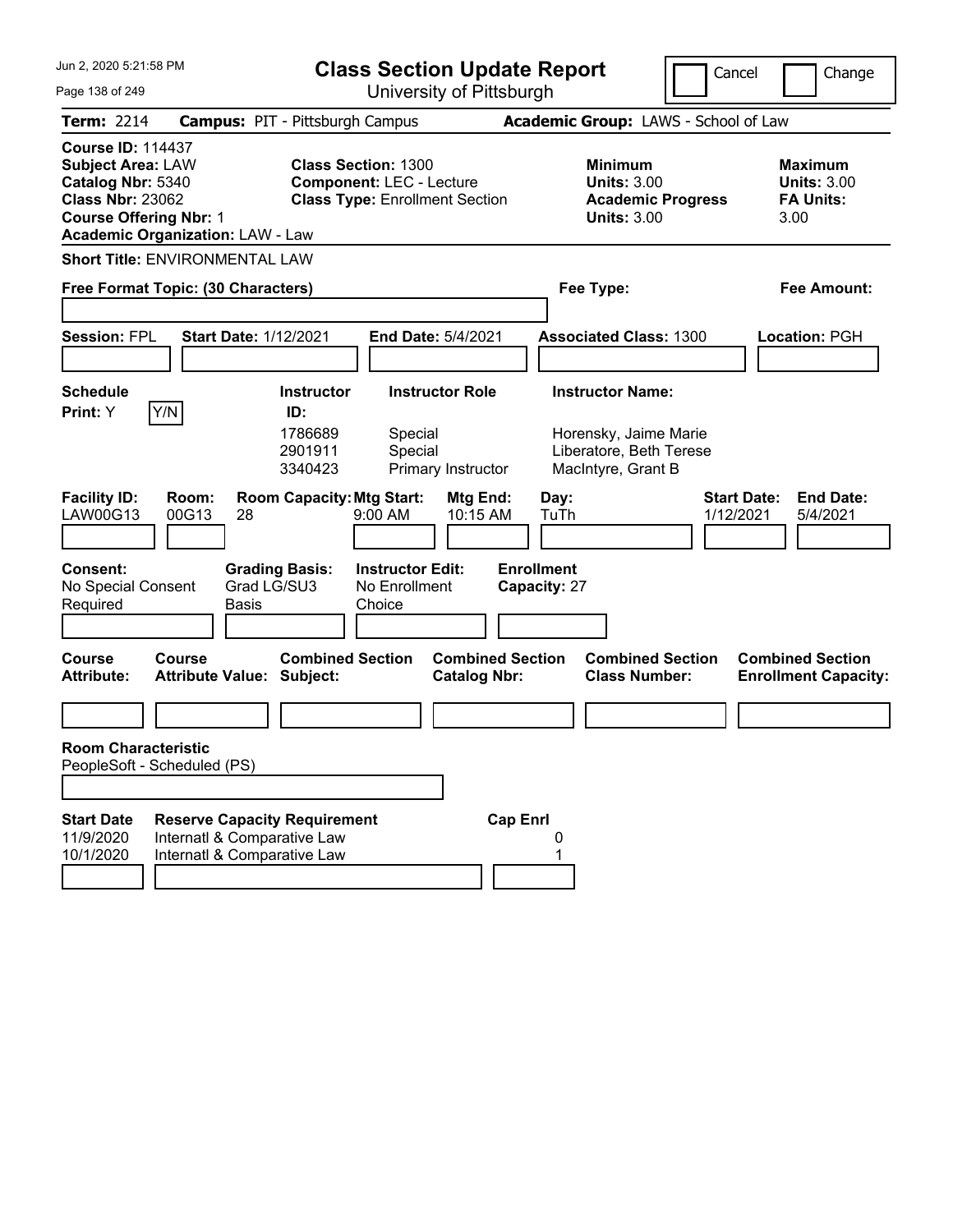Jun 2, 2020 5:21:58 PM

# Class Section Update Report

University of Pittsburgh

Cancel | Change

**Term:** 2214 **Campus:** PIT - Pittsburgh Campus **Academic Group:** LAWS - School of Law

**Course ID:** 114437
**Subject Area:** LAW
**Catalog Nbr:** 5340
**Class Nbr:** 23062
**Course Offering Nbr:** 1
**Academic Organization:** LAW - Law

**Class Section:** 1300
**Component:** LEC - Lecture
**Class Type:** Enrollment Section

**Minimum Units:** 3.00
**Academic Progress Units:** 3.00

**Maximum Units:** 3.00
**FA Units:** 3.00

**Short Title:** ENVIRONMENTAL LAW

**Free Format Topic: (30 Characters)**

**Fee Type:**

**Fee Amount:**

**Session:** FPL **Start Date:** 1/12/2021 **End Date:** 5/4/2021 **Associated Class:** 1300 **Location:** PGH

**Schedule Print:** Y Y/N

| Instructor ID | Instructor Role | Instructor Name |
|---|---|---|
| 1786689 | Special | Horensky, Jaime Marie |
| 2901911 | Special | Liberatore, Beth Terese |
| 3340423 | Primary Instructor | MacIntyre, Grant B |

| Facility ID | Room | Room Capacity | Mtg Start | Mtg End | Day | Start Date | End Date |
|---|---|---|---|---|---|---|---|
| LAW00G13 | 00G13 | 28 | 9:00 AM | 10:15 AM | TuTh | 1/12/2021 | 5/4/2021 |

**Consent:** No Special Consent Required
**Grading Basis:** Grad LG/SU3 Basis
**Instructor Edit:** No Enrollment Choice
**Enrollment Capacity:** 27

| Course Attribute | Course Attribute Value | Combined Section Subject | Combined Section Catalog Nbr | Combined Section Class Number | Combined Section Enrollment Capacity |
|---|---|---|---|---|---|
| | | | | | |

**Room Characteristic**
PeopleSoft - Scheduled (PS)

| Start Date | Reserve Capacity Requirement | Cap Enrl |
|---|---|---|
| 11/9/2020 | Internatl & Comparative Law | 0 |
| 10/1/2020 | Internatl & Comparative Law | 1 |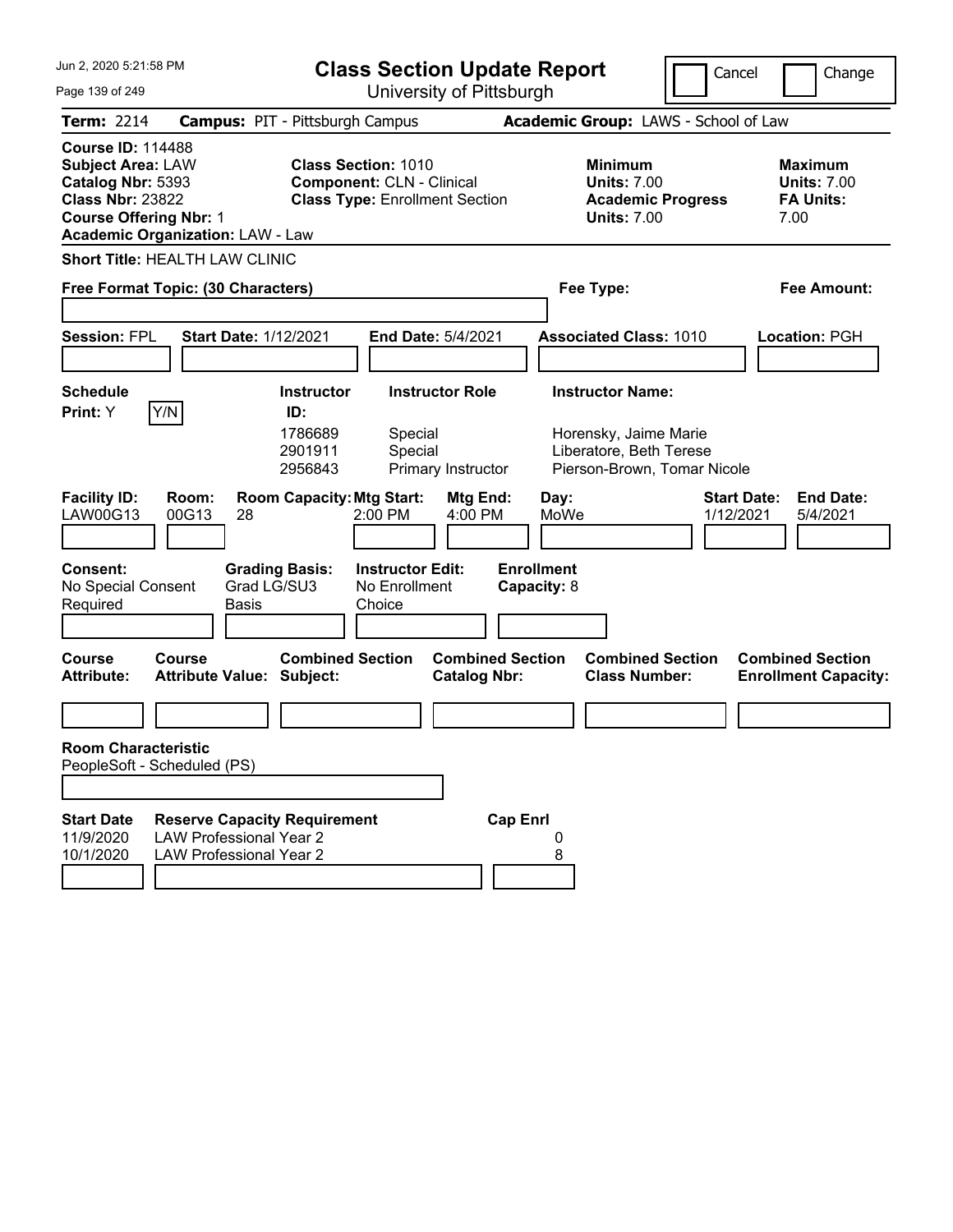Jun 2, 2020 5:21:58 PM

# Class Section Update Report

University of Pittsburgh

Cancel | Change

**Term:** 2214 **Campus:** PIT - Pittsburgh Campus **Academic Group:** LAWS - School of Law

**Course ID:** 114488
**Subject Area:** LAW
**Catalog Nbr:** 5393
**Class Nbr:** 23822
**Course Offering Nbr:** 1
**Academic Organization:** LAW - Law

**Class Section:** 1010
**Component:** CLN - Clinical
**Class Type:** Enrollment Section

**Minimum Units:** 7.00
**Academic Progress Units:** 7.00

**Maximum Units:** 7.00
**FA Units:** 7.00

**Short Title:** HEALTH LAW CLINIC

**Free Format Topic: (30 Characters)** **Fee Type:** **Fee Amount:**

**Session:** FPL **Start Date:** 1/12/2021 **End Date:** 5/4/2021 **Associated Class:** 1010 **Location:** PGH

**Schedule Print:** Y Y/N

| Instructor ID | Instructor Role | Instructor Name |
|---|---|---|
| 1786689 | Special | Horensky, Jaime Marie |
| 2901911 | Special | Liberatore, Beth Terese |
| 2956843 | Primary Instructor | Pierson-Brown, Tomar Nicole |

| Facility ID | Room | Room Capacity | Mtg Start | Mtg End | Day | Start Date | End Date |
|---|---|---|---|---|---|---|---|
| LAW00G13 | 00G13 | 28 | 2:00 PM | 4:00 PM | MoWe | 1/12/2021 | 5/4/2021 |

**Consent:** No Special Consent Required
**Grading Basis:** Grad LG/SU3 Basis
**Instructor Edit:** No Enrollment Choice
**Enrollment Capacity:** 8

| Course Attribute | Course Attribute Value | Combined Section Subject | Combined Section Catalog Nbr | Combined Section Class Number | Combined Section Enrollment Capacity |
|---|---|---|---|---|---|
| | | | | | |

**Room Characteristic**
PeopleSoft - Scheduled (PS)

| Start Date | Reserve Capacity Requirement | Cap Enrl |
|---|---|---|
| 11/9/2020 | LAW Professional Year 2 | 0 |
| 10/1/2020 | LAW Professional Year 2 | 8 |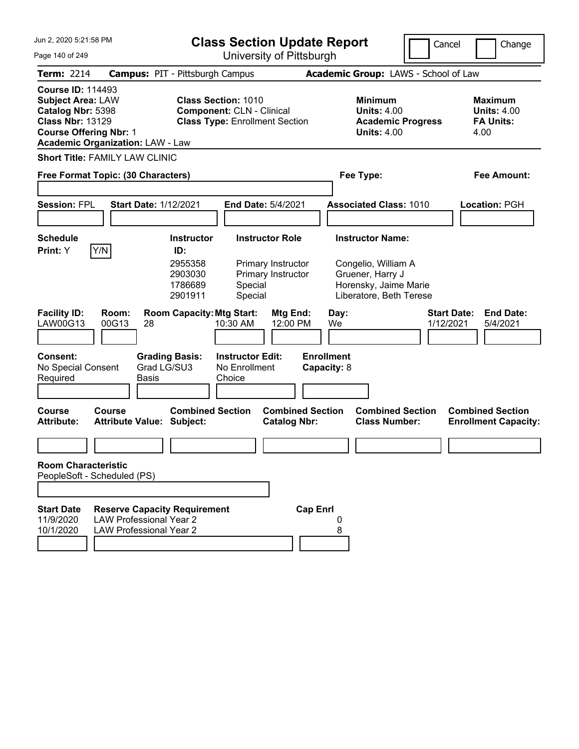# Class Section Update Report

University of Pittsburgh

Jun 2, 2020 5:21:58 PM

Cancel | Change

**Term:** 2214 **Campus:** PIT - Pittsburgh Campus **Academic Group:** LAWS - School of Law

**Course ID:** 114493
**Subject Area:** LAW
**Catalog Nbr:** 5398
**Class Nbr:** 13129
**Course Offering Nbr:** 1
**Academic Organization:** LAW - Law

**Class Section:** 1010
**Component:** CLN - Clinical
**Class Type:** Enrollment Section

**Minimum Units:** 4.00
**Academic Progress Units:** 4.00

**Maximum Units:** 4.00
**FA Units:** 4.00

**Short Title:** FAMILY LAW CLINIC

**Free Format Topic: (30 Characters)**

**Fee Type:**

**Fee Amount:**

**Session:** FPL **Start Date:** 1/12/2021 **End Date:** 5/4/2021 **Associated Class:** 1010 **Location:** PGH

**Schedule Print:** Y Y/N

| Instructor ID: | Instructor Role | Instructor Name: |
|---|---|---|
| 2955358 | Primary Instructor | Congelio, William A |
| 2903030 | Primary Instructor | Gruener, Harry J |
| 1786689 | Special | Horensky, Jaime Marie |
| 2901911 | Special | Liberatore, Beth Terese |

| Facility ID: | Room: | Room Capacity: | Mtg Start: | Mtg End: | Day: | Start Date: | End Date: |
|---|---|---|---|---|---|---|---|
| LAW00G13 | 00G13 | 28 | 10:30 AM | 12:00 PM | We | 1/12/2021 | 5/4/2021 |

**Consent:** No Special Consent Required

**Grading Basis:** Grad LG/SU3 Basis

**Instructor Edit:** No Enrollment Choice

**Enrollment Capacity:** 8

| Course Attribute: | Course Attribute Value: | Combined Section Subject: | Combined Section Catalog Nbr: | Combined Section Class Number: | Combined Section Enrollment Capacity: |
|---|---|---|---|---|---|
| | | | | | |

**Room Characteristic**
PeopleSoft - Scheduled (PS)

| Start Date | Reserve Capacity Requirement | Cap Enrl |
|---|---|---|
| 11/9/2020 | LAW Professional Year 2 | 0 |
| 10/1/2020 | LAW Professional Year 2 | 8 |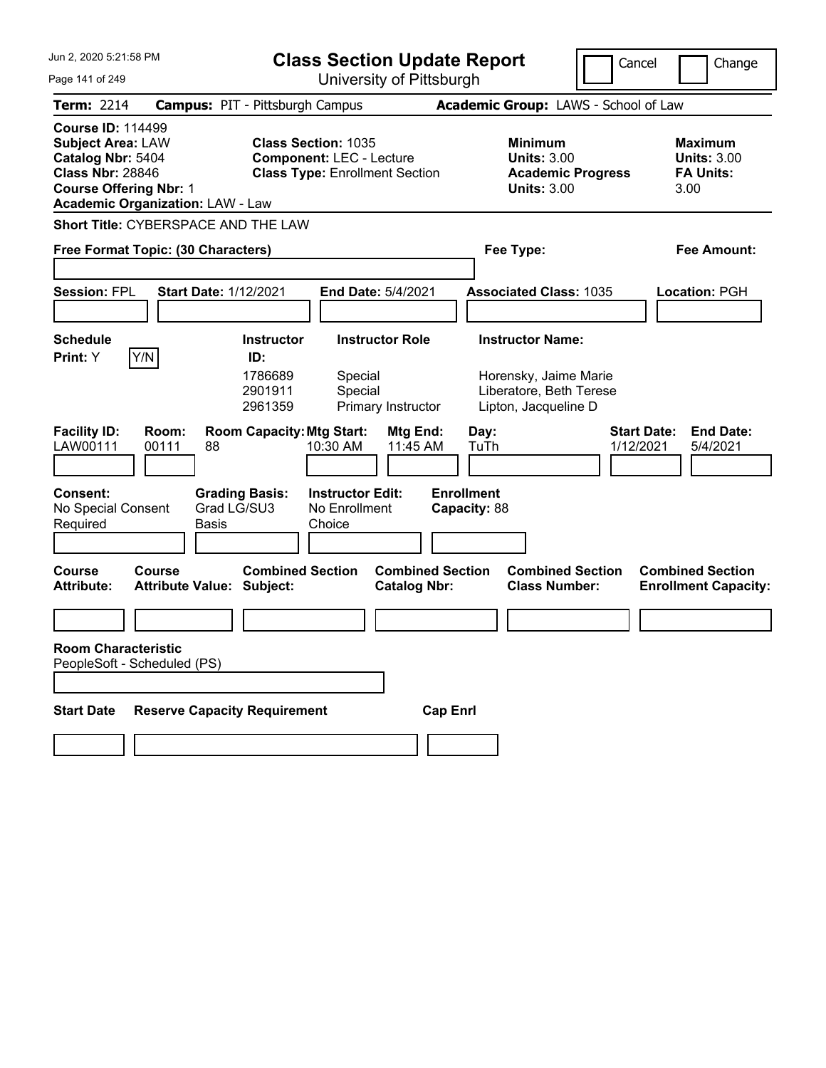# Class Section Update Report

University of Pittsburgh

Cancel | Change

Jun 2, 2020 5:21:58 PM

**Term:** 2214 **Campus:** PIT - Pittsburgh Campus **Academic Group:** LAWS - School of Law

**Course ID:** 114499
**Subject Area:** LAW
**Catalog Nbr:** 5404
**Class Nbr:** 28846
**Course Offering Nbr:** 1
**Academic Organization:** LAW - Law

**Class Section:** 1035
**Component:** LEC - Lecture
**Class Type:** Enrollment Section

**Minimum Units:** 3.00
**Academic Progress Units:** 3.00

**Maximum Units:** 3.00
**FA Units:** 3.00

**Short Title:** CYBERSPACE AND THE LAW

**Free Format Topic: (30 Characters)**

**Fee Type:**

**Fee Amount:**

**Session:** FPL **Start Date:** 1/12/2021 **End Date:** 5/4/2021 **Associated Class:** 1035 **Location:** PGH

**Schedule Print:** Y [Y/N]

| Instructor ID | Instructor Role | Instructor Name |
|---|---|---|
| 1786689 | Special | Horensky, Jaime Marie |
| 2901911 | Special | Liberatore, Beth Terese |
| 2961359 | Primary Instructor | Lipton, Jacqueline D |

| Facility ID | Room | Room Capacity | Mtg Start | Mtg End | Day | Start Date | End Date |
|---|---|---|---|---|---|---|---|
| LAW00111 | 00111 | 88 | 10:30 AM | 11:45 AM | TuTh | 1/12/2021 | 5/4/2021 |

**Consent:** No Special Consent Required
**Grading Basis:** Grad LG/SU3 Basis
**Instructor Edit:** No Enrollment Choice
**Enrollment Capacity:** 88

| Course Attribute | Course Attribute Value | Combined Section Subject | Combined Section Catalog Nbr | Combined Section Class Number | Combined Section Enrollment Capacity |
|---|---|---|---|---|---|
| | | | | | |

**Room Characteristic**
PeopleSoft - Scheduled (PS)

| Start Date | Reserve Capacity Requirement | Cap Enrl |
|---|---|---|
| | | |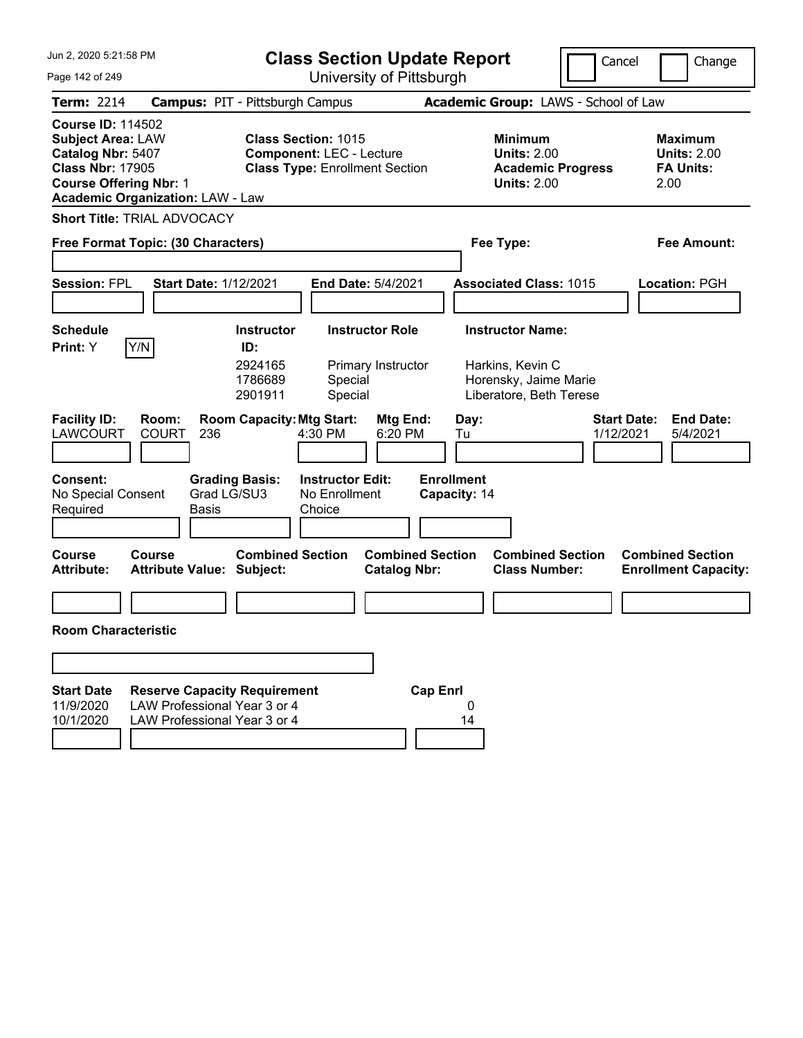Jun 2, 2020 5:21:58 PM

# Class Section Update Report

University of Pittsburgh

Cancel | Change

**Term:** 2214 **Campus:** PIT - Pittsburgh Campus **Academic Group:** LAWS - School of Law

**Course ID:** 114502
**Subject Area:** LAW
**Catalog Nbr:** 5407
**Class Nbr:** 17905
**Course Offering Nbr:** 1
**Academic Organization:** LAW - Law

**Class Section:** 1015
**Component:** LEC - Lecture
**Class Type:** Enrollment Section

**Minimum Units:** 2.00
**Academic Progress Units:** 2.00

**Maximum Units:** 2.00
**FA Units:** 2.00

**Short Title:** TRIAL ADVOCACY

**Free Format Topic: (30 Characters)**

**Fee Type:**

**Fee Amount:**

**Session:** FPL **Start Date:** 1/12/2021 **End Date:** 5/4/2021 **Associated Class:** 1015 **Location:** PGH

**Schedule Print:** Y [Y/N]

| Instructor ID: | Instructor Role | Instructor Name: |
| --- | --- | --- |
| 2924165 | Primary Instructor | Harkins, Kevin C |
| 1786689 | Special | Horensky, Jaime Marie |
| 2901911 | Special | Liberatore, Beth Terese |

| Facility ID: | Room: | Room Capacity: | Mtg Start: | Mtg End: | Day: | Start Date: | End Date: |
| --- | --- | --- | --- | --- | --- | --- | --- |
| LAWCOURT | COURT | 236 | 4:30 PM | 6:20 PM | Tu | 1/12/2021 | 5/4/2021 |

**Consent:** No Special Consent Required
**Grading Basis:** Grad LG/SU3 Basis
**Instructor Edit:** No Enrollment Choice
**Enrollment Capacity:** 14

| Course Attribute: | Course Attribute Value: | Combined Section Subject: | Combined Section Catalog Nbr: | Combined Section Class Number: | Combined Section Enrollment Capacity: |
| --- | --- | --- | --- | --- | --- |

**Room Characteristic**

| Start Date | Reserve Capacity Requirement | Cap Enrl |
| --- | --- | --- |
| 11/9/2020 | LAW Professional Year 3 or 4 | 0 |
| 10/1/2020 | LAW Professional Year 3 or 4 | 14 |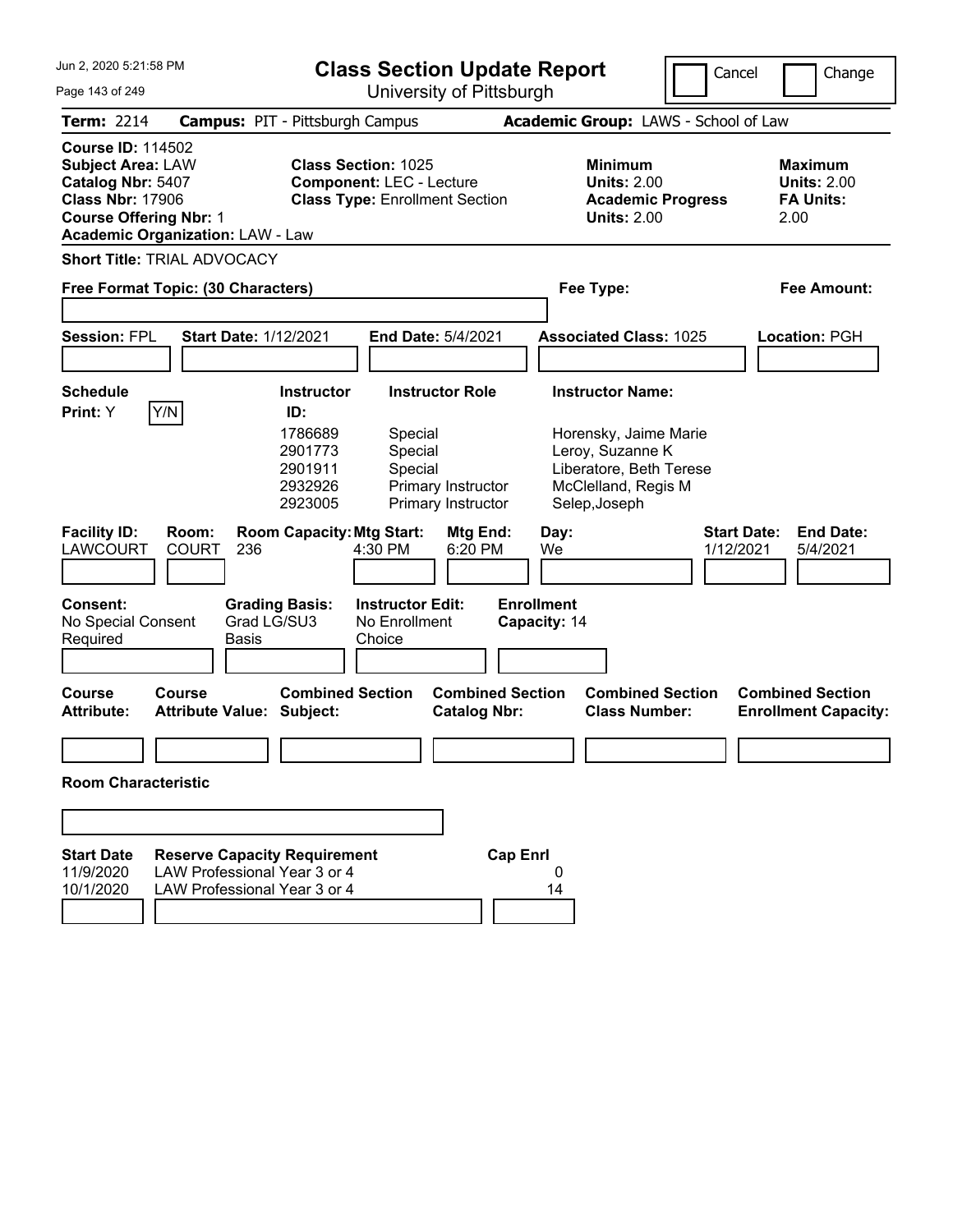Jun 2, 2020 5:21:58 PM

# Class Section Update Report

University of Pittsburgh

Cancel Change

**Term:** 2214 **Campus:** PIT - Pittsburgh Campus **Academic Group:** LAWS - School of Law

**Course ID:** 114502
**Subject Area:** LAW
**Catalog Nbr:** 5407
**Class Nbr:** 17906
**Course Offering Nbr:** 1
**Academic Organization:** LAW - Law

**Class Section:** 1025
**Component:** LEC - Lecture
**Class Type:** Enrollment Section

**Minimum Units:** 2.00
**Academic Progress Units:** 2.00

**Maximum Units:** 2.00
**FA Units:** 2.00

**Short Title:** TRIAL ADVOCACY

**Free Format Topic: (30 Characters)**

**Fee Type:**

**Fee Amount:**

**Session:** FPL **Start Date:** 1/12/2021 **End Date:** 5/4/2021 **Associated Class:** 1025 **Location:** PGH

**Schedule Print:** Y Y/N

| Instructor ID: | Instructor Role | Instructor Name: |
|---|---|---|
| 1786689 | Special | Horensky, Jaime Marie |
| 2901773 | Special | Leroy, Suzanne K |
| 2901911 | Special | Liberatore, Beth Terese |
| 2932926 | Primary Instructor | McClelland, Regis M |
| 2923005 | Primary Instructor | Selep,Joseph |

| Facility ID: | Room: | Room Capacity: | Mtg Start: | Mtg End: | Day: | Start Date: | End Date: |
|---|---|---|---|---|---|---|---|
| LAWCOURT | COURT | 236 | 4:30 PM | 6:20 PM | We | 1/12/2021 | 5/4/2021 |

**Consent:** No Special Consent Required
**Grading Basis:** Grad LG/SU3 Basis
**Instructor Edit:** No Enrollment Choice
**Enrollment Capacity:** 14

| Course Attribute: | Course Attribute Value: | Combined Section Subject: | Combined Section Catalog Nbr: | Combined Section Class Number: | Combined Section Enrollment Capacity: |
|---|---|---|---|---|---|
| | | | | | |

**Room Characteristic**

| Start Date | Reserve Capacity Requirement | Cap Enrl |
|---|---|---|
| 11/9/2020 | LAW Professional Year 3 or 4 | 0 |
| 10/1/2020 | LAW Professional Year 3 or 4 | 14 |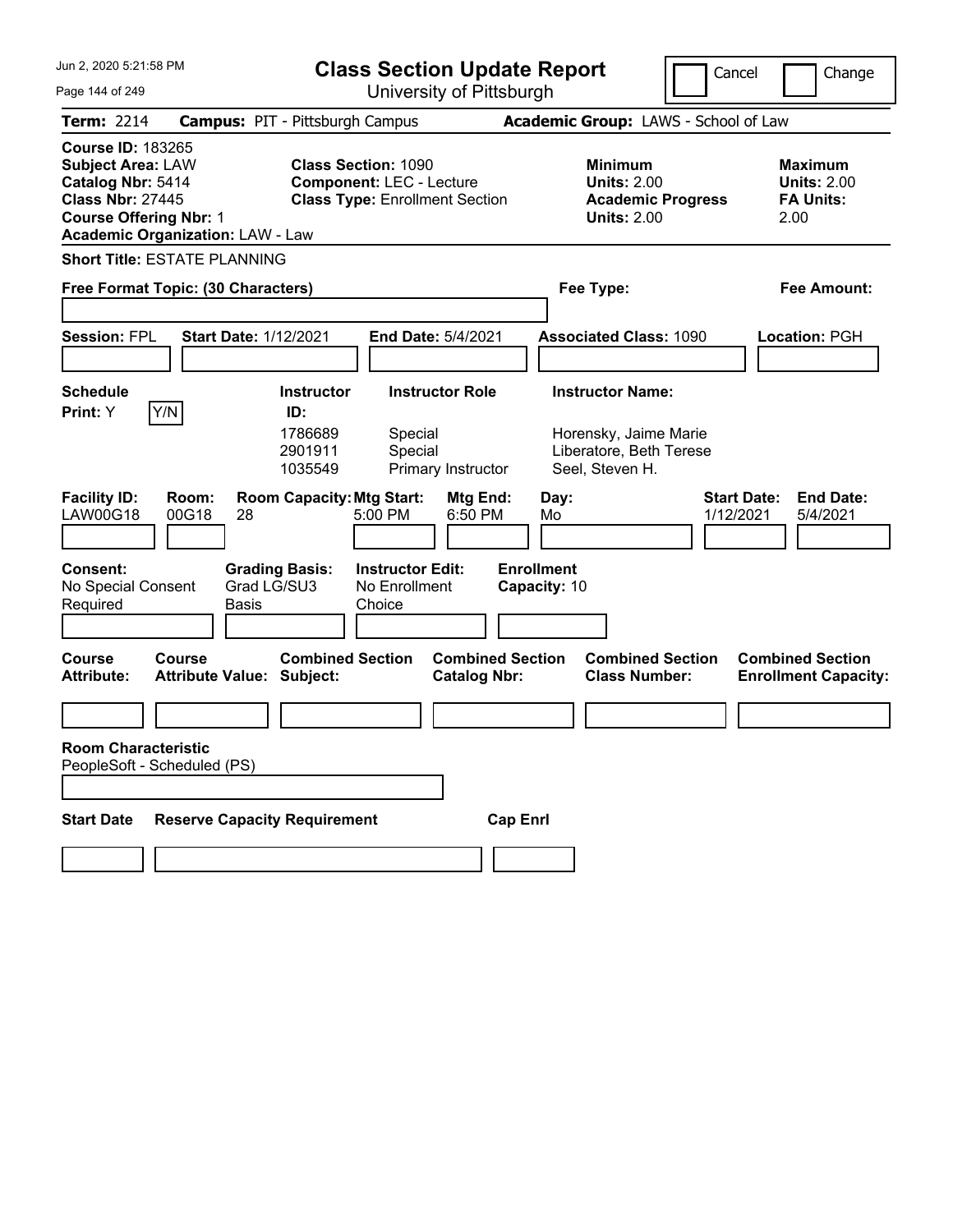# Class Section Update Report

University of Pittsburgh

Jun 2, 2020 5:21:58 PM

Cancel | Change

**Term:** 2214 **Campus:** PIT - Pittsburgh Campus **Academic Group:** LAWS - School of Law

**Course ID:** 183265
**Subject Area:** LAW
**Catalog Nbr:** 5414
**Class Nbr:** 27445
**Course Offering Nbr:** 1
**Academic Organization:** LAW - Law

**Class Section:** 1090
**Component:** LEC - Lecture
**Class Type:** Enrollment Section

**Minimum Units:** 2.00
**Academic Progress Units:** 2.00

**Maximum Units:** 2.00
**FA Units:** 2.00

**Short Title:** ESTATE PLANNING

**Free Format Topic: (30 Characters)**

**Fee Type:**

**Fee Amount:**

**Session:** FPL **Start Date:** 1/12/2021 **End Date:** 5/4/2021 **Associated Class:** 1090 **Location:** PGH

**Schedule Print:** Y Y/N

| Instructor ID | Instructor Role | Instructor Name |
|---|---|---|
| 1786689 | Special | Horensky, Jaime Marie |
| 2901911 | Special | Liberatore, Beth Terese |
| 1035549 | Primary Instructor | Seel, Steven H. |

| Facility ID | Room | Room Capacity | Mtg Start | Mtg End | Day | Start Date | End Date |
|---|---|---|---|---|---|---|---|
| LAW00G18 | 00G18 | 28 | 5:00 PM | 6:50 PM | Mo | 1/12/2021 | 5/4/2021 |

**Consent:** No Special Consent Required
**Grading Basis:** Grad LG/SU3 Basis
**Instructor Edit:** No Enrollment Choice
**Enrollment Capacity:** 10

| Course Attribute | Course Attribute Value | Combined Section Subject | Combined Section Catalog Nbr | Combined Section Class Number | Combined Section Enrollment Capacity |
|---|---|---|---|---|---|
| | | | | | |

**Room Characteristic**
PeopleSoft - Scheduled (PS)

| Start Date | Reserve Capacity Requirement | Cap Enrl |
|---|---|---|
| | | |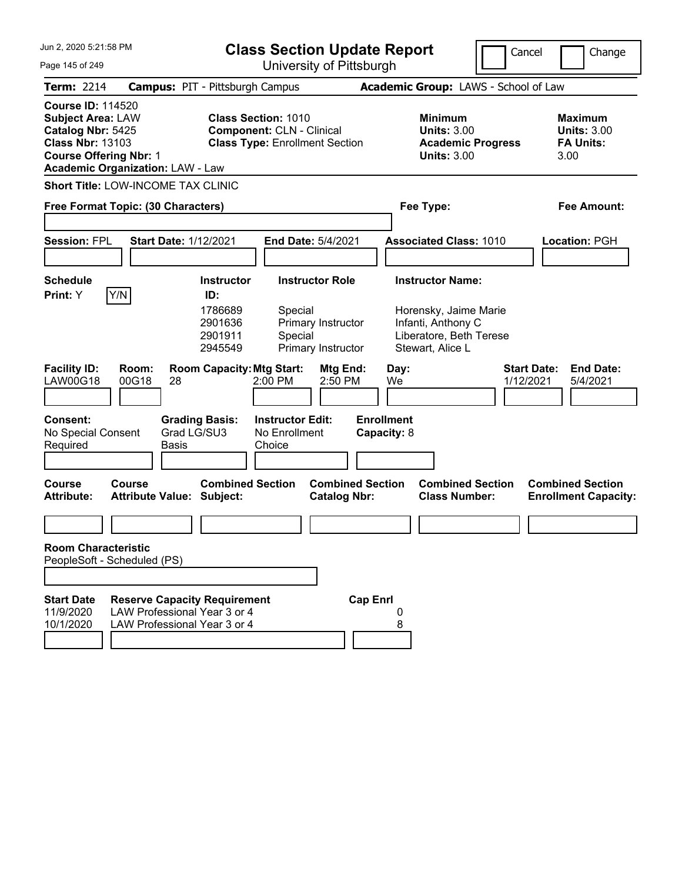# Class Section Update Report

University of Pittsburgh

Jun 2, 2020 5:21:58 PM

Cancel | Change

**Term:** 2214 **Campus:** PIT - Pittsburgh Campus **Academic Group:** LAWS - School of Law

**Course ID:** 114520
**Subject Area:** LAW
**Catalog Nbr:** 5425
**Class Nbr:** 13103
**Course Offering Nbr:** 1
**Academic Organization:** LAW - Law

**Class Section:** 1010
**Component:** CLN - Clinical
**Class Type:** Enrollment Section

**Minimum Units:** 3.00
**Academic Progress Units:** 3.00

**Maximum Units:** 3.00
**FA Units:** 3.00

**Short Title:** LOW-INCOME TAX CLINIC

**Free Format Topic: (30 Characters)**

**Fee Type:**

**Fee Amount:**

**Session:** FPL **Start Date:** 1/12/2021 **End Date:** 5/4/2021 **Associated Class:** 1010 **Location:** PGH

**Schedule Print:** Y [Y/N]

| Instructor ID | Instructor Role | Instructor Name |
|---|---|---|
| 1786689 | Special | Horensky, Jaime Marie |
| 2901636 | Primary Instructor | Infanti, Anthony C |
| 2901911 | Special | Liberatore, Beth Terese |
| 2945549 | Primary Instructor | Stewart, Alice L |

| Facility ID | Room | Room Capacity | Mtg Start | Mtg End | Day | Start Date | End Date |
|---|---|---|---|---|---|---|---|
| LAW00G18 | 00G18 | 28 | 2:00 PM | 2:50 PM | We | 1/12/2021 | 5/4/2021 |

**Consent:** No Special Consent Required
**Grading Basis:** Grad LG/SU3 Basis
**Instructor Edit:** No Enrollment Choice
**Enrollment Capacity:** 8

| Course Attribute | Course Attribute Value | Combined Section Subject | Combined Section Catalog Nbr | Combined Section Class Number | Combined Section Enrollment Capacity |
|---|---|---|---|---|---|
| | | | | | |

**Room Characteristic**
PeopleSoft - Scheduled (PS)

| Start Date | Reserve Capacity Requirement | Cap Enrl |
|---|---|---|
| 11/9/2020 | LAW Professional Year 3 or 4 | 0 |
| 10/1/2020 | LAW Professional Year 3 or 4 | 8 |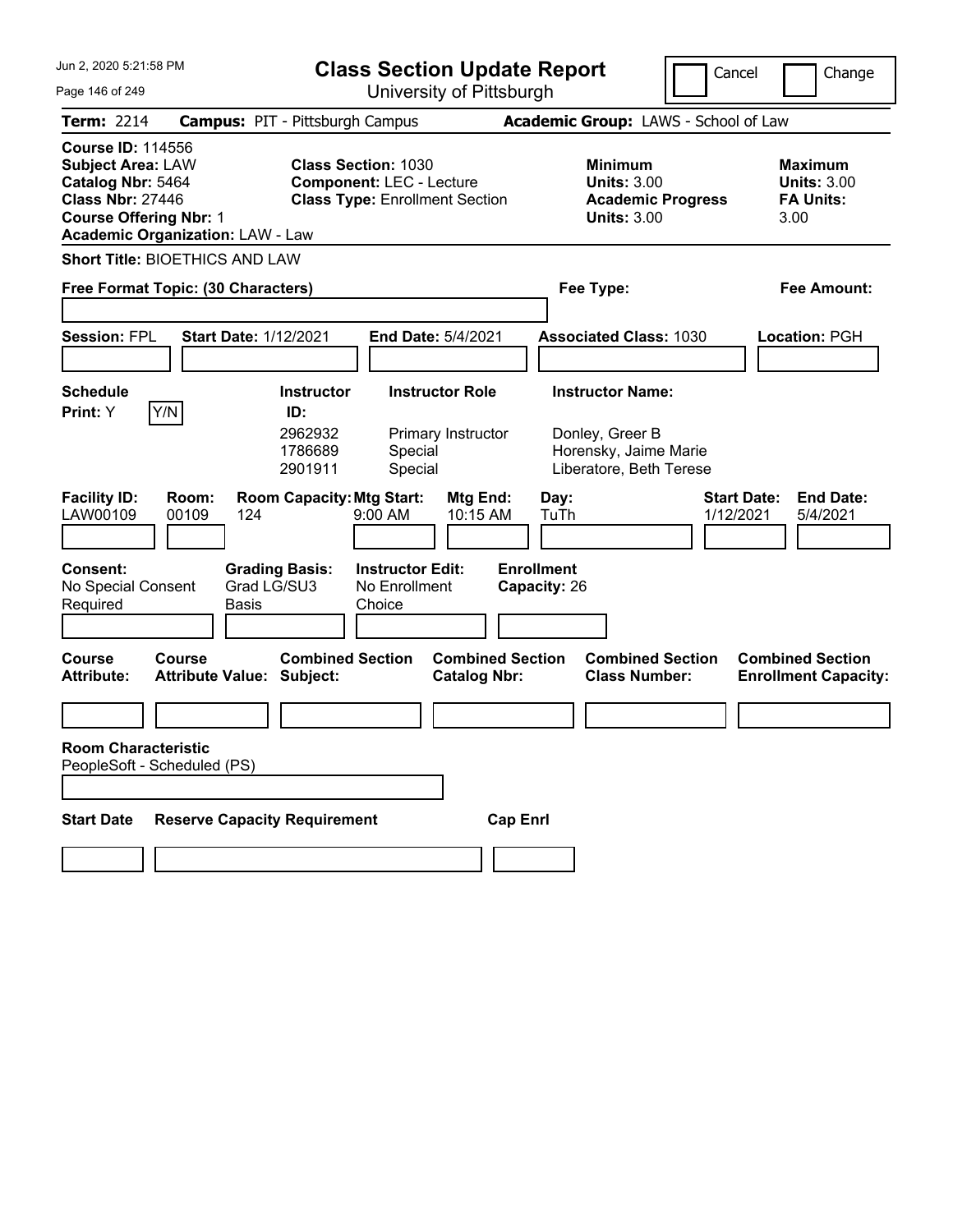Jun 2, 2020 5:21:58 PM

# Class Section Update Report

University of Pittsburgh

Cancel | Change

**Term:** 2214 **Campus:** PIT - Pittsburgh Campus **Academic Group:** LAWS - School of Law

**Course ID:** 114556
**Subject Area:** LAW
**Catalog Nbr:** 5464
**Class Nbr:** 27446
**Course Offering Nbr:** 1
**Academic Organization:** LAW - Law

**Class Section:** 1030
**Component:** LEC - Lecture
**Class Type:** Enrollment Section

**Minimum Units:** 3.00
**Academic Progress Units:** 3.00

**Maximum Units:** 3.00
**FA Units:** 3.00

**Short Title:** BIOETHICS AND LAW

**Free Format Topic: (30 Characters)** **Fee Type:** **Fee Amount:**

**Session:** FPL **Start Date:** 1/12/2021 **End Date:** 5/4/2021 **Associated Class:** 1030 **Location:** PGH

**Schedule Print:** Y Y/N

| Instructor ID | Instructor Role | Instructor Name |
|---|---|---|
| 2962932 | Primary Instructor | Donley, Greer B |
| 1786689 | Special | Horensky, Jaime Marie |
| 2901911 | Special | Liberatore, Beth Terese |

| Facility ID | Room | Room Capacity | Mtg Start | Mtg End | Day | Start Date | End Date |
|---|---|---|---|---|---|---|---|
| LAW00109 | 00109 | 124 | 9:00 AM | 10:15 AM | TuTh | 1/12/2021 | 5/4/2021 |

**Consent:** No Special Consent Required
**Grading Basis:** Grad LG/SU3 Basis
**Instructor Edit:** No Enrollment Choice
**Enrollment Capacity:** 26

| Course Attribute | Course Attribute Value | Combined Section Subject | Combined Section Catalog Nbr | Combined Section Class Number | Combined Section Enrollment Capacity |
|---|---|---|---|---|---|
| | | | | | |

**Room Characteristic**
PeopleSoft - Scheduled (PS)

| Start Date | Reserve Capacity Requirement | Cap Enrl |
|---|---|---|
| | | |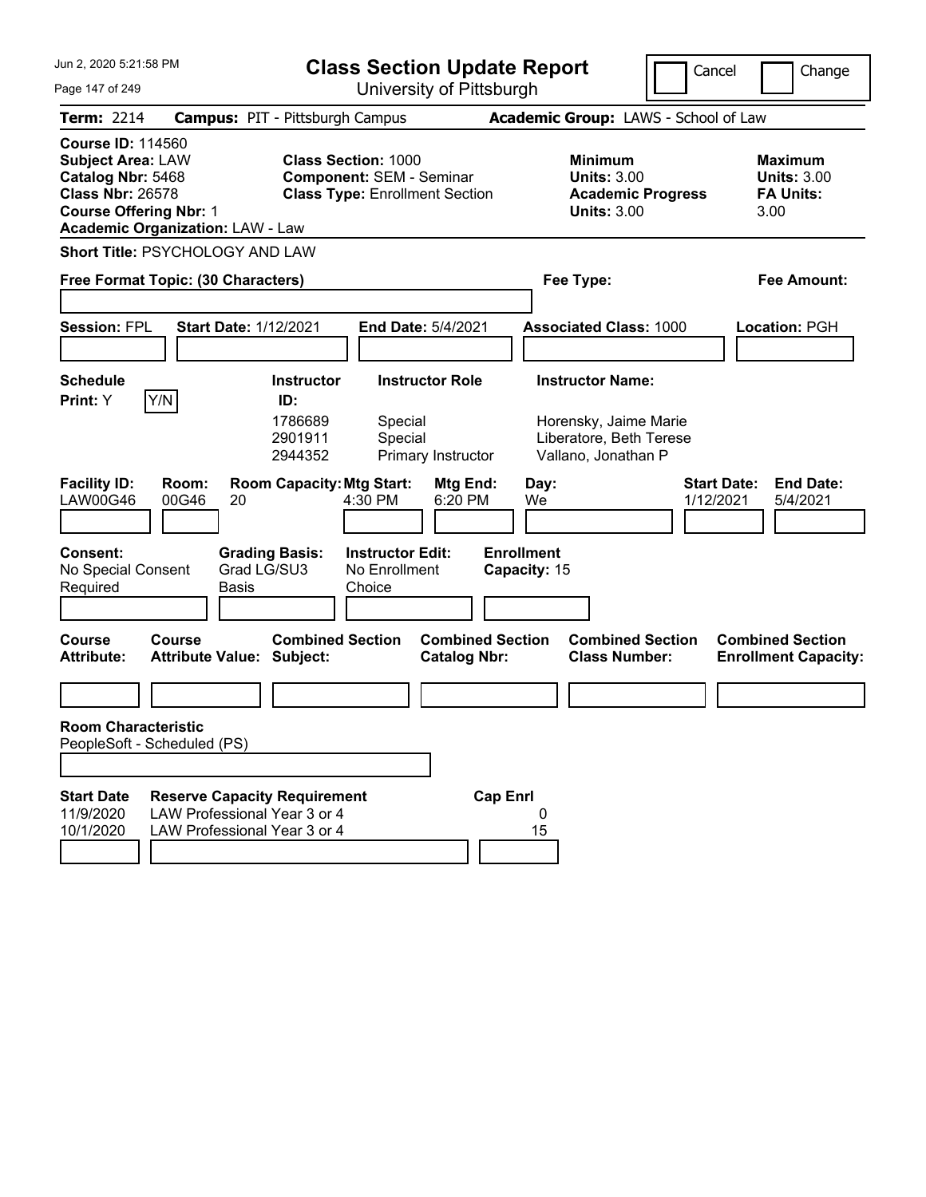# Class Section Update Report

University of Pittsburgh

Jun 2, 2020 5:21:58 PM

Cancel / Change

**Term:** 2214 **Campus:** PIT - Pittsburgh Campus **Academic Group:** LAWS - School of Law

**Course ID:** 114560
**Subject Area:** LAW
**Catalog Nbr:** 5468
**Class Nbr:** 26578
**Course Offering Nbr:** 1
**Academic Organization:** LAW - Law

**Class Section:** 1000
**Component:** SEM - Seminar
**Class Type:** Enrollment Section

**Minimum Units:** 3.00
**Academic Progress Units:** 3.00

**Maximum Units:** 3.00
**FA Units:** 3.00

**Short Title:** PSYCHOLOGY AND LAW

**Free Format Topic: (30 Characters)**

**Fee Type:**

**Fee Amount:**

**Session:** FPL **Start Date:** 1/12/2021 **End Date:** 5/4/2021 **Associated Class:** 1000 **Location:** PGH

**Schedule Print:** Y

| Instructor ID | Instructor Role | Instructor Name |
|---|---|---|
| 1786689 | Special | Horensky, Jaime Marie |
| 2901911 | Special | Liberatore, Beth Terese |
| 2944352 | Primary Instructor | Vallano, Jonathan P |

| Facility ID | Room | Room Capacity | Mtg Start | Mtg End | Day | Start Date | End Date |
|---|---|---|---|---|---|---|---|
| LAW00G46 | 00G46 | 20 | 4:30 PM | 6:20 PM | We | 1/12/2021 | 5/4/2021 |

**Consent:** No Special Consent Required
**Grading Basis:** Grad LG/SU3 Basis
**Instructor Edit:** No Enrollment Choice
**Enrollment Capacity:** 15

| Course Attribute | Course Attribute Value | Combined Section Subject | Combined Section Catalog Nbr | Combined Section Class Number | Combined Section Enrollment Capacity |
|---|---|---|---|---|---|
| | | | | | |

**Room Characteristic**
PeopleSoft - Scheduled (PS)

| Start Date | Reserve Capacity Requirement | Cap Enrl |
|---|---|---|
| 11/9/2020 | LAW Professional Year 3 or 4 | 0 |
| 10/1/2020 | LAW Professional Year 3 or 4 | 15 |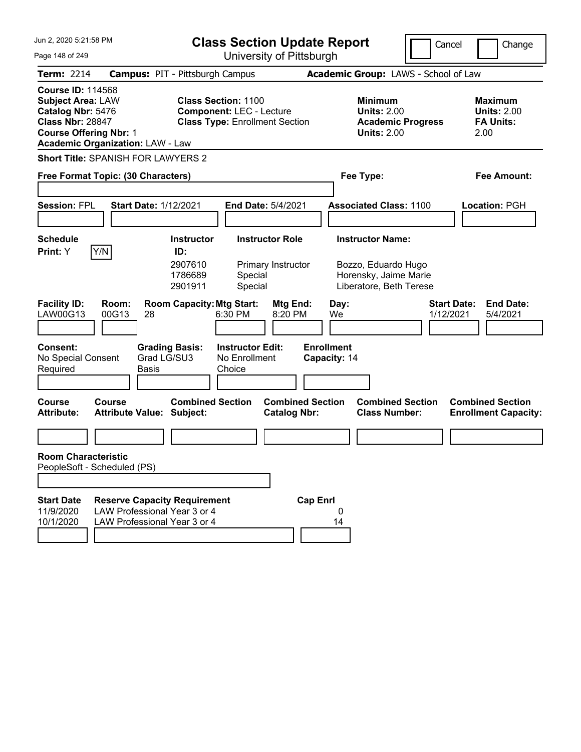# Class Section Update Report

University of Pittsburgh

Jun 2, 2020 5:21:58 PM

Cancel | Change

**Term:** 2214 **Campus:** PIT - Pittsburgh Campus **Academic Group:** LAWS - School of Law

**Course ID:** 114568
**Subject Area:** LAW
**Catalog Nbr:** 5476
**Class Nbr:** 28847
**Course Offering Nbr:** 1
**Academic Organization:** LAW - Law

**Class Section:** 1100
**Component:** LEC - Lecture
**Class Type:** Enrollment Section

**Minimum Units:** 2.00
**Academic Progress Units:** 2.00

**Maximum Units:** 2.00
**FA Units:** 2.00

**Short Title:** SPANISH FOR LAWYERS 2

**Free Format Topic: (30 Characters)**

**Fee Type:**

**Fee Amount:**

**Session:** FPL **Start Date:** 1/12/2021 **End Date:** 5/4/2021 **Associated Class:** 1100 **Location:** PGH

**Schedule Print:** Y

| Instructor ID | Instructor Role | Instructor Name |
|---|---|---|
| 2907610 | Primary Instructor | Bozzo, Eduardo Hugo |
| 1786689 | Special | Horensky, Jaime Marie |
| 2901911 | Special | Liberatore, Beth Terese |

| Facility ID | Room | Room Capacity | Mtg Start | Mtg End | Day | Start Date | End Date |
|---|---|---|---|---|---|---|---|
| LAW00G13 | 00G13 | 28 | 6:30 PM | 8:20 PM | We | 1/12/2021 | 5/4/2021 |

**Consent:** No Special Consent Required
**Grading Basis:** Grad LG/SU3 Basis
**Instructor Edit:** No Enrollment Choice
**Enrollment Capacity:** 14

| Course Attribute | Course Attribute Value | Combined Section Subject | Combined Section Catalog Nbr | Combined Section Class Number | Combined Section Enrollment Capacity |
|---|---|---|---|---|---|
| | | | | | |

**Room Characteristic**
PeopleSoft - Scheduled (PS)

| Start Date | Reserve Capacity Requirement | Cap Enrl |
|---|---|---|
| 11/9/2020 | LAW Professional Year 3 or 4 | 0 |
| 10/1/2020 | LAW Professional Year 3 or 4 | 14 |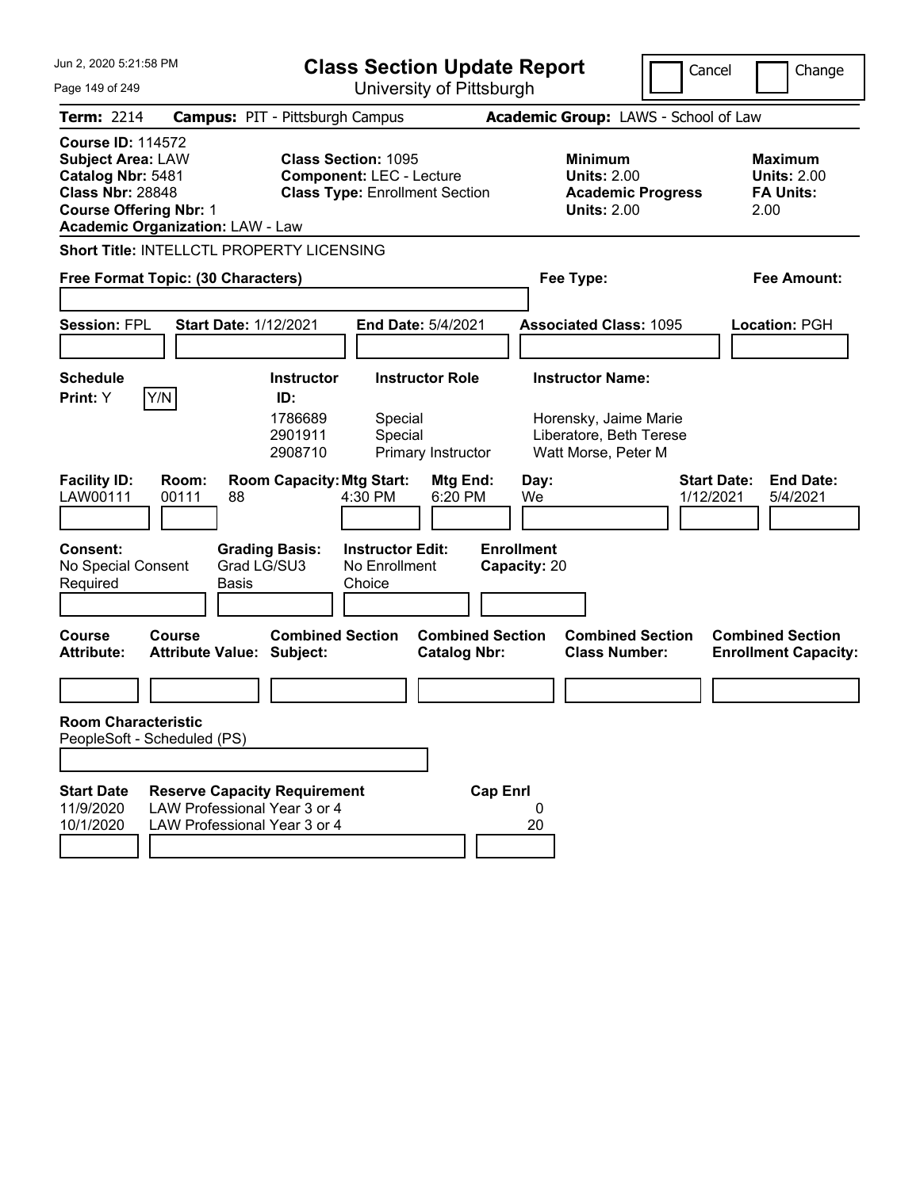Jun 2, 2020 5:21:58 PM

# Class Section Update Report

University of Pittsburgh

Cancel | Change

**Term:** 2214 **Campus:** PIT - Pittsburgh Campus **Academic Group:** LAWS - School of Law

**Course ID:** 114572
**Subject Area:** LAW
**Catalog Nbr:** 5481
**Class Nbr:** 28848
**Course Offering Nbr:** 1
**Academic Organization:** LAW - Law

**Class Section:** 1095
**Component:** LEC - Lecture
**Class Type:** Enrollment Section

**Minimum Units:** 2.00
**Academic Progress Units:** 2.00

**Maximum Units:** 2.00
**FA Units:** 2.00

**Short Title:** INTELLCTL PROPERTY LICENSING

**Free Format Topic: (30 Characters)**

**Fee Type:**

**Fee Amount:**

**Session:** FPL **Start Date:** 1/12/2021 **End Date:** 5/4/2021 **Associated Class:** 1095 **Location:** PGH

**Schedule Print:** Y [Y/N]

| Instructor ID: | Instructor Role | Instructor Name: |
|---|---|---|
| 1786689 | Special | Horensky, Jaime Marie |
| 2901911 | Special | Liberatore, Beth Terese |
| 2908710 | Primary Instructor | Watt Morse, Peter M |

| Facility ID: | Room: | Room Capacity: | Mtg Start: | Mtg End: | Day: | Start Date: | End Date: |
|---|---|---|---|---|---|---|---|
| LAW00111 | 00111 | 88 | 4:30 PM | 6:20 PM | We | 1/12/2021 | 5/4/2021 |

**Consent:** No Special Consent Required
**Grading Basis:** Grad LG/SU3 Basis
**Instructor Edit:** No Enrollment Choice
**Enrollment Capacity:** 20

| Course Attribute: | Course Attribute Value: | Combined Section Subject: | Combined Section Catalog Nbr: | Combined Section Class Number: | Combined Section Enrollment Capacity: |
|---|---|---|---|---|---|
| | | | | | |

**Room Characteristic**
PeopleSoft - Scheduled (PS)

| Start Date | Reserve Capacity Requirement | Cap Enrl |
|---|---|---|
| 11/9/2020 | LAW Professional Year 3 or 4 | 0 |
| 10/1/2020 | LAW Professional Year 3 or 4 | 20 |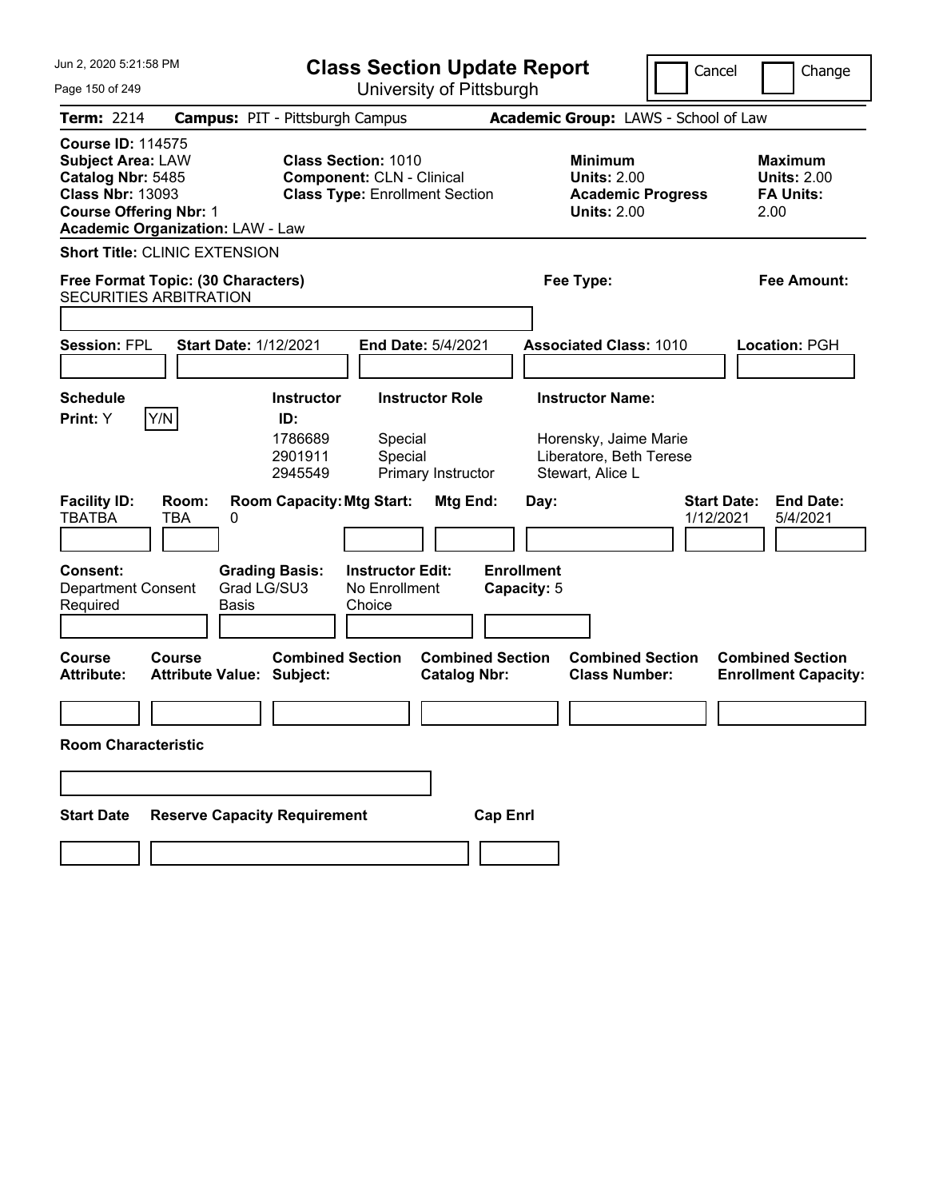# Class Section Update Report

University of Pittsburgh

Cancel | Change

**Term:** 2214 **Campus:** PIT - Pittsburgh Campus **Academic Group:** LAWS - School of Law

**Course ID:** 114575
**Subject Area:** LAW
**Catalog Nbr:** 5485
**Class Nbr:** 13093
**Course Offering Nbr:** 1
**Academic Organization:** LAW - Law

**Class Section:** 1010
**Component:** CLN - Clinical
**Class Type:** Enrollment Section

**Minimum Units:** 2.00
**Academic Progress Units:** 2.00

**Maximum Units:** 2.00
**FA Units:** 2.00

**Short Title:** CLINIC EXTENSION

**Free Format Topic: (30 Characters)** SECURITIES ARBITRATION

**Fee Type:**

**Fee Amount:**

**Session:** FPL **Start Date:** 1/12/2021 **End Date:** 5/4/2021 **Associated Class:** 1010 **Location:** PGH

**Schedule Print:** Y  Y/N

| Instructor ID: | Instructor Role | Instructor Name: |
|---|---|---|
| 1786689 | Special | Horensky, Jaime Marie |
| 2901911 | Special | Liberatore, Beth Terese |
| 2945549 | Primary Instructor | Stewart, Alice L |

| Facility ID: | Room: | Room Capacity: | Mtg Start: | Mtg End: | Day: | Start Date: | End Date: |
|---|---|---|---|---|---|---|---|
| TBATBA | TBA | 0 | | | | 1/12/2021 | 5/4/2021 |

**Consent:** Department Consent Required
**Grading Basis:** Grad LG/SU3 Basis
**Instructor Edit:** No Enrollment Choice
**Enrollment Capacity:** 5

| Course Attribute: | Course Attribute Value: | Combined Section Subject: | Combined Section Catalog Nbr: | Combined Section Class Number: | Combined Section Enrollment Capacity: |
|---|---|---|---|---|---|
| | | | | | |

**Room Characteristic**

| Start Date | Reserve Capacity Requirement | Cap Enrl |
|---|---|---|
| | | |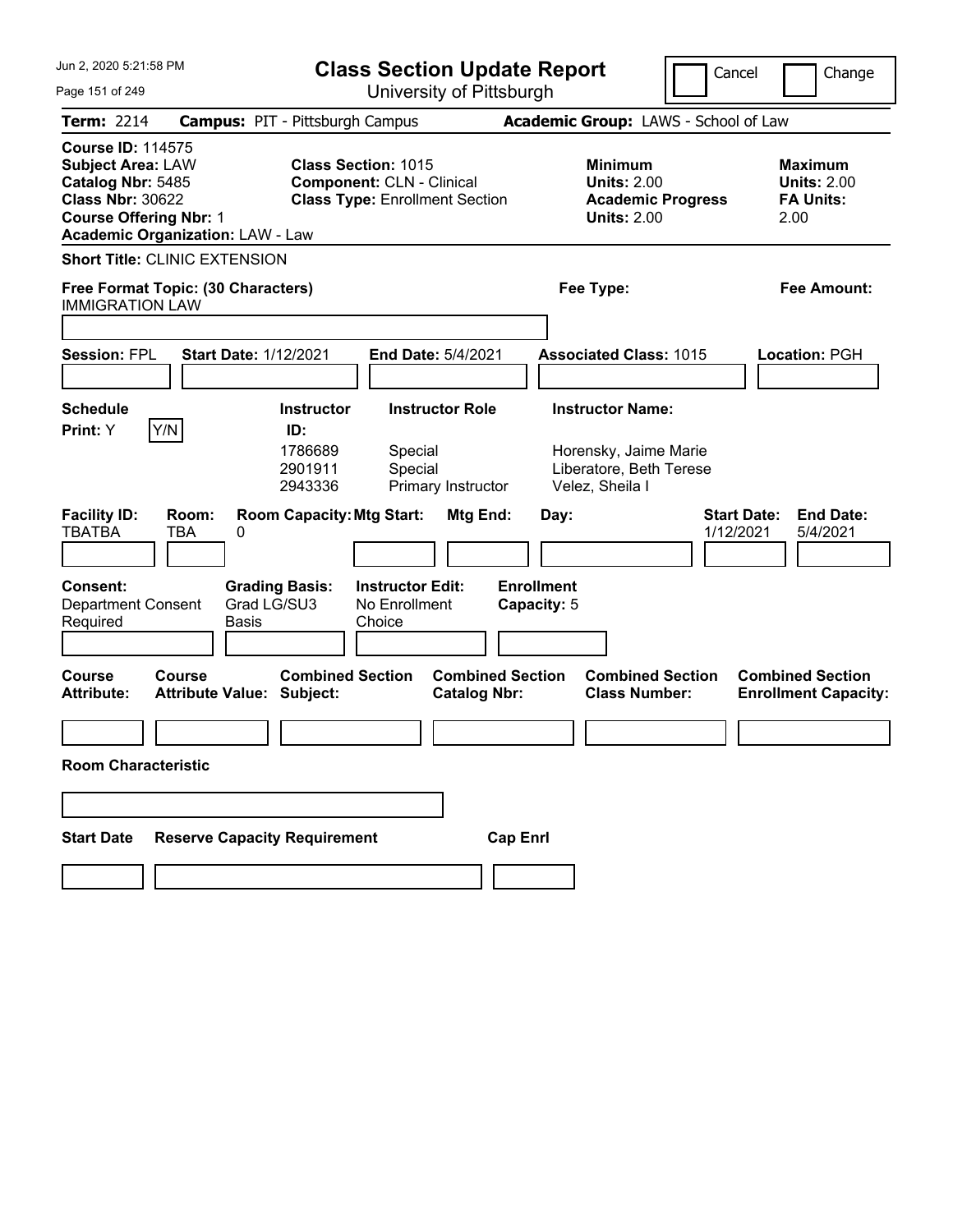Jun 2, 2020 5:21:58 PM

# Class Section Update Report

University of Pittsburgh

Cancel | Change

**Term:** 2214 **Campus:** PIT - Pittsburgh Campus **Academic Group:** LAWS - School of Law

**Course ID:** 114575
**Subject Area:** LAW
**Catalog Nbr:** 5485
**Class Nbr:** 30622
**Course Offering Nbr:** 1
**Academic Organization:** LAW - Law

**Class Section:** 1015
**Component:** CLN - Clinical
**Class Type:** Enrollment Section

**Minimum Units:** 2.00
**Academic Progress Units:** 2.00

**Maximum Units:** 2.00
**FA Units:** 2.00

**Short Title:** CLINIC EXTENSION

**Free Format Topic: (30 Characters)** IMMIGRATION LAW

**Fee Type:**

**Fee Amount:**

**Session:** FPL **Start Date:** 1/12/2021 **End Date:** 5/4/2021 **Associated Class:** 1015 **Location:** PGH

**Schedule Print:** Y [Y/N]

| Instructor ID | Instructor Role | Instructor Name |
|---|---|---|
| 1786689 | Special | Horensky, Jaime Marie |
| 2901911 | Special | Liberatore, Beth Terese |
| 2943336 | Primary Instructor | Velez, Sheila I |

| Facility ID | Room | Room Capacity | Mtg Start | Mtg End | Day | Start Date | End Date |
|---|---|---|---|---|---|---|---|
| TBATBA | TBA | 0 | | | | 1/12/2021 | 5/4/2021 |

**Consent:** Department Consent Required
**Grading Basis:** Grad LG/SU3 Basis
**Instructor Edit:** No Enrollment Choice
**Enrollment Capacity:** 5

| Course Attribute | Course Attribute Value | Combined Section Subject | Combined Section Catalog Nbr | Combined Section Class Number | Combined Section Enrollment Capacity |
|---|---|---|---|---|---|
| | | | | | |

**Room Characteristic**

| Start Date | Reserve Capacity Requirement | Cap Enrl |
|---|---|---|
| | | |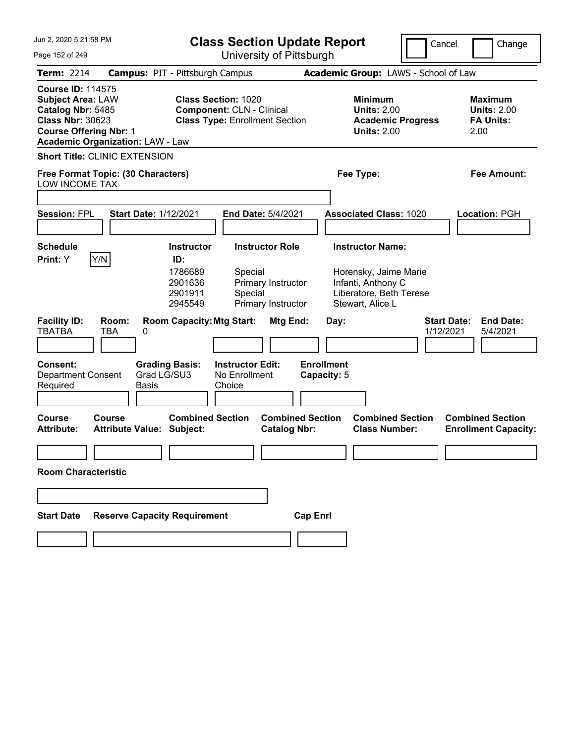Jun 2, 2020 5:21:58 PM

# Class Section Update Report

University of Pittsburgh

Cancel | Change

**Term:** 2214 **Campus:** PIT - Pittsburgh Campus **Academic Group:** LAWS - School of Law

**Course ID:** 114575
**Subject Area:** LAW
**Catalog Nbr:** 5485
**Class Nbr:** 30623
**Course Offering Nbr:** 1
**Academic Organization:** LAW - Law

**Class Section:** 1020
**Component:** CLN - Clinical
**Class Type:** Enrollment Section

**Minimum Units:** 2.00
**Academic Progress Units:** 2.00

**Maximum Units:** 2.00
**FA Units:** 2.00

**Short Title:** CLINIC EXTENSION

**Free Format Topic: (30 Characters)** LOW INCOME TAX

**Fee Type:**

**Fee Amount:**

**Session:** FPL **Start Date:** 1/12/2021 **End Date:** 5/4/2021 **Associated Class:** 1020 **Location:** PGH

**Schedule Print:** Y [Y/N]

| Instructor ID | Instructor Role | Instructor Name |
|---|---|---|
| 1786689 | Special | Horensky, Jaime Marie |
| 2901636 | Primary Instructor | Infanti, Anthony C |
| 2901911 | Special | Liberatore, Beth Terese |
| 2945549 | Primary Instructor | Stewart, Alice L |

| Facility ID: | Room: | Room Capacity: | Mtg Start: | Mtg End: | Day: | Start Date: | End Date: |
|---|---|---|---|---|---|---|---|
| TBATBA | TBA | 0 | | | | 1/12/2021 | 5/4/2021 |

**Consent:** Department Consent Required
**Grading Basis:** Grad LG/SU3 Basis
**Instructor Edit:** No Enrollment Choice
**Enrollment Capacity:** 5

| Course Attribute: | Course Attribute Value: | Combined Section Subject: | Combined Section Catalog Nbr: | Combined Section Class Number: | Combined Section Enrollment Capacity: |
|---|---|---|---|---|---|
| | | | | | |

**Room Characteristic**

| Start Date | Reserve Capacity Requirement | Cap Enrl |
|---|---|---|
| | | |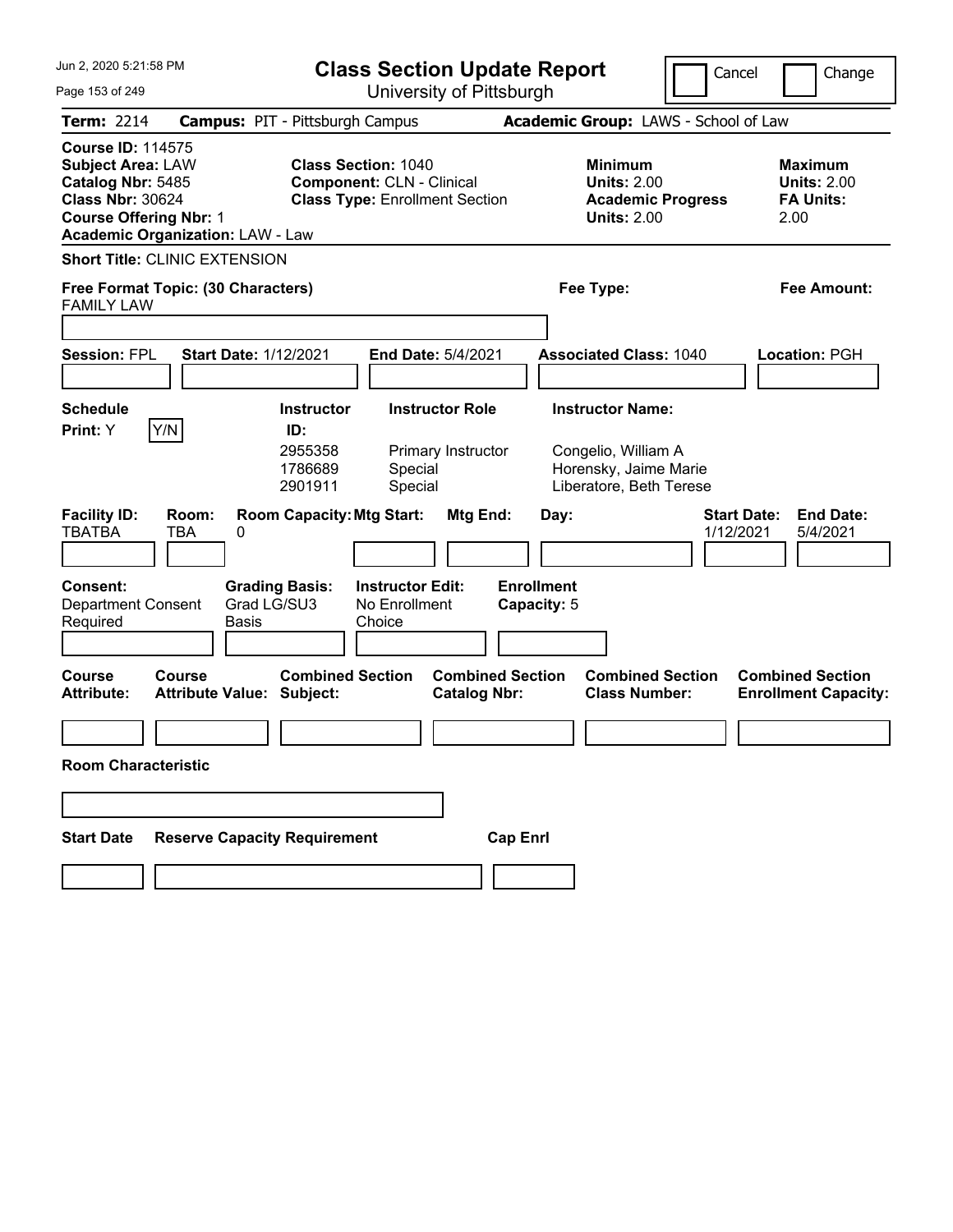Jun 2, 2020 5:21:58 PM

# Class Section Update Report

University of Pittsburgh

Cancel | Change

**Term:** 2214 **Campus:** PIT - Pittsburgh Campus **Academic Group:** LAWS - School of Law

**Course ID:** 114575
**Subject Area:** LAW
**Catalog Nbr:** 5485
**Class Nbr:** 30624
**Course Offering Nbr:** 1
**Academic Organization:** LAW - Law

**Class Section:** 1040
**Component:** CLN - Clinical
**Class Type:** Enrollment Section

**Minimum Units:** 2.00
**Academic Progress Units:** 2.00

**Maximum Units:** 2.00
**FA Units:** 2.00

**Short Title:** CLINIC EXTENSION

**Free Format Topic: (30 Characters)**
FAMILY LAW

**Fee Type:**

**Fee Amount:**

**Session:** FPL **Start Date:** 1/12/2021 **End Date:** 5/4/2021 **Associated Class:** 1040 **Location:** PGH

**Schedule Print:** Y [Y/N]

| Instructor ID: | Instructor Role | Instructor Name: |
|---|---|---|
| 2955358 | Primary Instructor | Congelio, William A |
| 1786689 | Special | Horensky, Jaime Marie |
| 2901911 | Special | Liberatore, Beth Terese |

| Facility ID: | Room: | Room Capacity: | Mtg Start: | Mtg End: | Day: | Start Date: | End Date: |
|---|---|---|---|---|---|---|---|
| TBATBA | TBA | 0 | | | | 1/12/2021 | 5/4/2021 |

**Consent:** Department Consent Required
**Grading Basis:** Grad LG/SU3 Basis
**Instructor Edit:** No Enrollment Choice
**Enrollment Capacity:** 5

| Course Attribute: | Course Attribute Value: | Combined Section Subject: | Combined Section Catalog Nbr: | Combined Section Class Number: | Combined Section Enrollment Capacity: |
|---|---|---|---|---|---|
| | | | | | |

**Room Characteristic**

| Start Date | Reserve Capacity Requirement | Cap Enrl |
|---|---|---|
| | | |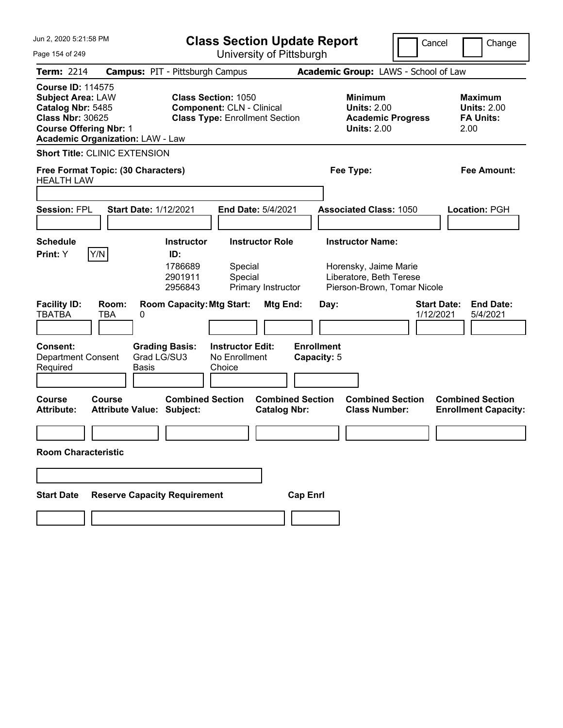# Class Section Update Report

University of Pittsburgh

Jun 2, 2020 5:21:58 PM

Cancel | Change

**Term:** 2214 **Campus:** PIT - Pittsburgh Campus **Academic Group:** LAWS - School of Law

**Course ID:** 114575
**Subject Area:** LAW
**Catalog Nbr:** 5485
**Class Nbr:** 30625
**Course Offering Nbr:** 1
**Academic Organization:** LAW - Law

**Class Section:** 1050
**Component:** CLN - Clinical
**Class Type:** Enrollment Section

**Minimum Units:** 2.00
**Academic Progress Units:** 2.00

**Maximum Units:** 2.00
**FA Units:** 2.00

**Short Title:** CLINIC EXTENSION

**Free Format Topic: (30 Characters)** HEALTH LAW

**Fee Type:**

**Fee Amount:**

**Session:** FPL **Start Date:** 1/12/2021 **End Date:** 5/4/2021 **Associated Class:** 1050 **Location:** PGH

**Schedule Print:** Y  Y/N

| Instructor ID: | Instructor Role | Instructor Name: |
|---|---|---|
| 1786689 | Special | Horensky, Jaime Marie |
| 2901911 | Special | Liberatore, Beth Terese |
| 2956843 | Primary Instructor | Pierson-Brown, Tomar Nicole |

| Facility ID: | Room: | Room Capacity: | Mtg Start: | Mtg End: | Day: | Start Date: | End Date: |
|---|---|---|---|---|---|---|---|
| TBATBA | TBA | 0 | | | | 1/12/2021 | 5/4/2021 |

**Consent:** Department Consent Required

**Grading Basis:** Grad LG/SU3 Basis

**Instructor Edit:** No Enrollment Choice

**Enrollment Capacity:** 5

| Course Attribute: | Course Attribute Value: | Combined Section Subject: | Combined Section Catalog Nbr: | Combined Section Class Number: | Combined Section Enrollment Capacity: |
|---|---|---|---|---|---|
| | | | | | |

**Room Characteristic**

| Start Date | Reserve Capacity Requirement | Cap Enrl |
|---|---|---|
| | | |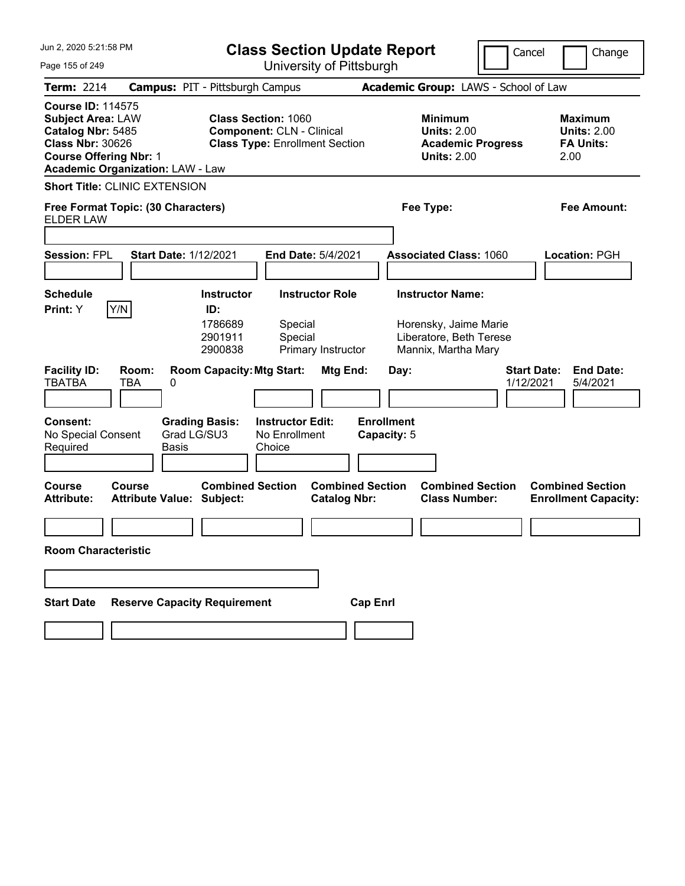Jun 2, 2020 5:21:58 PM

# Class Section Update Report

University of Pittsburgh

Cancel | Change

**Term:** 2214 **Campus:** PIT - Pittsburgh Campus **Academic Group:** LAWS - School of Law

**Course ID:** 114575
**Subject Area:** LAW
**Catalog Nbr:** 5485
**Class Nbr:** 30626
**Course Offering Nbr:** 1
**Academic Organization:** LAW - Law

**Class Section:** 1060
**Component:** CLN - Clinical
**Class Type:** Enrollment Section

**Minimum Units:** 2.00
**Academic Progress Units:** 2.00

**Maximum Units:** 2.00
**FA Units:** 2.00

**Short Title:** CLINIC EXTENSION

**Free Format Topic: (30 Characters)**
ELDER LAW

**Fee Type:**
**Fee Amount:**

**Session:** FPL **Start Date:** 1/12/2021 **End Date:** 5/4/2021 **Associated Class:** 1060 **Location:** PGH

**Schedule Print:** Y Y/N

| Instructor ID: | Instructor Role | Instructor Name: |
|---|---|---|
| 1786689 | Special | Horensky, Jaime Marie |
| 2901911 | Special | Liberatore, Beth Terese |
| 2900838 | Primary Instructor | Mannix, Martha Mary |

| Facility ID: | Room: | Room Capacity: | Mtg Start: | Mtg End: | Day: | Start Date: | End Date: |
|---|---|---|---|---|---|---|---|
| TBATBA | TBA | 0 | | | | 1/12/2021 | 5/4/2021 |

**Consent:** No Special Consent Required
**Grading Basis:** Grad LG/SU3 Basis
**Instructor Edit:** No Enrollment Choice
**Enrollment Capacity:** 5

| Course Attribute: | Course Attribute Value: | Combined Section Subject: | Combined Section Catalog Nbr: | Combined Section Class Number: | Combined Section Enrollment Capacity: |
|---|---|---|---|---|---|
| | | | | | |

**Room Characteristic**

| Start Date | Reserve Capacity Requirement | Cap Enrl |
|---|---|---|
| | | |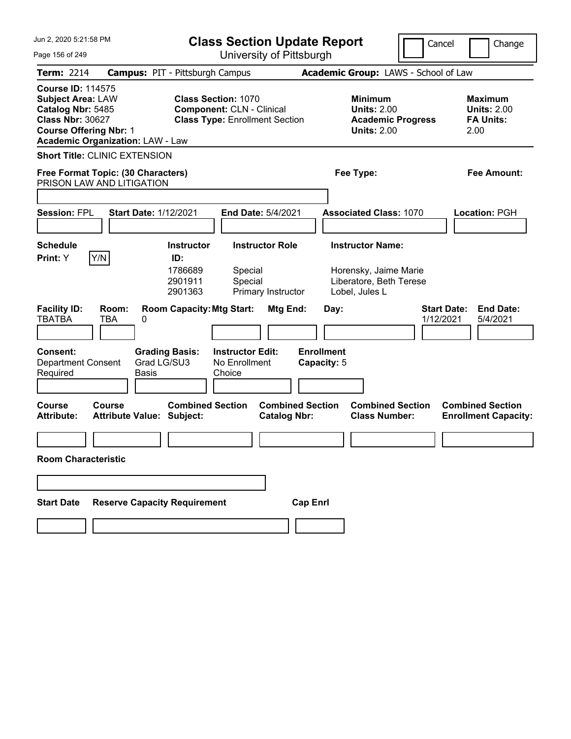# Class Section Update Report

University of Pittsburgh

Jun 2, 2020 5:21:58 PM

Cancel | Change

**Term:** 2214 **Campus:** PIT - Pittsburgh Campus **Academic Group:** LAWS - School of Law

**Course ID:** 114575
**Subject Area:** LAW
**Catalog Nbr:** 5485
**Class Nbr:** 30627
**Course Offering Nbr:** 1
**Academic Organization:** LAW - Law

**Class Section:** 1070
**Component:** CLN - Clinical
**Class Type:** Enrollment Section

**Minimum Units:** 2.00
**Academic Progress Units:** 2.00

**Maximum Units:** 2.00
**FA Units:** 2.00

**Short Title:** CLINIC EXTENSION

**Free Format Topic: (30 Characters)** PRISON LAW AND LITIGATION

**Fee Type:**

**Fee Amount:**

**Session:** FPL **Start Date:** 1/12/2021 **End Date:** 5/4/2021 **Associated Class:** 1070 **Location:** PGH

**Schedule Print:** Y [Y/N]

| Instructor ID | Instructor Role | Instructor Name |
|---|---|---|
| 1786689 | Special | Horensky, Jaime Marie |
| 2901911 | Special | Liberatore, Beth Terese |
| 2901363 | Primary Instructor | Lobel, Jules L |

| Facility ID | Room | Room Capacity | Mtg Start | Mtg End | Day | Start Date | End Date |
|---|---|---|---|---|---|---|---|
| TBATBA | TBA | 0 | | | | 1/12/2021 | 5/4/2021 |

**Consent:** Department Consent Required
**Grading Basis:** Grad LG/SU3 Basis
**Instructor Edit:** No Enrollment Choice
**Enrollment Capacity:** 5

| Course Attribute | Course Attribute Value | Combined Section Subject | Combined Section Catalog Nbr | Combined Section Class Number | Combined Section Enrollment Capacity |
|---|---|---|---|---|---|
| | | | | | |

**Room Characteristic**

| Start Date | Reserve Capacity Requirement | Cap Enrl |
|---|---|---|
| | | |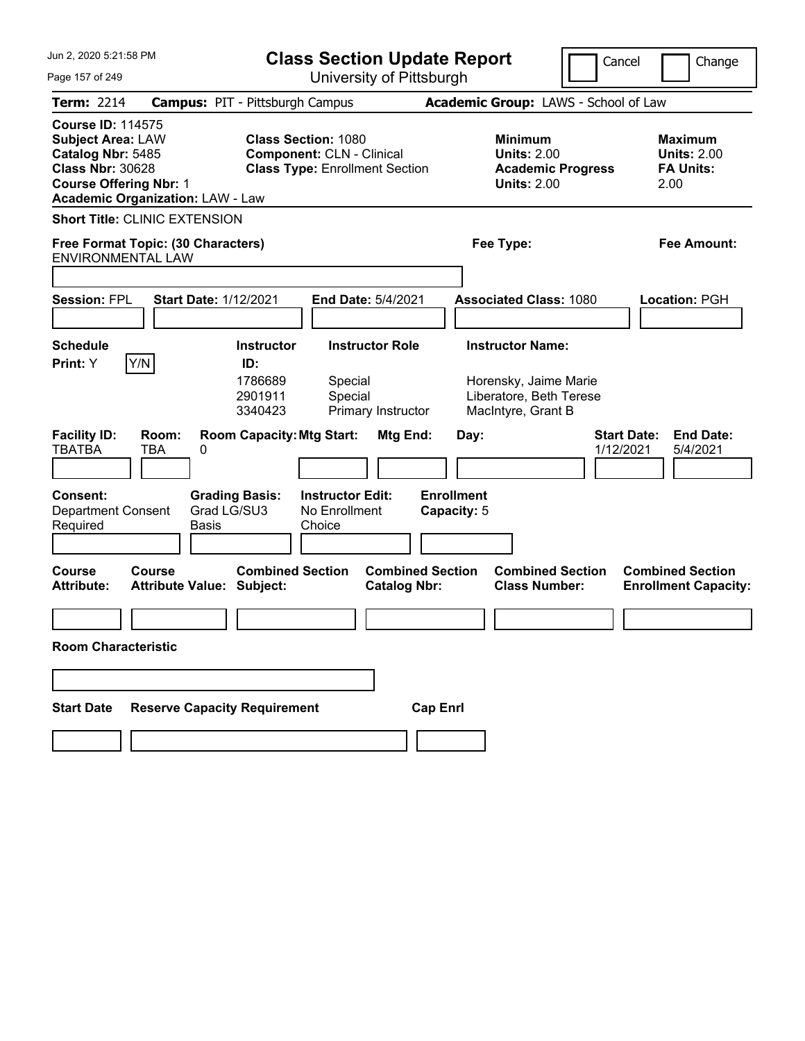Jun 2, 2020 5:21:58 PM

# Class Section Update Report

University of Pittsburgh

Cancel | Change

**Term:** 2214 **Campus:** PIT - Pittsburgh Campus **Academic Group:** LAWS - School of Law

**Course ID:** 114575
**Subject Area:** LAW
**Catalog Nbr:** 5485
**Class Nbr:** 30628
**Course Offering Nbr:** 1
**Academic Organization:** LAW - Law

**Class Section:** 1080
**Component:** CLN - Clinical
**Class Type:** Enrollment Section

**Minimum Units:** 2.00
**Academic Progress Units:** 2.00

**Maximum Units:** 2.00
**FA Units:** 2.00

**Short Title:** CLINIC EXTENSION

**Free Format Topic: (30 Characters)**
ENVIRONMENTAL LAW

**Fee Type:**

**Fee Amount:**

**Session:** FPL **Start Date:** 1/12/2021 **End Date:** 5/4/2021 **Associated Class:** 1080 **Location:** PGH

**Schedule Print:** Y [Y/N]

| Instructor ID | Instructor Role | Instructor Name |
|---|---|---|
| 1786689 | Special | Horensky, Jaime Marie |
| 2901911 | Special | Liberatore, Beth Terese |
| 3340423 | Primary Instructor | MacIntyre, Grant B |

| Facility ID | Room | Room Capacity | Mtg Start | Mtg End | Day | Start Date | End Date |
|---|---|---|---|---|---|---|---|
| TBATBA | TBA | 0 | | | | 1/12/2021 | 5/4/2021 |

**Consent:** Department Consent Required
**Grading Basis:** Grad LG/SU3 Basis
**Instructor Edit:** No Enrollment Choice
**Enrollment Capacity:** 5

| Course Attribute | Course Attribute Value | Combined Section Subject | Combined Section Catalog Nbr | Combined Section Class Number | Combined Section Enrollment Capacity |
|---|---|---|---|---|---|
| | | | | | |

**Room Characteristic**

| Start Date | Reserve Capacity Requirement | Cap Enrl |
|---|---|---|
| | | |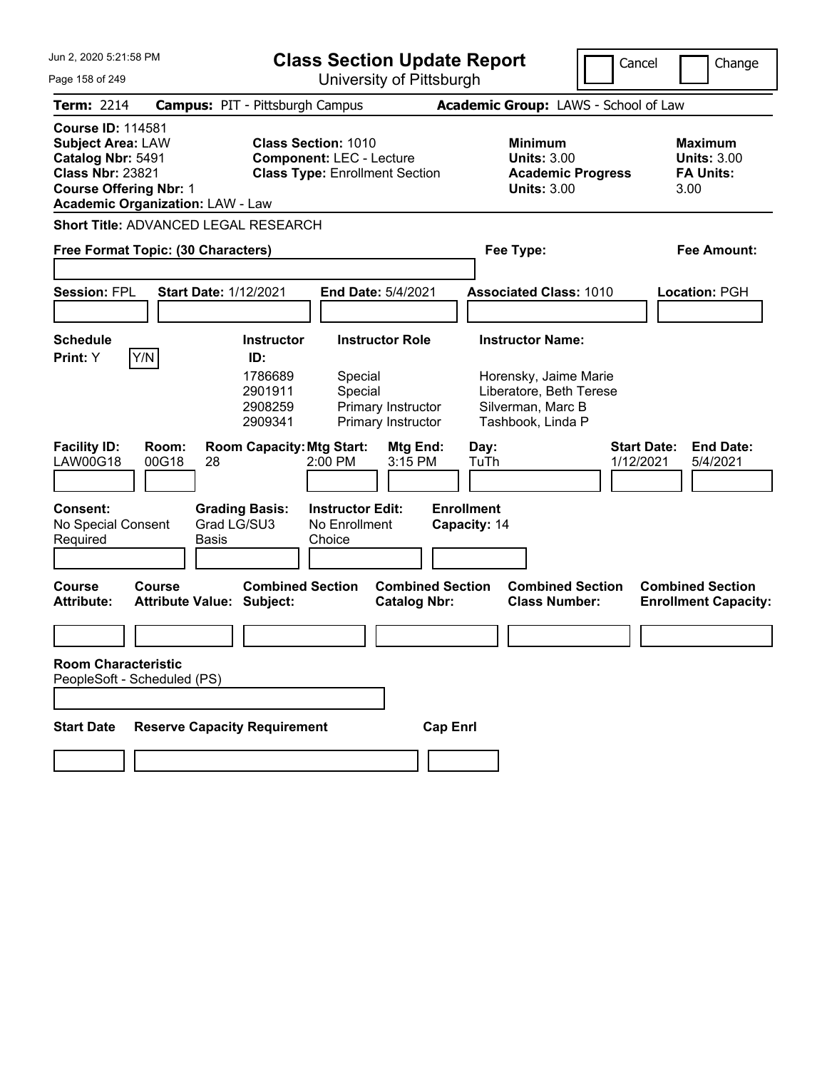# Class Section Update Report

University of Pittsburgh

Cancel | Change

**Term:** 2214 **Campus:** PIT - Pittsburgh Campus **Academic Group:** LAWS - School of Law

**Course ID:** 114581
**Subject Area:** LAW
**Catalog Nbr:** 5491
**Class Nbr:** 23821
**Course Offering Nbr:** 1
**Academic Organization:** LAW - Law

**Class Section:** 1010
**Component:** LEC - Lecture
**Class Type:** Enrollment Section

**Minimum Units:** 3.00
**Academic Progress Units:** 3.00

**Maximum Units:** 3.00
**FA Units:** 3.00

**Short Title:** ADVANCED LEGAL RESEARCH

**Free Format Topic: (30 Characters)**

**Fee Type:**

**Fee Amount:**

**Session:** FPL **Start Date:** 1/12/2021 **End Date:** 5/4/2021 **Associated Class:** 1010 **Location:** PGH

**Schedule Print:** Y Y/N

| Instructor ID | Instructor Role | Instructor Name |
|---|---|---|
| 1786689 | Special | Horensky, Jaime Marie |
| 2901911 | Special | Liberatore, Beth Terese |
| 2908259 | Primary Instructor | Silverman, Marc B |
| 2909341 | Primary Instructor | Tashbook, Linda P |

| Facility ID | Room | Room Capacity | Mtg Start | Mtg End | Day | Start Date | End Date |
|---|---|---|---|---|---|---|---|
| LAW00G18 | 00G18 | 28 | 2:00 PM | 3:15 PM | TuTh | 1/12/2021 | 5/4/2021 |

**Consent:** No Special Consent Required

**Grading Basis:** Grad LG/SU3 Basis

**Instructor Edit:** No Enrollment Choice

**Enrollment Capacity:** 14

| Course Attribute | Course Attribute Value | Combined Section Subject | Combined Section Catalog Nbr | Combined Section Class Number | Combined Section Enrollment Capacity |
|---|---|---|---|---|---|
| | | | | | |

**Room Characteristic**
PeopleSoft - Scheduled (PS)

| Start Date | Reserve Capacity Requirement | Cap Enrl |
|---|---|---|
| | | |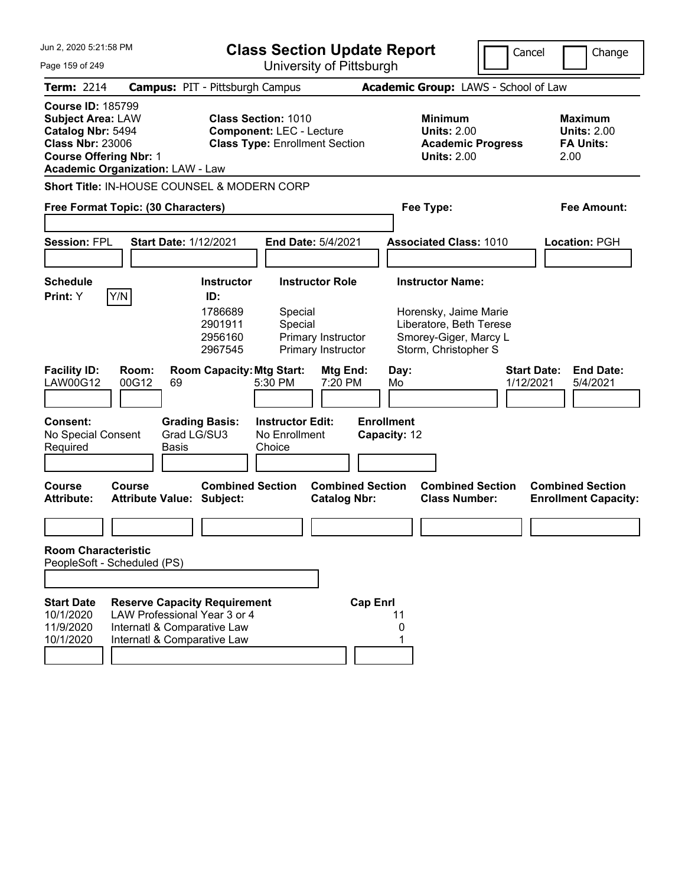# Class Section Update Report

University of Pittsburgh

Cancel ☐ Change ☐

**Term:** 2214 **Campus:** PIT - Pittsburgh Campus **Academic Group:** LAWS - School of Law

**Course ID:** 185799
**Subject Area:** LAW
**Catalog Nbr:** 5494
**Class Nbr:** 23006
**Course Offering Nbr:** 1
**Academic Organization:** LAW - Law

**Class Section:** 1010
**Component:** LEC - Lecture
**Class Type:** Enrollment Section

**Minimum Units:** 2.00
**Academic Progress Units:** 2.00

**Maximum Units:** 2.00
**FA Units:** 2.00

**Short Title:** IN-HOUSE COUNSEL & MODERN CORP

**Free Format Topic: (30 Characters)**

**Fee Type:**

**Fee Amount:**

**Session:** FPL **Start Date:** 1/12/2021 **End Date:** 5/4/2021 **Associated Class:** 1010 **Location:** PGH

**Schedule Print:** Y Y/N

| Instructor ID: | Instructor Role | Instructor Name: |
|---|---|---|
| 1786689 | Special | Horensky, Jaime Marie |
| 2901911 | Special | Liberatore, Beth Terese |
| 2956160 | Primary Instructor | Smorey-Giger, Marcy L |
| 2967545 | Primary Instructor | Storm, Christopher S |

| Facility ID: | Room: | Room Capacity: | Mtg Start: | Mtg End: | Day: | Start Date: | End Date: |
|---|---|---|---|---|---|---|---|
| LAW00G12 | 00G12 | 69 | 5:30 PM | 7:20 PM | Mo | 1/12/2021 | 5/4/2021 |

**Consent:** No Special Consent Required
**Grading Basis:** Grad LG/SU3 Basis
**Instructor Edit:** No Enrollment Choice
**Enrollment Capacity:** 12

| Course Attribute: | Course Attribute Value: | Combined Section Subject: | Combined Section Catalog Nbr: | Combined Section Class Number: | Combined Section Enrollment Capacity: |
|---|---|---|---|---|---|
| | | | | | |

**Room Characteristic**
PeopleSoft - Scheduled (PS)

| Start Date | Reserve Capacity Requirement | Cap Enrl |
|---|---|---|
| 10/1/2020 | LAW Professional Year 3 or 4 | 11 |
| 11/9/2020 | Internatl & Comparative Law | 0 |
| 10/1/2020 | Internatl & Comparative Law | 1 |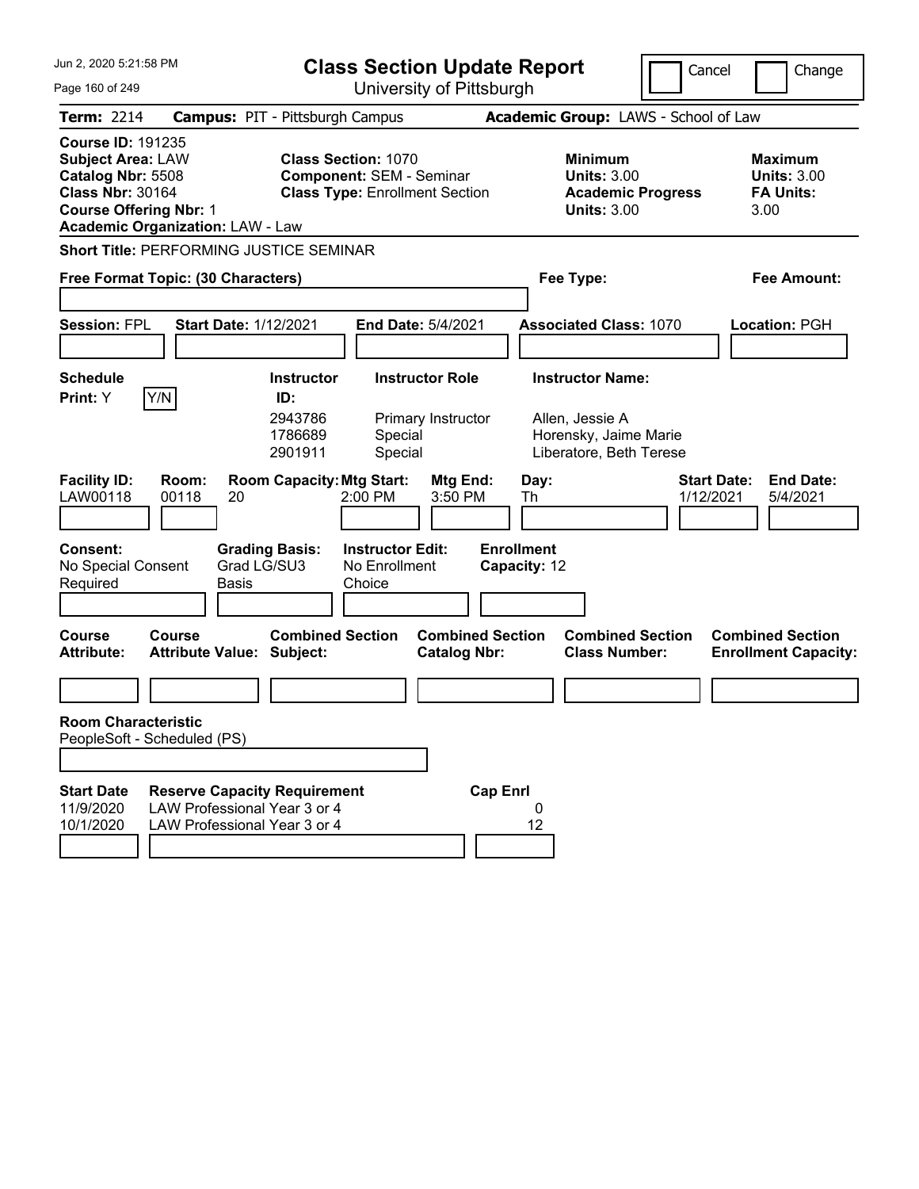# Class Section Update Report

University of Pittsburgh

Jun 2, 2020 5:21:58 PM

Cancel | Change

**Term:** 2214 **Campus:** PIT - Pittsburgh Campus **Academic Group:** LAWS - School of Law

**Course ID:** 191235
**Subject Area:** LAW
**Catalog Nbr:** 5508
**Class Nbr:** 30164
**Course Offering Nbr:** 1
**Academic Organization:** LAW - Law

**Class Section:** 1070
**Component:** SEM - Seminar
**Class Type:** Enrollment Section

**Minimum Units:** 3.00
**Academic Progress Units:** 3.00

**Maximum Units:** 3.00
**FA Units:** 3.00

**Short Title:** PERFORMING JUSTICE SEMINAR

**Free Format Topic: (30 Characters)**

**Fee Type:**

**Fee Amount:**

**Session:** FPL **Start Date:** 1/12/2021 **End Date:** 5/4/2021 **Associated Class:** 1070 **Location:** PGH

**Schedule Print:** Y Y/N

| Instructor ID | Instructor Role | Instructor Name |
|---|---|---|
| 2943786 | Primary Instructor | Allen, Jessie A |
| 1786689 | Special | Horensky, Jaime Marie |
| 2901911 | Special | Liberatore, Beth Terese |

| Facility ID | Room | Room Capacity | Mtg Start | Mtg End | Day | Start Date | End Date |
|---|---|---|---|---|---|---|---|
| LAW00118 | 00118 | 20 | 2:00 PM | 3:50 PM | Th | 1/12/2021 | 5/4/2021 |

**Consent:** No Special Consent Required
**Grading Basis:** Grad LG/SU3 Basis
**Instructor Edit:** No Enrollment Choice
**Enrollment Capacity:** 12

| Course Attribute | Course Attribute Value | Combined Section Subject | Combined Section Catalog Nbr | Combined Section Class Number | Combined Section Enrollment Capacity |
|---|---|---|---|---|---|
| | | | | | |

**Room Characteristic**
PeopleSoft - Scheduled (PS)

| Start Date | Reserve Capacity Requirement | Cap Enrl |
|---|---|---|
| 11/9/2020 | LAW Professional Year 3 or 4 | 0 |
| 10/1/2020 | LAW Professional Year 3 or 4 | 12 |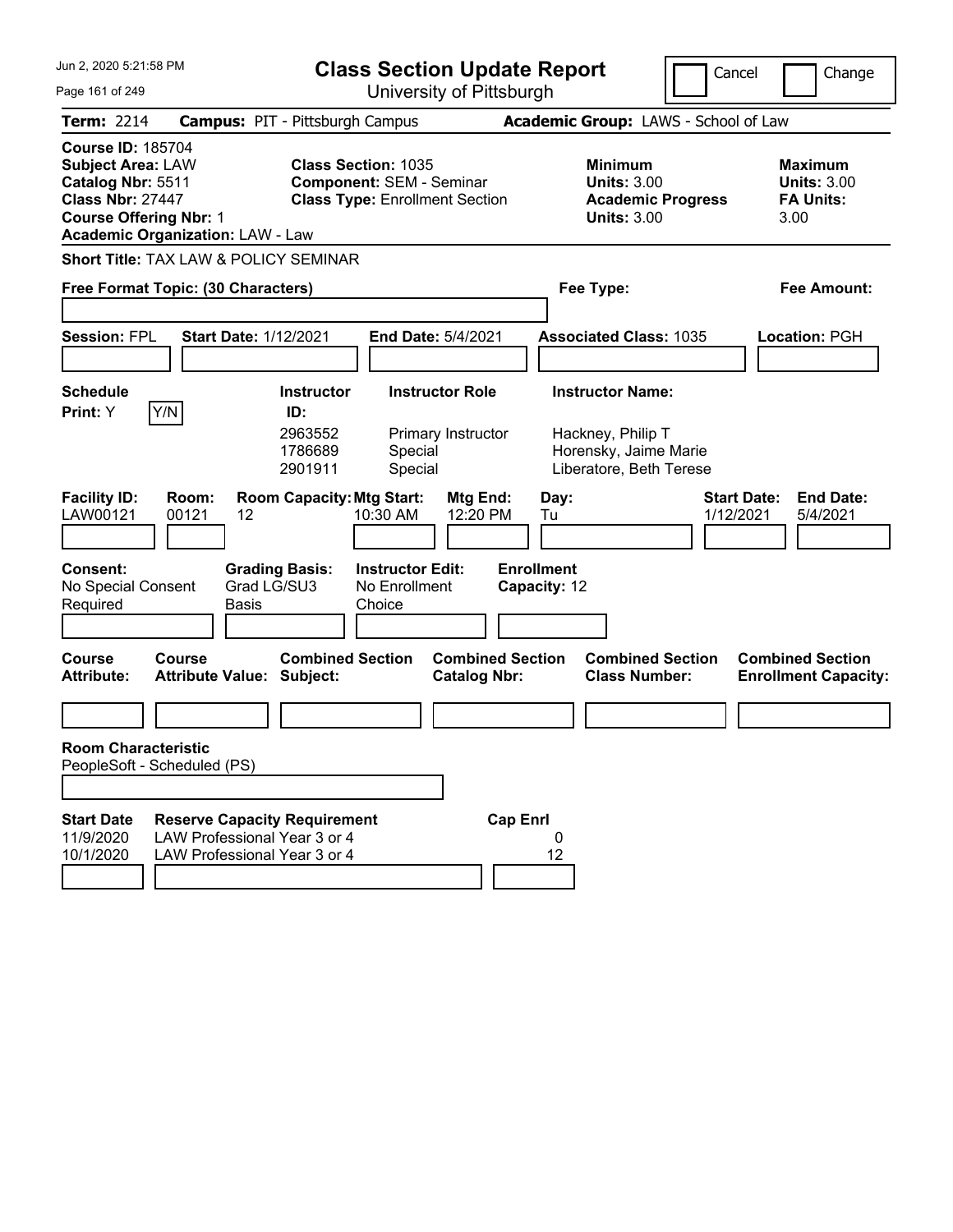# Class Section Update Report

University of Pittsburgh

Jun 2, 2020 5:21:58 PM

Cancel | Change

**Term:** 2214 **Campus:** PIT - Pittsburgh Campus **Academic Group:** LAWS - School of Law

**Course ID:** 185704
**Subject Area:** LAW
**Catalog Nbr:** 5511
**Class Nbr:** 27447
**Course Offering Nbr:** 1
**Academic Organization:** LAW - Law

**Class Section:** 1035
**Component:** SEM - Seminar
**Class Type:** Enrollment Section

**Minimum Units:** 3.00
**Academic Progress Units:** 3.00

**Maximum Units:** 3.00
**FA Units:** 3.00

**Short Title:** TAX LAW & POLICY SEMINAR

**Free Format Topic: (30 Characters)**

**Fee Type:**

**Fee Amount:**

**Session:** FPL **Start Date:** 1/12/2021 **End Date:** 5/4/2021 **Associated Class:** 1035 **Location:** PGH

**Schedule Print:** Y Y/N

| Instructor ID | Instructor Role | Instructor Name |
|---|---|---|
| 2963552 | Primary Instructor | Hackney, Philip T |
| 1786689 | Special | Horensky, Jaime Marie |
| 2901911 | Special | Liberatore, Beth Terese |

| Facility ID | Room | Room Capacity | Mtg Start | Mtg End | Day | Start Date | End Date |
|---|---|---|---|---|---|---|---|
| LAW00121 | 00121 | 12 | 10:30 AM | 12:20 PM | Tu | 1/12/2021 | 5/4/2021 |

**Consent:** No Special Consent Required
**Grading Basis:** Grad LG/SU3 Basis
**Instructor Edit:** No Enrollment Choice
**Enrollment Capacity:** 12

| Course Attribute | Course Attribute Value | Combined Section Subject | Combined Section Catalog Nbr | Combined Section Class Number | Combined Section Enrollment Capacity |
|---|---|---|---|---|---|
| | | | | | |

**Room Characteristic**
PeopleSoft - Scheduled (PS)

| Start Date | Reserve Capacity Requirement | Cap Enrl |
|---|---|---|
| 11/9/2020 | LAW Professional Year 3 or 4 | 0 |
| 10/1/2020 | LAW Professional Year 3 or 4 | 12 |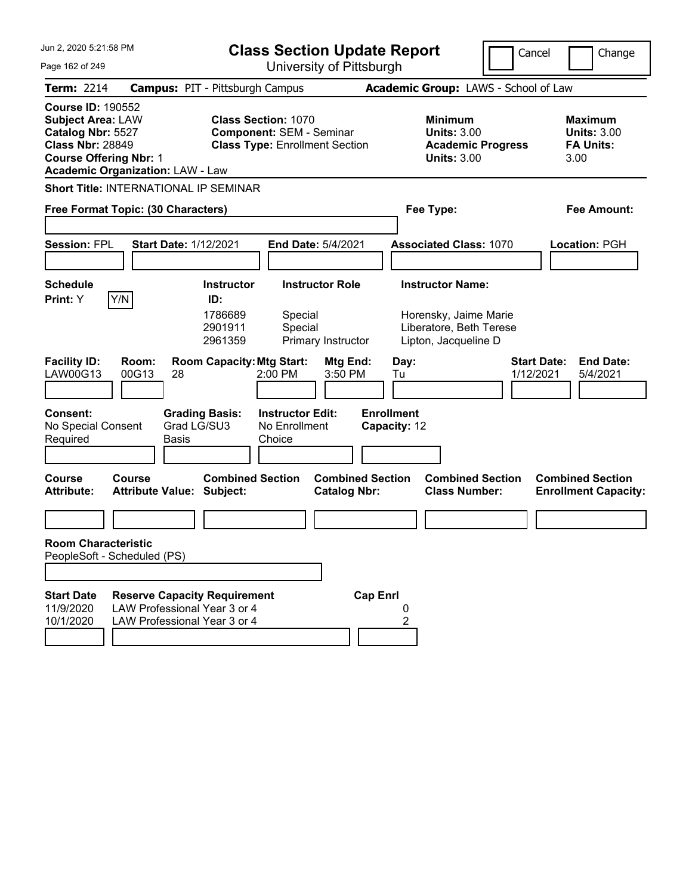# Class Section Update Report

University of Pittsburgh

Jun 2, 2020 5:21:58 PM

Cancel | Change

**Term:** 2214 **Campus:** PIT - Pittsburgh Campus **Academic Group:** LAWS - School of Law

**Course ID:** 190552
**Subject Area:** LAW
**Catalog Nbr:** 5527
**Class Nbr:** 28849
**Course Offering Nbr:** 1
**Academic Organization:** LAW - Law

**Class Section:** 1070
**Component:** SEM - Seminar
**Class Type:** Enrollment Section

**Minimum Units:** 3.00
**Academic Progress Units:** 3.00

**Maximum Units:** 3.00
**FA Units:** 3.00

**Short Title:** INTERNATIONAL IP SEMINAR

**Free Format Topic: (30 Characters)**

**Fee Type:**

**Fee Amount:**

**Session:** FPL **Start Date:** 1/12/2021 **End Date:** 5/4/2021 **Associated Class:** 1070 **Location:** PGH

**Schedule Print:** Y [Y/N]

| Instructor ID | Instructor Role | Instructor Name |
|---|---|---|
| 1786689 | Special | Horensky, Jaime Marie |
| 2901911 | Special | Liberatore, Beth Terese |
| 2961359 | Primary Instructor | Lipton, Jacqueline D |

| Facility ID | Room | Room Capacity | Mtg Start | Mtg End | Day | Start Date | End Date |
|---|---|---|---|---|---|---|---|
| LAW00G13 | 00G13 | 28 | 2:00 PM | 3:50 PM | Tu | 1/12/2021 | 5/4/2021 |

**Consent:** No Special Consent Required
**Grading Basis:** Grad LG/SU3 Basis
**Instructor Edit:** No Enrollment Choice
**Enrollment Capacity:** 12

| Course Attribute | Course Attribute Value | Combined Section Subject | Combined Section Catalog Nbr | Combined Section Class Number | Combined Section Enrollment Capacity |
|---|---|---|---|---|---|
| | | | | | |

**Room Characteristic**
PeopleSoft - Scheduled (PS)

| Start Date | Reserve Capacity Requirement | Cap Enrl |
|---|---|---|
| 11/9/2020 | LAW Professional Year 3 or 4 | 0 |
| 10/1/2020 | LAW Professional Year 3 or 4 | 2 |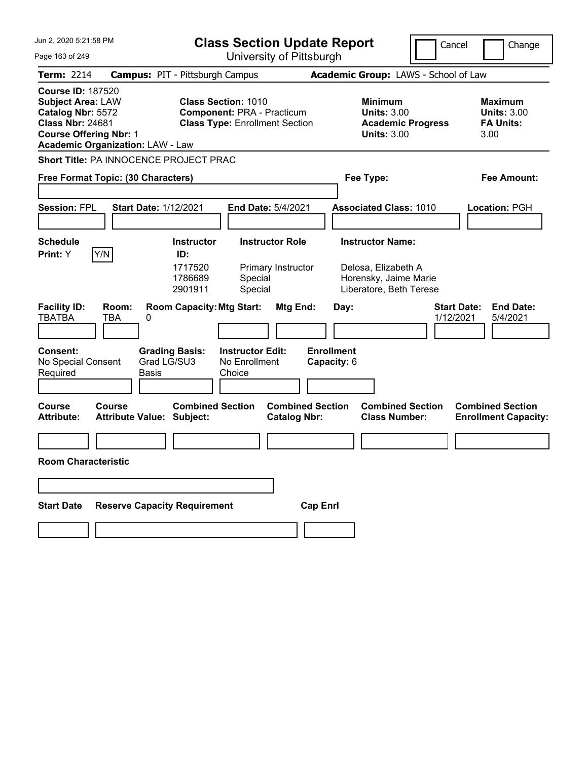# Class Section Update Report

University of Pittsburgh

Jun 2, 2020 5:21:58 PM

Cancel | Change

**Term:** 2214 **Campus:** PIT - Pittsburgh Campus **Academic Group:** LAWS - School of Law

**Course ID:** 187520
**Subject Area:** LAW
**Catalog Nbr:** 5572
**Class Nbr:** 24681
**Course Offering Nbr:** 1
**Academic Organization:** LAW - Law

**Class Section:** 1010
**Component:** PRA - Practicum
**Class Type:** Enrollment Section

**Minimum Units:** 3.00
**Academic Progress Units:** 3.00

**Maximum Units:** 3.00
**FA Units:** 3.00

**Short Title:** PA INNOCENCE PROJECT PRAC

**Free Format Topic: (30 Characters)**

**Fee Type:**

**Fee Amount:**

**Session:** FPL **Start Date:** 1/12/2021 **End Date:** 5/4/2021 **Associated Class:** 1010 **Location:** PGH

**Schedule Print:** Y Y/N

| Instructor ID: | Instructor Role | Instructor Name: |
|---|---|---|
| 1717520 | Primary Instructor | Delosa, Elizabeth A |
| 1786689 | Special | Horensky, Jaime Marie |
| 2901911 | Special | Liberatore, Beth Terese |

| Facility ID: | Room: | Room Capacity: | Mtg Start: | Mtg End: | Day: | Start Date: | End Date: |
|---|---|---|---|---|---|---|---|
| TBATBA | TBA | 0 | | | | 1/12/2021 | 5/4/2021 |

**Consent:** No Special Consent Required

**Grading Basis:** Grad LG/SU3 Basis

**Instructor Edit:** No Enrollment Choice

**Enrollment Capacity:** 6

| Course Attribute: | Course Attribute Value: | Combined Section Subject: | Combined Section Catalog Nbr: | Combined Section Class Number: | Combined Section Enrollment Capacity: |
|---|---|---|---|---|---|
| | | | | | |

**Room Characteristic**

| Start Date | Reserve Capacity Requirement | Cap Enrl |
|---|---|---|
| | | |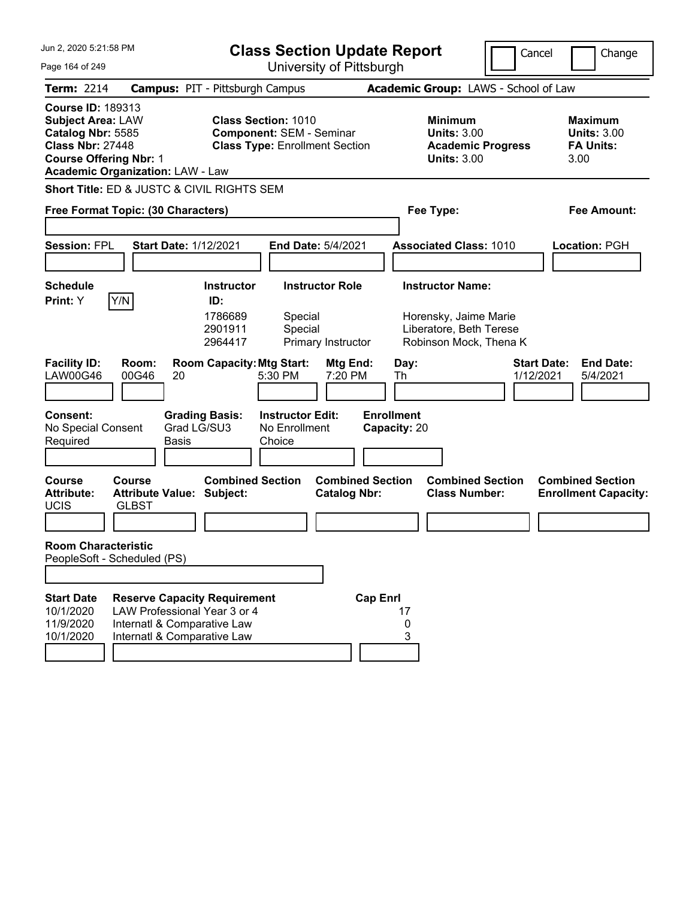# Class Section Update Report

University of Pittsburgh

Jun 2, 2020 5:21:58 PM

Cancel | Change

**Term:** 2214 **Campus:** PIT - Pittsburgh Campus **Academic Group:** LAWS - School of Law

**Course ID:** 189313
**Subject Area:** LAW
**Catalog Nbr:** 5585
**Class Nbr:** 27448
**Course Offering Nbr:** 1
**Academic Organization:** LAW - Law

**Class Section:** 1010
**Component:** SEM - Seminar
**Class Type:** Enrollment Section

**Minimum Units:** 3.00
**Academic Progress Units:** 3.00

**Maximum Units:** 3.00
**FA Units:** 3.00

**Short Title:** ED & JUSTC & CIVIL RIGHTS SEM

**Free Format Topic: (30 Characters)**

**Fee Type:**

**Fee Amount:**

**Session:** FPL **Start Date:** 1/12/2021 **End Date:** 5/4/2021 **Associated Class:** 1010 **Location:** PGH

**Schedule Print:** Y Y/N

| Instructor ID | Instructor Role | Instructor Name |
|---|---|---|
| 1786689 | Special | Horensky, Jaime Marie |
| 2901911 | Special | Liberatore, Beth Terese |
| 2964417 | Primary Instructor | Robinson Mock, Thena K |

| Facility ID | Room | Room Capacity | Mtg Start | Mtg End | Day | Start Date | End Date |
|---|---|---|---|---|---|---|---|
| LAW00G46 | 00G46 | 20 | 5:30 PM | 7:20 PM | Th | 1/12/2021 | 5/4/2021 |

**Consent:** No Special Consent Required
**Grading Basis:** Grad LG/SU3 Basis
**Instructor Edit:** No Enrollment Choice
**Enrollment Capacity:** 20

| Course Attribute | Course Attribute Value | Combined Section Subject | Combined Section Catalog Nbr | Combined Section Class Number | Combined Section Enrollment Capacity |
|---|---|---|---|---|---|
| UCIS | GLBST | | | | |

**Room Characteristic**
PeopleSoft - Scheduled (PS)

| Start Date | Reserve Capacity Requirement | Cap Enrl |
|---|---|---|
| 10/1/2020 | LAW Professional Year 3 or 4 | 17 |
| 11/9/2020 | Internatl & Comparative Law | 0 |
| 10/1/2020 | Internatl & Comparative Law | 3 |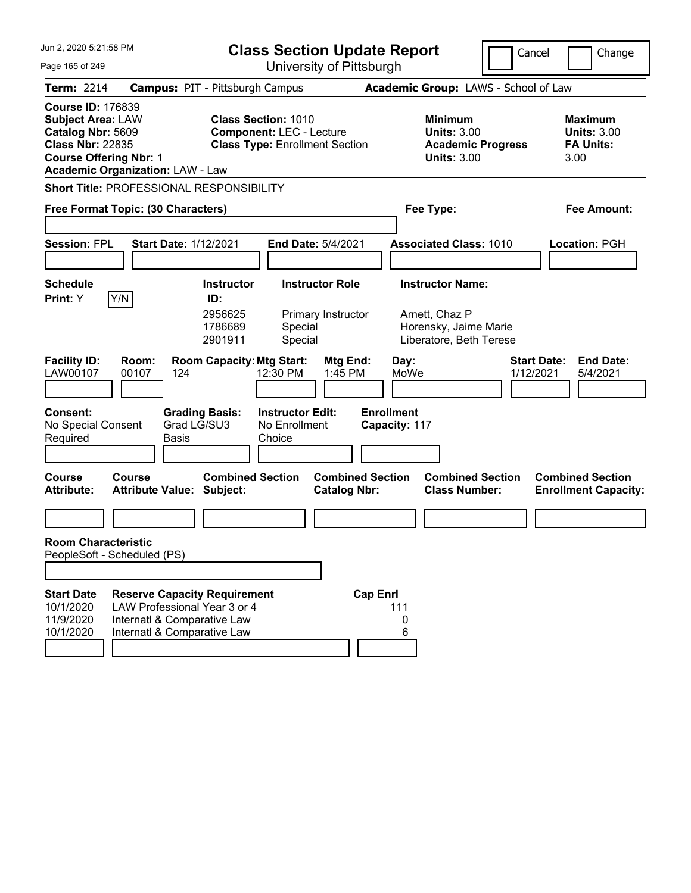Jun 2, 2020 5:21:58 PM

# Class Section Update Report

University of Pittsburgh

Cancel | Change

**Term:** 2214 **Campus:** PIT - Pittsburgh Campus **Academic Group:** LAWS - School of Law

**Course ID:** 176839
**Subject Area:** LAW
**Catalog Nbr:** 5609
**Class Nbr:** 22835
**Course Offering Nbr:** 1
**Academic Organization:** LAW - Law

**Class Section:** 1010
**Component:** LEC - Lecture
**Class Type:** Enrollment Section

**Minimum Units:** 3.00
**Academic Progress Units:** 3.00

**Maximum Units:** 3.00
**FA Units:** 3.00

**Short Title:** PROFESSIONAL RESPONSIBILITY

**Free Format Topic: (30 Characters)** | **Fee Type:** | **Fee Amount:**

**Session:** FPL **Start Date:** 1/12/2021 **End Date:** 5/4/2021 **Associated Class:** 1010 **Location:** PGH

**Schedule Print:** Y Y/N

| Instructor ID: | Instructor Role | Instructor Name: |
|---|---|---|
| 2956625 | Primary Instructor | Arnett, Chaz P |
| 1786689 | Special | Horensky, Jaime Marie |
| 2901911 | Special | Liberatore, Beth Terese |

| Facility ID: | Room: | Room Capacity: | Mtg Start: | Mtg End: | Day: | Start Date: | End Date: |
|---|---|---|---|---|---|---|---|
| LAW00107 | 00107 | 124 | 12:30 PM | 1:45 PM | MoWe | 1/12/2021 | 5/4/2021 |

**Consent:** No Special Consent Required
**Grading Basis:** Grad LG/SU3 Basis
**Instructor Edit:** No Enrollment Choice
**Enrollment Capacity:** 117

| Course Attribute: | Course Attribute Value: | Combined Section Subject: | Combined Section Catalog Nbr: | Combined Section Class Number: | Combined Section Enrollment Capacity: |
|---|---|---|---|---|---|
| | | | | | |

**Room Characteristic**
PeopleSoft - Scheduled (PS)

| Start Date | Reserve Capacity Requirement | Cap Enrl |
|---|---|---|
| 10/1/2020 | LAW Professional Year 3 or 4 | 111 |
| 11/9/2020 | Internatl & Comparative Law | 0 |
| 10/1/2020 | Internatl & Comparative Law | 6 |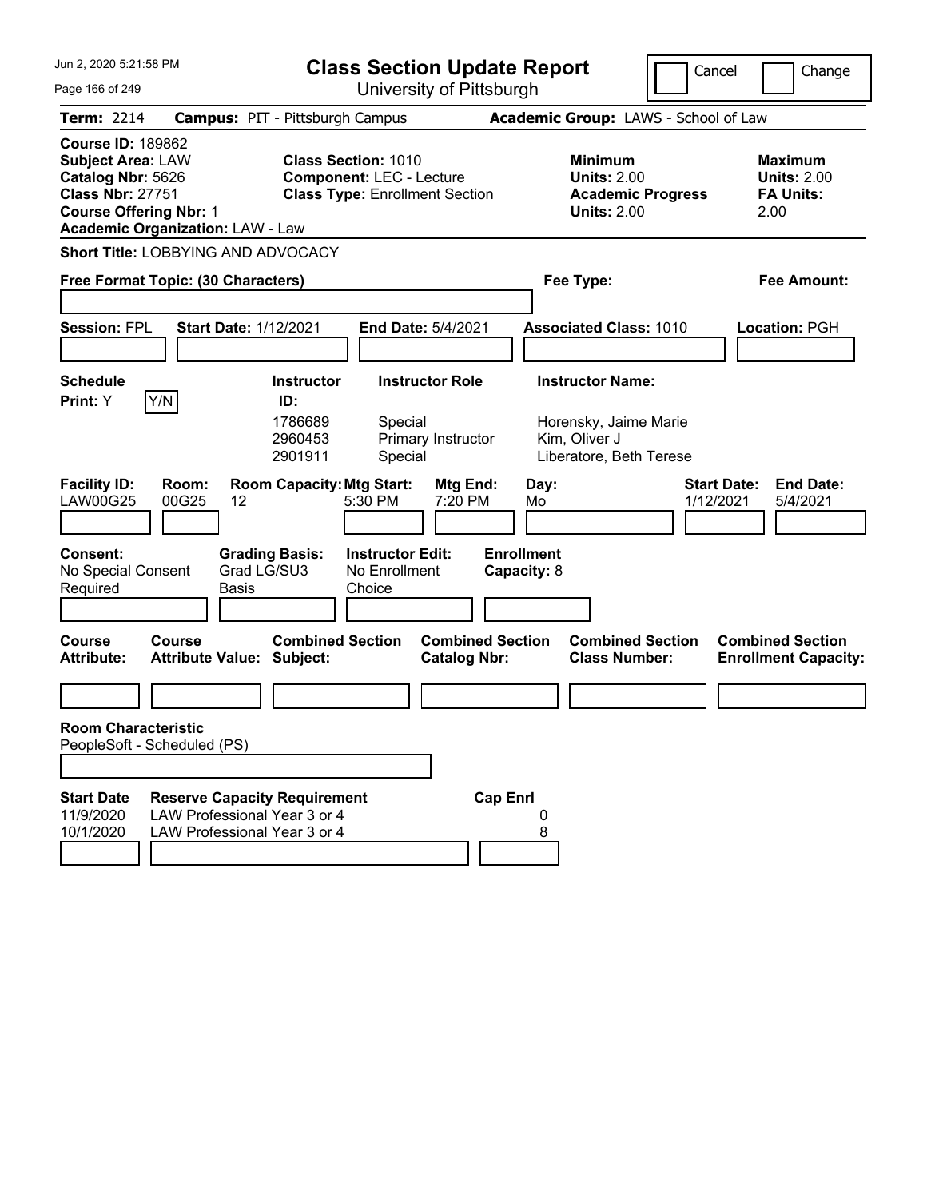# Class Section Update Report

University of Pittsburgh

Jun 2, 2020 5:21:58 PM

Cancel | Change

**Term:** 2214 **Campus:** PIT - Pittsburgh Campus **Academic Group:** LAWS - School of Law

**Course ID:** 189862
**Subject Area:** LAW
**Catalog Nbr:** 5626
**Class Nbr:** 27751
**Course Offering Nbr:** 1
**Academic Organization:** LAW - Law

**Class Section:** 1010
**Component:** LEC - Lecture
**Class Type:** Enrollment Section

**Minimum Units:** 2.00
**Academic Progress Units:** 2.00

**Maximum Units:** 2.00
**FA Units:** 2.00

**Short Title:** LOBBYING AND ADVOCACY

**Free Format Topic: (30 Characters)**

**Fee Type:**

**Fee Amount:**

**Session:** FPL **Start Date:** 1/12/2021 **End Date:** 5/4/2021 **Associated Class:** 1010 **Location:** PGH

**Schedule Print:** Y Y/N

| Instructor ID | Instructor Role | Instructor Name |
|---|---|---|
| 1786689 | Special | Horensky, Jaime Marie |
| 2960453 | Primary Instructor | Kim, Oliver J |
| 2901911 | Special | Liberatore, Beth Terese |

| Facility ID | Room | Room Capacity | Mtg Start | Mtg End | Day | Start Date | End Date |
|---|---|---|---|---|---|---|---|
| LAW00G25 | 00G25 | 12 | 5:30 PM | 7:20 PM | Mo | 1/12/2021 | 5/4/2021 |

**Consent:** No Special Consent Required
**Grading Basis:** Grad LG/SU3 Basis
**Instructor Edit:** No Enrollment Choice
**Enrollment Capacity:** 8

| Course Attribute | Course Attribute Value | Combined Section Subject | Combined Section Catalog Nbr | Combined Section Class Number | Combined Section Enrollment Capacity |
|---|---|---|---|---|---|
| | | | | | |

**Room Characteristic**
PeopleSoft - Scheduled (PS)

| Start Date | Reserve Capacity Requirement | Cap Enrl |
|---|---|---|
| 11/9/2020 | LAW Professional Year 3 or 4 | 0 |
| 10/1/2020 | LAW Professional Year 3 or 4 | 8 |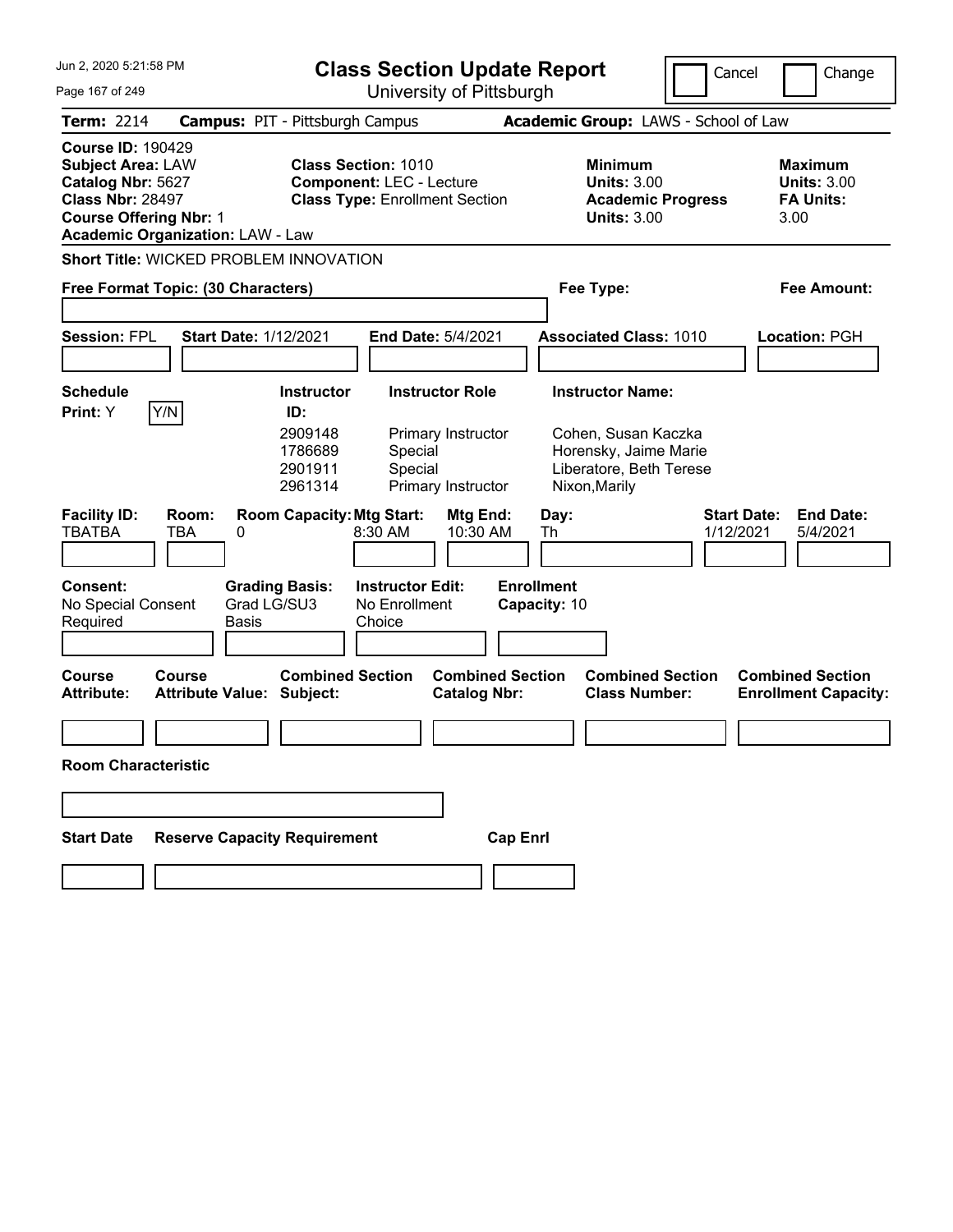# Class Section Update Report

University of Pittsburgh

Cancel | Change

**Term:** 2214 **Campus:** PIT - Pittsburgh Campus **Academic Group:** LAWS - School of Law

**Course ID:** 190429
**Subject Area:** LAW
**Catalog Nbr:** 5627
**Class Nbr:** 28497
**Course Offering Nbr:** 1
**Academic Organization:** LAW - Law

**Class Section:** 1010
**Component:** LEC - Lecture
**Class Type:** Enrollment Section

**Minimum Units:** 3.00
**Academic Progress Units:** 3.00

**Maximum Units:** 3.00
**FA Units:** 3.00

**Short Title:** WICKED PROBLEM INNOVATION

**Free Format Topic: (30 Characters)**

**Fee Type:**

**Fee Amount:**

**Session:** FPL **Start Date:** 1/12/2021 **End Date:** 5/4/2021 **Associated Class:** 1010 **Location:** PGH

**Schedule Print:** Y Y/N

| Instructor ID: | Instructor Role | Instructor Name: |
|---|---|---|
| 2909148 | Primary Instructor | Cohen, Susan Kaczka |
| 1786689 | Special | Horensky, Jaime Marie |
| 2901911 | Special | Liberatore, Beth Terese |
| 2961314 | Primary Instructor | Nixon,Marily |

| Facility ID: | Room: | Room Capacity: | Mtg Start: | Mtg End: | Day: | Start Date: | End Date: |
|---|---|---|---|---|---|---|---|
| TBATBA | TBA | 0 | 8:30 AM | 10:30 AM | Th | 1/12/2021 | 5/4/2021 |

**Consent:** No Special Consent Required

**Grading Basis:** Grad LG/SU3 Basis

**Instructor Edit:** No Enrollment Choice

**Enrollment Capacity:** 10

| Course Attribute: | Course Attribute Value: | Combined Section Subject: | Combined Section Catalog Nbr: | Combined Section Class Number: | Combined Section Enrollment Capacity: |
|---|---|---|---|---|---|
| | | | | | |

**Room Characteristic**

| Start Date | Reserve Capacity Requirement | Cap Enrl |
|---|---|---|
| | | |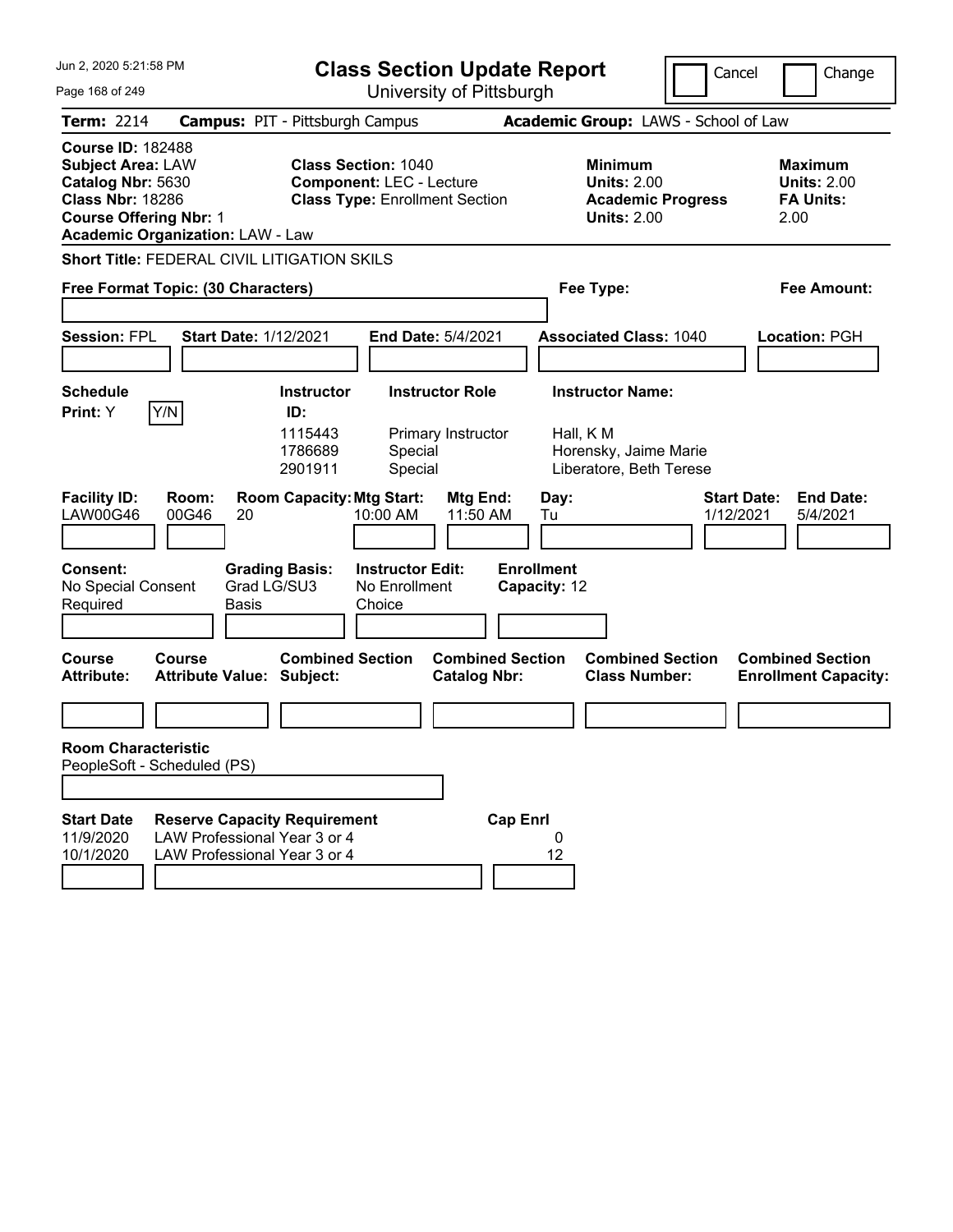# Class Section Update Report

University of Pittsburgh

Jun 2, 2020 5:21:58 PM

Cancel | Change

**Term:** 2214 **Campus:** PIT - Pittsburgh Campus **Academic Group:** LAWS - School of Law

**Course ID:** 182488
**Subject Area:** LAW
**Catalog Nbr:** 5630
**Class Nbr:** 18286
**Course Offering Nbr:** 1
**Academic Organization:** LAW - Law

**Class Section:** 1040
**Component:** LEC - Lecture
**Class Type:** Enrollment Section

**Minimum Units:** 2.00
**Academic Progress Units:** 2.00

**Maximum Units:** 2.00
**FA Units:** 2.00

**Short Title:** FEDERAL CIVIL LITIGATION SKILS

**Free Format Topic: (30 Characters)**

**Fee Type:**

**Fee Amount:**

**Session:** FPL **Start Date:** 1/12/2021 **End Date:** 5/4/2021 **Associated Class:** 1040 **Location:** PGH

**Schedule Print:** Y Y/N

| Instructor ID | Instructor Role | Instructor Name |
|---|---|---|
| 1115443 | Primary Instructor | Hall, K M |
| 1786689 | Special | Horensky, Jaime Marie |
| 2901911 | Special | Liberatore, Beth Terese |

| Facility ID: | Room: | Room Capacity: | Mtg Start: | Mtg End: | Day: | Start Date: | End Date: |
|---|---|---|---|---|---|---|---|
| LAW00G46 | 00G46 | 20 | 10:00 AM | 11:50 AM | Tu | 1/12/2021 | 5/4/2021 |

**Consent:** No Special Consent Required
**Grading Basis:** Grad LG/SU3 Basis
**Instructor Edit:** No Enrollment Choice
**Enrollment Capacity:** 12

| Course Attribute: | Course Attribute Value: | Combined Section Subject: | Combined Section Catalog Nbr: | Combined Section Class Number: | Combined Section Enrollment Capacity: |
|---|---|---|---|---|---|
| | | | | | |

**Room Characteristic**
PeopleSoft - Scheduled (PS)

| Start Date | Reserve Capacity Requirement | Cap Enrl |
|---|---|---|
| 11/9/2020 | LAW Professional Year 3 or 4 | 0 |
| 10/1/2020 | LAW Professional Year 3 or 4 | 12 |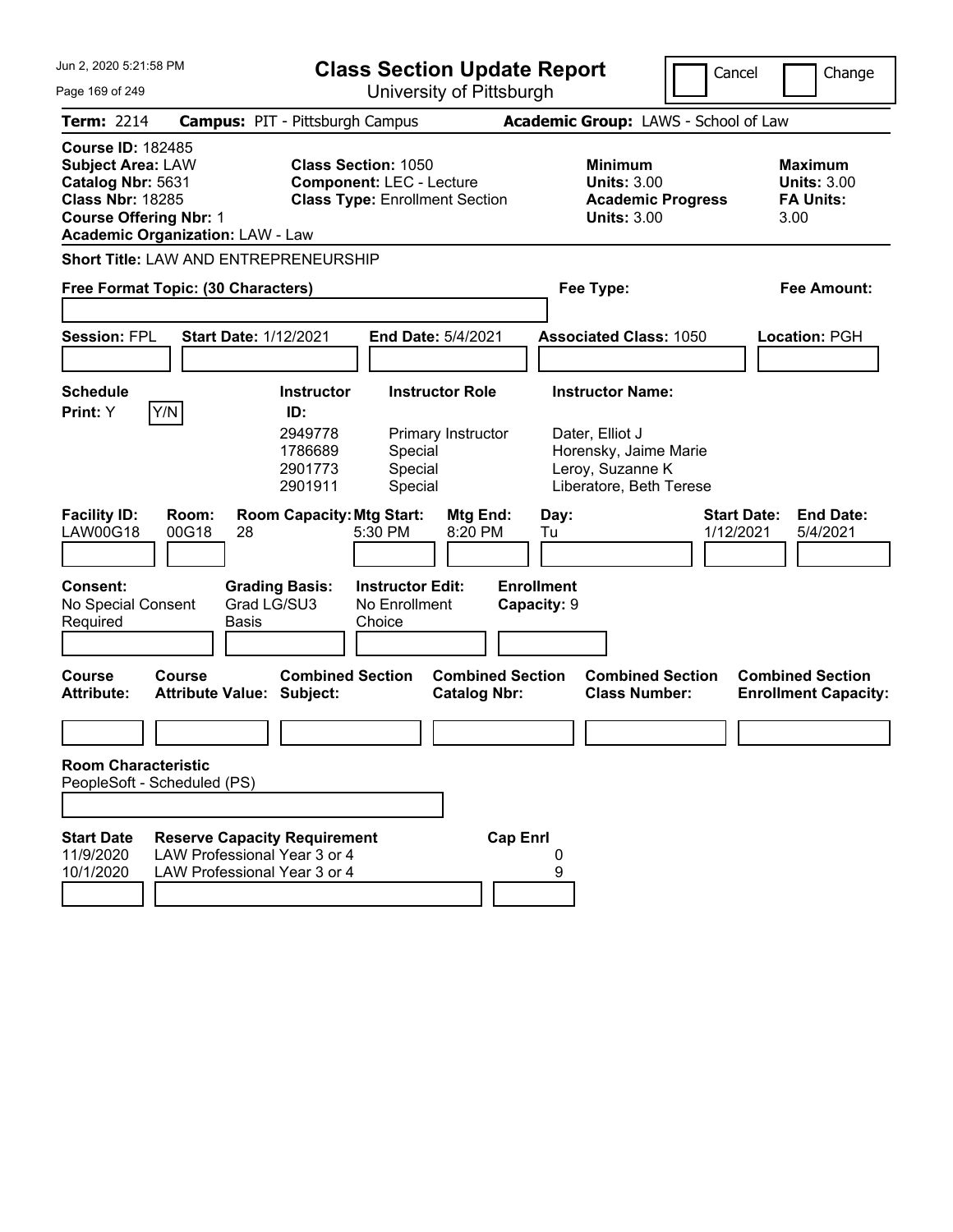Jun 2, 2020 5:21:58 PM

# Class Section Update Report

University of Pittsburgh

Cancel | Change

**Term:** 2214 **Campus:** PIT - Pittsburgh Campus **Academic Group:** LAWS - School of Law

**Course ID:** 182485
**Subject Area:** LAW
**Catalog Nbr:** 5631
**Class Nbr:** 18285
**Course Offering Nbr:** 1
**Academic Organization:** LAW - Law

**Class Section:** 1050
**Component:** LEC - Lecture
**Class Type:** Enrollment Section

**Minimum Units:** 3.00
**Academic Progress Units:** 3.00

**Maximum Units:** 3.00
**FA Units:** 3.00

**Short Title:** LAW AND ENTREPRENEURSHIP

**Free Format Topic: (30 Characters)**

**Fee Type:**

**Fee Amount:**

**Session:** FPL **Start Date:** 1/12/2021 **End Date:** 5/4/2021 **Associated Class:** 1050 **Location:** PGH

**Schedule Print:** Y Y/N

| Instructor ID | Instructor Role | Instructor Name |
|---|---|---|
| 2949778 | Primary Instructor | Dater, Elliot J |
| 1786689 | Special | Horensky, Jaime Marie |
| 2901773 | Special | Leroy, Suzanne K |
| 2901911 | Special | Liberatore, Beth Terese |

| Facility ID | Room | Room Capacity | Mtg Start | Mtg End | Day | Start Date | End Date |
|---|---|---|---|---|---|---|---|
| LAW00G18 | 00G18 | 28 | 5:30 PM | 8:20 PM | Tu | 1/12/2021 | 5/4/2021 |

**Consent:** No Special Consent Required
**Grading Basis:** Grad LG/SU3 Basis
**Instructor Edit:** No Enrollment Choice
**Enrollment Capacity:** 9

| Course Attribute | Course Attribute Value | Combined Section Subject | Combined Section Catalog Nbr | Combined Section Class Number | Combined Section Enrollment Capacity |
|---|---|---|---|---|---|
| | | | | | |

**Room Characteristic**
PeopleSoft - Scheduled (PS)

| Start Date | Reserve Capacity Requirement | Cap Enrl |
|---|---|---|
| 11/9/2020 | LAW Professional Year 3 or 4 | 0 |
| 10/1/2020 | LAW Professional Year 3 or 4 | 9 |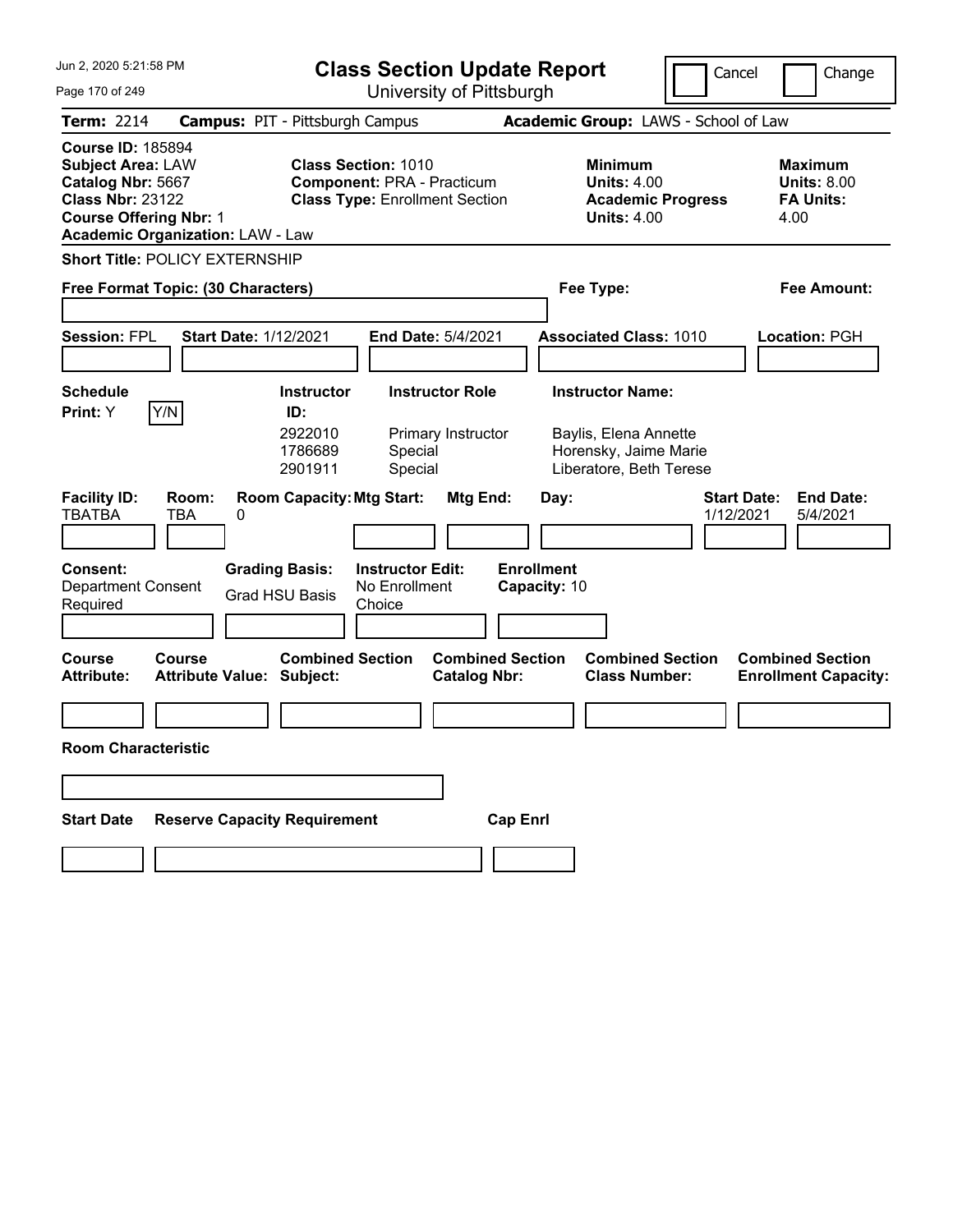# Class Section Update Report

University of Pittsburgh

Jun 2, 2020 5:21:58 PM

Cancel | Change

**Term:** 2214 **Campus:** PIT - Pittsburgh Campus **Academic Group:** LAWS - School of Law

**Course ID:** 185894
**Subject Area:** LAW
**Catalog Nbr:** 5667
**Class Nbr:** 23122
**Course Offering Nbr:** 1
**Academic Organization:** LAW - Law

**Class Section:** 1010
**Component:** PRA - Practicum
**Class Type:** Enrollment Section

**Minimum Units:** 4.00
**Academic Progress Units:** 4.00

**Maximum Units:** 8.00
**FA Units:** 4.00

**Short Title:** POLICY EXTERNSHIP

**Free Format Topic: (30 Characters)**

**Fee Type:**

**Fee Amount:**

**Session:** FPL **Start Date:** 1/12/2021 **End Date:** 5/4/2021 **Associated Class:** 1010 **Location:** PGH

**Schedule Print:** Y Y/N

| Instructor ID | Instructor Role | Instructor Name |
|---|---|---|
| 2922010 | Primary Instructor | Baylis, Elena Annette |
| 1786689 | Special | Horensky, Jaime Marie |
| 2901911 | Special | Liberatore, Beth Terese |

| Facility ID | Room | Room Capacity | Mtg Start | Mtg End | Day | Start Date | End Date |
|---|---|---|---|---|---|---|---|
| TBATBA | TBA | 0 | | | | 1/12/2021 | 5/4/2021 |

**Consent:** Department Consent Required

**Grading Basis:** Grad HSU Basis

**Instructor Edit:** No Enrollment Choice

**Enrollment Capacity:** 10

| Course Attribute | Course Attribute Value | Combined Section Subject | Combined Section Catalog Nbr | Combined Section Class Number | Combined Section Enrollment Capacity |
|---|---|---|---|---|---|
| | | | | | |

**Room Characteristic**

| Start Date | Reserve Capacity Requirement | Cap Enrl |
|---|---|---|
| | | |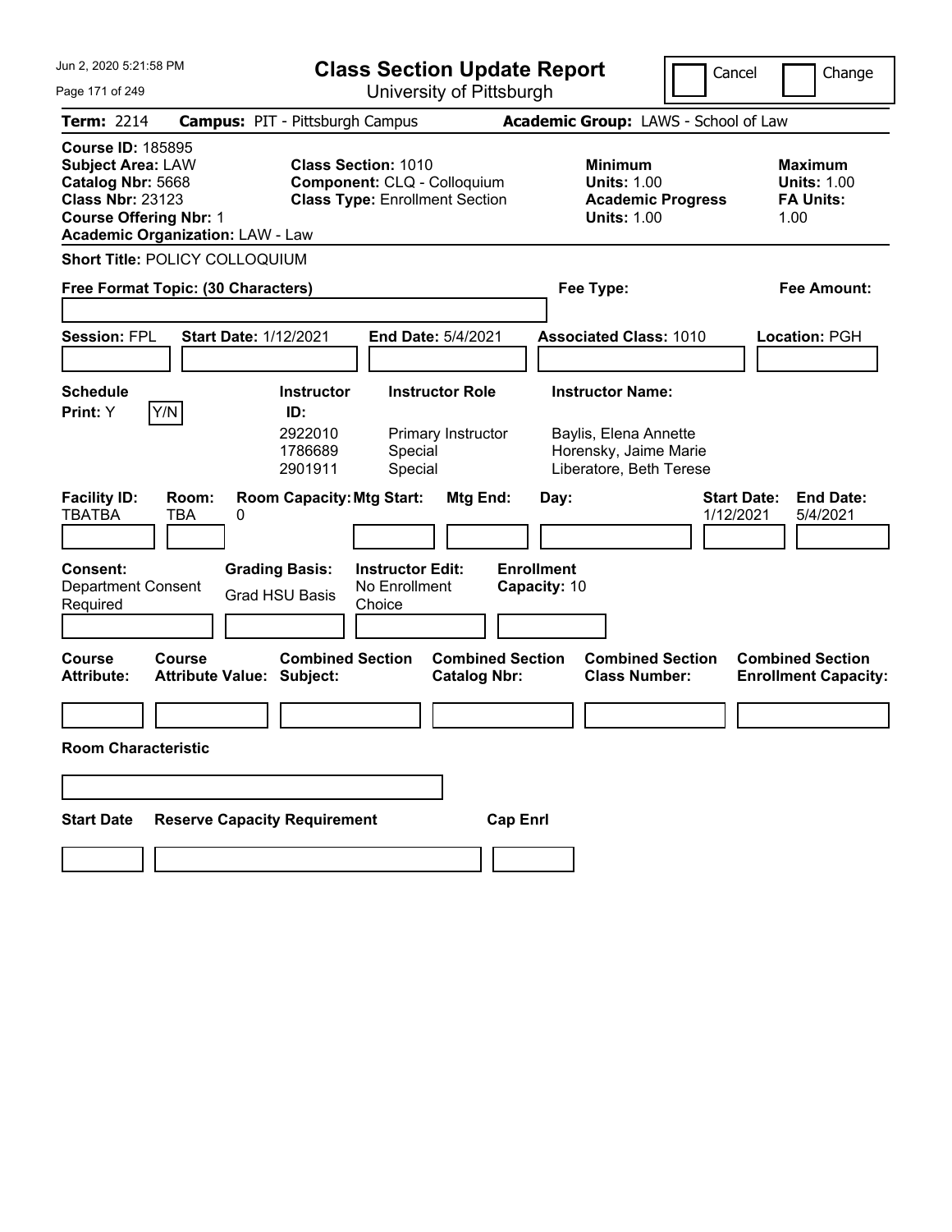# Class Section Update Report

University of Pittsburgh

Cancel | Change

Jun 2, 2020 5:21:58 PM

**Term:** 2214 **Campus:** PIT - Pittsburgh Campus **Academic Group:** LAWS - School of Law

**Course ID:** 185895
**Subject Area:** LAW
**Catalog Nbr:** 5668
**Class Nbr:** 23123
**Course Offering Nbr:** 1
**Academic Organization:** LAW - Law

**Class Section:** 1010
**Component:** CLQ - Colloquium
**Class Type:** Enrollment Section

**Minimum Units:** 1.00
**Academic Progress Units:** 1.00

**Maximum Units:** 1.00
**FA Units:** 1.00

**Short Title:** POLICY COLLOQUIUM

**Free Format Topic: (30 Characters)**

**Fee Type:**

**Fee Amount:**

**Session:** FPL **Start Date:** 1/12/2021 **End Date:** 5/4/2021 **Associated Class:** 1010 **Location:** PGH

**Schedule Print:** Y Y/N

| Instructor ID: | Instructor Role | Instructor Name: |
|---|---|---|
| 2922010 | Primary Instructor | Baylis, Elena Annette |
| 1786689 | Special | Horensky, Jaime Marie |
| 2901911 | Special | Liberatore, Beth Terese |

| Facility ID: | Room: | Room Capacity: | Mtg Start: | Mtg End: | Day: | Start Date: | End Date: |
|---|---|---|---|---|---|---|---|
| TBATBA | TBA | 0 | | | | 1/12/2021 | 5/4/2021 |

**Consent:** Department Consent Required

**Grading Basis:** Grad HSU Basis

**Instructor Edit:** No Enrollment Choice

**Enrollment Capacity:** 10

| Course Attribute: | Course Attribute Value: | Combined Section Subject: | Combined Section Catalog Nbr: | Combined Section Class Number: | Combined Section Enrollment Capacity: |
|---|---|---|---|---|---|
| | | | | | |

**Room Characteristic**

| Start Date | Reserve Capacity Requirement | Cap Enrl |
|---|---|---|
| | | |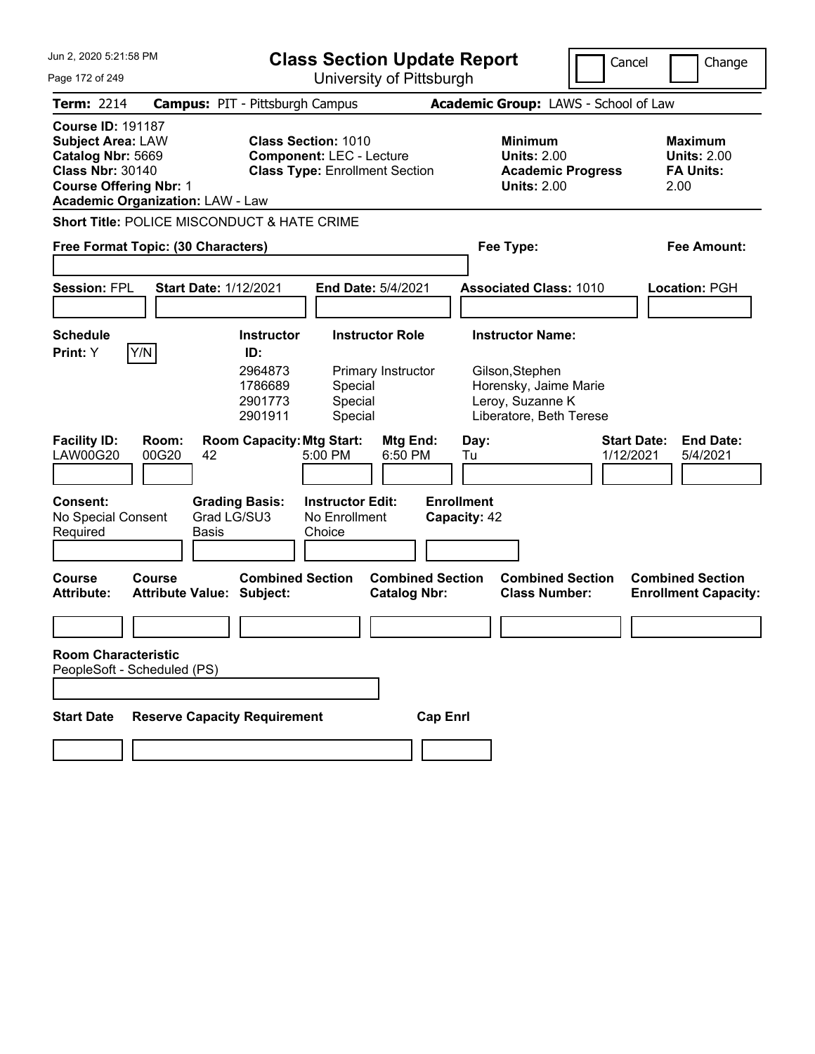# Class Section Update Report

University of Pittsburgh

Jun 2, 2020 5:21:58 PM

Cancel | Change

**Term:** 2214 **Campus:** PIT - Pittsburgh Campus **Academic Group:** LAWS - School of Law

**Course ID:** 191187
**Subject Area:** LAW
**Catalog Nbr:** 5669
**Class Nbr:** 30140
**Course Offering Nbr:** 1
**Academic Organization:** LAW - Law

**Class Section:** 1010
**Component:** LEC - Lecture
**Class Type:** Enrollment Section

**Minimum Units:** 2.00
**Academic Progress Units:** 2.00

**Maximum Units:** 2.00
**FA Units:** 2.00

**Short Title:** POLICE MISCONDUCT & HATE CRIME

**Free Format Topic: (30 Characters)**

**Fee Type:**

**Fee Amount:**

**Session:** FPL **Start Date:** 1/12/2021 **End Date:** 5/4/2021 **Associated Class:** 1010 **Location:** PGH

**Schedule Print:** Y Y/N

| Instructor ID: | Instructor Role | Instructor Name: |
|---|---|---|
| 2964873 | Primary Instructor | Gilson,Stephen |
| 1786689 | Special | Horensky, Jaime Marie |
| 2901773 | Special | Leroy, Suzanne K |
| 2901911 | Special | Liberatore, Beth Terese |

| Facility ID: | Room: | Room Capacity: | Mtg Start: | Mtg End: | Day: | Start Date: | End Date: |
|---|---|---|---|---|---|---|---|
| LAW00G20 | 00G20 | 42 | 5:00 PM | 6:50 PM | Tu | 1/12/2021 | 5/4/2021 |

**Consent:** No Special Consent Required

**Grading Basis:** Grad LG/SU3 Basis

**Instructor Edit:** No Enrollment Choice

**Enrollment Capacity:** 42

| Course Attribute: | Course Attribute Value: | Combined Section Subject: | Combined Section Catalog Nbr: | Combined Section Class Number: | Combined Section Enrollment Capacity: |
|---|---|---|---|---|---|
| | | | | | |

**Room Characteristic**
PeopleSoft - Scheduled (PS)

| Start Date | Reserve Capacity Requirement | Cap Enrl |
|---|---|---|
| | | |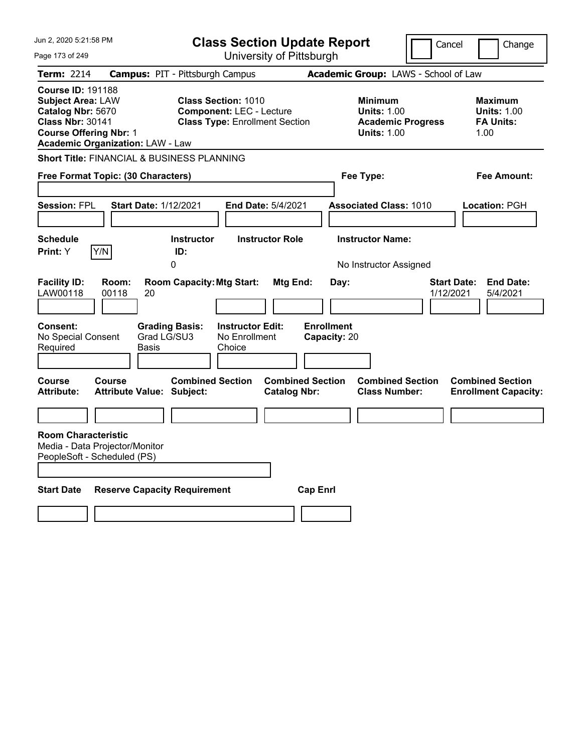# Class Section Update Report

University of Pittsburgh

Cancel | Change

**Term:** 2214 **Campus:** PIT - Pittsburgh Campus **Academic Group:** LAWS - School of Law

**Course ID:** 191188
**Subject Area:** LAW
**Catalog Nbr:** 5670
**Class Nbr:** 30141
**Course Offering Nbr:** 1
**Academic Organization:** LAW - Law

**Class Section:** 1010
**Component:** LEC - Lecture
**Class Type:** Enrollment Section

**Minimum Units:** 1.00
**Academic Progress Units:** 1.00

**Maximum Units:** 1.00
**FA Units:** 1.00

**Short Title:** FINANCIAL & BUSINESS PLANNING

**Free Format Topic: (30 Characters)**

**Fee Type:**

**Fee Amount:**

**Session:** FPL **Start Date:** 1/12/2021 **End Date:** 5/4/2021 **Associated Class:** 1010 **Location:** PGH

**Schedule Print:** Y Y/N

**Instructor ID:** 0

**Instructor Role:**

**Instructor Name:** No Instructor Assigned

| Facility ID: | Room: | Room Capacity: | Mtg Start: | Mtg End: | Day: | Start Date: | End Date: |
|---|---|---|---|---|---|---|---|
| LAW00118 | 00118 | 20 | | | | 1/12/2021 | 5/4/2021 |

**Consent:** No Special Consent Required

**Grading Basis:** Grad LG/SU3 Basis

**Instructor Edit:** No Enrollment Choice

**Enrollment Capacity:** 20

| Course Attribute: | Course Attribute Value: | Combined Section Subject: | Combined Section Catalog Nbr: | Combined Section Class Number: | Combined Section Enrollment Capacity: |
|---|---|---|---|---|---|
| | | | | | |

**Room Characteristic**
Media - Data Projector/Monitor
PeopleSoft - Scheduled (PS)

| Start Date | Reserve Capacity Requirement | Cap Enrl |
|---|---|---|
| | | |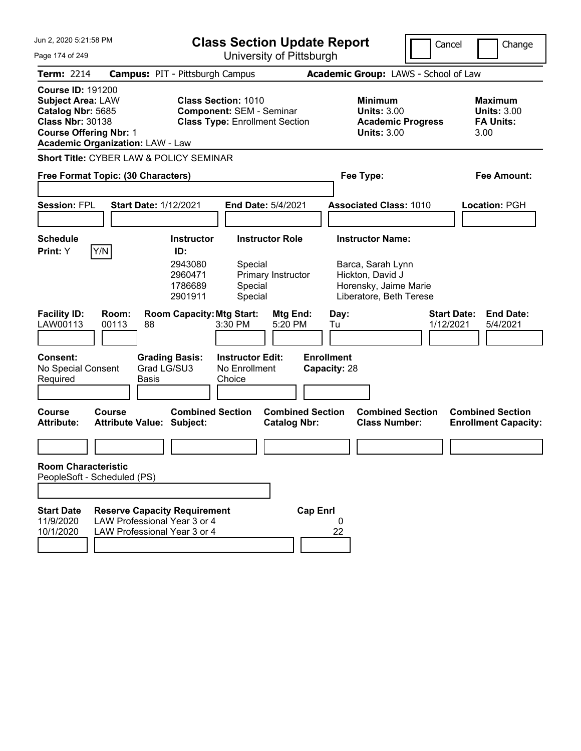# Class Section Update Report

University of Pittsburgh

Cancel | Change

**Term:** 2214 **Campus:** PIT - Pittsburgh Campus **Academic Group:** LAWS - School of Law

**Course ID:** 191200
**Subject Area:** LAW
**Catalog Nbr:** 5685
**Class Nbr:** 30138
**Course Offering Nbr:** 1
**Academic Organization:** LAW - Law

**Class Section:** 1010
**Component:** SEM - Seminar
**Class Type:** Enrollment Section

**Minimum Units:** 3.00
**Academic Progress Units:** 3.00

**Maximum Units:** 3.00
**FA Units:** 3.00

**Short Title:** CYBER LAW & POLICY SEMINAR

**Free Format Topic: (30 Characters)**

**Fee Type:**

**Fee Amount:**

**Session:** FPL **Start Date:** 1/12/2021 **End Date:** 5/4/2021 **Associated Class:** 1010 **Location:** PGH

**Schedule Print:** Y Y/N

| Instructor ID: | Instructor Role | Instructor Name: |
|---|---|---|
| 2943080 | Special | Barca, Sarah Lynn |
| 2960471 | Primary Instructor | Hickton, David J |
| 1786689 | Special | Horensky, Jaime Marie |
| 2901911 | Special | Liberatore, Beth Terese |

| Facility ID: | Room: | Room Capacity: | Mtg Start: | Mtg End: | Day: | Start Date: | End Date: |
|---|---|---|---|---|---|---|---|
| LAW00113 | 00113 | 88 | 3:30 PM | 5:20 PM | Tu | 1/12/2021 | 5/4/2021 |

**Consent:** No Special Consent Required
**Grading Basis:** Grad LG/SU3 Basis
**Instructor Edit:** No Enrollment Choice
**Enrollment Capacity:** 28

| Course Attribute: | Course Attribute Value: | Combined Section Subject: | Combined Section Catalog Nbr: | Combined Section Class Number: | Combined Section Enrollment Capacity: |
|---|---|---|---|---|---|
| | | | | | |

**Room Characteristic**
PeopleSoft - Scheduled (PS)

| Start Date | Reserve Capacity Requirement | Cap Enrl |
|---|---|---|
| 11/9/2020 | LAW Professional Year 3 or 4 | 0 |
| 10/1/2020 | LAW Professional Year 3 or 4 | 22 |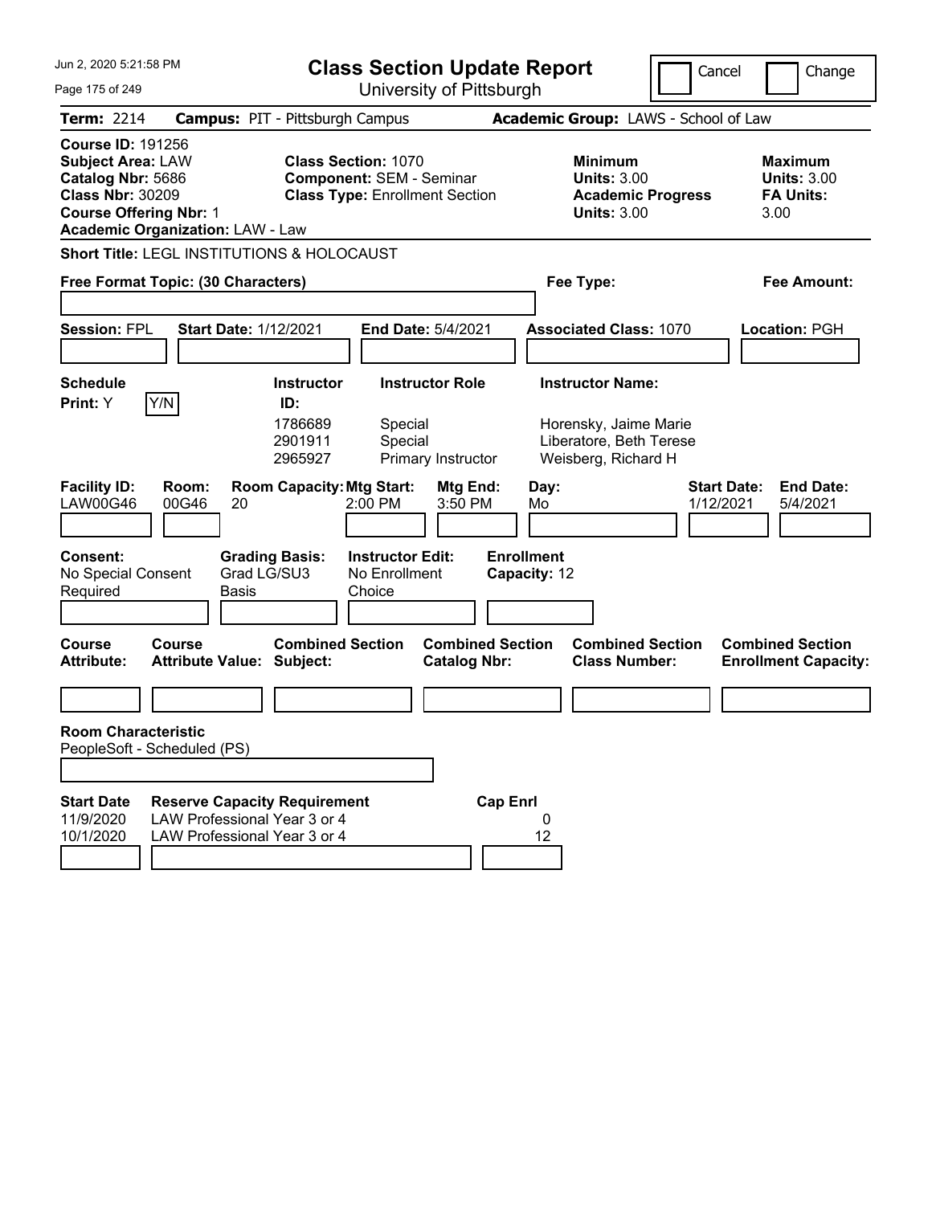Jun 2, 2020 5:21:58 PM

# Class Section Update Report

University of Pittsburgh

Cancel | Change

**Term:** 2214 **Campus:** PIT - Pittsburgh Campus **Academic Group:** LAWS - School of Law

**Course ID:** 191256
**Subject Area:** LAW
**Catalog Nbr:** 5686
**Class Nbr:** 30209
**Course Offering Nbr:** 1
**Academic Organization:** LAW - Law

**Class Section:** 1070
**Component:** SEM - Seminar
**Class Type:** Enrollment Section

**Minimum Units:** 3.00
**Academic Progress Units:** 3.00

**Maximum Units:** 3.00
**FA Units:** 3.00

**Short Title:** LEGL INSTITUTIONS & HOLOCAUST

**Free Format Topic: (30 Characters)** | **Fee Type:** | **Fee Amount:**

**Session:** FPL **Start Date:** 1/12/2021 **End Date:** 5/4/2021 **Associated Class:** 1070 **Location:** PGH

**Schedule Print:** Y [Y/N]

| Instructor ID | Instructor Role | Instructor Name |
|---|---|---|
| 1786689 | Special | Horensky, Jaime Marie |
| 2901911 | Special | Liberatore, Beth Terese |
| 2965927 | Primary Instructor | Weisberg, Richard H |

| Facility ID | Room | Room Capacity | Mtg Start | Mtg End | Day | Start Date | End Date |
|---|---|---|---|---|---|---|---|
| LAW00G46 | 00G46 | 20 | 2:00 PM | 3:50 PM | Mo | 1/12/2021 | 5/4/2021 |

| Consent | Grading Basis | Instructor Edit | Enrollment Capacity |
|---|---|---|---|
| No Special Consent Required | Grad LG/SU3 Basis | No Enrollment Choice | 12 |

| Course Attribute | Course Attribute Value | Combined Section Subject | Combined Section Catalog Nbr | Combined Section Class Number | Combined Section Enrollment Capacity |
|---|---|---|---|---|---|
| | | | | | |

**Room Characteristic**
PeopleSoft - Scheduled (PS)

| Start Date | Reserve Capacity Requirement | Cap Enrl |
|---|---|---|
| 11/9/2020 | LAW Professional Year 3 or 4 | 0 |
| 10/1/2020 | LAW Professional Year 3 or 4 | 12 |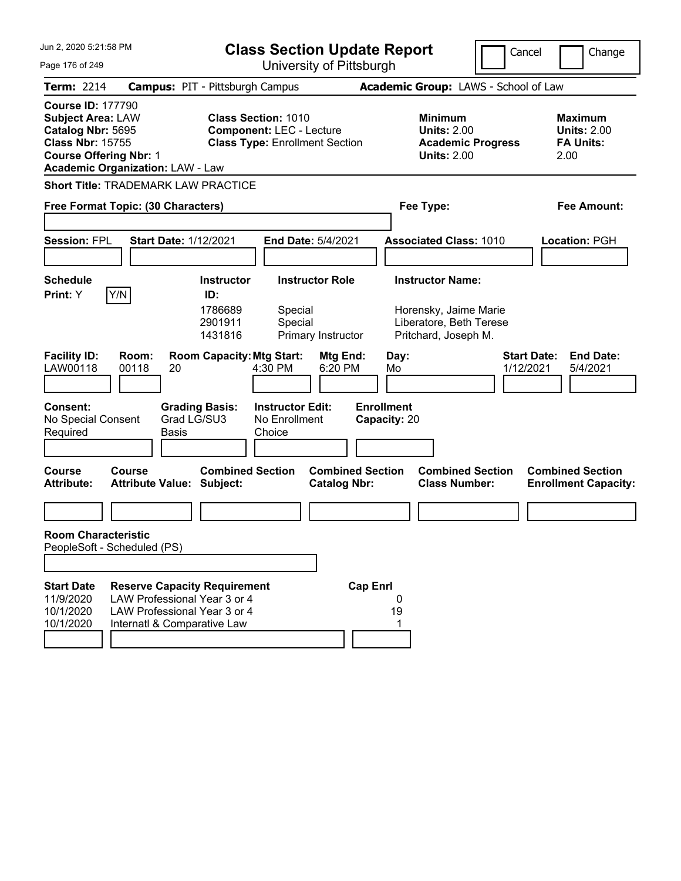# Class Section Update Report

University of Pittsburgh

Cancel | Change

**Term:** 2214 **Campus:** PIT - Pittsburgh Campus **Academic Group:** LAWS - School of Law

**Course ID:** 177790
**Subject Area:** LAW
**Catalog Nbr:** 5695
**Class Nbr:** 15755
**Course Offering Nbr:** 1
**Academic Organization:** LAW - Law

**Class Section:** 1010
**Component:** LEC - Lecture
**Class Type:** Enrollment Section

**Minimum Units:** 2.00
**Academic Progress Units:** 2.00

**Maximum Units:** 2.00
**FA Units:** 2.00

**Short Title:** TRADEMARK LAW PRACTICE

**Free Format Topic: (30 Characters)**

**Fee Type:**

**Fee Amount:**

**Session:** FPL **Start Date:** 1/12/2021 **End Date:** 5/4/2021 **Associated Class:** 1010 **Location:** PGH

**Schedule Print:** Y [Y/N]

| Instructor ID | Instructor Role | Instructor Name |
|---|---|---|
| 1786689 | Special | Horensky, Jaime Marie |
| 2901911 | Special | Liberatore, Beth Terese |
| 1431816 | Primary Instructor | Pritchard, Joseph M. |

| Facility ID | Room | Room Capacity | Mtg Start | Mtg End | Day | Start Date | End Date |
|---|---|---|---|---|---|---|---|
| LAW00118 | 00118 | 20 | 4:30 PM | 6:20 PM | Mo | 1/12/2021 | 5/4/2021 |

**Consent:** No Special Consent Required
**Grading Basis:** Grad LG/SU3 Basis
**Instructor Edit:** No Enrollment Choice
**Enrollment Capacity:** 20

| Course Attribute | Course Attribute Value | Combined Section Subject | Combined Section Catalog Nbr | Combined Section Class Number | Combined Section Enrollment Capacity |
|---|---|---|---|---|---|
| | | | | | |

**Room Characteristic**
PeopleSoft - Scheduled (PS)

| Start Date | Reserve Capacity Requirement | Cap Enrl |
|---|---|---|
| 11/9/2020 | LAW Professional Year 3 or 4 | 0 |
| 10/1/2020 | LAW Professional Year 3 or 4 | 19 |
| 10/1/2020 | Internatl & Comparative Law | 1 |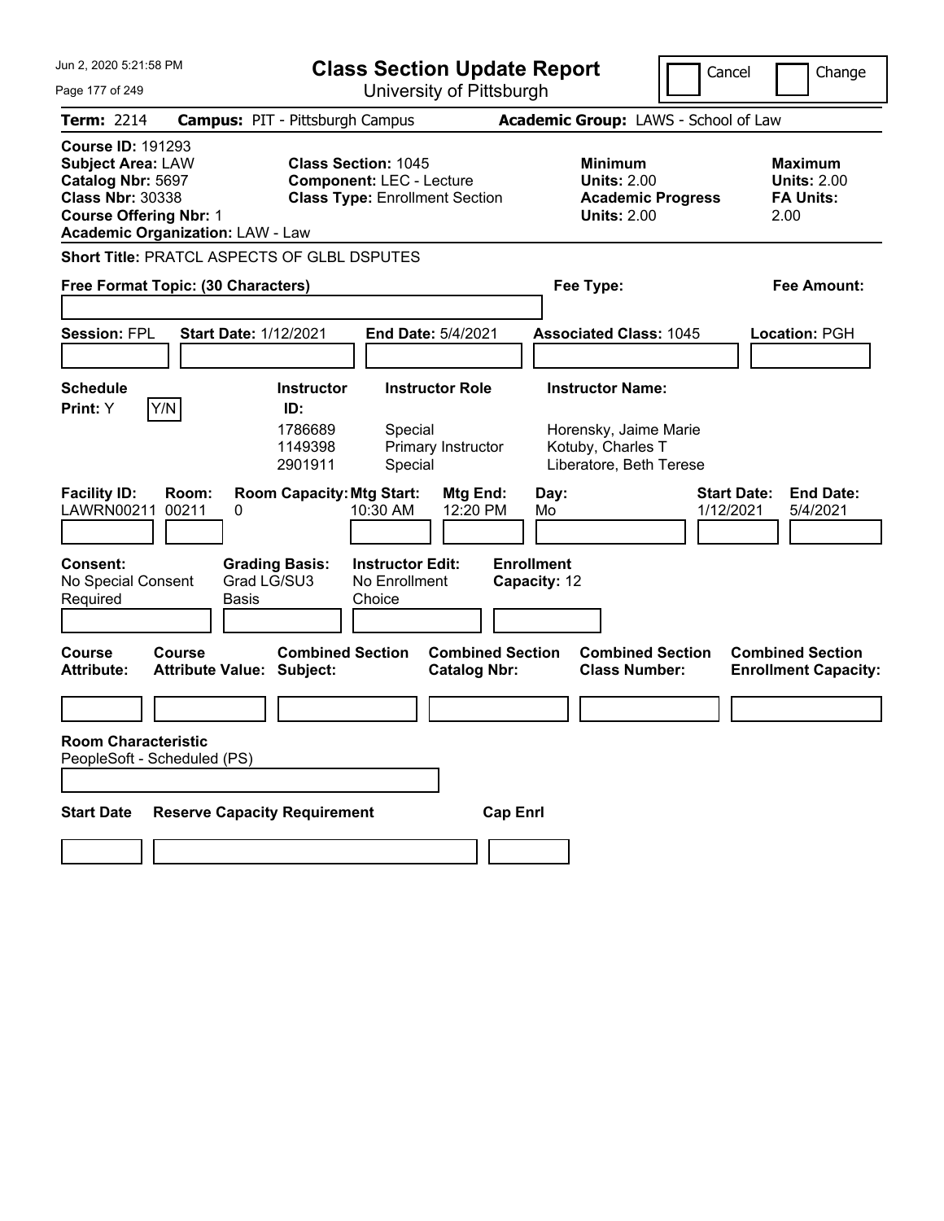# Class Section Update Report

University of Pittsburgh

Jun 2, 2020 5:21:58 PM

Cancel / Change

**Term:** 2214 **Campus:** PIT - Pittsburgh Campus **Academic Group:** LAWS - School of Law

**Course ID:** 191293
**Subject Area:** LAW
**Catalog Nbr:** 5697
**Class Nbr:** 30338
**Course Offering Nbr:** 1
**Academic Organization:** LAW - Law

**Class Section:** 1045
**Component:** LEC - Lecture
**Class Type:** Enrollment Section

**Minimum Units:** 2.00
**Academic Progress Units:** 2.00

**Maximum Units:** 2.00
**FA Units:** 2.00

**Short Title:** PRATCL ASPECTS OF GLBL DSPUTES

**Free Format Topic: (30 Characters)**

**Fee Type:**

**Fee Amount:**

**Session:** FPL **Start Date:** 1/12/2021 **End Date:** 5/4/2021 **Associated Class:** 1045 **Location:** PGH

**Schedule Print:** Y Y/N

| Instructor ID | Instructor Role | Instructor Name |
|---|---|---|
| 1786689 | Special | Horensky, Jaime Marie |
| 1149398 | Primary Instructor | Kotuby, Charles T |
| 2901911 | Special | Liberatore, Beth Terese |

| Facility ID | Room | Room Capacity | Mtg Start | Mtg End | Day | Start Date | End Date |
|---|---|---|---|---|---|---|---|
| LAWRN00211 | 00211 | 0 | 10:30 AM | 12:20 PM | Mo | 1/12/2021 | 5/4/2021 |

**Consent:** No Special Consent Required
**Grading Basis:** Grad LG/SU3 Basis
**Instructor Edit:** No Enrollment Choice
**Enrollment Capacity:** 12

| Course Attribute | Course Attribute Value | Combined Section Subject | Combined Section Catalog Nbr | Combined Section Class Number | Combined Section Enrollment Capacity |
|---|---|---|---|---|---|
| | | | | | |

**Room Characteristic**
PeopleSoft - Scheduled (PS)

| Start Date | Reserve Capacity Requirement | Cap Enrl |
|---|---|---|
| | | |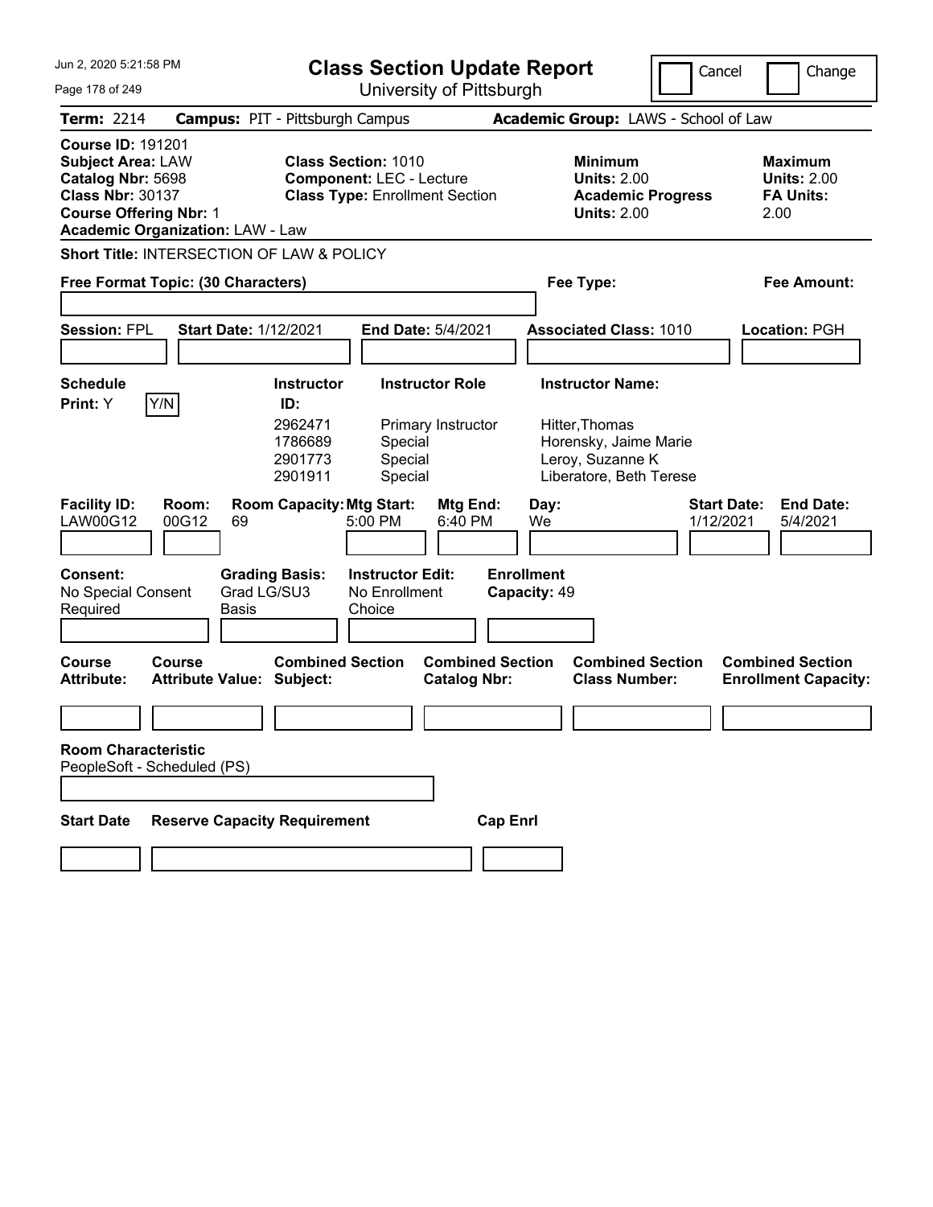# Class Section Update Report

University of Pittsburgh

Cancel | Change

**Term:** 2214 **Campus:** PIT - Pittsburgh Campus **Academic Group:** LAWS - School of Law

**Course ID:** 191201
**Subject Area:** LAW
**Catalog Nbr:** 5698
**Class Nbr:** 30137
**Course Offering Nbr:** 1
**Academic Organization:** LAW - Law

**Class Section:** 1010
**Component:** LEC - Lecture
**Class Type:** Enrollment Section

**Minimum Units:** 2.00
**Academic Progress Units:** 2.00

**Maximum Units:** 2.00
**FA Units:** 2.00

**Short Title:** INTERSECTION OF LAW & POLICY

**Free Format Topic: (30 Characters)**

**Fee Type:**

**Fee Amount:**

**Session:** FPL **Start Date:** 1/12/2021 **End Date:** 5/4/2021 **Associated Class:** 1010 **Location:** PGH

**Schedule Print:** Y Y/N

| Instructor ID: | Instructor Role | Instructor Name: |
|---|---|---|
| 2962471 | Primary Instructor | Hitter,Thomas |
| 1786689 | Special | Horensky, Jaime Marie |
| 2901773 | Special | Leroy, Suzanne K |
| 2901911 | Special | Liberatore, Beth Terese |

| Facility ID: | Room: | Room Capacity: | Mtg Start: | Mtg End: | Day: | Start Date: | End Date: |
|---|---|---|---|---|---|---|---|
| LAW00G12 | 00G12 | 69 | 5:00 PM | 6:40 PM | We | 1/12/2021 | 5/4/2021 |

**Consent:** No Special Consent Required
**Grading Basis:** Grad LG/SU3 Basis
**Instructor Edit:** No Enrollment Choice
**Enrollment Capacity:** 49

| Course Attribute: | Course Attribute Value: | Combined Section Subject: | Combined Section Catalog Nbr: | Combined Section Class Number: | Combined Section Enrollment Capacity: |
|---|---|---|---|---|---|
| | | | | | |

**Room Characteristic**
PeopleSoft - Scheduled (PS)

| Start Date | Reserve Capacity Requirement | Cap Enrl |
|---|---|---|
| | | |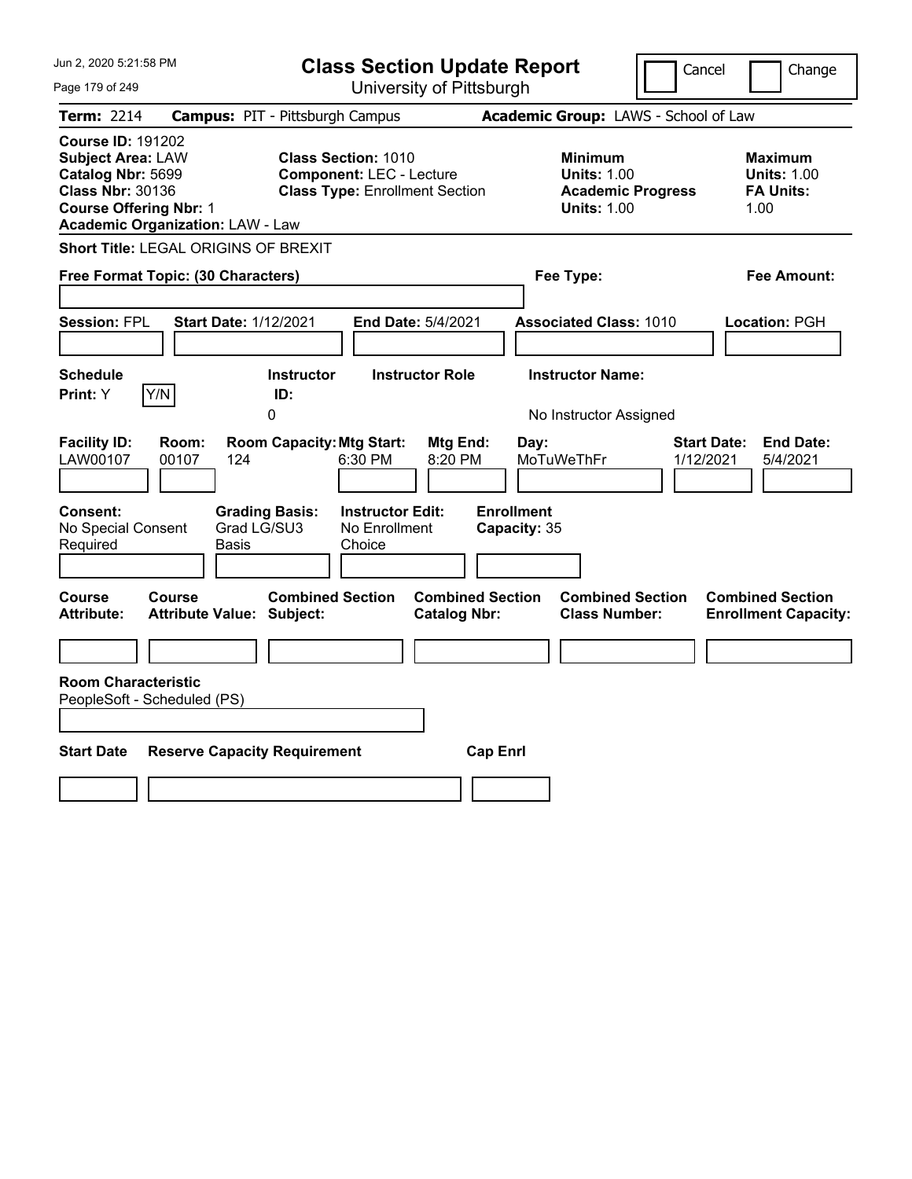# Class Section Update Report

University of Pittsburgh

Cancel | Change

**Term:** 2214 **Campus:** PIT - Pittsburgh Campus **Academic Group:** LAWS - School of Law

**Course ID:** 191202
**Subject Area:** LAW
**Catalog Nbr:** 5699
**Class Nbr:** 30136
**Course Offering Nbr:** 1
**Academic Organization:** LAW - Law

**Class Section:** 1010
**Component:** LEC - Lecture
**Class Type:** Enrollment Section

**Minimum Units:** 1.00
**Academic Progress Units:** 1.00

**Maximum Units:** 1.00
**FA Units:** 1.00

**Short Title:** LEGAL ORIGINS OF BREXIT

**Free Format Topic: (30 Characters)**

**Fee Type:**

**Fee Amount:**

**Session:** FPL **Start Date:** 1/12/2021 **End Date:** 5/4/2021 **Associated Class:** 1010 **Location:** PGH

| Schedule Print | Instructor ID | Instructor Role | Instructor Name |
|---|---|---|---|
| Y (Y/N) | 0 | | No Instructor Assigned |

| Facility ID | Room | Room Capacity | Mtg Start | Mtg End | Day | Start Date | End Date |
|---|---|---|---|---|---|---|---|
| LAW00107 | 00107 | 124 | 6:30 PM | 8:20 PM | MoTuWeThFr | 1/12/2021 | 5/4/2021 |

| Consent | Grading Basis | Instructor Edit | Enrollment Capacity |
|---|---|---|---|
| No Special Consent Required | Grad LG/SU3 Basis | No Enrollment Choice | 35 |

| Course Attribute | Course Attribute Value | Combined Section Subject | Combined Section Catalog Nbr | Combined Section Class Number | Combined Section Enrollment Capacity |
|---|---|---|---|---|---|
| | | | | | |

**Room Characteristic**
PeopleSoft - Scheduled (PS)

| Start Date | Reserve Capacity Requirement | Cap Enrl |
|---|---|---|
| | | |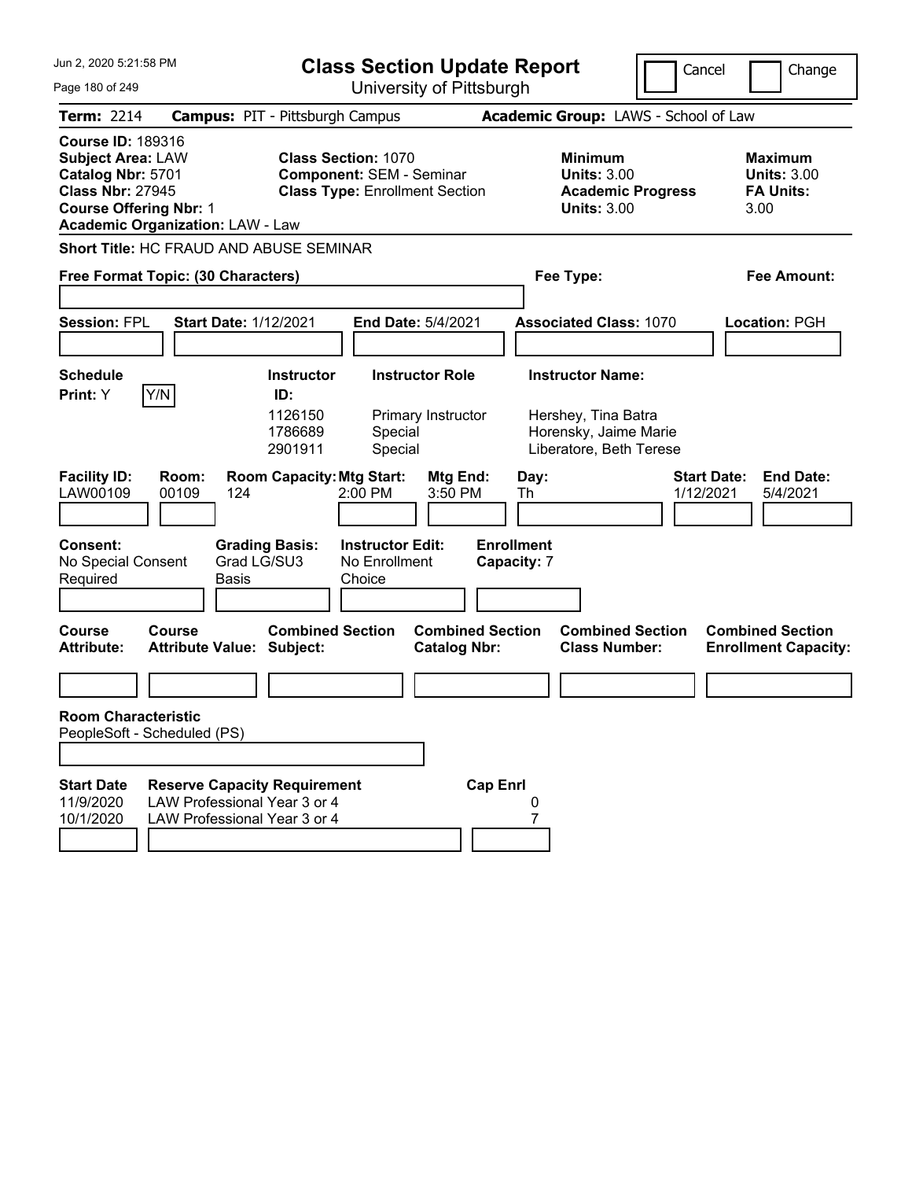Jun 2, 2020 5:21:58 PM

# Class Section Update Report

University of Pittsburgh

Cancel | Change

**Term:** 2214 **Campus:** PIT - Pittsburgh Campus **Academic Group:** LAWS - School of Law

**Course ID:** 189316
**Subject Area:** LAW
**Catalog Nbr:** 5701
**Class Nbr:** 27945
**Course Offering Nbr:** 1
**Academic Organization:** LAW - Law

**Class Section:** 1070
**Component:** SEM - Seminar
**Class Type:** Enrollment Section

**Minimum Units:** 3.00
**Academic Progress Units:** 3.00

**Maximum Units:** 3.00
**FA Units:** 3.00

**Short Title:** HC FRAUD AND ABUSE SEMINAR

**Free Format Topic: (30 Characters)**

**Fee Type:**

**Fee Amount:**

**Session:** FPL **Start Date:** 1/12/2021 **End Date:** 5/4/2021 **Associated Class:** 1070 **Location:** PGH

**Schedule Print:** Y [Y/N]

| Instructor ID: | Instructor Role | Instructor Name: |
|---|---|---|
| 1126150 | Primary Instructor | Hershey, Tina Batra |
| 1786689 | Special | Horensky, Jaime Marie |
| 2901911 | Special | Liberatore, Beth Terese |

| Facility ID: | Room: | Room Capacity: | Mtg Start: | Mtg End: | Day: | Start Date: | End Date: |
|---|---|---|---|---|---|---|---|
| LAW00109 | 00109 | 124 | 2:00 PM | 3:50 PM | Th | 1/12/2021 | 5/4/2021 |

**Consent:** No Special Consent Required
**Grading Basis:** Grad LG/SU3 Basis
**Instructor Edit:** No Enrollment Choice
**Enrollment Capacity:** 7

| Course Attribute: | Course Attribute Value: | Combined Section Subject: | Combined Section Catalog Nbr: | Combined Section Class Number: | Combined Section Enrollment Capacity: |
|---|---|---|---|---|---|
| | | | | | |

**Room Characteristic**
PeopleSoft - Scheduled (PS)

| Start Date | Reserve Capacity Requirement | Cap Enrl |
|---|---|---|
| 11/9/2020 | LAW Professional Year 3 or 4 | 0 |
| 10/1/2020 | LAW Professional Year 3 or 4 | 7 |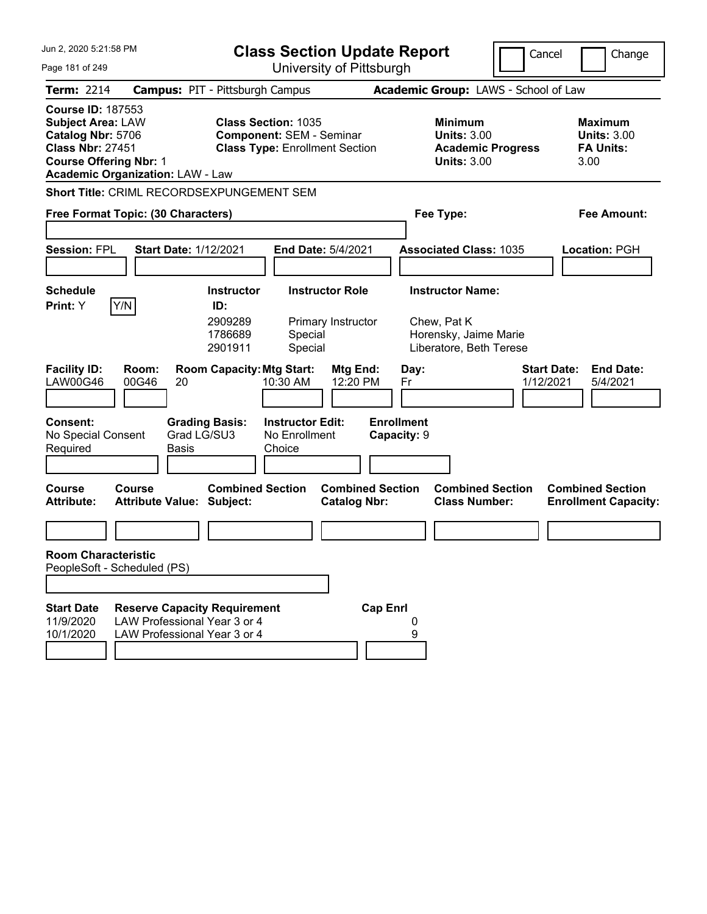# Class Section Update Report

University of Pittsburgh

Jun 2, 2020 5:21:58 PM

Cancel | Change

**Term:** 2214 **Campus:** PIT - Pittsburgh Campus **Academic Group:** LAWS - School of Law

**Course ID:** 187553
**Subject Area:** LAW
**Catalog Nbr:** 5706
**Class Nbr:** 27451
**Course Offering Nbr:** 1
**Academic Organization:** LAW - Law

**Class Section:** 1035
**Component:** SEM - Seminar
**Class Type:** Enrollment Section

**Minimum Units:** 3.00
**Academic Progress Units:** 3.00

**Maximum Units:** 3.00
**FA Units:** 3.00

**Short Title:** CRIML RECORDSEXPUNGEMENT SEM

**Free Format Topic: (30 Characters)**

**Fee Type:**

**Fee Amount:**

**Session:** FPL **Start Date:** 1/12/2021 **End Date:** 5/4/2021 **Associated Class:** 1035 **Location:** PGH

**Schedule Print:** Y [Y/N]

| Instructor ID: | Instructor Role | Instructor Name: |
|---|---|---|
| 2909289 | Primary Instructor | Chew, Pat K |
| 1786689 | Special | Horensky, Jaime Marie |
| 2901911 | Special | Liberatore, Beth Terese |

| Facility ID: | Room: | Room Capacity: | Mtg Start: | Mtg End: | Day: | Start Date: | End Date: |
|---|---|---|---|---|---|---|---|
| LAW00G46 | 00G46 | 20 | 10:30 AM | 12:20 PM | Fr | 1/12/2021 | 5/4/2021 |

**Consent:** No Special Consent Required
**Grading Basis:** Grad LG/SU3 Basis
**Instructor Edit:** No Enrollment Choice
**Enrollment Capacity:** 9

| Course Attribute: | Course Attribute Value: | Combined Section Subject: | Combined Section Catalog Nbr: | Combined Section Class Number: | Combined Section Enrollment Capacity: |
|---|---|---|---|---|---|
| | | | | | |

**Room Characteristic**
PeopleSoft - Scheduled (PS)

| Start Date | Reserve Capacity Requirement | Cap Enrl |
|---|---|---|
| 11/9/2020 | LAW Professional Year 3 or 4 | 0 |
| 10/1/2020 | LAW Professional Year 3 or 4 | 9 |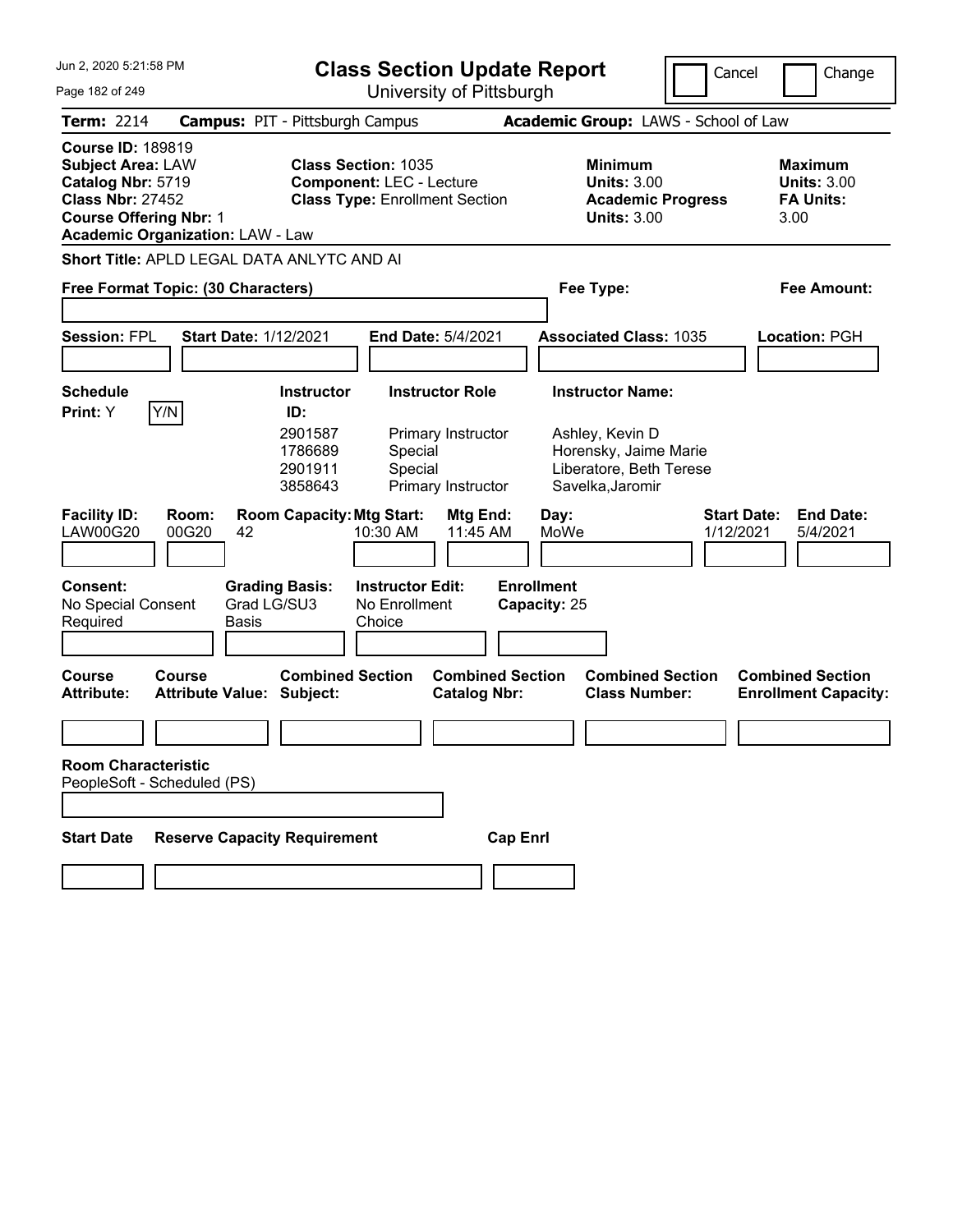# Class Section Update Report

University of Pittsburgh

Jun 2, 2020 5:21:58 PM

Cancel | Change

**Term:** 2214 **Campus:** PIT - Pittsburgh Campus **Academic Group:** LAWS - School of Law

**Course ID:** 189819
**Subject Area:** LAW
**Catalog Nbr:** 5719
**Class Nbr:** 27452
**Course Offering Nbr:** 1
**Academic Organization:** LAW - Law

**Class Section:** 1035
**Component:** LEC - Lecture
**Class Type:** Enrollment Section

**Minimum Units:** 3.00
**Academic Progress Units:** 3.00

**Maximum Units:** 3.00
**FA Units:** 3.00

**Short Title:** APLD LEGAL DATA ANLYTC AND AI

**Free Format Topic: (30 Characters)**

**Fee Type:**

**Fee Amount:**

**Session:** FPL **Start Date:** 1/12/2021 **End Date:** 5/4/2021 **Associated Class:** 1035 **Location:** PGH

**Schedule Print:** Y

| Instructor ID | Instructor Role | Instructor Name |
|---|---|---|
| 2901587 | Primary Instructor | Ashley, Kevin D |
| 1786689 | Special | Horensky, Jaime Marie |
| 2901911 | Special | Liberatore, Beth Terese |
| 3858643 | Primary Instructor | Savelka,Jaromir |

| Facility ID: | Room: | Room Capacity: | Mtg Start: | Mtg End: | Day: | Start Date: | End Date: |
|---|---|---|---|---|---|---|---|
| LAW00G20 | 00G20 | 42 | 10:30 AM | 11:45 AM | MoWe | 1/12/2021 | 5/4/2021 |

**Consent:** No Special Consent Required
**Grading Basis:** Grad LG/SU3 Basis
**Instructor Edit:** No Enrollment Choice
**Enrollment Capacity:** 25

| Course Attribute: | Course Attribute Value: | Combined Section Subject: | Combined Section Catalog Nbr: | Combined Section Class Number: | Combined Section Enrollment Capacity: |
|---|---|---|---|---|---|
| | | | | | |

**Room Characteristic**
PeopleSoft - Scheduled (PS)

| Start Date | Reserve Capacity Requirement | Cap Enrl |
|---|---|---|
| | | |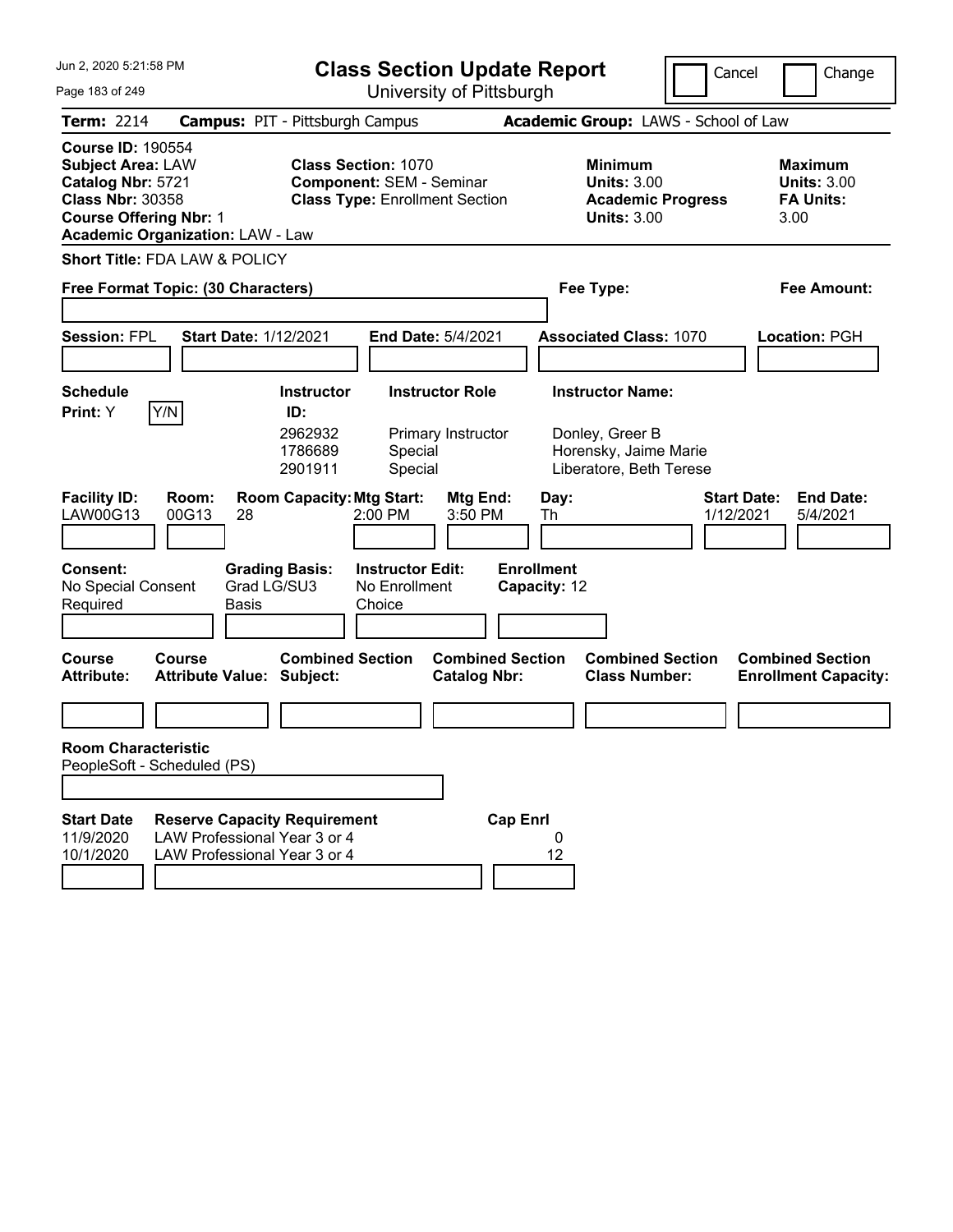Jun 2, 2020 5:21:58 PM

# Class Section Update Report

University of Pittsburgh

Cancel | Change

**Term:** 2214 **Campus:** PIT - Pittsburgh Campus **Academic Group:** LAWS - School of Law

**Course ID:** 190554
**Subject Area:** LAW
**Catalog Nbr:** 5721
**Class Nbr:** 30358
**Course Offering Nbr:** 1
**Academic Organization:** LAW - Law

**Class Section:** 1070
**Component:** SEM - Seminar
**Class Type:** Enrollment Section

**Minimum Units:** 3.00
**Academic Progress Units:** 3.00

**Maximum Units:** 3.00
**FA Units:** 3.00

**Short Title:** FDA LAW & POLICY

**Free Format Topic: (30 Characters)** | **Fee Type:** | **Fee Amount:**

**Session:** FPL **Start Date:** 1/12/2021 **End Date:** 5/4/2021 **Associated Class:** 1070 **Location:** PGH

**Schedule Print:** Y

| Instructor ID | Instructor Role | Instructor Name |
|---|---|---|
| 2962932 | Primary Instructor | Donley, Greer B |
| 1786689 | Special | Horensky, Jaime Marie |
| 2901911 | Special | Liberatore, Beth Terese |

| Facility ID | Room | Room Capacity | Mtg Start | Mtg End | Day | Start Date | End Date |
|---|---|---|---|---|---|---|---|
| LAW00G13 | 00G13 | 28 | 2:00 PM | 3:50 PM | Th | 1/12/2021 | 5/4/2021 |

**Consent:** No Special Consent Required
**Grading Basis:** Grad LG/SU3 Basis
**Instructor Edit:** No Enrollment Choice
**Enrollment Capacity:** 12

| Course Attribute | Course Attribute Value | Combined Section Subject | Combined Section Catalog Nbr | Combined Section Class Number | Combined Section Enrollment Capacity |
|---|---|---|---|---|---|
| | | | | | |

**Room Characteristic**
PeopleSoft - Scheduled (PS)

| Start Date | Reserve Capacity Requirement | Cap Enrl |
|---|---|---|
| 11/9/2020 | LAW Professional Year 3 or 4 | 0 |
| 10/1/2020 | LAW Professional Year 3 or 4 | 12 |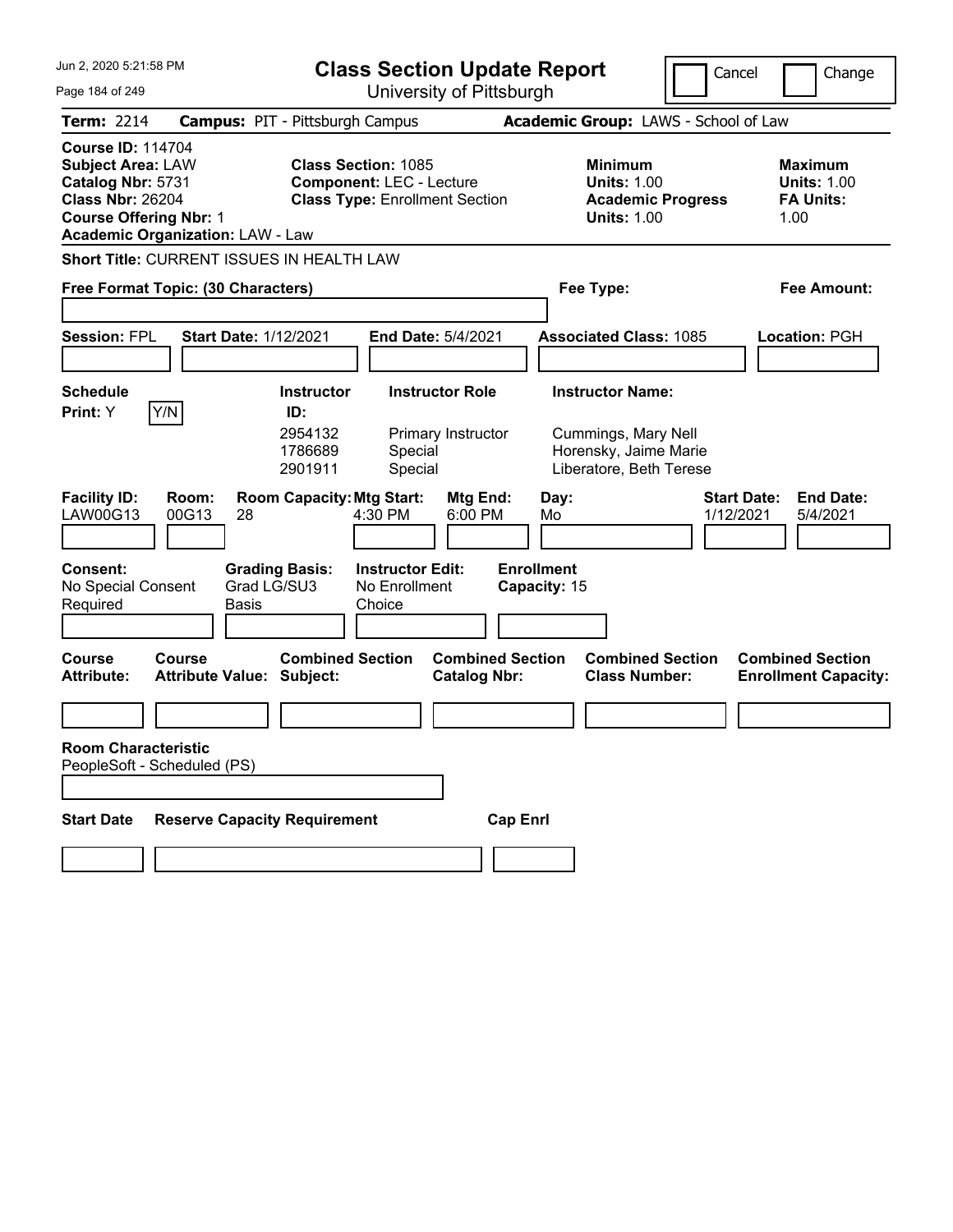Jun 2, 2020 5:21:58 PM

# Class Section Update Report

University of Pittsburgh

Cancel | Change

**Term:** 2214 **Campus:** PIT - Pittsburgh Campus **Academic Group:** LAWS - School of Law

**Course ID:** 114704
**Subject Area:** LAW
**Catalog Nbr:** 5731
**Class Nbr:** 26204
**Course Offering Nbr:** 1
**Academic Organization:** LAW - Law

**Class Section:** 1085
**Component:** LEC - Lecture
**Class Type:** Enrollment Section

**Minimum Units:** 1.00
**Academic Progress Units:** 1.00

**Maximum Units:** 1.00
**FA Units:** 1.00

**Short Title:** CURRENT ISSUES IN HEALTH LAW

**Free Format Topic: (30 Characters)**

**Fee Type:**

**Fee Amount:**

**Session:** FPL **Start Date:** 1/12/2021 **End Date:** 5/4/2021 **Associated Class:** 1085 **Location:** PGH

**Schedule Print:** Y Y/N

| Instructor ID | Instructor Role | Instructor Name |
| --- | --- | --- |
| 2954132 | Primary Instructor | Cummings, Mary Nell |
| 1786689 | Special | Horensky, Jaime Marie |
| 2901911 | Special | Liberatore, Beth Terese |

| Facility ID | Room | Room Capacity | Mtg Start | Mtg End | Day | Start Date | End Date |
| --- | --- | --- | --- | --- | --- | --- | --- |
| LAW00G13 | 00G13 | 28 | 4:30 PM | 6:00 PM | Mo | 1/12/2021 | 5/4/2021 |

**Consent:** No Special Consent Required
**Grading Basis:** Grad LG/SU3 Basis
**Instructor Edit:** No Enrollment Choice
**Enrollment Capacity:** 15

| Course Attribute | Course Attribute Value | Combined Section Subject | Combined Section Catalog Nbr | Combined Section Class Number | Combined Section Enrollment Capacity |
| --- | --- | --- | --- | --- | --- |
| | | | | | |

**Room Characteristic**
PeopleSoft - Scheduled (PS)

| Start Date | Reserve Capacity Requirement | Cap Enrl |
| --- | --- | --- |
| | | |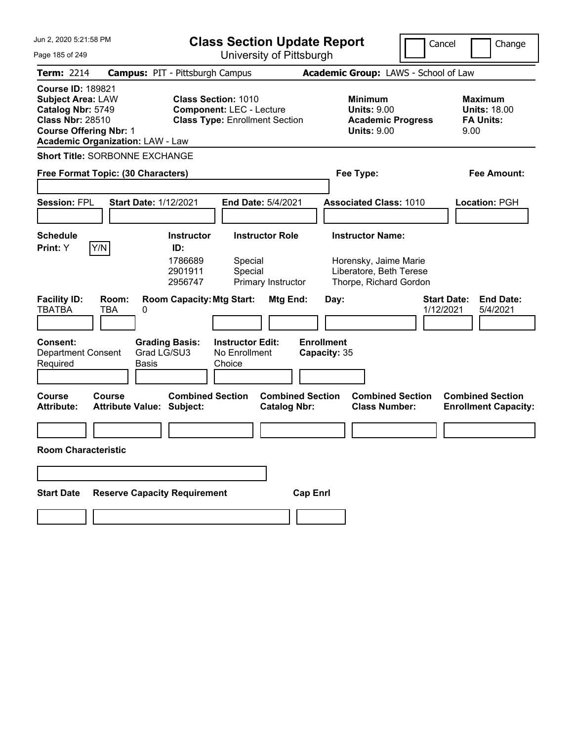Jun 2, 2020 5:21:58 PM

# Class Section Update Report

University of Pittsburgh

Cancel | Change

**Term:** 2214 **Campus:** PIT - Pittsburgh Campus **Academic Group:** LAWS - School of Law

**Course ID:** 189821
**Subject Area:** LAW
**Catalog Nbr:** 5749
**Class Nbr:** 28510
**Course Offering Nbr:** 1
**Academic Organization:** LAW - Law

**Class Section:** 1010
**Component:** LEC - Lecture
**Class Type:** Enrollment Section

**Minimum**
**Units:** 9.00
**Academic Progress**
**Units:** 9.00

**Maximum**
**Units:** 18.00
**FA Units:**
9.00

**Short Title:** SORBONNE EXCHANGE

**Free Format Topic: (30 Characters)** **Fee Type:** **Fee Amount:**

**Session:** FPL **Start Date:** 1/12/2021 **End Date:** 5/4/2021 **Associated Class:** 1010 **Location:** PGH

**Schedule Print:** Y Y/N

| Instructor ID: | Instructor Role | Instructor Name: |
|---|---|---|
| 1786689 | Special | Horensky, Jaime Marie |
| 2901911 | Special | Liberatore, Beth Terese |
| 2956747 | Primary Instructor | Thorpe, Richard Gordon |

| Facility ID: | Room: | Room Capacity: | Mtg Start: | Mtg End: | Day: | Start Date: | End Date: |
|---|---|---|---|---|---|---|---|
| TBATBA | TBA | 0 | | | | 1/12/2021 | 5/4/2021 |

**Consent:** Department Consent Required
**Grading Basis:** Grad LG/SU3 Basis
**Instructor Edit:** No Enrollment Choice
**Enrollment Capacity:** 35

| Course Attribute: | Course Attribute Value: | Combined Section Subject: | Combined Section Catalog Nbr: | Combined Section Class Number: | Combined Section Enrollment Capacity: |
|---|---|---|---|---|---|
| | | | | | |

**Room Characteristic**

| Start Date | Reserve Capacity Requirement | Cap Enrl |
|---|---|---|
| | | |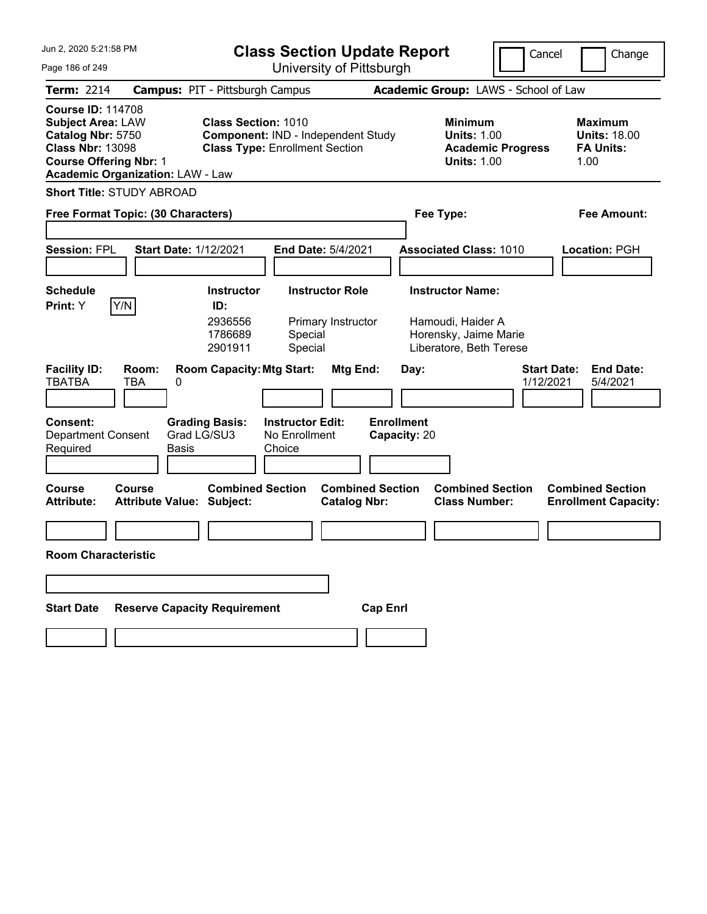# Class Section Update Report

University of Pittsburgh

Jun 2, 2020 5:21:58 PM

Cancel | Change

**Term:** 2214 **Campus:** PIT - Pittsburgh Campus **Academic Group:** LAWS - School of Law

**Course ID:** 114708
**Subject Area:** LAW
**Catalog Nbr:** 5750
**Class Nbr:** 13098
**Course Offering Nbr:** 1
**Academic Organization:** LAW - Law

**Class Section:** 1010
**Component:** IND - Independent Study
**Class Type:** Enrollment Section

**Minimum**
**Units:** 1.00
**Academic Progress Units:** 1.00

**Maximum**
**Units:** 18.00
**FA Units:** 1.00

**Short Title:** STUDY ABROAD

**Free Format Topic: (30 Characters)**

**Fee Type:**

**Fee Amount:**

**Session:** FPL **Start Date:** 1/12/2021 **End Date:** 5/4/2021 **Associated Class:** 1010 **Location:** PGH

**Schedule Print:** Y [Y/N]

| Instructor ID | Instructor Role | Instructor Name |
|---|---|---|
| 2936556 | Primary Instructor | Hamoudi, Haider A |
| 1786689 | Special | Horensky, Jaime Marie |
| 2901911 | Special | Liberatore, Beth Terese |

| Facility ID | Room | Room Capacity | Mtg Start | Mtg End | Day | Start Date | End Date |
|---|---|---|---|---|---|---|---|
| TBATBA | TBA | 0 | | | | 1/12/2021 | 5/4/2021 |

**Consent:** Department Consent Required
**Grading Basis:** Grad LG/SU3 Basis
**Instructor Edit:** No Enrollment Choice
**Enrollment Capacity:** 20

| Course Attribute | Course Attribute Value | Combined Section Subject | Combined Section Catalog Nbr | Combined Section Class Number | Combined Section Enrollment Capacity |
|---|---|---|---|---|---|
| | | | | | |

**Room Characteristic**

| Start Date | Reserve Capacity Requirement | Cap Enrl |
|---|---|---|
| | | |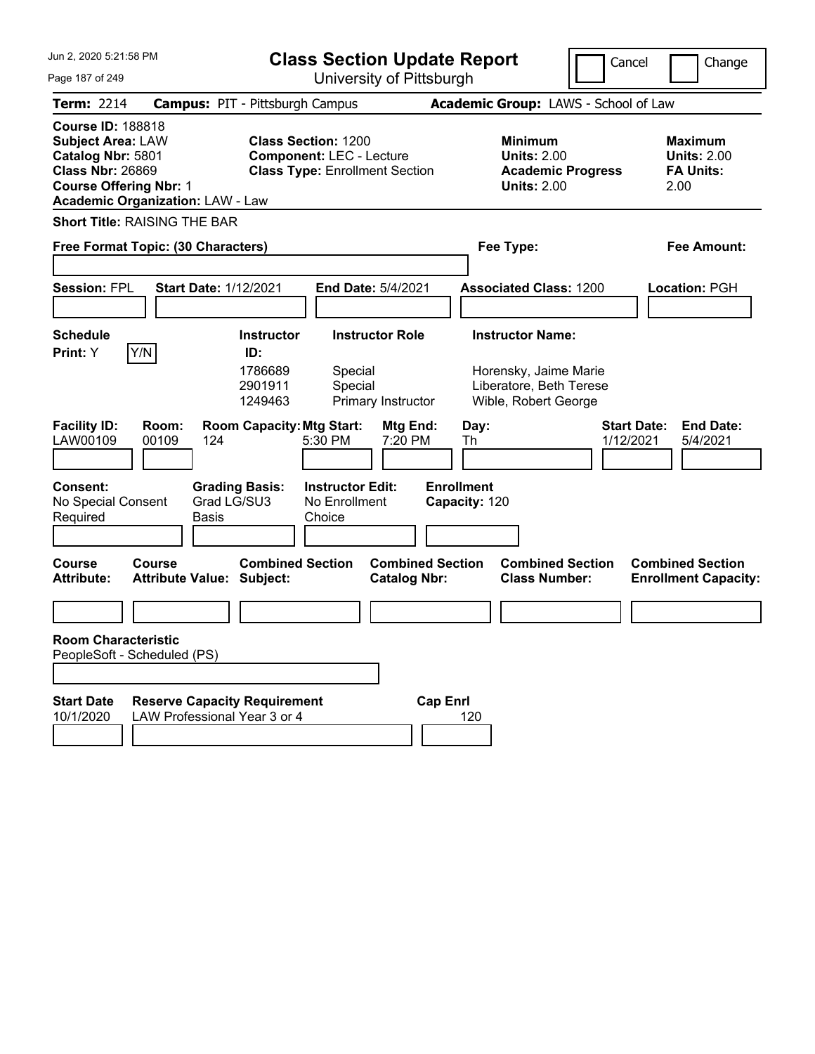Jun 2, 2020 5:21:58 PM

# Class Section Update Report

University of Pittsburgh

Cancel | Change

**Term:** 2214 **Campus:** PIT - Pittsburgh Campus **Academic Group:** LAWS - School of Law

**Course ID:** 188818
**Subject Area:** LAW
**Catalog Nbr:** 5801
**Class Nbr:** 26869
**Course Offering Nbr:** 1
**Academic Organization:** LAW - Law

**Class Section:** 1200
**Component:** LEC - Lecture
**Class Type:** Enrollment Section

**Minimum Units:** 2.00
**Academic Progress Units:** 2.00

**Maximum Units:** 2.00
**FA Units:** 2.00

**Short Title:** RAISING THE BAR

**Free Format Topic: (30 Characters)**

**Fee Type:**

**Fee Amount:**

**Session:** FPL **Start Date:** 1/12/2021 **End Date:** 5/4/2021 **Associated Class:** 1200 **Location:** PGH

**Schedule Print:** Y [Y/N]

| Instructor ID | Instructor Role | Instructor Name |
|---|---|---|
| 1786689 | Special | Horensky, Jaime Marie |
| 2901911 | Special | Liberatore, Beth Terese |
| 1249463 | Primary Instructor | Wible, Robert George |

| Facility ID: | Room: | Room Capacity: | Mtg Start: | Mtg End: | Day: | Start Date: | End Date: |
|---|---|---|---|---|---|---|---|
| LAW00109 | 00109 | 124 | 5:30 PM | 7:20 PM | Th | 1/12/2021 | 5/4/2021 |

**Consent:** No Special Consent Required
**Grading Basis:** Grad LG/SU3 Basis
**Instructor Edit:** No Enrollment Choice
**Enrollment Capacity:** 120

| Course Attribute: | Course Attribute Value: | Combined Section Subject: | Combined Section Catalog Nbr: | Combined Section Class Number: | Combined Section Enrollment Capacity: |
|---|---|---|---|---|---|
| | | | | | |

**Room Characteristic**
PeopleSoft - Scheduled (PS)

| Start Date | Reserve Capacity Requirement | Cap Enrl |
|---|---|---|
| 10/1/2020 | LAW Professional Year 3 or 4 | 120 |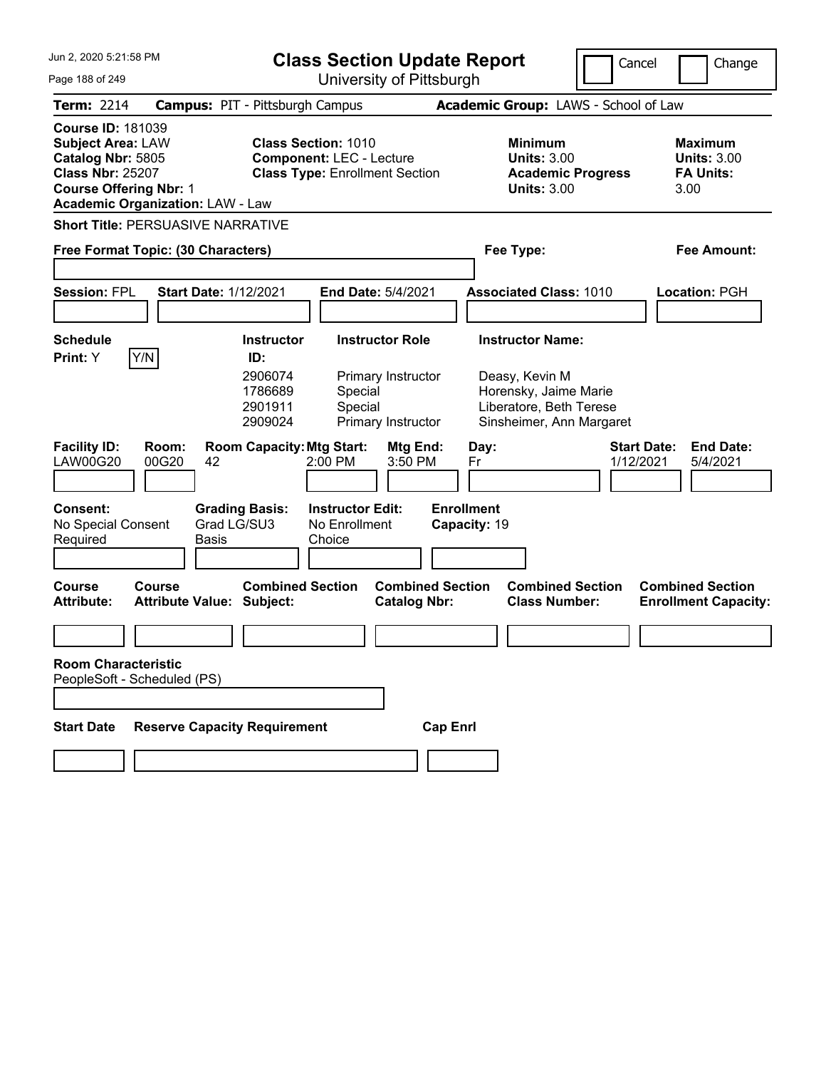# Class Section Update Report

University of Pittsburgh

Jun 2, 2020 5:21:58 PM

Cancel | Change

**Term:** 2214 **Campus:** PIT - Pittsburgh Campus **Academic Group:** LAWS - School of Law

**Course ID:** 181039
**Subject Area:** LAW
**Catalog Nbr:** 5805
**Class Nbr:** 25207
**Course Offering Nbr:** 1
**Academic Organization:** LAW - Law

**Class Section:** 1010
**Component:** LEC - Lecture
**Class Type:** Enrollment Section

**Minimum Units:** 3.00
**Academic Progress Units:** 3.00

**Maximum Units:** 3.00
**FA Units:** 3.00

**Short Title:** PERSUASIVE NARRATIVE

**Free Format Topic: (30 Characters)**

**Fee Type:**

**Fee Amount:**

**Session:** FPL **Start Date:** 1/12/2021 **End Date:** 5/4/2021 **Associated Class:** 1010 **Location:** PGH

**Schedule Print:** Y Y/N

| Instructor ID: | Instructor Role | Instructor Name: |
|---|---|---|
| 2906074 | Primary Instructor | Deasy, Kevin M |
| 1786689 | Special | Horensky, Jaime Marie |
| 2901911 | Special | Liberatore, Beth Terese |
| 2909024 | Primary Instructor | Sinsheimer, Ann Margaret |

| Facility ID: | Room: | Room Capacity: | Mtg Start: | Mtg End: | Day: | Start Date: | End Date: |
|---|---|---|---|---|---|---|---|
| LAW00G20 | 00G20 | 42 | 2:00 PM | 3:50 PM | Fr | 1/12/2021 | 5/4/2021 |

**Consent:** No Special Consent Required

**Grading Basis:** Grad LG/SU3 Basis

**Instructor Edit:** No Enrollment Choice

**Enrollment Capacity:** 19

| Course Attribute: | Course Attribute Value: | Combined Section Subject: | Combined Section Catalog Nbr: | Combined Section Class Number: | Combined Section Enrollment Capacity: |
|---|---|---|---|---|---|
| | | | | | |

**Room Characteristic**
PeopleSoft - Scheduled (PS)

| Start Date | Reserve Capacity Requirement | Cap Enrl |
|---|---|---|
| | | |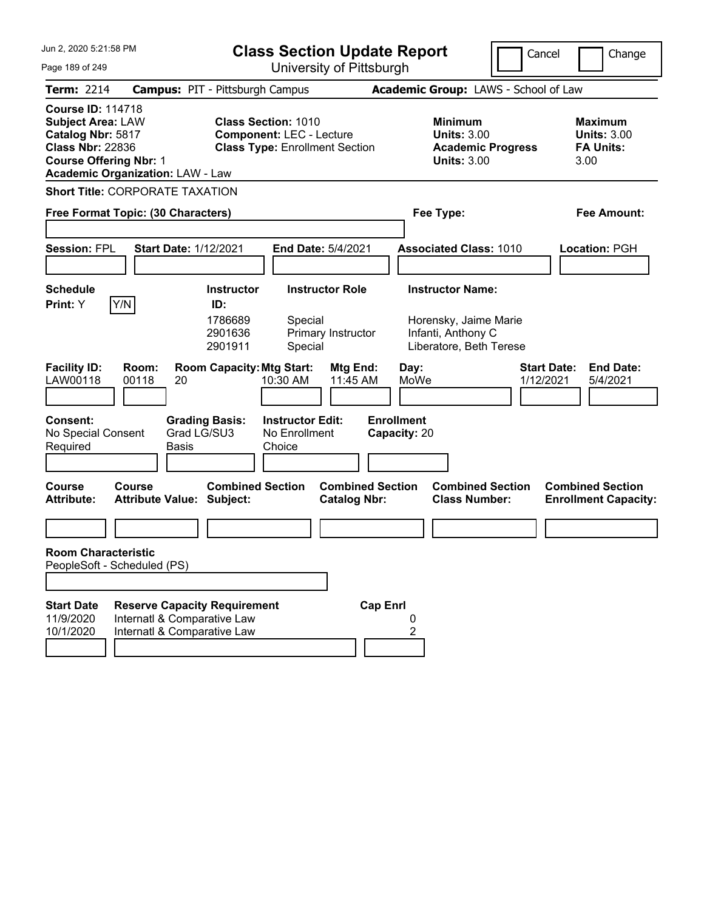Jun 2, 2020 5:21:58 PM

# Class Section Update Report

University of Pittsburgh

Cancel | Change

**Term:** 2214 **Campus:** PIT - Pittsburgh Campus **Academic Group:** LAWS - School of Law

**Course ID:** 114718
**Subject Area:** LAW
**Catalog Nbr:** 5817
**Class Nbr:** 22836
**Course Offering Nbr:** 1
**Academic Organization:** LAW - Law

**Class Section:** 1010
**Component:** LEC - Lecture
**Class Type:** Enrollment Section

**Minimum Units:** 3.00
**Academic Progress Units:** 3.00

**Maximum Units:** 3.00
**FA Units:** 3.00

**Short Title:** CORPORATE TAXATION

**Free Format Topic: (30 Characters)**

**Fee Type:**

**Fee Amount:**

**Session:** FPL **Start Date:** 1/12/2021 **End Date:** 5/4/2021 **Associated Class:** 1010 **Location:** PGH

**Schedule Print:** Y [Y/N]

| Instructor ID | Instructor Role | Instructor Name |
|---|---|---|
| 1786689 | Special | Horensky, Jaime Marie |
| 2901636 | Primary Instructor | Infanti, Anthony C |
| 2901911 | Special | Liberatore, Beth Terese |

| Facility ID | Room | Room Capacity | Mtg Start | Mtg End | Day | Start Date | End Date |
|---|---|---|---|---|---|---|---|
| LAW00118 | 00118 | 20 | 10:30 AM | 11:45 AM | MoWe | 1/12/2021 | 5/4/2021 |

**Consent:** No Special Consent Required
**Grading Basis:** Grad LG/SU3 Basis
**Instructor Edit:** No Enrollment Choice
**Enrollment Capacity:** 20

| Course Attribute | Course Attribute Value | Combined Section Subject | Combined Section Catalog Nbr | Combined Section Class Number | Combined Section Enrollment Capacity |
|---|---|---|---|---|---|
| | | | | | |

**Room Characteristic**
PeopleSoft - Scheduled (PS)

| Start Date | Reserve Capacity Requirement | Cap Enrl |
|---|---|---|
| 11/9/2020 | Internatl & Comparative Law | 0 |
| 10/1/2020 | Internatl & Comparative Law | 2 |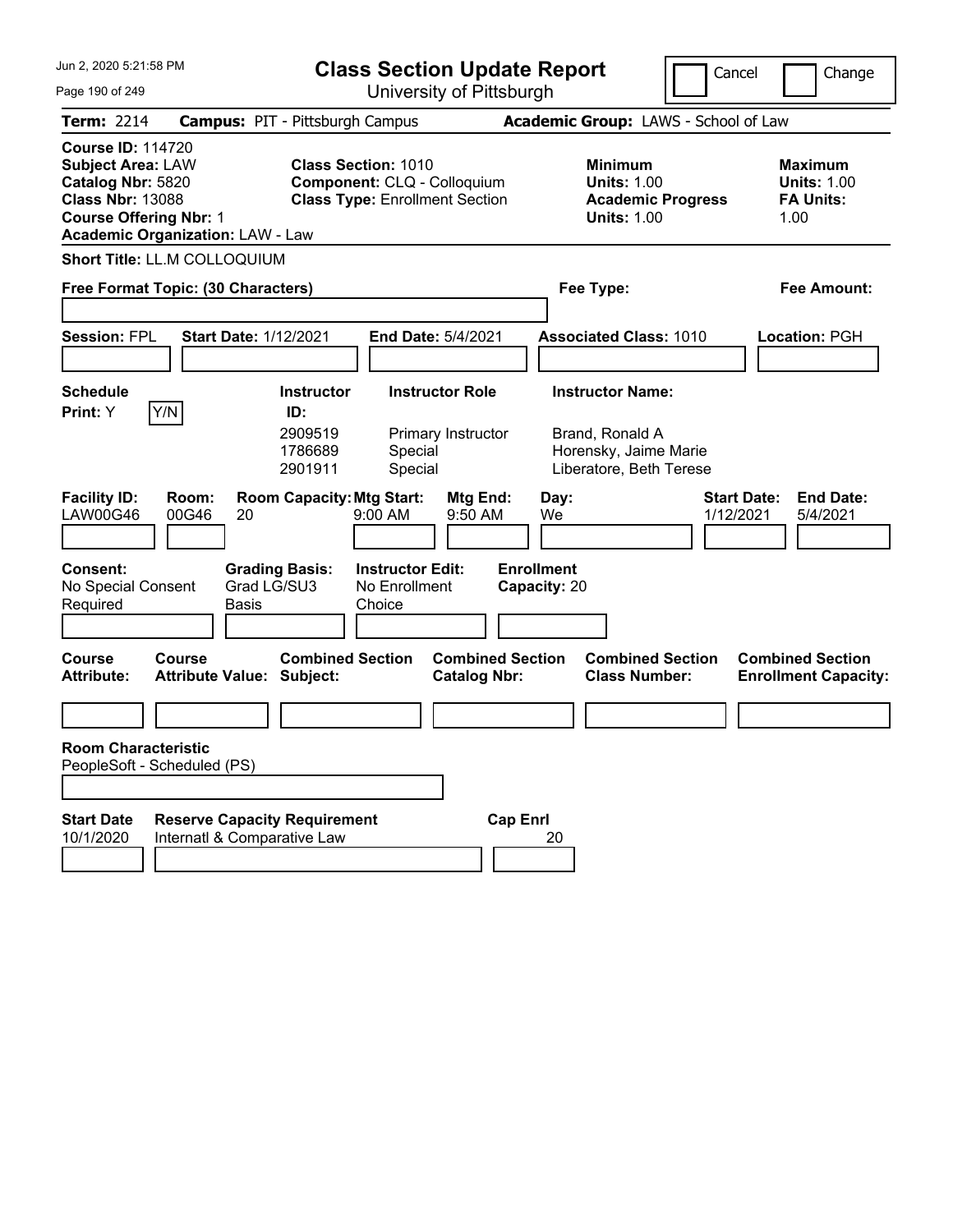# Class Section Update Report

University of Pittsburgh

Jun 2, 2020 5:21:58 PM

Cancel | Change

**Term:** 2214 **Campus:** PIT - Pittsburgh Campus **Academic Group:** LAWS - School of Law

**Course ID:** 114720
**Subject Area:** LAW
**Catalog Nbr:** 5820
**Class Nbr:** 13088
**Course Offering Nbr:** 1
**Academic Organization:** LAW - Law

**Class Section:** 1010
**Component:** CLQ - Colloquium
**Class Type:** Enrollment Section

**Minimum Units:** 1.00
**Academic Progress Units:** 1.00

**Maximum Units:** 1.00
**FA Units:** 1.00

**Short Title:** LL.M COLLOQUIUM

**Free Format Topic: (30 Characters)**

**Fee Type:**

**Fee Amount:**

**Session:** FPL **Start Date:** 1/12/2021 **End Date:** 5/4/2021 **Associated Class:** 1010 **Location:** PGH

**Schedule Print:** Y Y/N

| Instructor ID | Instructor Role | Instructor Name |
|---|---|---|
| 2909519 | Primary Instructor | Brand, Ronald A |
| 1786689 | Special | Horensky, Jaime Marie |
| 2901911 | Special | Liberatore, Beth Terese |

| Facility ID | Room | Room Capacity | Mtg Start | Mtg End | Day | Start Date | End Date |
|---|---|---|---|---|---|---|---|
| LAW00G46 | 00G46 | 20 | 9:00 AM | 9:50 AM | We | 1/12/2021 | 5/4/2021 |

| Consent | Grading Basis | Instructor Edit | Enrollment Capacity |
|---|---|---|---|
| No Special Consent Required | Grad LG/SU3 Basis | No Enrollment Choice | 20 |

| Course Attribute | Course Attribute Value | Combined Section Subject | Combined Section Catalog Nbr | Combined Section Class Number | Combined Section Enrollment Capacity |
|---|---|---|---|---|---|
| | | | | | |

**Room Characteristic**
PeopleSoft - Scheduled (PS)

| Start Date | Reserve Capacity Requirement | Cap Enrl |
|---|---|---|
| 10/1/2020 | Internatl & Comparative Law | 20 |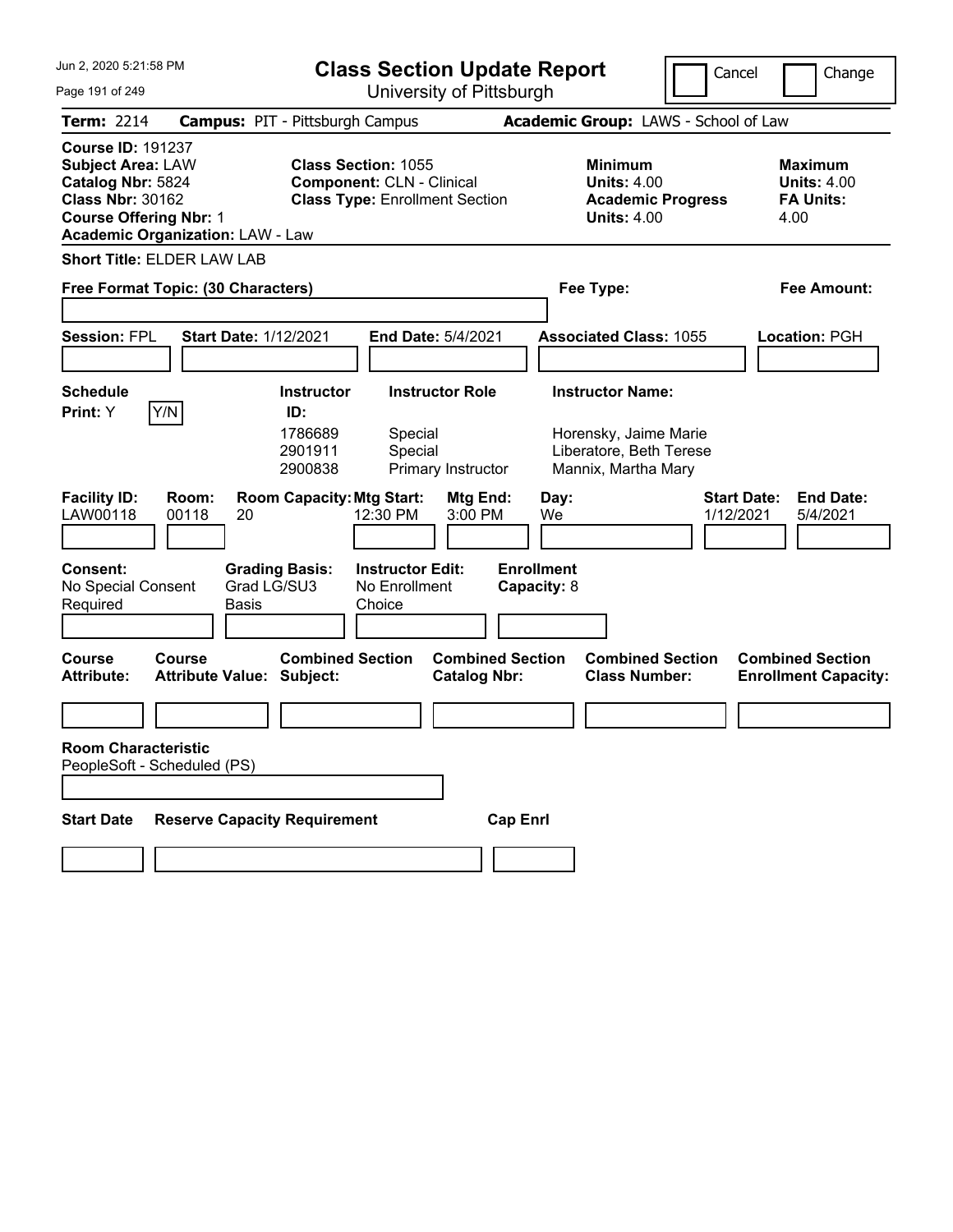Jun 2, 2020 5:21:58 PM

# Class Section Update Report

University of Pittsburgh

Cancel | Change

**Term:** 2214 **Campus:** PIT - Pittsburgh Campus **Academic Group:** LAWS - School of Law

**Course ID:** 191237
**Subject Area:** LAW
**Catalog Nbr:** 5824
**Class Nbr:** 30162
**Course Offering Nbr:** 1
**Academic Organization:** LAW - Law

**Class Section:** 1055
**Component:** CLN - Clinical
**Class Type:** Enrollment Section

**Minimum Units:** 4.00
**Academic Progress Units:** 4.00

**Maximum Units:** 4.00
**FA Units:** 4.00

**Short Title:** ELDER LAW LAB

**Free Format Topic: (30 Characters)**

**Fee Type:**

**Fee Amount:**

**Session:** FPL **Start Date:** 1/12/2021 **End Date:** 5/4/2021 **Associated Class:** 1055 **Location:** PGH

**Schedule Print:** Y Y/N

| Instructor ID | Instructor Role | Instructor Name |
|---|---|---|
| 1786689 | Special | Horensky, Jaime Marie |
| 2901911 | Special | Liberatore, Beth Terese |
| 2900838 | Primary Instructor | Mannix, Martha Mary |

| Facility ID: | Room: | Room Capacity: | Mtg Start: | Mtg End: | Day: | Start Date: | End Date: |
|---|---|---|---|---|---|---|---|
| LAW00118 | 00118 | 20 | 12:30 PM | 3:00 PM | We | 1/12/2021 | 5/4/2021 |

**Consent:** No Special Consent Required
**Grading Basis:** Grad LG/SU3 Basis
**Instructor Edit:** No Enrollment Choice
**Enrollment Capacity:** 8

| Course Attribute: | Course Attribute Value: | Combined Section Subject: | Combined Section Catalog Nbr: | Combined Section Class Number: | Combined Section Enrollment Capacity: |
|---|---|---|---|---|---|
| | | | | | |

**Room Characteristic**
PeopleSoft - Scheduled (PS)

| Start Date | Reserve Capacity Requirement | Cap Enrl |
|---|---|---|
| | | |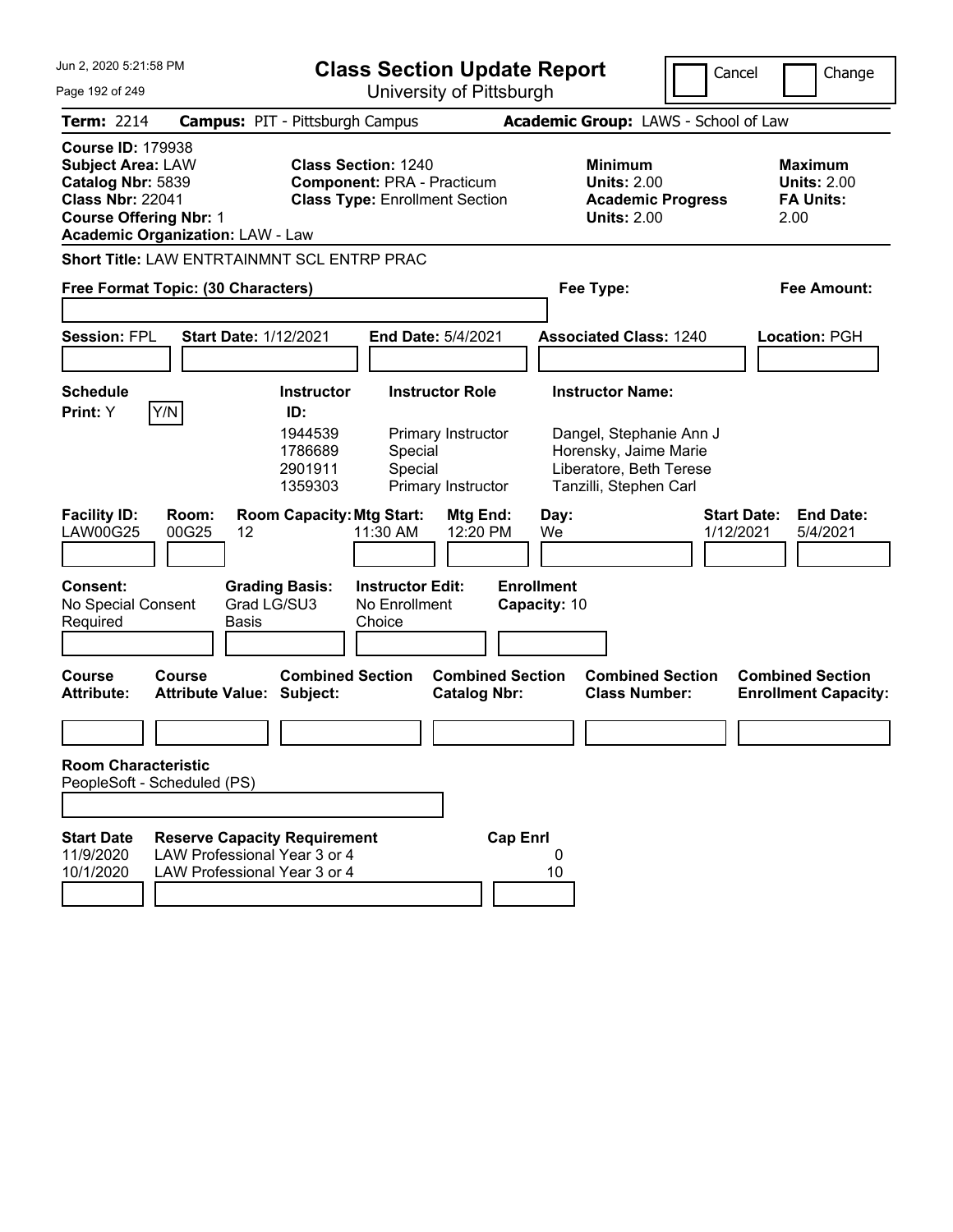# Class Section Update Report

University of Pittsburgh

Jun 2, 2020 5:21:58 PM

Cancel | Change

**Term:** 2214 **Campus:** PIT - Pittsburgh Campus **Academic Group:** LAWS - School of Law

**Course ID:** 179938
**Subject Area:** LAW
**Catalog Nbr:** 5839
**Class Nbr:** 22041
**Course Offering Nbr:** 1
**Academic Organization:** LAW - Law

**Class Section:** 1240
**Component:** PRA - Practicum
**Class Type:** Enrollment Section

| | Minimum | Maximum |
|---|---|---|
| Units | 2.00 | 2.00 |
| Academic Progress Units | 2.00 | |
| FA Units | | 2.00 |

**Short Title:** LAW ENTRTAINMNT SCL ENTRP PRAC

**Free Format Topic: (30 Characters)**

**Fee Type:**

**Fee Amount:**

**Session:** FPL **Start Date:** 1/12/2021 **End Date:** 5/4/2021 **Associated Class:** 1240 **Location:** PGH

**Schedule Print:** Y Y/N

| Instructor ID | Instructor Role | Instructor Name |
|---|---|---|
| 1944539 | Primary Instructor | Dangel, Stephanie Ann J |
| 1786689 | Special | Horensky, Jaime Marie |
| 2901911 | Special | Liberatore, Beth Terese |
| 1359303 | Primary Instructor | Tanzilli, Stephen Carl |

| Facility ID | Room | Room Capacity | Mtg Start | Mtg End | Day | Start Date | End Date |
|---|---|---|---|---|---|---|---|
| LAW00G25 | 00G25 | 12 | 11:30 AM | 12:20 PM | We | 1/12/2021 | 5/4/2021 |

**Consent:** No Special Consent Required
**Grading Basis:** Grad LG/SU3 Basis
**Instructor Edit:** No Enrollment Choice
**Enrollment Capacity:** 10

| Course Attribute | Course Attribute Value | Combined Section Subject | Combined Section Catalog Nbr | Combined Section Class Number | Combined Section Enrollment Capacity |
|---|---|---|---|---|---|
| | | | | | |

**Room Characteristic**
PeopleSoft - Scheduled (PS)

| Start Date | Reserve Capacity Requirement | Cap | Enrl |
|---|---|---|---|
| 11/9/2020 | LAW Professional Year 3 or 4 | 0 | |
| 10/1/2020 | LAW Professional Year 3 or 4 | 10 | |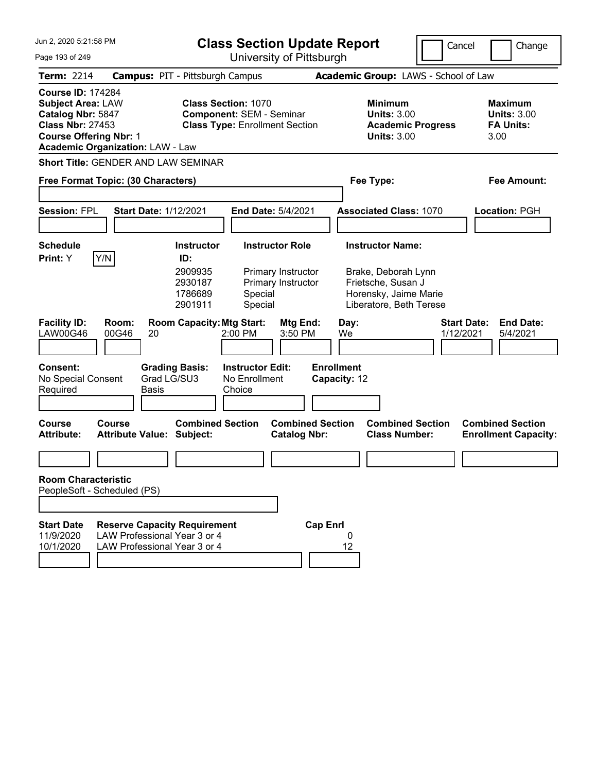# Class Section Update Report

University of Pittsburgh

Cancel | Change

Jun 2, 2020 5:21:58 PM

**Term:** 2214 **Campus:** PIT - Pittsburgh Campus **Academic Group:** LAWS - School of Law

**Course ID:** 174284
**Subject Area:** LAW
**Catalog Nbr:** 5847
**Class Nbr:** 27453
**Course Offering Nbr:** 1
**Academic Organization:** LAW - Law

**Class Section:** 1070
**Component:** SEM - Seminar
**Class Type:** Enrollment Section

**Minimum Units:** 3.00
**Academic Progress Units:** 3.00

**Maximum Units:** 3.00
**FA Units:** 3.00

**Short Title:** GENDER AND LAW SEMINAR

**Free Format Topic: (30 Characters)**

**Fee Type:**

**Fee Amount:**

**Session:** FPL **Start Date:** 1/12/2021 **End Date:** 5/4/2021 **Associated Class:** 1070 **Location:** PGH

**Schedule Print:** Y Y/N

| Instructor ID | Instructor Role | Instructor Name |
|---|---|---|
| 2909935 | Primary Instructor | Brake, Deborah Lynn |
| 2930187 | Primary Instructor | Frietsche, Susan J |
| 1786689 | Special | Horensky, Jaime Marie |
| 2901911 | Special | Liberatore, Beth Terese |

| Facility ID | Room | Room Capacity | Mtg Start | Mtg End | Day | Start Date | End Date |
|---|---|---|---|---|---|---|---|
| LAW00G46 | 00G46 | 20 | 2:00 PM | 3:50 PM | We | 1/12/2021 | 5/4/2021 |

**Consent:** No Special Consent Required
**Grading Basis:** Grad LG/SU3 Basis
**Instructor Edit:** No Enrollment Choice
**Enrollment Capacity:** 12

| Course Attribute | Course Attribute Value | Combined Section Subject | Combined Section Catalog Nbr | Combined Section Class Number | Combined Section Enrollment Capacity |
|---|---|---|---|---|---|
| | | | | | |

**Room Characteristic**
PeopleSoft - Scheduled (PS)

| Start Date | Reserve Capacity Requirement | Cap Enrl |
|---|---|---|
| 11/9/2020 | LAW Professional Year 3 or 4 | 0 |
| 10/1/2020 | LAW Professional Year 3 or 4 | 12 |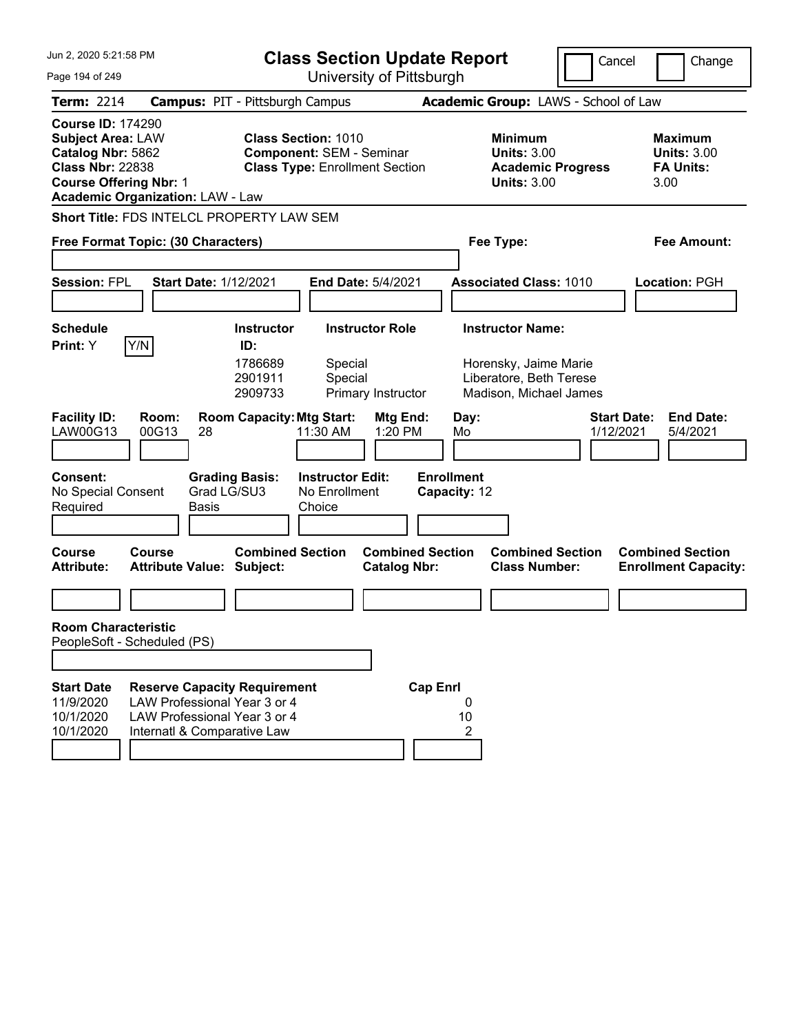Jun 2, 2020 5:21:58 PM

# Class Section Update Report

University of Pittsburgh

Cancel | Change

**Term:** 2214 **Campus:** PIT - Pittsburgh Campus **Academic Group:** LAWS - School of Law

**Course ID:** 174290
**Subject Area:** LAW
**Catalog Nbr:** 5862
**Class Nbr:** 22838
**Course Offering Nbr:** 1
**Academic Organization:** LAW - Law

**Class Section:** 1010
**Component:** SEM - Seminar
**Class Type:** Enrollment Section

**Minimum Units:** 3.00
**Academic Progress Units:** 3.00

**Maximum Units:** 3.00
**FA Units:** 3.00

**Short Title:** FDS INTELCL PROPERTY LAW SEM

**Free Format Topic: (30 Characters)**

**Fee Type:**

**Fee Amount:**

**Session:** FPL **Start Date:** 1/12/2021 **End Date:** 5/4/2021 **Associated Class:** 1010 **Location:** PGH

**Schedule Print:** Y (Y/N)

| Instructor ID | Instructor Role | Instructor Name |
|---|---|---|
| 1786689 | Special | Horensky, Jaime Marie |
| 2901911 | Special | Liberatore, Beth Terese |
| 2909733 | Primary Instructor | Madison, Michael James |

| Facility ID | Room | Room Capacity | Mtg Start | Mtg End | Day | Start Date | End Date |
|---|---|---|---|---|---|---|---|
| LAW00G13 | 00G13 | 28 | 11:30 AM | 1:20 PM | Mo | 1/12/2021 | 5/4/2021 |

**Consent:** No Special Consent Required
**Grading Basis:** Grad LG/SU3 Basis
**Instructor Edit:** No Enrollment Choice
**Enrollment Capacity:** 12

| Course Attribute | Course Attribute Value | Combined Section Subject | Combined Section Catalog Nbr | Combined Section Class Number | Combined Section Enrollment Capacity |
|---|---|---|---|---|---|
| | | | | | |

**Room Characteristic**
PeopleSoft - Scheduled (PS)

| Start Date | Reserve Capacity Requirement | Cap Enrl |
|---|---|---|
| 11/9/2020 | LAW Professional Year 3 or 4 | 0 |
| 10/1/2020 | LAW Professional Year 3 or 4 | 10 |
| 10/1/2020 | Internatl & Comparative Law | 2 |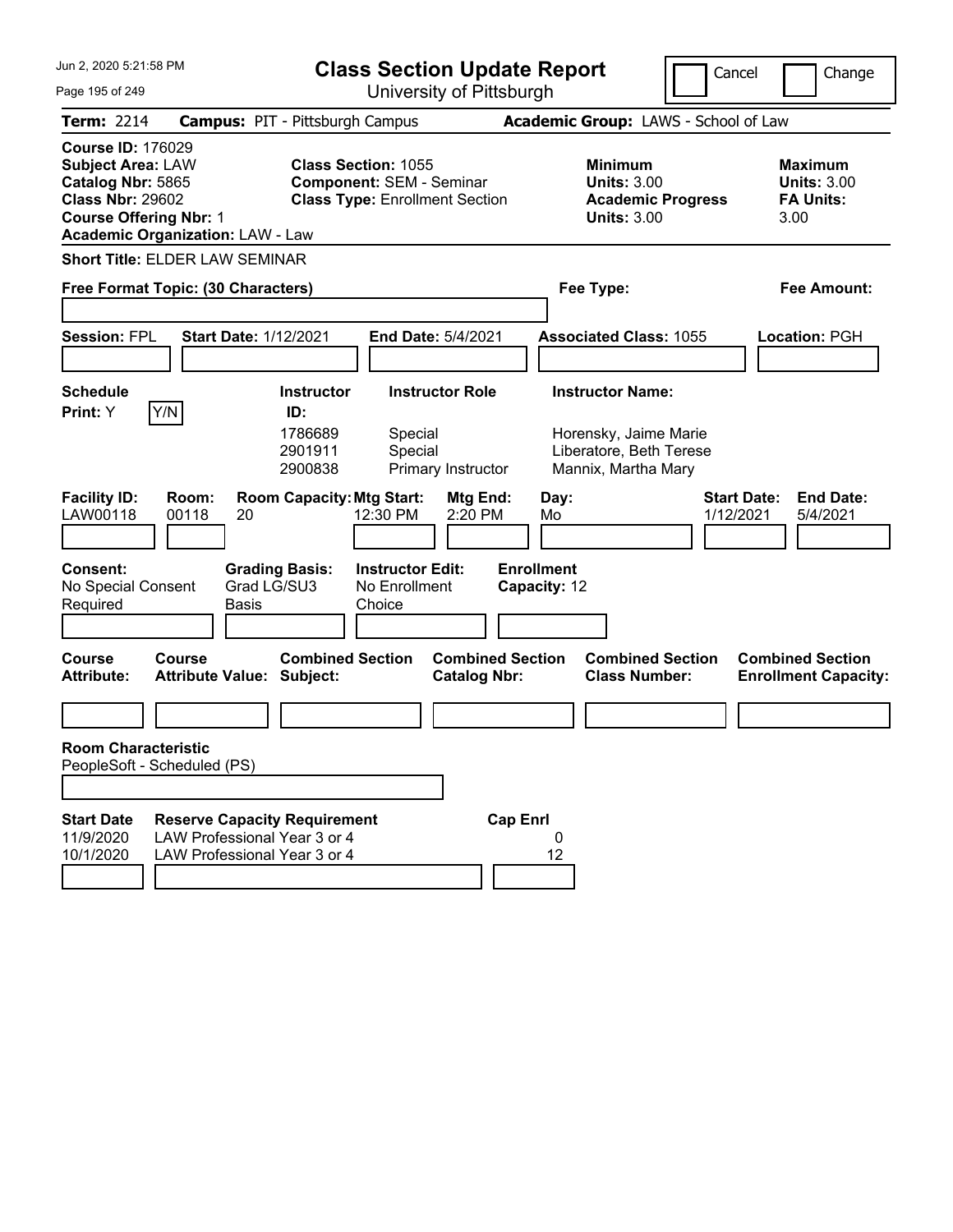Jun 2, 2020 5:21:58 PM

# Class Section Update Report

University of Pittsburgh

Cancel | Change

**Term:** 2214 **Campus:** PIT - Pittsburgh Campus **Academic Group:** LAWS - School of Law

**Course ID:** 176029
**Subject Area:** LAW
**Catalog Nbr:** 5865
**Class Nbr:** 29602
**Course Offering Nbr:** 1
**Academic Organization:** LAW - Law

**Class Section:** 1055
**Component:** SEM - Seminar
**Class Type:** Enrollment Section

**Minimum Units:** 3.00
**Academic Progress Units:** 3.00

**Maximum Units:** 3.00
**FA Units:** 3.00

**Short Title:** ELDER LAW SEMINAR

**Free Format Topic: (30 Characters)**

**Fee Type:**

**Fee Amount:**

**Session:** FPL **Start Date:** 1/12/2021 **End Date:** 5/4/2021 **Associated Class:** 1055 **Location:** PGH

**Schedule Print:** Y Y/N

| Instructor ID | Instructor Role | Instructor Name |
| --- | --- | --- |
| 1786689 | Special | Horensky, Jaime Marie |
| 2901911 | Special | Liberatore, Beth Terese |
| 2900838 | Primary Instructor | Mannix, Martha Mary |

| Facility ID | Room | Room Capacity | Mtg Start | Mtg End | Day | Start Date | End Date |
| --- | --- | --- | --- | --- | --- | --- | --- |
| LAW00118 | 00118 | 20 | 12:30 PM | 2:20 PM | Mo | 1/12/2021 | 5/4/2021 |

**Consent:** No Special Consent Required
**Grading Basis:** Grad LG/SU3 Basis
**Instructor Edit:** No Enrollment Choice
**Enrollment Capacity:** 12

| Course Attribute | Course Attribute Value | Combined Section Subject | Combined Section Catalog Nbr | Combined Section Class Number | Combined Section Enrollment Capacity |
| --- | --- | --- | --- | --- | --- |
| | | | | | |

**Room Characteristic**
PeopleSoft - Scheduled (PS)

| Start Date | Reserve Capacity Requirement | Cap Enrl |
| --- | --- | --- |
| 11/9/2020 | LAW Professional Year 3 or 4 | 0 |
| 10/1/2020 | LAW Professional Year 3 or 4 | 12 |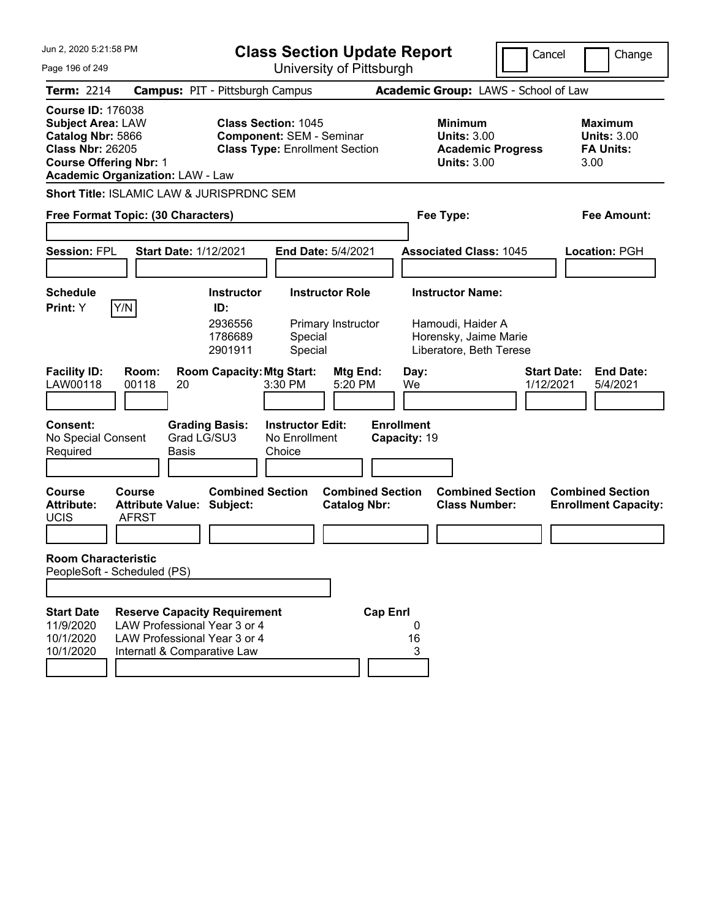# Class Section Update Report

University of Pittsburgh

Cancel | Change

**Term:** 2214 **Campus:** PIT - Pittsburgh Campus **Academic Group:** LAWS - School of Law

**Course ID:** 176038
**Subject Area:** LAW
**Catalog Nbr:** 5866
**Class Nbr:** 26205
**Course Offering Nbr:** 1
**Academic Organization:** LAW - Law

**Class Section:** 1045
**Component:** SEM - Seminar
**Class Type:** Enrollment Section

**Minimum Units:** 3.00
**Academic Progress Units:** 3.00

**Maximum Units:** 3.00
**FA Units:** 3.00

**Short Title:** ISLAMIC LAW & JURISPRDNC SEM

**Free Format Topic: (30 Characters)**

**Fee Type:**

**Fee Amount:**

**Session:** FPL **Start Date:** 1/12/2021 **End Date:** 5/4/2021 **Associated Class:** 1045 **Location:** PGH

**Schedule Print:** Y Y/N

| Instructor ID: | Instructor Role | Instructor Name: |
|---|---|---|
| 2936556 | Primary Instructor | Hamoudi, Haider A |
| 1786689 | Special | Horensky, Jaime Marie |
| 2901911 | Special | Liberatore, Beth Terese |

| Facility ID: | Room: | Room Capacity: | Mtg Start: | Mtg End: | Day: | Start Date: | End Date: |
|---|---|---|---|---|---|---|---|
| LAW00118 | 00118 | 20 | 3:30 PM | 5:20 PM | We | 1/12/2021 | 5/4/2021 |

**Consent:** No Special Consent Required
**Grading Basis:** Grad LG/SU3 Basis
**Instructor Edit:** No Enrollment Choice
**Enrollment Capacity:** 19

| Course Attribute: | Course Attribute Value: | Combined Section Subject: | Combined Section Catalog Nbr: | Combined Section Class Number: | Combined Section Enrollment Capacity: |
|---|---|---|---|---|---|
| UCIS | AFRST | | | | |

**Room Characteristic**
PeopleSoft - Scheduled (PS)

| Start Date | Reserve Capacity Requirement | Cap Enrl |
|---|---|---|
| 11/9/2020 | LAW Professional Year 3 or 4 | 0 |
| 10/1/2020 | LAW Professional Year 3 or 4 | 16 |
| 10/1/2020 | Internatl & Comparative Law | 3 |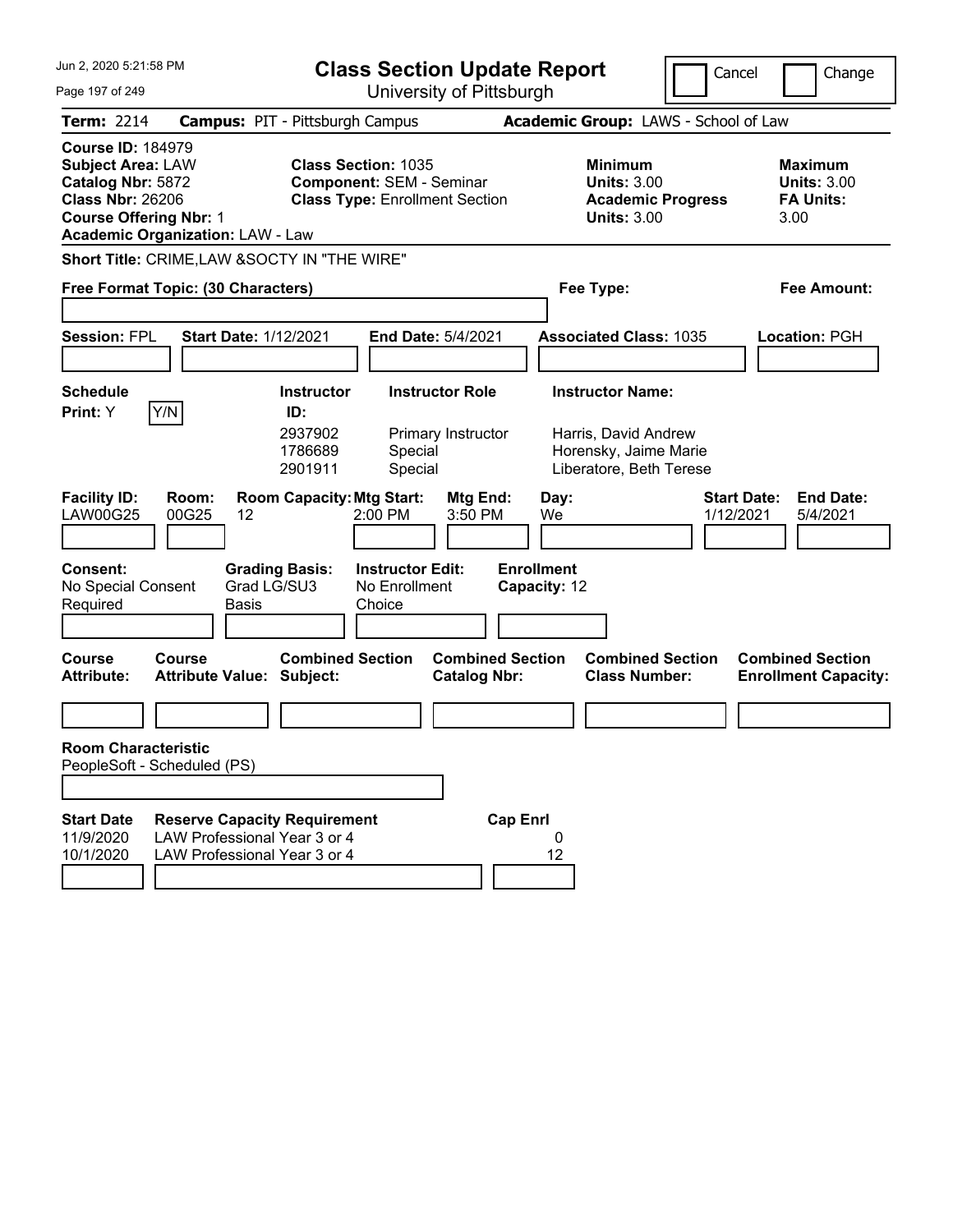# Class Section Update Report

University of Pittsburgh

Jun 2, 2020 5:21:58 PM

Cancel | Change

**Term:** 2214 **Campus:** PIT - Pittsburgh Campus **Academic Group:** LAWS - School of Law

**Course ID:** 184979
**Subject Area:** LAW
**Catalog Nbr:** 5872
**Class Nbr:** 26206
**Course Offering Nbr:** 1
**Academic Organization:** LAW - Law

**Class Section:** 1035
**Component:** SEM - Seminar
**Class Type:** Enrollment Section

**Minimum Units:** 3.00
**Academic Progress Units:** 3.00

**Maximum Units:** 3.00
**FA Units:** 3.00

**Short Title:** CRIME,LAW &SOCTY IN "THE WIRE"

**Free Format Topic: (30 Characters)**

**Fee Type:**

**Fee Amount:**

**Session:** FPL **Start Date:** 1/12/2021 **End Date:** 5/4/2021 **Associated Class:** 1035 **Location:** PGH

**Schedule Print:** Y Y/N

| Instructor ID | Instructor Role | Instructor Name |
|---|---|---|
| 2937902 | Primary Instructor | Harris, David Andrew |
| 1786689 | Special | Horensky, Jaime Marie |
| 2901911 | Special | Liberatore, Beth Terese |

| Facility ID | Room | Room Capacity | Mtg Start | Mtg End | Day | Start Date | End Date |
|---|---|---|---|---|---|---|---|
| LAW00G25 | 00G25 | 12 | 2:00 PM | 3:50 PM | We | 1/12/2021 | 5/4/2021 |

**Consent:** No Special Consent Required
**Grading Basis:** Grad LG/SU3 Basis
**Instructor Edit:** No Enrollment Choice
**Enrollment Capacity:** 12

| Course Attribute | Course Attribute Value | Combined Section Subject | Combined Section Catalog Nbr | Combined Section Class Number | Combined Section Enrollment Capacity |
|---|---|---|---|---|---|
| | | | | | |

**Room Characteristic**
PeopleSoft - Scheduled (PS)

| Start Date | Reserve Capacity Requirement | Cap Enrl |
|---|---|---|
| 11/9/2020 | LAW Professional Year 3 or 4 | 0 |
| 10/1/2020 | LAW Professional Year 3 or 4 | 12 |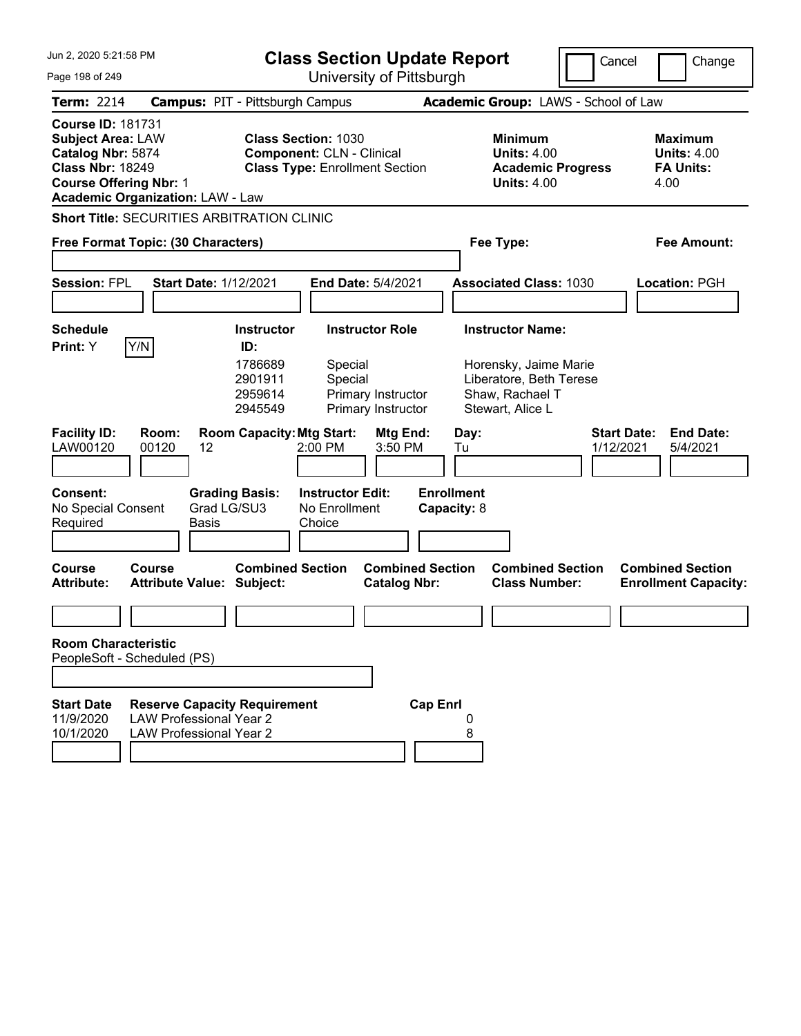# Class Section Update Report

University of Pittsburgh

Jun 2, 2020 5:21:58 PM

Cancel | Change

**Term:** 2214 **Campus:** PIT - Pittsburgh Campus **Academic Group:** LAWS - School of Law

**Course ID:** 181731
**Subject Area:** LAW
**Catalog Nbr:** 5874
**Class Nbr:** 18249
**Course Offering Nbr:** 1
**Academic Organization:** LAW - Law

**Class Section:** 1030
**Component:** CLN - Clinical
**Class Type:** Enrollment Section

**Minimum Units:** 4.00
**Academic Progress Units:** 4.00

**Maximum Units:** 4.00
**FA Units:** 4.00

**Short Title:** SECURITIES ARBITRATION CLINIC

**Free Format Topic: (30 Characters)**

**Fee Type:**

**Fee Amount:**

**Session:** FPL **Start Date:** 1/12/2021 **End Date:** 5/4/2021 **Associated Class:** 1030 **Location:** PGH

**Schedule Print:** Y

| Instructor ID | Instructor Role | Instructor Name |
|---|---|---|
| 1786689 | Special | Horensky, Jaime Marie |
| 2901911 | Special | Liberatore, Beth Terese |
| 2959614 | Primary Instructor | Shaw, Rachael T |
| 2945549 | Primary Instructor | Stewart, Alice L |

| Facility ID | Room | Room Capacity | Mtg Start | Mtg End | Day | Start Date | End Date |
|---|---|---|---|---|---|---|---|
| LAW00120 | 00120 | 12 | 2:00 PM | 3:50 PM | Tu | 1/12/2021 | 5/4/2021 |

**Consent:** No Special Consent Required
**Grading Basis:** Grad LG/SU3 Basis
**Instructor Edit:** No Enrollment Choice
**Enrollment Capacity:** 8

| Course Attribute | Course Attribute Value | Combined Section Subject | Combined Section Catalog Nbr | Combined Section Class Number | Combined Section Enrollment Capacity |
|---|---|---|---|---|---|
| | | | | | |

**Room Characteristic**
PeopleSoft - Scheduled (PS)

| Start Date | Reserve Capacity Requirement | Cap Enrl |
|---|---|---|
| 11/9/2020 | LAW Professional Year 2 | 0 |
| 10/1/2020 | LAW Professional Year 2 | 8 |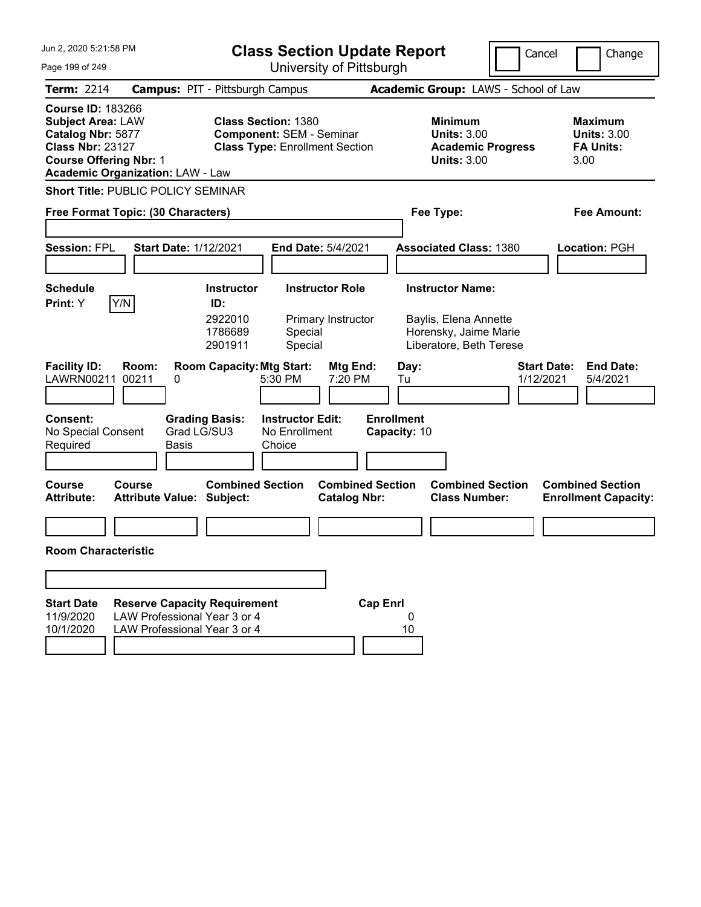# Class Section Update Report

University of Pittsburgh

Jun 2, 2020 5:21:58 PM

Cancel | Change

**Term:** 2214 **Campus:** PIT - Pittsburgh Campus **Academic Group:** LAWS - School of Law

**Course ID:** 183266
**Subject Area:** LAW
**Catalog Nbr:** 5877
**Class Nbr:** 23127
**Course Offering Nbr:** 1
**Academic Organization:** LAW - Law

**Class Section:** 1380
**Component:** SEM - Seminar
**Class Type:** Enrollment Section

**Minimum Units:** 3.00
**Academic Progress Units:** 3.00

**Maximum Units:** 3.00
**FA Units:** 3.00

**Short Title:** PUBLIC POLICY SEMINAR

**Free Format Topic: (30 Characters)**

**Fee Type:**

**Fee Amount:**

**Session:** FPL **Start Date:** 1/12/2021 **End Date:** 5/4/2021 **Associated Class:** 1380 **Location:** PGH

**Schedule Print:** Y Y/N

| Instructor ID: | Instructor Role | Instructor Name: |
|---|---|---|
| 2922010 | Primary Instructor | Baylis, Elena Annette |
| 1786689 | Special | Horensky, Jaime Marie |
| 2901911 | Special | Liberatore, Beth Terese |

| Facility ID: | Room: | Room Capacity: | Mtg Start: | Mtg End: | Day: | Start Date: | End Date: |
|---|---|---|---|---|---|---|---|
| LAWRN00211 | 00211 | 0 | 5:30 PM | 7:20 PM | Tu | 1/12/2021 | 5/4/2021 |

**Consent:** No Special Consent Required
**Grading Basis:** Grad LG/SU3 Basis
**Instructor Edit:** No Enrollment Choice
**Enrollment Capacity:** 10

| Course Attribute: | Course Attribute Value: | Combined Section Subject: | Combined Section Catalog Nbr: | Combined Section Class Number: | Combined Section Enrollment Capacity: |
|---|---|---|---|---|---|
| | | | | | |

**Room Characteristic**

| Start Date | Reserve Capacity Requirement | Cap Enrl |
|---|---|---|
| 11/9/2020 | LAW Professional Year 3 or 4 | 0 |
| 10/1/2020 | LAW Professional Year 3 or 4 | 10 |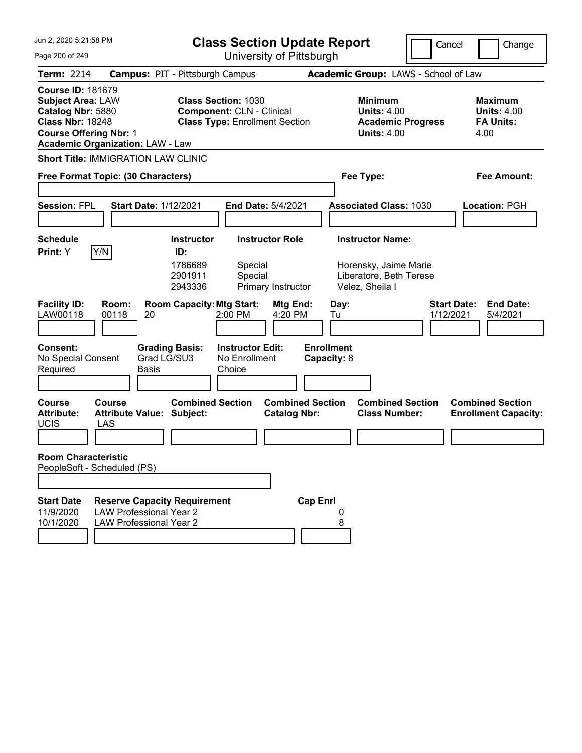# Class Section Update Report

University of Pittsburgh

Jun 2, 2020 5:21:58 PM

Cancel | Change

**Term:** 2214 **Campus:** PIT - Pittsburgh Campus **Academic Group:** LAWS - School of Law

**Course ID:** 181679
**Subject Area:** LAW
**Catalog Nbr:** 5880
**Class Nbr:** 18248
**Course Offering Nbr:** 1
**Academic Organization:** LAW - Law

**Class Section:** 1030
**Component:** CLN - Clinical
**Class Type:** Enrollment Section

**Minimum Units:** 4.00
**Academic Progress Units:** 4.00

**Maximum Units:** 4.00
**FA Units:** 4.00

**Short Title:** IMMIGRATION LAW CLINIC

**Free Format Topic: (30 Characters)** | **Fee Type:** | **Fee Amount:**

**Session:** FPL **Start Date:** 1/12/2021 **End Date:** 5/4/2021 **Associated Class:** 1030 **Location:** PGH

**Schedule Print:** Y

| Instructor ID | Instructor Role | Instructor Name |
|---|---|---|
| 1786689 | Special | Horensky, Jaime Marie |
| 2901911 | Special | Liberatore, Beth Terese |
| 2943336 | Primary Instructor | Velez, Sheila I |

| Facility ID | Room | Room Capacity | Mtg Start | Mtg End | Day | Start Date | End Date |
|---|---|---|---|---|---|---|---|
| LAW00118 | 00118 | 20 | 2:00 PM | 4:20 PM | Tu | 1/12/2021 | 5/4/2021 |

**Consent:** No Special Consent Required
**Grading Basis:** Grad LG/SU3 Basis
**Instructor Edit:** No Enrollment Choice
**Enrollment Capacity:** 8

| Course Attribute | Course Attribute Value | Combined Section Subject | Combined Section Catalog Nbr | Combined Section Class Number | Combined Section Enrollment Capacity |
|---|---|---|---|---|---|
| UCIS | LAS | | | | |

**Room Characteristic**
PeopleSoft - Scheduled (PS)

| Start Date | Reserve Capacity Requirement | Cap Enrl |
|---|---|---|
| 11/9/2020 | LAW Professional Year 2 | 0 |
| 10/1/2020 | LAW Professional Year 2 | 8 |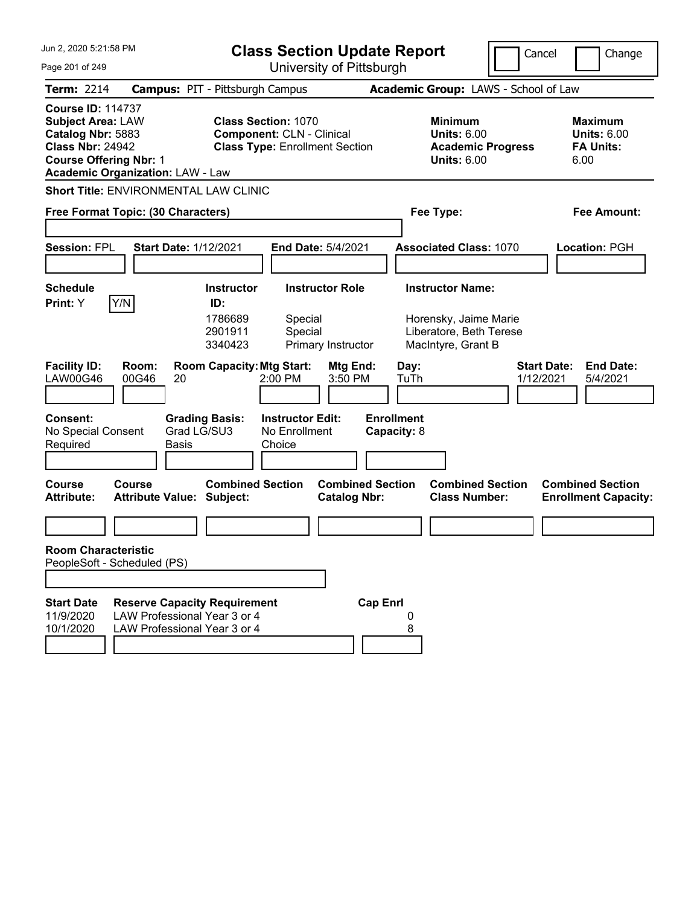# Class Section Update Report

University of Pittsburgh

Jun 2, 2020 5:21:58 PM

Cancel | Change

**Term:** 2214 **Campus:** PIT - Pittsburgh Campus **Academic Group:** LAWS - School of Law

**Course ID:** 114737
**Subject Area:** LAW
**Catalog Nbr:** 5883
**Class Nbr:** 24942
**Course Offering Nbr:** 1
**Academic Organization:** LAW - Law

**Class Section:** 1070
**Component:** CLN - Clinical
**Class Type:** Enrollment Section

**Minimum Units:** 6.00
**Academic Progress Units:** 6.00

**Maximum Units:** 6.00
**FA Units:** 6.00

**Short Title:** ENVIRONMENTAL LAW CLINIC

**Free Format Topic: (30 Characters)**

**Fee Type:**

**Fee Amount:**

**Session:** FPL **Start Date:** 1/12/2021 **End Date:** 5/4/2021 **Associated Class:** 1070 **Location:** PGH

**Schedule Print:** Y

| Instructor ID | Instructor Role | Instructor Name |
|---|---|---|
| 1786689 | Special | Horensky, Jaime Marie |
| 2901911 | Special | Liberatore, Beth Terese |
| 3340423 | Primary Instructor | MacIntyre, Grant B |

| Facility ID | Room | Room Capacity | Mtg Start | Mtg End | Day | Start Date | End Date |
|---|---|---|---|---|---|---|---|
| LAW00G46 | 00G46 | 20 | 2:00 PM | 3:50 PM | TuTh | 1/12/2021 | 5/4/2021 |

**Consent:** No Special Consent Required
**Grading Basis:** Grad LG/SU3 Basis
**Instructor Edit:** No Enrollment Choice
**Enrollment Capacity:** 8

| Course Attribute | Course Attribute Value | Combined Section Subject | Combined Section Catalog Nbr | Combined Section Class Number | Combined Section Enrollment Capacity |
|---|---|---|---|---|---|
| | | | | | |

**Room Characteristic**
PeopleSoft - Scheduled (PS)

| Start Date | Reserve Capacity Requirement | Cap Enrl |
|---|---|---|
| 11/9/2020 | LAW Professional Year 3 or 4 | 0 |
| 10/1/2020 | LAW Professional Year 3 or 4 | 8 |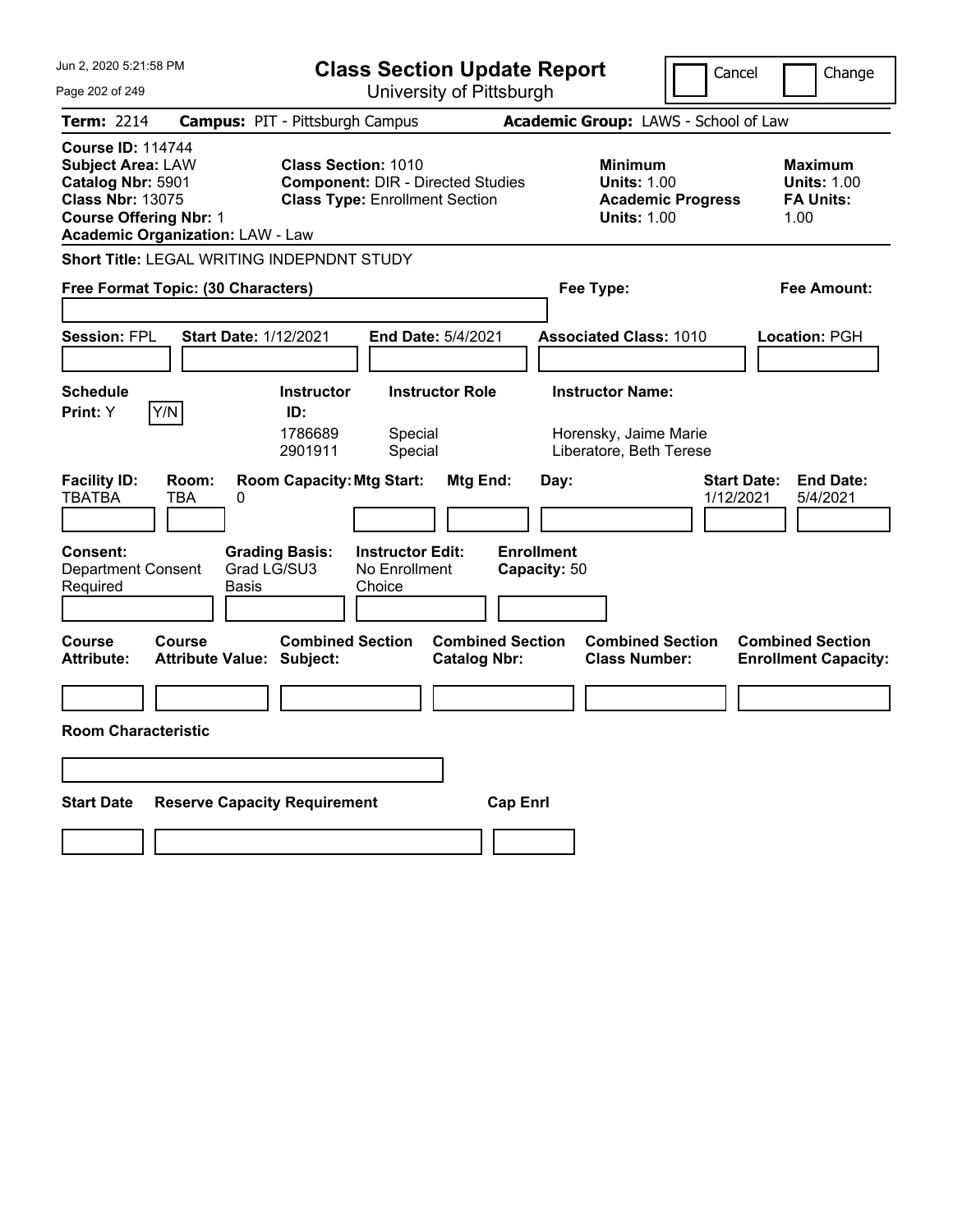# Class Section Update Report

University of Pittsburgh

Cancel | Change

**Term:** 2214 **Campus:** PIT - Pittsburgh Campus **Academic Group:** LAWS - School of Law

**Course ID:** 114744
**Subject Area:** LAW
**Catalog Nbr:** 5901
**Class Nbr:** 13075
**Course Offering Nbr:** 1
**Academic Organization:** LAW - Law

**Class Section:** 1010
**Component:** DIR - Directed Studies
**Class Type:** Enrollment Section

**Minimum**
**Units:** 1.00
**Academic Progress Units:** 1.00

**Maximum**
**Units:** 1.00
**FA Units:** 1.00

**Short Title:** LEGAL WRITING INDEPNDNT STUDY

**Free Format Topic: (30 Characters)**

**Fee Type:**

**Fee Amount:**

**Session:** FPL **Start Date:** 1/12/2021 **End Date:** 5/4/2021 **Associated Class:** 1010 **Location:** PGH

| Schedule Print | Instructor ID | Instructor Role | Instructor Name |
|---|---|---|---|
| Y (Y/N) | 1786689 | Special | Horensky, Jaime Marie |
| | 2901911 | Special | Liberatore, Beth Terese |

| Facility ID | Room | Room Capacity | Mtg Start | Mtg End | Day | Start Date | End Date |
|---|---|---|---|---|---|---|---|
| TBATBA | TBA | 0 | | | | 1/12/2021 | 5/4/2021 |

**Consent:** Department Consent Required
**Grading Basis:** Grad LG/SU3 Basis
**Instructor Edit:** No Enrollment Choice
**Enrollment Capacity:** 50

| Course Attribute | Course Attribute Value | Combined Section Subject | Combined Section Catalog Nbr | Combined Section Class Number | Combined Section Enrollment Capacity |
|---|---|---|---|---|---|
| | | | | | |

**Room Characteristic**

| Start Date | Reserve Capacity Requirement | Cap Enrl |
|---|---|---|
| | | |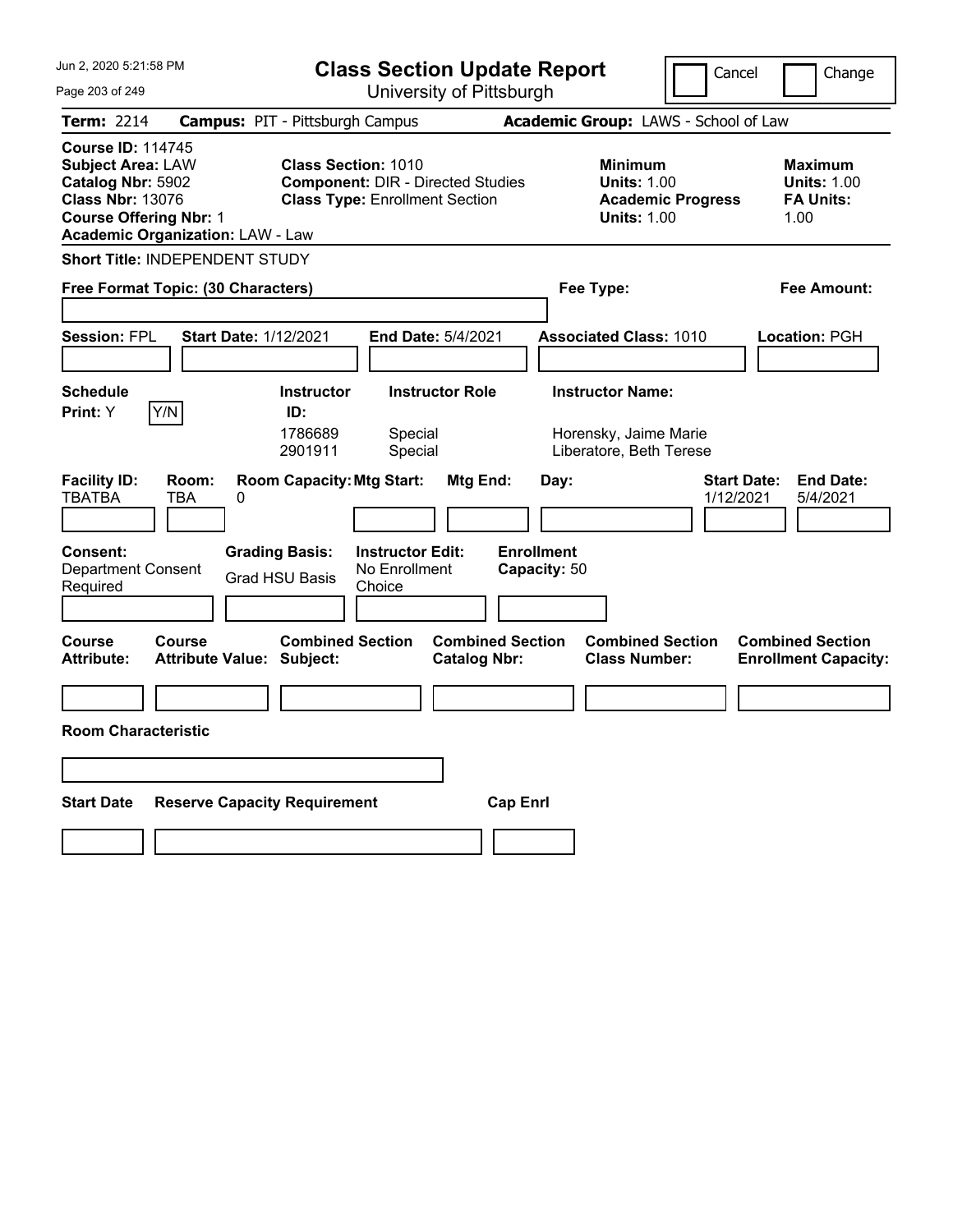# Class Section Update Report

University of Pittsburgh

Jun 2, 2020 5:21:58 PM

Cancel | Change

**Term:** 2214 **Campus:** PIT - Pittsburgh Campus **Academic Group:** LAWS - School of Law

**Course ID:** 114745
**Subject Area:** LAW
**Catalog Nbr:** 5902
**Class Nbr:** 13076
**Course Offering Nbr:** 1
**Academic Organization:** LAW - Law

**Class Section:** 1010
**Component:** DIR - Directed Studies
**Class Type:** Enrollment Section

**Minimum**
**Units:** 1.00
**Academic Progress Units:** 1.00

**Maximum**
**Units:** 1.00
**FA Units:** 1.00

**Short Title:** INDEPENDENT STUDY

**Free Format Topic: (30 Characters)**

**Fee Type:**

**Fee Amount:**

**Session:** FPL **Start Date:** 1/12/2021 **End Date:** 5/4/2021 **Associated Class:** 1010 **Location:** PGH

**Schedule Print:** Y Y/N

| Instructor ID: | Instructor Role | Instructor Name: |
|---|---|---|
| 1786689 | Special | Horensky, Jaime Marie |
| 2901911 | Special | Liberatore, Beth Terese |

| Facility ID: | Room: | Room Capacity: | Mtg Start: | Mtg End: | Day: | Start Date: | End Date: |
|---|---|---|---|---|---|---|---|
| TBATBA | TBA | 0 | | | | 1/12/2021 | 5/4/2021 |

**Consent:** Department Consent Required
**Grading Basis:** Grad HSU Basis
**Instructor Edit:** No Enrollment Choice
**Enrollment Capacity:** 50

| Course Attribute: | Course Attribute Value: | Combined Section Subject: | Combined Section Catalog Nbr: | Combined Section Class Number: | Combined Section Enrollment Capacity: |
|---|---|---|---|---|---|
| | | | | | |

**Room Characteristic**

| Start Date | Reserve Capacity Requirement | Cap Enrl |
|---|---|---|
| | | |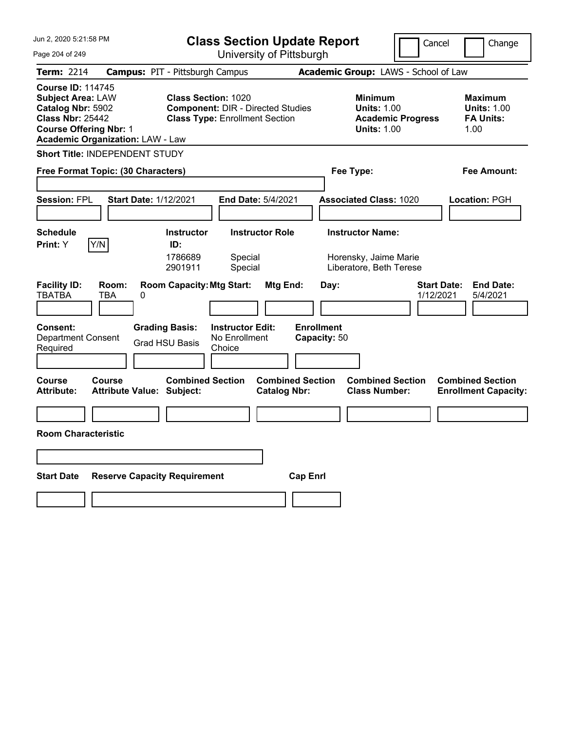# Class Section Update Report

University of Pittsburgh

Cancel | Change

**Term:** 2214 **Campus:** PIT - Pittsburgh Campus **Academic Group:** LAWS - School of Law

**Course ID:** 114745
**Subject Area:** LAW
**Catalog Nbr:** 5902
**Class Nbr:** 25442
**Course Offering Nbr:** 1
**Academic Organization:** LAW - Law

**Class Section:** 1020
**Component:** DIR - Directed Studies
**Class Type:** Enrollment Section

**Minimum**
**Units:** 1.00
**Academic Progress Units:** 1.00

**Maximum**
**Units:** 1.00
**FA Units:** 1.00

**Short Title:** INDEPENDENT STUDY

**Free Format Topic: (30 Characters)**

**Fee Type:**

**Fee Amount:**

**Session:** FPL **Start Date:** 1/12/2021 **End Date:** 5/4/2021 **Associated Class:** 1020 **Location:** PGH

**Schedule Print:** Y Y/N

| Instructor ID: | Instructor Role | Instructor Name: |
|---|---|---|
| 1786689 | Special | Horensky, Jaime Marie |
| 2901911 | Special | Liberatore, Beth Terese |

| Facility ID: | Room: | Room Capacity: | Mtg Start: | Mtg End: | Day: | Start Date: | End Date: |
|---|---|---|---|---|---|---|---|
| TBATBA | TBA | 0 | | | | 1/12/2021 | 5/4/2021 |

**Consent:** Department Consent Required

**Grading Basis:** Grad HSU Basis

**Instructor Edit:** No Enrollment Choice

**Enrollment Capacity:** 50

| Course Attribute: | Course Attribute Value: | Combined Section Subject: | Combined Section Catalog Nbr: | Combined Section Class Number: | Combined Section Enrollment Capacity: |
|---|---|---|---|---|---|
| | | | | | |

**Room Characteristic**

| Start Date | Reserve Capacity Requirement | Cap Enrl |
|---|---|---|
| | | |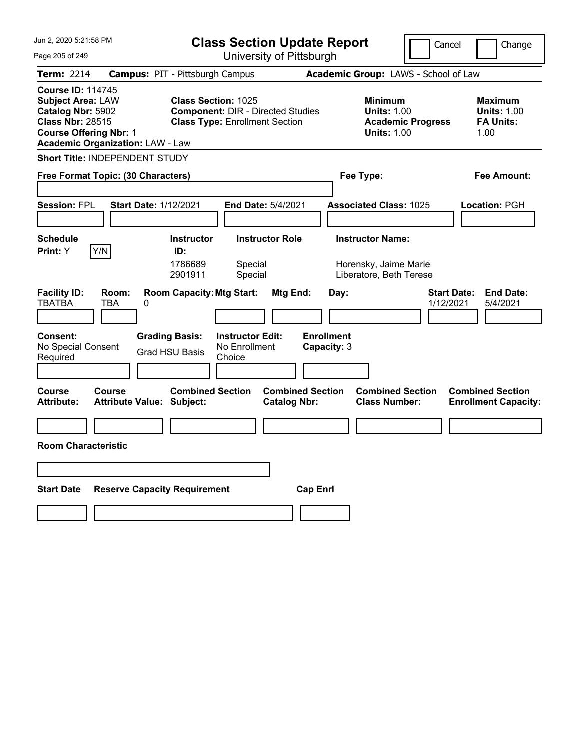# Class Section Update Report

University of Pittsburgh

Jun 2, 2020 5:21:58 PM

Cancel | Change

**Term:** 2214 **Campus:** PIT - Pittsburgh Campus **Academic Group:** LAWS - School of Law

**Course ID:** 114745
**Subject Area:** LAW
**Catalog Nbr:** 5902
**Class Nbr:** 28515
**Course Offering Nbr:** 1
**Academic Organization:** LAW - Law

**Class Section:** 1025
**Component:** DIR - Directed Studies
**Class Type:** Enrollment Section

**Minimum**
**Units:** 1.00
**Academic Progress Units:** 1.00

**Maximum**
**Units:** 1.00
**FA Units:** 1.00

**Short Title:** INDEPENDENT STUDY

**Free Format Topic: (30 Characters)**

**Fee Type:**

**Fee Amount:**

**Session:** FPL **Start Date:** 1/12/2021 **End Date:** 5/4/2021 **Associated Class:** 1025 **Location:** PGH

**Schedule Print:** Y [Y/N]

| Instructor ID | Instructor Role | Instructor Name |
|---|---|---|
| 1786689 | Special | Horensky, Jaime Marie |
| 2901911 | Special | Liberatore, Beth Terese |

| Facility ID | Room | Room Capacity | Mtg Start | Mtg End | Day | Start Date | End Date |
|---|---|---|---|---|---|---|---|
| TBATBA | TBA | 0 | | | | 1/12/2021 | 5/4/2021 |

**Consent:** No Special Consent Required

**Grading Basis:** Grad HSU Basis

**Instructor Edit:** No Enrollment Choice

**Enrollment Capacity:** 3

| Course Attribute | Course Attribute Value | Combined Section Subject | Combined Section Catalog Nbr | Combined Section Class Number | Combined Section Enrollment Capacity |
|---|---|---|---|---|---|
| | | | | | |

**Room Characteristic**

| Start Date | Reserve Capacity Requirement | Cap Enrl |
|---|---|---|
| | | |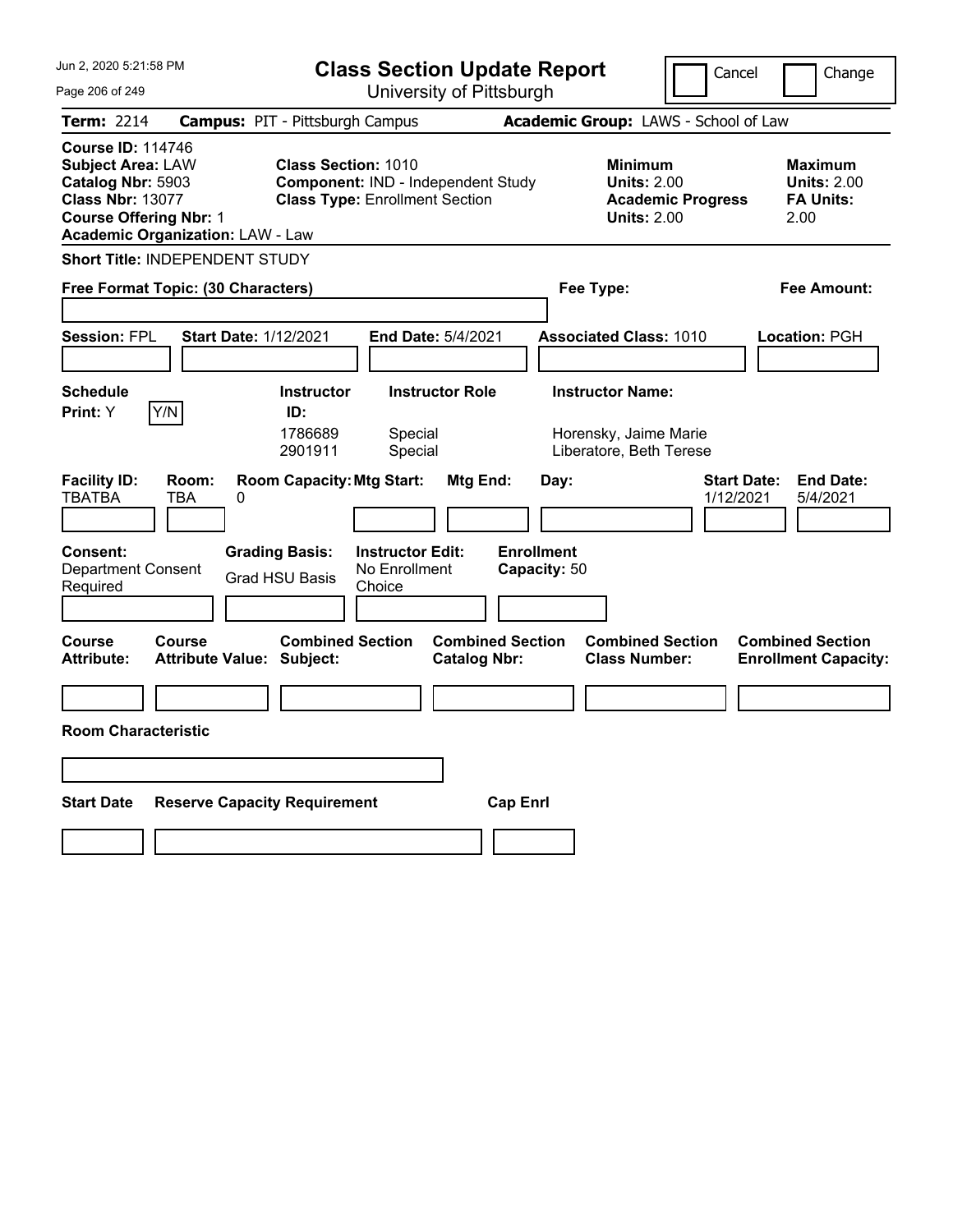# Class Section Update Report

University of Pittsburgh

Jun 2, 2020 5:21:58 PM

Cancel | Change

**Term:** 2214 **Campus:** PIT - Pittsburgh Campus **Academic Group:** LAWS - School of Law

**Course ID:** 114746
**Subject Area:** LAW
**Catalog Nbr:** 5903
**Class Nbr:** 13077
**Course Offering Nbr:** 1
**Academic Organization:** LAW - Law

**Class Section:** 1010
**Component:** IND - Independent Study
**Class Type:** Enrollment Section

**Minimum Units:** 2.00
**Academic Progress Units:** 2.00

**Maximum Units:** 2.00
**FA Units:** 2.00

**Short Title:** INDEPENDENT STUDY

**Free Format Topic: (30 Characters)**

**Fee Type:**

**Fee Amount:**

**Session:** FPL **Start Date:** 1/12/2021 **End Date:** 5/4/2021 **Associated Class:** 1010 **Location:** PGH

**Schedule Print:** Y Y/N

| Instructor ID: | Instructor Role | Instructor Name: |
| --- | --- | --- |
| 1786689 | Special | Horensky, Jaime Marie |
| 2901911 | Special | Liberatore, Beth Terese |

| Facility ID: | Room: | Room Capacity: | Mtg Start: | Mtg End: | Day: | Start Date: | End Date: |
| --- | --- | --- | --- | --- | --- | --- | --- |
| TBATBA | TBA | 0 | | | | 1/12/2021 | 5/4/2021 |

**Consent:** Department Consent Required

**Grading Basis:** Grad HSU Basis

**Instructor Edit:** No Enrollment Choice

**Enrollment Capacity:** 50

| Course Attribute: | Course Attribute Value: | Combined Section Subject: | Combined Section Catalog Nbr: | Combined Section Class Number: | Combined Section Enrollment Capacity: |
| --- | --- | --- | --- | --- | --- |
| | | | | | |

**Room Characteristic**

| Start Date | Reserve Capacity Requirement | Cap Enrl |
| --- | --- | --- |
| | | |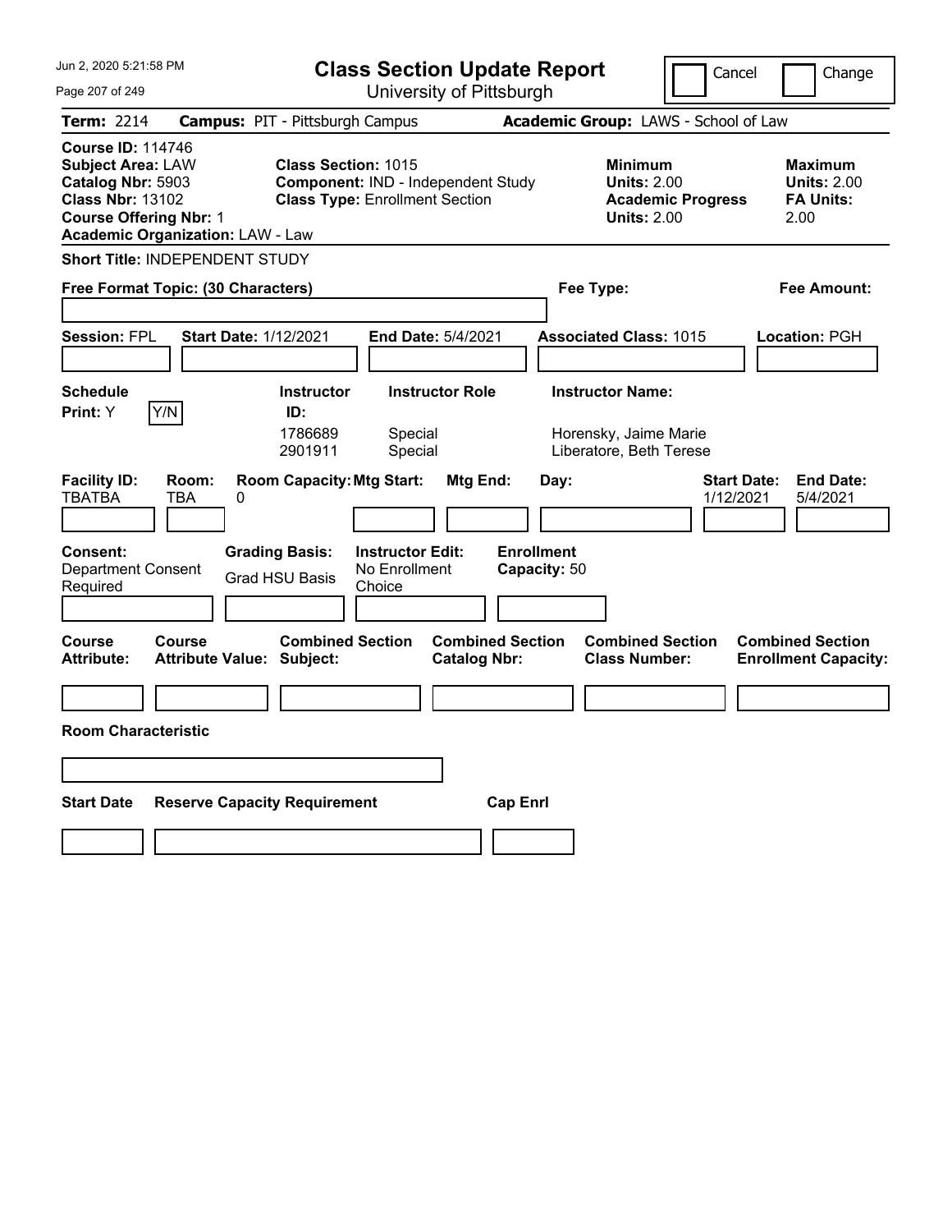Jun 2, 2020 5:21:58 PM

# Class Section Update Report

University of Pittsburgh

Cancel | Change

**Term:** 2214 **Campus:** PIT - Pittsburgh Campus **Academic Group:** LAWS - School of Law

**Course ID:** 114746
**Subject Area:** LAW
**Catalog Nbr:** 5903
**Class Nbr:** 13102
**Course Offering Nbr:** 1
**Academic Organization:** LAW - Law

**Class Section:** 1015
**Component:** IND - Independent Study
**Class Type:** Enrollment Section

**Minimum Units:** 2.00
**Academic Progress Units:** 2.00

**Maximum Units:** 2.00
**FA Units:** 2.00

**Short Title:** INDEPENDENT STUDY

**Free Format Topic: (30 Characters)**

**Fee Type:**

**Fee Amount:**

**Session:** FPL **Start Date:** 1/12/2021 **End Date:** 5/4/2021 **Associated Class:** 1015 **Location:** PGH

**Schedule Print:** Y [Y/N]

| Instructor ID | Instructor Role | Instructor Name |
|---|---|---|
| 1786689 | Special | Horensky, Jaime Marie |
| 2901911 | Special | Liberatore, Beth Terese |

| Facility ID | Room | Room Capacity | Mtg Start | Mtg End | Day | Start Date | End Date |
|---|---|---|---|---|---|---|---|
| TBATBA | TBA | 0 | | | | 1/12/2021 | 5/4/2021 |

**Consent:** Department Consent Required
**Grading Basis:** Grad HSU Basis
**Instructor Edit:** No Enrollment Choice
**Enrollment Capacity:** 50

| Course Attribute | Course Attribute Value | Combined Section Subject | Combined Section Catalog Nbr | Combined Section Class Number | Combined Section Enrollment Capacity |
|---|---|---|---|---|---|
| | | | | | |

**Room Characteristic**

| Start Date | Reserve Capacity Requirement | Cap Enrl |
|---|---|---|
| | | |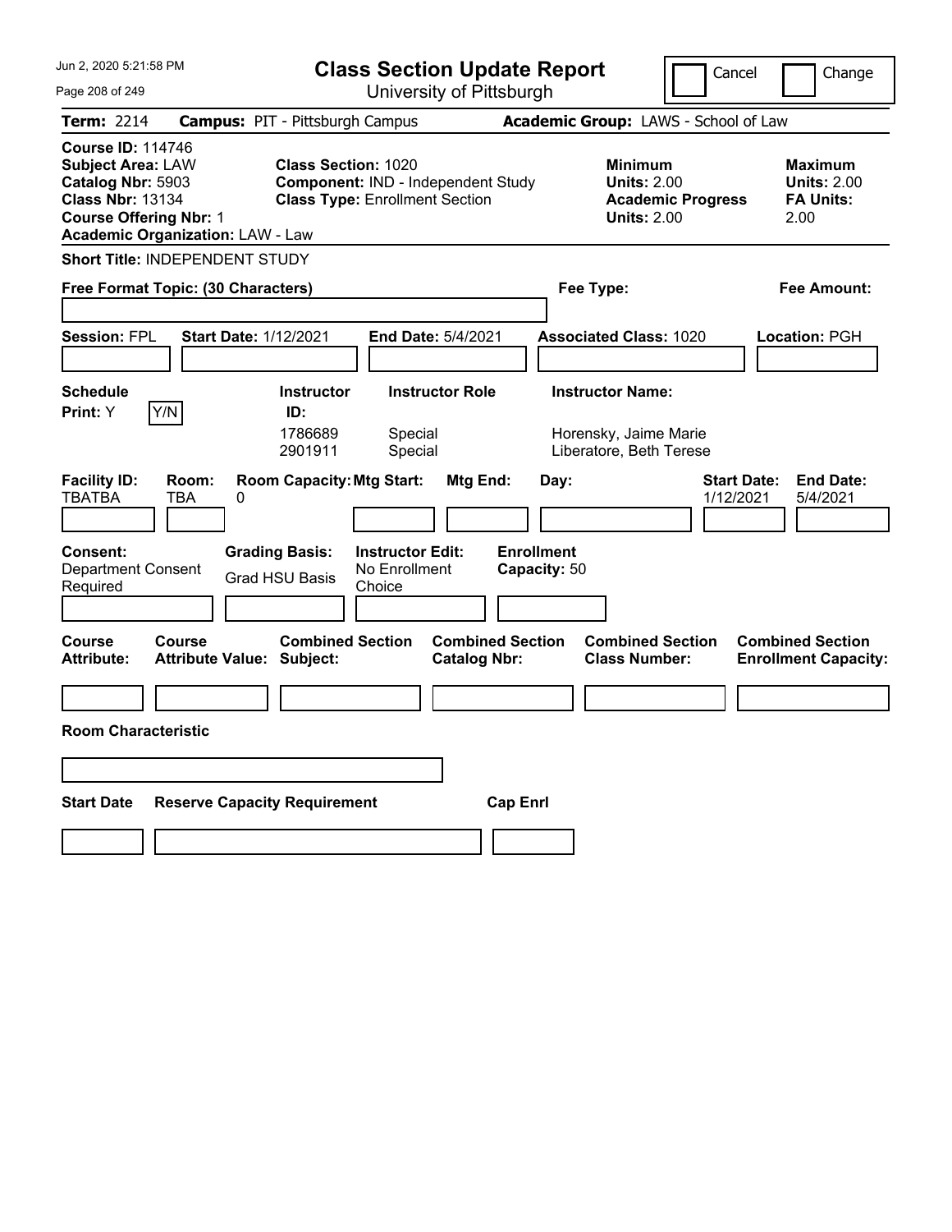# Class Section Update Report

University of Pittsburgh

Jun 2, 2020 5:21:58 PM

Cancel | Change

**Term:** 2214 **Campus:** PIT - Pittsburgh Campus **Academic Group:** LAWS - School of Law

**Course ID:** 114746
**Subject Area:** LAW
**Catalog Nbr:** 5903
**Class Nbr:** 13134
**Course Offering Nbr:** 1
**Academic Organization:** LAW - Law

**Class Section:** 1020
**Component:** IND - Independent Study
**Class Type:** Enrollment Section

**Minimum Units:** 2.00
**Academic Progress Units:** 2.00

**Maximum Units:** 2.00
**FA Units:** 2.00

**Short Title:** INDEPENDENT STUDY

**Free Format Topic: (30 Characters)**

**Fee Type:**

**Fee Amount:**

**Session:** FPL **Start Date:** 1/12/2021 **End Date:** 5/4/2021 **Associated Class:** 1020 **Location:** PGH

**Schedule Print:** Y Y/N

| Instructor ID: | Instructor Role | Instructor Name: |
|---|---|---|
| 1786689 | Special | Horensky, Jaime Marie |
| 2901911 | Special | Liberatore, Beth Terese |

| Facility ID: | Room: | Room Capacity: | Mtg Start: | Mtg End: | Day: | Start Date: | End Date: |
|---|---|---|---|---|---|---|---|
| TBATBA | TBA | 0 | | | | 1/12/2021 | 5/4/2021 |

**Consent:** Department Consent Required

**Grading Basis:** Grad HSU Basis

**Instructor Edit:** No Enrollment Choice

**Enrollment Capacity:** 50

| Course Attribute: | Course Attribute Value: | Combined Section Subject: | Combined Section Catalog Nbr: | Combined Section Class Number: | Combined Section Enrollment Capacity: |
|---|---|---|---|---|---|
| | | | | | |

**Room Characteristic**

| Start Date | Reserve Capacity Requirement | Cap Enrl |
|---|---|---|
| | | |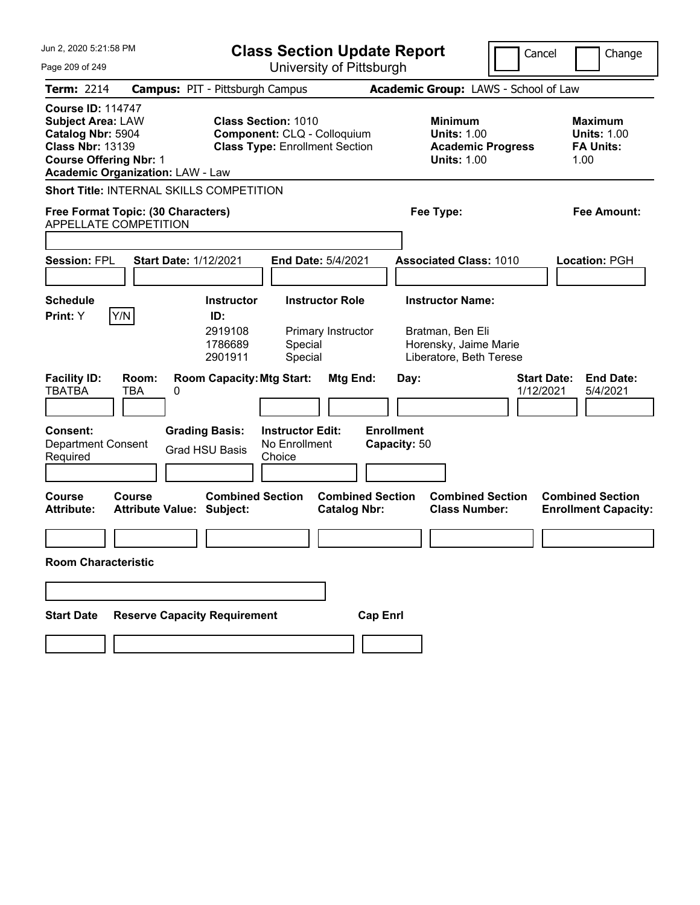Jun 2, 2020 5:21:58 PM

# Class Section Update Report

University of Pittsburgh

Cancel | Change

**Term:** 2214 **Campus:** PIT - Pittsburgh Campus **Academic Group:** LAWS - School of Law

**Course ID:** 114747
**Subject Area:** LAW
**Catalog Nbr:** 5904
**Class Nbr:** 13139
**Course Offering Nbr:** 1
**Academic Organization:** LAW - Law

**Class Section:** 1010
**Component:** CLQ - Colloquium
**Class Type:** Enrollment Section

**Minimum Units:** 1.00
**Academic Progress Units:** 1.00

**Maximum Units:** 1.00
**FA Units:** 1.00

**Short Title:** INTERNAL SKILLS COMPETITION

**Free Format Topic: (30 Characters)** APPELLATE COMPETITION

**Fee Type:**

**Fee Amount:**

**Session:** FPL **Start Date:** 1/12/2021 **End Date:** 5/4/2021 **Associated Class:** 1010 **Location:** PGH

**Schedule Print:** Y [Y/N]

| Instructor ID: | Instructor Role | Instructor Name: |
|---|---|---|
| 2919108 | Primary Instructor | Bratman, Ben Eli |
| 1786689 | Special | Horensky, Jaime Marie |
| 2901911 | Special | Liberatore, Beth Terese |

| Facility ID: | Room: | Room Capacity: | Mtg Start: | Mtg End: | Day: | Start Date: | End Date: |
|---|---|---|---|---|---|---|---|
| TBATBA | TBA | 0 | | | | 1/12/2021 | 5/4/2021 |

**Consent:** Department Consent Required
**Grading Basis:** Grad HSU Basis
**Instructor Edit:** No Enrollment Choice
**Enrollment Capacity:** 50

| Course Attribute: | Course Attribute Value: | Combined Section Subject: | Combined Section Catalog Nbr: | Combined Section Class Number: | Combined Section Enrollment Capacity: |
|---|---|---|---|---|---|
| | | | | | |

**Room Characteristic**

| Start Date | Reserve Capacity Requirement | Cap Enrl |
|---|---|---|
| | | |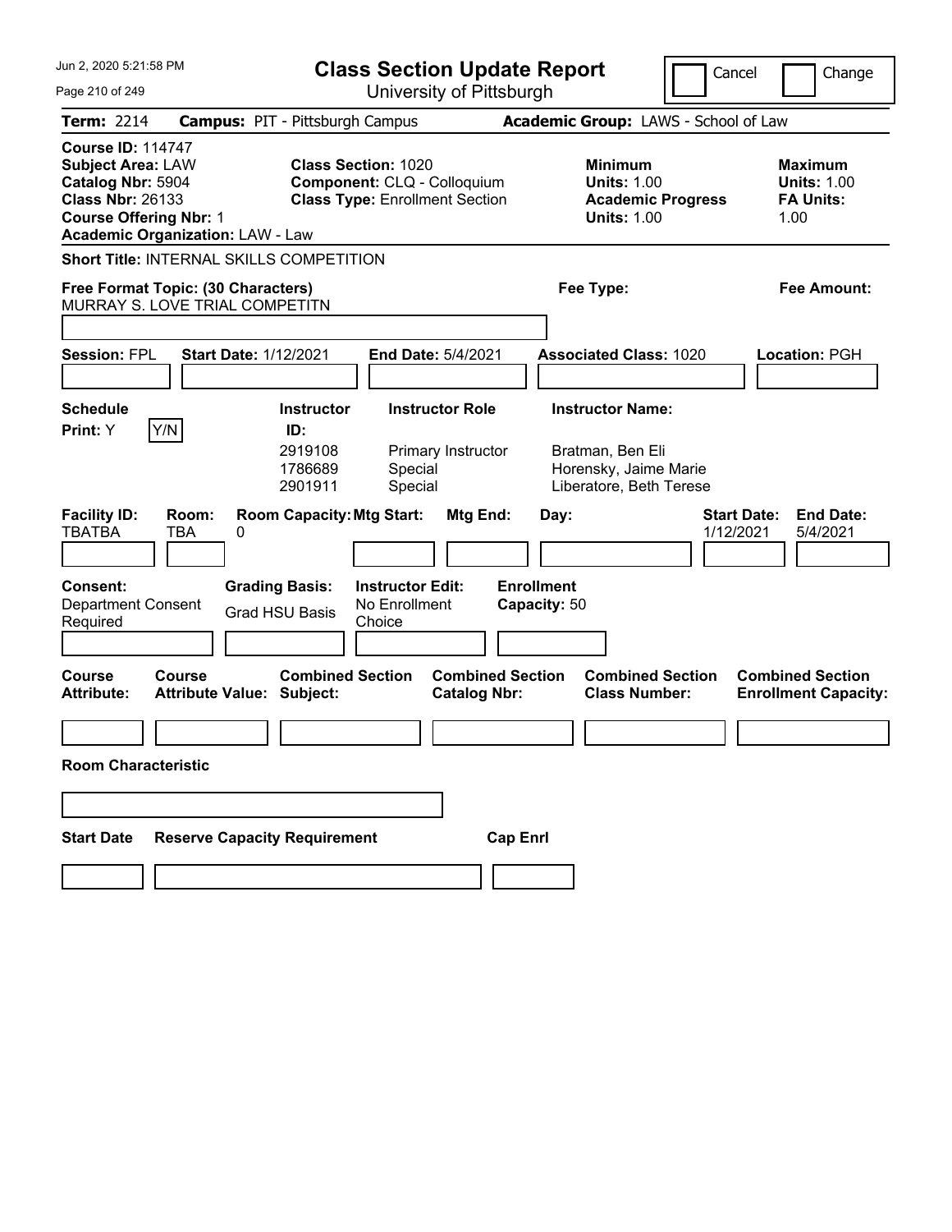# Class Section Update Report

University of Pittsburgh

Cancel ☐ Change ☐

**Term:** 2214 **Campus:** PIT - Pittsburgh Campus **Academic Group:** LAWS - School of Law

**Course ID:** 114747
**Subject Area:** LAW
**Catalog Nbr:** 5904
**Class Nbr:** 26133
**Course Offering Nbr:** 1
**Academic Organization:** LAW - Law

**Class Section:** 1020
**Component:** CLQ - Colloquium
**Class Type:** Enrollment Section

**Minimum**
**Units:** 1.00
**Academic Progress Units:** 1.00

**Maximum**
**Units:** 1.00
**FA Units:** 1.00

**Short Title:** INTERNAL SKILLS COMPETITION

**Free Format Topic: (30 Characters)**
MURRAY S. LOVE TRIAL COMPETITN

**Fee Type:**

**Fee Amount:**

**Session:** FPL **Start Date:** 1/12/2021 **End Date:** 5/4/2021 **Associated Class:** 1020 **Location:** PGH

**Schedule Print:** Y Y/N

| Instructor ID: | Instructor Role | Instructor Name: |
|---|---|---|
| 2919108 | Primary Instructor | Bratman, Ben Eli |
| 1786689 | Special | Horensky, Jaime Marie |
| 2901911 | Special | Liberatore, Beth Terese |

| Facility ID: | Room: | Room Capacity: | Mtg Start: | Mtg End: | Day: | Start Date: | End Date: |
|---|---|---|---|---|---|---|---|
| TBATBA | TBA | 0 | | | | 1/12/2021 | 5/4/2021 |

**Consent:** Department Consent Required

**Grading Basis:** Grad HSU Basis

**Instructor Edit:** No Enrollment Choice

**Enrollment Capacity:** 50

| Course Attribute: | Course Attribute Value: | Combined Section Subject: | Combined Section Catalog Nbr: | Combined Section Class Number: | Combined Section Enrollment Capacity: |
|---|---|---|---|---|---|
| | | | | | |

**Room Characteristic**

| Start Date | Reserve Capacity Requirement | Cap Enrl |
|---|---|---|
| | | |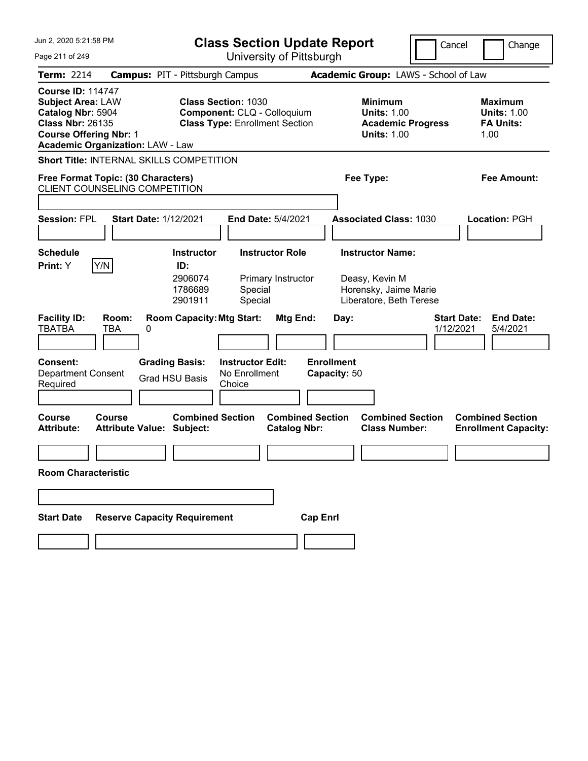Jun 2, 2020 5:21:58 PM

# Class Section Update Report

University of Pittsburgh

Cancel | Change

**Term:** 2214 **Campus:** PIT - Pittsburgh Campus **Academic Group:** LAWS - School of Law

**Course ID:** 114747
**Subject Area:** LAW
**Catalog Nbr:** 5904
**Class Nbr:** 26135
**Course Offering Nbr:** 1
**Academic Organization:** LAW - Law

**Class Section:** 1030
**Component:** CLQ - Colloquium
**Class Type:** Enrollment Section

**Minimum Units:** 1.00
**Academic Progress Units:** 1.00

**Maximum Units:** 1.00
**FA Units:** 1.00

**Short Title:** INTERNAL SKILLS COMPETITION

**Free Format Topic: (30 Characters)**
CLIENT COUNSELING COMPETITION

**Fee Type:**

**Fee Amount:**

**Session:** FPL **Start Date:** 1/12/2021 **End Date:** 5/4/2021 **Associated Class:** 1030 **Location:** PGH

**Schedule Print:** Y Y/N

| Instructor ID: | Instructor Role | Instructor Name: |
|---|---|---|
| 2906074 | Primary Instructor | Deasy, Kevin M |
| 1786689 | Special | Horensky, Jaime Marie |
| 2901911 | Special | Liberatore, Beth Terese |

| Facility ID: | Room: | Room Capacity: | Mtg Start: | Mtg End: | Day: | Start Date: | End Date: |
|---|---|---|---|---|---|---|---|
| TBATBA | TBA | 0 | | | | 1/12/2021 | 5/4/2021 |

**Consent:** Department Consent Required
**Grading Basis:** Grad HSU Basis
**Instructor Edit:** No Enrollment Choice
**Enrollment Capacity:** 50

| Course Attribute: | Course Attribute Value: | Combined Section Subject: | Combined Section Catalog Nbr: | Combined Section Class Number: | Combined Section Enrollment Capacity: |
|---|---|---|---|---|---|
| | | | | | |

**Room Characteristic**

| Start Date | Reserve Capacity Requirement | Cap Enrl |
|---|---|---|
| | | |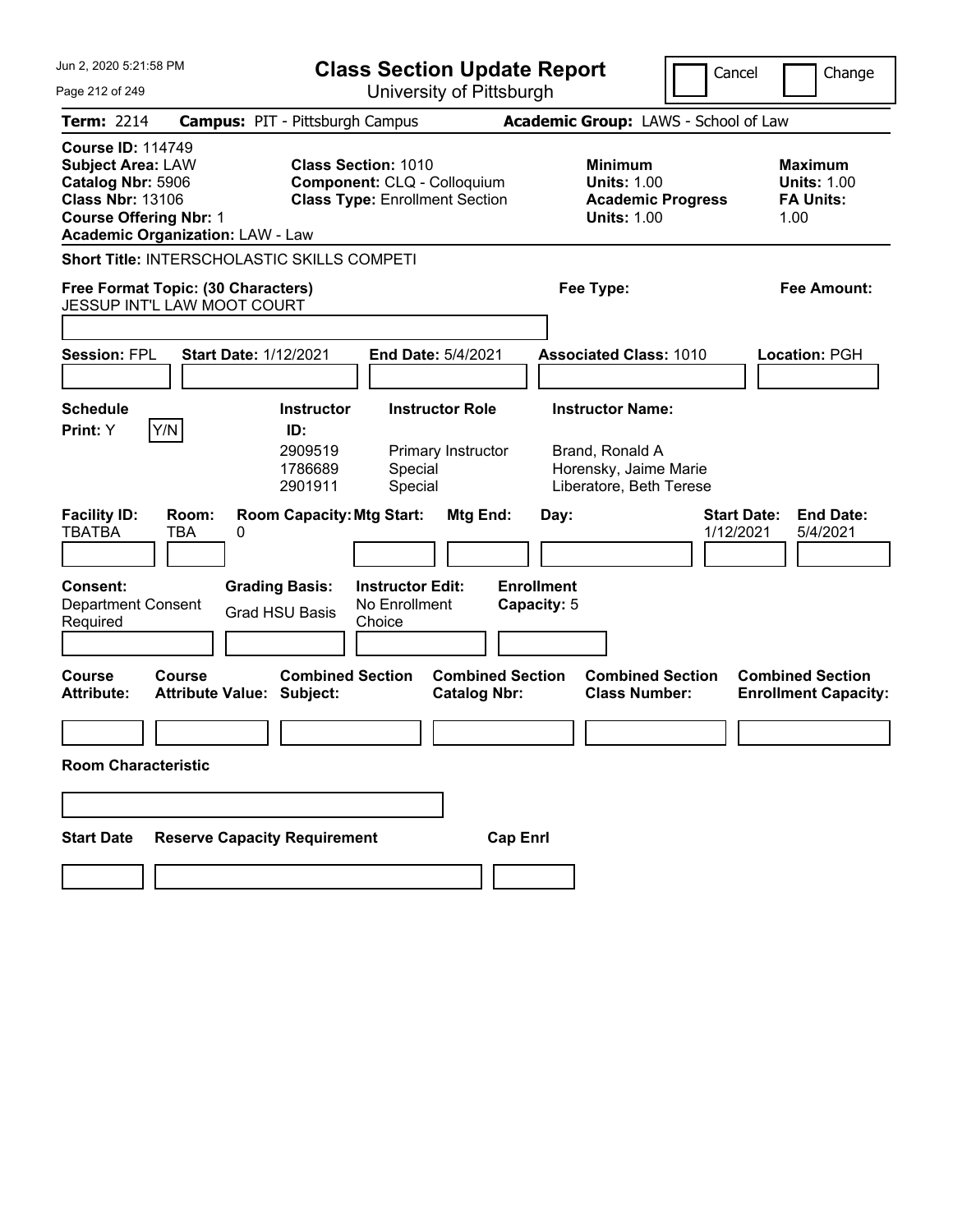# Class Section Update Report

University of Pittsburgh

Jun 2, 2020 5:21:58 PM

Cancel | Change

**Term:** 2214 **Campus:** PIT - Pittsburgh Campus **Academic Group:** LAWS - School of Law

**Course ID:** 114749
**Subject Area:** LAW
**Catalog Nbr:** 5906
**Class Nbr:** 13106
**Course Offering Nbr:** 1
**Academic Organization:** LAW - Law

**Class Section:** 1010
**Component:** CLQ - Colloquium
**Class Type:** Enrollment Section

**Minimum Units:** 1.00
**Academic Progress Units:** 1.00

**Maximum Units:** 1.00
**FA Units:** 1.00

**Short Title:** INTERSCHOLASTIC SKILLS COMPETI

**Free Format Topic: (30 Characters)** JESSUP INT'L LAW MOOT COURT

**Fee Type:**

**Fee Amount:**

**Session:** FPL **Start Date:** 1/12/2021 **End Date:** 5/4/2021 **Associated Class:** 1010 **Location:** PGH

**Schedule Print:** Y [Y/N]

| Instructor ID | Instructor Role | Instructor Name |
|---|---|---|
| 2909519 | Primary Instructor | Brand, Ronald A |
| 1786689 | Special | Horensky, Jaime Marie |
| 2901911 | Special | Liberatore, Beth Terese |

| Facility ID | Room | Room Capacity | Mtg Start | Mtg End | Day | Start Date | End Date |
|---|---|---|---|---|---|---|---|
| TBATBA | TBA | 0 | | | | 1/12/2021 | 5/4/2021 |

**Consent:** Department Consent Required
**Grading Basis:** Grad HSU Basis
**Instructor Edit:** No Enrollment Choice
**Enrollment Capacity:** 5

| Course Attribute | Course Attribute Value | Combined Section Subject | Combined Section Catalog Nbr | Combined Section Class Number | Combined Section Enrollment Capacity |
|---|---|---|---|---|---|
| | | | | | |

**Room Characteristic**

| Start Date | Reserve Capacity Requirement | Cap Enrl |
|---|---|---|
| | | |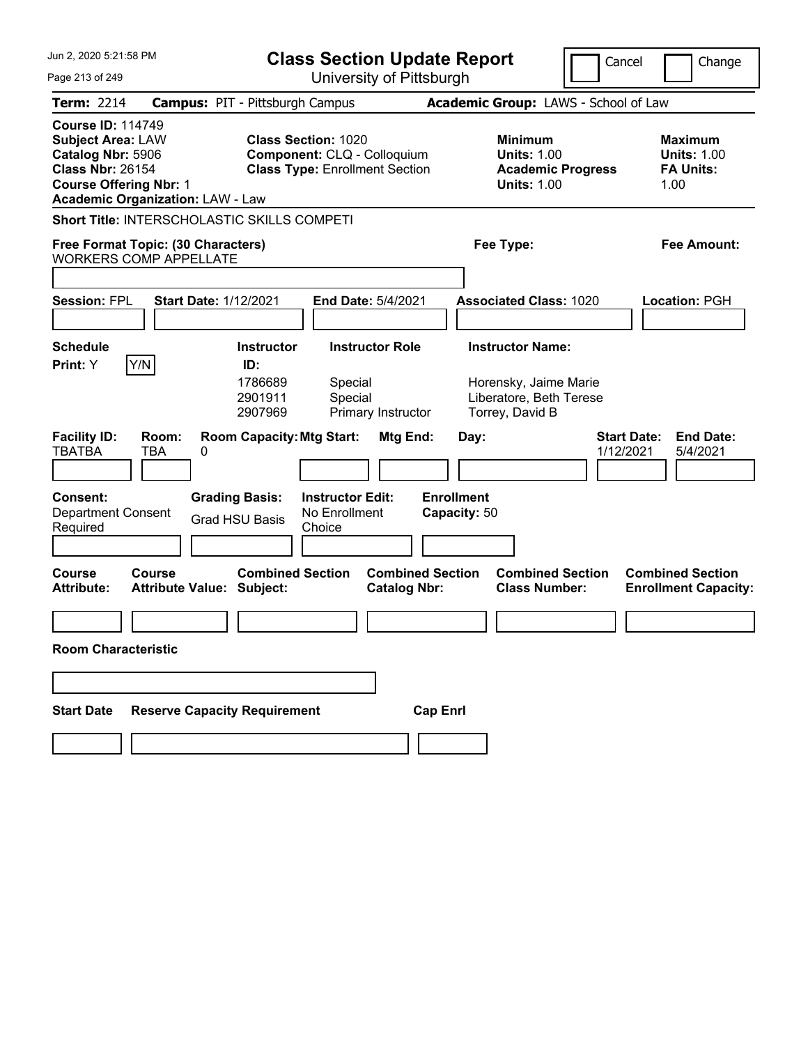# Class Section Update Report

University of Pittsburgh

Jun 2, 2020 5:21:58 PM

Cancel | Change

**Term:** 2214 **Campus:** PIT - Pittsburgh Campus **Academic Group:** LAWS - School of Law

**Course ID:** 114749
**Subject Area:** LAW
**Catalog Nbr:** 5906
**Class Nbr:** 26154
**Course Offering Nbr:** 1
**Academic Organization:** LAW - Law

**Class Section:** 1020
**Component:** CLQ - Colloquium
**Class Type:** Enrollment Section

**Minimum Units:** 1.00
**Academic Progress Units:** 1.00

**Maximum Units:** 1.00
**FA Units:** 1.00

**Short Title:** INTERSCHOLASTIC SKILLS COMPETI

**Free Format Topic: (30 Characters)**
WORKERS COMP APPELLATE

**Fee Type:**

**Fee Amount:**

**Session:** FPL **Start Date:** 1/12/2021 **End Date:** 5/4/2021 **Associated Class:** 1020 **Location:** PGH

**Schedule Print:** Y

| Instructor ID | Instructor Role | Instructor Name |
|---|---|---|
| 1786689 | Special | Horensky, Jaime Marie |
| 2901911 | Special | Liberatore, Beth Terese |
| 2907969 | Primary Instructor | Torrey, David B |

| Facility ID | Room | Room Capacity | Mtg Start | Mtg End | Day | Start Date | End Date |
|---|---|---|---|---|---|---|---|
| TBATBA | TBA | 0 | | | | 1/12/2021 | 5/4/2021 |

**Consent:** Department Consent Required
**Grading Basis:** Grad HSU Basis
**Instructor Edit:** No Enrollment Choice
**Enrollment Capacity:** 50

| Course Attribute | Course Attribute Value | Combined Section Subject | Combined Section Catalog Nbr | Combined Section Class Number | Combined Section Enrollment Capacity |
|---|---|---|---|---|---|
| | | | | | |

**Room Characteristic**

| Start Date | Reserve Capacity Requirement | Cap Enrl |
|---|---|---|
| | | |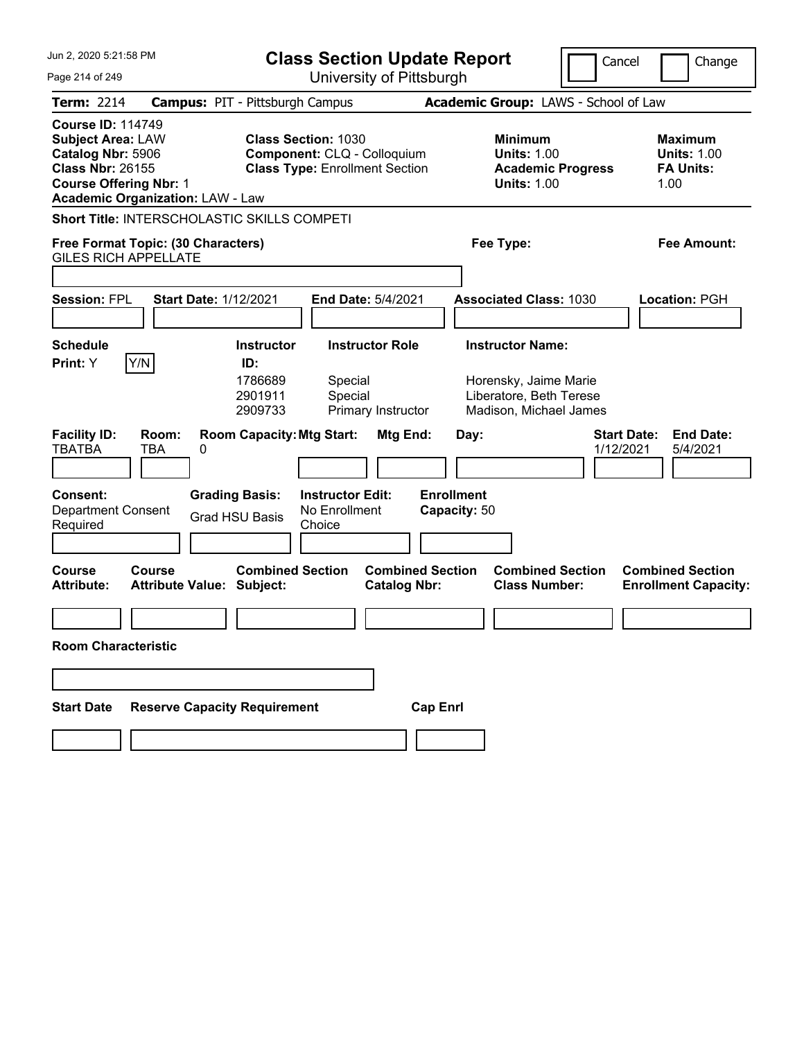Jun 2, 2020 5:21:58 PM

# Class Section Update Report

University of Pittsburgh

Cancel | Change

**Term:** 2214 **Campus:** PIT - Pittsburgh Campus **Academic Group:** LAWS - School of Law

**Course ID:** 114749
**Subject Area:** LAW
**Catalog Nbr:** 5906
**Class Nbr:** 26155
**Course Offering Nbr:** 1
**Academic Organization:** LAW - Law

**Class Section:** 1030
**Component:** CLQ - Colloquium
**Class Type:** Enrollment Section

**Minimum Units:** 1.00
**Academic Progress Units:** 1.00

**Maximum Units:** 1.00
**FA Units:** 1.00

**Short Title:** INTERSCHOLASTIC SKILLS COMPETI

**Free Format Topic: (30 Characters)** GILES RICH APPELLATE

**Fee Type:**

**Fee Amount:**

**Session:** FPL **Start Date:** 1/12/2021 **End Date:** 5/4/2021 **Associated Class:** 1030 **Location:** PGH

**Schedule Print:** Y [Y/N]

| Instructor ID | Instructor Role | Instructor Name |
|---|---|---|
| 1786689 | Special | Horensky, Jaime Marie |
| 2901911 | Special | Liberatore, Beth Terese |
| 2909733 | Primary Instructor | Madison, Michael James |

| Facility ID | Room | Room Capacity | Mtg Start | Mtg End | Day | Start Date | End Date |
|---|---|---|---|---|---|---|---|
| TBATBA | TBA | 0 | | | | 1/12/2021 | 5/4/2021 |

**Consent:** Department Consent Required
**Grading Basis:** Grad HSU Basis
**Instructor Edit:** No Enrollment Choice
**Enrollment Capacity:** 50

| Course Attribute: | Course Attribute Value: | Combined Section Subject: | Combined Section Catalog Nbr: | Combined Section Class Number: | Combined Section Enrollment Capacity: |
|---|---|---|---|---|---|
| | | | | | |

**Room Characteristic**

| Start Date | Reserve Capacity Requirement | Cap Enrl |
|---|---|---|
| | | |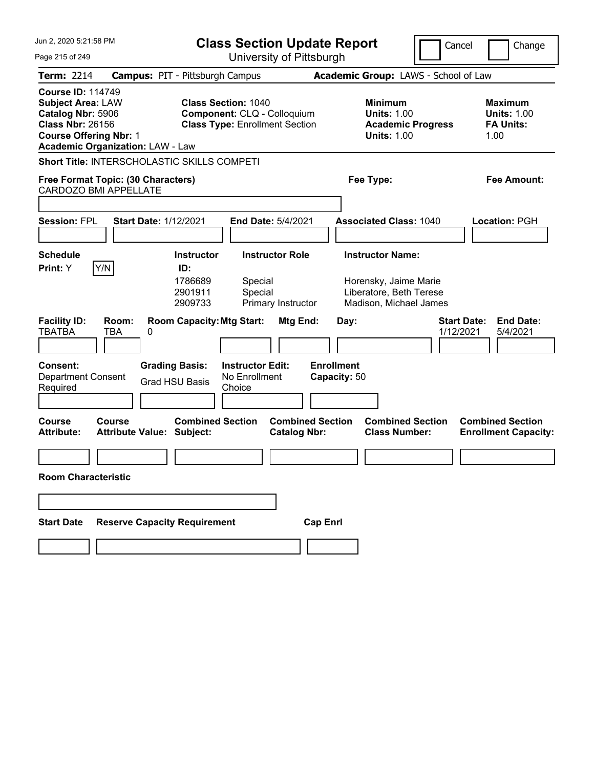# Class Section Update Report

University of Pittsburgh

Cancel | Change

**Term:** 2214 **Campus:** PIT - Pittsburgh Campus **Academic Group:** LAWS - School of Law

**Course ID:** 114749
**Subject Area:** LAW
**Catalog Nbr:** 5906
**Class Nbr:** 26156
**Course Offering Nbr:** 1
**Academic Organization:** LAW - Law

**Class Section:** 1040
**Component:** CLQ - Colloquium
**Class Type:** Enrollment Section

**Minimum Units:** 1.00
**Academic Progress Units:** 1.00

**Maximum Units:** 1.00
**FA Units:** 1.00

**Short Title:** INTERSCHOLASTIC SKILLS COMPETI

**Free Format Topic: (30 Characters)**
CARDOZO BMI APPELLATE

**Fee Type:**

**Fee Amount:**

**Session:** FPL **Start Date:** 1/12/2021 **End Date:** 5/4/2021 **Associated Class:** 1040 **Location:** PGH

**Schedule Print:** Y Y/N

| Instructor ID | Instructor Role | Instructor Name |
|---|---|---|
| 1786689 | Special | Horensky, Jaime Marie |
| 2901911 | Special | Liberatore, Beth Terese |
| 2909733 | Primary Instructor | Madison, Michael James |

| Facility ID | Room | Room Capacity | Mtg Start | Mtg End | Day | Start Date | End Date |
|---|---|---|---|---|---|---|---|
| TBATBA | TBA | 0 | | | | 1/12/2021 | 5/4/2021 |

**Consent:** Department Consent Required

**Grading Basis:** Grad HSU Basis

**Instructor Edit:** No Enrollment Choice

**Enrollment Capacity:** 50

| Course Attribute: | Course Attribute Value: | Combined Section Subject: | Combined Section Catalog Nbr: | Combined Section Class Number: | Combined Section Enrollment Capacity: |
|---|---|---|---|---|---|
| | | | | | |

**Room Characteristic**

| Start Date | Reserve Capacity Requirement | Cap Enrl |
|---|---|---|
| | | |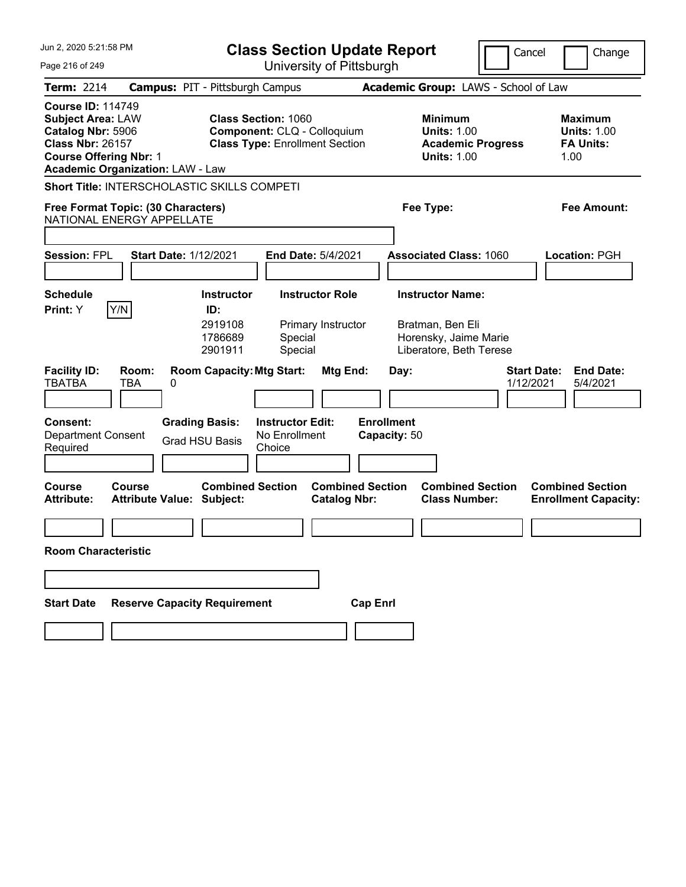# Class Section Update Report

University of Pittsburgh

Cancel | Change

**Term:** 2214 **Campus:** PIT - Pittsburgh Campus **Academic Group:** LAWS - School of Law

**Course ID:** 114749
**Subject Area:** LAW
**Catalog Nbr:** 5906
**Class Nbr:** 26157
**Course Offering Nbr:** 1
**Academic Organization:** LAW - Law

**Class Section:** 1060
**Component:** CLQ - Colloquium
**Class Type:** Enrollment Section

**Minimum Units:** 1.00
**Academic Progress Units:** 1.00

**Maximum Units:** 1.00
**FA Units:** 1.00

**Short Title:** INTERSCHOLASTIC SKILLS COMPETI

**Free Format Topic: (30 Characters)**
NATIONAL ENERGY APPELLATE

**Fee Type:**

**Fee Amount:**

**Session:** FPL **Start Date:** 1/12/2021 **End Date:** 5/4/2021 **Associated Class:** 1060 **Location:** PGH

**Schedule Print:** Y Y/N

| Instructor ID | Instructor Role | Instructor Name |
|---|---|---|
| 2919108 | Primary Instructor | Bratman, Ben Eli |
| 1786689 | Special | Horensky, Jaime Marie |
| 2901911 | Special | Liberatore, Beth Terese |

| Facility ID | Room | Room Capacity | Mtg Start | Mtg End | Day | Start Date | End Date |
|---|---|---|---|---|---|---|---|
| TBATBA | TBA | 0 | | | | 1/12/2021 | 5/4/2021 |

**Consent:** Department Consent Required
**Grading Basis:** Grad HSU Basis
**Instructor Edit:** No Enrollment Choice
**Enrollment Capacity:** 50

| Course Attribute: | Course Attribute Value: | Combined Section Subject: | Combined Section Catalog Nbr: | Combined Section Class Number: | Combined Section Enrollment Capacity: |
|---|---|---|---|---|---|
| | | | | | |

**Room Characteristic**

| Start Date | Reserve Capacity Requirement | Cap Enrl |
|---|---|---|
| | | |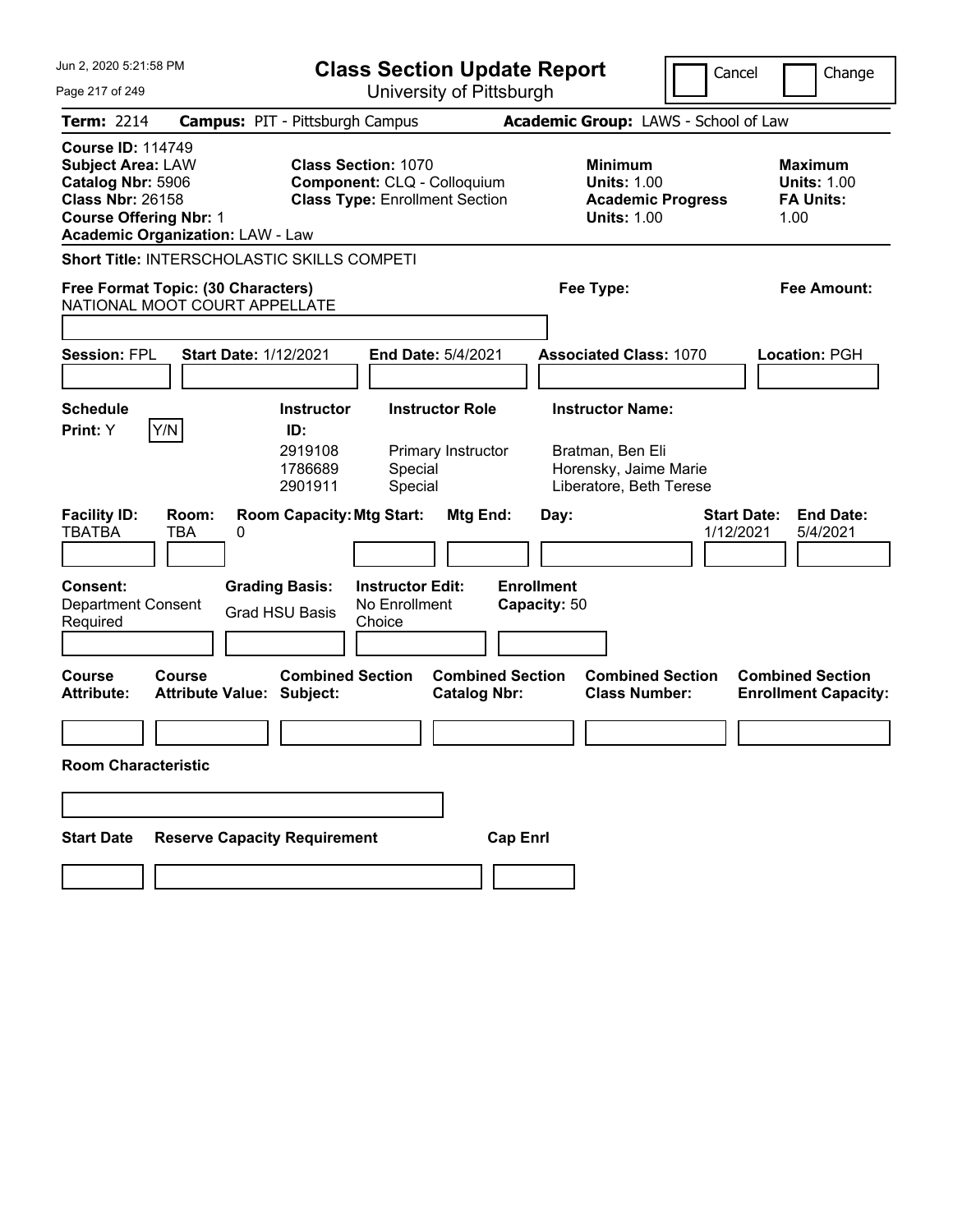Jun 2, 2020 5:21:58 PM

# Class Section Update Report

University of Pittsburgh

Cancel | Change

**Term:** 2214 **Campus:** PIT - Pittsburgh Campus **Academic Group:** LAWS - School of Law

**Course ID:** 114749
**Subject Area:** LAW
**Catalog Nbr:** 5906
**Class Nbr:** 26158
**Course Offering Nbr:** 1
**Academic Organization:** LAW - Law

**Class Section:** 1070
**Component:** CLQ - Colloquium
**Class Type:** Enrollment Section

**Minimum Units:** 1.00
**Academic Progress Units:** 1.00

**Maximum Units:** 1.00
**FA Units:** 1.00

**Short Title:** INTERSCHOLASTIC SKILLS COMPETI

**Free Format Topic: (30 Characters)**
NATIONAL MOOT COURT APPELLATE

**Fee Type:**

**Fee Amount:**

**Session:** FPL **Start Date:** 1/12/2021 **End Date:** 5/4/2021 **Associated Class:** 1070 **Location:** PGH

**Schedule Print:** Y [Y/N]

| Instructor ID | Instructor Role | Instructor Name |
|---|---|---|
| 2919108 | Primary Instructor | Bratman, Ben Eli |
| 1786689 | Special | Horensky, Jaime Marie |
| 2901911 | Special | Liberatore, Beth Terese |

| Facility ID | Room | Room Capacity | Mtg Start | Mtg End | Day | Start Date | End Date |
|---|---|---|---|---|---|---|---|
| TBATBA | TBA | 0 | | | | 1/12/2021 | 5/4/2021 |

**Consent:** Department Consent Required
**Grading Basis:** Grad HSU Basis
**Instructor Edit:** No Enrollment Choice
**Enrollment Capacity:** 50

| Course Attribute | Course Attribute Value | Combined Section Subject | Combined Section Catalog Nbr | Combined Section Class Number | Combined Section Enrollment Capacity |
|---|---|---|---|---|---|
| | | | | | |

**Room Characteristic**

| Start Date | Reserve Capacity Requirement | Cap Enrl |
|---|---|---|
| | | |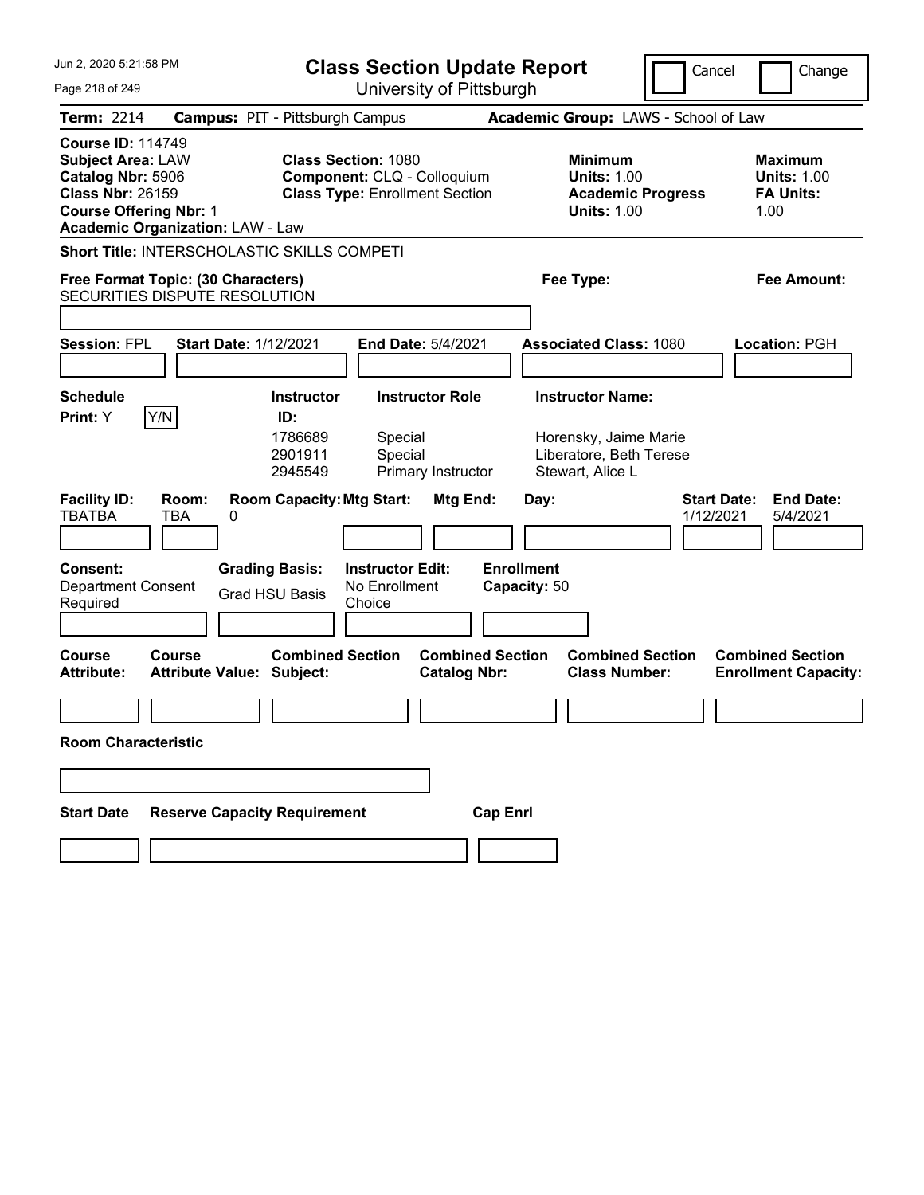# Class Section Update Report

University of Pittsburgh

Jun 2, 2020 5:21:58 PM

Cancel / Change

**Term:** 2214 **Campus:** PIT - Pittsburgh Campus **Academic Group:** LAWS - School of Law

**Course ID:** 114749
**Subject Area:** LAW
**Catalog Nbr:** 5906
**Class Nbr:** 26159
**Course Offering Nbr:** 1
**Academic Organization:** LAW - Law

**Class Section:** 1080
**Component:** CLQ - Colloquium
**Class Type:** Enrollment Section

**Minimum Units:** 1.00
**Academic Progress Units:** 1.00

**Maximum Units:** 1.00
**FA Units:** 1.00

**Short Title:** INTERSCHOLASTIC SKILLS COMPETI

**Free Format Topic: (30 Characters)** SECURITIES DISPUTE RESOLUTION

**Fee Type:**

**Fee Amount:**

**Session:** FPL **Start Date:** 1/12/2021 **End Date:** 5/4/2021 **Associated Class:** 1080 **Location:** PGH

**Schedule Print:** Y

| Instructor ID | Instructor Role | Instructor Name |
|---|---|---|
| 1786689 | Special | Horensky, Jaime Marie |
| 2901911 | Special | Liberatore, Beth Terese |
| 2945549 | Primary Instructor | Stewart, Alice L |

| Facility ID | Room | Room Capacity | Mtg Start | Mtg End | Day | Start Date | End Date |
|---|---|---|---|---|---|---|---|
| TBATBA | TBA | 0 | | | | 1/12/2021 | 5/4/2021 |

**Consent:** Department Consent Required

**Grading Basis:** Grad HSU Basis

**Instructor Edit:** No Enrollment Choice

**Enrollment Capacity:** 50

| Course Attribute | Course Attribute Value | Combined Section Subject | Combined Section Catalog Nbr | Combined Section Class Number | Combined Section Enrollment Capacity |
|---|---|---|---|---|---|
| | | | | | |

**Room Characteristic**

| Start Date | Reserve Capacity Requirement | Cap Enrl |
|---|---|---|
| | | |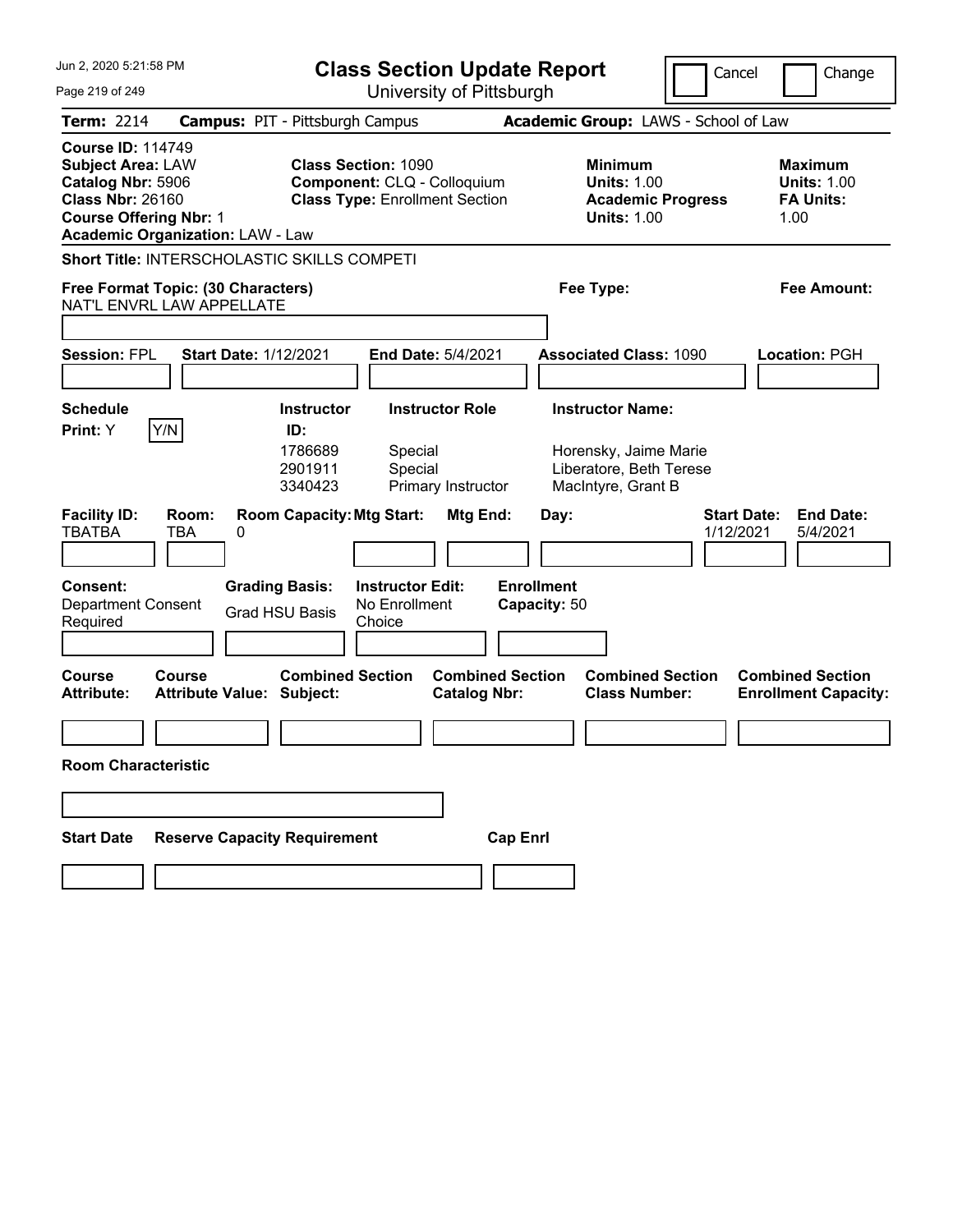# Class Section Update Report

University of Pittsburgh

Cancel | Change

**Term:** 2214 **Campus:** PIT - Pittsburgh Campus **Academic Group:** LAWS - School of Law

**Course ID:** 114749
**Subject Area:** LAW
**Catalog Nbr:** 5906
**Class Nbr:** 26160
**Course Offering Nbr:** 1
**Academic Organization:** LAW - Law

**Class Section:** 1090
**Component:** CLQ - Colloquium
**Class Type:** Enrollment Section

**Minimum Units:** 1.00
**Academic Progress Units:** 1.00

**Maximum Units:** 1.00
**FA Units:** 1.00

**Short Title:** INTERSCHOLASTIC SKILLS COMPETI

**Free Format Topic: (30 Characters)**
NAT'L ENVRL LAW APPELLATE

**Fee Type:**

**Fee Amount:**

**Session:** FPL **Start Date:** 1/12/2021 **End Date:** 5/4/2021 **Associated Class:** 1090 **Location:** PGH

**Schedule Print:** Y

| Instructor ID | Instructor Role | Instructor Name |
| --- | --- | --- |
| 1786689 | Special | Horensky, Jaime Marie |
| 2901911 | Special | Liberatore, Beth Terese |
| 3340423 | Primary Instructor | MacIntyre, Grant B |

| Facility ID | Room | Room Capacity | Mtg Start | Mtg End | Day | Start Date | End Date |
| --- | --- | --- | --- | --- | --- | --- | --- |
| TBATBA | TBA | 0 | | | | 1/12/2021 | 5/4/2021 |

**Consent:** Department Consent Required

**Grading Basis:** Grad HSU Basis

**Instructor Edit:** No Enrollment Choice

**Enrollment Capacity:** 50

| Course Attribute | Course Attribute Value | Combined Section Subject | Combined Section Catalog Nbr | Combined Section Class Number | Combined Section Enrollment Capacity |
| --- | --- | --- | --- | --- | --- |
| | | | | | |

**Room Characteristic**

| Start Date | Reserve Capacity Requirement | Cap Enrl |
| --- | --- | --- |
| | | |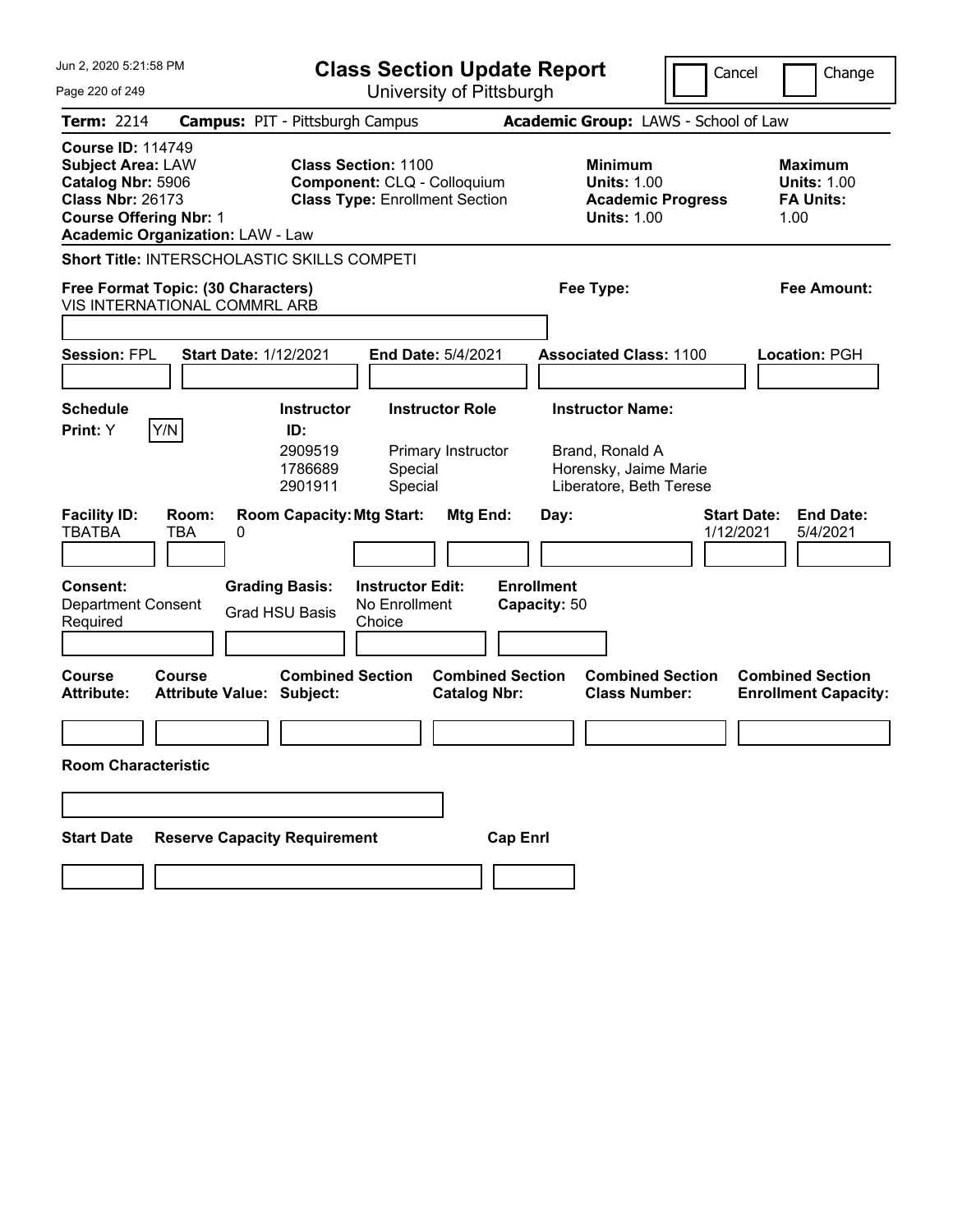Jun 2, 2020 5:21:58 PM

# Class Section Update Report

University of Pittsburgh

Cancel | Change

**Term:** 2214 **Campus:** PIT - Pittsburgh Campus **Academic Group:** LAWS - School of Law

**Course ID:** 114749
**Subject Area:** LAW
**Catalog Nbr:** 5906
**Class Nbr:** 26173
**Course Offering Nbr:** 1
**Academic Organization:** LAW - Law

**Class Section:** 1100
**Component:** CLQ - Colloquium
**Class Type:** Enrollment Section

**Minimum Units:** 1.00
**Academic Progress Units:** 1.00

**Maximum Units:** 1.00
**FA Units:** 1.00

**Short Title:** INTERSCHOLASTIC SKILLS COMPETI

**Free Format Topic: (30 Characters)**
VIS INTERNATIONAL COMMRL ARB

**Fee Type:**

**Fee Amount:**

**Session:** FPL **Start Date:** 1/12/2021 **End Date:** 5/4/2021 **Associated Class:** 1100 **Location:** PGH

**Schedule Print:** Y

| Instructor ID: | Instructor Role | Instructor Name: |
|---|---|---|
| 2909519 | Primary Instructor | Brand, Ronald A |
| 1786689 | Special | Horensky, Jaime Marie |
| 2901911 | Special | Liberatore, Beth Terese |

| Facility ID: | Room: | Room Capacity: | Mtg Start: | Mtg End: | Day: | Start Date: | End Date: |
|---|---|---|---|---|---|---|---|
| TBATBA | TBA | 0 | | | | 1/12/2021 | 5/4/2021 |

**Consent:** Department Consent Required

**Grading Basis:** Grad HSU Basis

**Instructor Edit:** No Enrollment Choice

**Enrollment Capacity:** 50

| Course Attribute: | Course Attribute Value: | Combined Section Subject: | Combined Section Catalog Nbr: | Combined Section Class Number: | Combined Section Enrollment Capacity: |
|---|---|---|---|---|---|
| | | | | | |

**Room Characteristic**

| Start Date | Reserve Capacity Requirement | Cap Enrl |
|---|---|---|
| | | |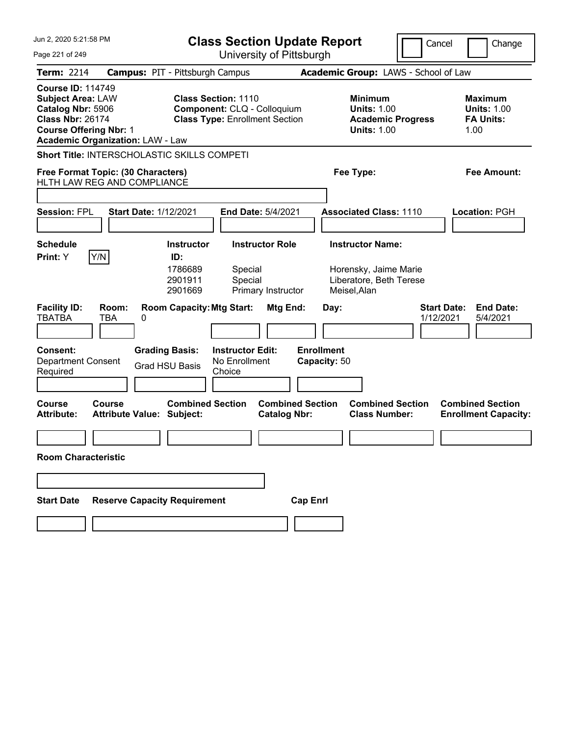Jun 2, 2020 5:21:58 PM

# Class Section Update Report

University of Pittsburgh

Cancel | Change

**Term:** 2214 **Campus:** PIT - Pittsburgh Campus **Academic Group:** LAWS - School of Law

**Course ID:** 114749
**Subject Area:** LAW
**Catalog Nbr:** 5906
**Class Nbr:** 26174
**Course Offering Nbr:** 1
**Academic Organization:** LAW - Law

**Class Section:** 1110
**Component:** CLQ - Colloquium
**Class Type:** Enrollment Section

**Minimum**
**Units:** 1.00
**Academic Progress Units:** 1.00

**Maximum**
**Units:** 1.00
**FA Units:** 1.00

**Short Title:** INTERSCHOLASTIC SKILLS COMPETI

**Free Format Topic: (30 Characters)**
HLTH LAW REG AND COMPLIANCE

**Fee Type:**

**Fee Amount:**

**Session:** FPL **Start Date:** 1/12/2021 **End Date:** 5/4/2021 **Associated Class:** 1110 **Location:** PGH

**Schedule Print:** Y [Y/N]

| Instructor ID: | Instructor Role | Instructor Name: |
|---|---|---|
| 1786689 | Special | Horensky, Jaime Marie |
| 2901911 | Special | Liberatore, Beth Terese |
| 2901669 | Primary Instructor | Meisel,Alan |

| Facility ID: | Room: | Room Capacity: | Mtg Start: | Mtg End: | Day: | Start Date: | End Date: |
|---|---|---|---|---|---|---|---|
| TBATBA | TBA | 0 | | | | 1/12/2021 | 5/4/2021 |

**Consent:** Department Consent Required

**Grading Basis:** Grad HSU Basis

**Instructor Edit:** No Enrollment Choice

**Enrollment Capacity:** 50

| Course Attribute: | Course Attribute Value: | Combined Section Subject: | Combined Section Catalog Nbr: | Combined Section Class Number: | Combined Section Enrollment Capacity: |
|---|---|---|---|---|---|
| | | | | | |

**Room Characteristic**

| Start Date | Reserve Capacity Requirement | Cap Enrl |
|---|---|---|
| | | |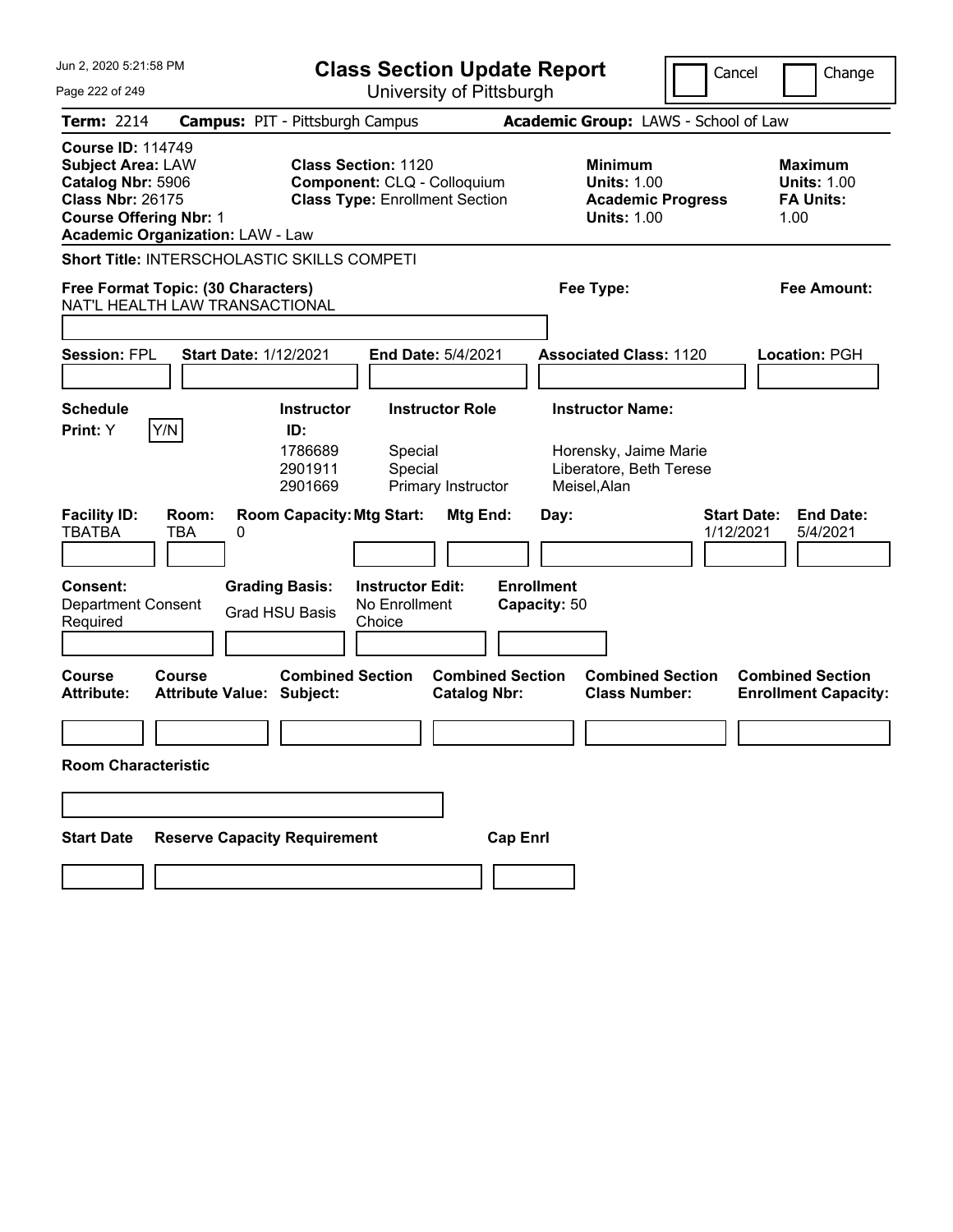# Class Section Update Report

University of Pittsburgh

Cancel | Change

**Term:** 2214 **Campus:** PIT - Pittsburgh Campus **Academic Group:** LAWS - School of Law

**Course ID:** 114749
**Subject Area:** LAW
**Catalog Nbr:** 5906
**Class Nbr:** 26175
**Course Offering Nbr:** 1
**Academic Organization:** LAW - Law

**Class Section:** 1120
**Component:** CLQ - Colloquium
**Class Type:** Enrollment Section

**Minimum Units:** 1.00
**Academic Progress Units:** 1.00

**Maximum Units:** 1.00
**FA Units:** 1.00

**Short Title:** INTERSCHOLASTIC SKILLS COMPETI

**Free Format Topic: (30 Characters)** NAT'L HEALTH LAW TRANSACTIONAL

**Fee Type:**

**Fee Amount:**

**Session:** FPL **Start Date:** 1/12/2021 **End Date:** 5/4/2021 **Associated Class:** 1120 **Location:** PGH

**Schedule Print:** Y [Y/N]

| Instructor ID: | Instructor Role | Instructor Name: |
|---|---|---|
| 1786689 | Special | Horensky, Jaime Marie |
| 2901911 | Special | Liberatore, Beth Terese |
| 2901669 | Primary Instructor | Meisel,Alan |

| Facility ID: | Room: | Room Capacity: | Mtg Start: | Mtg End: | Day: | Start Date: | End Date: |
|---|---|---|---|---|---|---|---|
| TBATBA | TBA | 0 | | | | 1/12/2021 | 5/4/2021 |

**Consent:** Department Consent Required

**Grading Basis:** Grad HSU Basis

**Instructor Edit:** No Enrollment Choice

**Enrollment Capacity:** 50

| Course Attribute: | Course Attribute Value: | Combined Section Subject: | Combined Section Catalog Nbr: | Combined Section Class Number: | Combined Section Enrollment Capacity: |
|---|---|---|---|---|---|
| | | | | | |

**Room Characteristic**

| Start Date | Reserve Capacity Requirement | Cap Enrl |
|---|---|---|
| | | |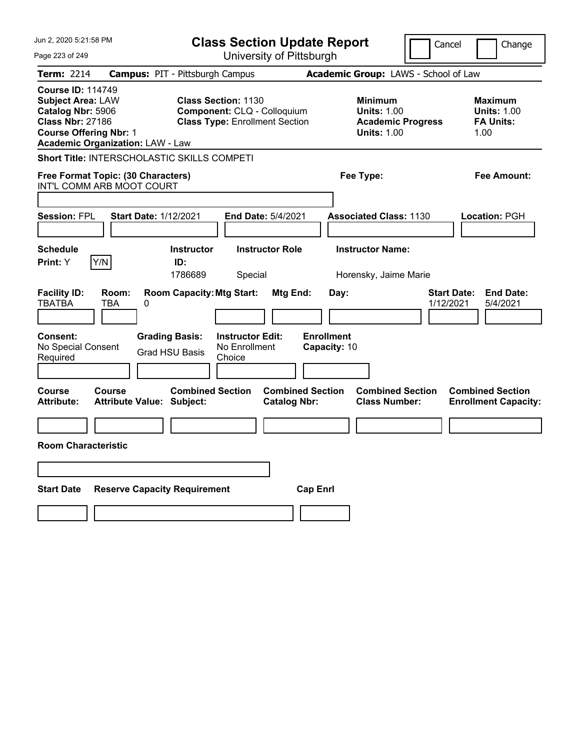Jun 2, 2020 5:21:58 PM

# Class Section Update Report

University of Pittsburgh

Cancel | Change

**Term:** 2214 **Campus:** PIT - Pittsburgh Campus **Academic Group:** LAWS - School of Law

**Course ID:** 114749
**Subject Area:** LAW
**Catalog Nbr:** 5906
**Class Nbr:** 27186
**Course Offering Nbr:** 1
**Academic Organization:** LAW - Law

**Class Section:** 1130
**Component:** CLQ - Colloquium
**Class Type:** Enrollment Section

**Minimum Units:** 1.00
**Academic Progress Units:** 1.00

**Maximum Units:** 1.00
**FA Units:** 1.00

**Short Title:** INTERSCHOLASTIC SKILLS COMPETI

**Free Format Topic: (30 Characters)** INT'L COMM ARB MOOT COURT

**Fee Type:**

**Fee Amount:**

**Session:** FPL **Start Date:** 1/12/2021 **End Date:** 5/4/2021 **Associated Class:** 1130 **Location:** PGH

| Schedule Print | Instructor ID | Instructor Role | Instructor Name |
|---|---|---|---|
| Y | 1786689 | Special | Horensky, Jaime Marie |

| Facility ID | Room | Room Capacity | Mtg Start | Mtg End | Day | Start Date | End Date |
|---|---|---|---|---|---|---|---|
| TBATBA | TBA | 0 | | | | 1/12/2021 | 5/4/2021 |

**Consent:** No Special Consent Required
**Grading Basis:** Grad HSU Basis
**Instructor Edit:** No Enrollment Choice
**Enrollment Capacity:** 10

| Course Attribute | Course Attribute Value | Combined Section Subject | Combined Section Catalog Nbr | Combined Section Class Number | Combined Section Enrollment Capacity |
|---|---|---|---|---|---|
| | | | | | |

**Room Characteristic**

| Start Date | Reserve Capacity Requirement | Cap Enrl |
|---|---|---|
| | | |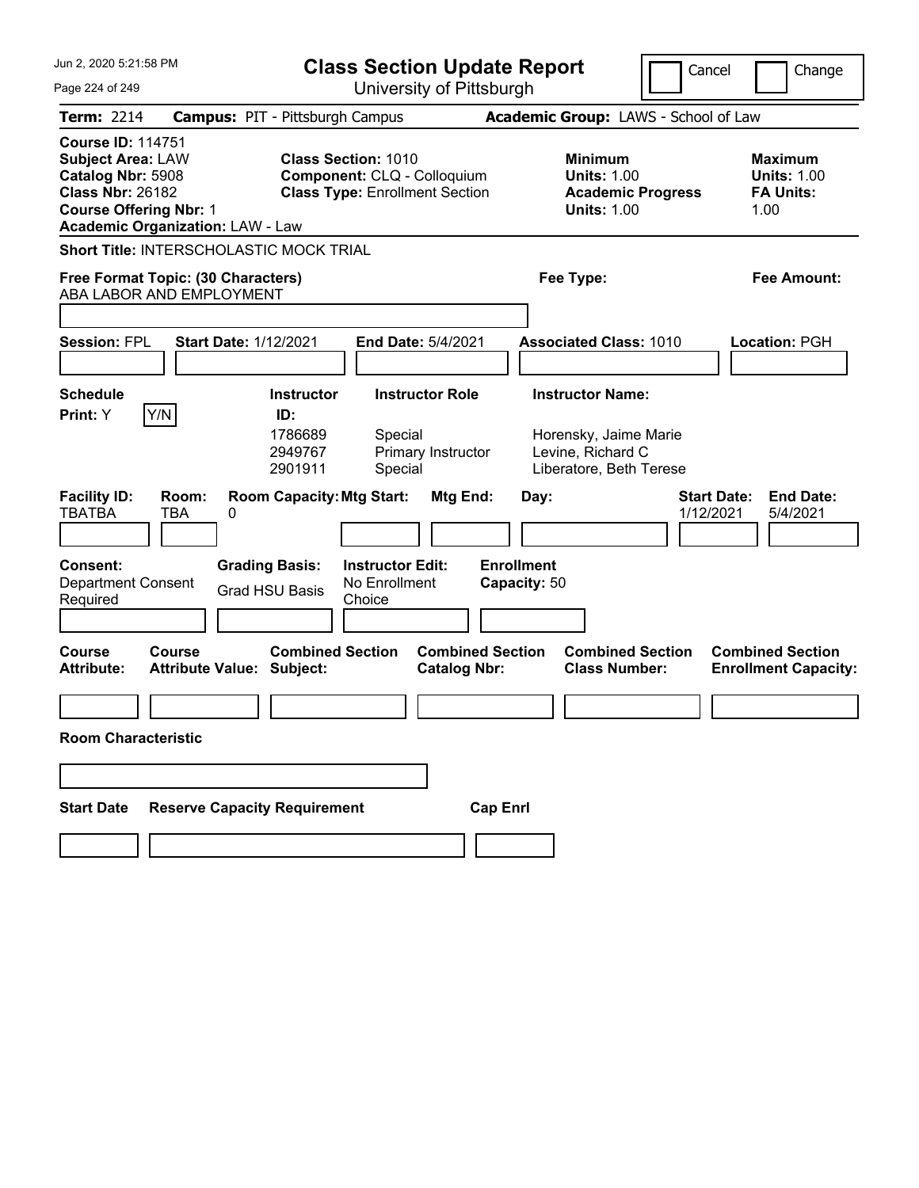# Class Section Update Report

University of Pittsburgh

Cancel | Change

**Term:** 2214 **Campus:** PIT - Pittsburgh Campus **Academic Group:** LAWS - School of Law

**Course ID:** 114751
**Subject Area:** LAW
**Catalog Nbr:** 5908
**Class Nbr:** 26182
**Course Offering Nbr:** 1
**Academic Organization:** LAW - Law

**Class Section:** 1010
**Component:** CLQ - Colloquium
**Class Type:** Enrollment Section

**Minimum Units:** 1.00
**Academic Progress Units:** 1.00

**Maximum Units:** 1.00
**FA Units:** 1.00

**Short Title:** INTERSCHOLASTIC MOCK TRIAL

**Free Format Topic: (30 Characters)** ABA LABOR AND EMPLOYMENT

**Fee Type:**

**Fee Amount:**

**Session:** FPL **Start Date:** 1/12/2021 **End Date:** 5/4/2021 **Associated Class:** 1010 **Location:** PGH

**Schedule Print:** Y Y/N

| Instructor ID | Instructor Role | Instructor Name |
|---|---|---|
| 1786689 | Special | Horensky, Jaime Marie |
| 2949767 | Primary Instructor | Levine, Richard C |
| 2901911 | Special | Liberatore, Beth Terese |

| Facility ID | Room | Room Capacity | Mtg Start | Mtg End | Day | Start Date | End Date |
|---|---|---|---|---|---|---|---|
| TBATBA | TBA | 0 | | | | 1/12/2021 | 5/4/2021 |

**Consent:** Department Consent Required
**Grading Basis:** Grad HSU Basis
**Instructor Edit:** No Enrollment Choice
**Enrollment Capacity:** 50

| Course Attribute | Course Attribute Value | Combined Section Subject | Combined Section Catalog Nbr | Combined Section Class Number | Combined Section Enrollment Capacity |
|---|---|---|---|---|---|
| | | | | | |

**Room Characteristic**

| Start Date | Reserve Capacity Requirement | Cap Enrl |
|---|---|---|
| | | |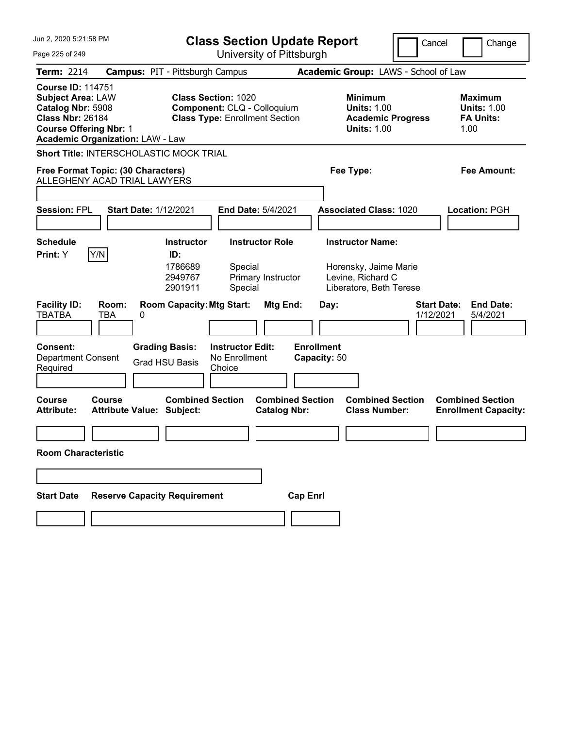# Class Section Update Report

University of Pittsburgh

Cancel | Change

**Term:** 2214 **Campus:** PIT - Pittsburgh Campus **Academic Group:** LAWS - School of Law

**Course ID:** 114751
**Subject Area:** LAW
**Catalog Nbr:** 5908
**Class Nbr:** 26184
**Course Offering Nbr:** 1
**Academic Organization:** LAW - Law

**Class Section:** 1020
**Component:** CLQ - Colloquium
**Class Type:** Enrollment Section

**Minimum Units:** 1.00
**Academic Progress Units:** 1.00

**Maximum Units:** 1.00
**FA Units:** 1.00

**Short Title:** INTERSCHOLASTIC MOCK TRIAL

**Free Format Topic: (30 Characters)**
ALLEGHENY ACAD TRIAL LAWYERS

**Fee Type:**

**Fee Amount:**

**Session:** FPL **Start Date:** 1/12/2021 **End Date:** 5/4/2021 **Associated Class:** 1020 **Location:** PGH

**Schedule Print:** Y Y/N

| Instructor ID | Instructor Role | Instructor Name |
|---|---|---|
| 1786689 | Special | Horensky, Jaime Marie |
| 2949767 | Primary Instructor | Levine, Richard C |
| 2901911 | Special | Liberatore, Beth Terese |

| Facility ID | Room | Room Capacity | Mtg Start | Mtg End | Day | Start Date | End Date |
|---|---|---|---|---|---|---|---|
| TBATBA | TBA | 0 | | | | 1/12/2021 | 5/4/2021 |

**Consent:** Department Consent Required
**Grading Basis:** Grad HSU Basis
**Instructor Edit:** No Enrollment Choice
**Enrollment Capacity:** 50

| Course Attribute | Course Attribute Value | Combined Section Subject | Combined Section Catalog Nbr | Combined Section Class Number | Combined Section Enrollment Capacity |
|---|---|---|---|---|---|
| | | | | | |

**Room Characteristic**

| Start Date | Reserve Capacity Requirement | Cap Enrl |
|---|---|---|
| | | |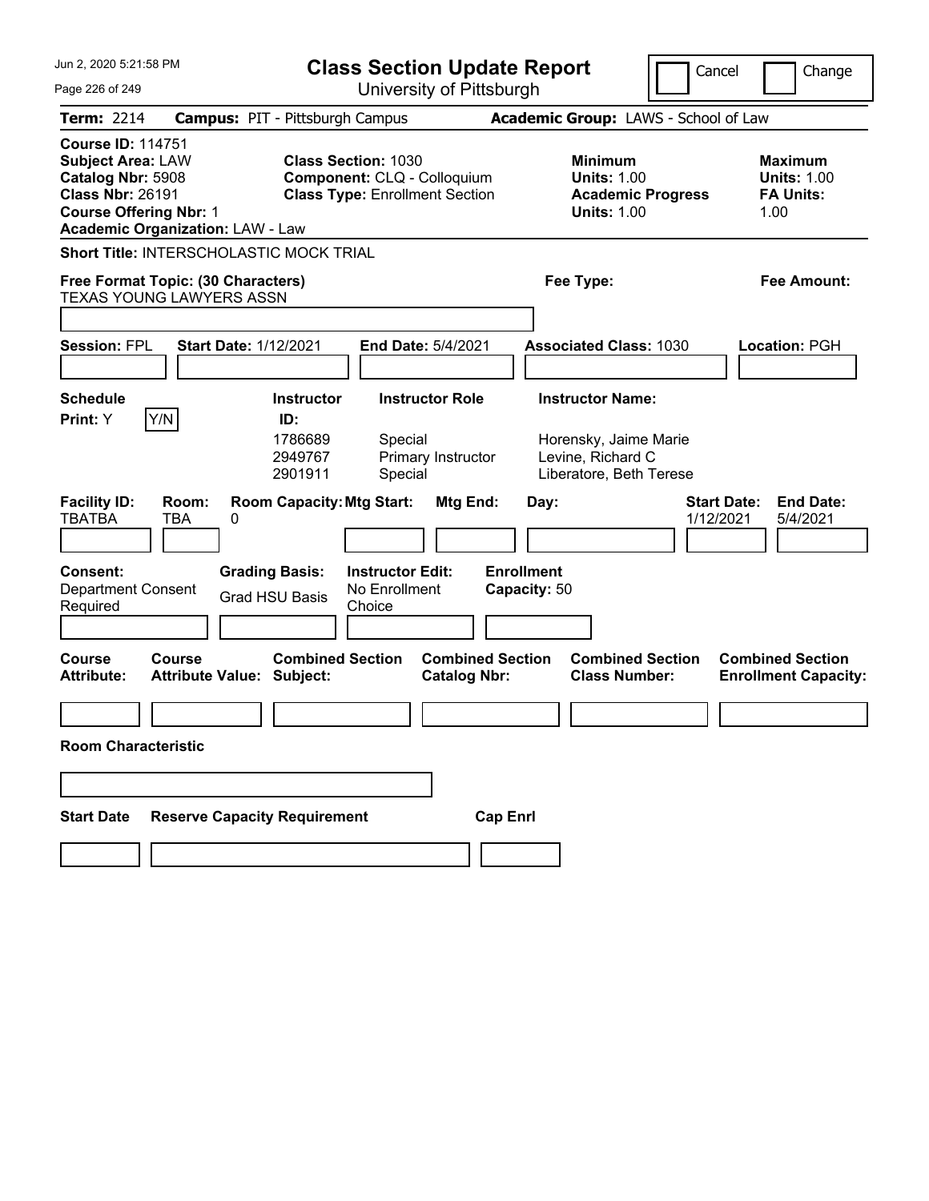# Class Section Update Report

University of Pittsburgh

Jun 2, 2020 5:21:58 PM

Cancel | Change

**Term:** 2214 **Campus:** PIT - Pittsburgh Campus **Academic Group:** LAWS - School of Law

**Course ID:** 114751
**Subject Area:** LAW
**Catalog Nbr:** 5908
**Class Nbr:** 26191
**Course Offering Nbr:** 1
**Academic Organization:** LAW - Law

**Class Section:** 1030
**Component:** CLQ - Colloquium
**Class Type:** Enrollment Section

**Minimum Units:** 1.00
**Academic Progress Units:** 1.00

**Maximum Units:** 1.00
**FA Units:** 1.00

**Short Title:** INTERSCHOLASTIC MOCK TRIAL

**Free Format Topic: (30 Characters)** TEXAS YOUNG LAWYERS ASSN

**Fee Type:**

**Fee Amount:**

**Session:** FPL **Start Date:** 1/12/2021 **End Date:** 5/4/2021 **Associated Class:** 1030 **Location:** PGH

**Schedule Print:** Y

| Instructor ID | Instructor Role | Instructor Name |
|---|---|---|
| 1786689 | Special | Horensky, Jaime Marie |
| 2949767 | Primary Instructor | Levine, Richard C |
| 2901911 | Special | Liberatore, Beth Terese |

| Facility ID | Room | Room Capacity | Mtg Start | Mtg End | Day | Start Date | End Date |
|---|---|---|---|---|---|---|---|
| TBATBA | TBA | 0 | | | | 1/12/2021 | 5/4/2021 |

**Consent:** Department Consent Required
**Grading Basis:** Grad HSU Basis
**Instructor Edit:** No Enrollment Choice
**Enrollment Capacity:** 50

| Course Attribute | Course Attribute Value | Combined Section Subject | Combined Section Catalog Nbr | Combined Section Class Number | Combined Section Enrollment Capacity |
|---|---|---|---|---|---|
| | | | | | |

**Room Characteristic**

| Start Date | Reserve Capacity Requirement | Cap Enrl |
|---|---|---|
| | | |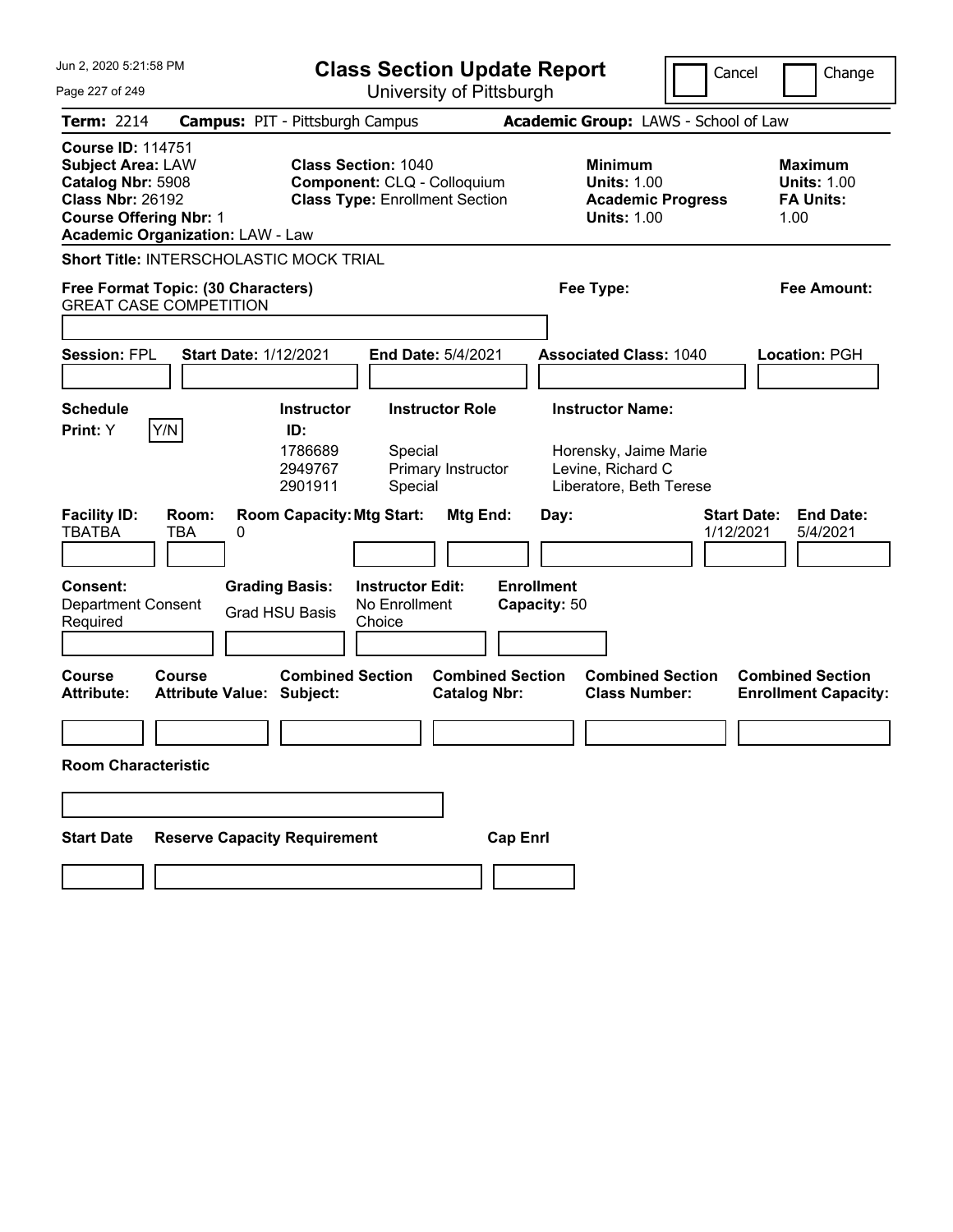# Class Section Update Report

University of Pittsburgh

Cancel | Change

**Term:** 2214 **Campus:** PIT - Pittsburgh Campus **Academic Group:** LAWS - School of Law

**Course ID:** 114751
**Subject Area:** LAW
**Catalog Nbr:** 5908
**Class Nbr:** 26192
**Course Offering Nbr:** 1
**Academic Organization:** LAW - Law

**Class Section:** 1040
**Component:** CLQ - Colloquium
**Class Type:** Enrollment Section

**Minimum Units:** 1.00
**Academic Progress Units:** 1.00

**Maximum Units:** 1.00
**FA Units:** 1.00

**Short Title:** INTERSCHOLASTIC MOCK TRIAL

**Free Format Topic: (30 Characters)**
GREAT CASE COMPETITION

**Fee Type:**

**Fee Amount:**

**Session:** FPL **Start Date:** 1/12/2021 **End Date:** 5/4/2021 **Associated Class:** 1040 **Location:** PGH

**Schedule Print:** Y Y/N

| Instructor ID: | Instructor Role | Instructor Name: |
|---|---|---|
| 1786689 | Special | Horensky, Jaime Marie |
| 2949767 | Primary Instructor | Levine, Richard C |
| 2901911 | Special | Liberatore, Beth Terese |

| Facility ID: | Room: | Room Capacity: | Mtg Start: | Mtg End: | Day: | Start Date: | End Date: |
|---|---|---|---|---|---|---|---|
| TBATBA | TBA | 0 | | | | 1/12/2021 | 5/4/2021 |

**Consent:** Department Consent Required
**Grading Basis:** Grad HSU Basis
**Instructor Edit:** No Enrollment Choice
**Enrollment Capacity:** 50

| Course Attribute: | Course Attribute Value: | Combined Section Subject: | Combined Section Catalog Nbr: | Combined Section Class Number: | Combined Section Enrollment Capacity: |
|---|---|---|---|---|---|
| | | | | | |

**Room Characteristic**

| Start Date | Reserve Capacity Requirement | Cap Enrl |
|---|---|---|
| | | |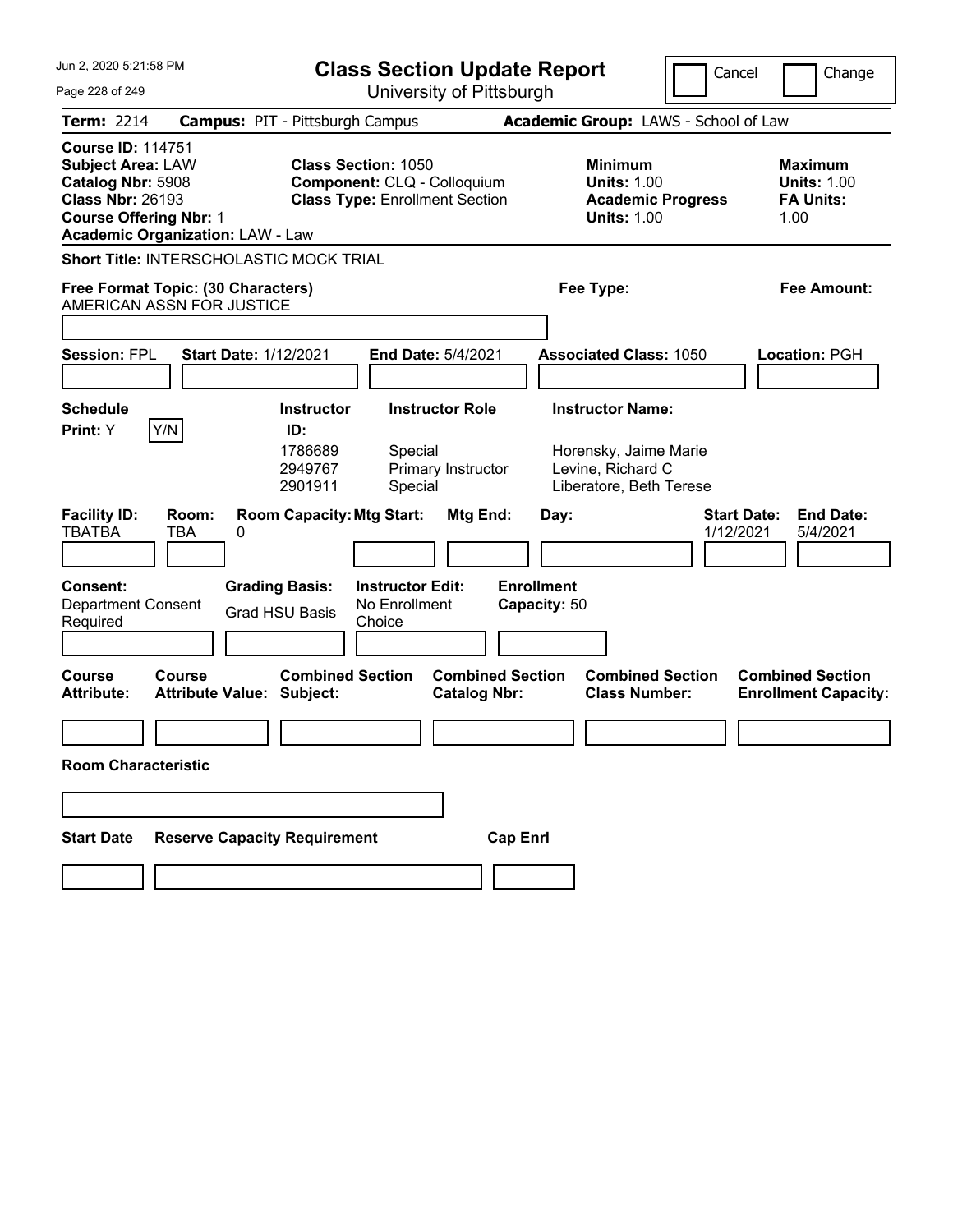Jun 2, 2020 5:21:58 PM

# Class Section Update Report

University of Pittsburgh

Cancel | Change

**Term:** 2214 **Campus:** PIT - Pittsburgh Campus **Academic Group:** LAWS - School of Law

**Course ID:** 114751
**Subject Area:** LAW
**Catalog Nbr:** 5908
**Class Nbr:** 26193
**Course Offering Nbr:** 1
**Academic Organization:** LAW - Law

**Class Section:** 1050
**Component:** CLQ - Colloquium
**Class Type:** Enrollment Section

**Minimum Units:** 1.00
**Academic Progress Units:** 1.00

**Maximum Units:** 1.00
**FA Units:** 1.00

**Short Title:** INTERSCHOLASTIC MOCK TRIAL

**Free Format Topic: (30 Characters)** AMERICAN ASSN FOR JUSTICE

**Fee Type:**

**Fee Amount:**

**Session:** FPL **Start Date:** 1/12/2021 **End Date:** 5/4/2021 **Associated Class:** 1050 **Location:** PGH

**Schedule Print:** Y Y/N

| Instructor ID: | Instructor Role | Instructor Name: |
|---|---|---|
| 1786689 | Special | Horensky, Jaime Marie |
| 2949767 | Primary Instructor | Levine, Richard C |
| 2901911 | Special | Liberatore, Beth Terese |

| Facility ID: | Room: | Room Capacity: | Mtg Start: | Mtg End: | Day: | Start Date: | End Date: |
|---|---|---|---|---|---|---|---|
| TBATBA | TBA | 0 | | | | 1/12/2021 | 5/4/2021 |

**Consent:** Department Consent Required
**Grading Basis:** Grad HSU Basis
**Instructor Edit:** No Enrollment Choice
**Enrollment Capacity:** 50

| Course Attribute: | Course Attribute Value: | Combined Section Subject: | Combined Section Catalog Nbr: | Combined Section Class Number: | Combined Section Enrollment Capacity: |
|---|---|---|---|---|---|
| | | | | | |

**Room Characteristic**

| Start Date | Reserve Capacity Requirement | Cap Enrl |
|---|---|---|
| | | |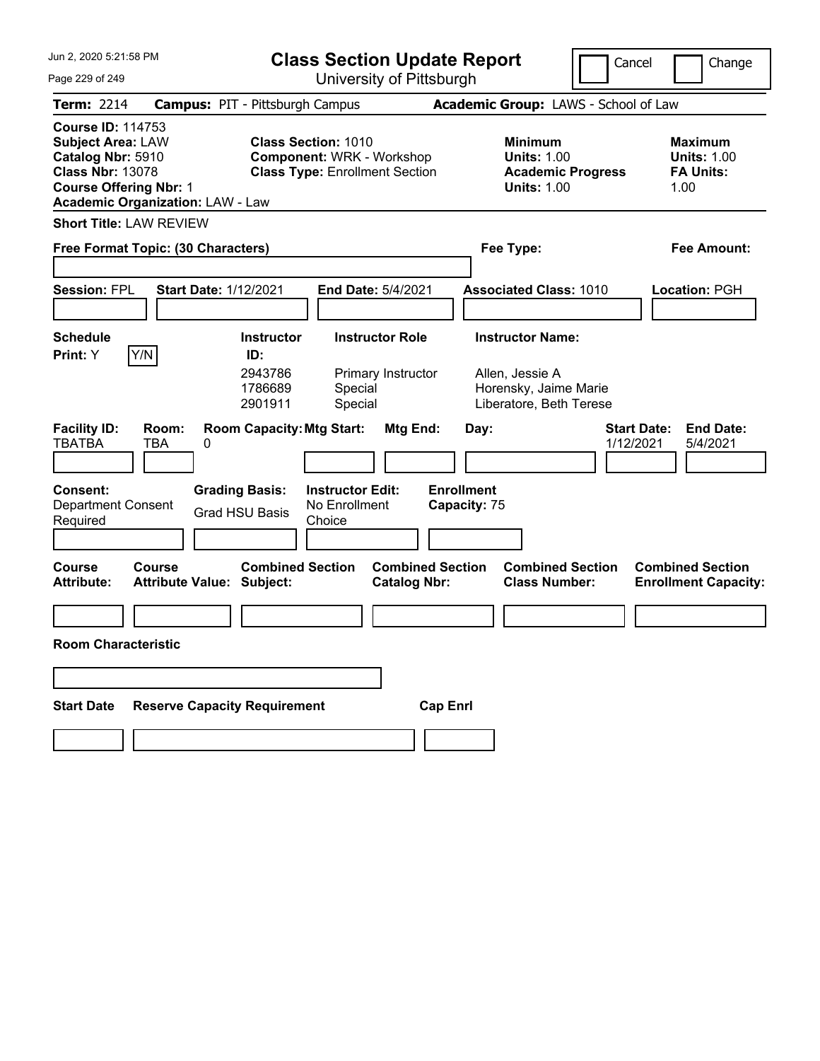# Class Section Update Report

University of Pittsburgh

Jun 2, 2020 5:21:58 PM

Cancel | Change

**Term:** 2214 **Campus:** PIT - Pittsburgh Campus **Academic Group:** LAWS - School of Law

**Course ID:** 114753
**Subject Area:** LAW
**Catalog Nbr:** 5910
**Class Nbr:** 13078
**Course Offering Nbr:** 1
**Academic Organization:** LAW - Law

**Class Section:** 1010
**Component:** WRK - Workshop
**Class Type:** Enrollment Section

**Minimum Units:** 1.00
**Academic Progress Units:** 1.00

**Maximum Units:** 1.00
**FA Units:** 1.00

**Short Title:** LAW REVIEW

**Free Format Topic: (30 Characters)**

**Fee Type:**

**Fee Amount:**

**Session:** FPL **Start Date:** 1/12/2021 **End Date:** 5/4/2021 **Associated Class:** 1010 **Location:** PGH

**Schedule Print:** Y Y/N

| Instructor ID: | Instructor Role | Instructor Name: |
|---|---|---|
| 2943786 | Primary Instructor | Allen, Jessie A |
| 1786689 | Special | Horensky, Jaime Marie |
| 2901911 | Special | Liberatore, Beth Terese |

| Facility ID: | Room: | Room Capacity: | Mtg Start: | Mtg End: | Day: | Start Date: | End Date: |
|---|---|---|---|---|---|---|---|
| TBATBA | TBA | 0 | | | | 1/12/2021 | 5/4/2021 |

**Consent:** Department Consent Required

**Grading Basis:** Grad HSU Basis

**Instructor Edit:** No Enrollment Choice

**Enrollment Capacity:** 75

| Course Attribute: | Course Attribute Value: | Combined Section Subject: | Combined Section Catalog Nbr: | Combined Section Class Number: | Combined Section Enrollment Capacity: |
|---|---|---|---|---|---|
| | | | | | |

**Room Characteristic**

| Start Date | Reserve Capacity Requirement | Cap Enrl |
|---|---|---|
| | | |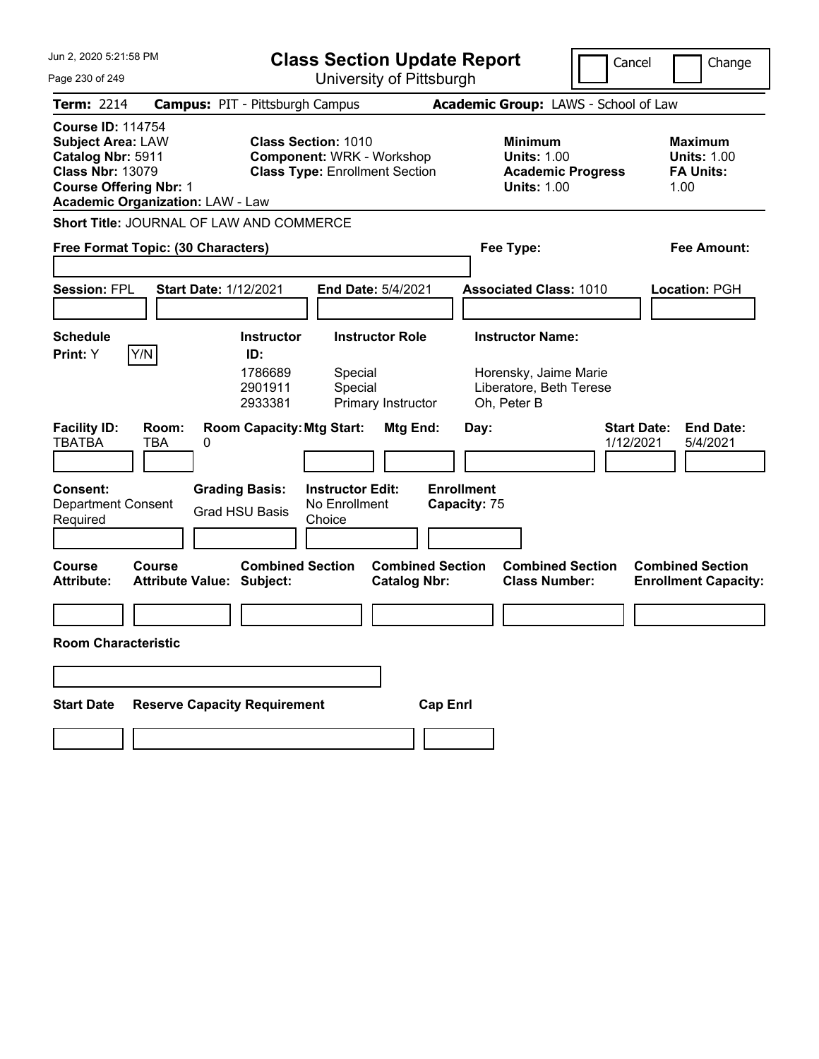# Class Section Update Report

University of Pittsburgh

Cancel | Change

**Term:** 2214 **Campus:** PIT - Pittsburgh Campus **Academic Group:** LAWS - School of Law

**Course ID:** 114754
**Subject Area:** LAW
**Catalog Nbr:** 5911
**Class Nbr:** 13079
**Course Offering Nbr:** 1
**Academic Organization:** LAW - Law

**Class Section:** 1010
**Component:** WRK - Workshop
**Class Type:** Enrollment Section

**Minimum Units:** 1.00
**Academic Progress Units:** 1.00

**Maximum Units:** 1.00
**FA Units:** 1.00

**Short Title:** JOURNAL OF LAW AND COMMERCE

**Free Format Topic: (30 Characters)**

**Fee Type:**

**Fee Amount:**

**Session:** FPL **Start Date:** 1/12/2021 **End Date:** 5/4/2021 **Associated Class:** 1010 **Location:** PGH

**Schedule Print:** Y Y/N

| Instructor ID: | Instructor Role | Instructor Name: |
|---|---|---|
| 1786689 | Special | Horensky, Jaime Marie |
| 2901911 | Special | Liberatore, Beth Terese |
| 2933381 | Primary Instructor | Oh, Peter B |

| Facility ID: | Room: | Room Capacity: | Mtg Start: | Mtg End: | Day: | Start Date: | End Date: |
|---|---|---|---|---|---|---|---|
| TBATBA | TBA | 0 | | | | 1/12/2021 | 5/4/2021 |

**Consent:** Department Consent Required
**Grading Basis:** Grad HSU Basis
**Instructor Edit:** No Enrollment Choice
**Enrollment Capacity:** 75

| Course Attribute: | Course Attribute Value: | Combined Section Subject: | Combined Section Catalog Nbr: | Combined Section Class Number: | Combined Section Enrollment Capacity: |
|---|---|---|---|---|---|
| | | | | | |

**Room Characteristic**

| Start Date | Reserve Capacity Requirement | Cap Enrl |
|---|---|---|
| | | |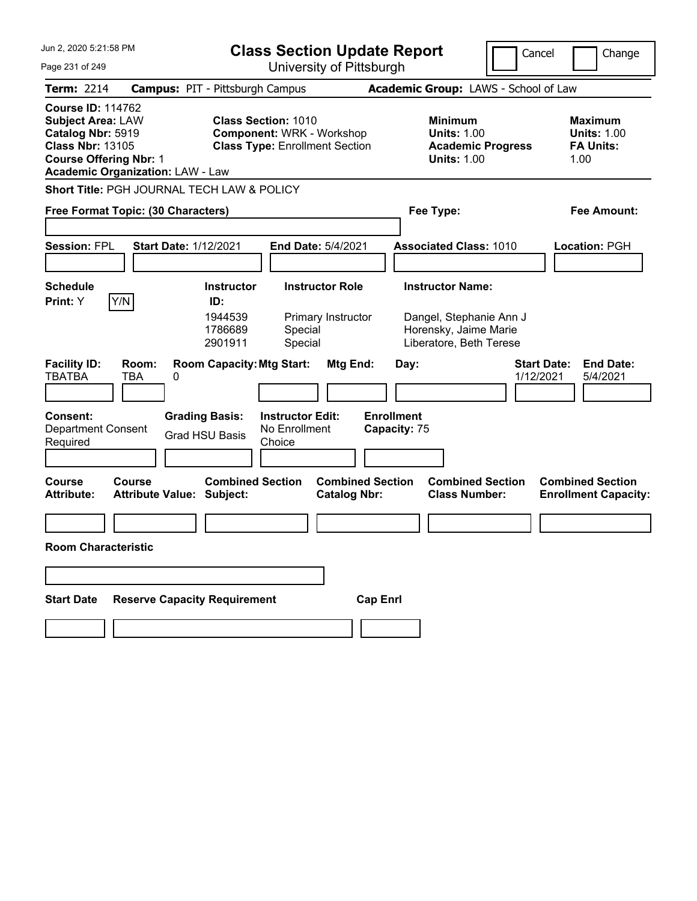# Class Section Update Report

University of Pittsburgh

Cancel | Change

**Term:** 2214 **Campus:** PIT - Pittsburgh Campus **Academic Group:** LAWS - School of Law

**Course ID:** 114762
**Subject Area:** LAW
**Catalog Nbr:** 5919
**Class Nbr:** 13105
**Course Offering Nbr:** 1
**Academic Organization:** LAW - Law

**Class Section:** 1010
**Component:** WRK - Workshop
**Class Type:** Enrollment Section

**Minimum Units:** 1.00
**Academic Progress Units:** 1.00

**Maximum Units:** 1.00
**FA Units:** 1.00

**Short Title:** PGH JOURNAL TECH LAW & POLICY

**Free Format Topic: (30 Characters)**

**Fee Type:**

**Fee Amount:**

**Session:** FPL **Start Date:** 1/12/2021 **End Date:** 5/4/2021 **Associated Class:** 1010 **Location:** PGH

**Schedule Print:** Y [Y/N]

| Instructor ID: | Instructor Role | Instructor Name: |
|---|---|---|
| 1944539 | Primary Instructor | Dangel, Stephanie Ann J |
| 1786689 | Special | Horensky, Jaime Marie |
| 2901911 | Special | Liberatore, Beth Terese |

| Facility ID: | Room: | Room Capacity: | Mtg Start: | Mtg End: | Day: | Start Date: | End Date: |
|---|---|---|---|---|---|---|---|
| TBATBA | TBA | 0 | | | | 1/12/2021 | 5/4/2021 |

**Consent:** Department Consent Required
**Grading Basis:** Grad HSU Basis
**Instructor Edit:** No Enrollment Choice
**Enrollment Capacity:** 75

| Course Attribute: | Course Attribute Value: | Combined Section Subject: | Combined Section Catalog Nbr: | Combined Section Class Number: | Combined Section Enrollment Capacity: |
|---|---|---|---|---|---|
| | | | | | |

**Room Characteristic**

| Start Date | Reserve Capacity Requirement | Cap Enrl |
|---|---|---|
| | | |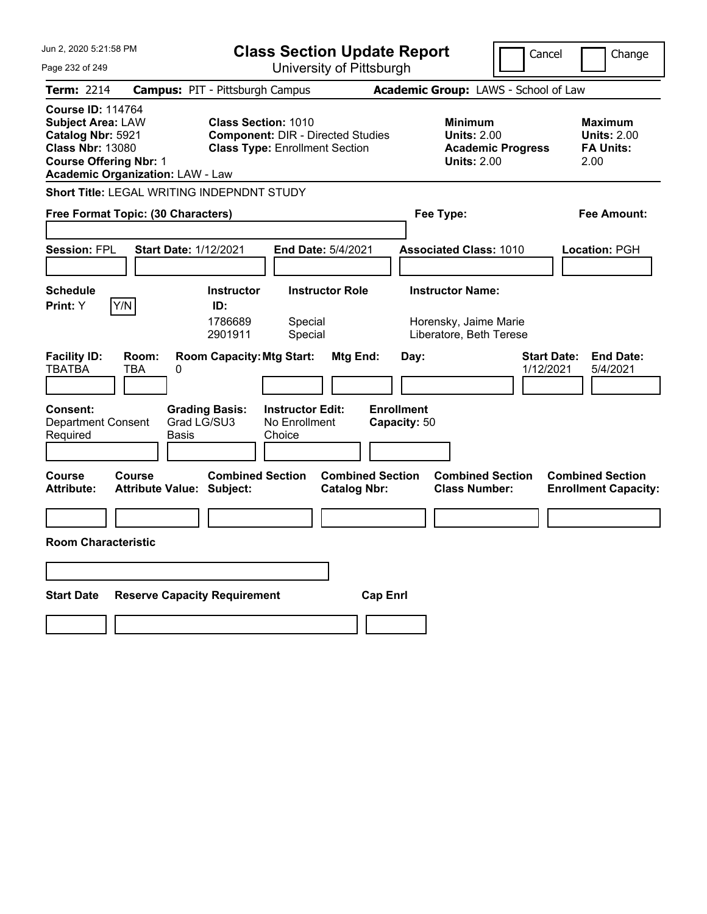# Class Section Update Report

University of Pittsburgh

Cancel | Change

**Term:** 2214 **Campus:** PIT - Pittsburgh Campus **Academic Group:** LAWS - School of Law

**Course ID:** 114764
**Subject Area:** LAW
**Catalog Nbr:** 5921
**Class Nbr:** 13080
**Course Offering Nbr:** 1
**Academic Organization:** LAW - Law

**Class Section:** 1010
**Component:** DIR - Directed Studies
**Class Type:** Enrollment Section

**Minimum**
**Units:** 2.00
**Academic Progress Units:** 2.00

**Maximum**
**Units:** 2.00
**FA Units:** 2.00

**Short Title:** LEGAL WRITING INDEPNDNT STUDY

**Free Format Topic: (30 Characters)**

**Fee Type:**

**Fee Amount:**

**Session:** FPL **Start Date:** 1/12/2021 **End Date:** 5/4/2021 **Associated Class:** 1010 **Location:** PGH

**Schedule Print:** Y [Y/N]

| Instructor ID: | Instructor Role | Instructor Name: |
|---|---|---|
| 1786689 | Special | Horensky, Jaime Marie |
| 2901911 | Special | Liberatore, Beth Terese |

| Facility ID: | Room: | Room Capacity: | Mtg Start: | Mtg End: | Day: | Start Date: | End Date: |
|---|---|---|---|---|---|---|---|
| TBATBA | TBA | 0 | | | | 1/12/2021 | 5/4/2021 |

**Consent:** Department Consent Required
**Grading Basis:** Grad LG/SU3 Basis
**Instructor Edit:** No Enrollment Choice
**Enrollment Capacity:** 50

| Course Attribute: | Course Attribute Value: | Combined Section Subject: | Combined Section Catalog Nbr: | Combined Section Class Number: | Combined Section Enrollment Capacity: |
|---|---|---|---|---|---|
| | | | | | |

**Room Characteristic**

| Start Date | Reserve Capacity Requirement | Cap Enrl |
|---|---|---|
| | | |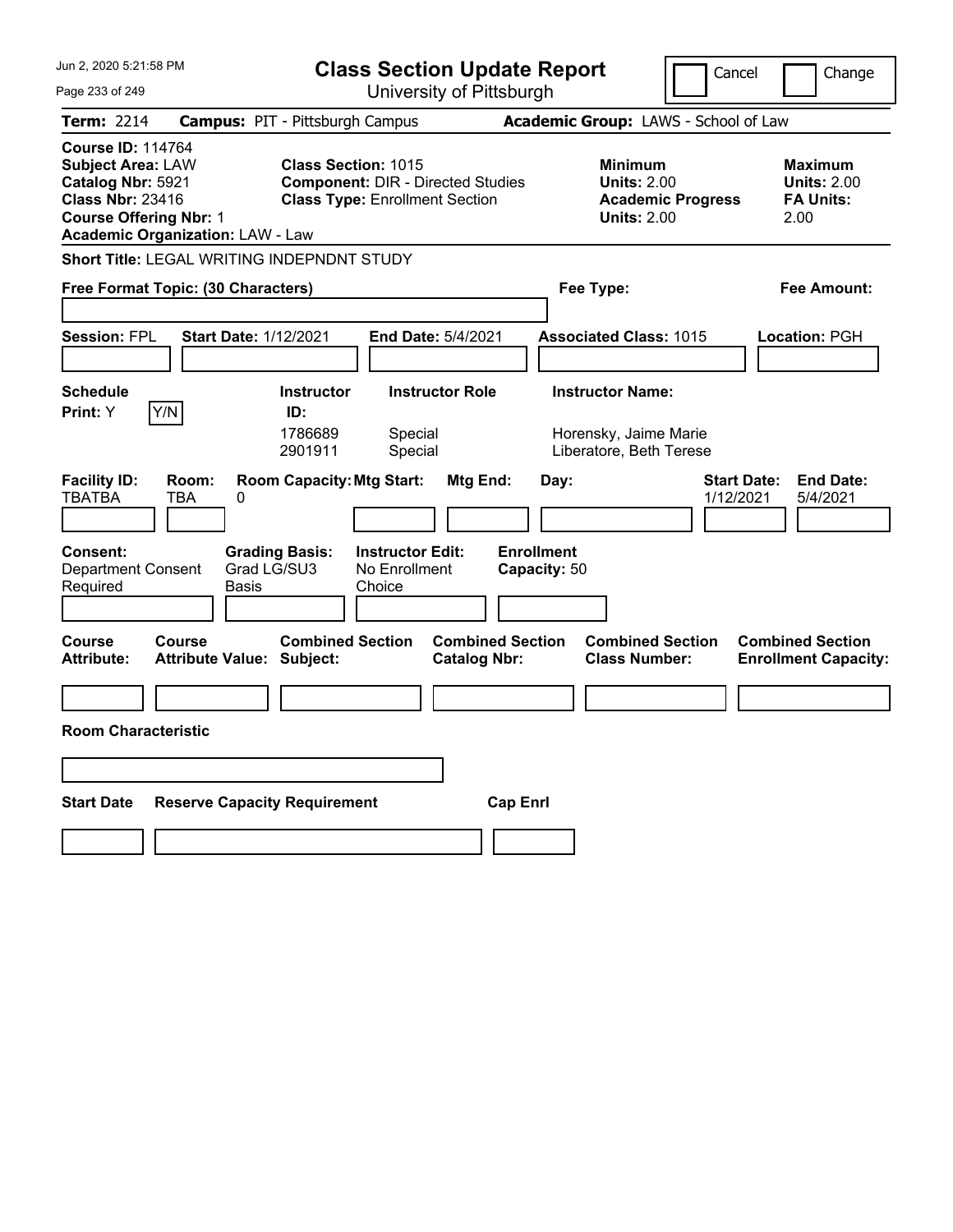# Class Section Update Report

University of Pittsburgh

Jun 2, 2020 5:21:58 PM

Cancel | Change

**Term:** 2214 **Campus:** PIT - Pittsburgh Campus **Academic Group:** LAWS - School of Law

**Course ID:** 114764
**Subject Area:** LAW
**Catalog Nbr:** 5921
**Class Nbr:** 23416
**Course Offering Nbr:** 1
**Academic Organization:** LAW - Law

**Class Section:** 1015
**Component:** DIR - Directed Studies
**Class Type:** Enrollment Section

**Minimum Units:** 2.00
**Academic Progress Units:** 2.00

**Maximum Units:** 2.00
**FA Units:** 2.00

**Short Title:** LEGAL WRITING INDEPNDNT STUDY

**Free Format Topic: (30 Characters)**

**Fee Type:**

**Fee Amount:**

**Session:** FPL **Start Date:** 1/12/2021 **End Date:** 5/4/2021 **Associated Class:** 1015 **Location:** PGH

**Schedule Print:** Y

| Instructor ID | Instructor Role | Instructor Name |
|---|---|---|
| 1786689 | Special | Horensky, Jaime Marie |
| 2901911 | Special | Liberatore, Beth Terese |

| Facility ID | Room | Room Capacity | Mtg Start | Mtg End | Day | Start Date | End Date |
|---|---|---|---|---|---|---|---|
| TBATBA | TBA | 0 | | | | 1/12/2021 | 5/4/2021 |

**Consent:** Department Consent Required
**Grading Basis:** Grad LG/SU3 Basis
**Instructor Edit:** No Enrollment Choice
**Enrollment Capacity:** 50

| Course Attribute | Course Attribute Value | Combined Section Subject | Combined Section Catalog Nbr | Combined Section Class Number | Combined Section Enrollment Capacity |
|---|---|---|---|---|---|
| | | | | | |

**Room Characteristic**

| Start Date | Reserve Capacity Requirement | Cap Enrl |
|---|---|---|
| | | |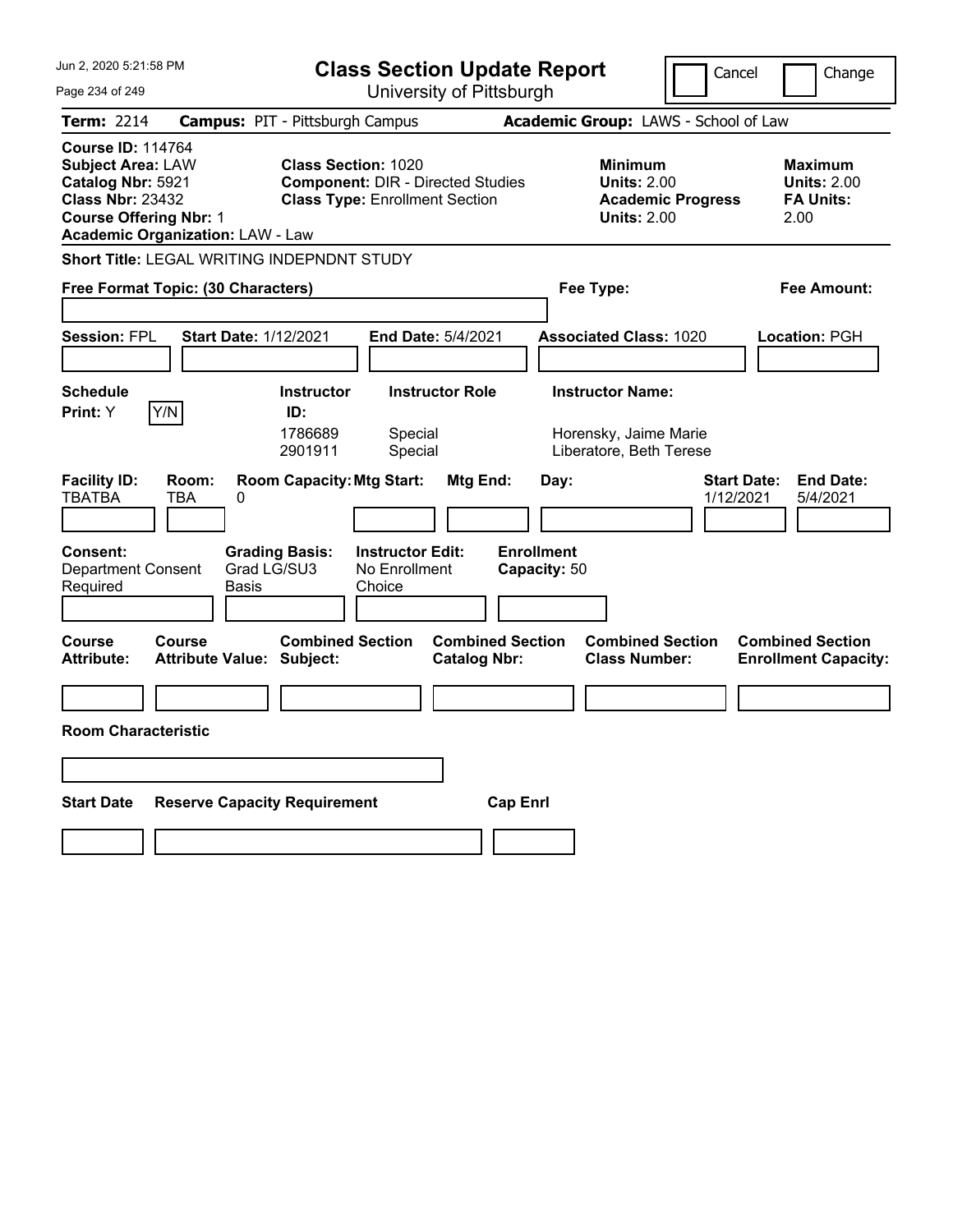# Class Section Update Report

University of Pittsburgh

Jun 2, 2020 5:21:58 PM

Cancel | Change

**Term:** 2214 **Campus:** PIT - Pittsburgh Campus **Academic Group:** LAWS - School of Law

**Course ID:** 114764
**Subject Area:** LAW
**Catalog Nbr:** 5921
**Class Nbr:** 23432
**Course Offering Nbr:** 1
**Academic Organization:** LAW - Law

**Class Section:** 1020
**Component:** DIR - Directed Studies
**Class Type:** Enrollment Section

**Minimum Units:** 2.00
**Academic Progress Units:** 2.00

**Maximum Units:** 2.00
**FA Units:** 2.00

**Short Title:** LEGAL WRITING INDEPNDNT STUDY

**Free Format Topic: (30 Characters)**

**Fee Type:**

**Fee Amount:**

**Session:** FPL **Start Date:** 1/12/2021 **End Date:** 5/4/2021 **Associated Class:** 1020 **Location:** PGH

**Schedule Print:** Y Y/N

| Instructor ID: | Instructor Role | Instructor Name: |
|---|---|---|
| 1786689 | Special | Horensky, Jaime Marie |
| 2901911 | Special | Liberatore, Beth Terese |

| Facility ID: | Room: | Room Capacity: | Mtg Start: | Mtg End: | Day: | Start Date: | End Date: |
|---|---|---|---|---|---|---|---|
| TBATBA | TBA | 0 | | | | 1/12/2021 | 5/4/2021 |

**Consent:** Department Consent Required
**Grading Basis:** Grad LG/SU3 Basis
**Instructor Edit:** No Enrollment Choice
**Enrollment Capacity:** 50

| Course Attribute: | Course Attribute Value: | Combined Section Subject: | Combined Section Catalog Nbr: | Combined Section Class Number: | Combined Section Enrollment Capacity: |
|---|---|---|---|---|---|
| | | | | | |

**Room Characteristic**

| Start Date | Reserve Capacity Requirement | Cap Enrl |
|---|---|---|
| | | |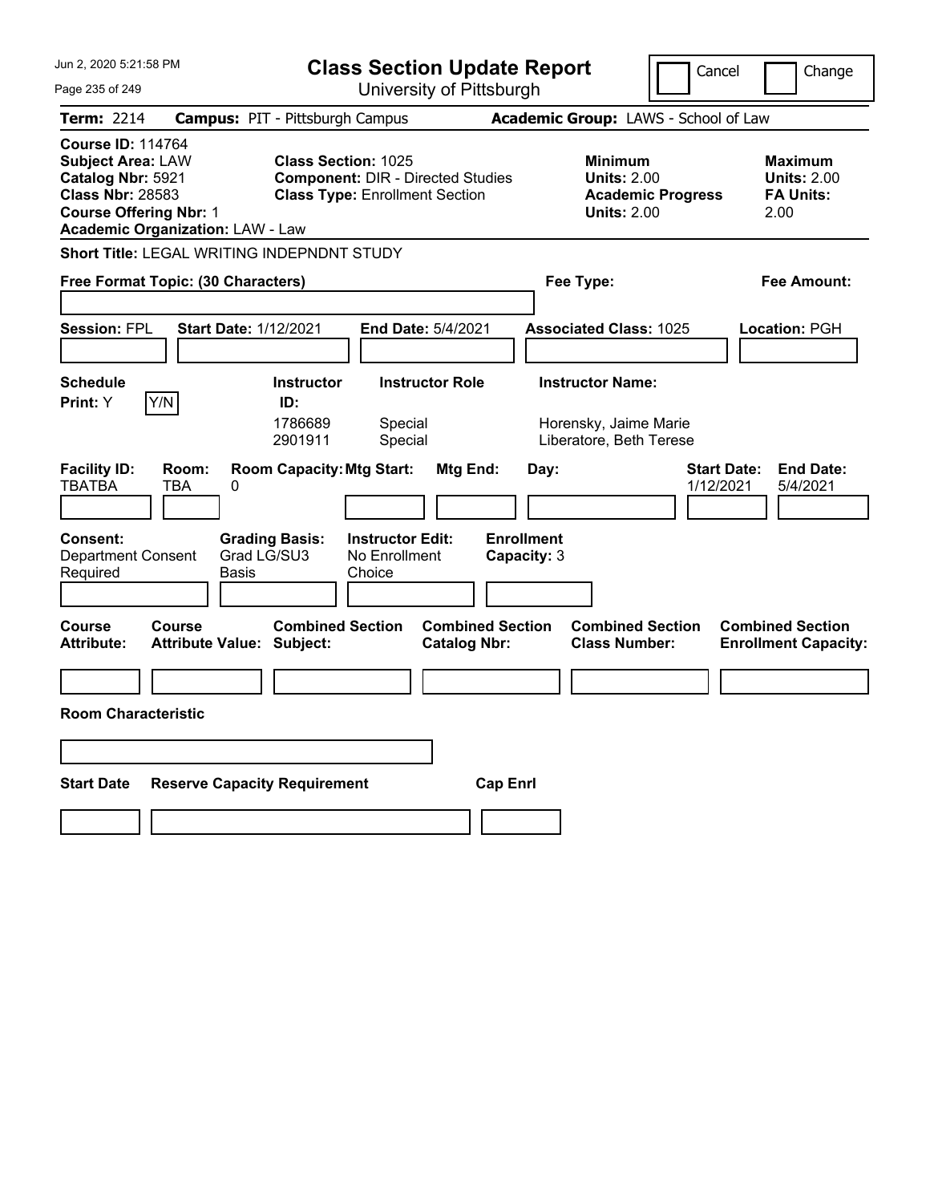# Class Section Update Report

University of Pittsburgh

Jun 2, 2020 5:21:58 PM

Cancel | Change

**Term:** 2214 **Campus:** PIT - Pittsburgh Campus **Academic Group:** LAWS - School of Law

**Course ID:** 114764
**Subject Area:** LAW
**Catalog Nbr:** 5921
**Class Nbr:** 28583
**Course Offering Nbr:** 1
**Academic Organization:** LAW - Law

**Class Section:** 1025
**Component:** DIR - Directed Studies
**Class Type:** Enrollment Section

**Minimum**
**Units:** 2.00
**Academic Progress Units:** 2.00

**Maximum**
**Units:** 2.00
**FA Units:** 2.00

**Short Title:** LEGAL WRITING INDEPNDNT STUDY

**Free Format Topic: (30 Characters)**

**Fee Type:**

**Fee Amount:**

**Session:** FPL **Start Date:** 1/12/2021 **End Date:** 5/4/2021 **Associated Class:** 1025 **Location:** PGH

**Schedule Print:** Y Y/N

| Instructor ID: | Instructor Role | Instructor Name: |
|---|---|---|
| 1786689 | Special | Horensky, Jaime Marie |
| 2901911 | Special | Liberatore, Beth Terese |

| Facility ID: | Room: | Room Capacity: | Mtg Start: | Mtg End: | Day: | Start Date: | End Date: |
|---|---|---|---|---|---|---|---|
| TBATBA | TBA | 0 | | | | 1/12/2021 | 5/4/2021 |

**Consent:** Department Consent Required

**Grading Basis:** Grad LG/SU3 Basis

**Instructor Edit:** No Enrollment Choice

**Enrollment Capacity:** 3

| Course Attribute: | Course Attribute Value: | Combined Section Subject: | Combined Section Catalog Nbr: | Combined Section Class Number: | Combined Section Enrollment Capacity: |
|---|---|---|---|---|---|
| | | | | | |

**Room Characteristic**

| Start Date | Reserve Capacity Requirement | Cap Enrl |
|---|---|---|
| | | |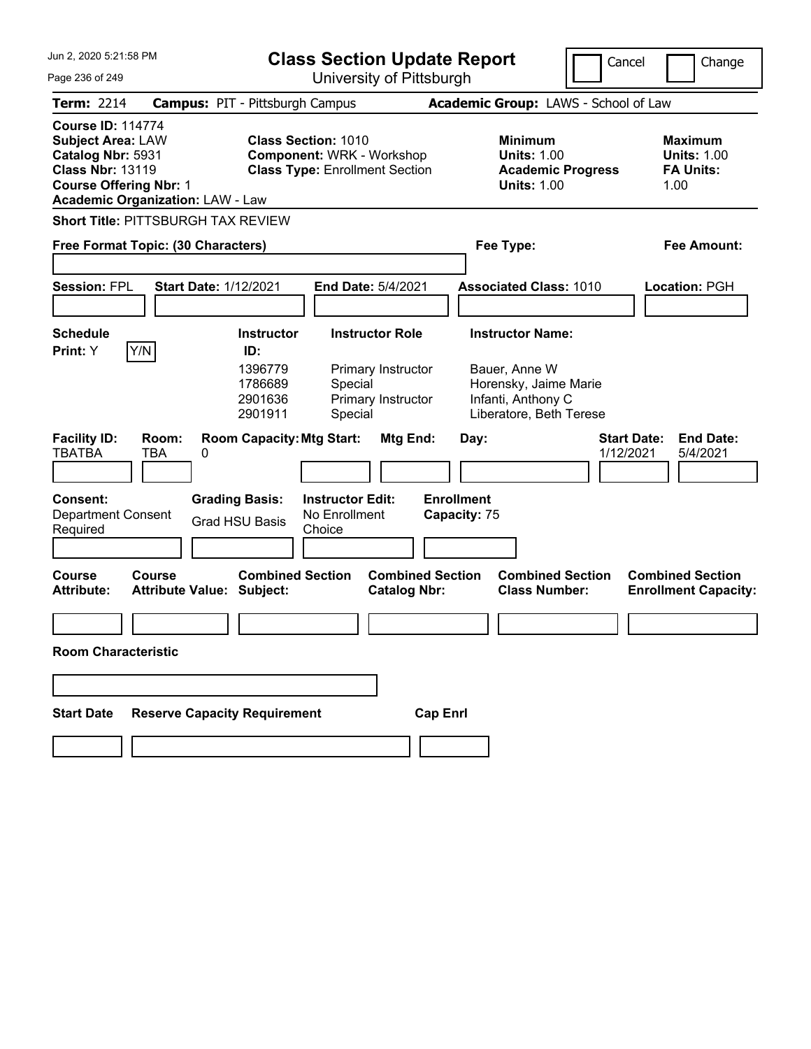# Class Section Update Report

University of Pittsburgh

Jun 2, 2020 5:21:58 PM

Cancel | Change

**Term:** 2214 **Campus:** PIT - Pittsburgh Campus **Academic Group:** LAWS - School of Law

**Course ID:** 114774
**Subject Area:** LAW
**Catalog Nbr:** 5931
**Class Nbr:** 13119
**Course Offering Nbr:** 1
**Academic Organization:** LAW - Law

**Class Section:** 1010
**Component:** WRK - Workshop
**Class Type:** Enrollment Section

**Minimum Units:** 1.00
**Academic Progress Units:** 1.00

**Maximum Units:** 1.00
**FA Units:** 1.00

**Short Title:** PITTSBURGH TAX REVIEW

**Free Format Topic: (30 Characters)**

**Fee Type:**

**Fee Amount:**

**Session:** FPL **Start Date:** 1/12/2021 **End Date:** 5/4/2021 **Associated Class:** 1010 **Location:** PGH

**Schedule Print:** Y Y/N

| Instructor ID | Instructor Role | Instructor Name |
|---|---|---|
| 1396779 | Primary Instructor | Bauer, Anne W |
| 1786689 | Special | Horensky, Jaime Marie |
| 2901636 | Primary Instructor | Infanti, Anthony C |
| 2901911 | Special | Liberatore, Beth Terese |

| Facility ID | Room | Room Capacity | Mtg Start | Mtg End | Day | Start Date | End Date |
|---|---|---|---|---|---|---|---|
| TBATBA | TBA | 0 | | | | 1/12/2021 | 5/4/2021 |

**Consent:** Department Consent Required

**Grading Basis:** Grad HSU Basis

**Instructor Edit:** No Enrollment Choice

**Enrollment Capacity:** 75

| Course Attribute | Course Attribute Value | Combined Section Subject | Combined Section Catalog Nbr | Combined Section Class Number | Combined Section Enrollment Capacity |
|---|---|---|---|---|---|
| | | | | | |

**Room Characteristic**

| Start Date | Reserve Capacity Requirement | Cap Enrl |
|---|---|---|
| | | |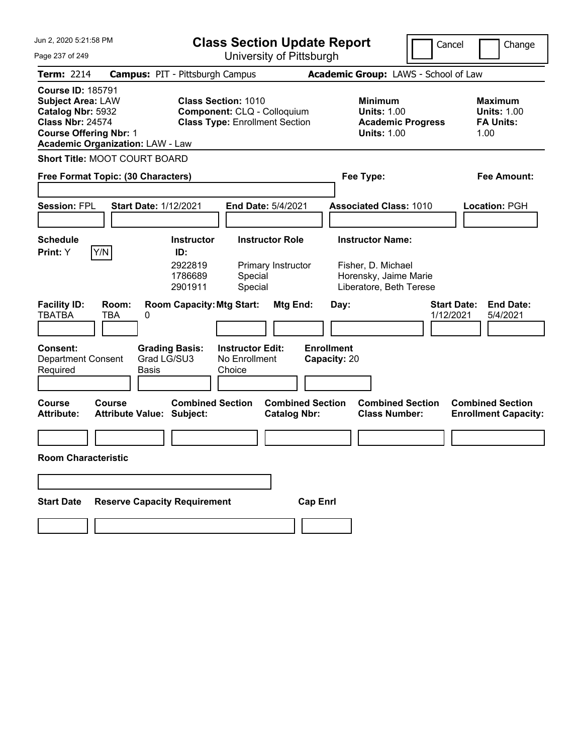Jun 2, 2020 5:21:58 PM

# Class Section Update Report

University of Pittsburgh

Cancel | Change

**Term:** 2214 **Campus:** PIT - Pittsburgh Campus **Academic Group:** LAWS - School of Law

**Course ID:** 185791
**Subject Area:** LAW
**Catalog Nbr:** 5932
**Class Nbr:** 24574
**Course Offering Nbr:** 1
**Academic Organization:** LAW - Law

**Class Section:** 1010
**Component:** CLQ - Colloquium
**Class Type:** Enrollment Section

**Minimum Units:** 1.00
**Academic Progress Units:** 1.00

**Maximum Units:** 1.00
**FA Units:** 1.00

**Short Title:** MOOT COURT BOARD

**Free Format Topic: (30 Characters)**

**Fee Type:**

**Fee Amount:**

**Session:** FPL **Start Date:** 1/12/2021 **End Date:** 5/4/2021 **Associated Class:** 1010 **Location:** PGH

**Schedule Print:** Y Y/N

| Instructor ID: | Instructor Role | Instructor Name: |
|---|---|---|
| 2922819 | Primary Instructor | Fisher, D. Michael |
| 1786689 | Special | Horensky, Jaime Marie |
| 2901911 | Special | Liberatore, Beth Terese |

| Facility ID: | Room: | Room Capacity: | Mtg Start: | Mtg End: | Day: | Start Date: | End Date: |
|---|---|---|---|---|---|---|---|
| TBATBA | TBA | 0 | | | | 1/12/2021 | 5/4/2021 |

**Consent:** Department Consent Required
**Grading Basis:** Grad LG/SU3 Basis
**Instructor Edit:** No Enrollment Choice
**Enrollment Capacity:** 20

| Course Attribute: | Course Attribute Value: | Combined Section Subject: | Combined Section Catalog Nbr: | Combined Section Class Number: | Combined Section Enrollment Capacity: |
|---|---|---|---|---|---|
| | | | | | |

**Room Characteristic**

| Start Date | Reserve Capacity Requirement | Cap Enrl |
|---|---|---|
| | | |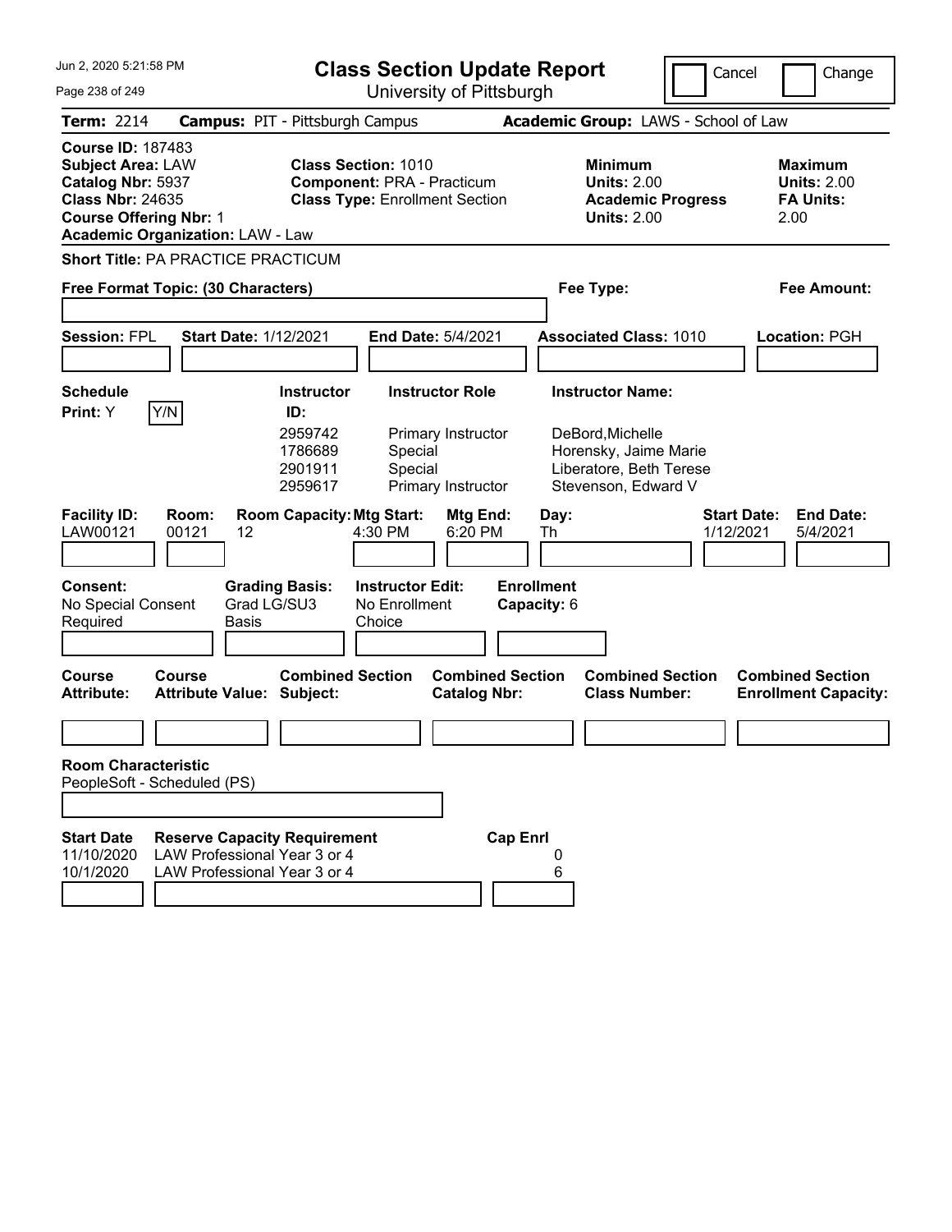# Class Section Update Report

University of Pittsburgh

Cancel | Change

**Term:** 2214 **Campus:** PIT - Pittsburgh Campus **Academic Group:** LAWS - School of Law

**Course ID:** 187483
**Subject Area:** LAW
**Catalog Nbr:** 5937
**Class Nbr:** 24635
**Course Offering Nbr:** 1
**Academic Organization:** LAW - Law

**Class Section:** 1010
**Component:** PRA - Practicum
**Class Type:** Enrollment Section

**Minimum Units:** 2.00
**Academic Progress Units:** 2.00

**Maximum Units:** 2.00
**FA Units:** 2.00

**Short Title:** PA PRACTICE PRACTICUM

**Free Format Topic: (30 Characters)**

**Fee Type:**

**Fee Amount:**

**Session:** FPL **Start Date:** 1/12/2021 **End Date:** 5/4/2021 **Associated Class:** 1010 **Location:** PGH

**Schedule Print:** Y Y/N

| Instructor ID | Instructor Role | Instructor Name |
|---|---|---|
| 2959742 | Primary Instructor | DeBord,Michelle |
| 1786689 | Special | Horensky, Jaime Marie |
| 2901911 | Special | Liberatore, Beth Terese |
| 2959617 | Primary Instructor | Stevenson, Edward V |

| Facility ID | Room | Room Capacity | Mtg Start | Mtg End | Day | Start Date | End Date |
|---|---|---|---|---|---|---|---|
| LAW00121 | 00121 | 12 | 4:30 PM | 6:20 PM | Th | 1/12/2021 | 5/4/2021 |

**Consent:** No Special Consent Required
**Grading Basis:** Grad LG/SU3 Basis
**Instructor Edit:** No Enrollment Choice
**Enrollment Capacity:** 6

| Course Attribute: | Course Attribute Value: | Combined Section Subject: | Combined Section Catalog Nbr: | Combined Section Class Number: | Combined Section Enrollment Capacity: |
|---|---|---|---|---|---|
| | | | | | |

**Room Characteristic**
PeopleSoft - Scheduled (PS)

| Start Date | Reserve Capacity Requirement | Cap Enrl |
|---|---|---|
| 11/10/2020 | LAW Professional Year 3 or 4 | 0 |
| 10/1/2020 | LAW Professional Year 3 or 4 | 6 |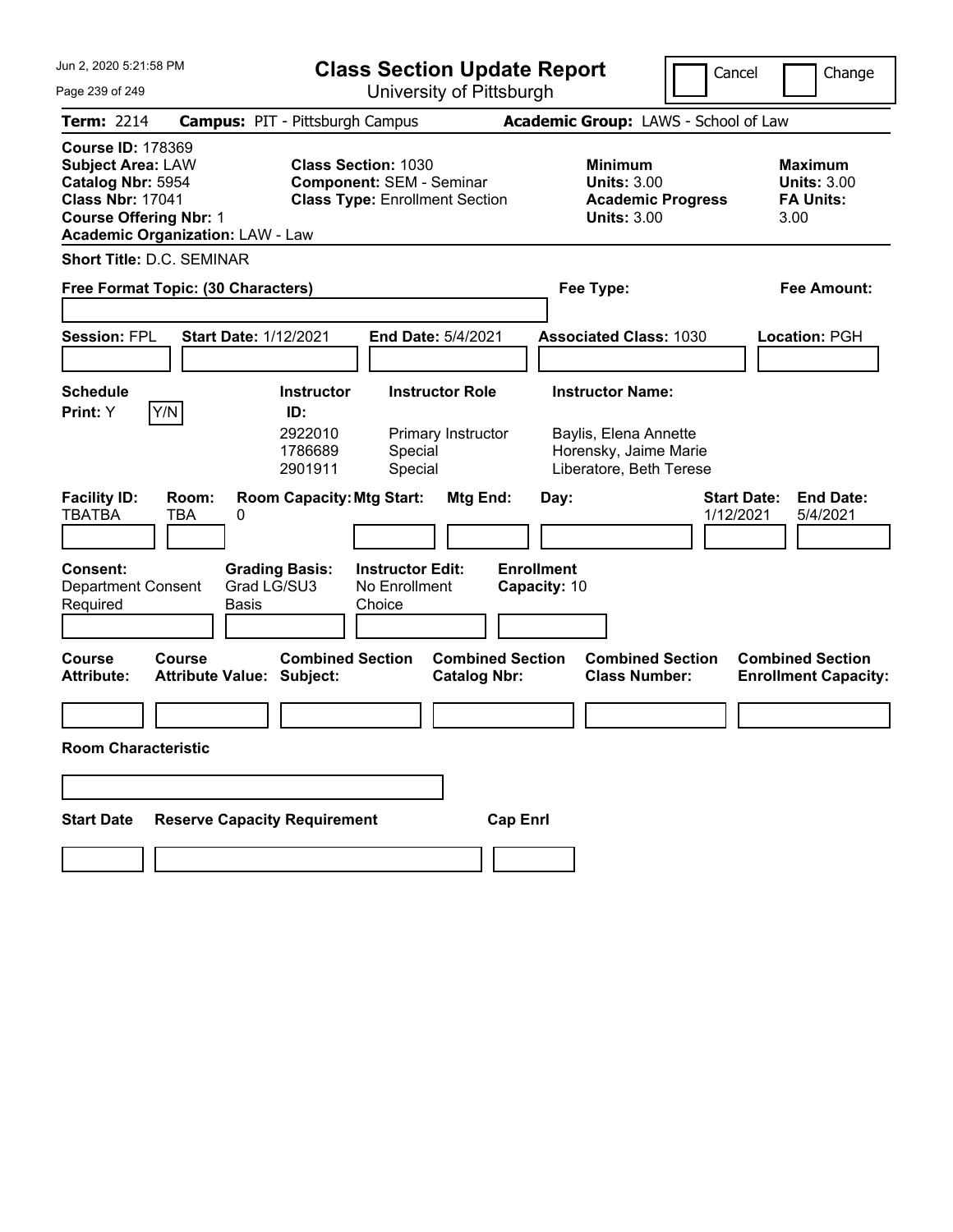# Class Section Update Report

University of Pittsburgh

Jun 2, 2020 5:21:58 PM

Cancel | Change

**Term:** 2214 **Campus:** PIT - Pittsburgh Campus **Academic Group:** LAWS - School of Law

**Course ID:** 178369
**Subject Area:** LAW
**Catalog Nbr:** 5954
**Class Nbr:** 17041
**Course Offering Nbr:** 1
**Academic Organization:** LAW - Law

**Class Section:** 1030
**Component:** SEM - Seminar
**Class Type:** Enrollment Section

**Minimum Units:** 3.00
**Academic Progress Units:** 3.00

**Maximum Units:** 3.00
**FA Units:** 3.00

**Short Title:** D.C. SEMINAR

**Free Format Topic: (30 Characters)**

**Fee Type:**

**Fee Amount:**

**Session:** FPL **Start Date:** 1/12/2021 **End Date:** 5/4/2021 **Associated Class:** 1030 **Location:** PGH

**Schedule Print:** Y [Y/N]

| Instructor ID: | Instructor Role | Instructor Name: |
|---|---|---|
| 2922010 | Primary Instructor | Baylis, Elena Annette |
| 1786689 | Special | Horensky, Jaime Marie |
| 2901911 | Special | Liberatore, Beth Terese |

| Facility ID: | Room: | Room Capacity: | Mtg Start: | Mtg End: | Day: | Start Date: | End Date: |
|---|---|---|---|---|---|---|---|
| TBATBA | TBA | 0 | | | | 1/12/2021 | 5/4/2021 |

**Consent:** Department Consent Required
**Grading Basis:** Grad LG/SU3 Basis
**Instructor Edit:** No Enrollment Choice
**Enrollment Capacity:** 10

| Course Attribute: | Course Attribute Value: | Combined Section Subject: | Combined Section Catalog Nbr: | Combined Section Class Number: | Combined Section Enrollment Capacity: |
|---|---|---|---|---|---|
| | | | | | |

**Room Characteristic**

| Start Date | Reserve Capacity Requirement | Cap Enrl |
|---|---|---|
| | | |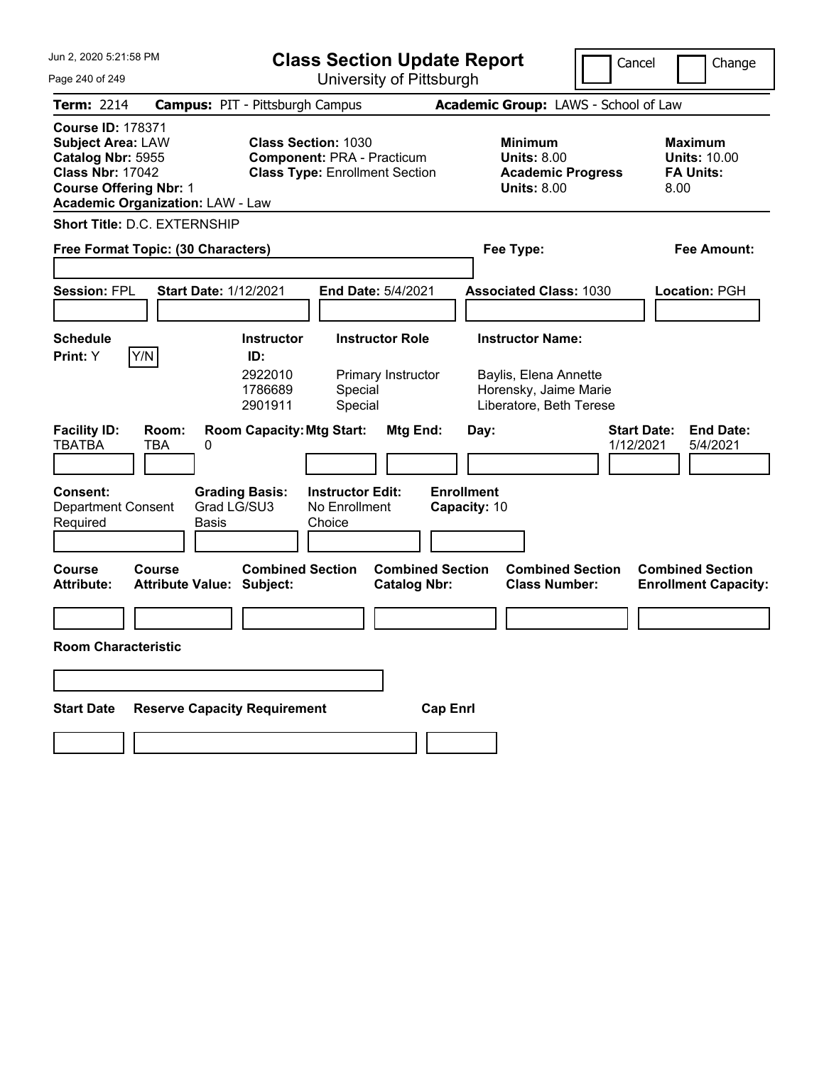Jun 2, 2020 5:21:58 PM

# Class Section Update Report

University of Pittsburgh

Cancel | Change

**Term:** 2214 **Campus:** PIT - Pittsburgh Campus **Academic Group:** LAWS - School of Law

**Course ID:** 178371
**Subject Area:** LAW
**Catalog Nbr:** 5955
**Class Nbr:** 17042
**Course Offering Nbr:** 1
**Academic Organization:** LAW - Law

**Class Section:** 1030
**Component:** PRA - Practicum
**Class Type:** Enrollment Section

**Minimum Units:** 8.00
**Academic Progress Units:** 8.00

**Maximum Units:** 10.00
**FA Units:** 8.00

**Short Title:** D.C. EXTERNSHIP

**Free Format Topic: (30 Characters)**

**Fee Type:**

**Fee Amount:**

**Session:** FPL **Start Date:** 1/12/2021 **End Date:** 5/4/2021 **Associated Class:** 1030 **Location:** PGH

**Schedule Print:** Y Y/N

| Instructor ID | Instructor Role | Instructor Name |
|---|---|---|
| 2922010 | Primary Instructor | Baylis, Elena Annette |
| 1786689 | Special | Horensky, Jaime Marie |
| 2901911 | Special | Liberatore, Beth Terese |

| Facility ID | Room | Room Capacity | Mtg Start | Mtg End | Day | Start Date | End Date |
|---|---|---|---|---|---|---|---|
| TBATBA | TBA | 0 | | | | 1/12/2021 | 5/4/2021 |

**Consent:** Department Consent Required
**Grading Basis:** Grad LG/SU3 Basis
**Instructor Edit:** No Enrollment Choice
**Enrollment Capacity:** 10

| Course Attribute | Course Attribute Value | Combined Section Subject | Combined Section Catalog Nbr | Combined Section Class Number | Combined Section Enrollment Capacity |
|---|---|---|---|---|---|
| | | | | | |

**Room Characteristic**

| Start Date | Reserve Capacity Requirement | Cap Enrl |
|---|---|---|
| | | |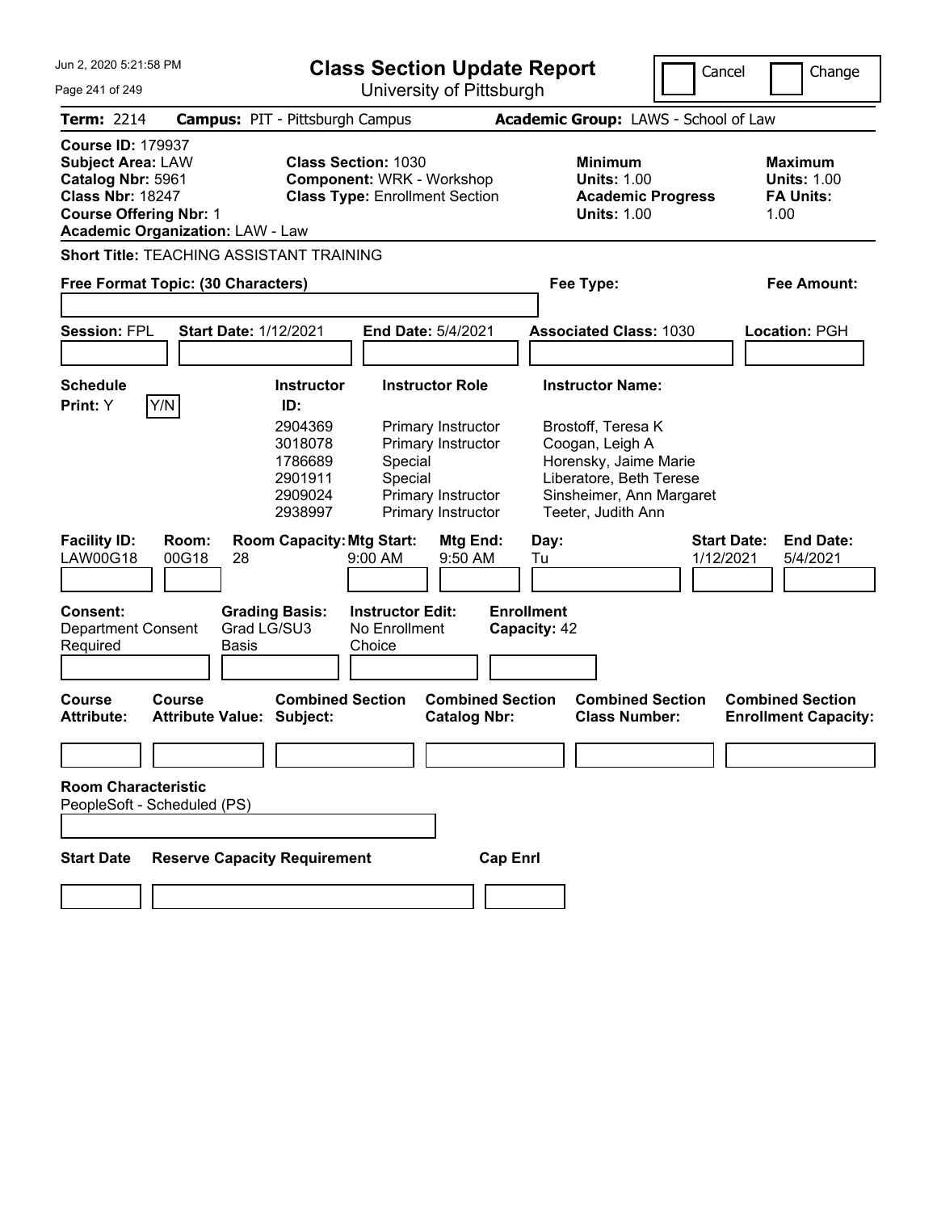# Class Section Update Report

University of Pittsburgh

Jun 2, 2020 5:21:58 PM

Cancel | Change

**Term:** 2214 **Campus:** PIT - Pittsburgh Campus **Academic Group:** LAWS - School of Law

**Course ID:** 179937
**Subject Area:** LAW
**Catalog Nbr:** 5961
**Class Nbr:** 18247
**Course Offering Nbr:** 1
**Academic Organization:** LAW - Law

**Class Section:** 1030
**Component:** WRK - Workshop
**Class Type:** Enrollment Section

**Minimum Units:** 1.00
**Academic Progress Units:** 1.00

**Maximum Units:** 1.00
**FA Units:** 1.00

**Short Title:** TEACHING ASSISTANT TRAINING

**Free Format Topic: (30 Characters)** **Fee Type:** **Fee Amount:**

**Session:** FPL **Start Date:** 1/12/2021 **End Date:** 5/4/2021 **Associated Class:** 1030 **Location:** PGH

**Schedule Print:** Y Y/N

| Instructor ID: | Instructor Role | Instructor Name: |
|---|---|---|
| 2904369 | Primary Instructor | Brostoff, Teresa K |
| 3018078 | Primary Instructor | Coogan, Leigh A |
| 1786689 | Special | Horensky, Jaime Marie |
| 2901911 | Special | Liberatore, Beth Terese |
| 2909024 | Primary Instructor | Sinsheimer, Ann Margaret |
| 2938997 | Primary Instructor | Teeter, Judith Ann |

| Facility ID: | Room: | Room Capacity: | Mtg Start: | Mtg End: | Day: | Start Date: | End Date: |
|---|---|---|---|---|---|---|---|
| LAW00G18 | 00G18 | 28 | 9:00 AM | 9:50 AM | Tu | 1/12/2021 | 5/4/2021 |

**Consent:** Department Consent Required
**Grading Basis:** Grad LG/SU3 Basis
**Instructor Edit:** No Enrollment Choice
**Enrollment Capacity:** 42

| Course Attribute: | Course Attribute Value: | Combined Section Subject: | Combined Section Catalog Nbr: | Combined Section Class Number: | Combined Section Enrollment Capacity: |
|---|---|---|---|---|---|
| | | | | | |

**Room Characteristic**
PeopleSoft - Scheduled (PS)

| Start Date | Reserve Capacity Requirement | Cap Enrl |
|---|---|---|
| | | |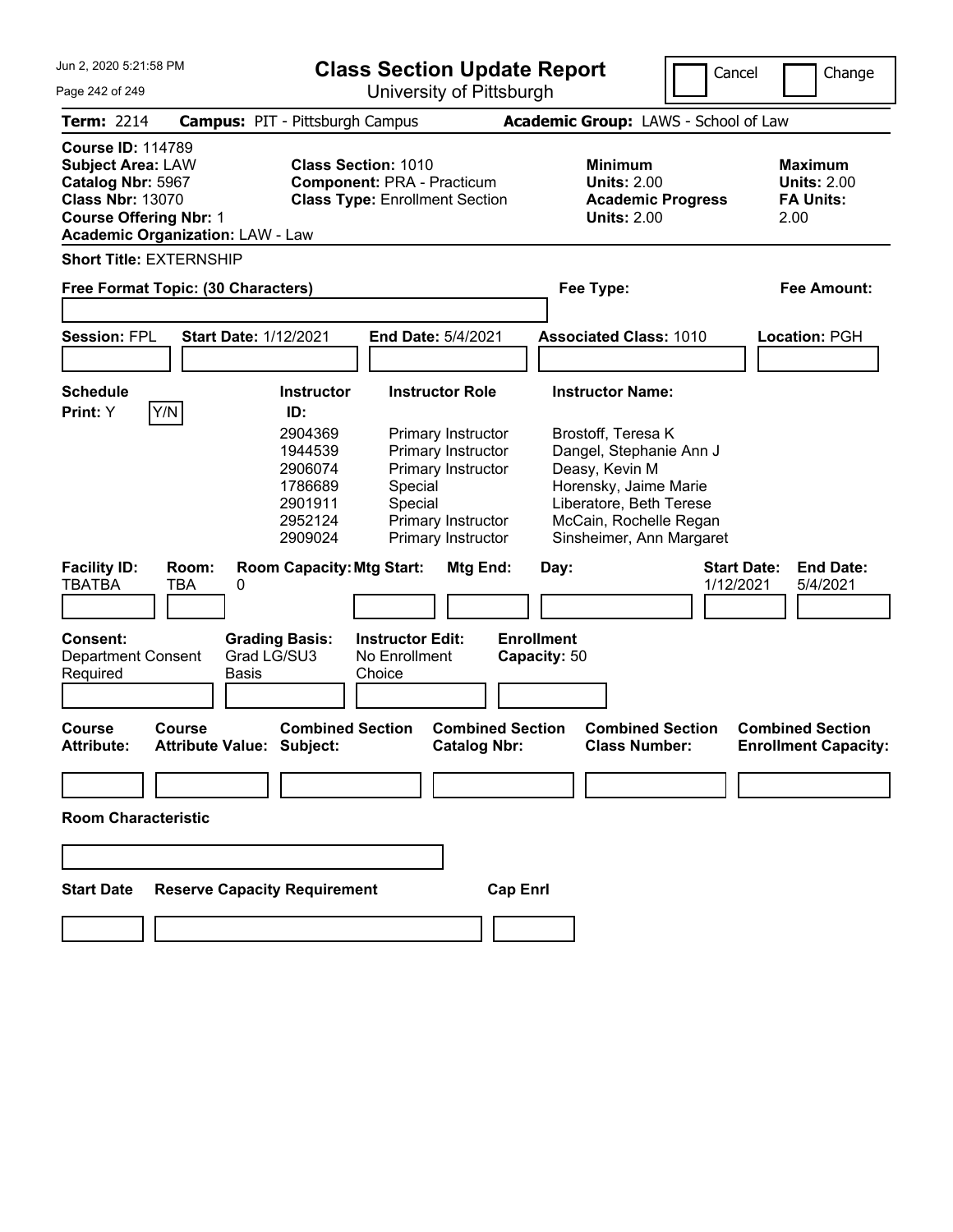# Class Section Update Report

University of Pittsburgh

Cancel | Change

**Term:** 2214 **Campus:** PIT - Pittsburgh Campus **Academic Group:** LAWS - School of Law

**Course ID:** 114789
**Subject Area:** LAW
**Catalog Nbr:** 5967
**Class Nbr:** 13070
**Course Offering Nbr:** 1
**Academic Organization:** LAW - Law

**Class Section:** 1010
**Component:** PRA - Practicum
**Class Type:** Enrollment Section

**Minimum Units:** 2.00
**Academic Progress Units:** 2.00

**Maximum Units:** 2.00
**FA Units:** 2.00

**Short Title:** EXTERNSHIP

**Free Format Topic: (30 Characters)** **Fee Type:** **Fee Amount:**

**Session:** FPL **Start Date:** 1/12/2021 **End Date:** 5/4/2021 **Associated Class:** 1010 **Location:** PGH

**Schedule Print:** Y Y/N

| Instructor ID: | Instructor Role | Instructor Name: |
|---|---|---|
| 2904369 | Primary Instructor | Brostoff, Teresa K |
| 1944539 | Primary Instructor | Dangel, Stephanie Ann J |
| 2906074 | Primary Instructor | Deasy, Kevin M |
| 1786689 | Special | Horensky, Jaime Marie |
| 2901911 | Special | Liberatore, Beth Terese |
| 2952124 | Primary Instructor | McCain, Rochelle Regan |
| 2909024 | Primary Instructor | Sinsheimer, Ann Margaret |

| Facility ID: | Room: | Room Capacity: | Mtg Start: | Mtg End: | Day: | Start Date: | End Date: |
|---|---|---|---|---|---|---|---|
| TBATBA | TBA | 0 | | | | 1/12/2021 | 5/4/2021 |

**Consent:** Department Consent Required
**Grading Basis:** Grad LG/SU3 Basis
**Instructor Edit:** No Enrollment Choice
**Enrollment Capacity:** 50

| Course Attribute: | Course Attribute Value: | Combined Section Subject: | Combined Section Catalog Nbr: | Combined Section Class Number: | Combined Section Enrollment Capacity: |
|---|---|---|---|---|---|
| | | | | | |

**Room Characteristic**

| Start Date | Reserve Capacity Requirement | Cap Enrl |
|---|---|---|
| | | |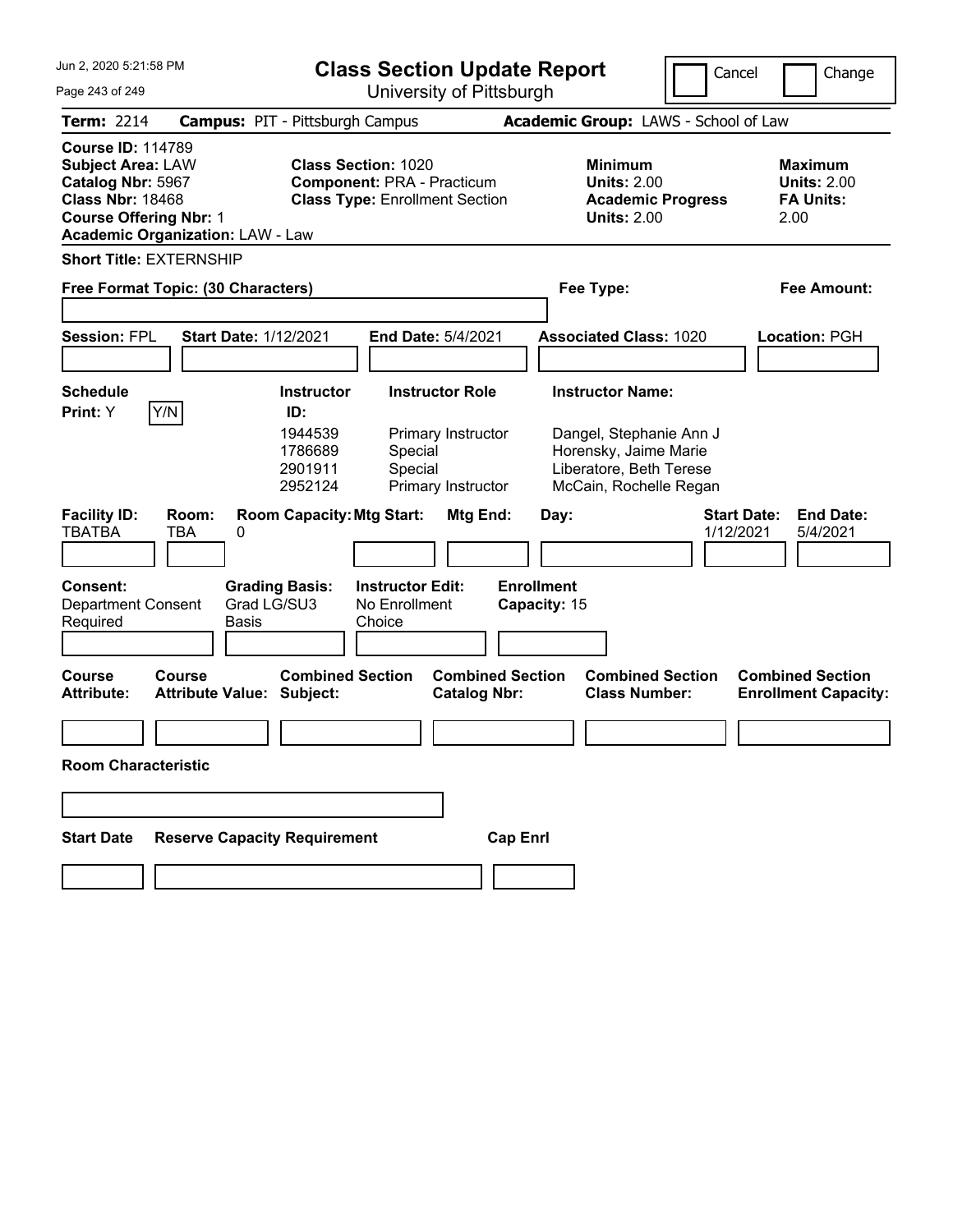Jun 2, 2020 5:21:58 PM

# Class Section Update Report

University of Pittsburgh

Cancel | Change

**Term:** 2214 **Campus:** PIT - Pittsburgh Campus **Academic Group:** LAWS - School of Law

**Course ID:** 114789
**Subject Area:** LAW
**Catalog Nbr:** 5967
**Class Nbr:** 18468
**Course Offering Nbr:** 1
**Academic Organization:** LAW - Law

**Class Section:** 1020
**Component:** PRA - Practicum
**Class Type:** Enrollment Section

**Minimum Units:** 2.00
**Academic Progress Units:** 2.00

**Maximum Units:** 2.00
**FA Units:** 2.00

**Short Title:** EXTERNSHIP

**Free Format Topic: (30 Characters)**

**Fee Type:**

**Fee Amount:**

**Session:** FPL **Start Date:** 1/12/2021 **End Date:** 5/4/2021 **Associated Class:** 1020 **Location:** PGH

**Schedule Print:** Y Y/N

| Instructor ID: | Instructor Role | Instructor Name: |
|---|---|---|
| 1944539 | Primary Instructor | Dangel, Stephanie Ann J |
| 1786689 | Special | Horensky, Jaime Marie |
| 2901911 | Special | Liberatore, Beth Terese |
| 2952124 | Primary Instructor | McCain, Rochelle Regan |

| Facility ID: | Room: | Room Capacity: | Mtg Start: | Mtg End: | Day: | Start Date: | End Date: |
|---|---|---|---|---|---|---|---|
| TBATBA | TBA | 0 | | | | 1/12/2021 | 5/4/2021 |

**Consent:** Department Consent Required
**Grading Basis:** Grad LG/SU3 Basis
**Instructor Edit:** No Enrollment Choice
**Enrollment Capacity:** 15

| Course Attribute: | Course Attribute Value: | Combined Section Subject: | Combined Section Catalog Nbr: | Combined Section Class Number: | Combined Section Enrollment Capacity: |
|---|---|---|---|---|---|
| | | | | | |

**Room Characteristic**

| Start Date | Reserve Capacity Requirement | Cap Enrl |
|---|---|---|
| | | |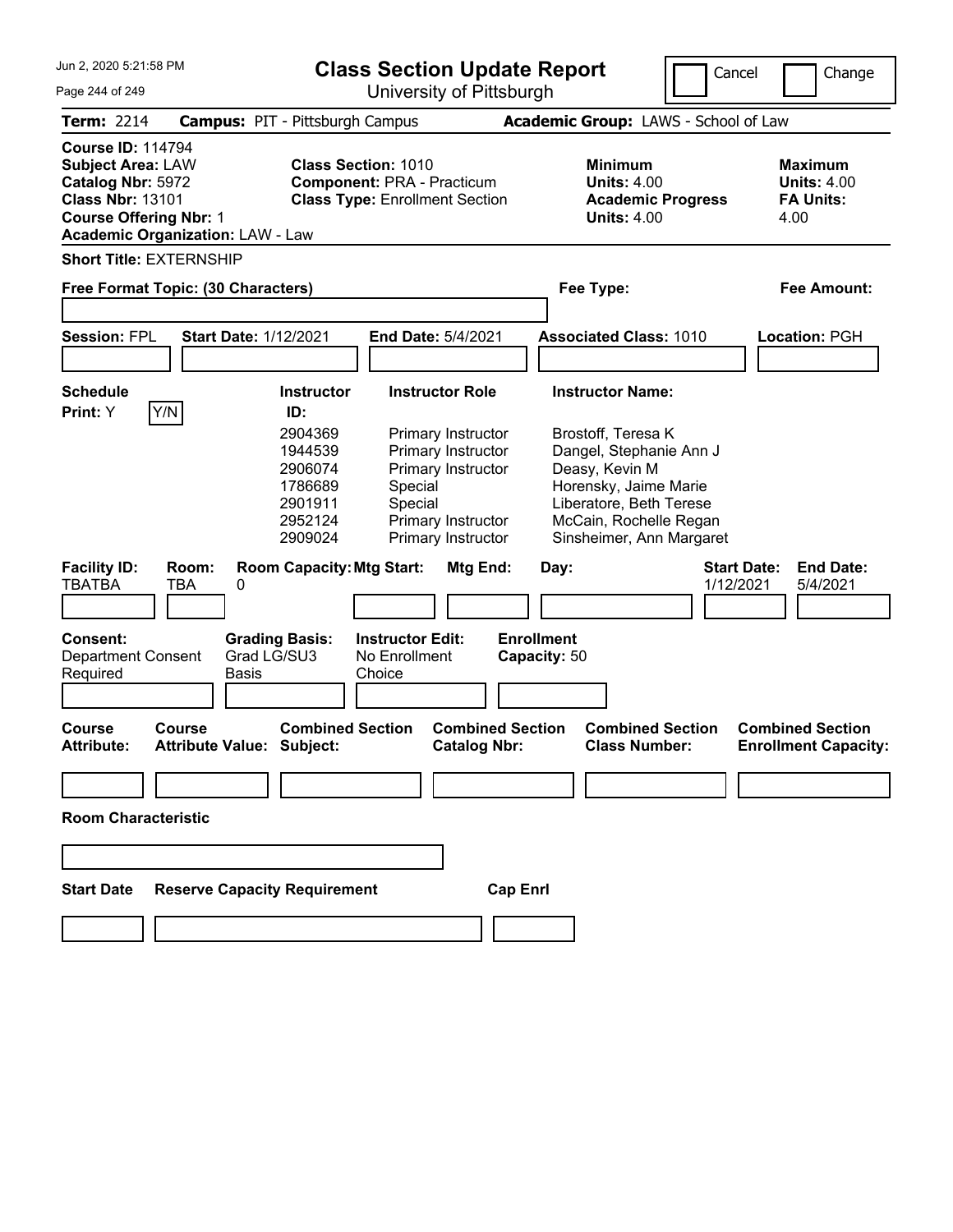# Class Section Update Report

University of Pittsburgh

Cancel | Change

**Term:** 2214 **Campus:** PIT - Pittsburgh Campus **Academic Group:** LAWS - School of Law

**Course ID:** 114794
**Subject Area:** LAW
**Catalog Nbr:** 5972
**Class Nbr:** 13101
**Course Offering Nbr:** 1
**Academic Organization:** LAW - Law

**Class Section:** 1010
**Component:** PRA - Practicum
**Class Type:** Enrollment Section

**Minimum Units:** 4.00
**Academic Progress Units:** 4.00

**Maximum Units:** 4.00
**FA Units:** 4.00

**Short Title:** EXTERNSHIP

**Free Format Topic: (30 Characters)** **Fee Type:** **Fee Amount:**

**Session:** FPL **Start Date:** 1/12/2021 **End Date:** 5/4/2021 **Associated Class:** 1010 **Location:** PGH

**Schedule Print:** Y Y/N

| Instructor ID: | Instructor Role | Instructor Name: |
|---|---|---|
| 2904369 | Primary Instructor | Brostoff, Teresa K |
| 1944539 | Primary Instructor | Dangel, Stephanie Ann J |
| 2906074 | Primary Instructor | Deasy, Kevin M |
| 1786689 | Special | Horensky, Jaime Marie |
| 2901911 | Special | Liberatore, Beth Terese |
| 2952124 | Primary Instructor | McCain, Rochelle Regan |
| 2909024 | Primary Instructor | Sinsheimer, Ann Margaret |

| Facility ID: | Room: | Room Capacity: | Mtg Start: | Mtg End: | Day: | Start Date: | End Date: |
|---|---|---|---|---|---|---|---|
| TBATBA | TBA | 0 | | | | 1/12/2021 | 5/4/2021 |

**Consent:** Department Consent Required
**Grading Basis:** Grad LG/SU3 Basis
**Instructor Edit:** No Enrollment Choice
**Enrollment Capacity:** 50

| Course Attribute: | Course Attribute Value: | Combined Section Subject: | Combined Section Catalog Nbr: | Combined Section Class Number: | Combined Section Enrollment Capacity: |
|---|---|---|---|---|---|
| | | | | | |

**Room Characteristic**

| Start Date | Reserve Capacity Requirement | Cap Enrl |
|---|---|---|
| | | |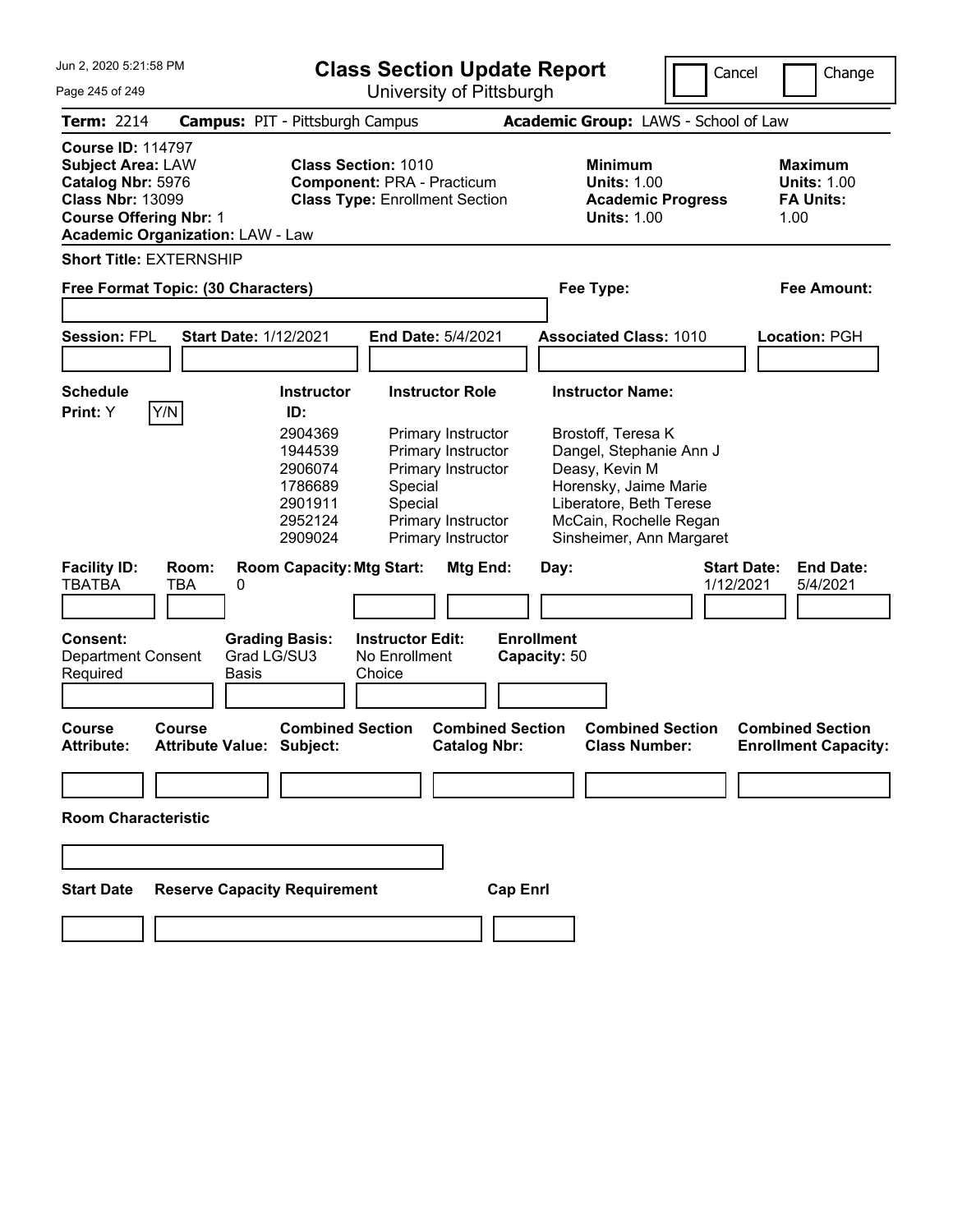# Class Section Update Report

University of Pittsburgh

Cancel | Change

**Term:** 2214 **Campus:** PIT - Pittsburgh Campus **Academic Group:** LAWS - School of Law

**Course ID:** 114797
**Subject Area:** LAW
**Catalog Nbr:** 5976
**Class Nbr:** 13099
**Course Offering Nbr:** 1
**Academic Organization:** LAW - Law

**Class Section:** 1010
**Component:** PRA - Practicum
**Class Type:** Enrollment Section

**Minimum Units:** 1.00
**Academic Progress Units:** 1.00

**Maximum Units:** 1.00
**FA Units:** 1.00

**Short Title:** EXTERNSHIP

**Free Format Topic: (30 Characters)**

**Fee Type:**

**Fee Amount:**

**Session:** FPL **Start Date:** 1/12/2021 **End Date:** 5/4/2021 **Associated Class:** 1010 **Location:** PGH

**Schedule Print:** Y Y/N

| Instructor ID: | Instructor Role | Instructor Name: |
|---|---|---|
| 2904369 | Primary Instructor | Brostoff, Teresa K |
| 1944539 | Primary Instructor | Dangel, Stephanie Ann J |
| 2906074 | Primary Instructor | Deasy, Kevin M |
| 1786689 | Special | Horensky, Jaime Marie |
| 2901911 | Special | Liberatore, Beth Terese |
| 2952124 | Primary Instructor | McCain, Rochelle Regan |
| 2909024 | Primary Instructor | Sinsheimer, Ann Margaret |

| Facility ID: | Room: | Room Capacity: | Mtg Start: | Mtg End: | Day: | Start Date: | End Date: |
|---|---|---|---|---|---|---|---|
| TBATBA | TBA | 0 | | | | 1/12/2021 | 5/4/2021 |

**Consent:** Department Consent Required
**Grading Basis:** Grad LG/SU3 Basis
**Instructor Edit:** No Enrollment Choice
**Enrollment Capacity:** 50

| Course Attribute: | Course Attribute Value: | Combined Section Subject: | Combined Section Catalog Nbr: | Combined Section Class Number: | Combined Section Enrollment Capacity: |
|---|---|---|---|---|---|
| | | | | | |

**Room Characteristic**

| Start Date | Reserve Capacity Requirement | Cap Enrl |
|---|---|---|
| | | |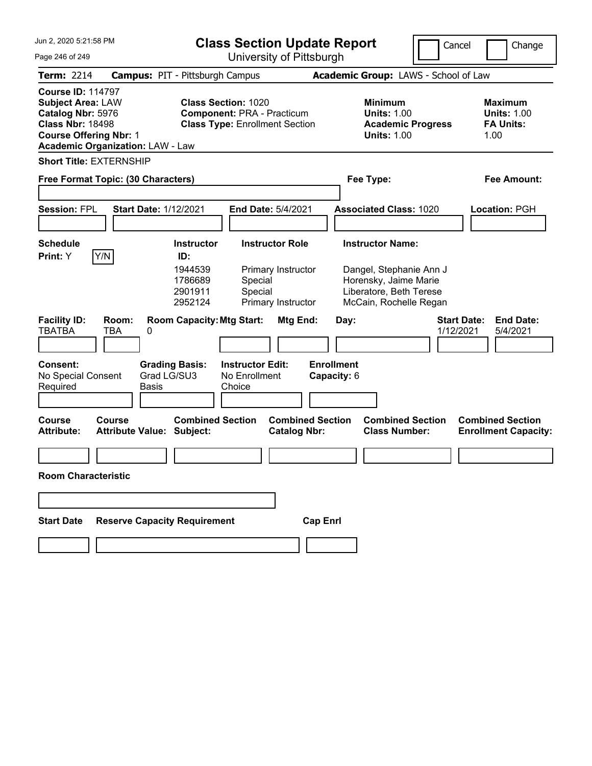# Class Section Update Report

University of Pittsburgh

Jun 2, 2020 5:21:58 PM

Cancel | Change

**Term:** 2214 **Campus:** PIT - Pittsburgh Campus **Academic Group:** LAWS - School of Law

**Course ID:** 114797
**Subject Area:** LAW
**Catalog Nbr:** 5976
**Class Nbr:** 18498
**Course Offering Nbr:** 1
**Academic Organization:** LAW - Law

**Class Section:** 1020
**Component:** PRA - Practicum
**Class Type:** Enrollment Section

**Minimum Units:** 1.00
**Academic Progress Units:** 1.00

**Maximum Units:** 1.00
**FA Units:** 1.00

**Short Title:** EXTERNSHIP

**Free Format Topic: (30 Characters)**

**Fee Type:**

**Fee Amount:**

**Session:** FPL **Start Date:** 1/12/2021 **End Date:** 5/4/2021 **Associated Class:** 1020 **Location:** PGH

**Schedule Print:** Y Y/N

| Instructor ID | Instructor Role | Instructor Name |
|---|---|---|
| 1944539 | Primary Instructor | Dangel, Stephanie Ann J |
| 1786689 | Special | Horensky, Jaime Marie |
| 2901911 | Special | Liberatore, Beth Terese |
| 2952124 | Primary Instructor | McCain, Rochelle Regan |

| Facility ID | Room | Room Capacity | Mtg Start | Mtg End | Day | Start Date | End Date |
|---|---|---|---|---|---|---|---|
| TBATBA | TBA | 0 | | | | 1/12/2021 | 5/4/2021 |

**Consent:** No Special Consent Required
**Grading Basis:** Grad LG/SU3 Basis
**Instructor Edit:** No Enrollment Choice
**Enrollment Capacity:** 6

| Course Attribute | Course Attribute Value | Combined Section Subject | Combined Section Catalog Nbr | Combined Section Class Number | Combined Section Enrollment Capacity |
|---|---|---|---|---|---|
| | | | | | |

**Room Characteristic**

| Start Date | Reserve Capacity Requirement | Cap Enrl |
|---|---|---|
| | | |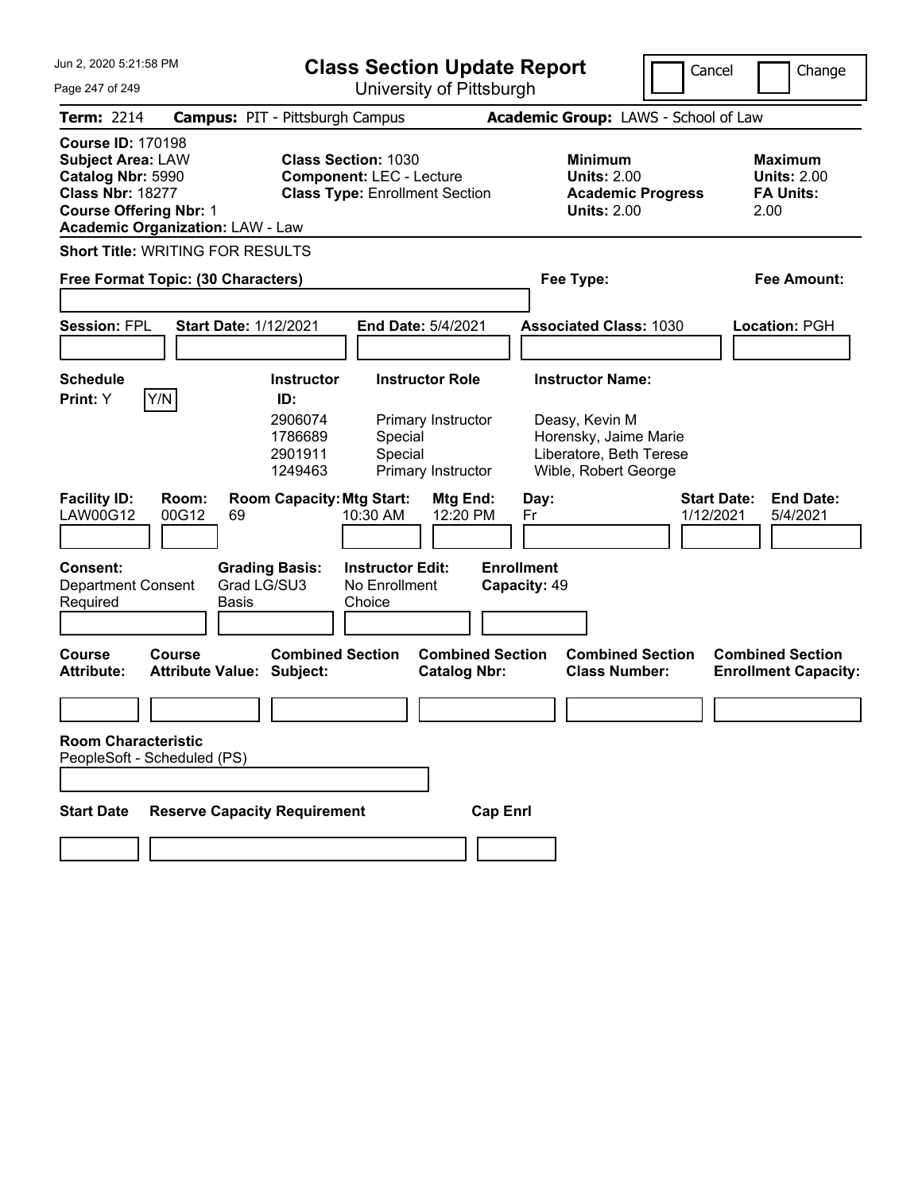# Class Section Update Report

University of Pittsburgh

Cancel | Change

**Term:** 2214 **Campus:** PIT - Pittsburgh Campus **Academic Group:** LAWS - School of Law

**Course ID:** 170198
**Subject Area:** LAW
**Catalog Nbr:** 5990
**Class Nbr:** 18277
**Course Offering Nbr:** 1
**Academic Organization:** LAW - Law

**Class Section:** 1030
**Component:** LEC - Lecture
**Class Type:** Enrollment Section

**Minimum Units:** 2.00
**Academic Progress Units:** 2.00

**Maximum Units:** 2.00
**FA Units:** 2.00

**Short Title:** WRITING FOR RESULTS

**Free Format Topic: (30 Characters)**

**Fee Type:**

**Fee Amount:**

**Session:** FPL **Start Date:** 1/12/2021 **End Date:** 5/4/2021 **Associated Class:** 1030 **Location:** PGH

**Schedule Print:** Y Y/N

| Instructor ID | Instructor Role | Instructor Name |
|---|---|---|
| 2906074 | Primary Instructor | Deasy, Kevin M |
| 1786689 | Special | Horensky, Jaime Marie |
| 2901911 | Special | Liberatore, Beth Terese |
| 1249463 | Primary Instructor | Wible, Robert George |

| Facility ID: | Room: | Room Capacity: | Mtg Start: | Mtg End: | Day: | Start Date: | End Date: |
|---|---|---|---|---|---|---|---|
| LAW00G12 | 00G12 | 69 | 10:30 AM | 12:20 PM | Fr | 1/12/2021 | 5/4/2021 |

**Consent:** Department Consent Required
**Grading Basis:** Grad LG/SU3 Basis
**Instructor Edit:** No Enrollment Choice
**Enrollment Capacity:** 49

| Course Attribute: | Course Attribute Value: | Combined Section Subject: | Combined Section Catalog Nbr: | Combined Section Class Number: | Combined Section Enrollment Capacity: |
|---|---|---|---|---|---|
| | | | | | |

**Room Characteristic**
PeopleSoft - Scheduled (PS)

| Start Date | Reserve Capacity Requirement | Cap Enrl |
|---|---|---|
| | | |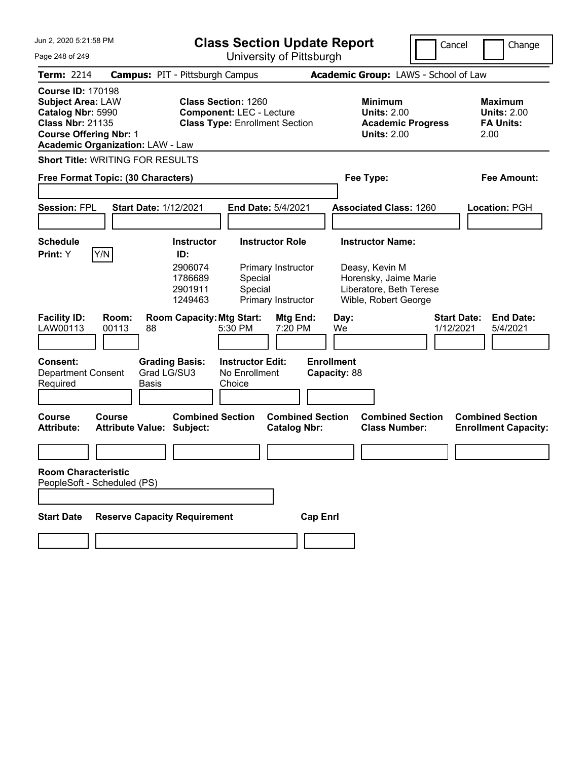# Class Section Update Report

University of Pittsburgh

Cancel | Change

**Term:** 2214 **Campus:** PIT - Pittsburgh Campus **Academic Group:** LAWS - School of Law

**Course ID:** 170198
**Subject Area:** LAW
**Catalog Nbr:** 5990
**Class Nbr:** 21135
**Course Offering Nbr:** 1
**Academic Organization:** LAW - Law

**Class Section:** 1260
**Component:** LEC - Lecture
**Class Type:** Enrollment Section

**Minimum Units:** 2.00
**Academic Progress Units:** 2.00

**Maximum Units:** 2.00
**FA Units:** 2.00

**Short Title:** WRITING FOR RESULTS

**Free Format Topic: (30 Characters)** **Fee Type:** **Fee Amount:**

**Session:** FPL **Start Date:** 1/12/2021 **End Date:** 5/4/2021 **Associated Class:** 1260 **Location:** PGH

**Schedule Print:** Y Y/N

| Instructor ID: | Instructor Role | Instructor Name: |
|---|---|---|
| 2906074 | Primary Instructor | Deasy, Kevin M |
| 1786689 | Special | Horensky, Jaime Marie |
| 2901911 | Special | Liberatore, Beth Terese |
| 1249463 | Primary Instructor | Wible, Robert George |

| Facility ID: | Room: | Room Capacity: | Mtg Start: | Mtg End: | Day: | Start Date: | End Date: |
|---|---|---|---|---|---|---|---|
| LAW00113 | 00113 | 88 | 5:30 PM | 7:20 PM | We | 1/12/2021 | 5/4/2021 |

**Consent:** Department Consent Required
**Grading Basis:** Grad LG/SU3 Basis
**Instructor Edit:** No Enrollment Choice
**Enrollment Capacity:** 88

| Course Attribute: | Course Attribute Value: | Combined Section Subject: | Combined Section Catalog Nbr: | Combined Section Class Number: | Combined Section Enrollment Capacity: |
|---|---|---|---|---|---|
| | | | | | |

**Room Characteristic**
PeopleSoft - Scheduled (PS)

| Start Date | Reserve Capacity Requirement | Cap Enrl |
|---|---|---|
| | | |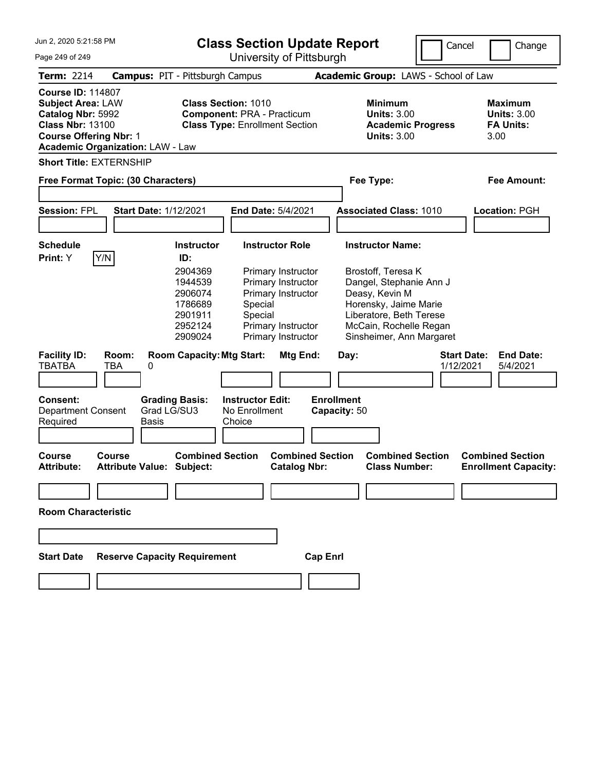# Class Section Update Report

University of Pittsburgh

Cancel | Change

**Term:** 2214 **Campus:** PIT - Pittsburgh Campus **Academic Group:** LAWS - School of Law

**Course ID:** 114807
**Subject Area:** LAW
**Catalog Nbr:** 5992
**Class Nbr:** 13100
**Course Offering Nbr:** 1
**Academic Organization:** LAW - Law

**Class Section:** 1010
**Component:** PRA - Practicum
**Class Type:** Enrollment Section

**Minimum Units:** 3.00
**Academic Progress Units:** 3.00

**Maximum Units:** 3.00
**FA Units:** 3.00

**Short Title:** EXTERNSHIP

**Free Format Topic: (30 Characters)**

**Fee Type:**

**Fee Amount:**

**Session:** FPL **Start Date:** 1/12/2021 **End Date:** 5/4/2021 **Associated Class:** 1010 **Location:** PGH

**Schedule Print:** Y Y/N

| Instructor ID: | Instructor Role | Instructor Name: |
|---|---|---|
| 2904369 | Primary Instructor | Brostoff, Teresa K |
| 1944539 | Primary Instructor | Dangel, Stephanie Ann J |
| 2906074 | Primary Instructor | Deasy, Kevin M |
| 1786689 | Special | Horensky, Jaime Marie |
| 2901911 | Special | Liberatore, Beth Terese |
| 2952124 | Primary Instructor | McCain, Rochelle Regan |
| 2909024 | Primary Instructor | Sinsheimer, Ann Margaret |

| Facility ID: | Room: | Room Capacity: | Mtg Start: | Mtg End: | Day: | Start Date: | End Date: |
|---|---|---|---|---|---|---|---|
| TBATBA | TBA | 0 | | | | 1/12/2021 | 5/4/2021 |

**Consent:** Department Consent Required
**Grading Basis:** Grad LG/SU3 Basis
**Instructor Edit:** No Enrollment Choice
**Enrollment Capacity:** 50

| Course Attribute: | Course Attribute Value: | Combined Section Subject: | Combined Section Catalog Nbr: | Combined Section Class Number: | Combined Section Enrollment Capacity: |
|---|---|---|---|---|---|
| | | | | | |

**Room Characteristic**

| Start Date | Reserve Capacity Requirement | Cap Enrl |
|---|---|---|
| | | |